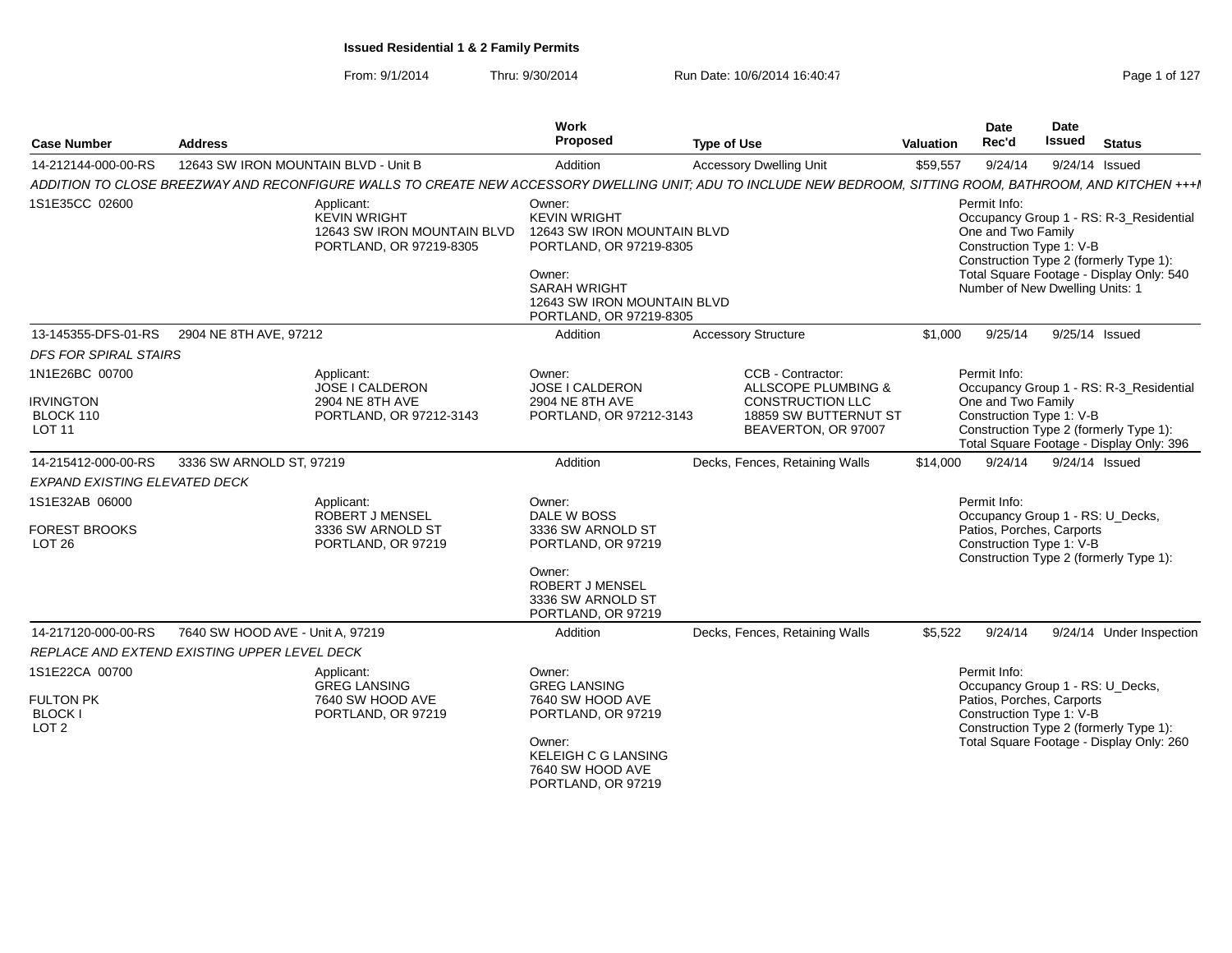# Issued Residential 1 & 2 Family Permits

From: 9/1/2014 Thru: 9/30/2014 Run Date: 10/6/2014 16:40:47

| Case Number | Address | Work Proposed | Type of Use | Valuation | Date Rec'd | Date Issued | Status |
|---|---|---|---|---|---|---|---|
| 14-212144-000-00-RS | 12643 SW IRON MOUNTAIN BLVD - Unit B | Addition | Accessory Dwelling Unit | $59,557 | 9/24/14 | 9/24/14 | Issued |

*ADDITION TO CLOSE BREEZWAY AND RECONFIGURE WALLS TO CREATE NEW ACCESSORY DWELLING UNIT; ADU TO INCLUDE NEW BEDROOM, SITTING ROOM, BATHROOM, AND KITCHEN +++I*

1S1E35CC 02600

Applicant:
KEVIN WRIGHT
12643 SW IRON MOUNTAIN BLVD
PORTLAND, OR 97219-8305

Owner:
KEVIN WRIGHT
12643 SW IRON MOUNTAIN BLVD
PORTLAND, OR 97219-8305

Owner:
SARAH WRIGHT
12643 SW IRON MOUNTAIN BLVD
PORTLAND, OR 97219-8305

Permit Info:
Occupancy Group 1 - RS: R-3_Residential One and Two Family
Construction Type 1: V-B
Construction Type 2 (formerly Type 1):
Total Square Footage - Display Only: 540
Number of New Dwelling Units: 1

| Case Number | Address | Work Proposed | Type of Use | Valuation | Date Rec'd | Date Issued | Status |
|---|---|---|---|---|---|---|---|
| 13-145355-DFS-01-RS | 2904 NE 8TH AVE, 97212 | Addition | Accessory Structure | $1,000 | 9/25/14 | 9/25/14 | Issued |

*DFS FOR SPIRAL STAIRS*

1N1E26BC 00700
IRVINGTON
BLOCK 110
LOT 11

Applicant:
JOSE I CALDERON
2904 NE 8TH AVE
PORTLAND, OR 97212-3143

Owner:
JOSE I CALDERON
2904 NE 8TH AVE
PORTLAND, OR 97212-3143

CCB - Contractor:
ALLSCOPE PLUMBING & CONSTRUCTION LLC
18859 SW BUTTERNUT ST
BEAVERTON, OR 97007

Permit Info:
Occupancy Group 1 - RS: R-3_Residential One and Two Family
Construction Type 1: V-B
Construction Type 2 (formerly Type 1):
Total Square Footage - Display Only: 396

| Case Number | Address | Work Proposed | Type of Use | Valuation | Date Rec'd | Date Issued | Status |
|---|---|---|---|---|---|---|---|
| 14-215412-000-00-RS | 3336 SW ARNOLD ST, 97219 | Addition | Decks, Fences, Retaining Walls | $14,000 | 9/24/14 | 9/24/14 | Issued |

*EXPAND EXISTING ELEVATED DECK*

1S1E32AB 06000
FOREST BROOKS
LOT 26

Applicant:
ROBERT J MENSEL
3336 SW ARNOLD ST
PORTLAND, OR 97219

Owner:
DALE W BOSS
3336 SW ARNOLD ST
PORTLAND, OR 97219

Owner:
ROBERT J MENSEL
3336 SW ARNOLD ST
PORTLAND, OR 97219

Permit Info:
Occupancy Group 1 - RS: U_Decks, Patios, Porches, Carports
Construction Type 1: V-B
Construction Type 2 (formerly Type 1):

| Case Number | Address | Work Proposed | Type of Use | Valuation | Date Rec'd | Date Issued | Status |
|---|---|---|---|---|---|---|---|
| 14-217120-000-00-RS | 7640 SW HOOD AVE - Unit A, 97219 | Addition | Decks, Fences, Retaining Walls | $5,522 | 9/24/14 | 9/24/14 | Under Inspection |

*REPLACE AND EXTEND EXISTING UPPER LEVEL DECK*

1S1E22CA 00700
FULTON PK
BLOCK I
LOT 2

Applicant:
GREG LANSING
7640 SW HOOD AVE
PORTLAND, OR 97219

Owner:
GREG LANSING
7640 SW HOOD AVE
PORTLAND, OR 97219

Owner:
KELEIGH C G LANSING
7640 SW HOOD AVE
PORTLAND, OR 97219

Permit Info:
Occupancy Group 1 - RS: U_Decks, Patios, Porches, Carports
Construction Type 1: V-B
Construction Type 2 (formerly Type 1):
Total Square Footage - Display Only: 260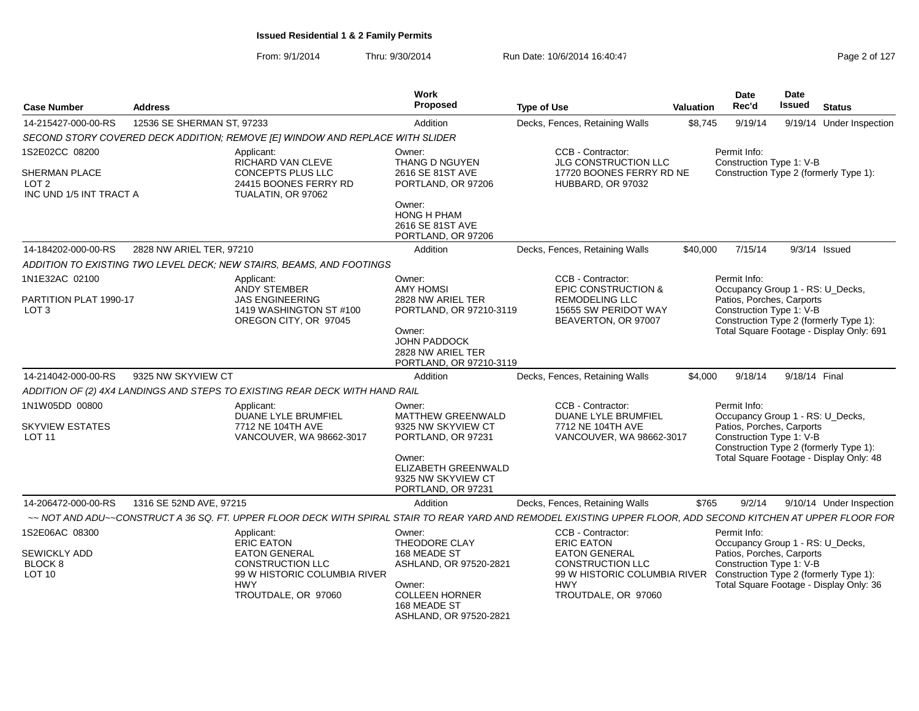**Issued Residential 1 & 2 Family Permits**

From: 9/1/2014 Thru: 9/30/2014 Run Date: 10/6/2014 16:40:47

| Case Number | Address | Work Proposed | Type of Use | Valuation | Date Rec'd | Date Issued | Status |
|---|---|---|---|---|---|---|---|
| 14-215427-000-00-RS | 12536 SE SHERMAN ST, 97233 | Addition | Decks, Fences, Retaining Walls | $8,745 | 9/19/14 | 9/19/14 | Under Inspection |

*SECOND STORY COVERED DECK ADDITION; REMOVE [E] WINDOW AND REPLACE WITH SLIDER*

1S2E02CC 08200
SHERMAN PLACE
LOT 2
INC UND 1/5 INT TRACT A

Applicant:
RICHARD VAN CLEVE
CONCEPTS PLUS LLC
24415 BOONES FERRY RD
TUALATIN, OR 97062

Owner:
THANG D NGUYEN
2616 SE 81ST AVE
PORTLAND, OR 97206

Owner:
HONG H PHAM
2616 SE 81ST AVE
PORTLAND, OR 97206

CCB - Contractor:
JLG CONSTRUCTION LLC
17720 BOONES FERRY RD NE
HUBBARD, OR 97032

Permit Info:
Construction Type 1: V-B
Construction Type 2 (formerly Type 1):

| Case Number | Address | Work Proposed | Type of Use | Valuation | Date Rec'd | Date Issued | Status |
|---|---|---|---|---|---|---|---|
| 14-184202-000-00-RS | 2828 NW ARIEL TER, 97210 | Addition | Decks, Fences, Retaining Walls | $40,000 | 7/15/14 | 9/3/14 | Issued |

*ADDITION TO EXISTING TWO LEVEL DECK; NEW STAIRS, BEAMS, AND FOOTINGS*

1N1E32AC 02100
PARTITION PLAT 1990-17
LOT 3

Applicant:
ANDY STEMBER
JAS ENGINEERING
1419 WASHINGTON ST #100
OREGON CITY, OR 97045

Owner:
AMY HOMSI
2828 NW ARIEL TER
PORTLAND, OR 97210-3119

Owner:
JOHN PADDOCK
2828 NW ARIEL TER
PORTLAND, OR 97210-3119

CCB - Contractor:
EPIC CONSTRUCTION & REMODELING LLC
15655 SW PERIDOT WAY
BEAVERTON, OR 97007

Permit Info:
Occupancy Group 1 - RS: U_Decks, Patios, Porches, Carports
Construction Type 1: V-B
Construction Type 2 (formerly Type 1):
Total Square Footage - Display Only: 691

| Case Number | Address | Work Proposed | Type of Use | Valuation | Date Rec'd | Date Issued | Status |
|---|---|---|---|---|---|---|---|
| 14-214042-000-00-RS | 9325 NW SKYVIEW CT | Addition | Decks, Fences, Retaining Walls | $4,000 | 9/18/14 | 9/18/14 | Final |

*ADDITION OF (2) 4X4 LANDINGS AND STEPS TO EXISTING REAR DECK WITH HAND RAIL*

1N1W05DD 00800
SKYVIEW ESTATES
LOT 11

Applicant:
DUANE LYLE BRUMFIEL
7712 NE 104TH AVE
VANCOUVER, WA 98662-3017

Owner:
MATTHEW GREENWALD
9325 NW SKYVIEW CT
PORTLAND, OR 97231

Owner:
ELIZABETH GREENWALD
9325 NW SKYVIEW CT
PORTLAND, OR 97231

CCB - Contractor:
DUANE LYLE BRUMFIEL
7712 NE 104TH AVE
VANCOUVER, WA 98662-3017

Permit Info:
Occupancy Group 1 - RS: U_Decks, Patios, Porches, Carports
Construction Type 1: V-B
Construction Type 2 (formerly Type 1):
Total Square Footage - Display Only: 48

| Case Number | Address | Work Proposed | Type of Use | Valuation | Date Rec'd | Date Issued | Status |
|---|---|---|---|---|---|---|---|
| 14-206472-000-00-RS | 1316 SE 52ND AVE, 97215 | Addition | Decks, Fences, Retaining Walls | $765 | 9/2/14 | 9/10/14 | Under Inspection |

*~~ NOT AND ADU~~CONSTRUCT A 36 SQ. FT. UPPER FLOOR DECK WITH SPIRAL STAIR TO REAR YARD AND REMODEL EXISTING UPPER FLOOR, ADD SECOND KITCHEN AT UPPER FLOOR FOR*

1S2E06AC 08300
SEWICKLY ADD
BLOCK 8
LOT 10

Applicant:
ERIC EATON
EATON GENERAL CONSTRUCTION LLC
99 W HISTORIC COLUMBIA RIVER HWY
TROUTDALE, OR 97060

Owner:
THEODORE CLAY
168 MEADE ST
ASHLAND, OR 97520-2821

Owner:
COLLEEN HORNER
168 MEADE ST
ASHLAND, OR 97520-2821

CCB - Contractor:
ERIC EATON
EATON GENERAL CONSTRUCTION LLC
99 W HISTORIC COLUMBIA RIVER HWY
TROUTDALE, OR 97060

Permit Info:
Occupancy Group 1 - RS: U_Decks, Patios, Porches, Carports
Construction Type 1: V-B
Construction Type 2 (formerly Type 1):
Total Square Footage - Display Only: 36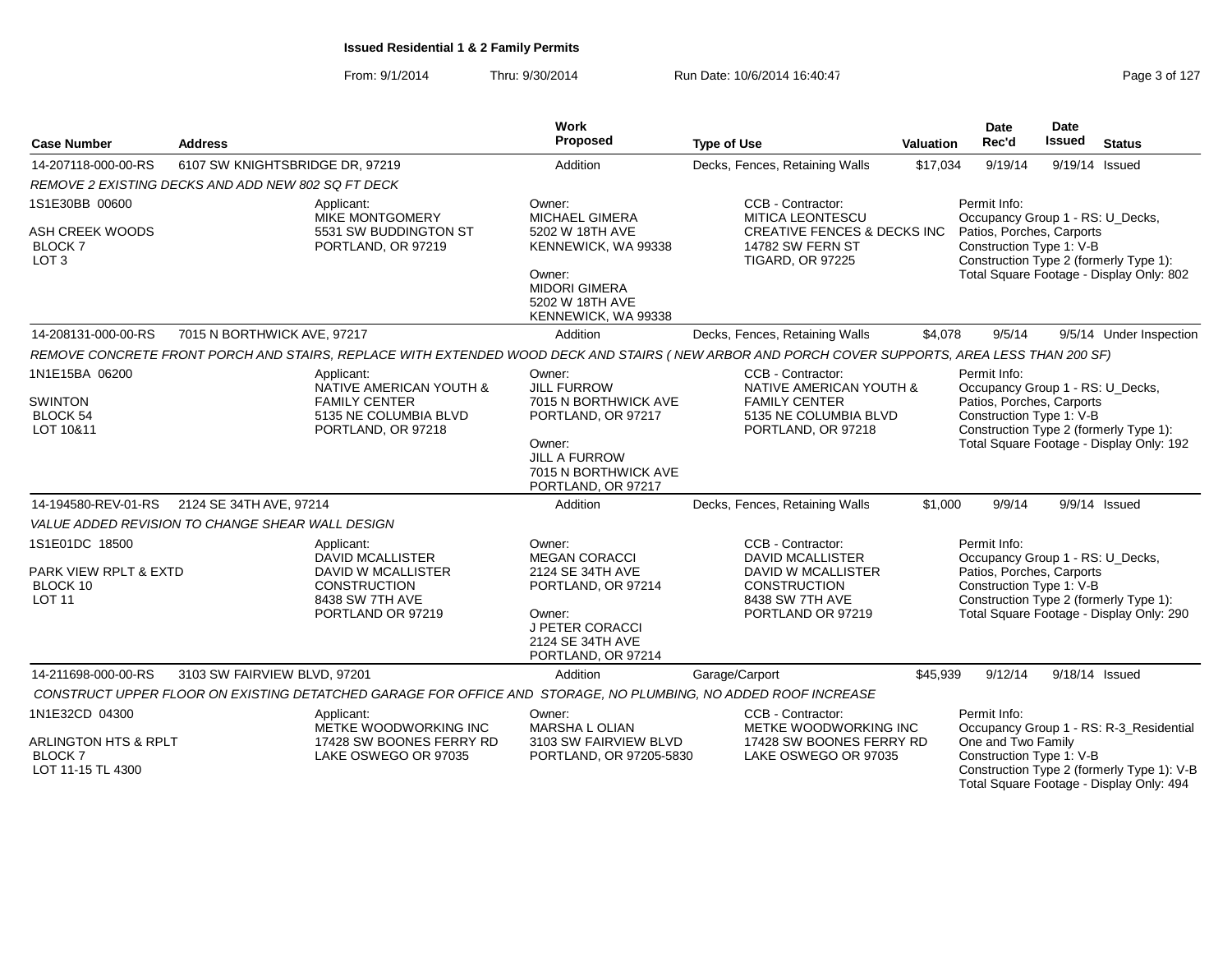**Issued Residential 1 & 2 Family Permits**

From: 9/1/2014 Thru: 9/30/2014 Run Date: 10/6/2014 16:40:47

| Case Number | Address | Work Proposed | Type of Use | Valuation | Date Rec'd | Date Issued | Status |
|---|---|---|---|---|---|---|---|
| 14-207118-000-00-RS | 6107 SW KNIGHTSBRIDGE DR, 97219 | Addition | Decks, Fences, Retaining Walls | $17,034 | 9/19/14 | 9/19/14 | Issued |

*REMOVE 2 EXISTING DECKS AND ADD NEW 802 SQ FT DECK*

1S1E30BB 00600
ASH CREEK WOODS
BLOCK 7
LOT 3

Applicant:
MIKE MONTGOMERY
5531 SW BUDDINGTON ST
PORTLAND, OR 97219

Owner:
MICHAEL GIMERA
5202 W 18TH AVE
KENNEWICK, WA 99338

Owner:
MIDORI GIMERA
5202 W 18TH AVE
KENNEWICK, WA 99338

CCB - Contractor:
MITICA LEONTESCU
CREATIVE FENCES & DECKS INC
14782 SW FERN ST
TIGARD, OR 97225

Permit Info:
Occupancy Group 1 - RS: U_Decks, Patios, Porches, Carports
Construction Type 1: V-B
Construction Type 2 (formerly Type 1):
Total Square Footage - Display Only: 802

| Case Number | Address | Work Proposed | Type of Use | Valuation | Date Rec'd | Date Issued | Status |
|---|---|---|---|---|---|---|---|
| 14-208131-000-00-RS | 7015 N BORTHWICK AVE, 97217 | Addition | Decks, Fences, Retaining Walls | $4,078 | 9/5/14 | 9/5/14 | Under Inspection |

*REMOVE CONCRETE FRONT PORCH AND STAIRS, REPLACE WITH EXTENDED WOOD DECK AND STAIRS ( NEW ARBOR AND PORCH COVER SUPPORTS, AREA LESS THAN 200 SF)*

1N1E15BA 06200
SWINTON
BLOCK 54
LOT 10&11

Applicant:
NATIVE AMERICAN YOUTH & FAMILY CENTER
5135 NE COLUMBIA BLVD
PORTLAND, OR 97218

Owner:
JILL FURROW
7015 N BORTHWICK AVE
PORTLAND, OR 97217

Owner:
JILL A FURROW
7015 N BORTHWICK AVE
PORTLAND, OR 97217

CCB - Contractor:
NATIVE AMERICAN YOUTH & FAMILY CENTER
5135 NE COLUMBIA BLVD
PORTLAND, OR 97218

Permit Info:
Occupancy Group 1 - RS: U_Decks, Patios, Porches, Carports
Construction Type 1: V-B
Construction Type 2 (formerly Type 1):
Total Square Footage - Display Only: 192

| Case Number | Address | Work Proposed | Type of Use | Valuation | Date Rec'd | Date Issued | Status |
|---|---|---|---|---|---|---|---|
| 14-194580-REV-01-RS | 2124 SE 34TH AVE, 97214 | Addition | Decks, Fences, Retaining Walls | $1,000 | 9/9/14 | 9/9/14 | Issued |

*VALUE ADDED REVISION TO CHANGE SHEAR WALL DESIGN*

1S1E01DC 18500
PARK VIEW RPLT & EXTD
BLOCK 10
LOT 11

Applicant:
DAVID MCALLISTER
DAVID W MCALLISTER CONSTRUCTION
8438 SW 7TH AVE
PORTLAND OR 97219

Owner:
MEGAN CORACCI
2124 SE 34TH AVE
PORTLAND, OR 97214

Owner:
J PETER CORACCI
2124 SE 34TH AVE
PORTLAND, OR 97214

CCB - Contractor:
DAVID MCALLISTER
DAVID W MCALLISTER CONSTRUCTION
8438 SW 7TH AVE
PORTLAND OR 97219

Permit Info:
Occupancy Group 1 - RS: U_Decks, Patios, Porches, Carports
Construction Type 1: V-B
Construction Type 2 (formerly Type 1):
Total Square Footage - Display Only: 290

| Case Number | Address | Work Proposed | Type of Use | Valuation | Date Rec'd | Date Issued | Status |
|---|---|---|---|---|---|---|---|
| 14-211698-000-00-RS | 3103 SW FAIRVIEW BLVD, 97201 | Addition | Garage/Carport | $45,939 | 9/12/14 | 9/18/14 | Issued |

*CONSTRUCT UPPER FLOOR ON EXISTING DETATCHED GARAGE FOR OFFICE AND STORAGE, NO PLUMBING, NO ADDED ROOF INCREASE*

1N1E32CD 04300
ARLINGTON HTS & RPLT
BLOCK 7
LOT 11-15 TL 4300

Applicant:
METKE WOODWORKING INC
17428 SW BOONES FERRY RD
LAKE OSWEGO OR 97035

Owner:
MARSHA L OLIAN
3103 SW FAIRVIEW BLVD
PORTLAND, OR 97205-5830

CCB - Contractor:
METKE WOODWORKING INC
17428 SW BOONES FERRY RD
LAKE OSWEGO OR 97035

Permit Info:
Occupancy Group 1 - RS: R-3_Residential One and Two Family
Construction Type 1: V-B
Construction Type 2 (formerly Type 1): V-B
Total Square Footage - Display Only: 494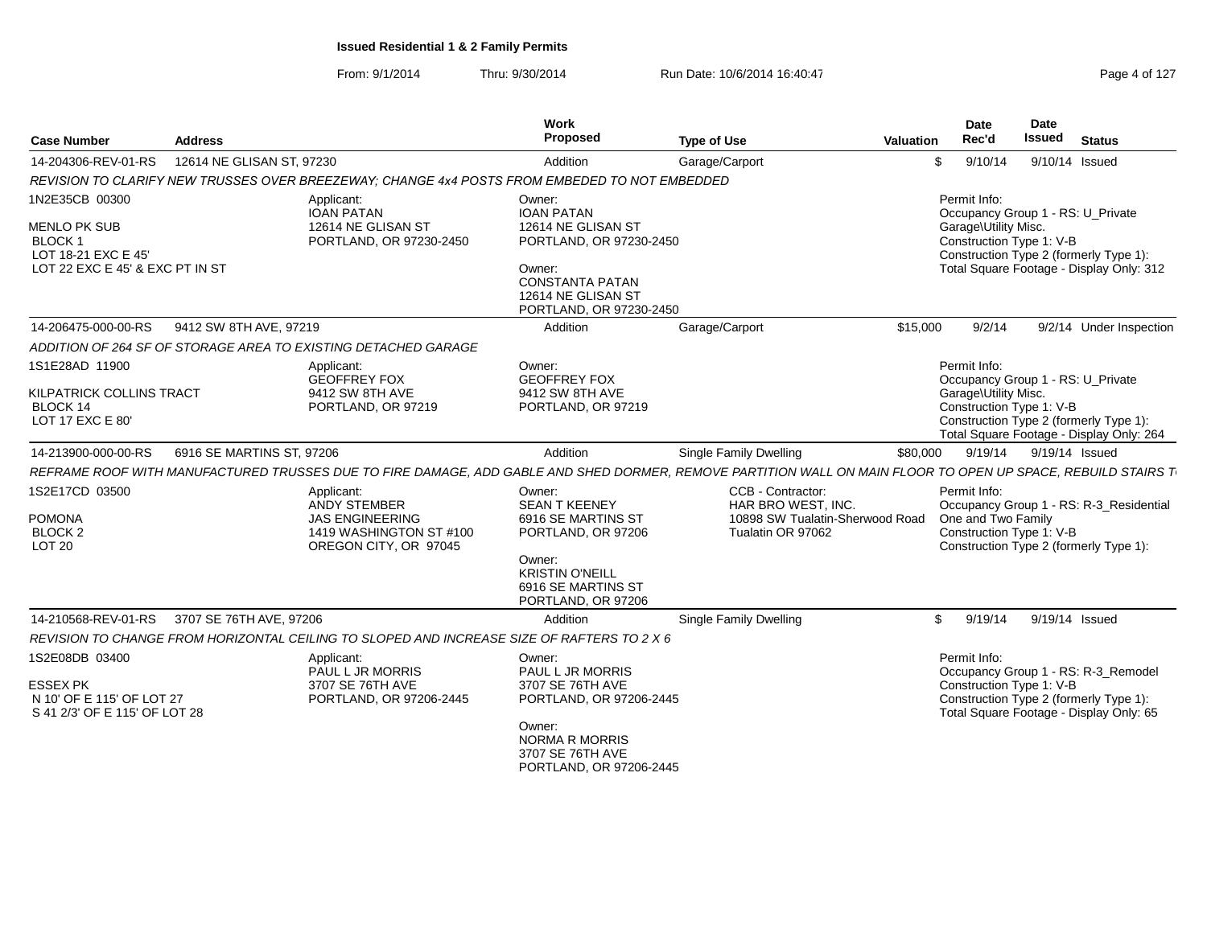**Issued Residential 1 & 2 Family Permits**

From: 9/1/2014 Thru: 9/30/2014 Run Date: 10/6/2014 16:40:47

| Case Number | Address | Work Proposed | Type of Use | Valuation | Date Rec'd | Date Issued | Status |
|---|---|---|---|---|---|---|---|
| 14-204306-REV-01-RS | 12614 NE GLISAN ST, 97230 | Addition | Garage/Carport | $ | 9/10/14 | 9/10/14 | Issued |

*REVISION TO CLARIFY NEW TRUSSES OVER BREEZEWAY; CHANGE 4x4 POSTS FROM EMBEDED TO NOT EMBEDDED*

1N2E35CB 00300
MENLO PK SUB
BLOCK 1
LOT 18-21 EXC E 45'
LOT 22 EXC E 45' & EXC PT IN ST

Applicant:
IOAN PATAN
12614 NE GLISAN ST
PORTLAND, OR 97230-2450

Owner:
IOAN PATAN
12614 NE GLISAN ST
PORTLAND, OR 97230-2450

Owner:
CONSTANTA PATAN
12614 NE GLISAN ST
PORTLAND, OR 97230-2450

Permit Info:
Occupancy Group 1 - RS: U_Private Garage\Utility Misc.
Construction Type 1: V-B
Construction Type 2 (formerly Type 1):
Total Square Footage - Display Only: 312

| Case Number | Address | Work Proposed | Type of Use | Valuation | Date Rec'd | Date Issued | Status |
|---|---|---|---|---|---|---|---|
| 14-206475-000-00-RS | 9412 SW 8TH AVE, 97219 | Addition | Garage/Carport | $15,000 | 9/2/14 | 9/2/14 | Under Inspection |

*ADDITION OF 264 SF OF STORAGE AREA TO EXISTING DETACHED GARAGE*

1S1E28AD 11900
KILPATRICK COLLINS TRACT
BLOCK 14
LOT 17 EXC E 80'

Applicant:
GEOFFREY FOX
9412 SW 8TH AVE
PORTLAND, OR 97219

Owner:
GEOFFREY FOX
9412 SW 8TH AVE
PORTLAND, OR 97219

Permit Info:
Occupancy Group 1 - RS: U_Private Garage\Utility Misc.
Construction Type 1: V-B
Construction Type 2 (formerly Type 1):
Total Square Footage - Display Only: 264

| Case Number | Address | Work Proposed | Type of Use | Valuation | Date Rec'd | Date Issued | Status |
|---|---|---|---|---|---|---|---|
| 14-213900-000-00-RS | 6916 SE MARTINS ST, 97206 | Addition | Single Family Dwelling | $80,000 | 9/19/14 | 9/19/14 | Issued |

*REFRAME ROOF WITH MANUFACTURED TRUSSES DUE TO FIRE DAMAGE, ADD GABLE AND SHED DORMER, REMOVE PARTITION WALL ON MAIN FLOOR TO OPEN UP SPACE, REBUILD STAIRS T*

1S2E17CD 03500
POMONA
BLOCK 2
LOT 20

Applicant:
ANDY STEMBER
JAS ENGINEERING
1419 WASHINGTON ST #100
OREGON CITY, OR 97045

Owner:
SEAN T KEENEY
6916 SE MARTINS ST
PORTLAND, OR 97206

Owner:
KRISTIN O'NEILL
6916 SE MARTINS ST
PORTLAND, OR 97206

CCB - Contractor:
HAR BRO WEST, INC.
10898 SW Tualatin-Sherwood Road
Tualatin OR 97062

Permit Info:
Occupancy Group 1 - RS: R-3_Residential One and Two Family
Construction Type 1: V-B
Construction Type 2 (formerly Type 1):

| Case Number | Address | Work Proposed | Type of Use | Valuation | Date Rec'd | Date Issued | Status |
|---|---|---|---|---|---|---|---|
| 14-210568-REV-01-RS | 3707 SE 76TH AVE, 97206 | Addition | Single Family Dwelling | $ | 9/19/14 | 9/19/14 | Issued |

*REVISION TO CHANGE FROM HORIZONTAL CEILING TO SLOPED AND INCREASE SIZE OF RAFTERS TO 2 X 6*

1S2E08DB 03400
ESSEX PK
N 10' OF E 115' OF LOT 27
S 41 2/3' OF E 115' OF LOT 28

Applicant:
PAUL L JR MORRIS
3707 SE 76TH AVE
PORTLAND, OR 97206-2445

Owner:
PAUL L JR MORRIS
3707 SE 76TH AVE
PORTLAND, OR 97206-2445

Owner:
NORMA R MORRIS
3707 SE 76TH AVE
PORTLAND, OR 97206-2445

Permit Info:
Occupancy Group 1 - RS: R-3_Remodel
Construction Type 1: V-B
Construction Type 2 (formerly Type 1):
Total Square Footage - Display Only: 65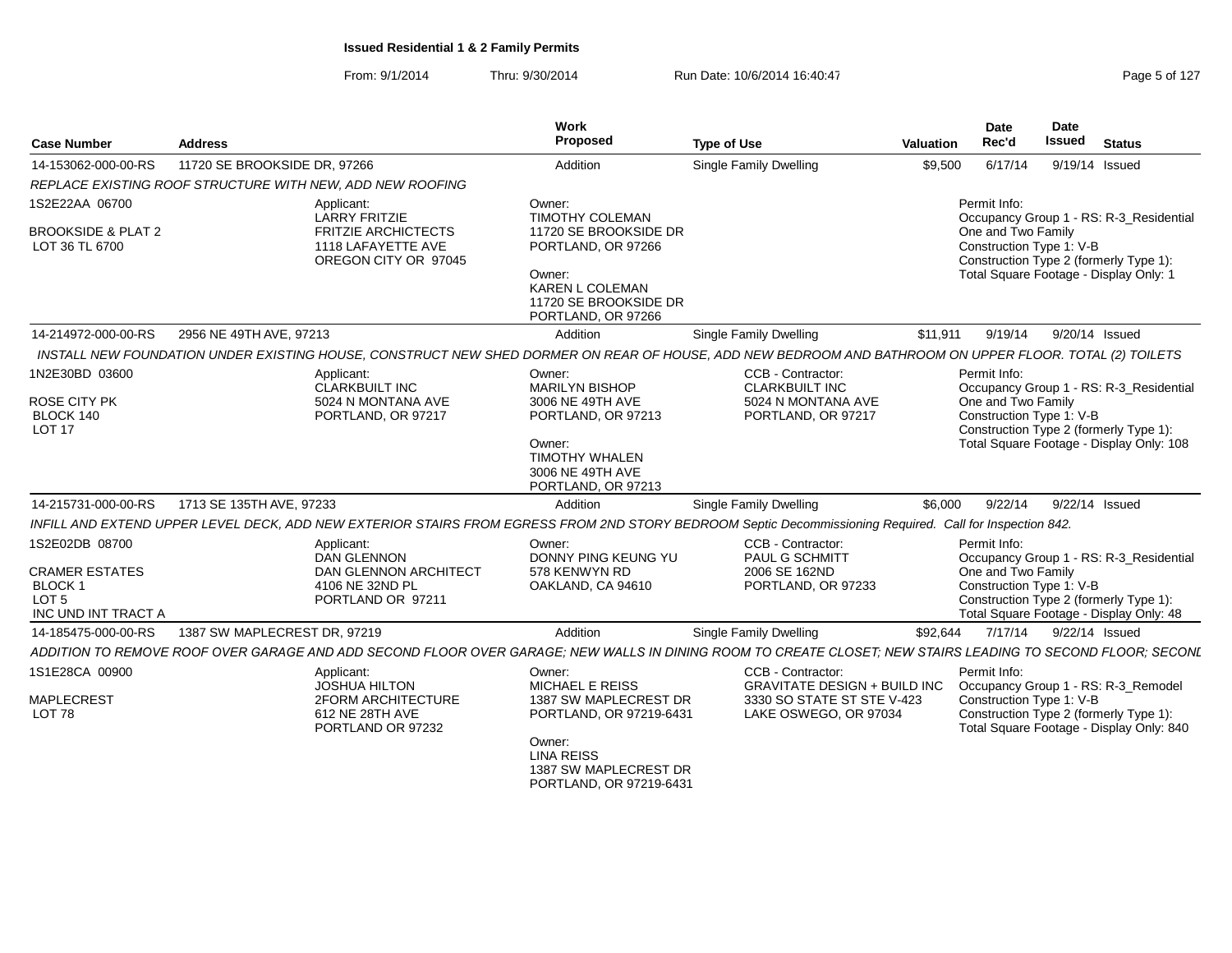**Issued Residential 1 & 2 Family Permits**

From: 9/1/2014 Thru: 9/30/2014 Run Date: 10/6/2014 16:40:47

| Case Number | Address | Work Proposed | Type of Use | Valuation | Date Rec'd | Date Issued | Status |
|---|---|---|---|---|---|---|---|
| 14-153062-000-00-RS | 11720 SE BROOKSIDE DR, 97266 | Addition | Single Family Dwelling | $9,500 | 6/17/14 | 9/19/14 | Issued |

*REPLACE EXISTING ROOF STRUCTURE WITH NEW, ADD NEW ROOFING*

1S2E22AA 06700
BROOKSIDE & PLAT 2
LOT 36 TL 6700

Applicant:
LARRY FRITZIE
FRITZIE ARCHITECTS
1118 LAFAYETTE AVE
OREGON CITY OR 97045

Owner:
TIMOTHY COLEMAN
11720 SE BROOKSIDE DR
PORTLAND, OR 97266

Owner:
KAREN L COLEMAN
11720 SE BROOKSIDE DR
PORTLAND, OR 97266

Permit Info:
Occupancy Group 1 - RS: R-3_Residential One and Two Family
Construction Type 1: V-B
Construction Type 2 (formerly Type 1):
Total Square Footage - Display Only: 1

| Case Number | Address | Work Proposed | Type of Use | Valuation | Date Rec'd | Date Issued | Status |
|---|---|---|---|---|---|---|---|
| 14-214972-000-00-RS | 2956 NE 49TH AVE, 97213 | Addition | Single Family Dwelling | $11,911 | 9/19/14 | 9/20/14 | Issued |

*INSTALL NEW FOUNDATION UNDER EXISTING HOUSE, CONSTRUCT NEW SHED DORMER ON REAR OF HOUSE, ADD NEW BEDROOM AND BATHROOM ON UPPER FLOOR. TOTAL (2) TOILETS*

1N2E30BD 03600
ROSE CITY PK
BLOCK 140
LOT 17

Applicant:
CLARKBUILT INC
5024 N MONTANA AVE
PORTLAND, OR 97217

Owner:
MARILYN BISHOP
3006 NE 49TH AVE
PORTLAND, OR 97213

Owner:
TIMOTHY WHALEN
3006 NE 49TH AVE
PORTLAND, OR 97213

CCB - Contractor:
CLARKBUILT INC
5024 N MONTANA AVE
PORTLAND, OR 97217

Permit Info:
Occupancy Group 1 - RS: R-3_Residential One and Two Family
Construction Type 1: V-B
Construction Type 2 (formerly Type 1):
Total Square Footage - Display Only: 108

| Case Number | Address | Work Proposed | Type of Use | Valuation | Date Rec'd | Date Issued | Status |
|---|---|---|---|---|---|---|---|
| 14-215731-000-00-RS | 1713 SE 135TH AVE, 97233 | Addition | Single Family Dwelling | $6,000 | 9/22/14 | 9/22/14 | Issued |

*INFILL AND EXTEND UPPER LEVEL DECK, ADD NEW EXTERIOR STAIRS FROM EGRESS FROM 2ND STORY BEDROOM Septic Decommissioning Required. Call for Inspection 842.*

1S2E02DB 08700
CRAMER ESTATES
BLOCK 1
LOT 5
INC UND INT TRACT A

Applicant:
DAN GLENNON
DAN GLENNON ARCHITECT
4106 NE 32ND PL
PORTLAND OR 97211

Owner:
DONNY PING KEUNG YU
578 KENWYN RD
OAKLAND, CA 94610

CCB - Contractor:
PAUL G SCHMITT
2006 SE 162ND
PORTLAND, OR 97233

Permit Info:
Occupancy Group 1 - RS: R-3_Residential One and Two Family
Construction Type 1: V-B
Construction Type 2 (formerly Type 1):
Total Square Footage - Display Only: 48

| Case Number | Address | Work Proposed | Type of Use | Valuation | Date Rec'd | Date Issued | Status |
|---|---|---|---|---|---|---|---|
| 14-185475-000-00-RS | 1387 SW MAPLECREST DR, 97219 | Addition | Single Family Dwelling | $92,644 | 7/17/14 | 9/22/14 | Issued |

*ADDITION TO REMOVE ROOF OVER GARAGE AND ADD SECOND FLOOR OVER GARAGE; NEW WALLS IN DINING ROOM TO CREATE CLOSET; NEW STAIRS LEADING TO SECOND FLOOR; SECONI*

1S1E28CA 00900
MAPLECREST
LOT 78

Applicant:
JOSHUA HILTON
2FORM ARCHITECTURE
612 NE 28TH AVE
PORTLAND OR 97232

Owner:
MICHAEL E REISS
1387 SW MAPLECREST DR
PORTLAND, OR 97219-6431

Owner:
LINA REISS
1387 SW MAPLECREST DR
PORTLAND, OR 97219-6431

CCB - Contractor:
GRAVITATE DESIGN + BUILD INC
3330 SO STATE ST STE V-423
LAKE OSWEGO, OR 97034

Permit Info:
Occupancy Group 1 - RS: R-3_Remodel
Construction Type 1: V-B
Construction Type 2 (formerly Type 1):
Total Square Footage - Display Only: 840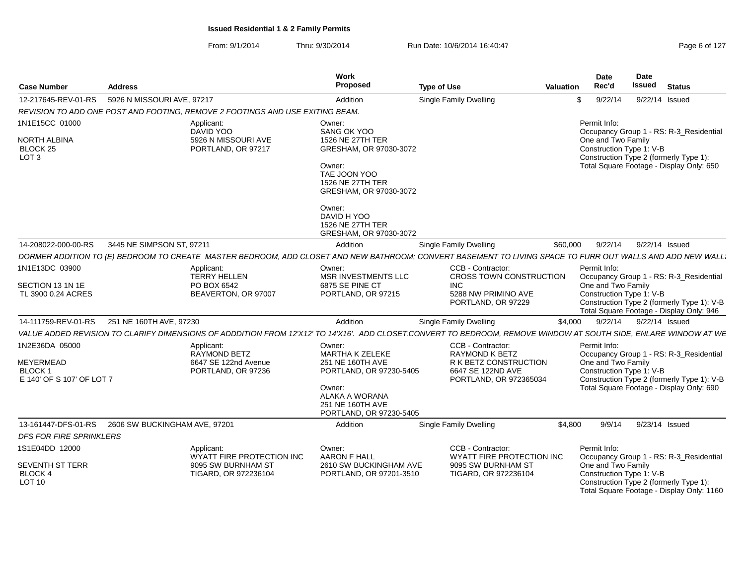# Issued Residential 1 & 2 Family Permits

From: 9/1/2014 Thru: 9/30/2014 Run Date: 10/6/2014 16:40:47

| Case Number | Address | Work Proposed | Type of Use | Valuation | Date Rec'd | Date Issued | Status |
|---|---|---|---|---|---|---|---|
| 12-217645-REV-01-RS | 5926 N MISSOURI AVE, 97217 | Addition | Single Family Dwelling | $ | 9/22/14 | 9/22/14 | Issued |

*REVISION TO ADD ONE POST AND FOOTING, REMOVE 2 FOOTINGS AND USE EXITING BEAM.*

1N1E15CC 01000
NORTH ALBINA
BLOCK 25
LOT 3

Applicant:
DAVID YOO
5926 N MISSOURI AVE
PORTLAND, OR 97217

Owner:
SANG OK YOO
1526 NE 27TH TER
GRESHAM, OR 97030-3072

Owner:
TAE JOON YOO
1526 NE 27TH TER
GRESHAM, OR 97030-3072

Owner:
DAVID H YOO
1526 NE 27TH TER
GRESHAM, OR 97030-3072

Permit Info:
Occupancy Group 1 - RS: R-3_Residential One and Two Family
Construction Type 1: V-B
Construction Type 2 (formerly Type 1):
Total Square Footage - Display Only: 650

| Case Number | Address | Work Proposed | Type of Use | Valuation | Date Rec'd | Date Issued | Status |
|---|---|---|---|---|---|---|---|
| 14-208022-000-00-RS | 3445 NE SIMPSON ST, 97211 | Addition | Single Family Dwelling | $60,000 | 9/22/14 | 9/22/14 | Issued |

*DORMER ADDITION TO (E) BEDROOM TO CREATE MASTER BEDROOM, ADD CLOSET AND NEW BATHROOM; CONVERT BASEMENT TO LIVING SPACE TO FURR OUT WALLS AND ADD NEW WALL:*

1N1E13DC 03900
SECTION 13 1N 1E
TL 3900 0.24 ACRES

Applicant:
TERRY HELLEN
PO BOX 6542
BEAVERTON, OR 97007

Owner:
MSR INVESTMENTS LLC
6875 SE PINE CT
PORTLAND, OR 97215

CCB - Contractor:
CROSS TOWN CONSTRUCTION INC
5288 NW PRIMINO AVE
PORTLAND, OR 97229

Permit Info:
Occupancy Group 1 - RS: R-3_Residential One and Two Family
Construction Type 1: V-B
Construction Type 2 (formerly Type 1): V-B
Total Square Footage - Display Only: 946

| Case Number | Address | Work Proposed | Type of Use | Valuation | Date Rec'd | Date Issued | Status |
|---|---|---|---|---|---|---|---|
| 14-111759-REV-01-RS | 251 NE 160TH AVE, 97230 | Addition | Single Family Dwelling | $4,000 | 9/22/14 | 9/22/14 | Issued |

*VALUE ADDED REVISION TO CLARIFY DIMENSIONS OF ADDDITION FROM 12'X12' TO 14'X16'. ADD CLOSET.CONVERT TO BEDROOM, REMOVE WINDOW AT SOUTH SIDE, ENLARE WINDOW AT WE*

1N2E36DA 05000
MEYERMEAD
BLOCK 1
E 140' OF S 107' OF LOT 7

Applicant:
RAYMOND BETZ
6647 SE 122nd Avenue
PORTLAND, OR 97236

Owner:
MARTHA K ZELEKE
251 NE 160TH AVE
PORTLAND, OR 97230-5405

Owner:
ALAKA A WORANA
251 NE 160TH AVE
PORTLAND, OR 97230-5405

CCB - Contractor:
RAYMOND K BETZ
R K BETZ CONSTRUCTION
6647 SE 122ND AVE
PORTLAND, OR 972365034

Permit Info:
Occupancy Group 1 - RS: R-3_Residential One and Two Family
Construction Type 1: V-B
Construction Type 2 (formerly Type 1): V-B
Total Square Footage - Display Only: 690

| Case Number | Address | Work Proposed | Type of Use | Valuation | Date Rec'd | Date Issued | Status |
|---|---|---|---|---|---|---|---|
| 13-161447-DFS-01-RS | 2606 SW BUCKINGHAM AVE, 97201 | Addition | Single Family Dwelling | $4,800 | 9/9/14 | 9/23/14 | Issued |

*DFS FOR FIRE SPRINKLERS*

1S1E04DD 12000
SEVENTH ST TERR
BLOCK 4
LOT 10

Applicant:
WYATT FIRE PROTECTION INC
9095 SW BURNHAM ST
TIGARD, OR 972236104

Owner:
AARON F HALL
2610 SW BUCKINGHAM AVE
PORTLAND, OR 97201-3510

CCB - Contractor:
WYATT FIRE PROTECTION INC
9095 SW BURNHAM ST
TIGARD, OR 972236104

Permit Info:
Occupancy Group 1 - RS: R-3_Residential One and Two Family
Construction Type 1: V-B
Construction Type 2 (formerly Type 1):
Total Square Footage - Display Only: 1160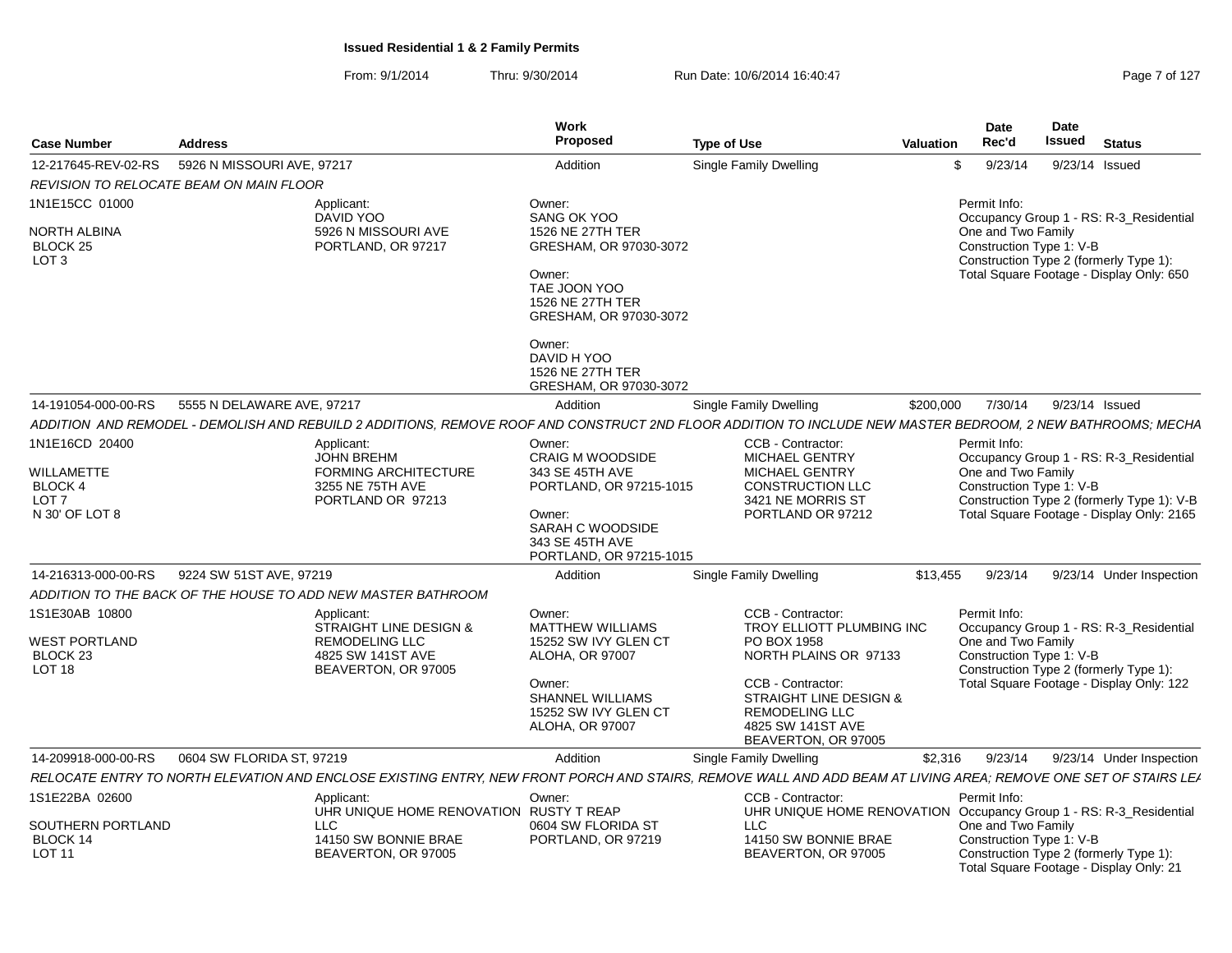# Issued Residential 1 & 2 Family Permits

From: 9/1/2014 Thru: 9/30/2014 Run Date: 10/6/2014 16:40:47

| Case Number | Address | Work Proposed | Type of Use | Valuation | Date Rec'd | Date Issued | Status |
|---|---|---|---|---|---|---|---|
| 12-217645-REV-02-RS | 5926 N MISSOURI AVE, 97217 | Addition | Single Family Dwelling | $ | 9/23/14 | 9/23/14 | Issued |

*REVISION TO RELOCATE BEAM ON MAIN FLOOR*

1N1E15CC 01000
NORTH ALBINA
BLOCK 25
LOT 3

Applicant:
DAVID YOO
5926 N MISSOURI AVE
PORTLAND, OR 97217

Owner:
SANG OK YOO
1526 NE 27TH TER
GRESHAM, OR 97030-3072

Owner:
TAE JOON YOO
1526 NE 27TH TER
GRESHAM, OR 97030-3072

Owner:
DAVID H YOO
1526 NE 27TH TER
GRESHAM, OR 97030-3072

Permit Info:
Occupancy Group 1 - RS: R-3_Residential One and Two Family
Construction Type 1: V-B
Construction Type 2 (formerly Type 1):
Total Square Footage - Display Only: 650

| Case Number | Address | Work Proposed | Type of Use | Valuation | Date Rec'd | Date Issued | Status |
|---|---|---|---|---|---|---|---|
| 14-191054-000-00-RS | 5555 N DELAWARE AVE, 97217 | Addition | Single Family Dwelling | $200,000 | 7/30/14 | 9/23/14 | Issued |

*ADDITION AND REMODEL - DEMOLISH AND REBUILD 2 ADDITIONS, REMOVE ROOF AND CONSTRUCT 2ND FLOOR ADDITION TO INCLUDE NEW MASTER BEDROOM, 2 NEW BATHROOMS; MECHA*

1N1E16CD 20400
WILLAMETTE
BLOCK 4
LOT 7
N 30' OF LOT 8

Applicant:
JOHN BREHM
FORMING ARCHITECTURE
3255 NE 75TH AVE
PORTLAND OR 97213

Owner:
CRAIG M WOODSIDE
343 SE 45TH AVE
PORTLAND, OR 97215-1015

Owner:
SARAH C WOODSIDE
343 SE 45TH AVE
PORTLAND, OR 97215-1015

CCB - Contractor:
MICHAEL GENTRY
MICHAEL GENTRY
CONSTRUCTION LLC
3421 NE MORRIS ST
PORTLAND OR 97212

Permit Info:
Occupancy Group 1 - RS: R-3_Residential One and Two Family
Construction Type 1: V-B
Construction Type 2 (formerly Type 1): V-B
Total Square Footage - Display Only: 2165

| Case Number | Address | Work Proposed | Type of Use | Valuation | Date Rec'd | Date Issued | Status |
|---|---|---|---|---|---|---|---|
| 14-216313-000-00-RS | 9224 SW 51ST AVE, 97219 | Addition | Single Family Dwelling | $13,455 | 9/23/14 | 9/23/14 | Under Inspection |

*ADDITION TO THE BACK OF THE HOUSE TO ADD NEW MASTER BATHROOM*

1S1E30AB 10800
WEST PORTLAND
BLOCK 23
LOT 18

Applicant:
STRAIGHT LINE DESIGN &
REMODELING LLC
4825 SW 141ST AVE
BEAVERTON, OR 97005

Owner:
MATTHEW WILLIAMS
15252 SW IVY GLEN CT
ALOHA, OR 97007

Owner:
SHANNEL WILLIAMS
15252 SW IVY GLEN CT
ALOHA, OR 97007

CCB - Contractor:
TROY ELLIOTT PLUMBING INC
PO BOX 1958
NORTH PLAINS OR 97133

CCB - Contractor:
STRAIGHT LINE DESIGN &
REMODELING LLC
4825 SW 141ST AVE
BEAVERTON, OR 97005

Permit Info:
Occupancy Group 1 - RS: R-3_Residential One and Two Family
Construction Type 1: V-B
Construction Type 2 (formerly Type 1):
Total Square Footage - Display Only: 122

| Case Number | Address | Work Proposed | Type of Use | Valuation | Date Rec'd | Date Issued | Status |
|---|---|---|---|---|---|---|---|
| 14-209918-000-00-RS | 0604 SW FLORIDA ST, 97219 | Addition | Single Family Dwelling | $2,316 | 9/23/14 | 9/23/14 | Under Inspection |

*RELOCATE ENTRY TO NORTH ELEVATION AND ENCLOSE EXISTING ENTRY, NEW FRONT PORCH AND STAIRS, REMOVE WALL AND ADD BEAM AT LIVING AREA; REMOVE ONE SET OF STAIRS LEA*

1S1E22BA 02600
SOUTHERN PORTLAND
BLOCK 14
LOT 11

Applicant:
UHR UNIQUE HOME RENOVATION
LLC
14150 SW BONNIE BRAE
BEAVERTON, OR 97005

Owner:
RUSTY T REAP
0604 SW FLORIDA ST
PORTLAND, OR 97219

CCB - Contractor:
UHR UNIQUE HOME RENOVATION
LLC
14150 SW BONNIE BRAE
BEAVERTON, OR 97005

Permit Info:
Occupancy Group 1 - RS: R-3_Residential One and Two Family
Construction Type 1: V-B
Construction Type 2 (formerly Type 1):
Total Square Footage - Display Only: 21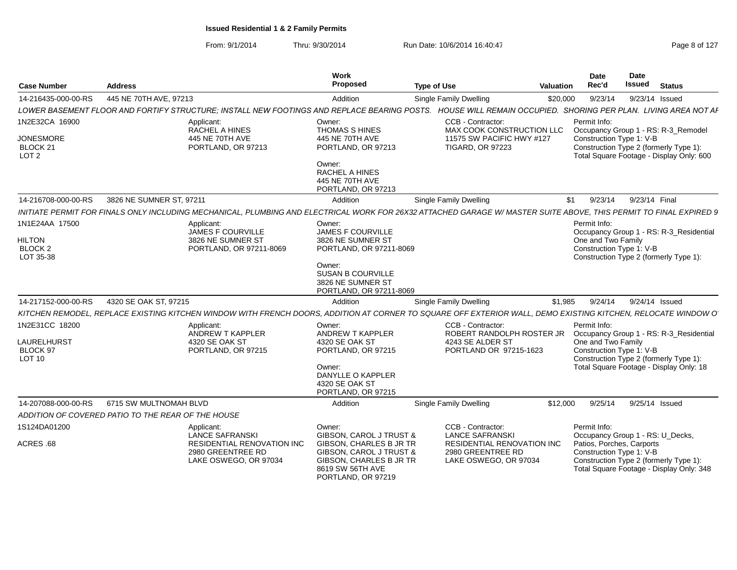**Issued Residential 1 & 2 Family Permits**

From: 9/1/2014 Thru: 9/30/2014 Run Date: 10/6/2014 16:40:47

| Case Number | Address | Work Proposed | Type of Use | Valuation | Date Rec'd | Date Issued | Status |
|---|---|---|---|---|---|---|---|
| 14-216435-000-00-RS | 445 NE 70TH AVE, 97213 | Addition | Single Family Dwelling | $20,000 | 9/23/14 | 9/23/14 | Issued |

*LOWER BASEMENT FLOOR AND FORTIFY STRUCTURE; INSTALL NEW FOOTINGS AND REPLACE BEARING POSTS. HOUSE WILL REMAIN OCCUPIED. SHORING PER PLAN. LIVING AREA NOT AF*

1N2E32CA 16900
JONESMORE
BLOCK 21
LOT 2

Applicant:
RACHEL A HINES
445 NE 70TH AVE
PORTLAND, OR 97213

Owner:
THOMAS S HINES
445 NE 70TH AVE
PORTLAND, OR 97213

Owner:
RACHEL A HINES
445 NE 70TH AVE
PORTLAND, OR 97213

CCB - Contractor:
MAX COOK CONSTRUCTION LLC
11575 SW PACIFIC HWY #127
TIGARD, OR 97223

Permit Info:
Occupancy Group 1 - RS: R-3_Remodel
Construction Type 1: V-B
Construction Type 2 (formerly Type 1):
Total Square Footage - Display Only: 600

| Case Number | Address | Work Proposed | Type of Use | Valuation | Date Rec'd | Date Issued | Status |
|---|---|---|---|---|---|---|---|
| 14-216708-000-00-RS | 3826 NE SUMNER ST, 97211 | Addition | Single Family Dwelling | $1 | 9/23/14 | 9/23/14 | Final |

*INITIATE PERMIT FOR FINALS ONLY INCLUDING MECHANICAL, PLUMBING AND ELECTRICAL WORK FOR 26X32 ATTACHED GARAGE W/ MASTER SUITE ABOVE, THIS PERMIT TO FINAL EXPIRED 9*

1N1E24AA 17500
HILTON
BLOCK 2
LOT 35-38

Applicant:
JAMES F COURVILLE
3826 NE SUMNER ST
PORTLAND, OR 97211-8069

Owner:
JAMES F COURVILLE
3826 NE SUMNER ST
PORTLAND, OR 97211-8069

Owner:
SUSAN B COURVILLE
3826 NE SUMNER ST
PORTLAND, OR 97211-8069

Permit Info:
Occupancy Group 1 - RS: R-3_Residential One and Two Family
Construction Type 1: V-B
Construction Type 2 (formerly Type 1):

| Case Number | Address | Work Proposed | Type of Use | Valuation | Date Rec'd | Date Issued | Status |
|---|---|---|---|---|---|---|---|
| 14-217152-000-00-RS | 4320 SE OAK ST, 97215 | Addition | Single Family Dwelling | $1,985 | 9/24/14 | 9/24/14 | Issued |

*KITCHEN REMODEL, REPLACE EXISTING KITCHEN WINDOW WITH FRENCH DOORS, ADDITION AT CORNER TO SQUARE OFF EXTERIOR WALL, DEMO EXISTING KITCHEN, RELOCATE WINDOW O*

1N2E31CC 18200
LAURELHURST
BLOCK 97
LOT 10

Applicant:
ANDREW T KAPPLER
4320 SE OAK ST
PORTLAND, OR 97215

Owner:
ANDREW T KAPPLER
4320 SE OAK ST
PORTLAND, OR 97215

Owner:
DANYLLE O KAPPLER
4320 SE OAK ST
PORTLAND, OR 97215

CCB - Contractor:
ROBERT RANDOLPH ROSTER JR
4243 SE ALDER ST
PORTLAND OR 97215-1623

Permit Info:
Occupancy Group 1 - RS: R-3_Residential One and Two Family
Construction Type 1: V-B
Construction Type 2 (formerly Type 1):
Total Square Footage - Display Only: 18

| Case Number | Address | Work Proposed | Type of Use | Valuation | Date Rec'd | Date Issued | Status |
|---|---|---|---|---|---|---|---|
| 14-207088-000-00-RS | 6715 SW MULTNOMAH BLVD | Addition | Single Family Dwelling | $12,000 | 9/25/14 | 9/25/14 | Issued |

*ADDITION OF COVERED PATIO TO THE REAR OF THE HOUSE*

1S124DA01200
ACRES .68

Applicant:
LANCE SAFRANSKI
RESIDENTIAL RENOVATION INC
2980 GREENTREE RD
LAKE OSWEGO, OR 97034

Owner:
GIBSON, CAROL J TRUST &
GIBSON, CHARLES B JR TR
GIBSON, CAROL J TRUST &
GIBSON, CHARLES B JR TR
8619 SW 56TH AVE
PORTLAND, OR 97219

CCB - Contractor:
LANCE SAFRANSKI
RESIDENTIAL RENOVATION INC
2980 GREENTREE RD
LAKE OSWEGO, OR 97034

Permit Info:
Occupancy Group 1 - RS: U_Decks, Patios, Porches, Carports
Construction Type 1: V-B
Construction Type 2 (formerly Type 1):
Total Square Footage - Display Only: 348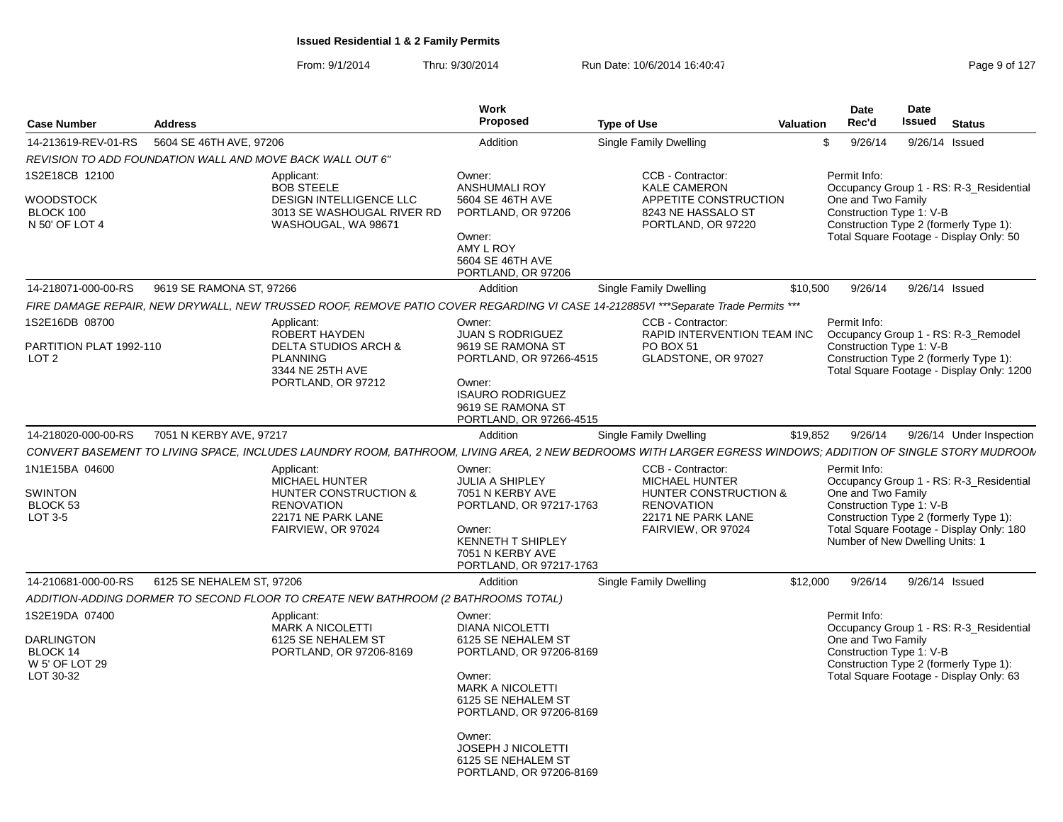**Issued Residential 1 & 2 Family Permits**

From: 9/1/2014 Thru: 9/30/2014 Run Date: 10/6/2014 16:40:47

| Case Number | Address | Work Proposed | Type of Use | Valuation | Date Rec'd | Date Issued | Status |
|---|---|---|---|---|---|---|---|
| 14-213619-REV-01-RS | 5604 SE 46TH AVE, 97206 | Addition | Single Family Dwelling | $ | 9/26/14 | 9/26/14 | Issued |

*REVISION TO ADD FOUNDATION WALL AND MOVE BACK WALL OUT 6"*

1S2E18CB 12100
WOODSTOCK
BLOCK 100
N 50' OF LOT 4

Applicant:
BOB STEELE
DESIGN INTELLIGENCE LLC
3013 SE WASHOUGAL RIVER RD
WASHOUGAL, WA 98671

Owner:
ANSHUMALI ROY
5604 SE 46TH AVE
PORTLAND, OR 97206

Owner:
AMY L ROY
5604 SE 46TH AVE
PORTLAND, OR 97206

CCB - Contractor:
KALE CAMERON
APPETITE CONSTRUCTION
8243 NE HASSALO ST
PORTLAND, OR 97220

Permit Info:
Occupancy Group 1 - RS: R-3_Residential One and Two Family
Construction Type 1: V-B
Construction Type 2 (formerly Type 1):
Total Square Footage - Display Only: 50

| Case Number | Address | Work Proposed | Type of Use | Valuation | Date Rec'd | Date Issued | Status |
|---|---|---|---|---|---|---|---|
| 14-218071-000-00-RS | 9619 SE RAMONA ST, 97266 | Addition | Single Family Dwelling | $10,500 | 9/26/14 | 9/26/14 | Issued |

*FIRE DAMAGE REPAIR, NEW DRYWALL, NEW TRUSSED ROOF, REMOVE PATIO COVER REGARDING VI CASE 14-212885VI ***Separate Trade Permits****

1S2E16DB 08700
PARTITION PLAT 1992-110
LOT 2

Applicant:
ROBERT HAYDEN
DELTA STUDIOS ARCH & PLANNING
3344 NE 25TH AVE
PORTLAND, OR 97212

Owner:
JUAN S RODRIGUEZ
9619 SE RAMONA ST
PORTLAND, OR 97266-4515

Owner:
ISAURO RODRIGUEZ
9619 SE RAMONA ST
PORTLAND, OR 97266-4515

CCB - Contractor:
RAPID INTERVENTION TEAM INC
PO BOX 51
GLADSTONE, OR 97027

Permit Info:
Occupancy Group 1 - RS: R-3_Remodel
Construction Type 1: V-B
Construction Type 2 (formerly Type 1):
Total Square Footage - Display Only: 1200

| Case Number | Address | Work Proposed | Type of Use | Valuation | Date Rec'd | Date Issued | Status |
|---|---|---|---|---|---|---|---|
| 14-218020-000-00-RS | 7051 N KERBY AVE, 97217 | Addition | Single Family Dwelling | $19,852 | 9/26/14 | 9/26/14 | Under Inspection |

*CONVERT BASEMENT TO LIVING SPACE, INCLUDES LAUNDRY ROOM, BATHROOM, LIVING AREA, 2 NEW BEDROOMS WITH LARGER EGRESS WINDOWS; ADDITION OF SINGLE STORY MUDROOM*

1N1E15BA 04600
SWINTON
BLOCK 53
LOT 3-5

Applicant:
MICHAEL HUNTER
HUNTER CONSTRUCTION & RENOVATION
22171 NE PARK LANE
FAIRVIEW, OR 97024

Owner:
JULIA A SHIPLEY
7051 N KERBY AVE
PORTLAND, OR 97217-1763

Owner:
KENNETH T SHIPLEY
7051 N KERBY AVE
PORTLAND, OR 97217-1763

CCB - Contractor:
MICHAEL HUNTER
HUNTER CONSTRUCTION & RENOVATION
22171 NE PARK LANE
FAIRVIEW, OR 97024

Permit Info:
Occupancy Group 1 - RS: R-3_Residential One and Two Family
Construction Type 1: V-B
Construction Type 2 (formerly Type 1):
Total Square Footage - Display Only: 180
Number of New Dwelling Units: 1

| Case Number | Address | Work Proposed | Type of Use | Valuation | Date Rec'd | Date Issued | Status |
|---|---|---|---|---|---|---|---|
| 14-210681-000-00-RS | 6125 SE NEHALEM ST, 97206 | Addition | Single Family Dwelling | $12,000 | 9/26/14 | 9/26/14 | Issued |

*ADDITION-ADDING DORMER TO SECOND FLOOR TO CREATE NEW BATHROOM (2 BATHROOMS TOTAL)*

1S2E19DA 07400
DARLINGTON
BLOCK 14
W 5' OF LOT 29
LOT 30-32

Applicant:
MARK A NICOLETTI
6125 SE NEHALEM ST
PORTLAND, OR 97206-8169

Owner:
DIANA NICOLETTI
6125 SE NEHALEM ST
PORTLAND, OR 97206-8169

Owner:
MARK A NICOLETTI
6125 SE NEHALEM ST
PORTLAND, OR 97206-8169

Owner:
JOSEPH J NICOLETTI
6125 SE NEHALEM ST
PORTLAND, OR 97206-8169

Permit Info:
Occupancy Group 1 - RS: R-3_Residential One and Two Family
Construction Type 1: V-B
Construction Type 2 (formerly Type 1):
Total Square Footage - Display Only: 63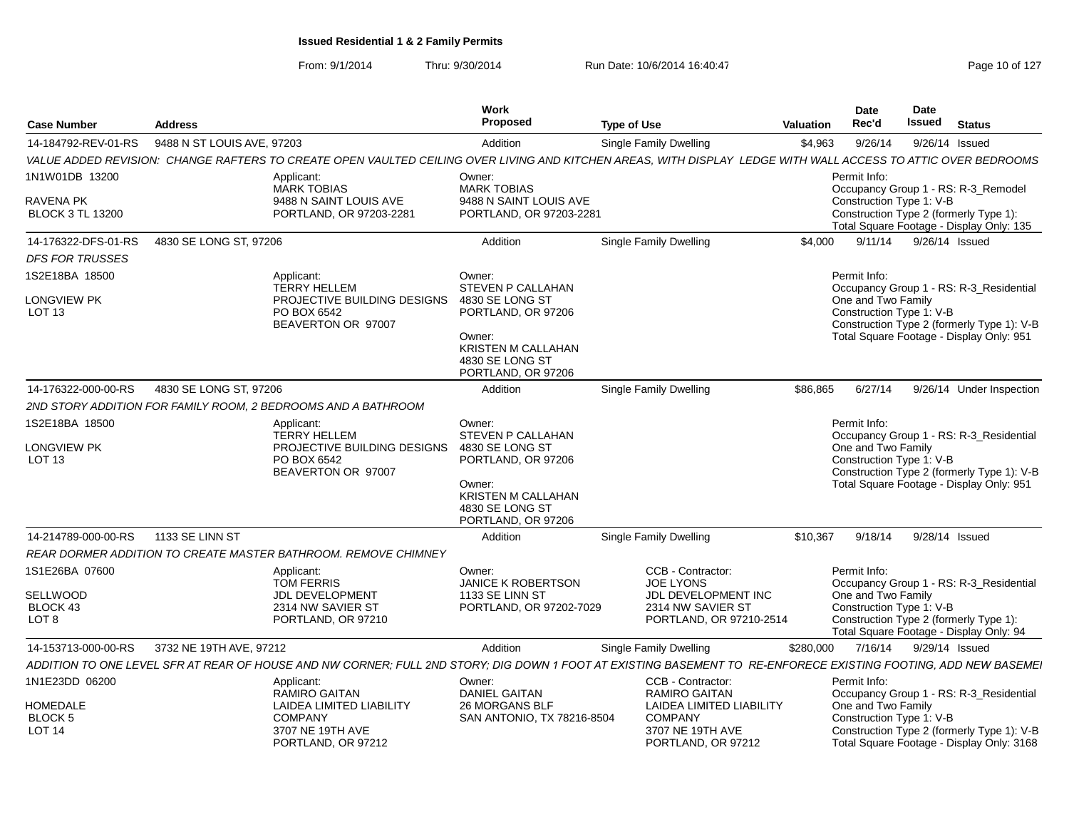**Issued Residential 1 & 2 Family Permits**

From: 9/1/2014 Thru: 9/30/2014 Run Date: 10/6/2014 16:40:47

| Case Number | Address | Work Proposed | Type of Use | Valuation | Date Rec'd | Date Issued | Status |
|---|---|---|---|---|---|---|---|
| 14-184792-REV-01-RS | 9488 N ST LOUIS AVE, 97203 | Addition | Single Family Dwelling | $4,963 | 9/26/14 | 9/26/14 | Issued |

*VALUE ADDED REVISION: CHANGE RAFTERS TO CREATE OPEN VAULTED CEILING OVER LIVING AND KITCHEN AREAS, WITH DISPLAY LEDGE WITH WALL ACCESS TO ATTIC OVER BEDROOMS*

1N1W01DB 13200
RAVENA PK
BLOCK 3 TL 13200

Applicant:
MARK TOBIAS
9488 N SAINT LOUIS AVE
PORTLAND, OR 97203-2281

Owner:
MARK TOBIAS
9488 N SAINT LOUIS AVE
PORTLAND, OR 97203-2281

Permit Info:
Occupancy Group 1 - RS: R-3_Remodel
Construction Type 1: V-B
Construction Type 2 (formerly Type 1):
Total Square Footage - Display Only: 135

| Case Number | Address | Work Proposed | Type of Use | Valuation | Date Rec'd | Date Issued | Status |
|---|---|---|---|---|---|---|---|
| 14-176322-DFS-01-RS | 4830 SE LONG ST, 97206 | Addition | Single Family Dwelling | $4,000 | 9/11/14 | 9/26/14 | Issued |

*DFS FOR TRUSSES*

1S2E18BA 18500
LONGVIEW PK
LOT 13

Applicant:
TERRY HELLEM
PROJECTIVE BUILDING DESIGNS
PO BOX 6542
BEAVERTON OR 97007

Owner:
STEVEN P CALLAHAN
4830 SE LONG ST
PORTLAND, OR 97206

Owner:
KRISTEN M CALLAHAN
4830 SE LONG ST
PORTLAND, OR 97206

Permit Info:
Occupancy Group 1 - RS: R-3_Residential One and Two Family
Construction Type 1: V-B
Construction Type 2 (formerly Type 1): V-B
Total Square Footage - Display Only: 951

| Case Number | Address | Work Proposed | Type of Use | Valuation | Date Rec'd | Date Issued | Status |
|---|---|---|---|---|---|---|---|
| 14-176322-000-00-RS | 4830 SE LONG ST, 97206 | Addition | Single Family Dwelling | $86,865 | 6/27/14 | 9/26/14 | Under Inspection |

*2ND STORY ADDITION FOR FAMILY ROOM, 2 BEDROOMS AND A BATHROOM*

1S2E18BA 18500
LONGVIEW PK
LOT 13

Applicant:
TERRY HELLEM
PROJECTIVE BUILDING DESIGNS
PO BOX 6542
BEAVERTON OR 97007

Owner:
STEVEN P CALLAHAN
4830 SE LONG ST
PORTLAND, OR 97206

Owner:
KRISTEN M CALLAHAN
4830 SE LONG ST
PORTLAND, OR 97206

Permit Info:
Occupancy Group 1 - RS: R-3_Residential One and Two Family
Construction Type 1: V-B
Construction Type 2 (formerly Type 1): V-B
Total Square Footage - Display Only: 951

| Case Number | Address | Work Proposed | Type of Use | Valuation | Date Rec'd | Date Issued | Status |
|---|---|---|---|---|---|---|---|
| 14-214789-000-00-RS | 1133 SE LINN ST | Addition | Single Family Dwelling | $10,367 | 9/18/14 | 9/28/14 | Issued |

*REAR DORMER ADDITION TO CREATE MASTER BATHROOM. REMOVE CHIMNEY*

1S1E26BA 07600
SELLWOOD
BLOCK 43
LOT 8

Applicant:
TOM FERRIS
JDL DEVELOPMENT
2314 NW SAVIER ST
PORTLAND, OR 97210

Owner:
JANICE K ROBERTSON
1133 SE LINN ST
PORTLAND, OR 97202-7029

CCB - Contractor:
JOE LYONS
JDL DEVELOPMENT INC
2314 NW SAVIER ST
PORTLAND, OR 97210-2514

Permit Info:
Occupancy Group 1 - RS: R-3_Residential One and Two Family
Construction Type 1: V-B
Construction Type 2 (formerly Type 1):
Total Square Footage - Display Only: 94

| Case Number | Address | Work Proposed | Type of Use | Valuation | Date Rec'd | Date Issued | Status |
|---|---|---|---|---|---|---|---|
| 14-153713-000-00-RS | 3732 NE 19TH AVE, 97212 | Addition | Single Family Dwelling | $280,000 | 7/16/14 | 9/29/14 | Issued |

*ADDITION TO ONE LEVEL SFR AT REAR OF HOUSE AND NW CORNER; FULL 2ND STORY; DIG DOWN 1 FOOT AT EXISTING BASEMENT TO RE-ENFORECE EXISTING FOOTING, ADD NEW BASEMEI*

1N1E23DD 06200
HOMEDALE
BLOCK 5
LOT 14

Applicant:
RAMIRO GAITAN
LAIDEA LIMITED LIABILITY COMPANY
3707 NE 19TH AVE
PORTLAND, OR 97212

Owner:
DANIEL GAITAN
26 MORGANS BLF
SAN ANTONIO, TX 78216-8504

CCB - Contractor:
RAMIRO GAITAN
LAIDEA LIMITED LIABILITY COMPANY
3707 NE 19TH AVE
PORTLAND, OR 97212

Permit Info:
Occupancy Group 1 - RS: R-3_Residential One and Two Family
Construction Type 1: V-B
Construction Type 2 (formerly Type 1): V-B
Total Square Footage - Display Only: 3168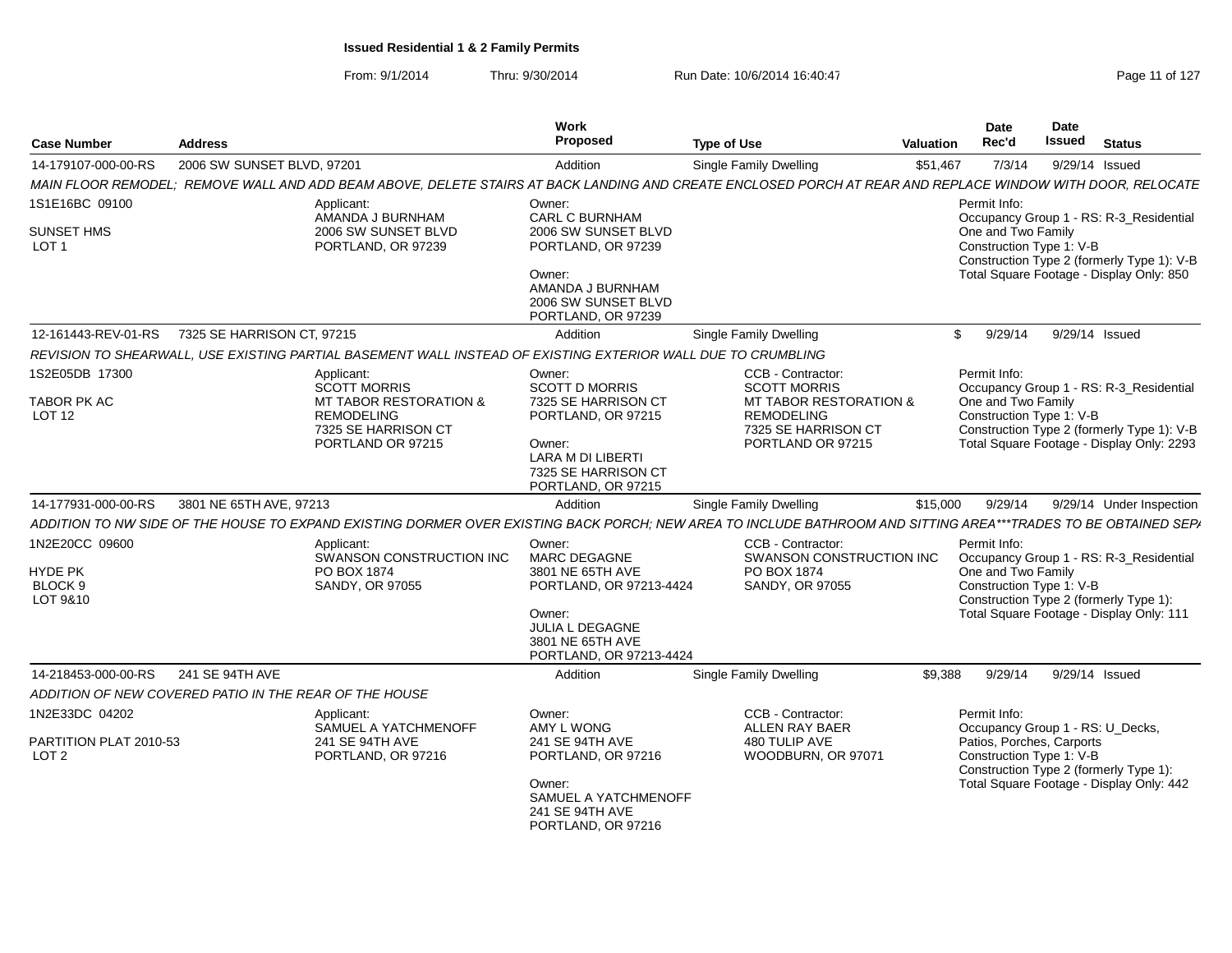**Issued Residential 1 & 2 Family Permits**

From: 9/1/2014 Thru: 9/30/2014 Run Date: 10/6/2014 16:40:47

| Case Number | Address | Work Proposed | Type of Use | Valuation | Date Rec'd | Date Issued | Status |
|---|---|---|---|---|---|---|---|
| 14-179107-000-00-RS | 2006 SW SUNSET BLVD, 97201 | Addition | Single Family Dwelling | $51,467 | 7/3/14 | 9/29/14 | Issued |

*MAIN FLOOR REMODEL; REMOVE WALL AND ADD BEAM ABOVE, DELETE STAIRS AT BACK LANDING AND CREATE ENCLOSED PORCH AT REAR AND REPLACE WINDOW WITH DOOR, RELOCATE*

1S1E16BC 09100
SUNSET HMS
LOT 1

Applicant:
AMANDA J BURNHAM
2006 SW SUNSET BLVD
PORTLAND, OR 97239

Owner:
CARL C BURNHAM
2006 SW SUNSET BLVD
PORTLAND, OR 97239

Owner:
AMANDA J BURNHAM
2006 SW SUNSET BLVD
PORTLAND, OR 97239

Permit Info:
Occupancy Group 1 - RS: R-3_Residential One and Two Family
Construction Type 1: V-B
Construction Type 2 (formerly Type 1): V-B
Total Square Footage - Display Only: 850

| Case Number | Address | Work Proposed | Type of Use | Valuation | Date Rec'd | Date Issued | Status |
|---|---|---|---|---|---|---|---|
| 12-161443-REV-01-RS | 7325 SE HARRISON CT, 97215 | Addition | Single Family Dwelling | $ | 9/29/14 | 9/29/14 | Issued |

*REVISION TO SHEARWALL, USE EXISTING PARTIAL BASEMENT WALL INSTEAD OF EXISTING EXTERIOR WALL DUE TO CRUMBLING*

1S2E05DB 17300
TABOR PK AC
LOT 12

Applicant:
SCOTT MORRIS
MT TABOR RESTORATION & REMODELING
7325 SE HARRISON CT
PORTLAND OR 97215

Owner:
SCOTT D MORRIS
7325 SE HARRISON CT
PORTLAND, OR 97215

Owner:
LARA M DI LIBERTI
7325 SE HARRISON CT
PORTLAND, OR 97215

CCB - Contractor:
SCOTT MORRIS
MT TABOR RESTORATION & REMODELING
7325 SE HARRISON CT
PORTLAND OR 97215

Permit Info:
Occupancy Group 1 - RS: R-3_Residential One and Two Family
Construction Type 1: V-B
Construction Type 2 (formerly Type 1): V-B
Total Square Footage - Display Only: 2293

| Case Number | Address | Work Proposed | Type of Use | Valuation | Date Rec'd | Date Issued | Status |
|---|---|---|---|---|---|---|---|
| 14-177931-000-00-RS | 3801 NE 65TH AVE, 97213 | Addition | Single Family Dwelling | $15,000 | 9/29/14 | 9/29/14 | Under Inspection |

*ADDITION TO NW SIDE OF THE HOUSE TO EXPAND EXISTING DORMER OVER EXISTING BACK PORCH; NEW AREA TO INCLUDE BATHROOM AND SITTING AREA***TRADES TO BE OBTAINED SEPA*

1N2E20CC 09600
HYDE PK
BLOCK 9
LOT 9&10

Applicant:
SWANSON CONSTRUCTION INC
PO BOX 1874
SANDY, OR 97055

Owner:
MARC DEGAGNE
3801 NE 65TH AVE
PORTLAND, OR 97213-4424

Owner:
JULIA L DEGAGNE
3801 NE 65TH AVE
PORTLAND, OR 97213-4424

CCB - Contractor:
SWANSON CONSTRUCTION INC
PO BOX 1874
SANDY, OR 97055

Permit Info:
Occupancy Group 1 - RS: R-3_Residential One and Two Family
Construction Type 1: V-B
Construction Type 2 (formerly Type 1):
Total Square Footage - Display Only: 111

| Case Number | Address | Work Proposed | Type of Use | Valuation | Date Rec'd | Date Issued | Status |
|---|---|---|---|---|---|---|---|
| 14-218453-000-00-RS | 241 SE 94TH AVE | Addition | Single Family Dwelling | $9,388 | 9/29/14 | 9/29/14 | Issued |

*ADDITION OF NEW COVERED PATIO IN THE REAR OF THE HOUSE*

1N2E33DC 04202
PARTITION PLAT 2010-53
LOT 2

Applicant:
SAMUEL A YATCHMENOFF
241 SE 94TH AVE
PORTLAND, OR 97216

Owner:
AMY L WONG
241 SE 94TH AVE
PORTLAND, OR 97216

Owner:
SAMUEL A YATCHMENOFF
241 SE 94TH AVE
PORTLAND, OR 97216

CCB - Contractor:
ALLEN RAY BAER
480 TULIP AVE
WOODBURN, OR 97071

Permit Info:
Occupancy Group 1 - RS: U_Decks, Patios, Porches, Carports
Construction Type 1: V-B
Construction Type 2 (formerly Type 1):
Total Square Footage - Display Only: 442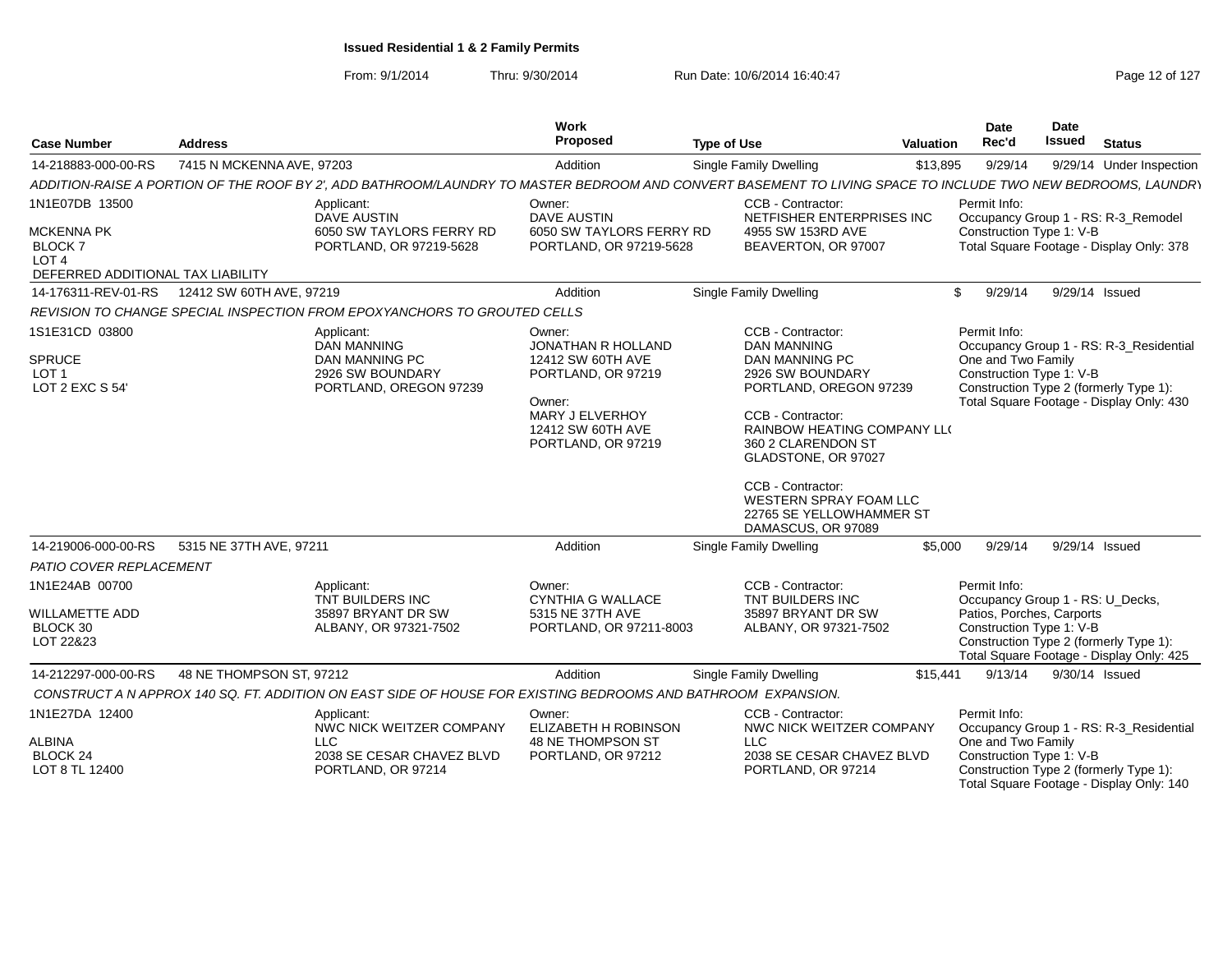**Issued Residential 1 & 2 Family Permits**

From: 9/1/2014 Thru: 9/30/2014 Run Date: 10/6/2014 16:40:47

| Case Number | Address | Work Proposed | Type of Use | Valuation | Date Rec'd | Date Issued | Status |
|---|---|---|---|---|---|---|---|
| 14-218883-000-00-RS | 7415 N MCKENNA AVE, 97203 | Addition | Single Family Dwelling | $13,895 | 9/29/14 | 9/29/14 | Under Inspection |

*ADDITION-RAISE A PORTION OF THE ROOF BY 2', ADD BATHROOM/LAUNDRY TO MASTER BEDROOM AND CONVERT BASEMENT TO LIVING SPACE TO INCLUDE TWO NEW BEDROOMS, LAUNDRY*

1N1E07DB 13500
MCKENNA PK
BLOCK 7
LOT 4
DEFERRED ADDITIONAL TAX LIABILITY

Applicant: DAVE AUSTIN, 6050 SW TAYLORS FERRY RD, PORTLAND, OR 97219-5628

Owner: DAVE AUSTIN, 6050 SW TAYLORS FERRY RD, PORTLAND, OR 97219-5628

CCB - Contractor: NETFISHER ENTERPRISES INC, 4955 SW 153RD AVE, BEAVERTON, OR 97007

Permit Info:
Occupancy Group 1 - RS: R-3_Remodel
Construction Type 1: V-B
Total Square Footage - Display Only: 378

---

| Case Number | Address | Work Proposed | Type of Use | Valuation | Date Rec'd | Date Issued | Status |
|---|---|---|---|---|---|---|---|
| 14-176311-REV-01-RS | 12412 SW 60TH AVE, 97219 | Addition | Single Family Dwelling | $ | 9/29/14 | 9/29/14 | Issued |

*REVISION TO CHANGE SPECIAL INSPECTION FROM EPOXYANCHORS TO GROUTED CELLS*

1S1E31CD 03800
SPRUCE
LOT 1
LOT 2 EXC S 54'

Applicant: DAN MANNING, DAN MANNING PC, 2926 SW BOUNDARY, PORTLAND, OREGON 97239

Owner: JONATHAN R HOLLAND, 12412 SW 60TH AVE, PORTLAND, OR 97219

Owner: MARY J ELVERHOY, 12412 SW 60TH AVE, PORTLAND, OR 97219

CCB - Contractor: DAN MANNING, DAN MANNING PC, 2926 SW BOUNDARY, PORTLAND, OREGON 97239

CCB - Contractor: RAINBOW HEATING COMPANY LL(, 360 2 CLARENDON ST, GLADSTONE, OR 97027

CCB - Contractor: WESTERN SPRAY FOAM LLC, 22765 SE YELLOWHAMMER ST, DAMASCUS, OR 97089

Permit Info:
Occupancy Group 1 - RS: R-3_Residential One and Two Family
Construction Type 1: V-B
Construction Type 2 (formerly Type 1):
Total Square Footage - Display Only: 430

---

| Case Number | Address | Work Proposed | Type of Use | Valuation | Date Rec'd | Date Issued | Status |
|---|---|---|---|---|---|---|---|
| 14-219006-000-00-RS | 5315 NE 37TH AVE, 97211 | Addition | Single Family Dwelling | $5,000 | 9/29/14 | 9/29/14 | Issued |

*PATIO COVER REPLACEMENT*

1N1E24AB 00700
WILLAMETTE ADD
BLOCK 30
LOT 22&23

Applicant: TNT BUILDERS INC, 35897 BRYANT DR SW, ALBANY, OR 97321-7502

Owner: CYNTHIA G WALLACE, 5315 NE 37TH AVE, PORTLAND, OR 97211-8003

CCB - Contractor: TNT BUILDERS INC, 35897 BRYANT DR SW, ALBANY, OR 97321-7502

Permit Info:
Occupancy Group 1 - RS: U_Decks, Patios, Porches, Carports
Construction Type 1: V-B
Construction Type 2 (formerly Type 1):
Total Square Footage - Display Only: 425

---

| Case Number | Address | Work Proposed | Type of Use | Valuation | Date Rec'd | Date Issued | Status |
|---|---|---|---|---|---|---|---|
| 14-212297-000-00-RS | 48 NE THOMPSON ST, 97212 | Addition | Single Family Dwelling | $15,441 | 9/13/14 | 9/30/14 | Issued |

*CONSTRUCT A N APPROX 140 SQ. FT. ADDITION ON EAST SIDE OF HOUSE FOR EXISTING BEDROOMS AND BATHROOM EXPANSION.*

1N1E27DA 12400
ALBINA
BLOCK 24
LOT 8 TL 12400

Applicant: NWC NICK WEITZER COMPANY LLC, 2038 SE CESAR CHAVEZ BLVD, PORTLAND, OR 97214

Owner: ELIZABETH H ROBINSON, 48 NE THOMPSON ST, PORTLAND, OR 97212

CCB - Contractor: NWC NICK WEITZER COMPANY LLC, 2038 SE CESAR CHAVEZ BLVD, PORTLAND, OR 97214

Permit Info:
Occupancy Group 1 - RS: R-3_Residential One and Two Family
Construction Type 1: V-B
Construction Type 2 (formerly Type 1):
Total Square Footage - Display Only: 140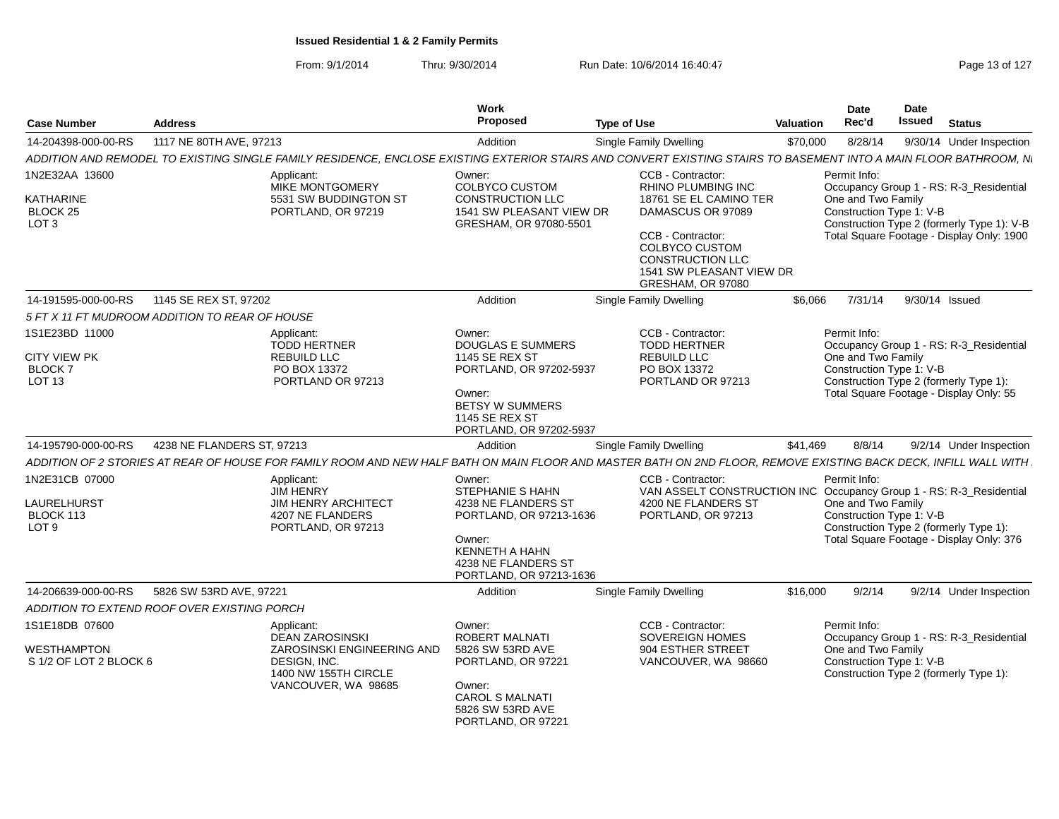# Issued Residential 1 & 2 Family Permits

From: 9/1/2014 Thru: 9/30/2014 Run Date: 10/6/2014 16:40:47

| Case Number | Address | Work Proposed | Type of Use | Valuation | Date Rec'd | Date Issued | Status |
|---|---|---|---|---|---|---|---|
| 14-204398-000-00-RS | 1117 NE 80TH AVE, 97213 | Addition | Single Family Dwelling | $70,000 | 8/28/14 | 9/30/14 | Under Inspection |

*ADDITION AND REMODEL TO EXISTING SINGLE FAMILY RESIDENCE, ENCLOSE EXISTING EXTERIOR STAIRS AND CONVERT EXISTING STAIRS TO BASEMENT INTO A MAIN FLOOR BATHROOM, N*

- 1N2E32AA 13600, KATHARINE, BLOCK 25, LOT 3
- Applicant: MIKE MONTGOMERY, 5531 SW BUDDINGTON ST, PORTLAND, OR 97219
- Owner: COLBYCO CUSTOM CONSTRUCTION LLC, 1541 SW PLEASANT VIEW DR, GRESHAM, OR 97080-5501
- CCB - Contractor: RHINO PLUMBING INC, 18761 SE EL CAMINO TER, DAMASCUS OR 97089
- CCB - Contractor: COLBYCO CUSTOM CONSTRUCTION LLC, 1541 SW PLEASANT VIEW DR, GRESHAM, OR 97080
- Permit Info: Occupancy Group 1 - RS: R-3_Residential One and Two Family; Construction Type 1: V-B; Construction Type 2 (formerly Type 1): V-B; Total Square Footage - Display Only: 1900

| Case Number | Address | Work Proposed | Type of Use | Valuation | Date Rec'd | Date Issued | Status |
|---|---|---|---|---|---|---|---|
| 14-191595-000-00-RS | 1145 SE REX ST, 97202 | Addition | Single Family Dwelling | $6,066 | 7/31/14 | 9/30/14 | Issued |

*5 FT X 11 FT MUDROOM ADDITION TO REAR OF HOUSE*

- 1S1E23BD 11000, CITY VIEW PK, BLOCK 7, LOT 13
- Applicant: TODD HERTNER, REBUILD LLC, PO BOX 13372, PORTLAND OR 97213
- Owner: DOUGLAS E SUMMERS, 1145 SE REX ST, PORTLAND, OR 97202-5937
- Owner: BETSY W SUMMERS, 1145 SE REX ST, PORTLAND, OR 97202-5937
- CCB - Contractor: TODD HERTNER, REBUILD LLC, PO BOX 13372, PORTLAND OR 97213
- Permit Info: Occupancy Group 1 - RS: R-3_Residential One and Two Family; Construction Type 1: V-B; Construction Type 2 (formerly Type 1):; Total Square Footage - Display Only: 55

| Case Number | Address | Work Proposed | Type of Use | Valuation | Date Rec'd | Date Issued | Status |
|---|---|---|---|---|---|---|---|
| 14-195790-000-00-RS | 4238 NE FLANDERS ST, 97213 | Addition | Single Family Dwelling | $41,469 | 8/8/14 | 9/2/14 | Under Inspection |

*ADDITION OF 2 STORIES AT REAR OF HOUSE FOR FAMILY ROOM AND NEW HALF BATH ON MAIN FLOOR AND MASTER BATH ON 2ND FLOOR, REMOVE EXISTING BACK DECK, INFILL WALL WITH*

- 1N2E31CB 07000, LAURELHURST, BLOCK 113, LOT 9
- Applicant: JIM HENRY, JIM HENRY ARCHITECT, 4207 NE FLANDERS, PORTLAND, OR 97213
- Owner: STEPHANIE S HAHN, 4238 NE FLANDERS ST, PORTLAND, OR 97213-1636
- Owner: KENNETH A HAHN, 4238 NE FLANDERS ST, PORTLAND, OR 97213-1636
- CCB - Contractor: VAN ASSELT CONSTRUCTION INC, 4200 NE FLANDERS ST, PORTLAND, OR 97213
- Permit Info: Occupancy Group 1 - RS: R-3_Residential One and Two Family; Construction Type 1: V-B; Construction Type 2 (formerly Type 1):; Total Square Footage - Display Only: 376

| Case Number | Address | Work Proposed | Type of Use | Valuation | Date Rec'd | Date Issued | Status |
|---|---|---|---|---|---|---|---|
| 14-206639-000-00-RS | 5826 SW 53RD AVE, 97221 | Addition | Single Family Dwelling | $16,000 | 9/2/14 | 9/2/14 | Under Inspection |

*ADDITION TO EXTEND ROOF OVER EXISTING PORCH*

- 1S1E18DB 07600, WESTHAMPTON, S 1/2 OF LOT 2 BLOCK 6
- Applicant: DEAN ZAROSINSKI, ZAROSINSKI ENGINEERING AND DESIGN, INC., 1400 NW 155TH CIRCLE, VANCOUVER, WA 98685
- Owner: ROBERT MALNATI, 5826 SW 53RD AVE, PORTLAND, OR 97221
- Owner: CAROL S MALNATI, 5826 SW 53RD AVE, PORTLAND, OR 97221
- CCB - Contractor: SOVEREIGN HOMES, 904 ESTHER STREET, VANCOUVER, WA 98660
- Permit Info: Occupancy Group 1 - RS: R-3_Residential One and Two Family; Construction Type 1: V-B; Construction Type 2 (formerly Type 1):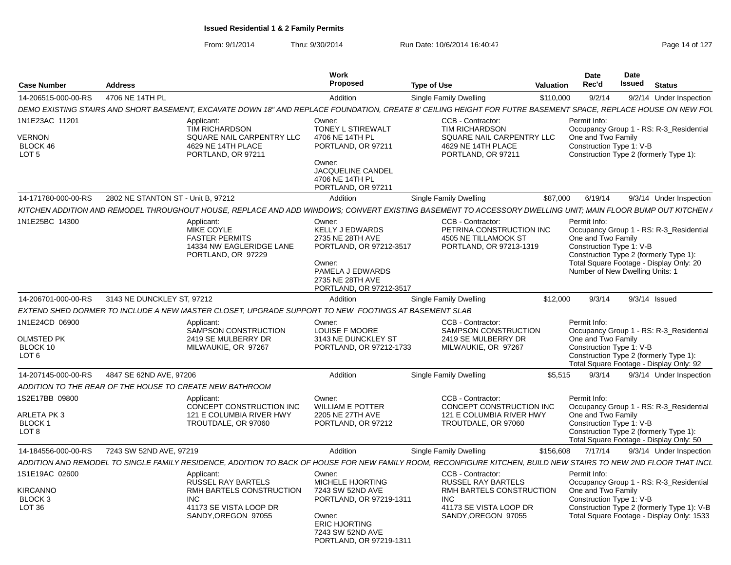**Issued Residential 1 & 2 Family Permits**

From: 9/1/2014 Thru: 9/30/2014 Run Date: 10/6/2014 16:40:47

| Case Number | Address | Work Proposed | Type of Use | Valuation | Date Rec'd | Date Issued | Status |
|---|---|---|---|---|---|---|---|
| 14-206515-000-00-RS | 4706 NE 14TH PL | Addition | Single Family Dwelling | $110,000 | 9/2/14 | 9/2/14 | Under Inspection |

DEMO EXISTING STAIRS AND SHORT BASEMENT, EXCAVATE DOWN 18" AND REPLACE FOUNDATION, CREATE 8' CEILING HEIGHT FOR FUTRE BASEMENT SPACE, REPLACE HOUSE ON NEW FOU

1N1E23AC 11201
VERNON
BLOCK 46
LOT 5

Applicant:
TIM RICHARDSON
SQUARE NAIL CARPENTRY LLC
4629 NE 14TH PLACE
PORTLAND, OR 97211

Owner:
TONEY L STIREWALT
4706 NE 14TH PL
PORTLAND, OR 97211

Owner:
JACQUELINE CANDEL
4706 NE 14TH PL
PORTLAND, OR 97211

CCB - Contractor:
TIM RICHARDSON
SQUARE NAIL CARPENTRY LLC
4629 NE 14TH PLACE
PORTLAND, OR 97211

Permit Info:
Occupancy Group 1 - RS: R-3_Residential One and Two Family
Construction Type 1: V-B
Construction Type 2 (formerly Type 1):

| Case Number | Address | Work Proposed | Type of Use | Valuation | Date Rec'd | Date Issued | Status |
|---|---|---|---|---|---|---|---|
| 14-171780-000-00-RS | 2802 NE STANTON ST - Unit B, 97212 | Addition | Single Family Dwelling | $87,000 | 6/19/14 | 9/3/14 | Under Inspection |

KITCHEN ADDITION AND REMODEL THROUGHOUT HOUSE, REPLACE AND ADD WINDOWS; CONVERT EXISTING BASEMENT TO ACCESSORY DWELLING UNIT; MAIN FLOOR BUMP OUT KITCHEN A

1N1E25BC 14300

Applicant:
MIKE COYLE
FASTER PERMITS
14334 NW EAGLERIDGE LANE
PORTLAND, OR 97229

Owner:
KELLY J EDWARDS
2735 NE 28TH AVE
PORTLAND, OR 97212-3517

Owner:
PAMELA J EDWARDS
2735 NE 28TH AVE
PORTLAND, OR 97212-3517

CCB - Contractor:
PETRINA CONSTRUCTION INC
4505 NE TILLAMOOK ST
PORTLAND, OR 97213-1319

Permit Info:
Occupancy Group 1 - RS: R-3_Residential One and Two Family
Construction Type 1: V-B
Construction Type 2 (formerly Type 1):
Total Square Footage - Display Only: 20
Number of New Dwelling Units: 1

| Case Number | Address | Work Proposed | Type of Use | Valuation | Date Rec'd | Date Issued | Status |
|---|---|---|---|---|---|---|---|
| 14-206701-000-00-RS | 3143 NE DUNCKLEY ST, 97212 | Addition | Single Family Dwelling | $12,000 | 9/3/14 | 9/3/14 | Issued |

EXTEND SHED DORMER TO INCLUDE A NEW MASTER CLOSET, UPGRADE SUPPORT TO NEW FOOTINGS AT BASEMENT SLAB

1N1E24CD 06900
OLMSTED PK
BLOCK 10
LOT 6

Applicant:
SAMPSON CONSTRUCTION
2419 SE MULBERRY DR
MILWAUKIE, OR 97267

Owner:
LOUISE F MOORE
3143 NE DUNCKLEY ST
PORTLAND, OR 97212-1733

CCB - Contractor:
SAMPSON CONSTRUCTION
2419 SE MULBERRY DR
MILWAUKIE, OR 97267

Permit Info:
Occupancy Group 1 - RS: R-3_Residential One and Two Family
Construction Type 1: V-B
Construction Type 2 (formerly Type 1):
Total Square Footage - Display Only: 92

| Case Number | Address | Work Proposed | Type of Use | Valuation | Date Rec'd | Date Issued | Status |
|---|---|---|---|---|---|---|---|
| 14-207145-000-00-RS | 4847 SE 62ND AVE, 97206 | Addition | Single Family Dwelling | $5,515 | 9/3/14 | 9/3/14 | Under Inspection |

ADDITION TO THE REAR OF THE HOUSE TO CREATE NEW BATHROOM

1S2E17BB 09800
ARLETA PK 3
BLOCK 1
LOT 8

Applicant:
CONCEPT CONSTRUCTION INC
121 E COLUMBIA RIVER HWY
TROUTDALE, OR 97060

Owner:
WILLIAM E POTTER
2205 NE 27TH AVE
PORTLAND, OR 97212

CCB - Contractor:
CONCEPT CONSTRUCTION INC
121 E COLUMBIA RIVER HWY
TROUTDALE, OR 97060

Permit Info:
Occupancy Group 1 - RS: R-3_Residential One and Two Family
Construction Type 1: V-B
Construction Type 2 (formerly Type 1):
Total Square Footage - Display Only: 50

| Case Number | Address | Work Proposed | Type of Use | Valuation | Date Rec'd | Date Issued | Status |
|---|---|---|---|---|---|---|---|
| 14-184556-000-00-RS | 7243 SW 52ND AVE, 97219 | Addition | Single Family Dwelling | $156,608 | 7/17/14 | 9/3/14 | Under Inspection |

ADDITION AND REMODEL TO SINGLE FAMILY RESIDENCE, ADDITION TO BACK OF HOUSE FOR NEW FAMILY ROOM, RECONFIGURE KITCHEN, BUILD NEW STAIRS TO NEW 2ND FLOOR THAT INCL

1S1E19AC 02600
KIRCANNO
BLOCK 3
LOT 36

Applicant:
RUSSEL RAY BARTELS
RMH BARTELS CONSTRUCTION INC
41173 SE VISTA LOOP DR
SANDY,OREGON 97055

Owner:
MICHELE HJORTING
7243 SW 52ND AVE
PORTLAND, OR 97219-1311

Owner:
ERIC HJORTING
7243 SW 52ND AVE
PORTLAND, OR 97219-1311

CCB - Contractor:
RUSSEL RAY BARTELS
RMH BARTELS CONSTRUCTION INC
41173 SE VISTA LOOP DR
SANDY,OREGON 97055

Permit Info:
Occupancy Group 1 - RS: R-3_Residential One and Two Family
Construction Type 1: V-B
Construction Type 2 (formerly Type 1): V-B
Total Square Footage - Display Only: 1533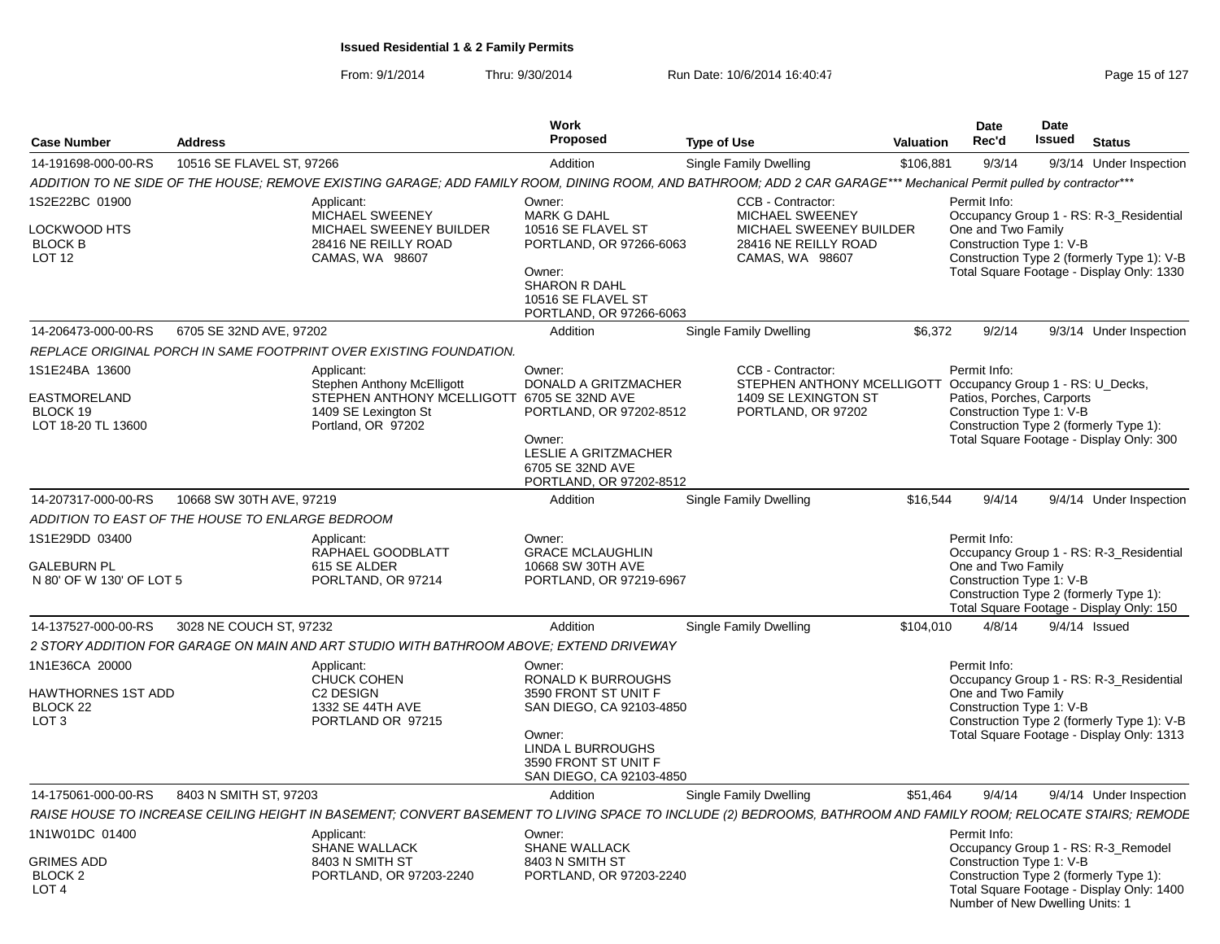# Issued Residential 1 & 2 Family Permits

From: 9/1/2014 Thru: 9/30/2014 Run Date: 10/6/2014 16:40:47

| Case Number | Address | Work Proposed | Type of Use | Valuation | Date Rec'd | Date Issued | Status |
|---|---|---|---|---|---|---|---|
| 14-191698-000-00-RS | 10516 SE FLAVEL ST, 97266 | Addition | Single Family Dwelling | $106,881 | 9/3/14 | 9/3/14 | Under Inspection |

*ADDITION TO NE SIDE OF THE HOUSE; REMOVE EXISTING GARAGE; ADD FAMILY ROOM, DINING ROOM, AND BATHROOM; ADD 2 CAR GARAGE*** Mechanical Permit pulled by contractor****

1S2E22BC 01900
LOCKWOOD HTS
BLOCK B
LOT 12

Applicant:
MICHAEL SWEENEY
MICHAEL SWEENEY BUILDER
28416 NE REILLY ROAD
CAMAS, WA 98607

Owner:
MARK G DAHL
10516 SE FLAVEL ST
PORTLAND, OR 97266-6063

Owner:
SHARON R DAHL
10516 SE FLAVEL ST
PORTLAND, OR 97266-6063

CCB - Contractor:
MICHAEL SWEENEY
MICHAEL SWEENEY BUILDER
28416 NE REILLY ROAD
CAMAS, WA 98607

Permit Info:
Occupancy Group 1 - RS: R-3_Residential One and Two Family
Construction Type 1: V-B
Construction Type 2 (formerly Type 1): V-B
Total Square Footage - Display Only: 1330

| Case Number | Address | Work Proposed | Type of Use | Valuation | Date Rec'd | Date Issued | Status |
|---|---|---|---|---|---|---|---|
| 14-206473-000-00-RS | 6705 SE 32ND AVE, 97202 | Addition | Single Family Dwelling | $6,372 | 9/2/14 | 9/3/14 | Under Inspection |

*REPLACE ORIGINAL PORCH IN SAME FOOTPRINT OVER EXISTING FOUNDATION.*

1S1E24BA 13600
EASTMORELAND
BLOCK 19
LOT 18-20 TL 13600

Applicant:
Stephen Anthony McElligott
STEPHEN ANTHONY MCELLIGOTT
1409 SE Lexington St
Portland, OR 97202

Owner:
DONALD A GRITZMACHER
6705 SE 32ND AVE
PORTLAND, OR 97202-8512

Owner:
LESLIE A GRITZMACHER
6705 SE 32ND AVE
PORTLAND, OR 97202-8512

CCB - Contractor:
STEPHEN ANTHONY MCELLIGOTT
1409 SE LEXINGTON ST
PORTLAND, OR 97202

Permit Info:
Occupancy Group 1 - RS: U_Decks, Patios, Porches, Carports
Construction Type 1: V-B
Construction Type 2 (formerly Type 1):
Total Square Footage - Display Only: 300

| Case Number | Address | Work Proposed | Type of Use | Valuation | Date Rec'd | Date Issued | Status |
|---|---|---|---|---|---|---|---|
| 14-207317-000-00-RS | 10668 SW 30TH AVE, 97219 | Addition | Single Family Dwelling | $16,544 | 9/4/14 | 9/4/14 | Under Inspection |

*ADDITION TO EAST OF THE HOUSE TO ENLARGE BEDROOM*

1S1E29DD 03400
GALEBURN PL
N 80' OF W 130' OF LOT 5

Applicant:
RAPHAEL GOODBLATT
615 SE ALDER
PORTLAND, OR 97214

Owner:
GRACE MCLAUGHLIN
10668 SW 30TH AVE
PORTLAND, OR 97219-6967

Permit Info:
Occupancy Group 1 - RS: R-3_Residential One and Two Family
Construction Type 1: V-B
Construction Type 2 (formerly Type 1):
Total Square Footage - Display Only: 150

| Case Number | Address | Work Proposed | Type of Use | Valuation | Date Rec'd | Date Issued | Status |
|---|---|---|---|---|---|---|---|
| 14-137527-000-00-RS | 3028 NE COUCH ST, 97232 | Addition | Single Family Dwelling | $104,010 | 4/8/14 | 9/4/14 | Issued |

*2 STORY ADDITION FOR GARAGE ON MAIN AND ART STUDIO WITH BATHROOM ABOVE; EXTEND DRIVEWAY*

1N1E36CA 20000
HAWTHORNES 1ST ADD
BLOCK 22
LOT 3

Applicant:
CHUCK COHEN
C2 DESIGN
1332 SE 44TH AVE
PORTLAND OR 97215

Owner:
RONALD K BURROUGHS
3590 FRONT ST UNIT F
SAN DIEGO, CA 92103-4850

Owner:
LINDA L BURROUGHS
3590 FRONT ST UNIT F
SAN DIEGO, CA 92103-4850

Permit Info:
Occupancy Group 1 - RS: R-3_Residential One and Two Family
Construction Type 1: V-B
Construction Type 2 (formerly Type 1): V-B
Total Square Footage - Display Only: 1313

| Case Number | Address | Work Proposed | Type of Use | Valuation | Date Rec'd | Date Issued | Status |
|---|---|---|---|---|---|---|---|
| 14-175061-000-00-RS | 8403 N SMITH ST, 97203 | Addition | Single Family Dwelling | $51,464 | 9/4/14 | 9/4/14 | Under Inspection |

*RAISE HOUSE TO INCREASE CEILING HEIGHT IN BASEMENT; CONVERT BASEMENT TO LIVING SPACE TO INCLUDE (2) BEDROOMS, BATHROOM AND FAMILY ROOM; RELOCATE STAIRS; REMODE*

1N1W01DC 01400
GRIMES ADD
BLOCK 2
LOT 4

Applicant:
SHANE WALLACK
8403 N SMITH ST
PORTLAND, OR 97203-2240

Owner:
SHANE WALLACK
8403 N SMITH ST
PORTLAND, OR 97203-2240

Permit Info:
Occupancy Group 1 - RS: R-3_Remodel
Construction Type 1: V-B
Construction Type 2 (formerly Type 1):
Total Square Footage - Display Only: 1400
Number of New Dwelling Units: 1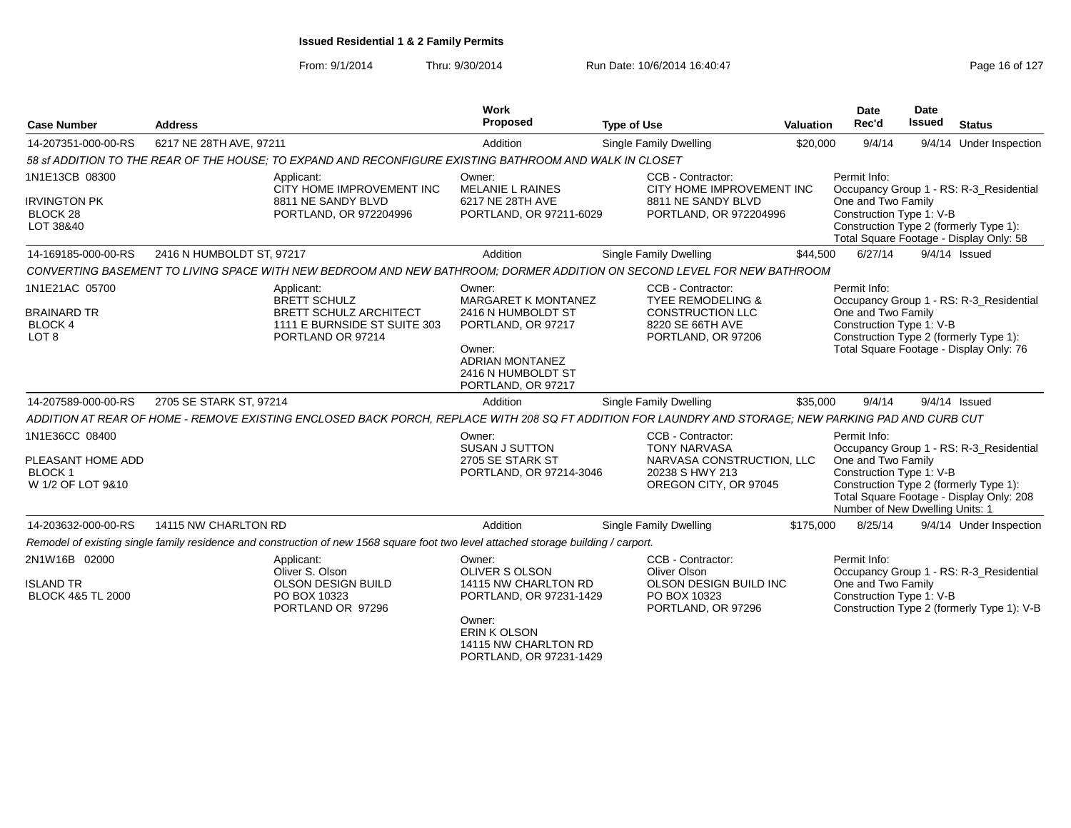# Issued Residential 1 & 2 Family Permits

From: 9/1/2014 Thru: 9/30/2014 Run Date: 10/6/2014 16:40:47

| Case Number | Address | Work Proposed | Type of Use | Valuation | Date Rec'd | Date Issued | Status |
|---|---|---|---|---|---|---|---|
| 14-207351-000-00-RS | 6217 NE 28TH AVE, 97211 | Addition | Single Family Dwelling | $20,000 | 9/4/14 | 9/4/14 | Under Inspection |

58 sf ADDITION TO THE REAR OF THE HOUSE; TO EXPAND AND RECONFIGURE EXISTING BATHROOM AND WALK IN CLOSET

1N1E13CB 08300
IRVINGTON PK
BLOCK 28
LOT 38&40

Applicant:
CITY HOME IMPROVEMENT INC
8811 NE SANDY BLVD
PORTLAND, OR 972204996

Owner:
MELANIE L RAINES
6217 NE 28TH AVE
PORTLAND, OR 97211-6029

CCB - Contractor:
CITY HOME IMPROVEMENT INC
8811 NE SANDY BLVD
PORTLAND, OR 972204996

Permit Info:
Occupancy Group 1 - RS: R-3_Residential One and Two Family
Construction Type 1: V-B
Construction Type 2 (formerly Type 1):
Total Square Footage - Display Only: 58

| Case Number | Address | Work Proposed | Type of Use | Valuation | Date Rec'd | Date Issued | Status |
|---|---|---|---|---|---|---|---|
| 14-169185-000-00-RS | 2416 N HUMBOLDT ST, 97217 | Addition | Single Family Dwelling | $44,500 | 6/27/14 | 9/4/14 | Issued |

CONVERTING BASEMENT TO LIVING SPACE WITH NEW BEDROOM AND NEW BATHROOM; DORMER ADDITION ON SECOND LEVEL FOR NEW BATHROOM

1N1E21AC 05700
BRAINARD TR
BLOCK 4
LOT 8

Applicant:
BRETT SCHULZ
BRETT SCHULZ ARCHITECT
1111 E BURNSIDE ST SUITE 303
PORTLAND OR 97214

Owner:
MARGARET K MONTANEZ
2416 N HUMBOLDT ST
PORTLAND, OR 97217

Owner:
ADRIAN MONTANEZ
2416 N HUMBOLDT ST
PORTLAND, OR 97217

CCB - Contractor:
TYEE REMODELING & CONSTRUCTION LLC
8220 SE 66TH AVE
PORTLAND, OR 97206

Permit Info:
Occupancy Group 1 - RS: R-3_Residential One and Two Family
Construction Type 1: V-B
Construction Type 2 (formerly Type 1):
Total Square Footage - Display Only: 76

| Case Number | Address | Work Proposed | Type of Use | Valuation | Date Rec'd | Date Issued | Status |
|---|---|---|---|---|---|---|---|
| 14-207589-000-00-RS | 2705 SE STARK ST, 97214 | Addition | Single Family Dwelling | $35,000 | 9/4/14 | 9/4/14 | Issued |

ADDITION AT REAR OF HOME - REMOVE EXISTING ENCLOSED BACK PORCH, REPLACE WITH 208 SQ FT ADDITION FOR LAUNDRY AND STORAGE; NEW PARKING PAD AND CURB CUT

1N1E36CC 08400
PLEASANT HOME ADD
BLOCK 1
W 1/2 OF LOT 9&10

Owner:
SUSAN J SUTTON
2705 SE STARK ST
PORTLAND, OR 97214-3046

CCB - Contractor:
TONY NARVASA
NARVASA CONSTRUCTION, LLC
20238 S HWY 213
OREGON CITY, OR 97045

Permit Info:
Occupancy Group 1 - RS: R-3_Residential One and Two Family
Construction Type 1: V-B
Construction Type 2 (formerly Type 1):
Total Square Footage - Display Only: 208
Number of New Dwelling Units: 1

| Case Number | Address | Work Proposed | Type of Use | Valuation | Date Rec'd | Date Issued | Status |
|---|---|---|---|---|---|---|---|
| 14-203632-000-00-RS | 14115 NW CHARLTON RD | Addition | Single Family Dwelling | $175,000 | 8/25/14 | 9/4/14 | Under Inspection |

Remodel of existing single family residence and construction of new 1568 square foot two level attached storage building / carport.

2N1W16B 02000
ISLAND TR
BLOCK 4&5 TL 2000

Applicant:
Oliver S. Olson
OLSON DESIGN BUILD
PO BOX 10323
PORTLAND OR 97296

Owner:
OLIVER S OLSON
14115 NW CHARLTON RD
PORTLAND, OR 97231-1429

Owner:
ERIN K OLSON
14115 NW CHARLTON RD
PORTLAND, OR 97231-1429

CCB - Contractor:
Oliver Olson
OLSON DESIGN BUILD INC
PO BOX 10323
PORTLAND, OR 97296

Permit Info:
Occupancy Group 1 - RS: R-3_Residential One and Two Family
Construction Type 1: V-B
Construction Type 2 (formerly Type 1): V-B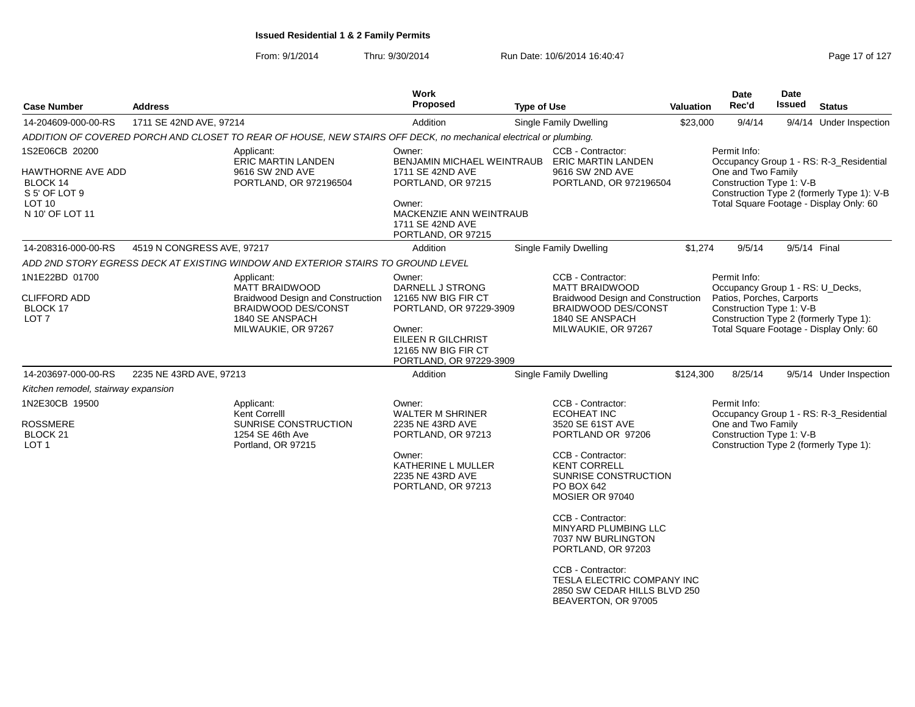# Issued Residential 1 & 2 Family Permits

From: 9/1/2014 Thru: 9/30/2014 Run Date: 10/6/2014 16:40:47

| Case Number | Address | Work Proposed | Type of Use | Valuation | Date Rec'd | Date Issued | Status |
|---|---|---|---|---|---|---|---|
| 14-204609-000-00-RS | 1711 SE 42ND AVE, 97214 | Addition | Single Family Dwelling | $23,000 | 9/4/14 | 9/4/14 | Under Inspection |

*ADDITION OF COVERED PORCH AND CLOSET TO REAR OF HOUSE, NEW STAIRS OFF DECK, no mechanical electrical or plumbing.*

1S2E06CB 20200
HAWTHORNE AVE ADD
BLOCK 14
S 5' OF LOT 9
LOT 10
N 10' OF LOT 11

Applicant:
ERIC MARTIN LANDEN
9616 SW 2ND AVE
PORTLAND, OR 972196504

Owner:
BENJAMIN MICHAEL WEINTRAUB
1711 SE 42ND AVE
PORTLAND, OR 97215

Owner:
MACKENZIE ANN WEINTRAUB
1711 SE 42ND AVE
PORTLAND, OR 97215

CCB - Contractor:
ERIC MARTIN LANDEN
9616 SW 2ND AVE
PORTLAND, OR 972196504

Permit Info:
Occupancy Group 1 - RS: R-3_Residential One and Two Family
Construction Type 1: V-B
Construction Type 2 (formerly Type 1): V-B
Total Square Footage - Display Only: 60

| Case Number | Address | Work Proposed | Type of Use | Valuation | Date Rec'd | Date Issued | Status |
|---|---|---|---|---|---|---|---|
| 14-208316-000-00-RS | 4519 N CONGRESS AVE, 97217 | Addition | Single Family Dwelling | $1,274 | 9/5/14 | 9/5/14 | Final |

*ADD 2ND STORY EGRESS DECK AT EXISTING WINDOW AND EXTERIOR STAIRS TO GROUND LEVEL*

1N1E22BD 01700
CLIFFORD ADD
BLOCK 17
LOT 7

Applicant:
MATT BRAIDWOOD
Braidwood Design and Construction
BRAIDWOOD DES/CONST
1840 SE ANSPACH
MILWAUKIE, OR 97267

Owner:
DARNELL J STRONG
12165 NW BIG FIR CT
PORTLAND, OR 97229-3909

Owner:
EILEEN R GILCHRIST
12165 NW BIG FIR CT
PORTLAND, OR 97229-3909

CCB - Contractor:
MATT BRAIDWOOD
Braidwood Design and Construction
BRAIDWOOD DES/CONST
1840 SE ANSPACH
MILWAUKIE, OR 97267

Permit Info:
Occupancy Group 1 - RS: U_Decks, Patios, Porches, Carports
Construction Type 1: V-B
Construction Type 2 (formerly Type 1):
Total Square Footage - Display Only: 60

| Case Number | Address | Work Proposed | Type of Use | Valuation | Date Rec'd | Date Issued | Status |
|---|---|---|---|---|---|---|---|
| 14-203697-000-00-RS | 2235 NE 43RD AVE, 97213 | Addition | Single Family Dwelling | $124,300 | 8/25/14 | 9/5/14 | Under Inspection |

*Kitchen remodel, stairway expansion*

1N2E30CB 19500
ROSSMERE
BLOCK 21
LOT 1

Applicant:
Kent Correlll
SUNRISE CONSTRUCTION
1254 SE 46th Ave
Portland, OR 97215

Owner:
WALTER M SHRINER
2235 NE 43RD AVE
PORTLAND, OR 97213

Owner:
KATHERINE L MULLER
2235 NE 43RD AVE
PORTLAND, OR 97213

CCB - Contractor:
ECOHEAT INC
3520 SE 61ST AVE
PORTLAND OR 97206

CCB - Contractor:
KENT CORRELL
SUNRISE CONSTRUCTION
PO BOX 642
MOSIER OR 97040

CCB - Contractor:
MINYARD PLUMBING LLC
7037 NW BURLINGTON
PORTLAND, OR 97203

CCB - Contractor:
TESLA ELECTRIC COMPANY INC
2850 SW CEDAR HILLS BLVD 250
BEAVERTON, OR 97005

Permit Info:
Occupancy Group 1 - RS: R-3_Residential One and Two Family
Construction Type 1: V-B
Construction Type 2 (formerly Type 1):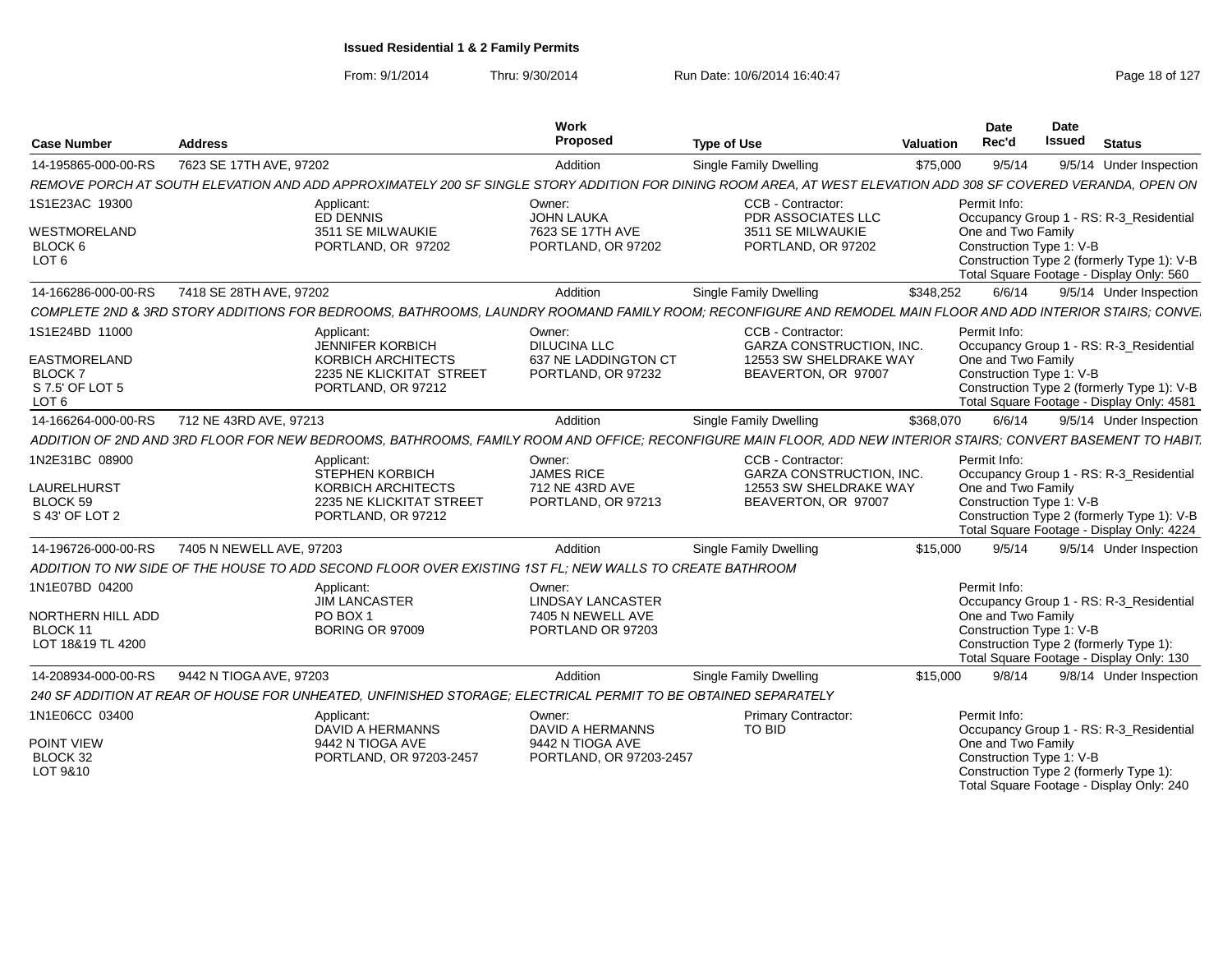**Issued Residential 1 & 2 Family Permits**

From: 9/1/2014 Thru: 9/30/2014 Run Date: 10/6/2014 16:40:47

| Case Number | Address | Work Proposed | Type of Use | Valuation | Date Rec'd | Date Issued | Status |
|---|---|---|---|---|---|---|---|
| 14-195865-000-00-RS | 7623 SE 17TH AVE, 97202 | Addition | Single Family Dwelling | $75,000 | 9/5/14 | 9/5/14 | Under Inspection |

REMOVE PORCH AT SOUTH ELEVATION AND ADD APPROXIMATELY 200 SF SINGLE STORY ADDITION FOR DINING ROOM AREA, AT WEST ELEVATION ADD 308 SF COVERED VERANDA, OPEN ON

1S1E23AC 19300
WESTMORELAND
BLOCK 6
LOT 6

Applicant: ED DENNIS, 3511 SE MILWAUKIE, PORTLAND, OR 97202
Owner: JOHN LAUKA, 7623 SE 17TH AVE, PORTLAND, OR 97202
CCB - Contractor: PDR ASSOCIATES LLC, 3511 SE MILWAUKIE, PORTLAND, OR 97202
Permit Info: Occupancy Group 1 - RS: R-3_Residential One and Two Family; Construction Type 1: V-B; Construction Type 2 (formerly Type 1): V-B; Total Square Footage - Display Only: 560

| Case Number | Address | Work Proposed | Type of Use | Valuation | Date Rec'd | Date Issued | Status |
|---|---|---|---|---|---|---|---|
| 14-166286-000-00-RS | 7418 SE 28TH AVE, 97202 | Addition | Single Family Dwelling | $348,252 | 6/6/14 | 9/5/14 | Under Inspection |

COMPLETE 2ND & 3RD STORY ADDITIONS FOR BEDROOMS, BATHROOMS, LAUNDRY ROOMAND FAMILY ROOM; RECONFIGURE AND REMODEL MAIN FLOOR AND ADD INTERIOR STAIRS; CONVE

1S1E24BD 11000
EASTMORELAND
BLOCK 7
S 7.5' OF LOT 5
LOT 6

Applicant: JENNIFER KORBICH, KORBICH ARCHITECTS, 2235 NE KLICKITAT STREET, PORTLAND, OR 97212
Owner: DILUCINA LLC, 637 NE LADDINGTON CT, PORTLAND, OR 97232
CCB - Contractor: GARZA CONSTRUCTION, INC., 12553 SW SHELDRAKE WAY, BEAVERTON, OR 97007
Permit Info: Occupancy Group 1 - RS: R-3_Residential One and Two Family; Construction Type 1: V-B; Construction Type 2 (formerly Type 1): V-B; Total Square Footage - Display Only: 4581

| Case Number | Address | Work Proposed | Type of Use | Valuation | Date Rec'd | Date Issued | Status |
|---|---|---|---|---|---|---|---|
| 14-166264-000-00-RS | 712 NE 43RD AVE, 97213 | Addition | Single Family Dwelling | $368,070 | 6/6/14 | 9/5/14 | Under Inspection |

ADDITION OF 2ND AND 3RD FLOOR FOR NEW BEDROOMS, BATHROOMS, FAMILY ROOM AND OFFICE; RECONFIGURE MAIN FLOOR, ADD NEW INTERIOR STAIRS; CONVERT BASEMENT TO HABIT.

1N2E31BC 08900
LAURELHURST
BLOCK 59
S 43' OF LOT 2

Applicant: STEPHEN KORBICH, KORBICH ARCHITECTS, 2235 NE KLICKITAT STREET, PORTLAND, OR 97212
Owner: JAMES RICE, 712 NE 43RD AVE, PORTLAND, OR 97213
CCB - Contractor: GARZA CONSTRUCTION, INC., 12553 SW SHELDRAKE WAY, BEAVERTON, OR 97007
Permit Info: Occupancy Group 1 - RS: R-3_Residential One and Two Family; Construction Type 1: V-B; Construction Type 2 (formerly Type 1): V-B; Total Square Footage - Display Only: 4224

| Case Number | Address | Work Proposed | Type of Use | Valuation | Date Rec'd | Date Issued | Status |
|---|---|---|---|---|---|---|---|
| 14-196726-000-00-RS | 7405 N NEWELL AVE, 97203 | Addition | Single Family Dwelling | $15,000 | 9/5/14 | 9/5/14 | Under Inspection |

ADDITION TO NW SIDE OF THE HOUSE TO ADD SECOND FLOOR OVER EXISTING 1ST FL; NEW WALLS TO CREATE BATHROOM

1N1E07BD 04200
NORTHERN HILL ADD
BLOCK 11
LOT 18&19 TL 4200

Applicant: JIM LANCASTER, PO BOX 1, BORING OR 97009
Owner: LINDSAY LANCASTER, 7405 N NEWELL AVE, PORTLAND OR 97203
Permit Info: Occupancy Group 1 - RS: R-3_Residential One and Two Family; Construction Type 1: V-B; Construction Type 2 (formerly Type 1):; Total Square Footage - Display Only: 130

| Case Number | Address | Work Proposed | Type of Use | Valuation | Date Rec'd | Date Issued | Status |
|---|---|---|---|---|---|---|---|
| 14-208934-000-00-RS | 9442 N TIOGA AVE, 97203 | Addition | Single Family Dwelling | $15,000 | 9/8/14 | 9/8/14 | Under Inspection |

240 SF ADDITION AT REAR OF HOUSE FOR UNHEATED, UNFINISHED STORAGE; ELECTRICAL PERMIT TO BE OBTAINED SEPARATELY

1N1E06CC 03400
POINT VIEW
BLOCK 32
LOT 9&10

Applicant: DAVID A HERMANNS, 9442 N TIOGA AVE, PORTLAND, OR 97203-2457
Owner: DAVID A HERMANNS, 9442 N TIOGA AVE, PORTLAND, OR 97203-2457
Primary Contractor: TO BID
Permit Info: Occupancy Group 1 - RS: R-3_Residential One and Two Family; Construction Type 1: V-B; Construction Type 2 (formerly Type 1):; Total Square Footage - Display Only: 240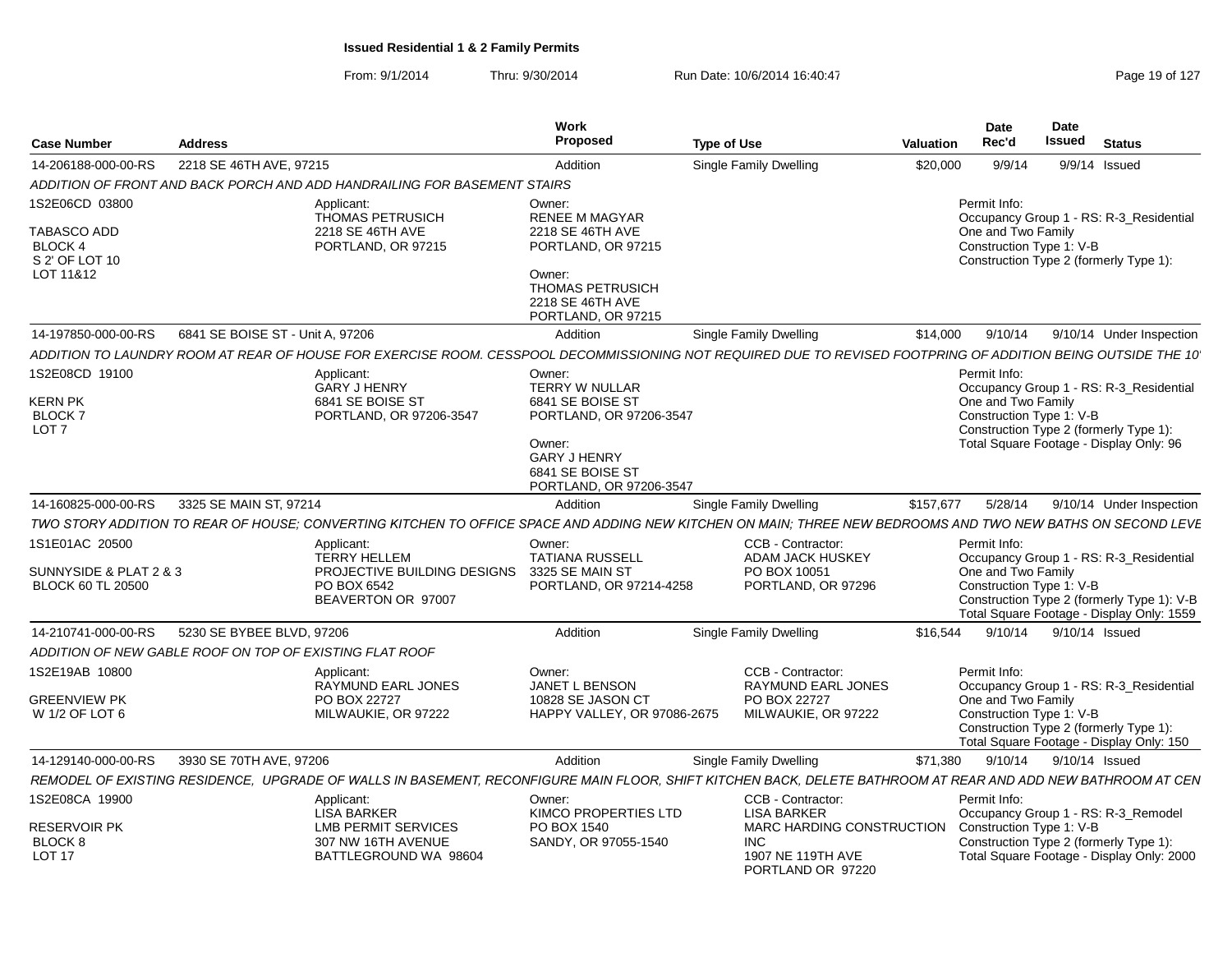**Issued Residential 1 & 2 Family Permits**

From: 9/1/2014 Thru: 9/30/2014 Run Date: 10/6/2014 16:40:47

| Case Number | Address | Work Proposed | Type of Use | Valuation | Date Rec'd | Date Issued | Status |
|---|---|---|---|---|---|---|---|
| 14-206188-000-00-RS | 2218 SE 46TH AVE, 97215 | Addition | Single Family Dwelling | $20,000 | 9/9/14 | 9/9/14 | Issued |

ADDITION OF FRONT AND BACK PORCH AND ADD HANDRAILING FOR BASEMENT STAIRS

1S2E06CD 03800
TABASCO ADD
BLOCK 4
S 2' OF LOT 10
LOT 11&12

Applicant:
THOMAS PETRUSICH
2218 SE 46TH AVE
PORTLAND, OR 97215

Owner:
RENEE M MAGYAR
2218 SE 46TH AVE
PORTLAND, OR 97215

Owner:
THOMAS PETRUSICH
2218 SE 46TH AVE
PORTLAND, OR 97215

Permit Info:
Occupancy Group 1 - RS: R-3_Residential One and Two Family
Construction Type 1: V-B
Construction Type 2 (formerly Type 1):

| Case Number | Address | Work Proposed | Type of Use | Valuation | Date Rec'd | Date Issued | Status |
|---|---|---|---|---|---|---|---|
| 14-197850-000-00-RS | 6841 SE BOISE ST - Unit A, 97206 | Addition | Single Family Dwelling | $14,000 | 9/10/14 | 9/10/14 | Under Inspection |

ADDITION TO LAUNDRY ROOM AT REAR OF HOUSE FOR EXERCISE ROOM. CESSPOOL DECOMMISSIONING NOT REQUIRED DUE TO REVISED FOOTPRING OF ADDITION BEING OUTSIDE THE 10'

1S2E08CD 19100
KERN PK
BLOCK 7
LOT 7

Applicant:
GARY J HENRY
6841 SE BOISE ST
PORTLAND, OR 97206-3547

Owner:
TERRY W NULLAR
6841 SE BOISE ST
PORTLAND, OR 97206-3547

Owner:
GARY J HENRY
6841 SE BOISE ST
PORTLAND, OR 97206-3547

Permit Info:
Occupancy Group 1 - RS: R-3_Residential One and Two Family
Construction Type 1: V-B
Construction Type 2 (formerly Type 1):
Total Square Footage - Display Only: 96

| Case Number | Address | Work Proposed | Type of Use | Valuation | Date Rec'd | Date Issued | Status |
|---|---|---|---|---|---|---|---|
| 14-160825-000-00-RS | 3325 SE MAIN ST, 97214 | Addition | Single Family Dwelling | $157,677 | 5/28/14 | 9/10/14 | Under Inspection |

TWO STORY ADDITION TO REAR OF HOUSE; CONVERTING KITCHEN TO OFFICE SPACE AND ADDING NEW KITCHEN ON MAIN; THREE NEW BEDROOMS AND TWO NEW BATHS ON SECOND LEVE

1S1E01AC 20500
SUNNYSIDE & PLAT 2 & 3
BLOCK 60 TL 20500

Applicant:
TERRY HELLEM
PROJECTIVE BUILDING DESIGNS
PO BOX 6542
BEAVERTON OR 97007

Owner:
TATIANA RUSSELL
3325 SE MAIN ST
PORTLAND, OR 97214-4258

CCB - Contractor:
ADAM JACK HUSKEY
PO BOX 10051
PORTLAND, OR 97296

Permit Info:
Occupancy Group 1 - RS: R-3_Residential One and Two Family
Construction Type 1: V-B
Construction Type 2 (formerly Type 1): V-B
Total Square Footage - Display Only: 1559

| Case Number | Address | Work Proposed | Type of Use | Valuation | Date Rec'd | Date Issued | Status |
|---|---|---|---|---|---|---|---|
| 14-210741-000-00-RS | 5230 SE BYBEE BLVD, 97206 | Addition | Single Family Dwelling | $16,544 | 9/10/14 | 9/10/14 | Issued |

ADDITION OF NEW GABLE ROOF ON TOP OF EXISTING FLAT ROOF

1S2E19AB 10800
GREENVIEW PK
W 1/2 OF LOT 6

Applicant:
RAYMUND EARL JONES
PO BOX 22727
MILWAUKIE, OR 97222

Owner:
JANET L BENSON
10828 SE JASON CT
HAPPY VALLEY, OR 97086-2675

CCB - Contractor:
RAYMUND EARL JONES
PO BOX 22727
MILWAUKIE, OR 97222

Permit Info:
Occupancy Group 1 - RS: R-3_Residential One and Two Family
Construction Type 1: V-B
Construction Type 2 (formerly Type 1):
Total Square Footage - Display Only: 150

| Case Number | Address | Work Proposed | Type of Use | Valuation | Date Rec'd | Date Issued | Status |
|---|---|---|---|---|---|---|---|
| 14-129140-000-00-RS | 3930 SE 70TH AVE, 97206 | Addition | Single Family Dwelling | $71,380 | 9/10/14 | 9/10/14 | Issued |

REMODEL OF EXISTING RESIDENCE, UPGRADE OF WALLS IN BASEMENT, RECONFIGURE MAIN FLOOR, SHIFT KITCHEN BACK, DELETE BATHROOM AT REAR AND ADD NEW BATHROOM AT CEN

1S2E08CA 19900
RESERVOIR PK
BLOCK 8
LOT 17

Applicant:
LISA BARKER
LMB PERMIT SERVICES
307 NW 16TH AVENUE
BATTLEGROUND WA 98604

Owner:
KIMCO PROPERTIES LTD
PO BOX 1540
SANDY, OR 97055-1540

CCB - Contractor:
LISA BARKER
MARC HARDING CONSTRUCTION INC
1907 NE 119TH AVE
PORTLAND OR 97220

Permit Info:
Occupancy Group 1 - RS: R-3_Remodel
Construction Type 1: V-B
Construction Type 2 (formerly Type 1):
Total Square Footage - Display Only: 2000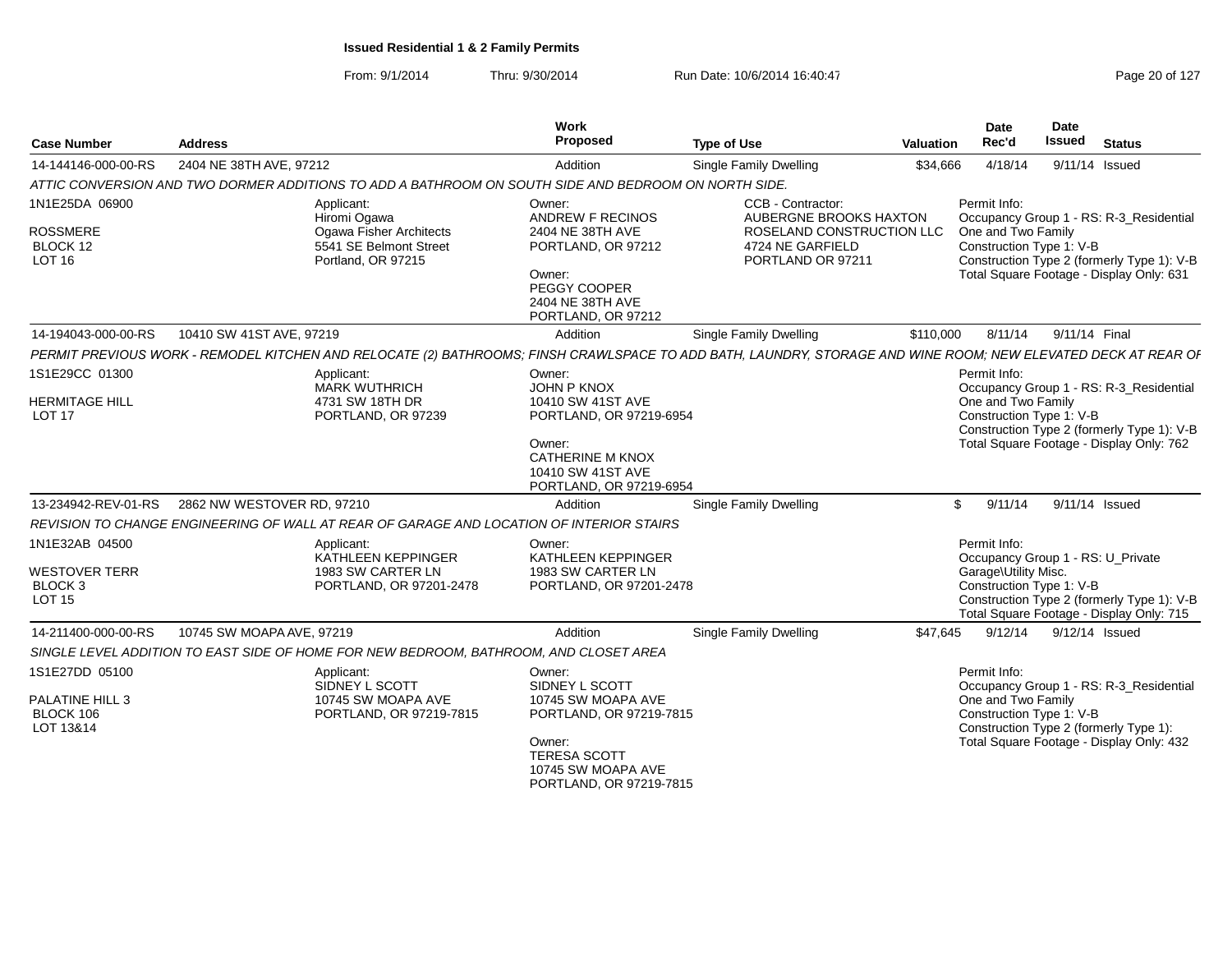# Issued Residential 1 & 2 Family Permits

From: 9/1/2014 Thru: 9/30/2014 Run Date: 10/6/2014 16:40:47

| Case Number | Address | Work Proposed | Type of Use | Valuation | Date Rec'd | Date Issued | Status |
|---|---|---|---|---|---|---|---|
| 14-144146-000-00-RS | 2404 NE 38TH AVE, 97212 | Addition | Single Family Dwelling | $34,666 | 4/18/14 | 9/11/14 | Issued |

ATTIC CONVERSION AND TWO DORMER ADDITIONS TO ADD A BATHROOM ON SOUTH SIDE AND BEDROOM ON NORTH SIDE.

1N1E25DA 06900
ROSSMERE
BLOCK 12
LOT 16

Applicant:
Hiromi Ogawa
Ogawa Fisher Architects
5541 SE Belmont Street
Portland, OR 97215

Owner:
ANDREW F RECINOS
2404 NE 38TH AVE
PORTLAND, OR 97212

Owner:
PEGGY COOPER
2404 NE 38TH AVE
PORTLAND, OR 97212

CCB - Contractor:
AUBERGNE BROOKS HAXTON
ROSELAND CONSTRUCTION LLC
4724 NE GARFIELD
PORTLAND OR 97211

Permit Info:
Occupancy Group 1 - RS: R-3_Residential One and Two Family
Construction Type 1: V-B
Construction Type 2 (formerly Type 1): V-B
Total Square Footage - Display Only: 631

| Case Number | Address | Work Proposed | Type of Use | Valuation | Date Rec'd | Date Issued | Status |
|---|---|---|---|---|---|---|---|
| 14-194043-000-00-RS | 10410 SW 41ST AVE, 97219 | Addition | Single Family Dwelling | $110,000 | 8/11/14 | 9/11/14 | Final |

PERMIT PREVIOUS WORK - REMODEL KITCHEN AND RELOCATE (2) BATHROOMS; FINSH CRAWLSPACE TO ADD BATH, LAUNDRY, STORAGE AND WINE ROOM; NEW ELEVATED DECK AT REAR OF

1S1E29CC 01300
HERMITAGE HILL
LOT 17

Applicant:
MARK WUTHRICH
4731 SW 18TH DR
PORTLAND, OR 97239

Owner:
JOHN P KNOX
10410 SW 41ST AVE
PORTLAND, OR 97219-6954

Owner:
CATHERINE M KNOX
10410 SW 41ST AVE
PORTLAND, OR 97219-6954

Permit Info:
Occupancy Group 1 - RS: R-3_Residential One and Two Family
Construction Type 1: V-B
Construction Type 2 (formerly Type 1): V-B
Total Square Footage - Display Only: 762

| Case Number | Address | Work Proposed | Type of Use | Valuation | Date Rec'd | Date Issued | Status |
|---|---|---|---|---|---|---|---|
| 13-234942-REV-01-RS | 2862 NW WESTOVER RD, 97210 | Addition | Single Family Dwelling | $ | 9/11/14 | 9/11/14 | Issued |

REVISION TO CHANGE ENGINEERING OF WALL AT REAR OF GARAGE AND LOCATION OF INTERIOR STAIRS

1N1E32AB 04500
WESTOVER TERR
BLOCK 3
LOT 15

Applicant:
KATHLEEN KEPPINGER
1983 SW CARTER LN
PORTLAND, OR 97201-2478

Owner:
KATHLEEN KEPPINGER
1983 SW CARTER LN
PORTLAND, OR 97201-2478

Permit Info:
Occupancy Group 1 - RS: U_Private Garage\Utility Misc.
Construction Type 1: V-B
Construction Type 2 (formerly Type 1): V-B
Total Square Footage - Display Only: 715

| Case Number | Address | Work Proposed | Type of Use | Valuation | Date Rec'd | Date Issued | Status |
|---|---|---|---|---|---|---|---|
| 14-211400-000-00-RS | 10745 SW MOAPA AVE, 97219 | Addition | Single Family Dwelling | $47,645 | 9/12/14 | 9/12/14 | Issued |

SINGLE LEVEL ADDITION TO EAST SIDE OF HOME FOR NEW BEDROOM, BATHROOM, AND CLOSET AREA

1S1E27DD 05100
PALATINE HILL 3
BLOCK 106
LOT 13&14

Applicant:
SIDNEY L SCOTT
10745 SW MOAPA AVE
PORTLAND, OR 97219-7815

Owner:
SIDNEY L SCOTT
10745 SW MOAPA AVE
PORTLAND, OR 97219-7815

Owner:
TERESA SCOTT
10745 SW MOAPA AVE
PORTLAND, OR 97219-7815

Permit Info:
Occupancy Group 1 - RS: R-3_Residential One and Two Family
Construction Type 1: V-B
Construction Type 2 (formerly Type 1):
Total Square Footage - Display Only: 432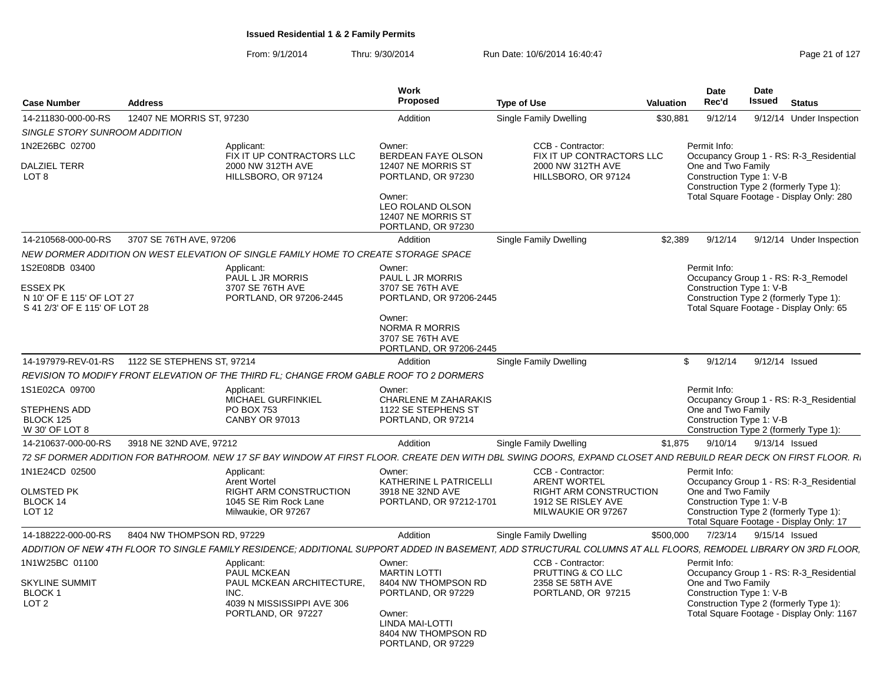# Issued Residential 1 & 2 Family Permits

From: 9/1/2014 Thru: 9/30/2014 Run Date: 10/6/2014 16:40:47

| Case Number | Address | Work Proposed | Type of Use | Valuation | Date Rec'd | Date Issued | Status |
|---|---|---|---|---|---|---|---|
| 14-211830-000-00-RS | 12407 NE MORRIS ST, 97230 | Addition | Single Family Dwelling | $30,881 | 9/12/14 | 9/12/14 | Under Inspection |

*SINGLE STORY SUNROOM ADDITION*

1N2E26BC 02700
DALZIEL TERR
LOT 8

Applicant:
FIX IT UP CONTRACTORS LLC
2000 NW 312TH AVE
HILLSBORO, OR 97124

Owner:
BERDEAN FAYE OLSON
12407 NE MORRIS ST
PORTLAND, OR 97230

Owner:
LEO ROLAND OLSON
12407 NE MORRIS ST
PORTLAND, OR 97230

CCB - Contractor:
FIX IT UP CONTRACTORS LLC
2000 NW 312TH AVE
HILLSBORO, OR 97124

Permit Info:
Occupancy Group 1 - RS: R-3_Residential One and Two Family
Construction Type 1: V-B
Construction Type 2 (formerly Type 1):
Total Square Footage - Display Only: 280

| Case Number | Address | Work Proposed | Type of Use | Valuation | Date Rec'd | Date Issued | Status |
|---|---|---|---|---|---|---|---|
| 14-210568-000-00-RS | 3707 SE 76TH AVE, 97206 | Addition | Single Family Dwelling | $2,389 | 9/12/14 | 9/12/14 | Under Inspection |

*NEW DORMER ADDITION ON WEST ELEVATION OF SINGLE FAMILY HOME TO CREATE STORAGE SPACE*

1S2E08DB 03400
ESSEX PK
N 10' OF E 115' OF LOT 27
S 41 2/3' OF E 115' OF LOT 28

Applicant:
PAUL L JR MORRIS
3707 SE 76TH AVE
PORTLAND, OR 97206-2445

Owner:
PAUL L JR MORRIS
3707 SE 76TH AVE
PORTLAND, OR 97206-2445

Owner:
NORMA R MORRIS
3707 SE 76TH AVE
PORTLAND, OR 97206-2445

Permit Info:
Occupancy Group 1 - RS: R-3_Remodel
Construction Type 1: V-B
Construction Type 2 (formerly Type 1):
Total Square Footage - Display Only: 65

| Case Number | Address | Work Proposed | Type of Use | Valuation | Date Rec'd | Date Issued | Status |
|---|---|---|---|---|---|---|---|
| 14-197979-REV-01-RS | 1122 SE STEPHENS ST, 97214 | Addition | Single Family Dwelling | $ | 9/12/14 | 9/12/14 | Issued |

*REVISION TO MODIFY FRONT ELEVATION OF THE THIRD FL; CHANGE FROM GABLE ROOF TO 2 DORMERS*

1S1E02CA 09700
STEPHENS ADD
BLOCK 125
W 30' OF LOT 8

Applicant:
MICHAEL GURFINKIEL
PO BOX 753
CANBY OR 97013

Owner:
CHARLENE M ZAHARAKIS
1122 SE STEPHENS ST
PORTLAND, OR 97214

Permit Info:
Occupancy Group 1 - RS: R-3_Residential One and Two Family
Construction Type 1: V-B
Construction Type 2 (formerly Type 1):

| Case Number | Address | Work Proposed | Type of Use | Valuation | Date Rec'd | Date Issued | Status |
|---|---|---|---|---|---|---|---|
| 14-210637-000-00-RS | 3918 NE 32ND AVE, 97212 | Addition | Single Family Dwelling | $1,875 | 9/10/14 | 9/13/14 | Issued |

*72 SF DORMER ADDITION FOR BATHROOM. NEW 17 SF BAY WINDOW AT FIRST FLOOR. CREATE DEN WITH DBL SWING DOORS, EXPAND CLOSET AND REBUILD REAR DECK ON FIRST FLOOR. R*

1N1E24CD 02500
OLMSTED PK
BLOCK 14
LOT 12

Applicant:
Arent Wortel
RIGHT ARM CONSTRUCTION
1045 SE Rim Rock Lane
Milwaukie, OR 97267

Owner:
KATHERINE L PATRICELLI
3918 NE 32ND AVE
PORTLAND, OR 97212-1701

CCB - Contractor:
ARENT WORTEL
RIGHT ARM CONSTRUCTION
1912 SE RISLEY AVE
MILWAUKIE OR 97267

Permit Info:
Occupancy Group 1 - RS: R-3_Residential One and Two Family
Construction Type 1: V-B
Construction Type 2 (formerly Type 1):
Total Square Footage - Display Only: 17

| Case Number | Address | Work Proposed | Type of Use | Valuation | Date Rec'd | Date Issued | Status |
|---|---|---|---|---|---|---|---|
| 14-188222-000-00-RS | 8404 NW THOMPSON RD, 97229 | Addition | Single Family Dwelling | $500,000 | 7/23/14 | 9/15/14 | Issued |

*ADDITION OF NEW 4TH FLOOR TO SINGLE FAMILY RESIDENCE; ADDITIONAL SUPPORT ADDED IN BASEMENT, ADD STRUCTURAL COLUMNS AT ALL FLOORS, REMODEL LIBRARY ON 3RD FLOOR,*

1N1W25BC 01100
SKYLINE SUMMIT
BLOCK 1
LOT 2

Applicant:
PAUL MCKEAN
PAUL MCKEAN ARCHITECTURE, INC.
4039 N MISSISSIPPI AVE 306
PORTLAND, OR 97227

Owner:
MARTIN LOTTI
8404 NW THOMPSON RD
PORTLAND, OR 97229

Owner:
LINDA MAI-LOTTI
8404 NW THOMPSON RD
PORTLAND, OR 97229

CCB - Contractor:
PRUTTING & CO LLC
2358 SE 58TH AVE
PORTLAND, OR 97215

Permit Info:
Occupancy Group 1 - RS: R-3_Residential One and Two Family
Construction Type 1: V-B
Construction Type 2 (formerly Type 1):
Total Square Footage - Display Only: 1167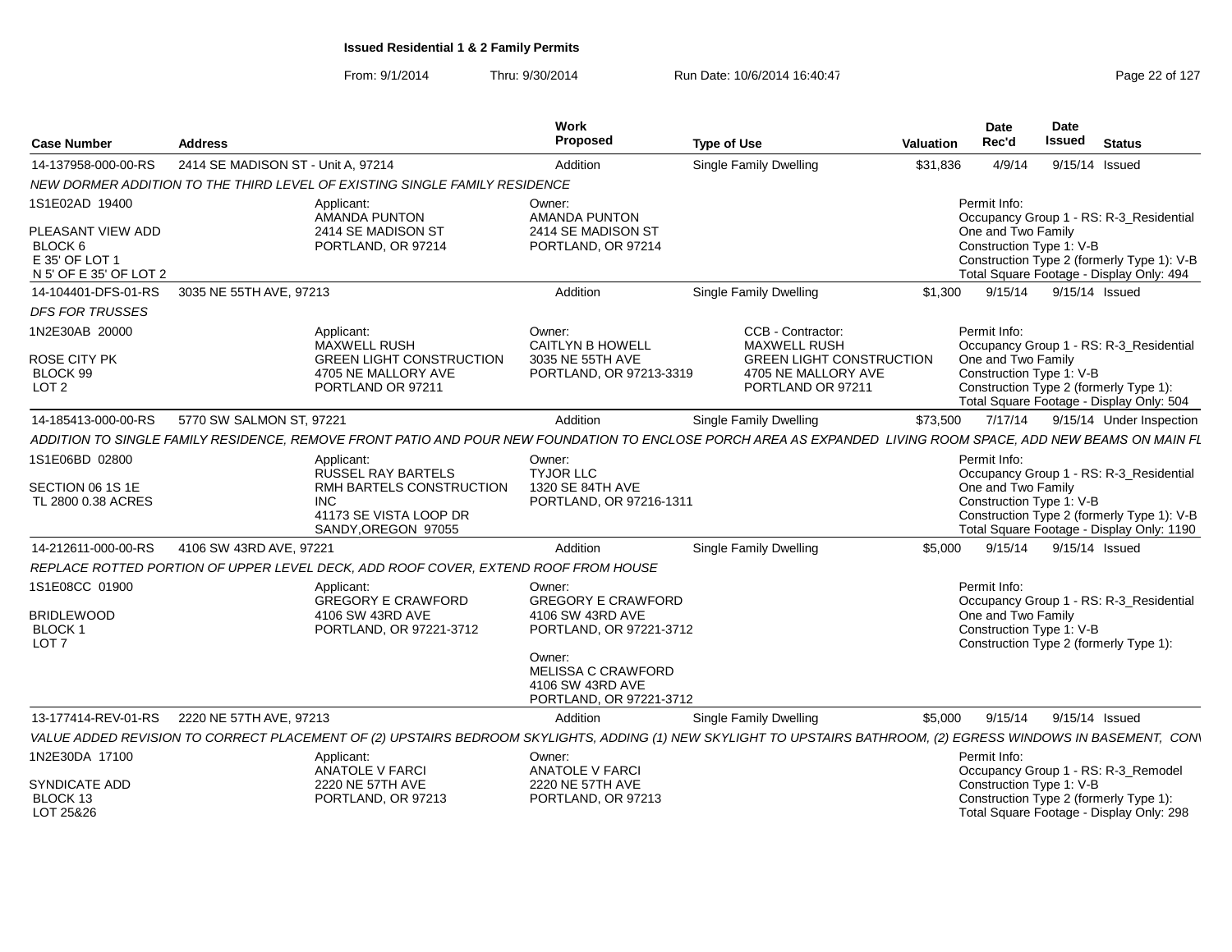**Issued Residential 1 & 2 Family Permits**

From: 9/1/2014 Thru: 9/30/2014 Run Date: 10/6/2014 16:40:47

| Case Number | Address | Work Proposed | Type of Use | Valuation | Date Rec'd | Date Issued | Status |
|---|---|---|---|---|---|---|---|
| 14-137958-000-00-RS | 2414 SE MADISON ST - Unit A, 97214 | Addition | Single Family Dwelling | $31,836 | 4/9/14 | 9/15/14 | Issued |

*NEW DORMER ADDITION TO THE THIRD LEVEL OF EXISTING SINGLE FAMILY RESIDENCE*

1S1E02AD 19400
PLEASANT VIEW ADD
BLOCK 6
E 35' OF LOT 1
N 5' OF E 35' OF LOT 2

Applicant: AMANDA PUNTON, 2414 SE MADISON ST, PORTLAND, OR 97214

Owner: AMANDA PUNTON, 2414 SE MADISON ST, PORTLAND, OR 97214

Permit Info: Occupancy Group 1 - RS: R-3_Residential One and Two Family; Construction Type 1: V-B; Construction Type 2 (formerly Type 1): V-B; Total Square Footage - Display Only: 494

| Case Number | Address | Work Proposed | Type of Use | Valuation | Date Rec'd | Date Issued | Status |
|---|---|---|---|---|---|---|---|
| 14-104401-DFS-01-RS | 3035 NE 55TH AVE, 97213 | Addition | Single Family Dwelling | $1,300 | 9/15/14 | 9/15/14 | Issued |

*DFS FOR TRUSSES*

1N2E30AB 20000
ROSE CITY PK
BLOCK 99
LOT 2

Applicant: MAXWELL RUSH, GREEN LIGHT CONSTRUCTION, 4705 NE MALLORY AVE, PORTLAND OR 97211

Owner: CAITLYN B HOWELL, 3035 NE 55TH AVE, PORTLAND, OR 97213-3319

CCB - Contractor: MAXWELL RUSH, GREEN LIGHT CONSTRUCTION, 4705 NE MALLORY AVE, PORTLAND OR 97211

Permit Info: Occupancy Group 1 - RS: R-3_Residential One and Two Family; Construction Type 1: V-B; Construction Type 2 (formerly Type 1):; Total Square Footage - Display Only: 504

| Case Number | Address | Work Proposed | Type of Use | Valuation | Date Rec'd | Date Issued | Status |
|---|---|---|---|---|---|---|---|
| 14-185413-000-00-RS | 5770 SW SALMON ST, 97221 | Addition | Single Family Dwelling | $73,500 | 7/17/14 | 9/15/14 | Under Inspection |

*ADDITION TO SINGLE FAMILY RESIDENCE, REMOVE FRONT PATIO AND POUR NEW FOUNDATION TO ENCLOSE PORCH AREA AS EXPANDED LIVING ROOM SPACE, ADD NEW BEAMS ON MAIN FL*

1S1E06BD 02800
SECTION 06 1S 1E
TL 2800 0.38 ACRES

Applicant: RUSSEL RAY BARTELS, RMH BARTELS CONSTRUCTION INC, 41173 SE VISTA LOOP DR, SANDY,OREGON 97055

Owner: TYJOR LLC, 1320 SE 84TH AVE, PORTLAND, OR 97216-1311

Permit Info: Occupancy Group 1 - RS: R-3_Residential One and Two Family; Construction Type 1: V-B; Construction Type 2 (formerly Type 1): V-B; Total Square Footage - Display Only: 1190

| Case Number | Address | Work Proposed | Type of Use | Valuation | Date Rec'd | Date Issued | Status |
|---|---|---|---|---|---|---|---|
| 14-212611-000-00-RS | 4106 SW 43RD AVE, 97221 | Addition | Single Family Dwelling | $5,000 | 9/15/14 | 9/15/14 | Issued |

*REPLACE ROTTED PORTION OF UPPER LEVEL DECK, ADD ROOF COVER, EXTEND ROOF FROM HOUSE*

1S1E08CC 01900
BRIDLEWOOD
BLOCK 1
LOT 7

Applicant: GREGORY E CRAWFORD, 4106 SW 43RD AVE, PORTLAND, OR 97221-3712

Owner: GREGORY E CRAWFORD, 4106 SW 43RD AVE, PORTLAND, OR 97221-3712

Owner: MELISSA C CRAWFORD, 4106 SW 43RD AVE, PORTLAND, OR 97221-3712

Permit Info: Occupancy Group 1 - RS: R-3_Residential One and Two Family; Construction Type 1: V-B; Construction Type 2 (formerly Type 1):

| Case Number | Address | Work Proposed | Type of Use | Valuation | Date Rec'd | Date Issued | Status |
|---|---|---|---|---|---|---|---|
| 13-177414-REV-01-RS | 2220 NE 57TH AVE, 97213 | Addition | Single Family Dwelling | $5,000 | 9/15/14 | 9/15/14 | Issued |

*VALUE ADDED REVISION TO CORRECT PLACEMENT OF (2) UPSTAIRS BEDROOM SKYLIGHTS, ADDING (1) NEW SKYLIGHT TO UPSTAIRS BATHROOM, (2) EGRESS WINDOWS IN BASEMENT, CON\*

1N2E30DA 17100
SYNDICATE ADD
BLOCK 13
LOT 25&26

Applicant: ANATOLE V FARCI, 2220 NE 57TH AVE, PORTLAND, OR 97213

Owner: ANATOLE V FARCI, 2220 NE 57TH AVE, PORTLAND, OR 97213

Permit Info: Occupancy Group 1 - RS: R-3_Remodel; Construction Type 1: V-B; Construction Type 2 (formerly Type 1):; Total Square Footage - Display Only: 298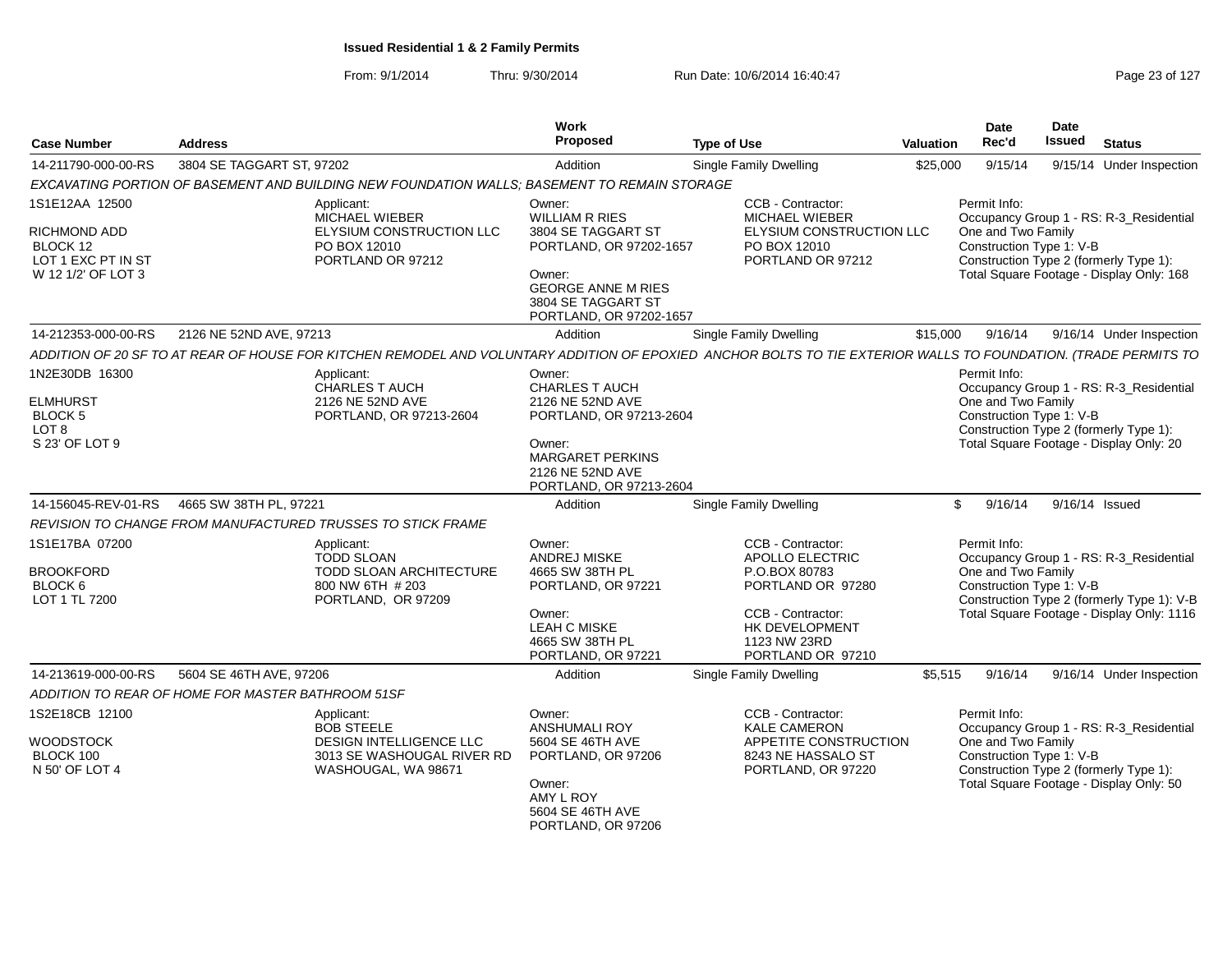**Issued Residential 1 & 2 Family Permits**

From: 9/1/2014 Thru: 9/30/2014 Run Date: 10/6/2014 16:40:47

| Case Number | Address | Work Proposed | Type of Use | Valuation | Date Rec'd | Date Issued | Status |
|---|---|---|---|---|---|---|---|
| 14-211790-000-00-RS | 3804 SE TAGGART ST, 97202 | Addition | Single Family Dwelling | $25,000 | 9/15/14 | 9/15/14 | Under Inspection |

*EXCAVATING PORTION OF BASEMENT AND BUILDING NEW FOUNDATION WALLS; BASEMENT TO REMAIN STORAGE*

1S1E12AA 12500
RICHMOND ADD
BLOCK 12
LOT 1 EXC PT IN ST
W 12 1/2' OF LOT 3

Applicant:
MICHAEL WIEBER
ELYSIUM CONSTRUCTION LLC
PO BOX 12010
PORTLAND OR 97212

Owner:
WILLIAM R RIES
3804 SE TAGGART ST
PORTLAND, OR 97202-1657

Owner:
GEORGE ANNE M RIES
3804 SE TAGGART ST
PORTLAND, OR 97202-1657

CCB - Contractor:
MICHAEL WIEBER
ELYSIUM CONSTRUCTION LLC
PO BOX 12010
PORTLAND OR 97212

Permit Info:
Occupancy Group 1 - RS: R-3_Residential One and Two Family
Construction Type 1: V-B
Construction Type 2 (formerly Type 1):
Total Square Footage - Display Only: 168

| Case Number | Address | Work Proposed | Type of Use | Valuation | Date Rec'd | Date Issued | Status |
|---|---|---|---|---|---|---|---|
| 14-212353-000-00-RS | 2126 NE 52ND AVE, 97213 | Addition | Single Family Dwelling | $15,000 | 9/16/14 | 9/16/14 | Under Inspection |

*ADDITION OF 20 SF TO AT REAR OF HOUSE FOR KITCHEN REMODEL AND VOLUNTARY ADDITION OF EPOXIED ANCHOR BOLTS TO TIE EXTERIOR WALLS TO FOUNDATION. (TRADE PERMITS TO*

1N2E30DB 16300
ELMHURST
BLOCK 5
LOT 8
S 23' OF LOT 9

Applicant:
CHARLES T AUCH
2126 NE 52ND AVE
PORTLAND, OR 97213-2604

Owner:
CHARLES T AUCH
2126 NE 52ND AVE
PORTLAND, OR 97213-2604

Owner:
MARGARET PERKINS
2126 NE 52ND AVE
PORTLAND, OR 97213-2604

Permit Info:
Occupancy Group 1 - RS: R-3_Residential One and Two Family
Construction Type 1: V-B
Construction Type 2 (formerly Type 1):
Total Square Footage - Display Only: 20

| Case Number | Address | Work Proposed | Type of Use | Valuation | Date Rec'd | Date Issued | Status |
|---|---|---|---|---|---|---|---|
| 14-156045-REV-01-RS | 4665 SW 38TH PL, 97221 | Addition | Single Family Dwelling | $ | 9/16/14 | 9/16/14 | Issued |

*REVISION TO CHANGE FROM MANUFACTURED TRUSSES TO STICK FRAME*

1S1E17BA 07200
BROOKFORD
BLOCK 6
LOT 1 TL 7200

Applicant:
TODD SLOAN
TODD SLOAN ARCHITECTURE
800 NW 6TH # 203
PORTLAND, OR 97209

Owner:
ANDREJ MISKE
4665 SW 38TH PL
PORTLAND, OR 97221

Owner:
LEAH C MISKE
4665 SW 38TH PL
PORTLAND, OR 97221

CCB - Contractor:
APOLLO ELECTRIC
P.O.BOX 80783
PORTLAND OR 97280

CCB - Contractor:
HK DEVELOPMENT
1123 NW 23RD
PORTLAND OR 97210

Permit Info:
Occupancy Group 1 - RS: R-3_Residential One and Two Family
Construction Type 1: V-B
Construction Type 2 (formerly Type 1): V-B
Total Square Footage - Display Only: 1116

| Case Number | Address | Work Proposed | Type of Use | Valuation | Date Rec'd | Date Issued | Status |
|---|---|---|---|---|---|---|---|
| 14-213619-000-00-RS | 5604 SE 46TH AVE, 97206 | Addition | Single Family Dwelling | $5,515 | 9/16/14 | 9/16/14 | Under Inspection |

*ADDITION TO REAR OF HOME FOR MASTER BATHROOM 51SF*

1S2E18CB 12100
WOODSTOCK
BLOCK 100
N 50' OF LOT 4

Applicant:
BOB STEELE
DESIGN INTELLIGENCE LLC
3013 SE WASHOUGAL RIVER RD
WASHOUGAL, WA 98671

Owner:
ANSHUMALI ROY
5604 SE 46TH AVE
PORTLAND, OR 97206

Owner:
AMY L ROY
5604 SE 46TH AVE
PORTLAND, OR 97206

CCB - Contractor:
KALE CAMERON
APPETITE CONSTRUCTION
8243 NE HASSALO ST
PORTLAND, OR 97220

Permit Info:
Occupancy Group 1 - RS: R-3_Residential One and Two Family
Construction Type 1: V-B
Construction Type 2 (formerly Type 1):
Total Square Footage - Display Only: 50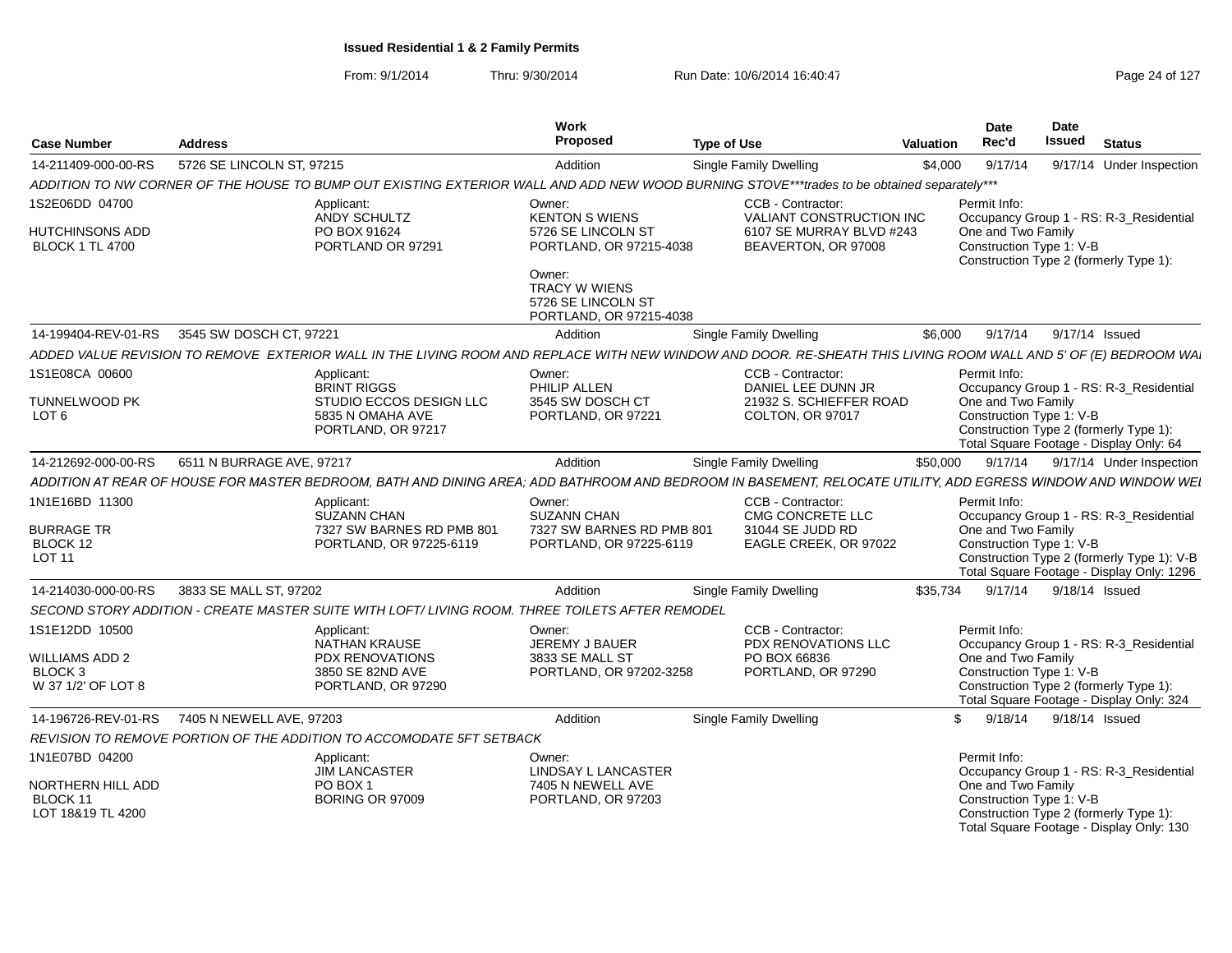**Issued Residential 1 & 2 Family Permits**

From: 9/1/2014 Thru: 9/30/2014 Run Date: 10/6/2014 16:40:47

| Case Number | Address | Work Proposed | Type of Use | Valuation | Date Rec'd | Date Issued | Status |
|---|---|---|---|---|---|---|---|
| 14-211409-000-00-RS | 5726 SE LINCOLN ST, 97215 | Addition | Single Family Dwelling | $4,000 | 9/17/14 | 9/17/14 | Under Inspection |

*ADDITION TO NW CORNER OF THE HOUSE TO BUMP OUT EXISTING EXTERIOR WALL AND ADD NEW WOOD BURNING STOVE***trades to be obtained separately****

1S2E06DD 04700
HUTCHINSONS ADD
BLOCK 1 TL 4700

Applicant: ANDY SCHULTZ, PO BOX 91624, PORTLAND OR 97291

Owner: KENTON S WIENS, 5726 SE LINCOLN ST, PORTLAND, OR 97215-4038

Owner: TRACY W WIENS, 5726 SE LINCOLN ST, PORTLAND, OR 97215-4038

CCB - Contractor: VALIANT CONSTRUCTION INC, 6107 SE MURRAY BLVD #243, BEAVERTON, OR 97008

Permit Info: Occupancy Group 1 - RS: R-3_Residential One and Two Family; Construction Type 1: V-B; Construction Type 2 (formerly Type 1):

| Case Number | Address | Work Proposed | Type of Use | Valuation | Date Rec'd | Date Issued | Status |
|---|---|---|---|---|---|---|---|
| 14-199404-REV-01-RS | 3545 SW DOSCH CT, 97221 | Addition | Single Family Dwelling | $6,000 | 9/17/14 | 9/17/14 | Issued |

*ADDED VALUE REVISION TO REMOVE EXTERIOR WALL IN THE LIVING ROOM AND REPLACE WITH NEW WINDOW AND DOOR. RE-SHEATH THIS LIVING ROOM WALL AND 5' OF (E) BEDROOM WAL*

1S1E08CA 00600
TUNNELWOOD PK
LOT 6

Applicant: BRINT RIGGS, STUDIO ECCOS DESIGN LLC, 5835 N OMAHA AVE, PORTLAND, OR 97217

Owner: PHILIP ALLEN, 3545 SW DOSCH CT, PORTLAND, OR 97221

CCB - Contractor: DANIEL LEE DUNN JR, 21932 S. SCHIEFFER ROAD, COLTON, OR 97017

Permit Info: Occupancy Group 1 - RS: R-3_Residential One and Two Family; Construction Type 1: V-B; Construction Type 2 (formerly Type 1):; Total Square Footage - Display Only: 64

| Case Number | Address | Work Proposed | Type of Use | Valuation | Date Rec'd | Date Issued | Status |
|---|---|---|---|---|---|---|---|
| 14-212692-000-00-RS | 6511 N BURRAGE AVE, 97217 | Addition | Single Family Dwelling | $50,000 | 9/17/14 | 9/17/14 | Under Inspection |

*ADDITION AT REAR OF HOUSE FOR MASTER BEDROOM, BATH AND DINING AREA; ADD BATHROOM AND BEDROOM IN BASEMENT, RELOCATE UTILITY, ADD EGRESS WINDOW AND WINDOW WEL*

1N1E16BD 11300
BURRAGE TR
BLOCK 12
LOT 11

Applicant: SUZANN CHAN, 7327 SW BARNES RD PMB 801, PORTLAND, OR 97225-6119

Owner: SUZANN CHAN, 7327 SW BARNES RD PMB 801, PORTLAND, OR 97225-6119

CCB - Contractor: CMG CONCRETE LLC, 31044 SE JUDD RD, EAGLE CREEK, OR 97022

Permit Info: Occupancy Group 1 - RS: R-3_Residential One and Two Family; Construction Type 1: V-B; Construction Type 2 (formerly Type 1): V-B; Total Square Footage - Display Only: 1296

| Case Number | Address | Work Proposed | Type of Use | Valuation | Date Rec'd | Date Issued | Status |
|---|---|---|---|---|---|---|---|
| 14-214030-000-00-RS | 3833 SE MALL ST, 97202 | Addition | Single Family Dwelling | $35,734 | 9/17/14 | 9/18/14 | Issued |

*SECOND STORY ADDITION - CREATE MASTER SUITE WITH LOFT/ LIVING ROOM. THREE TOILETS AFTER REMODEL*

1S1E12DD 10500
WILLIAMS ADD 2
BLOCK 3
W 37 1/2' OF LOT 8

Applicant: NATHAN KRAUSE, PDX RENOVATIONS, 3850 SE 82ND AVE, PORTLAND, OR 97290

Owner: JEREMY J BAUER, 3833 SE MALL ST, PORTLAND, OR 97202-3258

CCB - Contractor: PDX RENOVATIONS LLC, PO BOX 66836, PORTLAND, OR 97290

Permit Info: Occupancy Group 1 - RS: R-3_Residential One and Two Family; Construction Type 1: V-B; Construction Type 2 (formerly Type 1):; Total Square Footage - Display Only: 324

| Case Number | Address | Work Proposed | Type of Use | Valuation | Date Rec'd | Date Issued | Status |
|---|---|---|---|---|---|---|---|
| 14-196726-REV-01-RS | 7405 N NEWELL AVE, 97203 | Addition | Single Family Dwelling | $ | 9/18/14 | 9/18/14 | Issued |

*REVISION TO REMOVE PORTION OF THE ADDITION TO ACCOMODATE 5FT SETBACK*

1N1E07BD 04200
NORTHERN HILL ADD
BLOCK 11
LOT 18&19 TL 4200

Applicant: JIM LANCASTER, PO BOX 1, BORING OR 97009

Owner: LINDSAY L LANCASTER, 7405 N NEWELL AVE, PORTLAND, OR 97203

Permit Info: Occupancy Group 1 - RS: R-3_Residential One and Two Family; Construction Type 1: V-B; Construction Type 2 (formerly Type 1):; Total Square Footage - Display Only: 130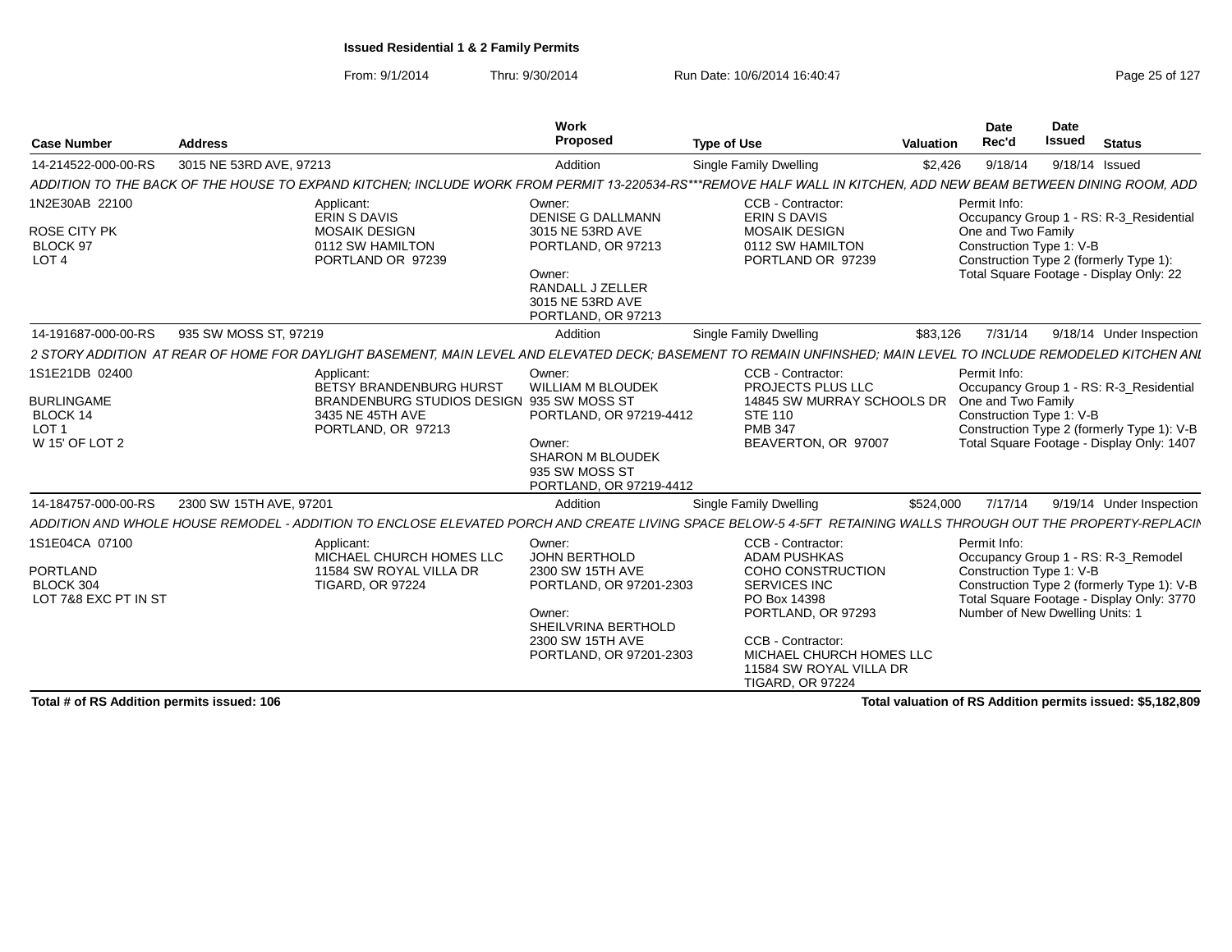## Issued Residential 1 & 2 Family Permits

From: 9/1/2014 Thru: 9/30/2014 Run Date: 10/6/2014 16:40:47

| Case Number | Address | Work Proposed | Type of Use | Valuation | Date Rec'd | Date Issued | Status |
|---|---|---|---|---|---|---|---|
| 14-214522-000-00-RS | 3015 NE 53RD AVE, 97213 | Addition | Single Family Dwelling | $2,426 | 9/18/14 | 9/18/14 | Issued |

*ADDITION TO THE BACK OF THE HOUSE TO EXPAND KITCHEN; INCLUDE WORK FROM PERMIT 13-220534-RS***REMOVE HALF WALL IN KITCHEN, ADD NEW BEAM BETWEEN DINING ROOM, ADD*

1N2E30AB 22100
ROSE CITY PK
BLOCK 97
LOT 4

Applicant:
ERIN S DAVIS
MOSAIK DESIGN
0112 SW HAMILTON
PORTLAND OR 97239

Owner:
DENISE G DALLMANN
3015 NE 53RD AVE
PORTLAND, OR 97213

Owner:
RANDALL J ZELLER
3015 NE 53RD AVE
PORTLAND, OR 97213

CCB - Contractor:
ERIN S DAVIS
MOSAIK DESIGN
0112 SW HAMILTON
PORTLAND OR 97239

Permit Info:
Occupancy Group 1 - RS: R-3_Residential One and Two Family
Construction Type 1: V-B
Construction Type 2 (formerly Type 1):
Total Square Footage - Display Only: 22

| Case Number | Address | Work Proposed | Type of Use | Valuation | Date Rec'd | Date Issued | Status |
|---|---|---|---|---|---|---|---|
| 14-191687-000-00-RS | 935 SW MOSS ST, 97219 | Addition | Single Family Dwelling | $83,126 | 7/31/14 | 9/18/14 | Under Inspection |

*2 STORY ADDITION AT REAR OF HOME FOR DAYLIGHT BASEMENT, MAIN LEVEL AND ELEVATED DECK; BASEMENT TO REMAIN UNFINSHED; MAIN LEVEL TO INCLUDE REMODELED KITCHEN ANI*

1S1E21DB 02400
BURLINGAME
BLOCK 14
LOT 1
W 15' OF LOT 2

Applicant:
BETSY BRANDENBURG HURST
BRANDENBURG STUDIOS DESIGN
3435 NE 45TH AVE
PORTLAND, OR 97213

Owner:
WILLIAM M BLOUDEK
935 SW MOSS ST
PORTLAND, OR 97219-4412

Owner:
SHARON M BLOUDEK
935 SW MOSS ST
PORTLAND, OR 97219-4412

CCB - Contractor:
PROJECTS PLUS LLC
14845 SW MURRAY SCHOOLS DR
STE 110
PMB 347
BEAVERTON, OR 97007

Permit Info:
Occupancy Group 1 - RS: R-3_Residential One and Two Family
Construction Type 1: V-B
Construction Type 2 (formerly Type 1): V-B
Total Square Footage - Display Only: 1407

| Case Number | Address | Work Proposed | Type of Use | Valuation | Date Rec'd | Date Issued | Status |
|---|---|---|---|---|---|---|---|
| 14-184757-000-00-RS | 2300 SW 15TH AVE, 97201 | Addition | Single Family Dwelling | $524,000 | 7/17/14 | 9/19/14 | Under Inspection |

*ADDITION AND WHOLE HOUSE REMODEL - ADDITION TO ENCLOSE ELEVATED PORCH AND CREATE LIVING SPACE BELOW-5 4-5FT RETAINING WALLS THROUGH OUT THE PROPERTY-REPLACIN*

1S1E04CA 07100
PORTLAND
BLOCK 304
LOT 7&8 EXC PT IN ST

Applicant:
MICHAEL CHURCH HOMES LLC
11584 SW ROYAL VILLA DR
TIGARD, OR 97224

Owner:
JOHN BERTHOLD
2300 SW 15TH AVE
PORTLAND, OR 97201-2303

Owner:
SHEILVRINA BERTHOLD
2300 SW 15TH AVE
PORTLAND, OR 97201-2303

CCB - Contractor:
ADAM PUSHKAS
COHO CONSTRUCTION SERVICES INC
PO Box 14398
PORTLAND, OR 97293

CCB - Contractor:
MICHAEL CHURCH HOMES LLC
11584 SW ROYAL VILLA DR
TIGARD, OR 97224

Permit Info:
Occupancy Group 1 - RS: R-3_Remodel
Construction Type 1: V-B
Construction Type 2 (formerly Type 1): V-B
Total Square Footage - Display Only: 3770
Number of New Dwelling Units: 1

**Total # of RS Addition permits issued: 106**

**Total valuation of RS Addition permits issued: $5,182,809**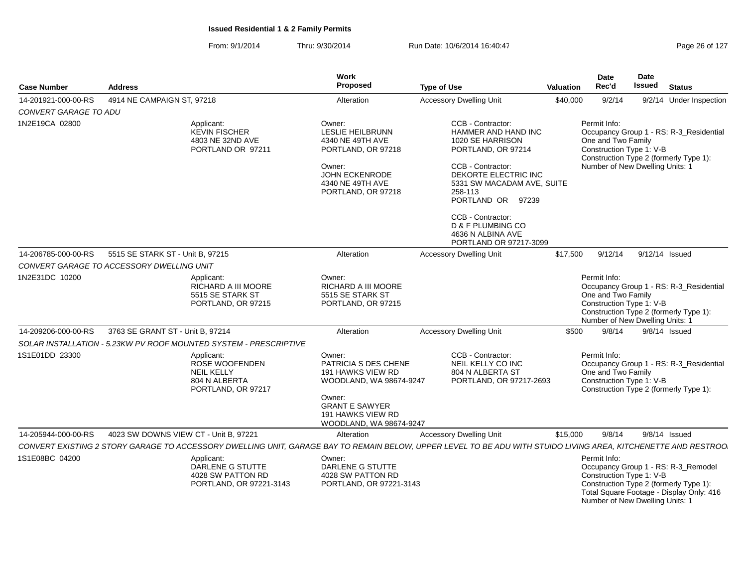**Issued Residential 1 & 2 Family Permits**

From: 9/1/2014 Thru: 9/30/2014 Run Date: 10/6/2014 16:40:47

| Case Number | Address | Work Proposed | Type of Use | Valuation | Date Rec'd | Date Issued | Status |
|---|---|---|---|---|---|---|---|
| 14-201921-000-00-RS | 4914 NE CAMPAIGN ST, 97218 | Alteration | Accessory Dwelling Unit | $40,000 | 9/2/14 | 9/2/14 | Under Inspection |

*CONVERT GARAGE TO ADU*

1N2E19CA 02800

- Applicant: KEVIN FISCHER, 4803 NE 32ND AVE, PORTLAND OR 97211
- Owner: LESLIE HEILBRUNN, 4340 NE 49TH AVE, PORTLAND, OR 97218
- Owner: JOHN ECKENRODE, 4340 NE 49TH AVE, PORTLAND, OR 97218
- CCB - Contractor: HAMMER AND HAND INC, 1020 SE HARRISON, PORTLAND, OR 97214
- CCB - Contractor: DEKORTE ELECTRIC INC, 5331 SW MACADAM AVE, SUITE 258-113, PORTLAND OR 97239
- CCB - Contractor: D & F PLUMBING CO, 4636 N ALBINA AVE, PORTLAND OR 97217-3099
- Permit Info: Occupancy Group 1 - RS: R-3_Residential One and Two Family; Construction Type 1: V-B; Construction Type 2 (formerly Type 1):; Number of New Dwelling Units: 1

| Case Number | Address | Work Proposed | Type of Use | Valuation | Date Rec'd | Date Issued | Status |
|---|---|---|---|---|---|---|---|
| 14-206785-000-00-RS | 5515 SE STARK ST - Unit B, 97215 | Alteration | Accessory Dwelling Unit | $17,500 | 9/12/14 | 9/12/14 | Issued |

*CONVERT GARAGE TO ACCESSORY DWELLING UNIT*

1N2E31DC 10200

- Applicant: RICHARD A III MOORE, 5515 SE STARK ST, PORTLAND, OR 97215
- Owner: RICHARD A III MOORE, 5515 SE STARK ST, PORTLAND, OR 97215
- Permit Info: Occupancy Group 1 - RS: R-3_Residential One and Two Family; Construction Type 1: V-B; Construction Type 2 (formerly Type 1):; Number of New Dwelling Units: 1

| Case Number | Address | Work Proposed | Type of Use | Valuation | Date Rec'd | Date Issued | Status |
|---|---|---|---|---|---|---|---|
| 14-209206-000-00-RS | 3763 SE GRANT ST - Unit B, 97214 | Alteration | Accessory Dwelling Unit | $500 | 9/8/14 | 9/8/14 | Issued |

*SOLAR INSTALLATION - 5.23KW PV ROOF MOUNTED SYSTEM - PRESCRIPTIVE*

1S1E01DD 23300

- Applicant: ROSE WOOFENDEN, NEIL KELLY, 804 N ALBERTA, PORTLAND, OR 97217
- Owner: PATRICIA S DES CHENE, 191 HAWKS VIEW RD, WOODLAND, WA 98674-9247
- Owner: GRANT E SAWYER, 191 HAWKS VIEW RD, WOODLAND, WA 98674-9247
- CCB - Contractor: NEIL KELLY CO INC, 804 N ALBERTA ST, PORTLAND, OR 97217-2693
- Permit Info: Occupancy Group 1 - RS: R-3_Residential One and Two Family; Construction Type 1: V-B; Construction Type 2 (formerly Type 1):

| Case Number | Address | Work Proposed | Type of Use | Valuation | Date Rec'd | Date Issued | Status |
|---|---|---|---|---|---|---|---|
| 14-205944-000-00-RS | 4023 SW DOWNS VIEW CT - Unit B, 97221 | Alteration | Accessory Dwelling Unit | $15,000 | 9/8/14 | 9/8/14 | Issued |

*CONVERT EXISTING 2 STORY GARAGE TO ACCESSORY DWELLING UNIT, GARAGE BAY TO REMAIN BELOW, UPPER LEVEL TO BE ADU WITH STUIDO LIVING AREA, KITCHENETTE AND RESTROO*

1S1E08BC 04200

- Applicant: DARLENE G STUTTE, 4028 SW PATTON RD, PORTLAND, OR 97221-3143
- Owner: DARLENE G STUTTE, 4028 SW PATTON RD, PORTLAND, OR 97221-3143
- Permit Info: Occupancy Group 1 - RS: R-3_Remodel; Construction Type 1: V-B; Construction Type 2 (formerly Type 1):; Total Square Footage - Display Only: 416; Number of New Dwelling Units: 1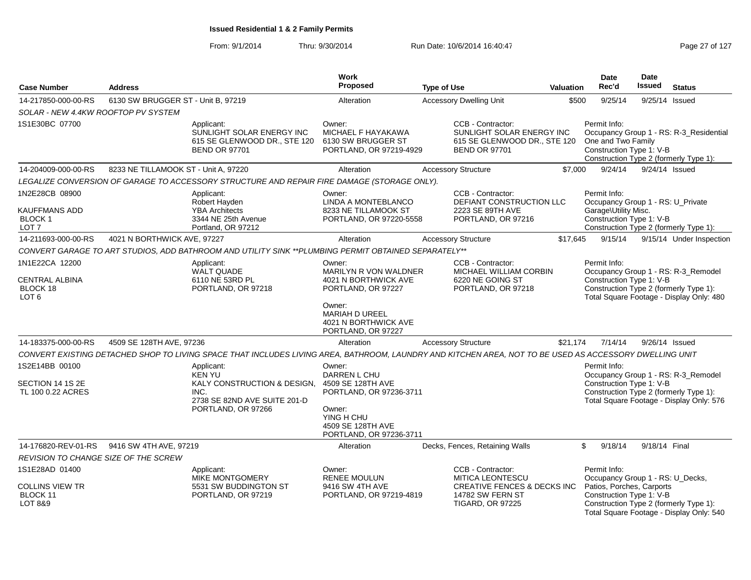# Issued Residential 1 & 2 Family Permits

From: 9/1/2014 Thru: 9/30/2014 Run Date: 10/6/2014 16:40:47

| Case Number | Address | Work Proposed | Type of Use | Valuation | Date Rec'd | Date Issued | Status |
|---|---|---|---|---|---|---|---|
| 14-217850-000-00-RS | 6130 SW BRUGGER ST - Unit B, 97219 | Alteration | Accessory Dwelling Unit | $500 | 9/25/14 | 9/25/14 | Issued |

SOLAR - NEW 4.4KW ROOFTOP PV SYSTEM

1S1E30BC 07700

Applicant: SUNLIGHT SOLAR ENERGY INC, 615 SE GLENWOOD DR., STE 120, BEND OR 97701

Owner: MICHAEL F HAYAKAWA, 6130 SW BRUGGER ST, PORTLAND, OR 97219-4929

CCB - Contractor: SUNLIGHT SOLAR ENERGY INC, 615 SE GLENWOOD DR., STE 120, BEND OR 97701

Permit Info: Occupancy Group 1 - RS: R-3_Residential One and Two Family; Construction Type 1: V-B; Construction Type 2 (formerly Type 1):

| Case Number | Address | Work Proposed | Type of Use | Valuation | Date Rec'd | Date Issued | Status |
|---|---|---|---|---|---|---|---|
| 14-204009-000-00-RS | 8233 NE TILLAMOOK ST - Unit A, 97220 | Alteration | Accessory Structure | $7,000 | 9/24/14 | 9/24/14 | Issued |

LEGALIZE CONVERSION OF GARAGE TO ACCESSORY STRUCTURE AND REPAIR FIRE DAMAGE (STORAGE ONLY).

1N2E28CB 08900, KAUFFMANS ADD, BLOCK 1, LOT 7

Applicant: Robert Hayden, YBA Architects, 3344 NE 25th Avenue, Portland, OR 97212

Owner: LINDA A MONTEBLANCO, 8233 NE TILLAMOOK ST, PORTLAND, OR 97220-5558

CCB - Contractor: DEFIANT CONSTRUCTION LLC, 2223 SE 89TH AVE, PORTLAND, OR 97216

Permit Info: Occupancy Group 1 - RS: U_Private Garage\Utility Misc.; Construction Type 1: V-B; Construction Type 2 (formerly Type 1):

| Case Number | Address | Work Proposed | Type of Use | Valuation | Date Rec'd | Date Issued | Status |
|---|---|---|---|---|---|---|---|
| 14-211693-000-00-RS | 4021 N BORTHWICK AVE, 97227 | Alteration | Accessory Structure | $17,645 | 9/15/14 | 9/15/14 | Under Inspection |

CONVERT GARAGE TO ART STUDIOS, ADD BATHROOM AND UTILITY SINK **PLUMBING PERMIT OBTAINED SEPARATELY**

1N1E22CA 12200, CENTRAL ALBINA, BLOCK 18, LOT 6

Applicant: WALT QUADE, 6110 NE 53RD PL, PORTLAND, OR 97218

Owner: MARILYN R VON WALDNER, 4021 N BORTHWICK AVE, PORTLAND, OR 97227

Owner: MARIAH D UREEL, 4021 N BORTHWICK AVE, PORTLAND, OR 97227

CCB - Contractor: MICHAEL WILLIAM CORBIN, 6220 NE GOING ST, PORTLAND, OR 97218

Permit Info: Occupancy Group 1 - RS: R-3_Remodel; Construction Type 1: V-B; Construction Type 2 (formerly Type 1):; Total Square Footage - Display Only: 480

| Case Number | Address | Work Proposed | Type of Use | Valuation | Date Rec'd | Date Issued | Status |
|---|---|---|---|---|---|---|---|
| 14-183375-000-00-RS | 4509 SE 128TH AVE, 97236 | Alteration | Accessory Structure | $21,174 | 7/14/14 | 9/26/14 | Issued |

CONVERT EXISTING DETACHED SHOP TO LIVING SPACE THAT INCLUDES LIVING AREA, BATHROOM, LAUNDRY AND KITCHEN AREA, NOT TO BE USED AS ACCESSORY DWELLING UNIT

1S2E14BB 00100, SECTION 14 1S 2E, TL 100 0.22 ACRES

Applicant: KEN YU, KALY CONSTRUCTION & DESIGN, INC., 2738 SE 82ND AVE SUITE 201-D, PORTLAND, OR 97266

Owner: DARREN L CHU, 4509 SE 128TH AVE, PORTLAND, OR 97236-3711

Owner: YING H CHU, 4509 SE 128TH AVE, PORTLAND, OR 97236-3711

Permit Info: Occupancy Group 1 - RS: R-3_Remodel; Construction Type 1: V-B; Construction Type 2 (formerly Type 1):; Total Square Footage - Display Only: 576

| Case Number | Address | Work Proposed | Type of Use | Valuation | Date Rec'd | Date Issued | Status |
|---|---|---|---|---|---|---|---|
| 14-176820-REV-01-RS | 9416 SW 4TH AVE, 97219 | Alteration | Decks, Fences, Retaining Walls | $ | 9/18/14 | 9/18/14 | Final |

REVISION TO CHANGE SIZE OF THE SCREW

1S1E28AD 01400, COLLINS VIEW TR, BLOCK 11, LOT 8&9

Applicant: MIKE MONTGOMERY, 5531 SW BUDDINGTON ST, PORTLAND, OR 97219

Owner: RENEE MOULUN, 9416 SW 4TH AVE, PORTLAND, OR 97219-4819

CCB - Contractor: MITICA LEONTESCU, CREATIVE FENCES & DECKS INC, 14782 SW FERN ST, TIGARD, OR 97225

Permit Info: Occupancy Group 1 - RS: U_Decks, Patios, Porches, Carports; Construction Type 1: V-B; Construction Type 2 (formerly Type 1):; Total Square Footage - Display Only: 540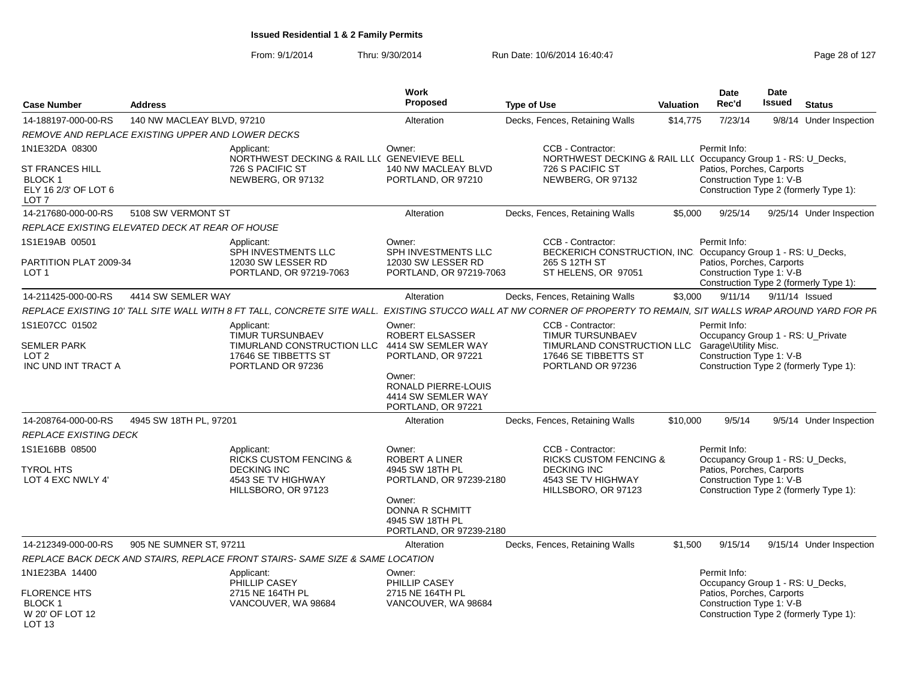**Issued Residential 1 & 2 Family Permits**

From: 9/1/2014 Thru: 9/30/2014 Run Date: 10/6/2014 16:40:47

| Case Number | Address | Work Proposed | Type of Use | Valuation | Date Rec'd | Date Issued | Status |
|---|---|---|---|---|---|---|---|
| 14-188197-000-00-RS | 140 NW MACLEAY BLVD, 97210 | Alteration | Decks, Fences, Retaining Walls | $14,775 | 7/23/14 | 9/8/14 | Under Inspection |

REMOVE AND REPLACE EXISTING UPPER AND LOWER DECKS

1N1E32DA 08300
ST FRANCES HILL
BLOCK 1
ELY 16 2/3' OF LOT 6
LOT 7

Applicant:
NORTHWEST DECKING & RAIL LL( 
726 S PACIFIC ST
NEWBERG, OR 97132

Owner:
GENEVIEVE BELL
140 NW MACLEAY BLVD
PORTLAND, OR 97210

CCB - Contractor:
NORTHWEST DECKING & RAIL LL(
726 S PACIFIC ST
NEWBERG, OR 97132

Permit Info:
Occupancy Group 1 - RS: U_Decks, Patios, Porches, Carports
Construction Type 1: V-B
Construction Type 2 (formerly Type 1):

| Case Number | Address | Work Proposed | Type of Use | Valuation | Date Rec'd | Date Issued | Status |
|---|---|---|---|---|---|---|---|
| 14-217680-000-00-RS | 5108 SW VERMONT ST | Alteration | Decks, Fences, Retaining Walls | $5,000 | 9/25/14 | 9/25/14 | Under Inspection |

REPLACE EXISTING ELEVATED DECK AT REAR OF HOUSE

1S1E19AB 00501
PARTITION PLAT 2009-34
LOT 1

Applicant:
SPH INVESTMENTS LLC
12030 SW LESSER RD
PORTLAND, OR 97219-7063

Owner:
SPH INVESTMENTS LLC
12030 SW LESSER RD
PORTLAND, OR 97219-7063

CCB - Contractor:
BECKERICH CONSTRUCTION, INC.
265 S 12TH ST
ST HELENS, OR 97051

Permit Info:
Occupancy Group 1 - RS: U_Decks, Patios, Porches, Carports
Construction Type 1: V-B
Construction Type 2 (formerly Type 1):

| Case Number | Address | Work Proposed | Type of Use | Valuation | Date Rec'd | Date Issued | Status |
|---|---|---|---|---|---|---|---|
| 14-211425-000-00-RS | 4414 SW SEMLER WAY | Alteration | Decks, Fences, Retaining Walls | $3,000 | 9/11/14 | 9/11/14 | Issued |

REPLACE EXISTING 10' TALL SITE WALL WITH 8 FT TALL, CONCRETE SITE WALL. EXISTING STUCCO WALL AT NW CORNER OF PROPERTY TO REMAIN, SIT WALLS WRAP AROUND YARD FOR PR

1S1E07CC 01502
SEMLER PARK
LOT 2
INC UND INT TRACT A

Applicant:
TIMUR TURSUNBAEV
TIMURLAND CONSTRUCTION LLC
17646 SE TIBBETTS ST
PORTLAND OR 97236

Owner:
ROBERT ELSASSER
4414 SW SEMLER WAY
PORTLAND, OR 97221

Owner:
RONALD PIERRE-LOUIS
4414 SW SEMLER WAY
PORTLAND, OR 97221

CCB - Contractor:
TIMUR TURSUNBAEV
TIMURLAND CONSTRUCTION LLC
17646 SE TIBBETTS ST
PORTLAND OR 97236

Permit Info:
Occupancy Group 1 - RS: U_Private Garage\Utility Misc.
Construction Type 1: V-B
Construction Type 2 (formerly Type 1):

| Case Number | Address | Work Proposed | Type of Use | Valuation | Date Rec'd | Date Issued | Status |
|---|---|---|---|---|---|---|---|
| 14-208764-000-00-RS | 4945 SW 18TH PL, 97201 | Alteration | Decks, Fences, Retaining Walls | $10,000 | 9/5/14 | 9/5/14 | Under Inspection |

REPLACE EXISTING DECK

1S1E16BB 08500
TYROL HTS
LOT 4 EXC NWLY 4'

Applicant:
RICKS CUSTOM FENCING & DECKING INC
4543 SE TV HIGHWAY
HILLSBORO, OR 97123

Owner:
ROBERT A LINER
4945 SW 18TH PL
PORTLAND, OR 97239-2180

Owner:
DONNA R SCHMITT
4945 SW 18TH PL
PORTLAND, OR 97239-2180

CCB - Contractor:
RICKS CUSTOM FENCING & DECKING INC
4543 SE TV HIGHWAY
HILLSBORO, OR 97123

Permit Info:
Occupancy Group 1 - RS: U_Decks, Patios, Porches, Carports
Construction Type 1: V-B
Construction Type 2 (formerly Type 1):

| Case Number | Address | Work Proposed | Type of Use | Valuation | Date Rec'd | Date Issued | Status |
|---|---|---|---|---|---|---|---|
| 14-212349-000-00-RS | 905 NE SUMNER ST, 97211 | Alteration | Decks, Fences, Retaining Walls | $1,500 | 9/15/14 | 9/15/14 | Under Inspection |

REPLACE BACK DECK AND STAIRS, REPLACE FRONT STAIRS- SAME SIZE & SAME LOCATION

1N1E23BA 14400
FLORENCE HTS
BLOCK 1
W 20' OF LOT 12
LOT 13

Applicant:
PHILLIP CASEY
2715 NE 164TH PL
VANCOUVER, WA 98684

Owner:
PHILLIP CASEY
2715 NE 164TH PL
VANCOUVER, WA 98684

Permit Info:
Occupancy Group 1 - RS: U_Decks, Patios, Porches, Carports
Construction Type 1: V-B
Construction Type 2 (formerly Type 1):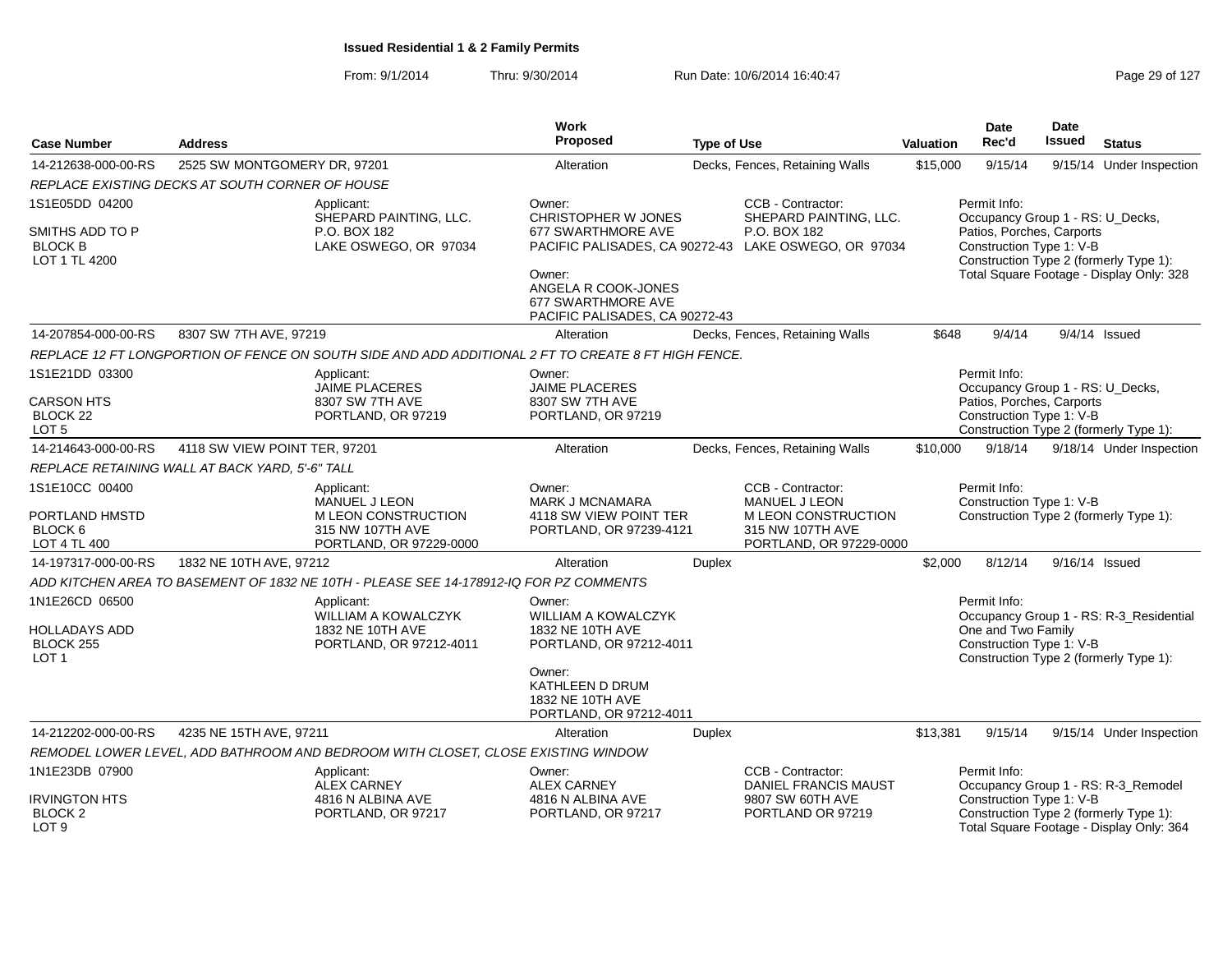# Issued Residential 1 & 2 Family Permits

From: 9/1/2014 Thru: 9/30/2014 Run Date: 10/6/2014 16:40:47

| Case Number | Address | Work Proposed | Type of Use | Valuation | Date Rec'd | Date Issued | Status |
|---|---|---|---|---|---|---|---|
| 14-212638-000-00-RS | 2525 SW MONTGOMERY DR, 97201 | Alteration | Decks, Fences, Retaining Walls | $15,000 | 9/15/14 | 9/15/14 | Under Inspection |

REPLACE EXISTING DECKS AT SOUTH CORNER OF HOUSE

1S1E05DD 04200
SMITHS ADD TO P
BLOCK B
LOT 1 TL 4200

Applicant:
SHEPARD PAINTING, LLC.
P.O. BOX 182
LAKE OSWEGO, OR 97034

Owner:
CHRISTOPHER W JONES
677 SWARTHMORE AVE
PACIFIC PALISADES, CA 90272-43

Owner:
ANGELA R COOK-JONES
677 SWARTHMORE AVE
PACIFIC PALISADES, CA 90272-43

CCB - Contractor:
SHEPARD PAINTING, LLC.
P.O. BOX 182
LAKE OSWEGO, OR 97034

Permit Info:
Occupancy Group 1 - RS: U_Decks, Patios, Porches, Carports
Construction Type 1: V-B
Construction Type 2 (formerly Type 1):
Total Square Footage - Display Only: 328

| Case Number | Address | Work Proposed | Type of Use | Valuation | Date Rec'd | Date Issued | Status |
|---|---|---|---|---|---|---|---|
| 14-207854-000-00-RS | 8307 SW 7TH AVE, 97219 | Alteration | Decks, Fences, Retaining Walls | $648 | 9/4/14 | 9/4/14 | Issued |

REPLACE 12 FT LONGPORTION OF FENCE ON SOUTH SIDE AND ADD ADDITIONAL 2 FT TO CREATE 8 FT HIGH FENCE.

1S1E21DD 03300
CARSON HTS
BLOCK 22
LOT 5

Applicant:
JAIME PLACERES
8307 SW 7TH AVE
PORTLAND, OR 97219

Owner:
JAIME PLACERES
8307 SW 7TH AVE
PORTLAND, OR 97219

Permit Info:
Occupancy Group 1 - RS: U_Decks, Patios, Porches, Carports
Construction Type 1: V-B
Construction Type 2 (formerly Type 1):

| Case Number | Address | Work Proposed | Type of Use | Valuation | Date Rec'd | Date Issued | Status |
|---|---|---|---|---|---|---|---|
| 14-214643-000-00-RS | 4118 SW VIEW POINT TER, 97201 | Alteration | Decks, Fences, Retaining Walls | $10,000 | 9/18/14 | 9/18/14 | Under Inspection |

REPLACE RETAINING WALL AT BACK YARD, 5'-6" TALL

1S1E10CC 00400
PORTLAND HMSTD
BLOCK 6
LOT 4 TL 400

Applicant:
MANUEL J LEON
M LEON CONSTRUCTION
315 NW 107TH AVE
PORTLAND, OR 97229-0000

Owner:
MARK J MCNAMARA
4118 SW VIEW POINT TER
PORTLAND, OR 97239-4121

CCB - Contractor:
MANUEL J LEON
M LEON CONSTRUCTION
315 NW 107TH AVE
PORTLAND, OR 97229-0000

Permit Info:
Construction Type 1: V-B
Construction Type 2 (formerly Type 1):

| Case Number | Address | Work Proposed | Type of Use | Valuation | Date Rec'd | Date Issued | Status |
|---|---|---|---|---|---|---|---|
| 14-197317-000-00-RS | 1832 NE 10TH AVE, 97212 | Alteration | Duplex | $2,000 | 8/12/14 | 9/16/14 | Issued |

ADD KITCHEN AREA TO BASEMENT OF 1832 NE 10TH - PLEASE SEE 14-178912-IQ FOR PZ COMMENTS

1N1E26CD 06500
HOLLADAYS ADD
BLOCK 255
LOT 1

Applicant:
WILLIAM A KOWALCZYK
1832 NE 10TH AVE
PORTLAND, OR 97212-4011

Owner:
WILLIAM A KOWALCZYK
1832 NE 10TH AVE
PORTLAND, OR 97212-4011

Owner:
KATHLEEN D DRUM
1832 NE 10TH AVE
PORTLAND, OR 97212-4011

Permit Info:
Occupancy Group 1 - RS: R-3_Residential One and Two Family
Construction Type 1: V-B
Construction Type 2 (formerly Type 1):

| Case Number | Address | Work Proposed | Type of Use | Valuation | Date Rec'd | Date Issued | Status |
|---|---|---|---|---|---|---|---|
| 14-212202-000-00-RS | 4235 NE 15TH AVE, 97211 | Alteration | Duplex | $13,381 | 9/15/14 | 9/15/14 | Under Inspection |

REMODEL LOWER LEVEL, ADD BATHROOM AND BEDROOM WITH CLOSET, CLOSE EXISTING WINDOW

1N1E23DB 07900
IRVINGTON HTS
BLOCK 2
LOT 9

Applicant:
ALEX CARNEY
4816 N ALBINA AVE
PORTLAND, OR 97217

Owner:
ALEX CARNEY
4816 N ALBINA AVE
PORTLAND, OR 97217

CCB - Contractor:
DANIEL FRANCIS MAUST
9807 SW 60TH AVE
PORTLAND OR 97219

Permit Info:
Occupancy Group 1 - RS: R-3_Remodel
Construction Type 1: V-B
Construction Type 2 (formerly Type 1):
Total Square Footage - Display Only: 364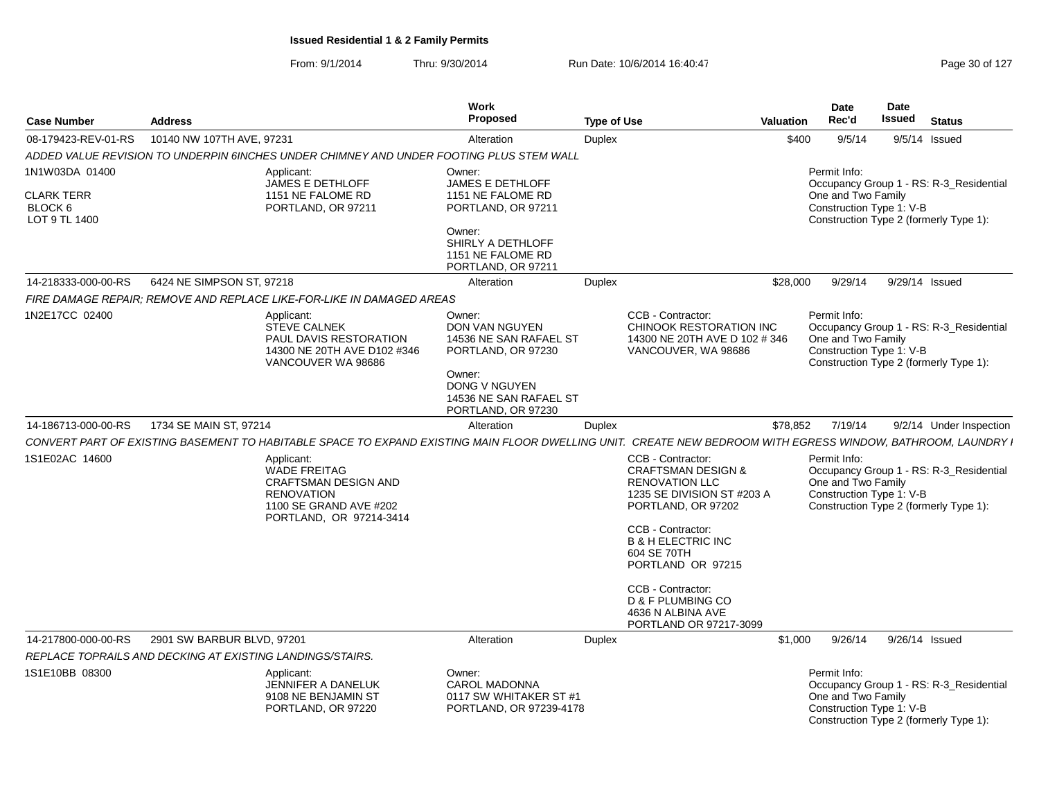# Issued Residential 1 & 2 Family Permits

From: 9/1/2014 Thru: 9/30/2014 Run Date: 10/6/2014 16:40:47

| Case Number | Address | Work Proposed | Type of Use | Valuation | Date Rec'd | Date Issued | Status |
|---|---|---|---|---|---|---|---|
| 08-179423-REV-01-RS | 10140 NW 107TH AVE, 97231 | Alteration | Duplex | $400 | 9/5/14 | 9/5/14 | Issued |

*ADDED VALUE REVISION TO UNDERPIN 6INCHES UNDER CHIMNEY AND UNDER FOOTING PLUS STEM WALL*

1N1W03DA 01400

CLARK TERR
BLOCK 6
LOT 9 TL 1400

Applicant:
JAMES E DETHLOFF
1151 NE FALOME RD
PORTLAND, OR 97211

Owner:
JAMES E DETHLOFF
1151 NE FALOME RD
PORTLAND, OR 97211

Owner:
SHIRLY A DETHLOFF
1151 NE FALOME RD
PORTLAND, OR 97211

Permit Info:
Occupancy Group 1 - RS: R-3_Residential One and Two Family
Construction Type 1: V-B
Construction Type 2 (formerly Type 1):

| Case Number | Address | Work Proposed | Type of Use | Valuation | Date Rec'd | Date Issued | Status |
|---|---|---|---|---|---|---|---|
| 14-218333-000-00-RS | 6424 NE SIMPSON ST, 97218 | Alteration | Duplex | $28,000 | 9/29/14 | 9/29/14 | Issued |

*FIRE DAMAGE REPAIR; REMOVE AND REPLACE LIKE-FOR-LIKE IN DAMAGED AREAS*

1N2E17CC 02400

Applicant:
STEVE CALNEK
PAUL DAVIS RESTORATION
14300 NE 20TH AVE D102 #346
VANCOUVER WA 98686

Owner:
DON VAN NGUYEN
14536 NE SAN RAFAEL ST
PORTLAND, OR 97230

Owner:
DONG V NGUYEN
14536 NE SAN RAFAEL ST
PORTLAND, OR 97230

CCB - Contractor:
CHINOOK RESTORATION INC
14300 NE 20TH AVE D 102 # 346
VANCOUVER, WA 98686

Permit Info:
Occupancy Group 1 - RS: R-3_Residential One and Two Family
Construction Type 1: V-B
Construction Type 2 (formerly Type 1):

| Case Number | Address | Work Proposed | Type of Use | Valuation | Date Rec'd | Date Issued | Status |
|---|---|---|---|---|---|---|---|
| 14-186713-000-00-RS | 1734 SE MAIN ST, 97214 | Alteration | Duplex | $78,852 | 7/19/14 | 9/2/14 | Under Inspection |

*CONVERT PART OF EXISTING BASEMENT TO HABITABLE SPACE TO EXPAND EXISTING MAIN FLOOR DWELLING UNIT. CREATE NEW BEDROOM WITH EGRESS WINDOW, BATHROOM, LAUNDRY I*

1S1E02AC 14600

Applicant:
WADE FREITAG
CRAFTSMAN DESIGN AND RENOVATION
1100 SE GRAND AVE #202
PORTLAND, OR 97214-3414

CCB - Contractor:
CRAFTSMAN DESIGN & RENOVATION LLC
1235 SE DIVISION ST #203 A
PORTLAND, OR 97202

CCB - Contractor:
B & H ELECTRIC INC
604 SE 70TH
PORTLAND OR 97215

CCB - Contractor:
D & F PLUMBING CO
4636 N ALBINA AVE
PORTLAND OR 97217-3099

Permit Info:
Occupancy Group 1 - RS: R-3_Residential One and Two Family
Construction Type 1: V-B
Construction Type 2 (formerly Type 1):

| Case Number | Address | Work Proposed | Type of Use | Valuation | Date Rec'd | Date Issued | Status |
|---|---|---|---|---|---|---|---|
| 14-217800-000-00-RS | 2901 SW BARBUR BLVD, 97201 | Alteration | Duplex | $1,000 | 9/26/14 | 9/26/14 | Issued |

*REPLACE TOPRAILS AND DECKING AT EXISTING LANDINGS/STAIRS.*

1S1E10BB 08300

Applicant:
JENNIFER A DANELUK
9108 NE BENJAMIN ST
PORTLAND, OR 97220

Owner:
CAROL MADONNA
0117 SW WHITAKER ST #1
PORTLAND, OR 97239-4178

Permit Info:
Occupancy Group 1 - RS: R-3_Residential One and Two Family
Construction Type 1: V-B
Construction Type 2 (formerly Type 1):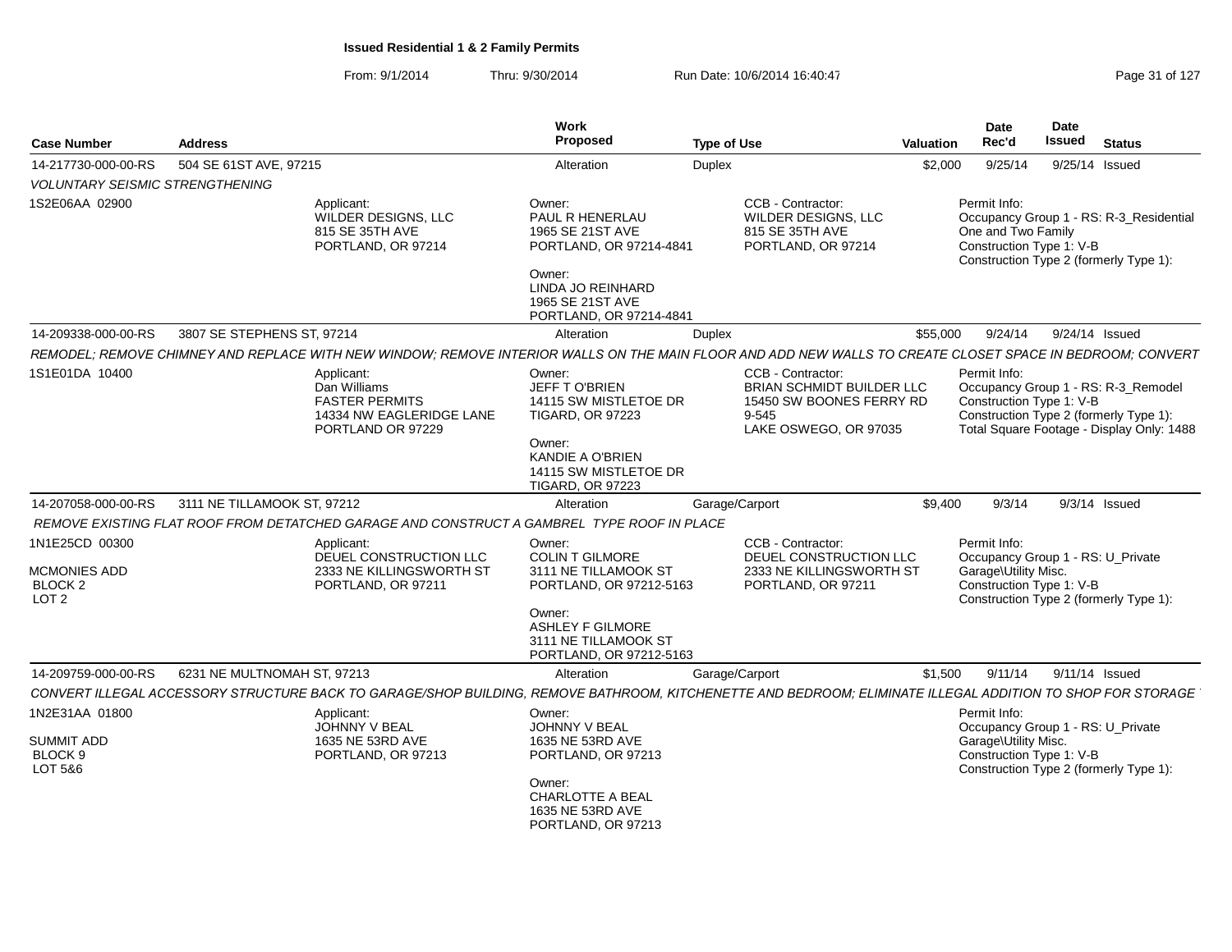**Issued Residential 1 & 2 Family Permits**

From: 9/1/2014 Thru: 9/30/2014 Run Date: 10/6/2014 16:40:47

| Case Number | Address | Work Proposed | Type of Use | Valuation | Date Rec'd | Date Issued | Status |
|---|---|---|---|---|---|---|---|
| 14-217730-000-00-RS | 504 SE 61ST AVE, 97215 | Alteration | Duplex | $2,000 | 9/25/14 | 9/25/14 | Issued |

*VOLUNTARY SEISMIC STRENGTHENING*

1S2E06AA 02900

Applicant: WILDER DESIGNS, LLC, 815 SE 35TH AVE, PORTLAND, OR 97214

Owner: PAUL R HENERLAU, 1965 SE 21ST AVE, PORTLAND, OR 97214-4841

Owner: LINDA JO REINHARD, 1965 SE 21ST AVE, PORTLAND, OR 97214-4841

CCB - Contractor: WILDER DESIGNS, LLC, 815 SE 35TH AVE, PORTLAND, OR 97214

Permit Info: Occupancy Group 1 - RS: R-3_Residential One and Two Family; Construction Type 1: V-B; Construction Type 2 (formerly Type 1):

---

| Case Number | Address | Work Proposed | Type of Use | Valuation | Date Rec'd | Date Issued | Status |
|---|---|---|---|---|---|---|---|
| 14-209338-000-00-RS | 3807 SE STEPHENS ST, 97214 | Alteration | Duplex | $55,000 | 9/24/14 | 9/24/14 | Issued |

*REMODEL; REMOVE CHIMNEY AND REPLACE WITH NEW WINDOW; REMOVE INTERIOR WALLS ON THE MAIN FLOOR AND ADD NEW WALLS TO CREATE CLOSET SPACE IN BEDROOM; CONVERT*

1S1E01DA 10400

Applicant: Dan Williams, FASTER PERMITS, 14334 NW EAGLERIDGE LANE, PORTLAND OR 97229

Owner: JEFF T O'BRIEN, 14115 SW MISTLETOE DR, TIGARD, OR 97223

Owner: KANDIE A O'BRIEN, 14115 SW MISTLETOE DR, TIGARD, OR 97223

CCB - Contractor: BRIAN SCHMIDT BUILDER LLC, 15450 SW BOONES FERRY RD 9-545, LAKE OSWEGO, OR 97035

Permit Info: Occupancy Group 1 - RS: R-3_Remodel; Construction Type 1: V-B; Construction Type 2 (formerly Type 1):; Total Square Footage - Display Only: 1488

---

| Case Number | Address | Work Proposed | Type of Use | Valuation | Date Rec'd | Date Issued | Status |
|---|---|---|---|---|---|---|---|
| 14-207058-000-00-RS | 3111 NE TILLAMOOK ST, 97212 | Alteration | Garage/Carport | $9,400 | 9/3/14 | 9/3/14 | Issued |

*REMOVE EXISTING FLAT ROOF FROM DETATCHED GARAGE AND CONSTRUCT A GAMBREL TYPE ROOF IN PLACE*

1N1E25CD 00300, MCMONIES ADD, BLOCK 2, LOT 2

Applicant: DEUEL CONSTRUCTION LLC, 2333 NE KILLINGSWORTH ST, PORTLAND, OR 97211

Owner: COLIN T GILMORE, 3111 NE TILLAMOOK ST, PORTLAND, OR 97212-5163

Owner: ASHLEY F GILMORE, 3111 NE TILLAMOOK ST, PORTLAND, OR 97212-5163

CCB - Contractor: DEUEL CONSTRUCTION LLC, 2333 NE KILLINGSWORTH ST, PORTLAND, OR 97211

Permit Info: Occupancy Group 1 - RS: U_Private Garage\Utility Misc.; Construction Type 1: V-B; Construction Type 2 (formerly Type 1):

---

| Case Number | Address | Work Proposed | Type of Use | Valuation | Date Rec'd | Date Issued | Status |
|---|---|---|---|---|---|---|---|
| 14-209759-000-00-RS | 6231 NE MULTNOMAH ST, 97213 | Alteration | Garage/Carport | $1,500 | 9/11/14 | 9/11/14 | Issued |

*CONVERT ILLEGAL ACCESSORY STRUCTURE BACK TO GARAGE/SHOP BUILDING, REMOVE BATHROOM, KITCHENETTE AND BEDROOM; ELIMINATE ILLEGAL ADDITION TO SHOP FOR STORAGE*

1N2E31AA 01800, SUMMIT ADD, BLOCK 9, LOT 5&6

Applicant: JOHNNY V BEAL, 1635 NE 53RD AVE, PORTLAND, OR 97213

Owner: JOHNNY V BEAL, 1635 NE 53RD AVE, PORTLAND, OR 97213

Owner: CHARLOTTE A BEAL, 1635 NE 53RD AVE, PORTLAND, OR 97213

Permit Info: Occupancy Group 1 - RS: U_Private Garage\Utility Misc.; Construction Type 1: V-B; Construction Type 2 (formerly Type 1):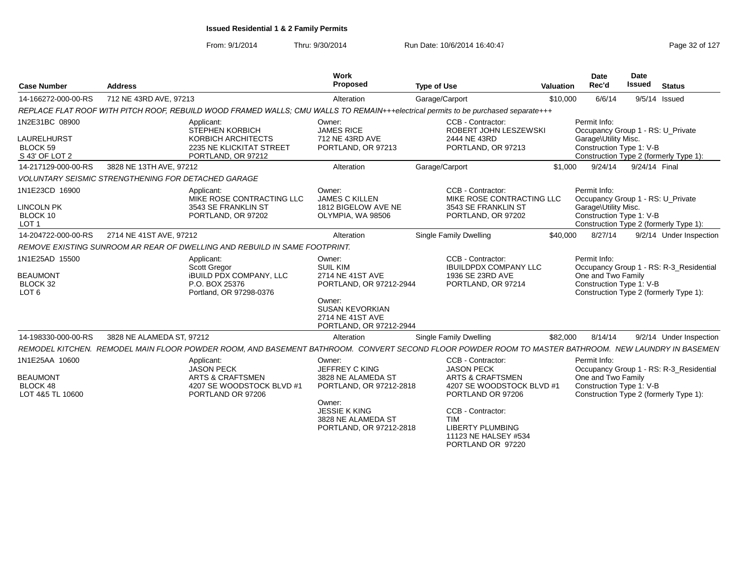**Issued Residential 1 & 2 Family Permits**

From: 9/1/2014 Thru: 9/30/2014 Run Date: 10/6/2014 16:40:47

| Case Number | Address | Work Proposed | Type of Use | Valuation | Date Rec'd | Date Issued | Status |
|---|---|---|---|---|---|---|---|
| 14-166272-000-00-RS | 712 NE 43RD AVE, 97213 | Alteration | Garage/Carport | $10,000 | 6/6/14 | 9/5/14 | Issued |

*REPLACE FLAT ROOF WITH PITCH ROOF, REBUILD WOOD FRAMED WALLS; CMU WALLS TO REMAIN+++electrical permits to be purchased separate+++*

1N2E31BC 08900
LAURELHURST
BLOCK 59
S 43' OF LOT 2

Applicant:
STEPHEN KORBICH
KORBICH ARCHITECTS
2235 NE KLICKITAT STREET
PORTLAND, OR 97212

Owner:
JAMES RICE
712 NE 43RD AVE
PORTLAND, OR 97213

CCB - Contractor:
ROBERT JOHN LESZEWSKI
2444 NE 43RD
PORTLAND, OR 97213

Permit Info:
Occupancy Group 1 - RS: U_Private Garage\Utility Misc.
Construction Type 1: V-B
Construction Type 2 (formerly Type 1):

| Case Number | Address | Work Proposed | Type of Use | Valuation | Date Rec'd | Date Issued | Status |
|---|---|---|---|---|---|---|---|
| 14-217129-000-00-RS | 3828 NE 13TH AVE, 97212 | Alteration | Garage/Carport | $1,000 | 9/24/14 | 9/24/14 | Final |

*VOLUNTARY SEISMIC STRENGTHENING FOR DETACHED GARAGE*

1N1E23CD 16900
LINCOLN PK
BLOCK 10
LOT 1

Applicant:
MIKE ROSE CONTRACTING LLC
3543 SE FRANKLIN ST
PORTLAND, OR 97202

Owner:
JAMES C KILLEN
1812 BIGELOW AVE NE
OLYMPIA, WA 98506

CCB - Contractor:
MIKE ROSE CONTRACTING LLC
3543 SE FRANKLIN ST
PORTLAND, OR 97202

Permit Info:
Occupancy Group 1 - RS: U_Private Garage\Utility Misc.
Construction Type 1: V-B
Construction Type 2 (formerly Type 1):

| Case Number | Address | Work Proposed | Type of Use | Valuation | Date Rec'd | Date Issued | Status |
|---|---|---|---|---|---|---|---|
| 14-204722-000-00-RS | 2714 NE 41ST AVE, 97212 | Alteration | Single Family Dwelling | $40,000 | 8/27/14 | 9/2/14 | Under Inspection |

*REMOVE EXISTING SUNROOM AR REAR OF DWELLING AND REBUILD IN SAME FOOTPRINT.*

1N1E25AD 15500
BEAUMONT
BLOCK 32
LOT 6

Applicant:
Scott Gregor
iBUILD PDX COMPANY, LLC
P.O. BOX 25376
Portland, OR 97298-0376

Owner:
SUIL KIM
2714 NE 41ST AVE
PORTLAND, OR 97212-2944

Owner:
SUSAN KEVORKIAN
2714 NE 41ST AVE
PORTLAND, OR 97212-2944

CCB - Contractor:
IBUILDPDX COMPANY LLC
1936 SE 23RD AVE
PORTLAND, OR 97214

Permit Info:
Occupancy Group 1 - RS: R-3_Residential One and Two Family
Construction Type 1: V-B
Construction Type 2 (formerly Type 1):

| Case Number | Address | Work Proposed | Type of Use | Valuation | Date Rec'd | Date Issued | Status |
|---|---|---|---|---|---|---|---|
| 14-198330-000-00-RS | 3828 NE ALAMEDA ST, 97212 | Alteration | Single Family Dwelling | $82,000 | 8/14/14 | 9/2/14 | Under Inspection |

*REMODEL KITCHEN. REMODEL MAIN FLOOR POWDER ROOM, AND BASEMENT BATHROOM. CONVERT SECOND FLOOR POWDER ROOM TO MASTER BATHROOM. NEW LAUNDRY IN BASEMEN*

1N1E25AA 10600
BEAUMONT
BLOCK 48
LOT 4&5 TL 10600

Applicant:
JASON PECK
ARTS & CRAFTSMEN
4207 SE WOODSTOCK BLVD #1
PORTLAND OR 97206

Owner:
JEFFREY C KING
3828 NE ALAMEDA ST
PORTLAND, OR 97212-2818

Owner:
JESSIE K KING
3828 NE ALAMEDA ST
PORTLAND, OR 97212-2818

CCB - Contractor:
JASON PECK
ARTS & CRAFTSMEN
4207 SE WOODSTOCK BLVD #1
PORTLAND OR 97206

CCB - Contractor:
TIM
LIBERTY PLUMBING
11123 NE HALSEY #534
PORTLAND OR 97220

Permit Info:
Occupancy Group 1 - RS: R-3_Residential One and Two Family
Construction Type 1: V-B
Construction Type 2 (formerly Type 1):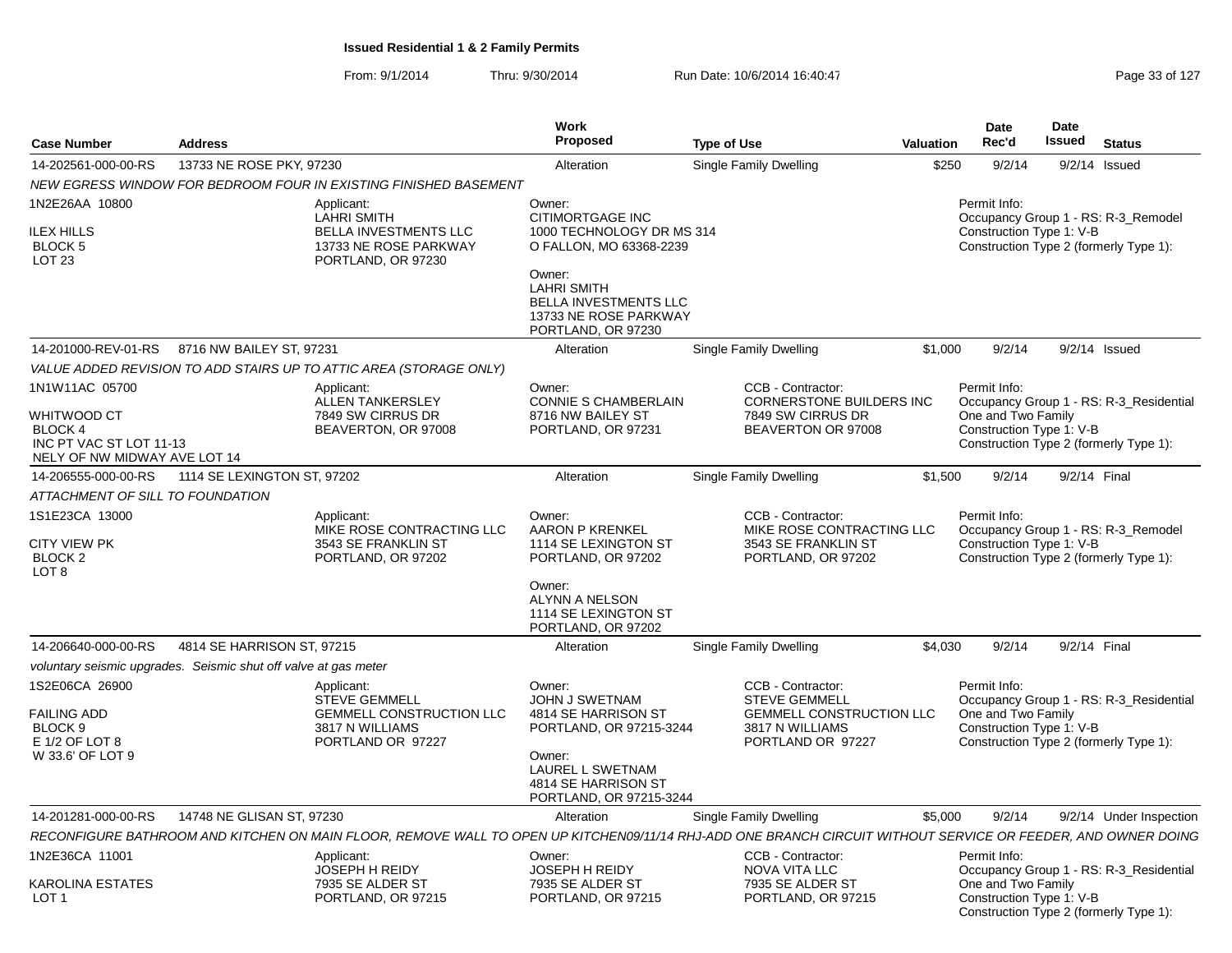**Issued Residential 1 & 2 Family Permits**

From: 9/1/2014 Thru: 9/30/2014 Run Date: 10/6/2014 16:40:47

| Case Number | Address | Work Proposed | Type of Use | Valuation | Date Rec'd | Date Issued | Status |
|---|---|---|---|---|---|---|---|
| 14-202561-000-00-RS | 13733 NE ROSE PKY, 97230 | Alteration | Single Family Dwelling | $250 | 9/2/14 | 9/2/14 | Issued |

*NEW EGRESS WINDOW FOR BEDROOM FOUR IN EXISTING FINISHED BASEMENT*

1N2E26AA 10800
ILEX HILLS
BLOCK 5
LOT 23

Applicant:
LAHRI SMITH
BELLA INVESTMENTS LLC
13733 NE ROSE PARKWAY
PORTLAND, OR 97230

Owner:
CITIMORTGAGE INC
1000 TECHNOLOGY DR MS 314
O FALLON, MO 63368-2239

Owner:
LAHRI SMITH
BELLA INVESTMENTS LLC
13733 NE ROSE PARKWAY
PORTLAND, OR 97230

Permit Info:
Occupancy Group 1 - RS: R-3_Remodel
Construction Type 1: V-B
Construction Type 2 (formerly Type 1):

| Case Number | Address | Work Proposed | Type of Use | Valuation | Date Rec'd | Date Issued | Status |
|---|---|---|---|---|---|---|---|
| 14-201000-REV-01-RS | 8716 NW BAILEY ST, 97231 | Alteration | Single Family Dwelling | $1,000 | 9/2/14 | 9/2/14 | Issued |

*VALUE ADDED REVISION TO ADD STAIRS UP TO ATTIC AREA (STORAGE ONLY)*

1N1W11AC 05700
WHITWOOD CT
BLOCK 4
INC PT VAC ST LOT 11-13
NELY OF NW MIDWAY AVE LOT 14

Applicant:
ALLEN TANKERSLEY
7849 SW CIRRUS DR
BEAVERTON, OR 97008

Owner:
CONNIE S CHAMBERLAIN
8716 NW BAILEY ST
PORTLAND, OR 97231

CCB - Contractor:
CORNERSTONE BUILDERS INC
7849 SW CIRRUS DR
BEAVERTON OR 97008

Permit Info:
Occupancy Group 1 - RS: R-3_Residential One and Two Family
Construction Type 1: V-B
Construction Type 2 (formerly Type 1):

| Case Number | Address | Work Proposed | Type of Use | Valuation | Date Rec'd | Date Issued | Status |
|---|---|---|---|---|---|---|---|
| 14-206555-000-00-RS | 1114 SE LEXINGTON ST, 97202 | Alteration | Single Family Dwelling | $1,500 | 9/2/14 | 9/2/14 | Final |

*ATTACHMENT OF SILL TO FOUNDATION*

1S1E23CA 13000
CITY VIEW PK
BLOCK 2
LOT 8

Applicant:
MIKE ROSE CONTRACTING LLC
3543 SE FRANKLIN ST
PORTLAND, OR 97202

Owner:
AARON P KRENKEL
1114 SE LEXINGTON ST
PORTLAND, OR 97202

Owner:
ALYNN A NELSON
1114 SE LEXINGTON ST
PORTLAND, OR 97202

CCB - Contractor:
MIKE ROSE CONTRACTING LLC
3543 SE FRANKLIN ST
PORTLAND, OR 97202

Permit Info:
Occupancy Group 1 - RS: R-3_Remodel
Construction Type 1: V-B
Construction Type 2 (formerly Type 1):

| Case Number | Address | Work Proposed | Type of Use | Valuation | Date Rec'd | Date Issued | Status |
|---|---|---|---|---|---|---|---|
| 14-206640-000-00-RS | 4814 SE HARRISON ST, 97215 | Alteration | Single Family Dwelling | $4,030 | 9/2/14 | 9/2/14 | Final |

*voluntary seismic upgrades. Seismic shut off valve at gas meter*

1S2E06CA 26900
FAILING ADD
BLOCK 9
E 1/2 OF LOT 8
W 33.6' OF LOT 9

Applicant:
STEVE GEMMELL
GEMMELL CONSTRUCTION LLC
3817 N WILLIAMS
PORTLAND OR 97227

Owner:
JOHN J SWETNAM
4814 SE HARRISON ST
PORTLAND, OR 97215-3244

Owner:
LAUREL L SWETNAM
4814 SE HARRISON ST
PORTLAND, OR 97215-3244

CCB - Contractor:
STEVE GEMMELL
GEMMELL CONSTRUCTION LLC
3817 N WILLIAMS
PORTLAND OR 97227

Permit Info:
Occupancy Group 1 - RS: R-3_Residential One and Two Family
Construction Type 1: V-B
Construction Type 2 (formerly Type 1):

| Case Number | Address | Work Proposed | Type of Use | Valuation | Date Rec'd | Date Issued | Status |
|---|---|---|---|---|---|---|---|
| 14-201281-000-00-RS | 14748 NE GLISAN ST, 97230 | Alteration | Single Family Dwelling | $5,000 | 9/2/14 | 9/2/14 | Under Inspection |

*RECONFIGURE BATHROOM AND KITCHEN ON MAIN FLOOR, REMOVE WALL TO OPEN UP KITCHEN09/11/14 RHJ-ADD ONE BRANCH CIRCUIT WITHOUT SERVICE OR FEEDER, AND OWNER DOING*

1N2E36CA 11001
KAROLINA ESTATES
LOT 1

Applicant:
JOSEPH H REIDY
7935 SE ALDER ST
PORTLAND, OR 97215

Owner:
JOSEPH H REIDY
7935 SE ALDER ST
PORTLAND, OR 97215

CCB - Contractor:
NOVA VITA LLC
7935 SE ALDER ST
PORTLAND, OR 97215

Permit Info:
Occupancy Group 1 - RS: R-3_Residential One and Two Family
Construction Type 1: V-B
Construction Type 2 (formerly Type 1):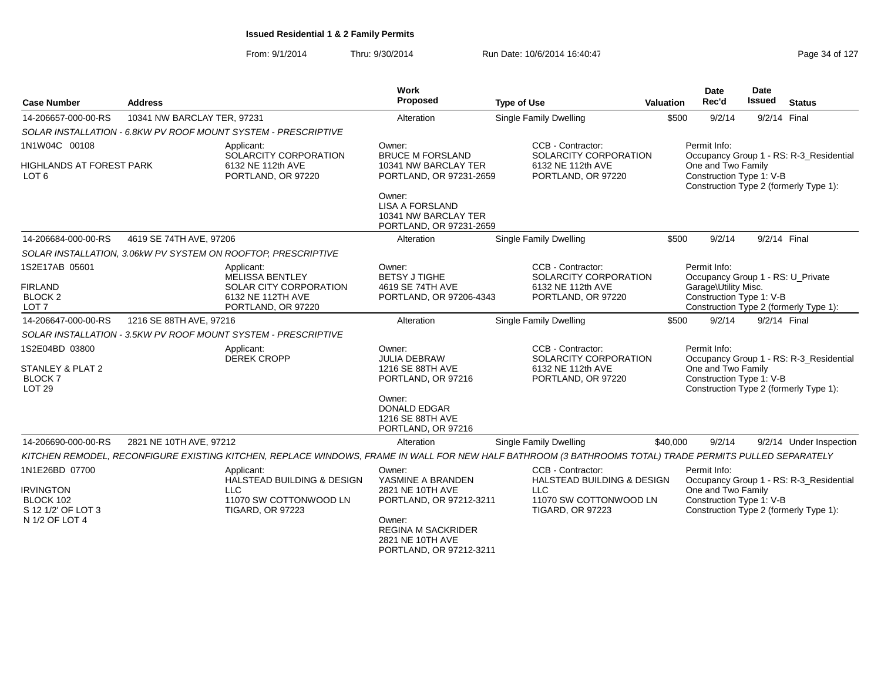**Issued Residential 1 & 2 Family Permits**

From: 9/1/2014 Thru: 9/30/2014 Run Date: 10/6/2014 16:40:47

| Case Number | Address | | Work Proposed | Type of Use | Valuation | Date Rec'd | Date Issued | Status |
|---|---|---|---|---|---|---|---|---|
| 14-206657-000-00-RS | 10341 NW BARCLAY TER, 97231 | | Alteration | Single Family Dwelling | $500 | 9/2/14 | 9/2/14 | Final |
| SOLAR INSTALLATION - 6.8KW PV ROOF MOUNT SYSTEM - PRESCRIPTIVE | | | | | | | | |
| 1N1W04C 00108<br><br>HIGHLANDS AT FOREST PARK<br>LOT 6 | | Applicant:<br>SOLARCITY CORPORATION<br>6132 NE 112th AVE<br>PORTLAND, OR 97220 | Owner:<br>BRUCE M FORSLAND<br>10341 NW BARCLAY TER<br>PORTLAND, OR 97231-2659<br><br>Owner:<br>LISA A FORSLAND<br>10341 NW BARCLAY TER<br>PORTLAND, OR 97231-2659 | CCB - Contractor:<br>SOLARCITY CORPORATION<br>6132 NE 112th AVE<br>PORTLAND, OR 97220 | | Permit Info:<br>Occupancy Group 1 - RS: R-3_Residential One and Two Family<br>Construction Type 1: V-B<br>Construction Type 2 (formerly Type 1): | | |
| 14-206684-000-00-RS | 4619 SE 74TH AVE, 97206 | | Alteration | Single Family Dwelling | $500 | 9/2/14 | 9/2/14 | Final |
| SOLAR INSTALLATION, 3.06kW PV SYSTEM ON ROOFTOP, PRESCRIPTIVE | | | | | | | | |
| 1S2E17AB 05601<br><br>FIRLAND<br>BLOCK 2<br>LOT 7 | | Applicant:<br>MELISSA BENTLEY<br>SOLAR CITY CORPORATION<br>6132 NE 112TH AVE<br>PORTLAND, OR 97220 | Owner:<br>BETSY J TIGHE<br>4619 SE 74TH AVE<br>PORTLAND, OR 97206-4343 | CCB - Contractor:<br>SOLARCITY CORPORATION<br>6132 NE 112th AVE<br>PORTLAND, OR 97220 | | Permit Info:<br>Occupancy Group 1 - RS: U_Private Garage\Utility Misc.<br>Construction Type 1: V-B<br>Construction Type 2 (formerly Type 1): | | |
| 14-206647-000-00-RS | 1216 SE 88TH AVE, 97216 | | Alteration | Single Family Dwelling | $500 | 9/2/14 | 9/2/14 | Final |
| SOLAR INSTALLATION - 3.5KW PV ROOF MOUNT SYSTEM - PRESCRIPTIVE | | | | | | | | |
| 1S2E04BD 03800<br><br>STANLEY & PLAT 2<br>BLOCK 7<br>LOT 29 | | Applicant:<br>DEREK CROPP | Owner:<br>JULIA DEBRAW<br>1216 SE 88TH AVE<br>PORTLAND, OR 97216<br><br>Owner:<br>DONALD EDGAR<br>1216 SE 88TH AVE<br>PORTLAND, OR 97216 | CCB - Contractor:<br>SOLARCITY CORPORATION<br>6132 NE 112th AVE<br>PORTLAND, OR 97220 | | Permit Info:<br>Occupancy Group 1 - RS: R-3_Residential One and Two Family<br>Construction Type 1: V-B<br>Construction Type 2 (formerly Type 1): | | |
| 14-206690-000-00-RS | 2821 NE 10TH AVE, 97212 | | Alteration | Single Family Dwelling | $40,000 | 9/2/14 | 9/2/14 | Under Inspection |
| KITCHEN REMODEL, RECONFIGURE EXISTING KITCHEN, REPLACE WINDOWS, FRAME IN WALL FOR NEW HALF BATHROOM (3 BATHROOMS TOTAL) TRADE PERMITS PULLED SEPARATELY | | | | | | | | |
| 1N1E26BD 07700<br><br>IRVINGTON<br>BLOCK 102<br>S 12 1/2' OF LOT 3<br>N 1/2 OF LOT 4 | | Applicant:<br>HALSTEAD BUILDING & DESIGN LLC<br>11070 SW COTTONWOOD LN<br>TIGARD, OR 97223 | Owner:<br>YASMINE A BRANDEN<br>2821 NE 10TH AVE<br>PORTLAND, OR 97212-3211<br><br>Owner:<br>REGINA M SACKRIDER<br>2821 NE 10TH AVE<br>PORTLAND, OR 97212-3211 | CCB - Contractor:<br>HALSTEAD BUILDING & DESIGN LLC<br>11070 SW COTTONWOOD LN<br>TIGARD, OR 97223 | | Permit Info:<br>Occupancy Group 1 - RS: R-3_Residential One and Two Family<br>Construction Type 1: V-B<br>Construction Type 2 (formerly Type 1): | | |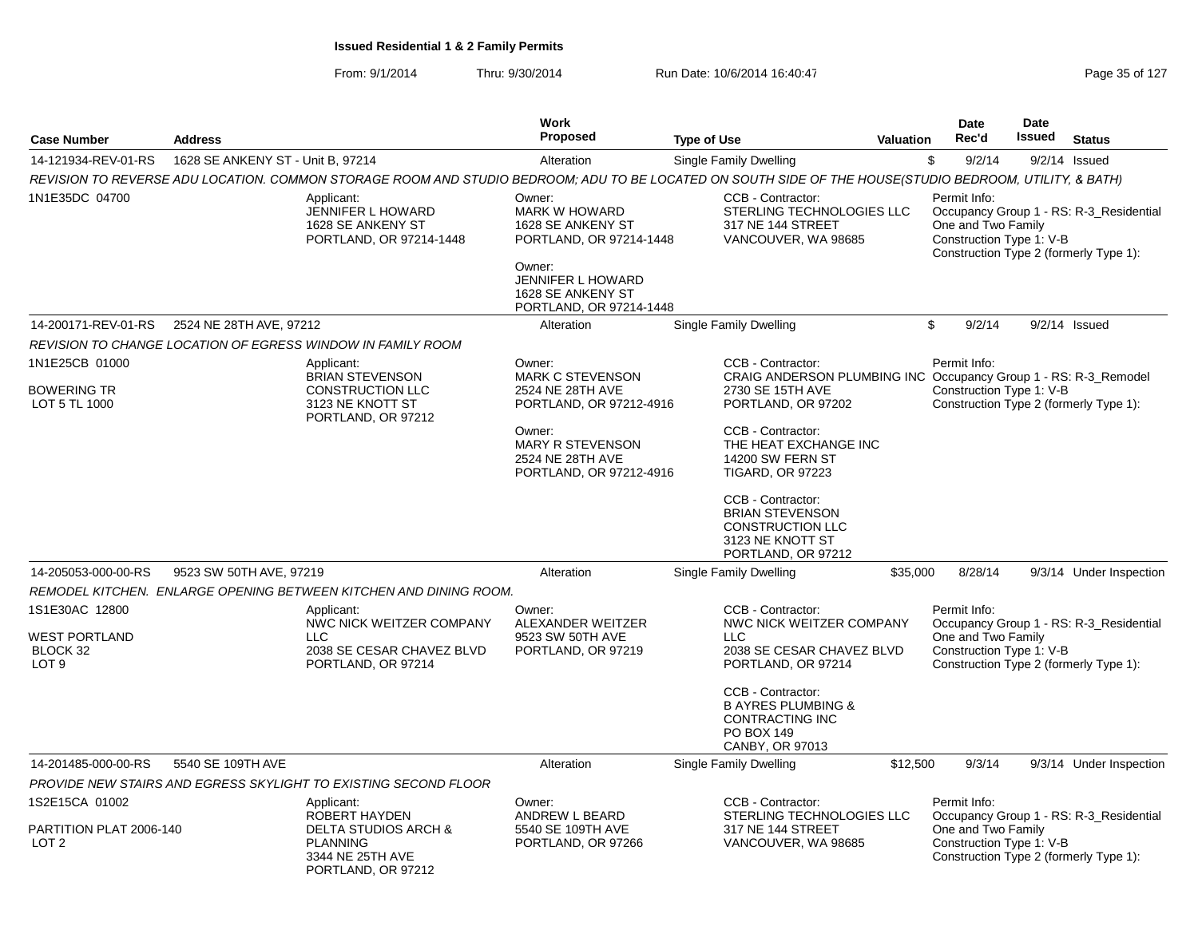**Issued Residential 1 & 2 Family Permits**

From: 9/1/2014 Thru: 9/30/2014 Run Date: 10/6/2014 16:40:47

| Case Number | Address | Work Proposed | Type of Use | Valuation | Date Rec'd | Date Issued | Status |
|---|---|---|---|---|---|---|---|
| 14-121934-REV-01-RS | 1628 SE ANKENY ST - Unit B, 97214 | Alteration | Single Family Dwelling | $ | 9/2/14 | 9/2/14 | Issued |

REVISION TO REVERSE ADU LOCATION. COMMON STORAGE ROOM AND STUDIO BEDROOM; ADU TO BE LOCATED ON SOUTH SIDE OF THE HOUSE(STUDIO BEDROOM, UTILITY, & BATH)

1N1E35DC 04700

Applicant: JENNIFER L HOWARD, 1628 SE ANKENY ST, PORTLAND, OR 97214-1448

Owner: MARK W HOWARD, 1628 SE ANKENY ST, PORTLAND, OR 97214-1448

Owner: JENNIFER L HOWARD, 1628 SE ANKENY ST, PORTLAND, OR 97214-1448

CCB - Contractor: STERLING TECHNOLOGIES LLC, 317 NE 144 STREET, VANCOUVER, WA 98685

Permit Info: Occupancy Group 1 - RS: R-3_Residential One and Two Family; Construction Type 1: V-B; Construction Type 2 (formerly Type 1):

| Case Number | Address | Work Proposed | Type of Use | Valuation | Date Rec'd | Date Issued | Status |
|---|---|---|---|---|---|---|---|
| 14-200171-REV-01-RS | 2524 NE 28TH AVE, 97212 | Alteration | Single Family Dwelling | $ | 9/2/14 | 9/2/14 | Issued |

REVISION TO CHANGE LOCATION OF EGRESS WINDOW IN FAMILY ROOM

1N1E25CB 01000

BOWERING TR
LOT 5 TL 1000

Applicant: BRIAN STEVENSON CONSTRUCTION LLC, 3123 NE KNOTT ST, PORTLAND, OR 97212

Owner: MARK C STEVENSON, 2524 NE 28TH AVE, PORTLAND, OR 97212-4916

Owner: MARY R STEVENSON, 2524 NE 28TH AVE, PORTLAND, OR 97212-4916

CCB - Contractor: CRAIG ANDERSON PLUMBING INC, 2730 SE 15TH AVE, PORTLAND, OR 97202

CCB - Contractor: THE HEAT EXCHANGE INC, 14200 SW FERN ST, TIGARD, OR 97223

CCB - Contractor: BRIAN STEVENSON CONSTRUCTION LLC, 3123 NE KNOTT ST, PORTLAND, OR 97212

Permit Info: Occupancy Group 1 - RS: R-3_Remodel; Construction Type 1: V-B; Construction Type 2 (formerly Type 1):

| Case Number | Address | Work Proposed | Type of Use | Valuation | Date Rec'd | Date Issued | Status |
|---|---|---|---|---|---|---|---|
| 14-205053-000-00-RS | 9523 SW 50TH AVE, 97219 | Alteration | Single Family Dwelling | $35,000 | 8/28/14 | 9/3/14 | Under Inspection |

REMODEL KITCHEN. ENLARGE OPENING BETWEEN KITCHEN AND DINING ROOM.

1S1E30AC 12800

WEST PORTLAND
BLOCK 32
LOT 9

Applicant: NWC NICK WEITZER COMPANY LLC, 2038 SE CESAR CHAVEZ BLVD, PORTLAND, OR 97214

Owner: ALEXANDER WEITZER, 9523 SW 50TH AVE, PORTLAND, OR 97219

CCB - Contractor: NWC NICK WEITZER COMPANY LLC, 2038 SE CESAR CHAVEZ BLVD, PORTLAND, OR 97214

CCB - Contractor: B AYRES PLUMBING & CONTRACTING INC, PO BOX 149, CANBY, OR 97013

Permit Info: Occupancy Group 1 - RS: R-3_Residential One and Two Family; Construction Type 1: V-B; Construction Type 2 (formerly Type 1):

| Case Number | Address | Work Proposed | Type of Use | Valuation | Date Rec'd | Date Issued | Status |
|---|---|---|---|---|---|---|---|
| 14-201485-000-00-RS | 5540 SE 109TH AVE | Alteration | Single Family Dwelling | $12,500 | 9/3/14 | 9/3/14 | Under Inspection |

PROVIDE NEW STAIRS AND EGRESS SKYLIGHT TO EXISTING SECOND FLOOR

1S2E15CA 01002

PARTITION PLAT 2006-140
LOT 2

Applicant: ROBERT HAYDEN, DELTA STUDIOS ARCH & PLANNING, 3344 NE 25TH AVE, PORTLAND, OR 97212

Owner: ANDREW L BEARD, 5540 SE 109TH AVE, PORTLAND, OR 97266

CCB - Contractor: STERLING TECHNOLOGIES LLC, 317 NE 144 STREET, VANCOUVER, WA 98685

Permit Info: Occupancy Group 1 - RS: R-3_Residential One and Two Family; Construction Type 1: V-B; Construction Type 2 (formerly Type 1):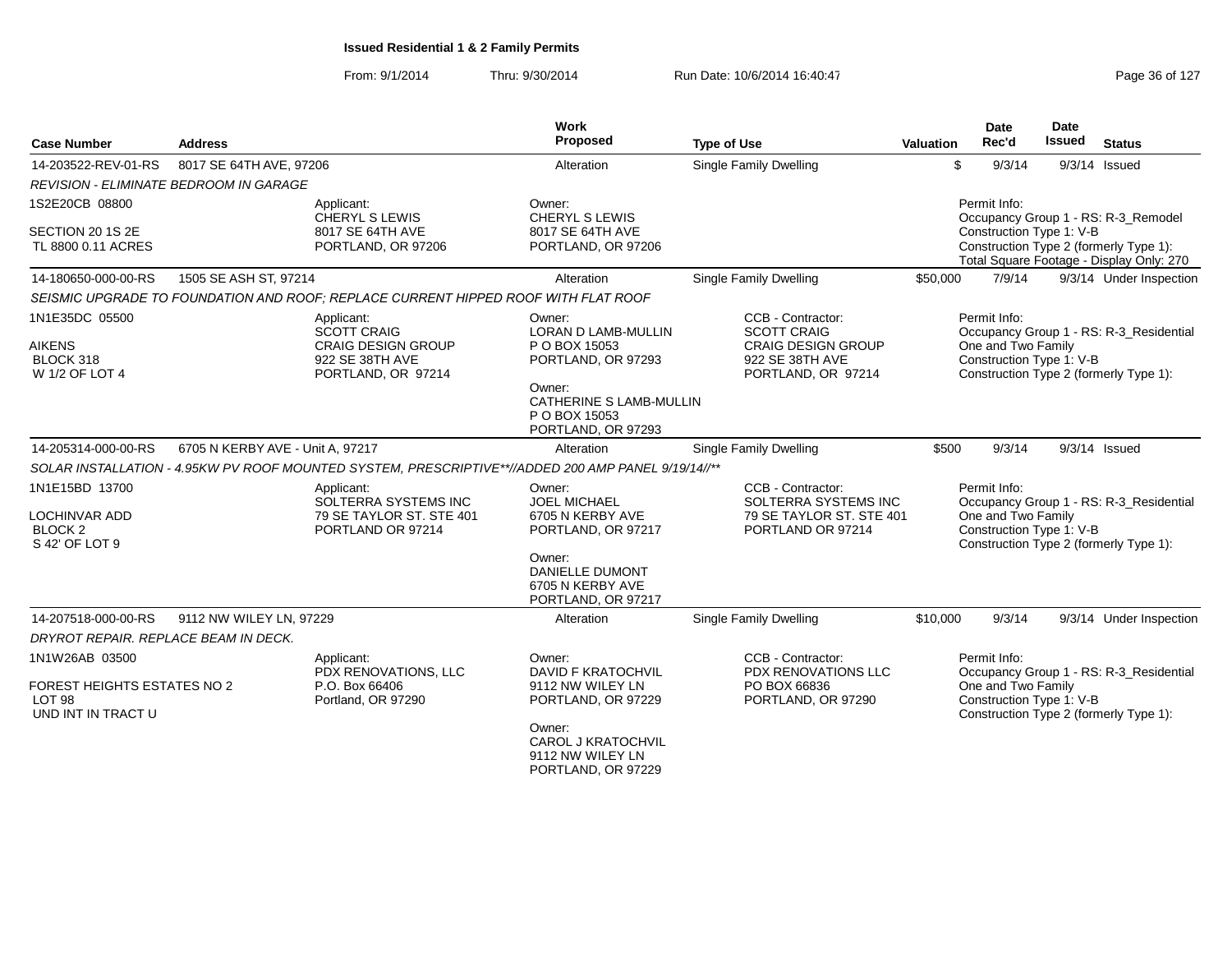**Issued Residential 1 & 2 Family Permits**

From: 9/1/2014 Thru: 9/30/2014 Run Date: 10/6/2014 16:40:47

| Case Number | Address | Work Proposed | Type of Use | Valuation | Date Rec'd | Date Issued | Status |
|---|---|---|---|---|---|---|---|
| 14-203522-REV-01-RS | 8017 SE 64TH AVE, 97206 | Alteration | Single Family Dwelling | $ | 9/3/14 | 9/3/14 | Issued |
| 14-180650-000-00-RS | 1505 SE ASH ST, 97214 | Alteration | Single Family Dwelling | $50,000 | 7/9/14 | 9/3/14 | Under Inspection |
| 14-205314-000-00-RS | 6705 N KERBY AVE - Unit A, 97217 | Alteration | Single Family Dwelling | $500 | 9/3/14 | 9/3/14 | Issued |
| 14-207518-000-00-RS | 9112 NW WILEY LN, 97229 | Alteration | Single Family Dwelling | $10,000 | 9/3/14 | 9/3/14 | Under Inspection |

**14-203522-REV-01-RS** — 8017 SE 64TH AVE, 97206

*REVISION - ELIMINATE BEDROOM IN GARAGE*

1S2E20CB 08800
SECTION 20 1S 2E
TL 8800 0.11 ACRES

Applicant: CHERYL S LEWIS, 8017 SE 64TH AVE, PORTLAND, OR 97206

Owner: CHERYL S LEWIS, 8017 SE 64TH AVE, PORTLAND, OR 97206

Permit Info:
Occupancy Group 1 - RS: R-3_Remodel
Construction Type 1: V-B
Construction Type 2 (formerly Type 1):
Total Square Footage - Display Only: 270

**14-180650-000-00-RS** — 1505 SE ASH ST, 97214

*SEISMIC UPGRADE TO FOUNDATION AND ROOF; REPLACE CURRENT HIPPED ROOF WITH FLAT ROOF*

1N1E35DC 05500
AIKENS
BLOCK 318
W 1/2 OF LOT 4

Applicant: SCOTT CRAIG, CRAIG DESIGN GROUP, 922 SE 38TH AVE, PORTLAND, OR 97214

Owner: LORAN D LAMB-MULLIN, P O BOX 15053, PORTLAND, OR 97293

Owner: CATHERINE S LAMB-MULLIN, P O BOX 15053, PORTLAND, OR 97293

CCB - Contractor: SCOTT CRAIG, CRAIG DESIGN GROUP, 922 SE 38TH AVE, PORTLAND, OR 97214

Permit Info:
Occupancy Group 1 - RS: R-3_Residential One and Two Family
Construction Type 1: V-B
Construction Type 2 (formerly Type 1):

**14-205314-000-00-RS** — 6705 N KERBY AVE - Unit A, 97217

*SOLAR INSTALLATION - 4.95KW PV ROOF MOUNTED SYSTEM, PRESCRIPTIVE**//ADDED 200 AMP PANEL 9/19/14//***

1N1E15BD 13700
LOCHINVAR ADD
BLOCK 2
S 42' OF LOT 9

Applicant: SOLTERRA SYSTEMS INC, 79 SE TAYLOR ST. STE 401, PORTLAND OR 97214

Owner: JOEL MICHAEL, 6705 N KERBY AVE, PORTLAND, OR 97217

Owner: DANIELLE DUMONT, 6705 N KERBY AVE, PORTLAND, OR 97217

CCB - Contractor: SOLTERRA SYSTEMS INC, 79 SE TAYLOR ST. STE 401, PORTLAND OR 97214

Permit Info:
Occupancy Group 1 - RS: R-3_Residential One and Two Family
Construction Type 1: V-B
Construction Type 2 (formerly Type 1):

**14-207518-000-00-RS** — 9112 NW WILEY LN, 97229

*DRYROT REPAIR. REPLACE BEAM IN DECK.*

1N1W26AB 03500
FOREST HEIGHTS ESTATES NO 2
LOT 98
UND INT IN TRACT U

Applicant: PDX RENOVATIONS, LLC, P.O. Box 66406, Portland, OR 97290

Owner: DAVID F KRATOCHVIL, 9112 NW WILEY LN, PORTLAND, OR 97229

Owner: CAROL J KRATOCHVIL, 9112 NW WILEY LN, PORTLAND, OR 97229

CCB - Contractor: PDX RENOVATIONS LLC, PO BOX 66836, PORTLAND, OR 97290

Permit Info:
Occupancy Group 1 - RS: R-3_Residential One and Two Family
Construction Type 1: V-B
Construction Type 2 (formerly Type 1):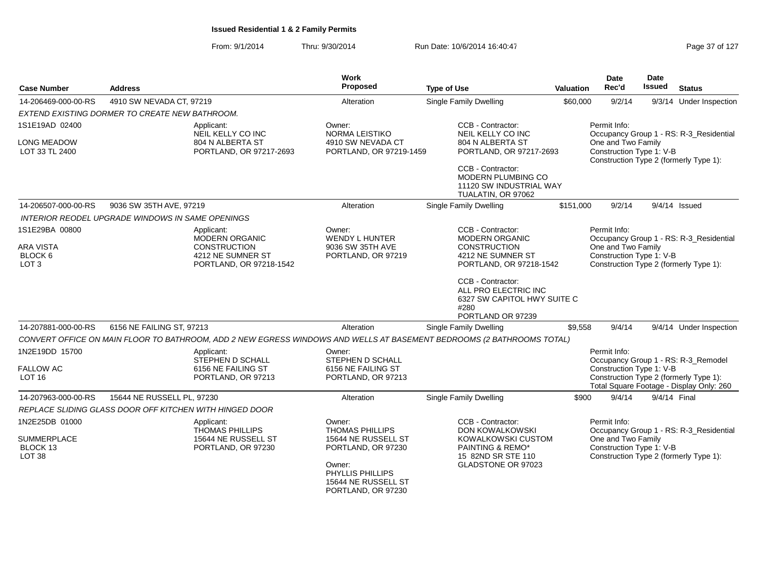# Issued Residential 1 & 2 Family Permits

From: 9/1/2014 Thru: 9/30/2014 Run Date: 10/6/2014 16:40:47

| Case Number | Address | Work Proposed | Type of Use | Valuation | Date Rec'd | Date Issued | Status |
|---|---|---|---|---|---|---|---|
| 14-206469-000-00-RS | 4910 SW NEVADA CT, 97219 | Alteration | Single Family Dwelling | $60,000 | 9/2/14 | 9/3/14 | Under Inspection |

*EXTEND EXISTING DORMER TO CREATE NEW BATHROOM.*

1S1E19AD 02400
LONG MEADOW
LOT 33 TL 2400

Applicant:
NEIL KELLY CO INC
804 N ALBERTA ST
PORTLAND, OR 97217-2693

Owner:
NORMA LEISTIKO
4910 SW NEVADA CT
PORTLAND, OR 97219-1459

CCB - Contractor:
NEIL KELLY CO INC
804 N ALBERTA ST
PORTLAND, OR 97217-2693

CCB - Contractor:
MODERN PLUMBING CO
11120 SW INDUSTRIAL WAY
TUALATIN, OR 97062

Permit Info:
Occupancy Group 1 - RS: R-3_Residential One and Two Family
Construction Type 1: V-B
Construction Type 2 (formerly Type 1):

| Case Number | Address | Work Proposed | Type of Use | Valuation | Date Rec'd | Date Issued | Status |
|---|---|---|---|---|---|---|---|
| 14-206507-000-00-RS | 9036 SW 35TH AVE, 97219 | Alteration | Single Family Dwelling | $151,000 | 9/2/14 | 9/4/14 | Issued |

*INTERIOR REODEL UPGRADE WINDOWS IN SAME OPENINGS*

1S1E29BA 00800
ARA VISTA
BLOCK 6
LOT 3

Applicant:
MODERN ORGANIC CONSTRUCTION
4212 NE SUMNER ST
PORTLAND, OR 97218-1542

Owner:
WENDY L HUNTER
9036 SW 35TH AVE
PORTLAND, OR 97219

CCB - Contractor:
MODERN ORGANIC CONSTRUCTION
4212 NE SUMNER ST
PORTLAND, OR 97218-1542

CCB - Contractor:
ALL PRO ELECTRIC INC
6327 SW CAPITOL HWY SUITE C #280
PORTLAND OR 97239

Permit Info:
Occupancy Group 1 - RS: R-3_Residential One and Two Family
Construction Type 1: V-B
Construction Type 2 (formerly Type 1):

| Case Number | Address | Work Proposed | Type of Use | Valuation | Date Rec'd | Date Issued | Status |
|---|---|---|---|---|---|---|---|
| 14-207881-000-00-RS | 6156 NE FAILING ST, 97213 | Alteration | Single Family Dwelling | $9,558 | 9/4/14 | 9/4/14 | Under Inspection |

*CONVERT OFFICE ON MAIN FLOOR TO BATHROOM, ADD 2 NEW EGRESS WINDOWS AND WELLS AT BASEMENT BEDROOMS (2 BATHROOMS TOTAL)*

1N2E19DD 15700
FALLOW AC
LOT 16

Applicant:
STEPHEN D SCHALL
6156 NE FAILING ST
PORTLAND, OR 97213

Owner:
STEPHEN D SCHALL
6156 NE FAILING ST
PORTLAND, OR 97213

Permit Info:
Occupancy Group 1 - RS: R-3_Remodel
Construction Type 1: V-B
Construction Type 2 (formerly Type 1):
Total Square Footage - Display Only: 260

| Case Number | Address | Work Proposed | Type of Use | Valuation | Date Rec'd | Date Issued | Status |
|---|---|---|---|---|---|---|---|
| 14-207963-000-00-RS | 15644 NE RUSSELL PL, 97230 | Alteration | Single Family Dwelling | $900 | 9/4/14 | 9/4/14 | Final |

*REPLACE SLIDING GLASS DOOR OFF KITCHEN WITH HINGED DOOR*

1N2E25DB 01000
SUMMERPLACE
BLOCK 13
LOT 38

Applicant:
THOMAS PHILLIPS
15644 NE RUSSELL ST
PORTLAND, OR 97230

Owner:
THOMAS PHILLIPS
15644 NE RUSSELL ST
PORTLAND, OR 97230

Owner:
PHYLLIS PHILLIPS
15644 NE RUSSELL ST
PORTLAND, OR 97230

CCB - Contractor:
DON KOWALKOWSKI
KOWALKOWSKI CUSTOM PAINTING & REMO*
15 82ND SR STE 110
GLADSTONE OR 97023

Permit Info:
Occupancy Group 1 - RS: R-3_Residential One and Two Family
Construction Type 1: V-B
Construction Type 2 (formerly Type 1):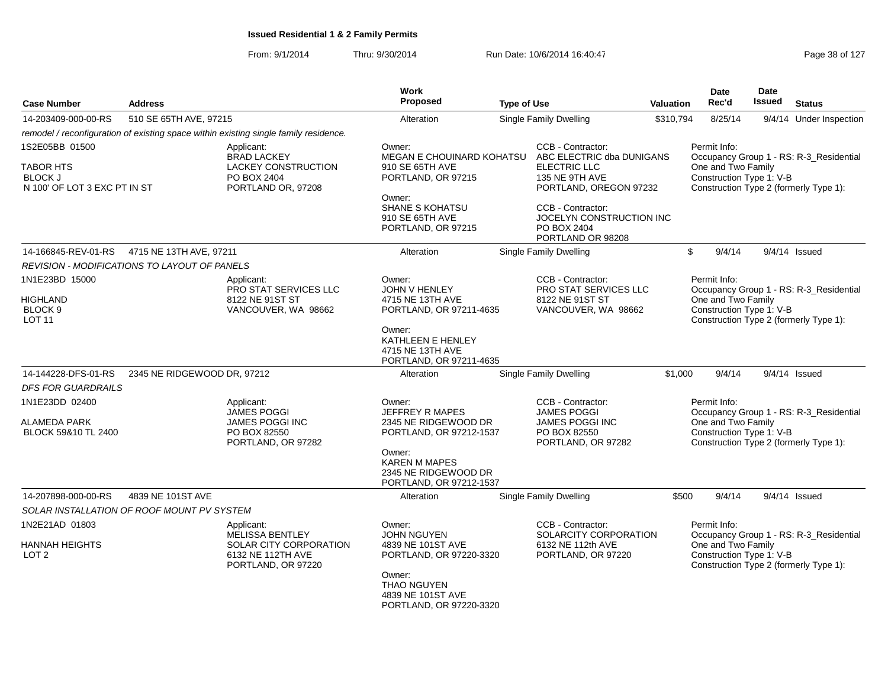**Issued Residential 1 & 2 Family Permits**

From: 9/1/2014 Thru: 9/30/2014 Run Date: 10/6/2014 16:40:47

| Case Number | Address | Work Proposed | Type of Use | Valuation | Date Rec'd | Date Issued | Status |
|---|---|---|---|---|---|---|---|
| 14-203409-000-00-RS | 510 SE 65TH AVE, 97215 | Alteration | Single Family Dwelling | $310,794 | 8/25/14 | 9/4/14 | Under Inspection |

*remodel / reconfiguration of existing space within existing single family residence.*

1S2E05BB 01500
TABOR HTS
BLOCK J
N 100' OF LOT 3 EXC PT IN ST

Applicant:
BRAD LACKEY
LACKEY CONSTRUCTION
PO BOX 2404
PORTLAND OR, 97208

Owner:
MEGAN E CHOUINARD KOHATSU
910 SE 65TH AVE
PORTLAND, OR 97215

Owner:
SHANE S KOHATSU
910 SE 65TH AVE
PORTLAND, OR 97215

CCB - Contractor:
ABC ELECTRIC dba DUNIGANS ELECTRIC LLC
135 NE 9TH AVE
PORTLAND, OREGON 97232

CCB - Contractor:
JOCELYN CONSTRUCTION INC
PO BOX 2404
PORTLAND OR 98208

Permit Info:
Occupancy Group 1 - RS: R-3_Residential One and Two Family
Construction Type 1: V-B
Construction Type 2 (formerly Type 1):

---

| Case Number | Address | Work Proposed | Type of Use | Valuation | Date Rec'd | Date Issued | Status |
|---|---|---|---|---|---|---|---|
| 14-166845-REV-01-RS | 4715 NE 13TH AVE, 97211 | Alteration | Single Family Dwelling | $ | 9/4/14 | 9/4/14 | Issued |

*REVISION - MODIFICATIONS TO LAYOUT OF PANELS*

1N1E23BD 15000
HIGHLAND
BLOCK 9
LOT 11

Applicant:
PRO STAT SERVICES LLC
8122 NE 91ST ST
VANCOUVER, WA 98662

Owner:
JOHN V HENLEY
4715 NE 13TH AVE
PORTLAND, OR 97211-4635

Owner:
KATHLEEN E HENLEY
4715 NE 13TH AVE
PORTLAND, OR 97211-4635

CCB - Contractor:
PRO STAT SERVICES LLC
8122 NE 91ST ST
VANCOUVER, WA 98662

Permit Info:
Occupancy Group 1 - RS: R-3_Residential One and Two Family
Construction Type 1: V-B
Construction Type 2 (formerly Type 1):

---

| Case Number | Address | Work Proposed | Type of Use | Valuation | Date Rec'd | Date Issued | Status |
|---|---|---|---|---|---|---|---|
| 14-144228-DFS-01-RS | 2345 NE RIDGEWOOD DR, 97212 | Alteration | Single Family Dwelling | $1,000 | 9/4/14 | 9/4/14 | Issued |

*DFS FOR GUARDRAILS*

1N1E23DD 02400
ALAMEDA PARK
BLOCK 59&10 TL 2400

Applicant:
JAMES POGGI
JAMES POGGI INC
PO BOX 82550
PORTLAND, OR 97282

Owner:
JEFFREY R MAPES
2345 NE RIDGEWOOD DR
PORTLAND, OR 97212-1537

Owner:
KAREN M MAPES
2345 NE RIDGEWOOD DR
PORTLAND, OR 97212-1537

CCB - Contractor:
JAMES POGGI
JAMES POGGI INC
PO BOX 82550
PORTLAND, OR 97282

Permit Info:
Occupancy Group 1 - RS: R-3_Residential One and Two Family
Construction Type 1: V-B
Construction Type 2 (formerly Type 1):

---

| Case Number | Address | Work Proposed | Type of Use | Valuation | Date Rec'd | Date Issued | Status |
|---|---|---|---|---|---|---|---|
| 14-207898-000-00-RS | 4839 NE 101ST AVE | Alteration | Single Family Dwelling | $500 | 9/4/14 | 9/4/14 | Issued |

*SOLAR INSTALLATION OF ROOF MOUNT PV SYSTEM*

1N2E21AD 01803
HANNAH HEIGHTS
LOT 2

Applicant:
MELISSA BENTLEY
SOLAR CITY CORPORATION
6132 NE 112TH AVE
PORTLAND, OR 97220

Owner:
JOHN NGUYEN
4839 NE 101ST AVE
PORTLAND, OR 97220-3320

Owner:
THAO NGUYEN
4839 NE 101ST AVE
PORTLAND, OR 97220-3320

CCB - Contractor:
SOLARCITY CORPORATION
6132 NE 112th AVE
PORTLAND, OR 97220

Permit Info:
Occupancy Group 1 - RS: R-3_Residential One and Two Family
Construction Type 1: V-B
Construction Type 2 (formerly Type 1):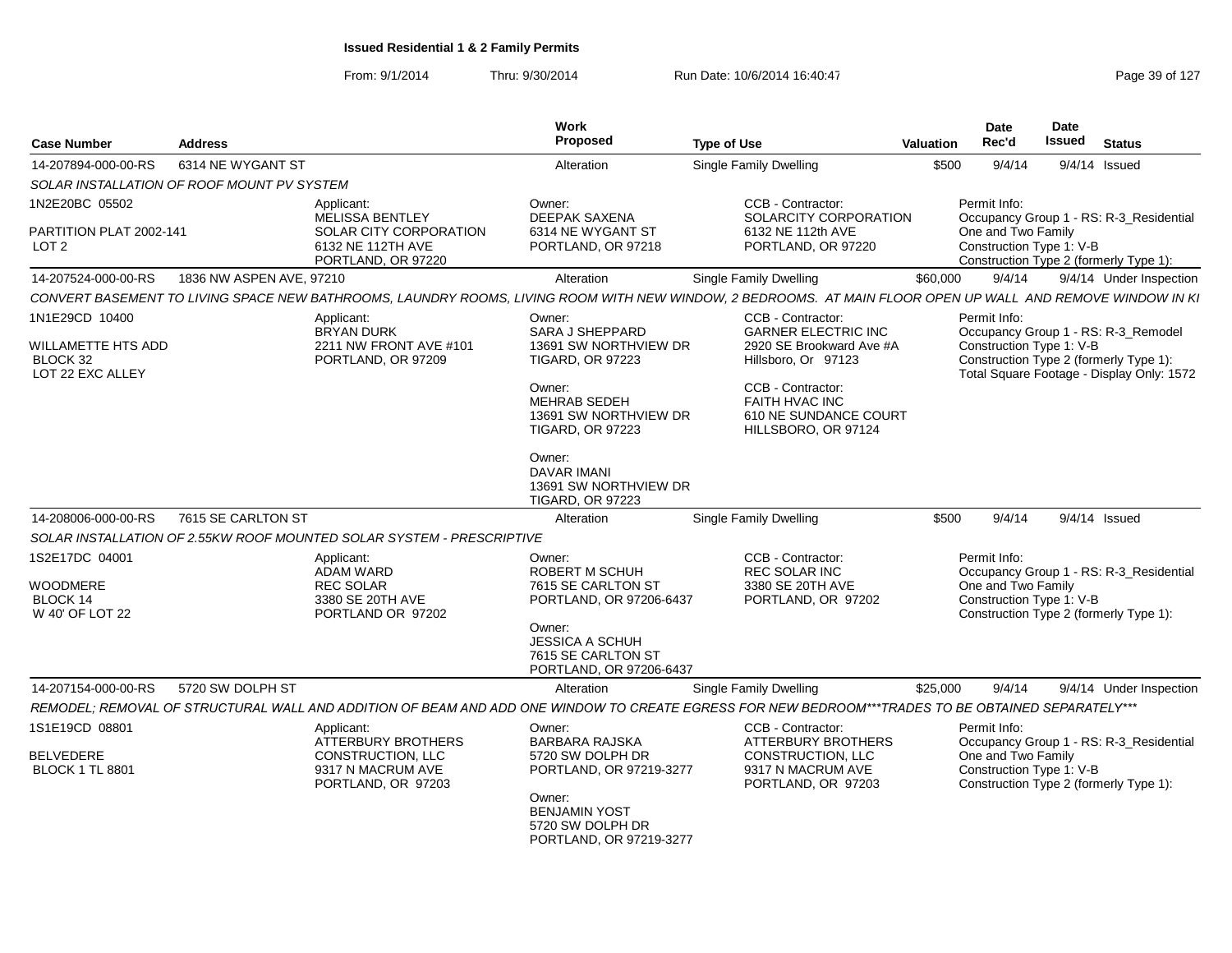**Issued Residential 1 & 2 Family Permits**

From: 9/1/2014 Thru: 9/30/2014 Run Date: 10/6/2014 16:40:47

| Case Number | Address | Work Proposed | Type of Use | Valuation | Date Rec'd | Date Issued | Status |
|---|---|---|---|---|---|---|---|
| 14-207894-000-00-RS | 6314 NE WYGANT ST | Alteration | Single Family Dwelling | $500 | 9/4/14 | 9/4/14 | Issued |

*SOLAR INSTALLATION OF ROOF MOUNT PV SYSTEM*

1N2E20BC 05502
PARTITION PLAT 2002-141
LOT 2

Applicant: MELISSA BENTLEY, SOLAR CITY CORPORATION, 6132 NE 112TH AVE, PORTLAND, OR 97220

Owner: DEEPAK SAXENA, 6314 NE WYGANT ST, PORTLAND, OR 97218

CCB - Contractor: SOLARCITY CORPORATION, 6132 NE 112th AVE, PORTLAND, OR 97220

Permit Info: Occupancy Group 1 - RS: R-3_Residential One and Two Family; Construction Type 1: V-B; Construction Type 2 (formerly Type 1):

| Case Number | Address | Work Proposed | Type of Use | Valuation | Date Rec'd | Date Issued | Status |
|---|---|---|---|---|---|---|---|
| 14-207524-000-00-RS | 1836 NW ASPEN AVE, 97210 | Alteration | Single Family Dwelling | $60,000 | 9/4/14 | 9/4/14 | Under Inspection |

*CONVERT BASEMENT TO LIVING SPACE NEW BATHROOMS, LAUNDRY ROOMS, LIVING ROOM WITH NEW WINDOW, 2 BEDROOMS. AT MAIN FLOOR OPEN UP WALL AND REMOVE WINDOW IN KI*

1N1E29CD 10400
WILLAMETTE HTS ADD
BLOCK 32
LOT 22 EXC ALLEY

Applicant: BRYAN DURK, 2211 NW FRONT AVE #101, PORTLAND, OR 97209

Owner: SARA J SHEPPARD, 13691 SW NORTHVIEW DR, TIGARD, OR 97223
Owner: MEHRAB SEDEH, 13691 SW NORTHVIEW DR, TIGARD, OR 97223
Owner: DAVAR IMANI, 13691 SW NORTHVIEW DR, TIGARD, OR 97223

CCB - Contractor: GARNER ELECTRIC INC, 2920 SE Brookward Ave #A, Hillsboro, Or 97123
CCB - Contractor: FAITH HVAC INC, 610 NE SUNDANCE COURT, HILLSBORO, OR 97124

Permit Info: Occupancy Group 1 - RS: R-3_Remodel; Construction Type 1: V-B; Construction Type 2 (formerly Type 1):; Total Square Footage - Display Only: 1572

| Case Number | Address | Work Proposed | Type of Use | Valuation | Date Rec'd | Date Issued | Status |
|---|---|---|---|---|---|---|---|
| 14-208006-000-00-RS | 7615 SE CARLTON ST | Alteration | Single Family Dwelling | $500 | 9/4/14 | 9/4/14 | Issued |

*SOLAR INSTALLATION OF 2.55KW ROOF MOUNTED SOLAR SYSTEM - PRESCRIPTIVE*

1S2E17DC 04001
WOODMERE
BLOCK 14
W 40' OF LOT 22

Applicant: ADAM WARD, REC SOLAR, 3380 SE 20TH AVE, PORTLAND OR 97202

Owner: ROBERT M SCHUH, 7615 SE CARLTON ST, PORTLAND, OR 97206-6437
Owner: JESSICA A SCHUH, 7615 SE CARLTON ST, PORTLAND, OR 97206-6437

CCB - Contractor: REC SOLAR INC, 3380 SE 20TH AVE, PORTLAND, OR 97202

Permit Info: Occupancy Group 1 - RS: R-3_Residential One and Two Family; Construction Type 1: V-B; Construction Type 2 (formerly Type 1):

| Case Number | Address | Work Proposed | Type of Use | Valuation | Date Rec'd | Date Issued | Status |
|---|---|---|---|---|---|---|---|
| 14-207154-000-00-RS | 5720 SW DOLPH ST | Alteration | Single Family Dwelling | $25,000 | 9/4/14 | 9/4/14 | Under Inspection |

*REMODEL; REMOVAL OF STRUCTURAL WALL AND ADDITION OF BEAM AND ADD ONE WINDOW TO CREATE EGRESS FOR NEW BEDROOM***TRADES TO BE OBTAINED SEPARATELY****

1S1E19CD 08801
BELVEDERE
BLOCK 1 TL 8801

Applicant: ATTERBURY BROTHERS CONSTRUCTION, LLC, 9317 N MACRUM AVE, PORTLAND, OR 97203

Owner: BARBARA RAJSKA, 5720 SW DOLPH DR, PORTLAND, OR 97219-3277
Owner: BENJAMIN YOST, 5720 SW DOLPH DR, PORTLAND, OR 97219-3277

CCB - Contractor: ATTERBURY BROTHERS CONSTRUCTION, LLC, 9317 N MACRUM AVE, PORTLAND, OR 97203

Permit Info: Occupancy Group 1 - RS: R-3_Residential One and Two Family; Construction Type 1: V-B; Construction Type 2 (formerly Type 1):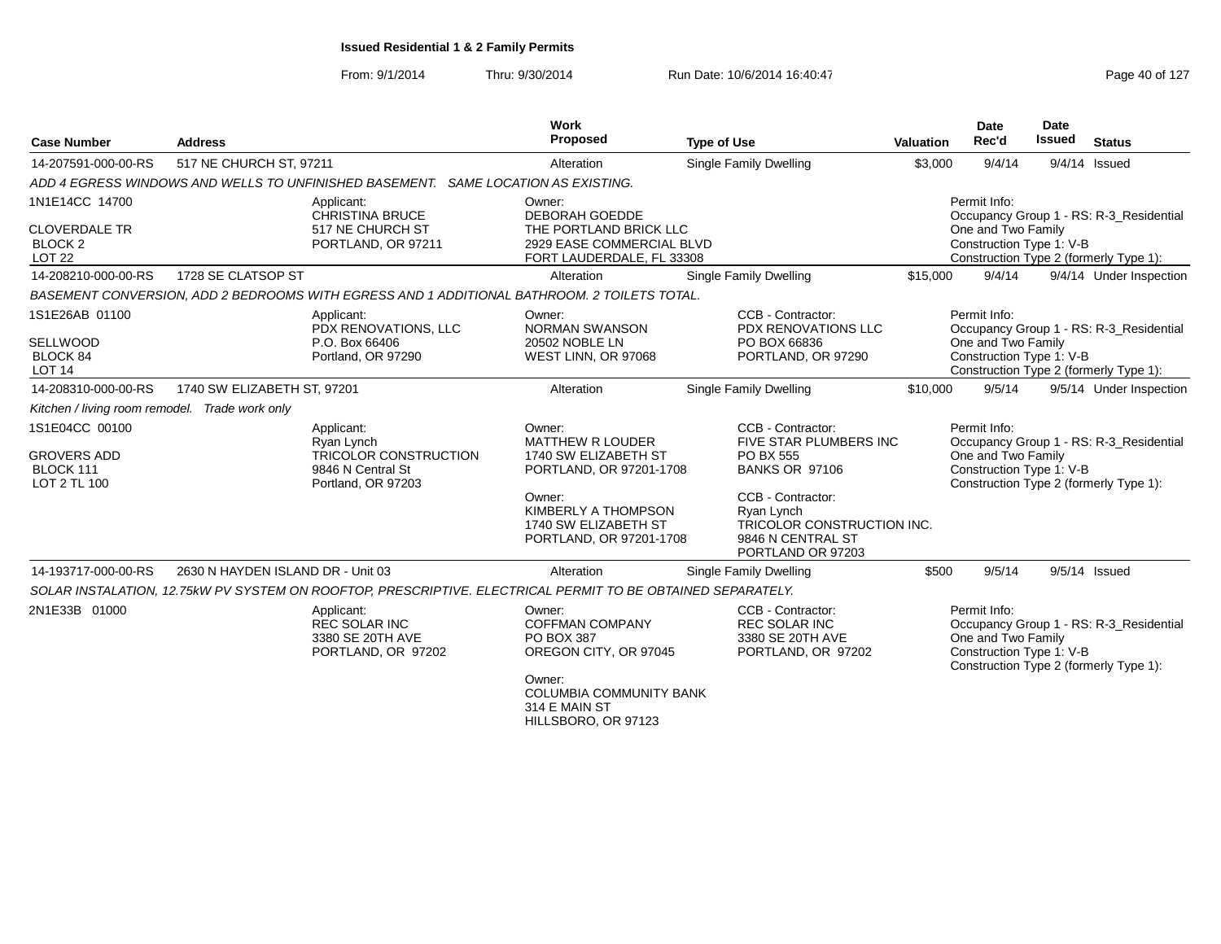**Issued Residential 1 & 2 Family Permits**

From: 9/1/2014 Thru: 9/30/2014 Run Date: 10/6/2014 16:40:47

| Case Number | Address | Work Proposed | Type of Use | Valuation | Date Rec'd | Date Issued | Status |
|---|---|---|---|---|---|---|---|
| 14-207591-000-00-RS | 517 NE CHURCH ST, 97211 | Alteration | Single Family Dwelling | $3,000 | 9/4/14 | 9/4/14 | Issued |

*ADD 4 EGRESS WINDOWS AND WELLS TO UNFINISHED BASEMENT. SAME LOCATION AS EXISTING.*

1N1E14CC 14700
CLOVERDALE TR
BLOCK 2
LOT 22

Applicant:
CHRISTINA BRUCE
517 NE CHURCH ST
PORTLAND, OR 97211

Owner:
DEBORAH GOEDDE
THE PORTLAND BRICK LLC
2929 EASE COMMERCIAL BLVD
FORT LAUDERDALE, FL 33308

Permit Info:
Occupancy Group 1 - RS: R-3_Residential One and Two Family
Construction Type 1: V-B
Construction Type 2 (formerly Type 1):

| Case Number | Address | Work Proposed | Type of Use | Valuation | Date Rec'd | Date Issued | Status |
|---|---|---|---|---|---|---|---|
| 14-208210-000-00-RS | 1728 SE CLATSOP ST | Alteration | Single Family Dwelling | $15,000 | 9/4/14 | 9/4/14 | Under Inspection |

*BASEMENT CONVERSION, ADD 2 BEDROOMS WITH EGRESS AND 1 ADDITIONAL BATHROOM. 2 TOILETS TOTAL.*

1S1E26AB 01100
SELLWOOD
BLOCK 84
LOT 14

Applicant:
PDX RENOVATIONS, LLC
P.O. Box 66406
Portland, OR 97290

Owner:
NORMAN SWANSON
20502 NOBLE LN
WEST LINN, OR 97068

CCB - Contractor:
PDX RENOVATIONS LLC
PO BOX 66836
PORTLAND, OR 97290

Permit Info:
Occupancy Group 1 - RS: R-3_Residential One and Two Family
Construction Type 1: V-B
Construction Type 2 (formerly Type 1):

| Case Number | Address | Work Proposed | Type of Use | Valuation | Date Rec'd | Date Issued | Status |
|---|---|---|---|---|---|---|---|
| 14-208310-000-00-RS | 1740 SW ELIZABETH ST, 97201 | Alteration | Single Family Dwelling | $10,000 | 9/5/14 | 9/5/14 | Under Inspection |

*Kitchen / living room remodel. Trade work only*

1S1E04CC 00100
GROVERS ADD
BLOCK 111
LOT 2 TL 100

Applicant:
Ryan Lynch
TRICOLOR CONSTRUCTION
9846 N Central St
Portland, OR 97203

Owner:
MATTHEW R LOUDER
1740 SW ELIZABETH ST
PORTLAND, OR 97201-1708

Owner:
KIMBERLY A THOMPSON
1740 SW ELIZABETH ST
PORTLAND, OR 97201-1708

CCB - Contractor:
FIVE STAR PLUMBERS INC
PO BX 555
BANKS OR 97106

CCB - Contractor:
Ryan Lynch
TRICOLOR CONSTRUCTION INC.
9846 N CENTRAL ST
PORTLAND OR 97203

Permit Info:
Occupancy Group 1 - RS: R-3_Residential One and Two Family
Construction Type 1: V-B
Construction Type 2 (formerly Type 1):

| Case Number | Address | Work Proposed | Type of Use | Valuation | Date Rec'd | Date Issued | Status |
|---|---|---|---|---|---|---|---|
| 14-193717-000-00-RS | 2630 N HAYDEN ISLAND DR - Unit 03 | Alteration | Single Family Dwelling | $500 | 9/5/14 | 9/5/14 | Issued |

*SOLAR INSTALATION, 12.75kW PV SYSTEM ON ROOFTOP, PRESCRIPTIVE. ELECTRICAL PERMIT TO BE OBTAINED SEPARATELY.*

2N1E33B 01000

Applicant:
REC SOLAR INC
3380 SE 20TH AVE
PORTLAND, OR 97202

Owner:
COFFMAN COMPANY
PO BOX 387
OREGON CITY, OR 97045

Owner:
COLUMBIA COMMUNITY BANK
314 E MAIN ST
HILLSBORO, OR 97123

CCB - Contractor:
REC SOLAR INC
3380 SE 20TH AVE
PORTLAND, OR 97202

Permit Info:
Occupancy Group 1 - RS: R-3_Residential One and Two Family
Construction Type 1: V-B
Construction Type 2 (formerly Type 1):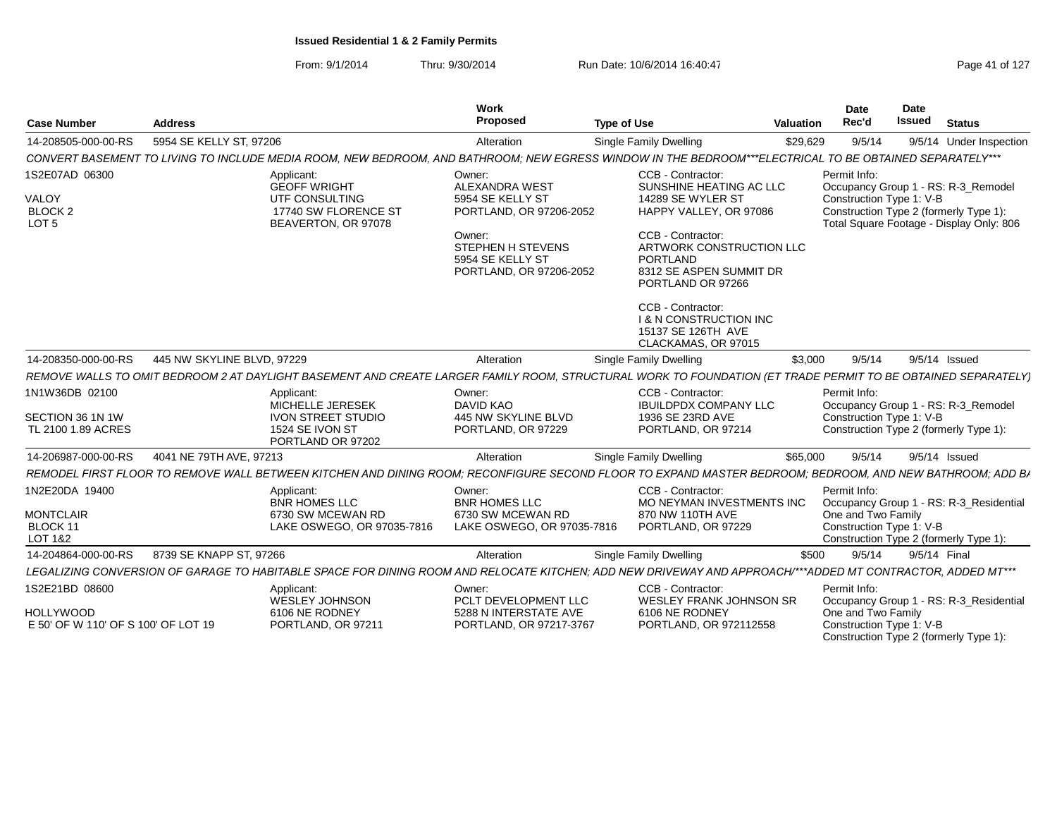# Issued Residential 1 & 2 Family Permits

From: 9/1/2014 Thru: 9/30/2014 Run Date: 10/6/2014 16:40:47

| Case Number | Address | Work Proposed | Type of Use | Valuation | Date Rec'd | Date Issued | Status |
|---|---|---|---|---|---|---|---|
| 14-208505-000-00-RS | 5954 SE KELLY ST, 97206 | Alteration | Single Family Dwelling | $29,629 | 9/5/14 | 9/5/14 | Under Inspection |

CONVERT BASEMENT TO LIVING TO INCLUDE MEDIA ROOM, NEW BEDROOM, AND BATHROOM; NEW EGRESS WINDOW IN THE BEDROOM***ELECTRICAL TO BE OBTAINED SEPARATELY***

1S2E07AD 06300
VALOY
BLOCK 2
LOT 5

Applicant:
GEOFF WRIGHT
UTF CONSULTING
17740 SW FLORENCE ST
BEAVERTON, OR 97078

Owner:
ALEXANDRA WEST
5954 SE KELLY ST
PORTLAND, OR 97206-2052

Owner:
STEPHEN H STEVENS
5954 SE KELLY ST
PORTLAND, OR 97206-2052

CCB - Contractor:
SUNSHINE HEATING AC LLC
14289 SE WYLER ST
HAPPY VALLEY, OR 97086

CCB - Contractor:
ARTWORK CONSTRUCTION LLC
PORTLAND
8312 SE ASPEN SUMMIT DR
PORTLAND OR 97266

CCB - Contractor:
I & N CONSTRUCTION INC
15137 SE 126TH AVE
CLACKAMAS, OR 97015

Permit Info:
Occupancy Group 1 - RS: R-3_Remodel
Construction Type 1: V-B
Construction Type 2 (formerly Type 1):
Total Square Footage - Display Only: 806

| Case Number | Address | Work Proposed | Type of Use | Valuation | Date Rec'd | Date Issued | Status |
|---|---|---|---|---|---|---|---|
| 14-208350-000-00-RS | 445 NW SKYLINE BLVD, 97229 | Alteration | Single Family Dwelling | $3,000 | 9/5/14 | 9/5/14 | Issued |

REMOVE WALLS TO OMIT BEDROOM 2 AT DAYLIGHT BASEMENT AND CREATE LARGER FAMILY ROOM, STRUCTURAL WORK TO FOUNDATION (ET TRADE PERMIT TO BE OBTAINED SEPARATELY)

1N1W36DB 02100
SECTION 36 1N 1W
TL 2100 1.89 ACRES

Applicant:
MICHELLE JERESEK
IVON STREET STUDIO
1524 SE IVON ST
PORTLAND OR 97202

Owner:
DAVID KAO
445 NW SKYLINE BLVD
PORTLAND, OR 97229

CCB - Contractor:
IBUILDPDX COMPANY LLC
1936 SE 23RD AVE
PORTLAND, OR 97214

Permit Info:
Occupancy Group 1 - RS: R-3_Remodel
Construction Type 1: V-B
Construction Type 2 (formerly Type 1):

| Case Number | Address | Work Proposed | Type of Use | Valuation | Date Rec'd | Date Issued | Status |
|---|---|---|---|---|---|---|---|
| 14-206987-000-00-RS | 4041 NE 79TH AVE, 97213 | Alteration | Single Family Dwelling | $65,000 | 9/5/14 | 9/5/14 | Issued |

REMODEL FIRST FLOOR TO REMOVE WALL BETWEEN KITCHEN AND DINING ROOM; RECONFIGURE SECOND FLOOR TO EXPAND MASTER BEDROOM; BEDROOM, AND NEW BATHROOM; ADD BA

1N2E20DA 19400
MONTCLAIR
BLOCK 11
LOT 1&2

Applicant:
BNR HOMES LLC
6730 SW MCEWAN RD
LAKE OSWEGO, OR 97035-7816

Owner:
BNR HOMES LLC
6730 SW MCEWAN RD
LAKE OSWEGO, OR 97035-7816

CCB - Contractor:
MO NEYMAN INVESTMENTS INC
870 NW 110TH AVE
PORTLAND, OR 97229

Permit Info:
Occupancy Group 1 - RS: R-3_Residential One and Two Family
Construction Type 1: V-B
Construction Type 2 (formerly Type 1):

| Case Number | Address | Work Proposed | Type of Use | Valuation | Date Rec'd | Date Issued | Status |
|---|---|---|---|---|---|---|---|
| 14-204864-000-00-RS | 8739 SE KNAPP ST, 97266 | Alteration | Single Family Dwelling | $500 | 9/5/14 | 9/5/14 | Final |

LEGALIZING CONVERSION OF GARAGE TO HABITABLE SPACE FOR DINING ROOM AND RELOCATE KITCHEN; ADD NEW DRIVEWAY AND APPROACH/***ADDED MT CONTRACTOR, ADDED MT***

1S2E21BD 08600
HOLLYWOOD
E 50' OF W 110' OF S 100' OF LOT 19

Applicant:
WESLEY JOHNSON
6106 NE RODNEY
PORTLAND, OR 97211

Owner:
PCLT DEVELOPMENT LLC
5288 N INTERSTATE AVE
PORTLAND, OR 97217-3767

CCB - Contractor:
WESLEY FRANK JOHNSON SR
6106 NE RODNEY
PORTLAND, OR 972112558

Permit Info:
Occupancy Group 1 - RS: R-3_Residential One and Two Family
Construction Type 1: V-B
Construction Type 2 (formerly Type 1):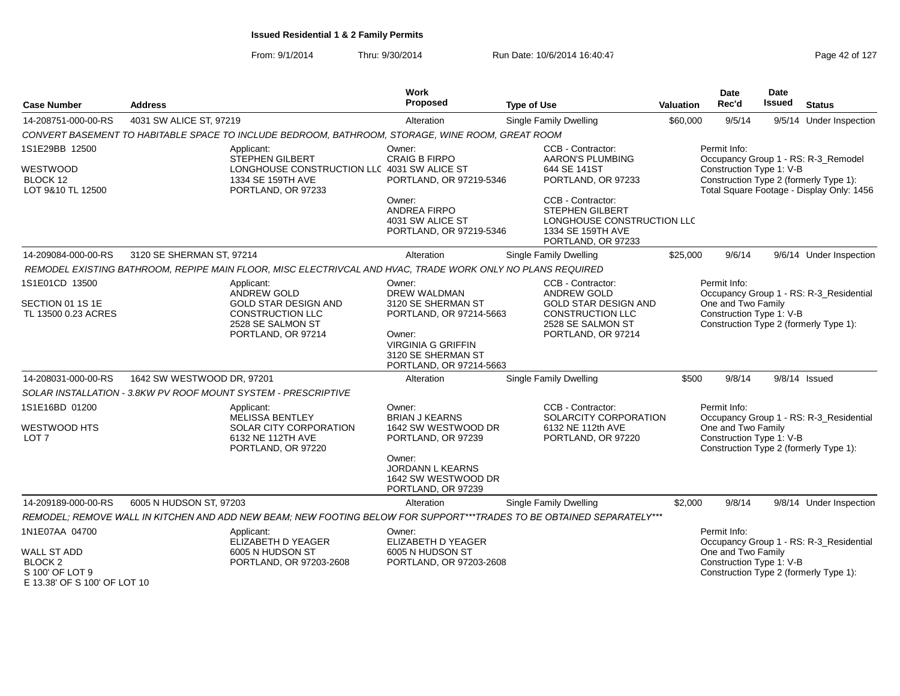**Issued Residential 1 & 2 Family Permits**

From: 9/1/2014 Thru: 9/30/2014 Run Date: 10/6/2014 16:40:47

| Case Number | Address | Work Proposed | Type of Use | Valuation | Date Rec'd | Date Issued | Status |
|---|---|---|---|---|---|---|---|
| 14-208751-000-00-RS | 4031 SW ALICE ST, 97219 | Alteration | Single Family Dwelling | $60,000 | 9/5/14 | 9/5/14 | Under Inspection |

*CONVERT BASEMENT TO HABITABLE SPACE TO INCLUDE BEDROOM, BATHROOM, STORAGE, WINE ROOM, GREAT ROOM*

1S1E29BB 12500
WESTWOOD
BLOCK 12
LOT 9&10 TL 12500

Applicant: STEPHEN GILBERT, LONGHOUSE CONSTRUCTION LLC, 1334 SE 159TH AVE, PORTLAND, OR 97233

Owner: CRAIG B FIRPO, 4031 SW ALICE ST, PORTLAND, OR 97219-5346

Owner: ANDREA FIRPO, 4031 SW ALICE ST, PORTLAND, OR 97219-5346

CCB - Contractor: AARON'S PLUMBING, 644 SE 141ST, PORTLAND, OR 97233

CCB - Contractor: STEPHEN GILBERT, LONGHOUSE CONSTRUCTION LLC, 1334 SE 159TH AVE, PORTLAND, OR 97233

Permit Info:
Occupancy Group 1 - RS: R-3_Remodel
Construction Type 1: V-B
Construction Type 2 (formerly Type 1):
Total Square Footage - Display Only: 1456

| Case Number | Address | Work Proposed | Type of Use | Valuation | Date Rec'd | Date Issued | Status |
|---|---|---|---|---|---|---|---|
| 14-209084-000-00-RS | 3120 SE SHERMAN ST, 97214 | Alteration | Single Family Dwelling | $25,000 | 9/6/14 | 9/6/14 | Under Inspection |

*REMODEL EXISTING BATHROOM, REPIPE MAIN FLOOR, MISC ELECTRIVCAL AND HVAC, TRADE WORK ONLY NO PLANS REQUIRED*

1S1E01CD 13500
SECTION 01 1S 1E
TL 13500 0.23 ACRES

Applicant: ANDREW GOLD, GOLD STAR DESIGN AND CONSTRUCTION LLC, 2528 SE SALMON ST, PORTLAND, OR 97214

Owner: DREW WALDMAN, 3120 SE SHERMAN ST, PORTLAND, OR 97214-5663

Owner: VIRGINIA G GRIFFIN, 3120 SE SHERMAN ST, PORTLAND, OR 97214-5663

CCB - Contractor: ANDREW GOLD, GOLD STAR DESIGN AND CONSTRUCTION LLC, 2528 SE SALMON ST, PORTLAND, OR 97214

Permit Info:
Occupancy Group 1 - RS: R-3_Residential One and Two Family
Construction Type 1: V-B
Construction Type 2 (formerly Type 1):

| Case Number | Address | Work Proposed | Type of Use | Valuation | Date Rec'd | Date Issued | Status |
|---|---|---|---|---|---|---|---|
| 14-208031-000-00-RS | 1642 SW WESTWOOD DR, 97201 | Alteration | Single Family Dwelling | $500 | 9/8/14 | 9/8/14 | Issued |

*SOLAR INSTALLATION - 3.8KW PV ROOF MOUNT SYSTEM - PRESCRIPTIVE*

1S1E16BD 01200
WESTWOOD HTS
LOT 7

Applicant: MELISSA BENTLEY, SOLAR CITY CORPORATION, 6132 NE 112TH AVE, PORTLAND, OR 97220

Owner: BRIAN J KEARNS, 1642 SW WESTWOOD DR, PORTLAND, OR 97239

Owner: JORDANN L KEARNS, 1642 SW WESTWOOD DR, PORTLAND, OR 97239

CCB - Contractor: SOLARCITY CORPORATION, 6132 NE 112th AVE, PORTLAND, OR 97220

Permit Info:
Occupancy Group 1 - RS: R-3_Residential One and Two Family
Construction Type 1: V-B
Construction Type 2 (formerly Type 1):

| Case Number | Address | Work Proposed | Type of Use | Valuation | Date Rec'd | Date Issued | Status |
|---|---|---|---|---|---|---|---|
| 14-209189-000-00-RS | 6005 N HUDSON ST, 97203 | Alteration | Single Family Dwelling | $2,000 | 9/8/14 | 9/8/14 | Under Inspection |

*REMODEL; REMOVE WALL IN KITCHEN AND ADD NEW BEAM; NEW FOOTING BELOW FOR SUPPORT***TRADES TO BE OBTAINED SEPARATELY****

1N1E07AA 04700
WALL ST ADD
BLOCK 2
S 100' OF LOT 9
E 13.38' OF S 100' OF LOT 10

Applicant: ELIZABETH D YEAGER, 6005 N HUDSON ST, PORTLAND, OR 97203-2608

Owner: ELIZABETH D YEAGER, 6005 N HUDSON ST, PORTLAND, OR 97203-2608

Permit Info:
Occupancy Group 1 - RS: R-3_Residential One and Two Family
Construction Type 1: V-B
Construction Type 2 (formerly Type 1):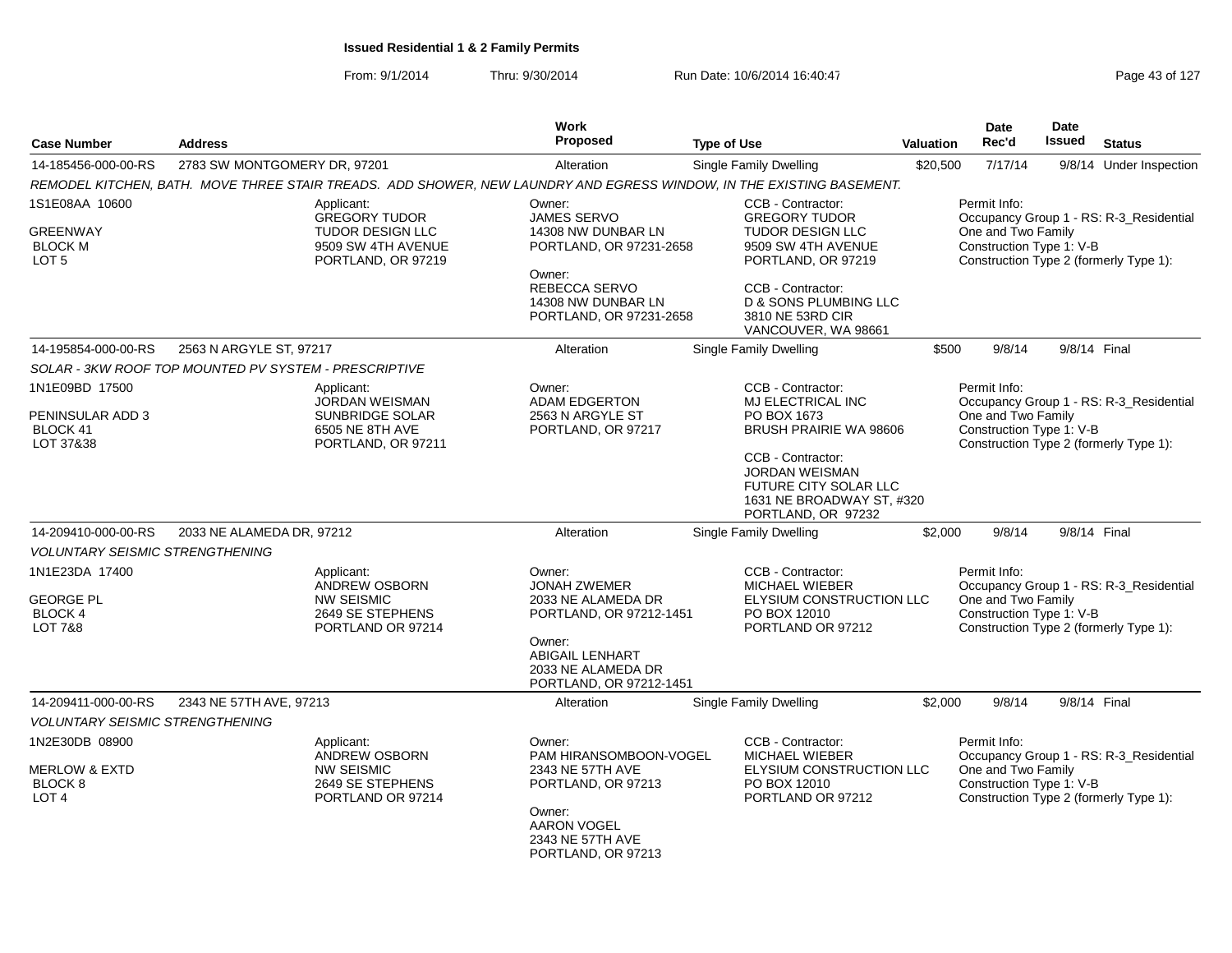# Issued Residential 1 & 2 Family Permits

From: 9/1/2014 Thru: 9/30/2014 Run Date: 10/6/2014 16:40:47

| Case Number | Address | Work Proposed | Type of Use | Valuation | Date Rec'd | Date Issued | Status |
|---|---|---|---|---|---|---|---|
| 14-185456-000-00-RS | 2783 SW MONTGOMERY DR, 97201 | Alteration | Single Family Dwelling | $20,500 | 7/17/14 | 9/8/14 | Under Inspection |

REMODEL KITCHEN, BATH. MOVE THREE STAIR TREADS. ADD SHOWER, NEW LAUNDRY AND EGRESS WINDOW, IN THE EXISTING BASEMENT.

1S1E08AA 10600
GREENWAY
BLOCK M
LOT 5

Applicant:
GREGORY TUDOR
TUDOR DESIGN LLC
9509 SW 4TH AVENUE
PORTLAND, OR 97219

Owner:
JAMES SERVO
14308 NW DUNBAR LN
PORTLAND, OR 97231-2658

Owner:
REBECCA SERVO
14308 NW DUNBAR LN
PORTLAND, OR 97231-2658

CCB - Contractor:
GREGORY TUDOR
TUDOR DESIGN LLC
9509 SW 4TH AVENUE
PORTLAND, OR 97219

CCB - Contractor:
D & SONS PLUMBING LLC
3810 NE 53RD CIR
VANCOUVER, WA 98661

Permit Info:
Occupancy Group 1 - RS: R-3_Residential One and Two Family
Construction Type 1: V-B
Construction Type 2 (formerly Type 1):

| Case Number | Address | Work Proposed | Type of Use | Valuation | Date Rec'd | Date Issued | Status |
|---|---|---|---|---|---|---|---|
| 14-195854-000-00-RS | 2563 N ARGYLE ST, 97217 | Alteration | Single Family Dwelling | $500 | 9/8/14 | 9/8/14 | Final |

SOLAR - 3KW ROOF TOP MOUNTED PV SYSTEM - PRESCRIPTIVE

1N1E09BD 17500
PENINSULAR ADD 3
BLOCK 41
LOT 37&38

Applicant:
JORDAN WEISMAN
SUNBRIDGE SOLAR
6505 NE 8TH AVE
PORTLAND, OR 97211

Owner:
ADAM EDGERTON
2563 N ARGYLE ST
PORTLAND, OR 97217

CCB - Contractor:
MJ ELECTRICAL INC
PO BOX 1673
BRUSH PRAIRIE WA 98606

CCB - Contractor:
JORDAN WEISMAN
FUTURE CITY SOLAR LLC
1631 NE BROADWAY ST, #320
PORTLAND, OR 97232

Permit Info:
Occupancy Group 1 - RS: R-3_Residential One and Two Family
Construction Type 1: V-B
Construction Type 2 (formerly Type 1):

| Case Number | Address | Work Proposed | Type of Use | Valuation | Date Rec'd | Date Issued | Status |
|---|---|---|---|---|---|---|---|
| 14-209410-000-00-RS | 2033 NE ALAMEDA DR, 97212 | Alteration | Single Family Dwelling | $2,000 | 9/8/14 | 9/8/14 | Final |

VOLUNTARY SEISMIC STRENGTHENING

1N1E23DA 17400
GEORGE PL
BLOCK 4
LOT 7&8

Applicant:
ANDREW OSBORN
NW SEISMIC
2649 SE STEPHENS
PORTLAND OR 97214

Owner:
JONAH ZWEMER
2033 NE ALAMEDA DR
PORTLAND, OR 97212-1451

Owner:
ABIGAIL LENHART
2033 NE ALAMEDA DR
PORTLAND, OR 97212-1451

CCB - Contractor:
MICHAEL WIEBER
ELYSIUM CONSTRUCTION LLC
PO BOX 12010
PORTLAND OR 97212

Permit Info:
Occupancy Group 1 - RS: R-3_Residential One and Two Family
Construction Type 1: V-B
Construction Type 2 (formerly Type 1):

| Case Number | Address | Work Proposed | Type of Use | Valuation | Date Rec'd | Date Issued | Status |
|---|---|---|---|---|---|---|---|
| 14-209411-000-00-RS | 2343 NE 57TH AVE, 97213 | Alteration | Single Family Dwelling | $2,000 | 9/8/14 | 9/8/14 | Final |

VOLUNTARY SEISMIC STRENGTHENING

1N2E30DB 08900
MERLOW & EXTD
BLOCK 8
LOT 4

Applicant:
ANDREW OSBORN
NW SEISMIC
2649 SE STEPHENS
PORTLAND OR 97214

Owner:
PAM HIRANSOMBOON-VOGEL
2343 NE 57TH AVE
PORTLAND, OR 97213

Owner:
AARON VOGEL
2343 NE 57TH AVE
PORTLAND, OR 97213

CCB - Contractor:
MICHAEL WIEBER
ELYSIUM CONSTRUCTION LLC
PO BOX 12010
PORTLAND OR 97212

Permit Info:
Occupancy Group 1 - RS: R-3_Residential One and Two Family
Construction Type 1: V-B
Construction Type 2 (formerly Type 1):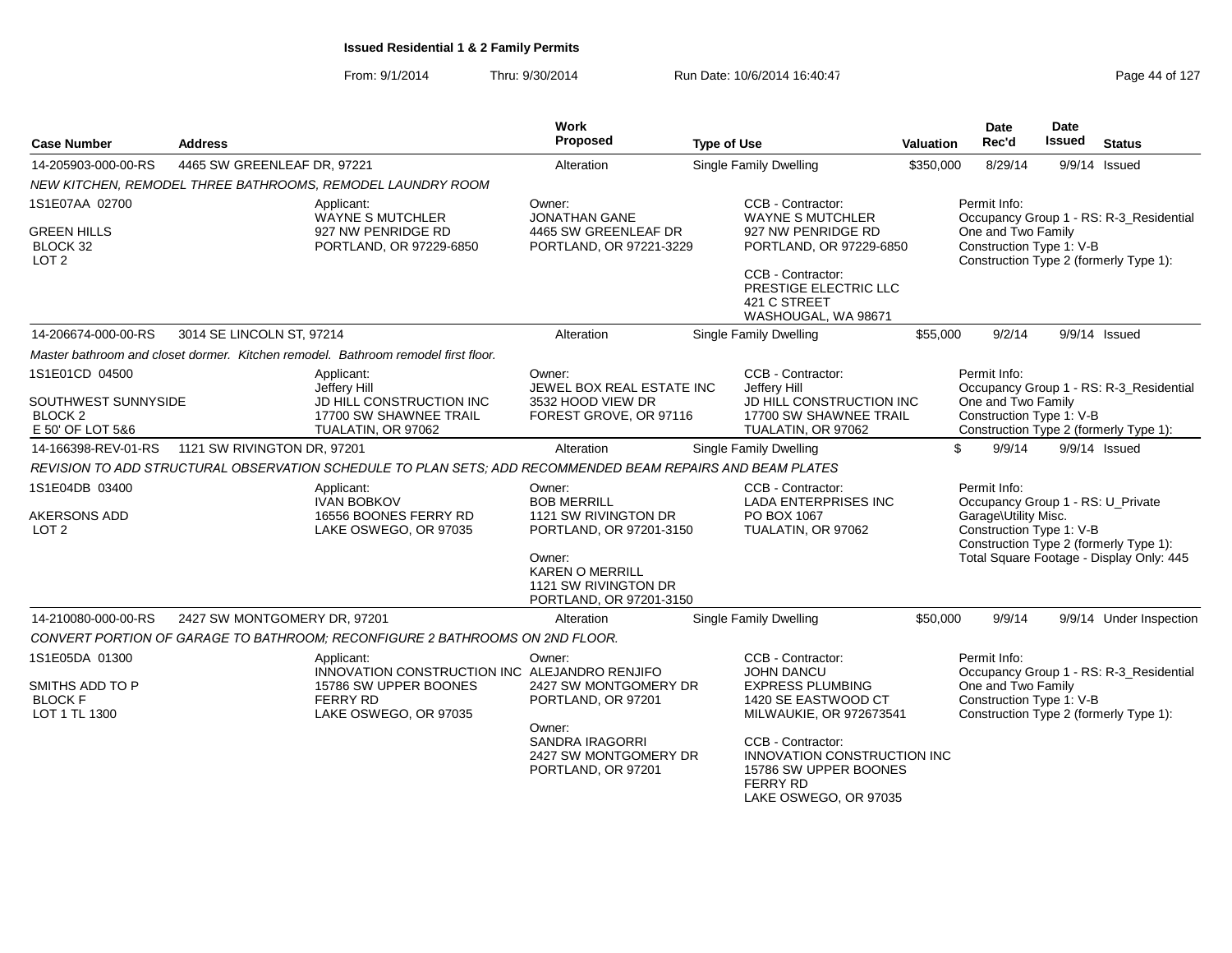**Issued Residential 1 & 2 Family Permits**

From: 9/1/2014 Thru: 9/30/2014 Run Date: 10/6/2014 16:40:47

| Case Number | Address | Work Proposed | Type of Use | Valuation | Date Rec'd | Date Issued | Status |
|---|---|---|---|---|---|---|---|
| 14-205903-000-00-RS | 4465 SW GREENLEAF DR, 97221 | Alteration | Single Family Dwelling | $350,000 | 8/29/14 | 9/9/14 | Issued |

*NEW KITCHEN, REMODEL THREE BATHROOMS, REMODEL LAUNDRY ROOM*

1S1E07AA 02700
GREEN HILLS
BLOCK 32
LOT 2

Applicant:
WAYNE S MUTCHLER
927 NW PENRIDGE RD
PORTLAND, OR 97229-6850

Owner:
JONATHAN GANE
4465 SW GREENLEAF DR
PORTLAND, OR 97221-3229

CCB - Contractor:
WAYNE S MUTCHLER
927 NW PENRIDGE RD
PORTLAND, OR 97229-6850

CCB - Contractor:
PRESTIGE ELECTRIC LLC
421 C STREET
WASHOUGAL, WA 98671

Permit Info:
Occupancy Group 1 - RS: R-3_Residential One and Two Family
Construction Type 1: V-B
Construction Type 2 (formerly Type 1):

| Case Number | Address | Work Proposed | Type of Use | Valuation | Date Rec'd | Date Issued | Status |
|---|---|---|---|---|---|---|---|
| 14-206674-000-00-RS | 3014 SE LINCOLN ST, 97214 | Alteration | Single Family Dwelling | $55,000 | 9/2/14 | 9/9/14 | Issued |

*Master bathroom and closet dormer. Kitchen remodel. Bathroom remodel first floor.*

1S1E01CD 04500
SOUTHWEST SUNNYSIDE
BLOCK 2
E 50' OF LOT 5&6

Applicant:
Jeffery Hill
JD HILL CONSTRUCTION INC
17700 SW SHAWNEE TRAIL
TUALATIN, OR 97062

Owner:
JEWEL BOX REAL ESTATE INC
3532 HOOD VIEW DR
FOREST GROVE, OR 97116

CCB - Contractor:
Jeffery Hill
JD HILL CONSTRUCTION INC
17700 SW SHAWNEE TRAIL
TUALATIN, OR 97062

Permit Info:
Occupancy Group 1 - RS: R-3_Residential One and Two Family
Construction Type 1: V-B
Construction Type 2 (formerly Type 1):

| Case Number | Address | Work Proposed | Type of Use | Valuation | Date Rec'd | Date Issued | Status |
|---|---|---|---|---|---|---|---|
| 14-166398-REV-01-RS | 1121 SW RIVINGTON DR, 97201 | Alteration | Single Family Dwelling | $ | 9/9/14 | 9/9/14 | Issued |

*REVISION TO ADD STRUCTURAL OBSERVATION SCHEDULE TO PLAN SETS; ADD RECOMMENDED BEAM REPAIRS AND BEAM PLATES*

1S1E04DB 03400
AKERSONS ADD
LOT 2

Applicant:
IVAN BOBKOV
16556 BOONES FERRY RD
LAKE OSWEGO, OR 97035

Owner:
BOB MERRILL
1121 SW RIVINGTON DR
PORTLAND, OR 97201-3150

Owner:
KAREN O MERRILL
1121 SW RIVINGTON DR
PORTLAND, OR 97201-3150

CCB - Contractor:
LADA ENTERPRISES INC
PO BOX 1067
TUALATIN, OR 97062

Permit Info:
Occupancy Group 1 - RS: U_Private Garage\Utility Misc.
Construction Type 1: V-B
Construction Type 2 (formerly Type 1):
Total Square Footage - Display Only: 445

| Case Number | Address | Work Proposed | Type of Use | Valuation | Date Rec'd | Date Issued | Status |
|---|---|---|---|---|---|---|---|
| 14-210080-000-00-RS | 2427 SW MONTGOMERY DR, 97201 | Alteration | Single Family Dwelling | $50,000 | 9/9/14 | 9/9/14 | Under Inspection |

*CONVERT PORTION OF GARAGE TO BATHROOM; RECONFIGURE 2 BATHROOMS ON 2ND FLOOR.*

1S1E05DA 01300
SMITHS ADD TO P
BLOCK F
LOT 1 TL 1300

Applicant:
INNOVATION CONSTRUCTION INC
15786 SW UPPER BOONES FERRY RD
LAKE OSWEGO, OR 97035

Owner:
ALEJANDRO RENJIFO
2427 SW MONTGOMERY DR
PORTLAND, OR 97201

Owner:
SANDRA IRAGORRI
2427 SW MONTGOMERY DR
PORTLAND, OR 97201

CCB - Contractor:
JOHN DANCU
EXPRESS PLUMBING
1420 SE EASTWOOD CT
MILWAUKIE, OR 972673541

CCB - Contractor:
INNOVATION CONSTRUCTION INC
15786 SW UPPER BOONES FERRY RD
LAKE OSWEGO, OR 97035

Permit Info:
Occupancy Group 1 - RS: R-3_Residential One and Two Family
Construction Type 1: V-B
Construction Type 2 (formerly Type 1):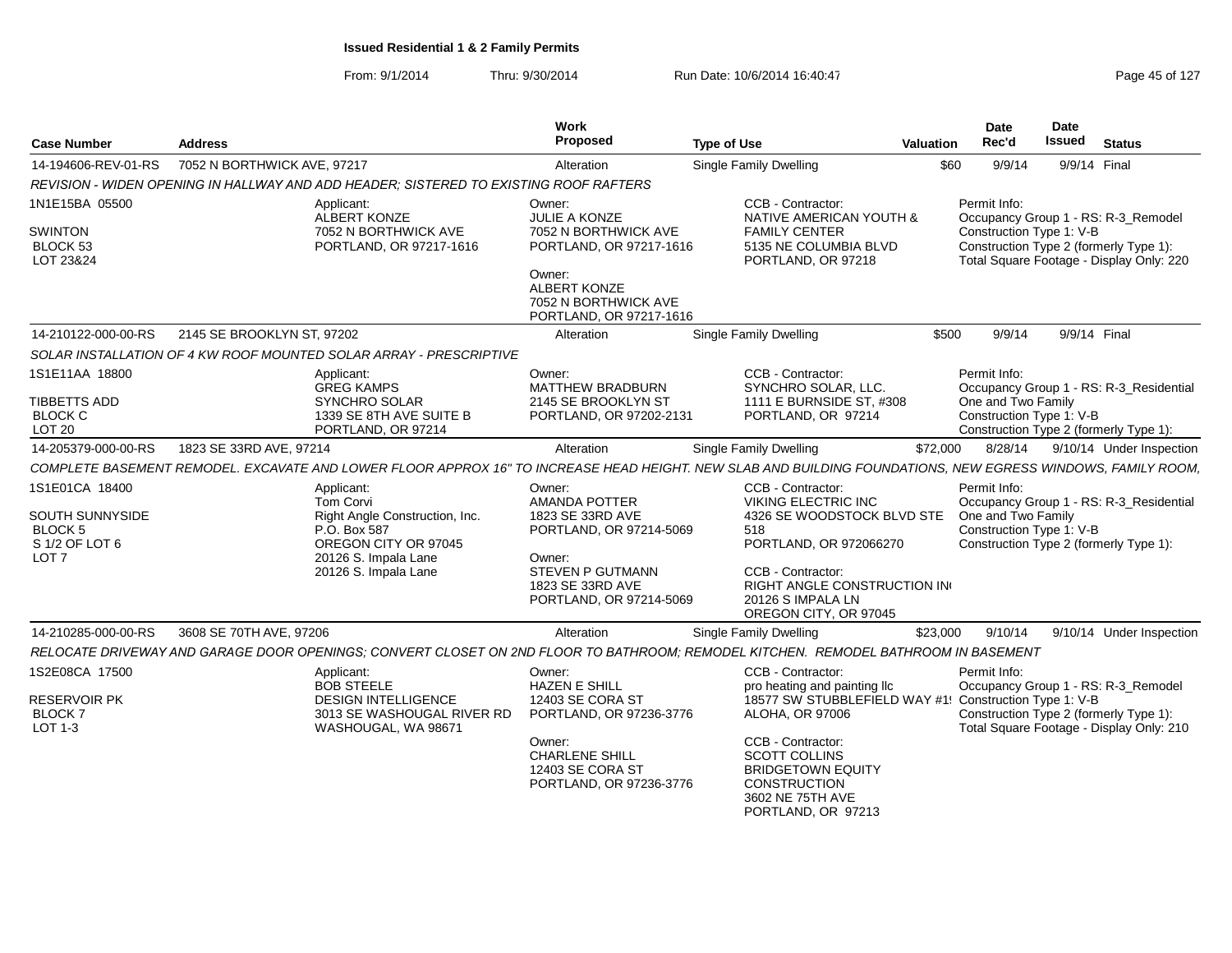**Issued Residential 1 & 2 Family Permits**

From: 9/1/2014 Thru: 9/30/2014 Run Date: 10/6/2014 16:40:47

| Case Number | Address | Work Proposed | Type of Use | Valuation | Date Rec'd | Date Issued | Status |
|---|---|---|---|---|---|---|---|
| 14-194606-REV-01-RS | 7052 N BORTHWICK AVE, 97217 | Alteration | Single Family Dwelling | $60 | 9/9/14 | 9/9/14 | Final |

REVISION - WIDEN OPENING IN HALLWAY AND ADD HEADER; SISTERED TO EXISTING ROOF RAFTERS

1N1E15BA 05500
SWINTON
BLOCK 53
LOT 23&24

Applicant:
ALBERT KONZE
7052 N BORTHWICK AVE
PORTLAND, OR 97217-1616

Owner:
JULIE A KONZE
7052 N BORTHWICK AVE
PORTLAND, OR 97217-1616

Owner:
ALBERT KONZE
7052 N BORTHWICK AVE
PORTLAND, OR 97217-1616

CCB - Contractor:
NATIVE AMERICAN YOUTH & FAMILY CENTER
5135 NE COLUMBIA BLVD
PORTLAND, OR 97218

Permit Info:
Occupancy Group 1 - RS: R-3_Remodel
Construction Type 1: V-B
Construction Type 2 (formerly Type 1):
Total Square Footage - Display Only: 220

| Case Number | Address | Work Proposed | Type of Use | Valuation | Date Rec'd | Date Issued | Status |
|---|---|---|---|---|---|---|---|
| 14-210122-000-00-RS | 2145 SE BROOKLYN ST, 97202 | Alteration | Single Family Dwelling | $500 | 9/9/14 | 9/9/14 | Final |

SOLAR INSTALLATION OF 4 KW ROOF MOUNTED SOLAR ARRAY - PRESCRIPTIVE

1S1E11AA 18800
TIBBETTS ADD
BLOCK C
LOT 20

Applicant:
GREG KAMPS
SYNCHRO SOLAR
1339 SE 8TH AVE SUITE B
PORTLAND, OR 97214

Owner:
MATTHEW BRADBURN
2145 SE BROOKLYN ST
PORTLAND, OR 97202-2131

CCB - Contractor:
SYNCHRO SOLAR, LLC.
1111 E BURNSIDE ST, #308
PORTLAND, OR 97214

Permit Info:
Occupancy Group 1 - RS: R-3_Residential One and Two Family
Construction Type 1: V-B
Construction Type 2 (formerly Type 1):

| Case Number | Address | Work Proposed | Type of Use | Valuation | Date Rec'd | Date Issued | Status |
|---|---|---|---|---|---|---|---|
| 14-205379-000-00-RS | 1823 SE 33RD AVE, 97214 | Alteration | Single Family Dwelling | $72,000 | 8/28/14 | 9/10/14 | Under Inspection |

COMPLETE BASEMENT REMODEL. EXCAVATE AND LOWER FLOOR APPROX 16" TO INCREASE HEAD HEIGHT. NEW SLAB AND BUILDING FOUNDATIONS, NEW EGRESS WINDOWS, FAMILY ROOM,

1S1E01CA 18400
SOUTH SUNNYSIDE
BLOCK 5
S 1/2 OF LOT 6
LOT 7

Applicant:
Tom Corvi
Right Angle Construction, Inc.
P.O. Box 587
OREGON CITY OR 97045
20126 S. Impala Lane
20126 S. Impala Lane

Owner:
AMANDA POTTER
1823 SE 33RD AVE
PORTLAND, OR 97214-5069

Owner:
STEVEN P GUTMANN
1823 SE 33RD AVE
PORTLAND, OR 97214-5069

CCB - Contractor:
VIKING ELECTRIC INC
4326 SE WOODSTOCK BLVD STE 518
PORTLAND, OR 972066270

CCB - Contractor:
RIGHT ANGLE CONSTRUCTION IN(
20126 S IMPALA LN
OREGON CITY, OR 97045

Permit Info:
Occupancy Group 1 - RS: R-3_Residential One and Two Family
Construction Type 1: V-B
Construction Type 2 (formerly Type 1):

| Case Number | Address | Work Proposed | Type of Use | Valuation | Date Rec'd | Date Issued | Status |
|---|---|---|---|---|---|---|---|
| 14-210285-000-00-RS | 3608 SE 70TH AVE, 97206 | Alteration | Single Family Dwelling | $23,000 | 9/10/14 | 9/10/14 | Under Inspection |

RELOCATE DRIVEWAY AND GARAGE DOOR OPENINGS; CONVERT CLOSET ON 2ND FLOOR TO BATHROOM; REMODEL KITCHEN. REMODEL BATHROOM IN BASEMENT

1S2E08CA 17500
RESERVOIR PK
BLOCK 7
LOT 1-3

Applicant:
BOB STEELE
DESIGN INTELLIGENCE
3013 SE WASHOUGAL RIVER RD
WASHOUGAL, WA 98671

Owner:
HAZEN E SHILL
12403 SE CORA ST
PORTLAND, OR 97236-3776

Owner:
CHARLENE SHILL
12403 SE CORA ST
PORTLAND, OR 97236-3776

CCB - Contractor:
pro heating and painting llc
18577 SW STUBBLEFIELD WAY #1!
ALOHA, OR 97006

CCB - Contractor:
SCOTT COLLINS
BRIDGETOWN EQUITY CONSTRUCTION
3602 NE 75TH AVE
PORTLAND, OR 97213

Permit Info:
Occupancy Group 1 - RS: R-3_Remodel
Construction Type 1: V-B
Construction Type 2 (formerly Type 1):
Total Square Footage - Display Only: 210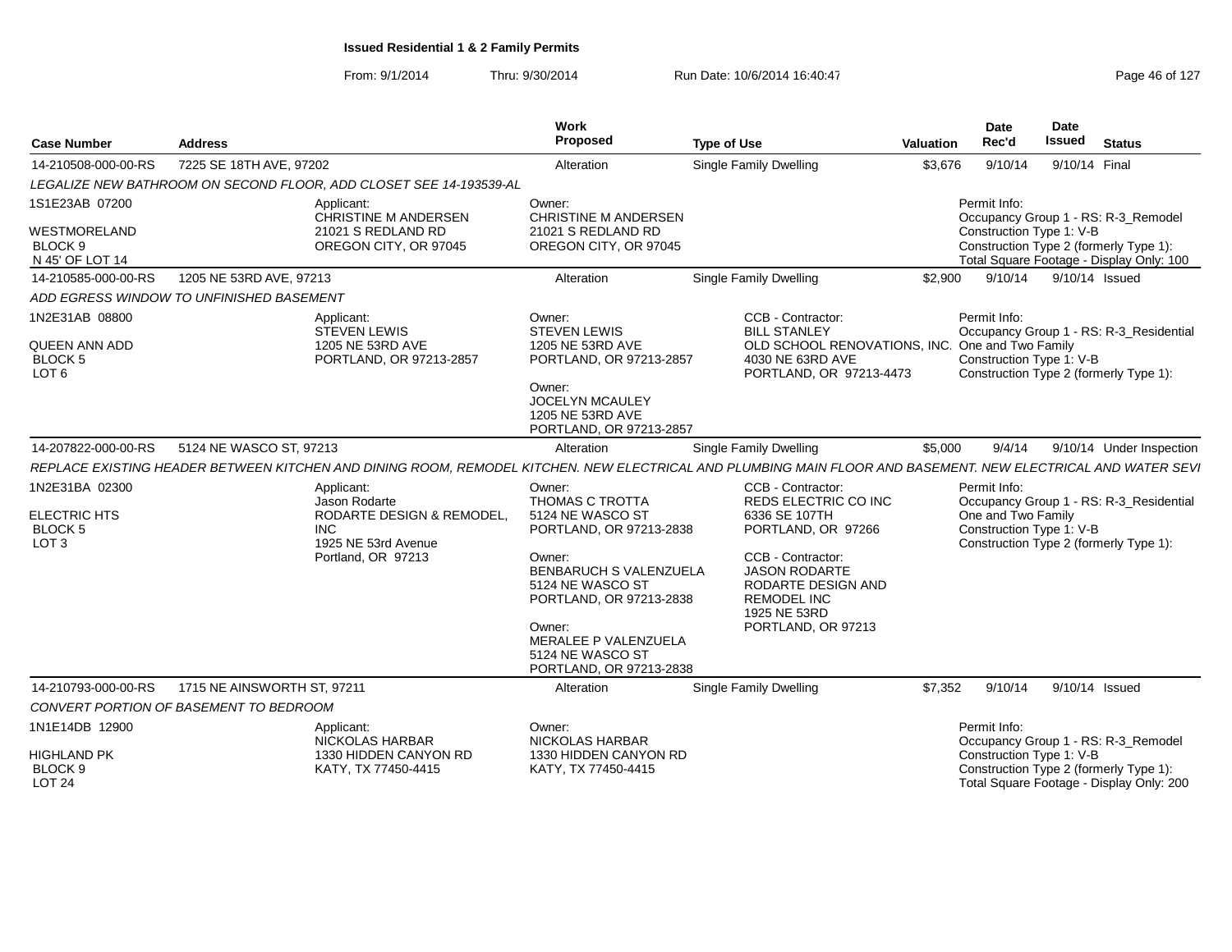# Issued Residential 1 & 2 Family Permits

From: 9/1/2014 Thru: 9/30/2014 Run Date: 10/6/2014 16:40:47

| Case Number | Address | Work Proposed | Type of Use | Valuation | Date Rec'd | Date Issued | Status |
|---|---|---|---|---|---|---|---|
| 14-210508-000-00-RS | 7225 SE 18TH AVE, 97202 | Alteration | Single Family Dwelling | $3,676 | 9/10/14 | 9/10/14 | Final |

*LEGALIZE NEW BATHROOM ON SECOND FLOOR, ADD CLOSET SEE 14-193539-AL*

1S1E23AB 07200
WESTMORELAND
BLOCK 9
N 45' OF LOT 14

Applicant: CHRISTINE M ANDERSEN, 21021 S REDLAND RD, OREGON CITY, OR 97045

Owner: CHRISTINE M ANDERSEN, 21021 S REDLAND RD, OREGON CITY, OR 97045

Permit Info: Occupancy Group 1 - RS: R-3_Remodel; Construction Type 1: V-B; Construction Type 2 (formerly Type 1):; Total Square Footage - Display Only: 100

| Case Number | Address | Work Proposed | Type of Use | Valuation | Date Rec'd | Date Issued | Status |
|---|---|---|---|---|---|---|---|
| 14-210585-000-00-RS | 1205 NE 53RD AVE, 97213 | Alteration | Single Family Dwelling | $2,900 | 9/10/14 | 9/10/14 | Issued |

*ADD EGRESS WINDOW TO UNFINISHED BASEMENT*

1N2E31AB 08800
QUEEN ANN ADD
BLOCK 5
LOT 6

Applicant: STEVEN LEWIS, 1205 NE 53RD AVE, PORTLAND, OR 97213-2857

Owner: STEVEN LEWIS, 1205 NE 53RD AVE, PORTLAND, OR 97213-2857

Owner: JOCELYN MCAULEY, 1205 NE 53RD AVE, PORTLAND, OR 97213-2857

CCB - Contractor: BILL STANLEY, OLD SCHOOL RENOVATIONS, INC., 4030 NE 63RD AVE, PORTLAND, OR 97213-4473

Permit Info: Occupancy Group 1 - RS: R-3_Residential One and Two Family; Construction Type 1: V-B; Construction Type 2 (formerly Type 1):

| Case Number | Address | Work Proposed | Type of Use | Valuation | Date Rec'd | Date Issued | Status |
|---|---|---|---|---|---|---|---|
| 14-207822-000-00-RS | 5124 NE WASCO ST, 97213 | Alteration | Single Family Dwelling | $5,000 | 9/4/14 | 9/10/14 | Under Inspection |

*REPLACE EXISTING HEADER BETWEEN KITCHEN AND DINING ROOM, REMODEL KITCHEN. NEW ELECTRICAL AND PLUMBING MAIN FLOOR AND BASEMENT. NEW ELECTRICAL AND WATER SEVI*

1N2E31BA 02300
ELECTRIC HTS
BLOCK 5
LOT 3

Applicant: Jason Rodarte, RODARTE DESIGN & REMODEL, INC, 1925 NE 53rd Avenue, Portland, OR 97213

Owner: THOMAS C TROTTA, 5124 NE WASCO ST, PORTLAND, OR 97213-2838

Owner: BENBARUCH S VALENZUELA, 5124 NE WASCO ST, PORTLAND, OR 97213-2838

Owner: MERALEE P VALENZUELA, 5124 NE WASCO ST, PORTLAND, OR 97213-2838

CCB - Contractor: REDS ELECTRIC CO INC, 6336 SE 107TH, PORTLAND, OR 97266

CCB - Contractor: JASON RODARTE, RODARTE DESIGN AND REMODEL INC, 1925 NE 53RD, PORTLAND, OR 97213

Permit Info: Occupancy Group 1 - RS: R-3_Residential One and Two Family; Construction Type 1: V-B; Construction Type 2 (formerly Type 1):

| Case Number | Address | Work Proposed | Type of Use | Valuation | Date Rec'd | Date Issued | Status |
|---|---|---|---|---|---|---|---|
| 14-210793-000-00-RS | 1715 NE AINSWORTH ST, 97211 | Alteration | Single Family Dwelling | $7,352 | 9/10/14 | 9/10/14 | Issued |

*CONVERT PORTION OF BASEMENT TO BEDROOM*

1N1E14DB 12900
HIGHLAND PK
BLOCK 9
LOT 24

Applicant: NICKOLAS HARBAR, 1330 HIDDEN CANYON RD, KATY, TX 77450-4415

Owner: NICKOLAS HARBAR, 1330 HIDDEN CANYON RD, KATY, TX 77450-4415

Permit Info: Occupancy Group 1 - RS: R-3_Remodel; Construction Type 1: V-B; Construction Type 2 (formerly Type 1):; Total Square Footage - Display Only: 200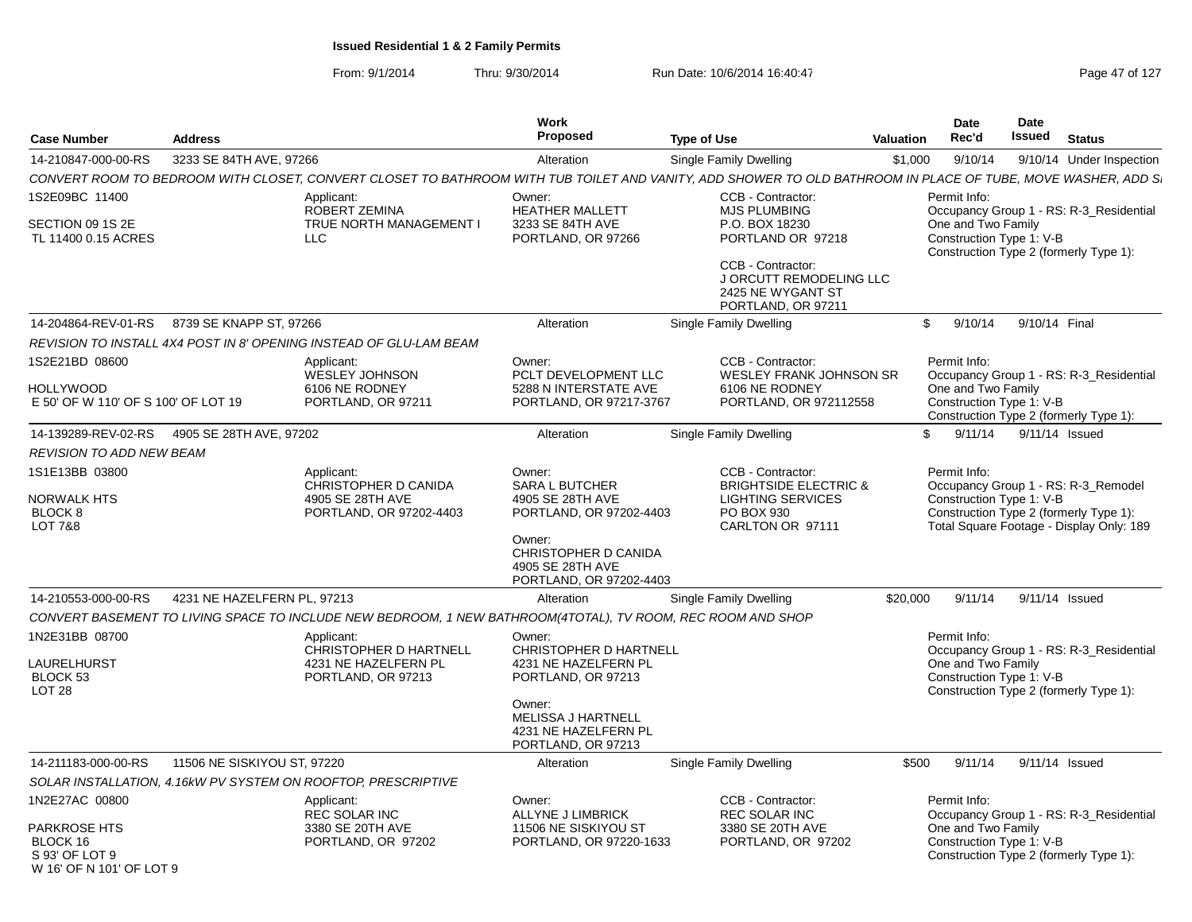**Issued Residential 1 & 2 Family Permits**

From: 9/1/2014 Thru: 9/30/2014 Run Date: 10/6/2014 16:40:47

| Case Number | Address | Work Proposed | Type of Use | Valuation | Date Rec'd | Date Issued | Status |
|---|---|---|---|---|---|---|---|
| 14-210847-000-00-RS | 3233 SE 84TH AVE, 97266 | Alteration | Single Family Dwelling | $1,000 | 9/10/14 | 9/10/14 | Under Inspection |

CONVERT ROOM TO BEDROOM WITH CLOSET, CONVERT CLOSET TO BATHROOM WITH TUB TOILET AND VANITY, ADD SHOWER TO OLD BATHROOM IN PLACE OF TUBE, MOVE WASHER, ADD S

1S2E09BC 11400
SECTION 09 1S 2E
TL 11400 0.15 ACRES

Applicant: ROBERT ZEMINA, TRUE NORTH MANAGEMENT I LLC

Owner: HEATHER MALLETT, 3233 SE 84TH AVE, PORTLAND, OR 97266

CCB - Contractor: MJS PLUMBING, P.O. BOX 18230, PORTLAND OR 97218

CCB - Contractor: J ORCUTT REMODELING LLC, 2425 NE WYGANT ST, PORTLAND, OR 97211

Permit Info: Occupancy Group 1 - RS: R-3_Residential One and Two Family; Construction Type 1: V-B; Construction Type 2 (formerly Type 1):

---

| Case Number | Address | Work Proposed | Type of Use | Valuation | Date Rec'd | Date Issued | Status |
|---|---|---|---|---|---|---|---|
| 14-204864-REV-01-RS | 8739 SE KNAPP ST, 97266 | Alteration | Single Family Dwelling | $ | 9/10/14 | 9/10/14 | Final |

REVISION TO INSTALL 4X4 POST IN 8' OPENING INSTEAD OF GLU-LAM BEAM

1S2E21BD 08600
HOLLYWOOD
E 50' OF W 110' OF S 100' OF LOT 19

Applicant: WESLEY JOHNSON, 6106 NE RODNEY, PORTLAND, OR 97211

Owner: PCLT DEVELOPMENT LLC, 5288 N INTERSTATE AVE, PORTLAND, OR 97217-3767

CCB - Contractor: WESLEY FRANK JOHNSON SR, 6106 NE RODNEY, PORTLAND, OR 972112558

Permit Info: Occupancy Group 1 - RS: R-3_Residential One and Two Family; Construction Type 1: V-B; Construction Type 2 (formerly Type 1):

---

| Case Number | Address | Work Proposed | Type of Use | Valuation | Date Rec'd | Date Issued | Status |
|---|---|---|---|---|---|---|---|
| 14-139289-REV-02-RS | 4905 SE 28TH AVE, 97202 | Alteration | Single Family Dwelling | $ | 9/11/14 | 9/11/14 | Issued |

REVISION TO ADD NEW BEAM

1S1E13BB 03800
NORWALK HTS
BLOCK 8
LOT 7&8

Applicant: CHRISTOPHER D CANIDA, 4905 SE 28TH AVE, PORTLAND, OR 97202-4403

Owner: SARA L BUTCHER, 4905 SE 28TH AVE, PORTLAND, OR 97202-4403

Owner: CHRISTOPHER D CANIDA, 4905 SE 28TH AVE, PORTLAND, OR 97202-4403

CCB - Contractor: BRIGHTSIDE ELECTRIC & LIGHTING SERVICES, PO BOX 930, CARLTON OR 97111

Permit Info: Occupancy Group 1 - RS: R-3_Remodel; Construction Type 1: V-B; Construction Type 2 (formerly Type 1):; Total Square Footage - Display Only: 189

---

| Case Number | Address | Work Proposed | Type of Use | Valuation | Date Rec'd | Date Issued | Status |
|---|---|---|---|---|---|---|---|
| 14-210553-000-00-RS | 4231 NE HAZELFERN PL, 97213 | Alteration | Single Family Dwelling | $20,000 | 9/11/14 | 9/11/14 | Issued |

CONVERT BASEMENT TO LIVING SPACE TO INCLUDE NEW BEDROOM, 1 NEW BATHROOM(4TOTAL), TV ROOM, REC ROOM AND SHOP

1N2E31BB 08700
LAURELHURST
BLOCK 53
LOT 28

Applicant: CHRISTOPHER D HARTNELL, 4231 NE HAZELFERN PL, PORTLAND, OR 97213

Owner: CHRISTOPHER D HARTNELL, 4231 NE HAZELFERN PL, PORTLAND, OR 97213

Owner: MELISSA J HARTNELL, 4231 NE HAZELFERN PL, PORTLAND, OR 97213

Permit Info: Occupancy Group 1 - RS: R-3_Residential One and Two Family; Construction Type 1: V-B; Construction Type 2 (formerly Type 1):

---

| Case Number | Address | Work Proposed | Type of Use | Valuation | Date Rec'd | Date Issued | Status |
|---|---|---|---|---|---|---|---|
| 14-211183-000-00-RS | 11506 NE SISKIYOU ST, 97220 | Alteration | Single Family Dwelling | $500 | 9/11/14 | 9/11/14 | Issued |

SOLAR INSTALLATION, 4.16kW PV SYSTEM ON ROOFTOP, PRESCRIPTIVE

1N2E27AC 00800
PARKROSE HTS
BLOCK 16
S 93' OF LOT 9
W 16' OF N 101' OF LOT 9

Applicant: REC SOLAR INC, 3380 SE 20TH AVE, PORTLAND, OR 97202

Owner: ALLYNE J LIMBRICK, 11506 NE SISKIYOU ST, PORTLAND, OR 97220-1633

CCB - Contractor: REC SOLAR INC, 3380 SE 20TH AVE, PORTLAND, OR 97202

Permit Info: Occupancy Group 1 - RS: R-3_Residential One and Two Family; Construction Type 1: V-B; Construction Type 2 (formerly Type 1):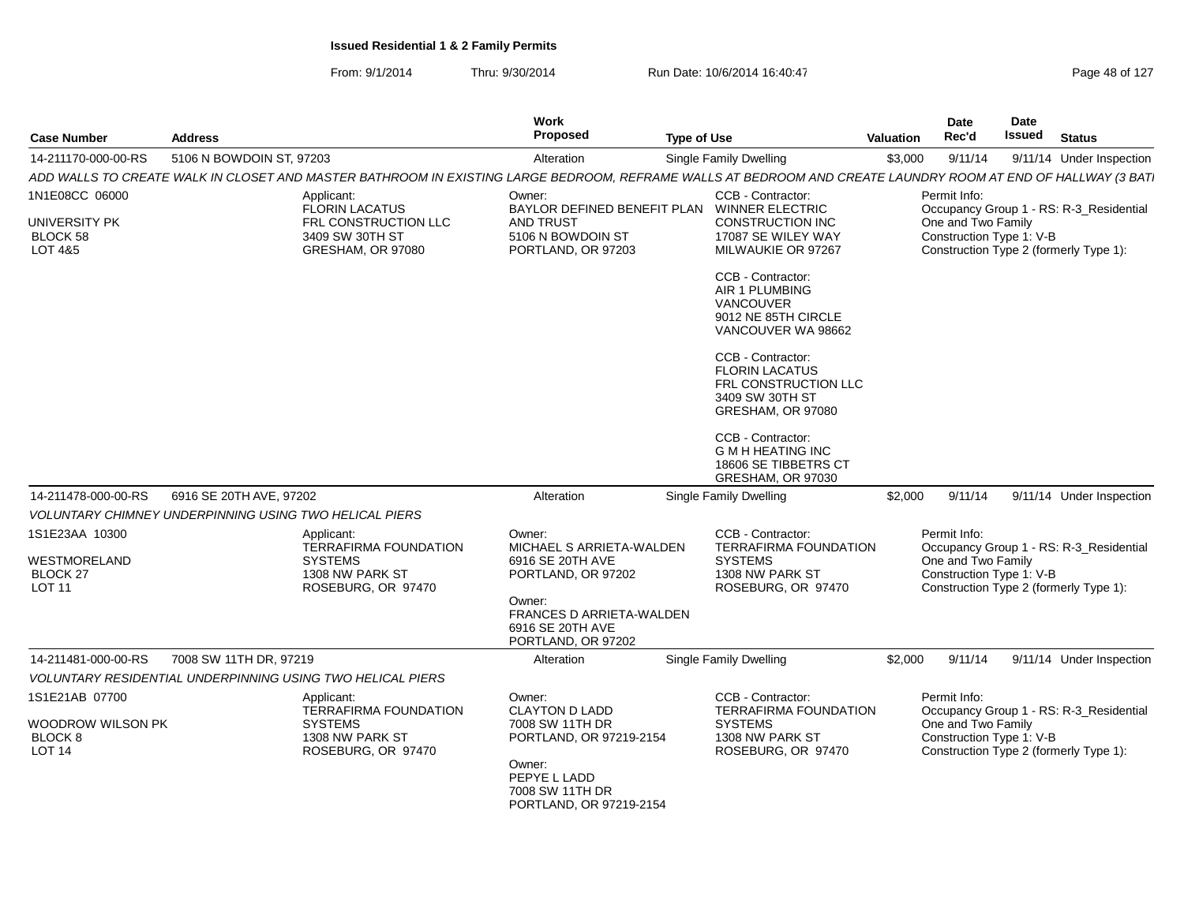**Issued Residential 1 & 2 Family Permits**

From: 9/1/2014 Thru: 9/30/2014 Run Date: 10/6/2014 16:40:47

| Case Number | Address | Work Proposed | Type of Use | Valuation | Date Rec'd | Date Issued | Status |
|---|---|---|---|---|---|---|---|
| 14-211170-000-00-RS | 5106 N BOWDOIN ST, 97203 | Alteration | Single Family Dwelling | $3,000 | 9/11/14 | 9/11/14 | Under Inspection |

*ADD WALLS TO CREATE WALK IN CLOSET AND MASTER BATHROOM IN EXISTING LARGE BEDROOM, REFRAME WALLS AT BEDROOM AND CREATE LAUNDRY ROOM AT END OF HALLWAY (3 BATI*

1N1E08CC 06000
UNIVERSITY PK
BLOCK 58
LOT 4&5

Applicant:
FLORIN LACATUS
FRL CONSTRUCTION LLC
3409 SW 30TH ST
GRESHAM, OR 97080

Owner:
BAYLOR DEFINED BENEFIT PLAN AND TRUST
5106 N BOWDOIN ST
PORTLAND, OR 97203

CCB - Contractor:
WINNER ELECTRIC CONSTRUCTION INC
17087 SE WILEY WAY
MILWAUKIE OR 97267

CCB - Contractor:
AIR 1 PLUMBING VANCOUVER
9012 NE 85TH CIRCLE
VANCOUVER WA 98662

CCB - Contractor:
FLORIN LACATUS
FRL CONSTRUCTION LLC
3409 SW 30TH ST
GRESHAM, OR 97080

CCB - Contractor:
G M H HEATING INC
18606 SE TIBBETRS CT
GRESHAM, OR 97030

Permit Info:
Occupancy Group 1 - RS: R-3_Residential One and Two Family
Construction Type 1: V-B
Construction Type 2 (formerly Type 1):

| Case Number | Address | Work Proposed | Type of Use | Valuation | Date Rec'd | Date Issued | Status |
|---|---|---|---|---|---|---|---|
| 14-211478-000-00-RS | 6916 SE 20TH AVE, 97202 | Alteration | Single Family Dwelling | $2,000 | 9/11/14 | 9/11/14 | Under Inspection |

*VOLUNTARY CHIMNEY UNDERPINNING USING TWO HELICAL PIERS*

1S1E23AA 10300
WESTMORELAND
BLOCK 27
LOT 11

Applicant:
TERRAFIRMA FOUNDATION SYSTEMS
1308 NW PARK ST
ROSEBURG, OR 97470

Owner:
MICHAEL S ARRIETA-WALDEN
6916 SE 20TH AVE
PORTLAND, OR 97202

Owner:
FRANCES D ARRIETA-WALDEN
6916 SE 20TH AVE
PORTLAND, OR 97202

CCB - Contractor:
TERRAFIRMA FOUNDATION SYSTEMS
1308 NW PARK ST
ROSEBURG, OR 97470

Permit Info:
Occupancy Group 1 - RS: R-3_Residential One and Two Family
Construction Type 1: V-B
Construction Type 2 (formerly Type 1):

| Case Number | Address | Work Proposed | Type of Use | Valuation | Date Rec'd | Date Issued | Status |
|---|---|---|---|---|---|---|---|
| 14-211481-000-00-RS | 7008 SW 11TH DR, 97219 | Alteration | Single Family Dwelling | $2,000 | 9/11/14 | 9/11/14 | Under Inspection |

*VOLUNTARY RESIDENTIAL UNDERPINNING USING TWO HELICAL PIERS*

1S1E21AB 07700
WOODROW WILSON PK
BLOCK 8
LOT 14

Applicant:
TERRAFIRMA FOUNDATION SYSTEMS
1308 NW PARK ST
ROSEBURG, OR 97470

Owner:
CLAYTON D LADD
7008 SW 11TH DR
PORTLAND, OR 97219-2154

Owner:
PEPYE L LADD
7008 SW 11TH DR
PORTLAND, OR 97219-2154

CCB - Contractor:
TERRAFIRMA FOUNDATION SYSTEMS
1308 NW PARK ST
ROSEBURG, OR 97470

Permit Info:
Occupancy Group 1 - RS: R-3_Residential One and Two Family
Construction Type 1: V-B
Construction Type 2 (formerly Type 1):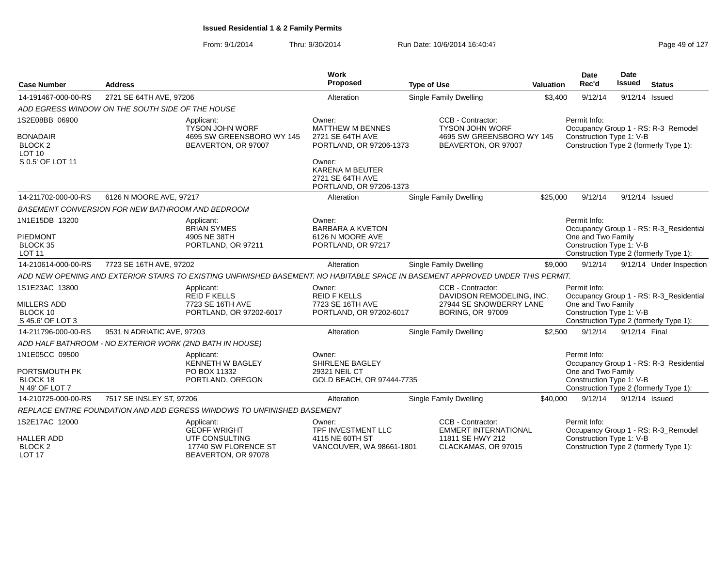**Issued Residential 1 & 2 Family Permits**

From: 9/1/2014 Thru: 9/30/2014 Run Date: 10/6/2014 16:40:47

| Case Number | Address | Work Proposed | Type of Use | Valuation | Date Rec'd | Date Issued | Status |
|---|---|---|---|---|---|---|---|
| 14-191467-000-00-RS | 2721 SE 64TH AVE, 97206 | Alteration | Single Family Dwelling | $3,400 | 9/12/14 | 9/12/14 | Issued |

*ADD EGRESS WINDOW ON THE SOUTH SIDE OF THE HOUSE*

1S2E08BB 06900
BONADAIR
BLOCK 2
LOT 10
S 0.5' OF LOT 11

Applicant: TYSON JOHN WORF, 4695 SW GREENSBORO WY 145, BEAVERTON, OR 97007

Owner: MATTHEW M BENNES, 2721 SE 64TH AVE, PORTLAND, OR 97206-1373

Owner: KARENA M BEUTER, 2721 SE 64TH AVE, PORTLAND, OR 97206-1373

CCB - Contractor: TYSON JOHN WORF, 4695 SW GREENSBORO WY 145, BEAVERTON, OR 97007

Permit Info: Occupancy Group 1 - RS: R-3_Remodel; Construction Type 1: V-B; Construction Type 2 (formerly Type 1):

| Case Number | Address | Work Proposed | Type of Use | Valuation | Date Rec'd | Date Issued | Status |
|---|---|---|---|---|---|---|---|
| 14-211702-000-00-RS | 6126 N MOORE AVE, 97217 | Alteration | Single Family Dwelling | $25,000 | 9/12/14 | 9/12/14 | Issued |

*BASEMENT CONVERSION FOR NEW BATHROOM AND BEDROOM*

1N1E15DB 13200
PIEDMONT
BLOCK 35
LOT 11

Applicant: BRIAN SYMES, 4905 NE 38TH, PORTLAND, OR 97211

Owner: BARBARA A KVETON, 6126 N MOORE AVE, PORTLAND, OR 97217

Permit Info: Occupancy Group 1 - RS: R-3_Residential One and Two Family; Construction Type 1: V-B; Construction Type 2 (formerly Type 1):

| Case Number | Address | Work Proposed | Type of Use | Valuation | Date Rec'd | Date Issued | Status |
|---|---|---|---|---|---|---|---|
| 14-210614-000-00-RS | 7723 SE 16TH AVE, 97202 | Alteration | Single Family Dwelling | $9,000 | 9/12/14 | 9/12/14 | Under Inspection |

*ADD NEW OPENING AND EXTERIOR STAIRS TO EXISTING UNFINISHED BASEMENT. NO HABITABLE SPACE IN BASEMENT APPROVED UNDER THIS PERMIT.*

1S1E23AC 13800
MILLERS ADD
BLOCK 10
S 45.6' OF LOT 3

Applicant: REID F KELLS, 7723 SE 16TH AVE, PORTLAND, OR 97202-6017

Owner: REID F KELLS, 7723 SE 16TH AVE, PORTLAND, OR 97202-6017

CCB - Contractor: DAVIDSON REMODELING, INC., 27944 SE SNOWBERRY LANE, BORING, OR 97009

Permit Info: Occupancy Group 1 - RS: R-3_Residential One and Two Family; Construction Type 1: V-B; Construction Type 2 (formerly Type 1):

| Case Number | Address | Work Proposed | Type of Use | Valuation | Date Rec'd | Date Issued | Status |
|---|---|---|---|---|---|---|---|
| 14-211796-000-00-RS | 9531 N ADRIATIC AVE, 97203 | Alteration | Single Family Dwelling | $2,500 | 9/12/14 | 9/12/14 | Final |

*ADD HALF BATHROOM - NO EXTERIOR WORK (2ND BATH IN HOUSE)*

1N1E05CC 09500
PORTSMOUTH PK
BLOCK 18
N 49' OF LOT 7

Applicant: KENNETH W BAGLEY, PO BOX 11332, PORTLAND, OREGON

Owner: SHIRLENE BAGLEY, 29321 NEIL CT, GOLD BEACH, OR 97444-7735

Permit Info: Occupancy Group 1 - RS: R-3_Residential One and Two Family; Construction Type 1: V-B; Construction Type 2 (formerly Type 1):

| Case Number | Address | Work Proposed | Type of Use | Valuation | Date Rec'd | Date Issued | Status |
|---|---|---|---|---|---|---|---|
| 14-210725-000-00-RS | 7517 SE INSLEY ST, 97206 | Alteration | Single Family Dwelling | $40,000 | 9/12/14 | 9/12/14 | Issued |

*REPLACE ENTIRE FOUNDATION AND ADD EGRESS WINDOWS TO UNFINISHED BASEMENT*

1S2E17AC 12000
HALLER ADD
BLOCK 2
LOT 17

Applicant: GEOFF WRIGHT, UTF CONSULTING, 17740 SW FLORENCE ST, BEAVERTON, OR 97078

Owner: TPF INVESTMENT LLC, 4115 NE 60TH ST, VANCOUVER, WA 98661-1801

CCB - Contractor: EMMERT INTERNATIONAL, 11811 SE HWY 212, CLACKAMAS, OR 97015

Permit Info: Occupancy Group 1 - RS: R-3_Remodel; Construction Type 1: V-B; Construction Type 2 (formerly Type 1):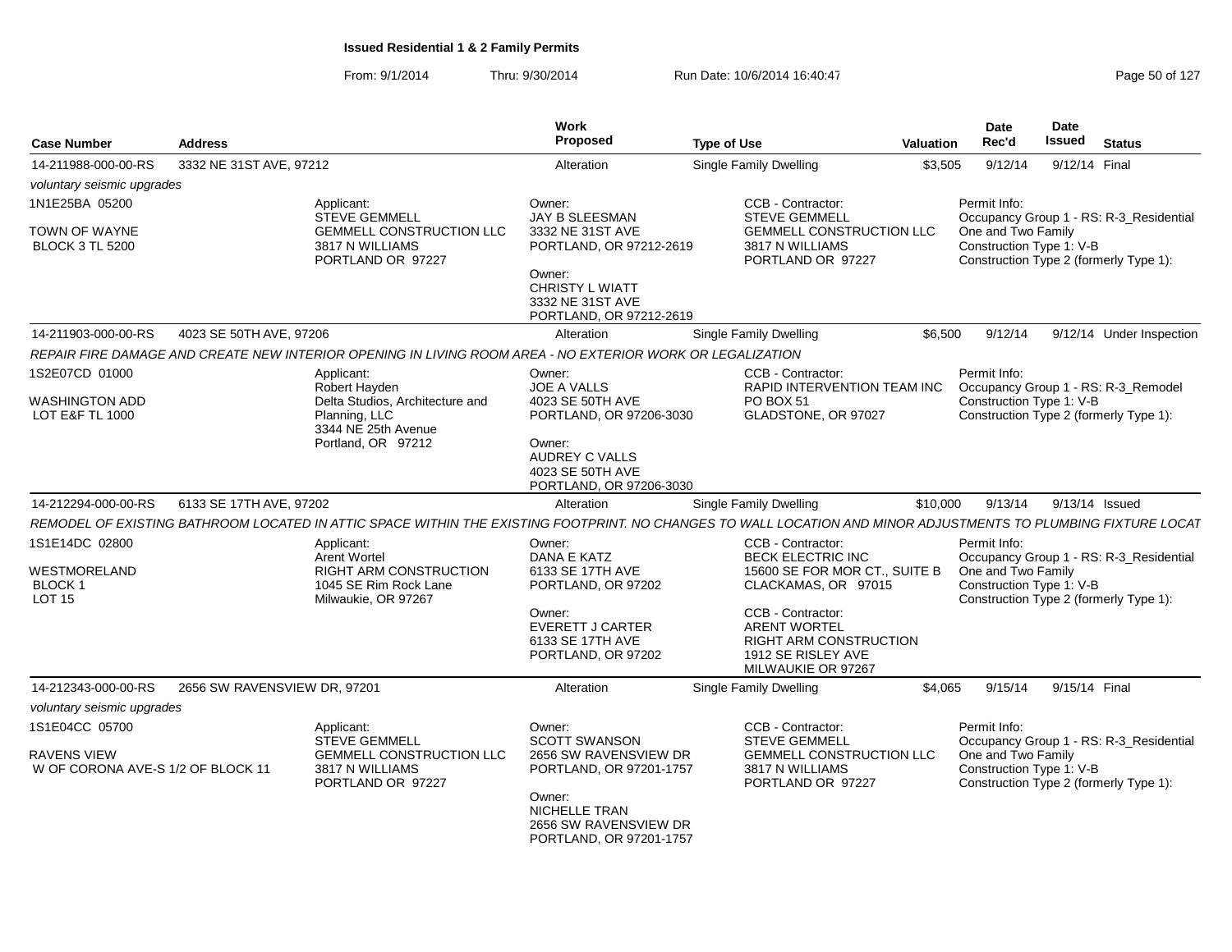**Issued Residential 1 & 2 Family Permits**

From: 9/1/2014 Thru: 9/30/2014 Run Date: 10/6/2014 16:40:47

| Case Number | Address | Work Proposed | Type of Use | Valuation | Date Rec'd | Date Issued | Status |
|---|---|---|---|---|---|---|---|
| 14-211988-000-00-RS | 3332 NE 31ST AVE, 97212 | Alteration | Single Family Dwelling | $3,505 | 9/12/14 | 9/12/14 | Final |

*voluntary seismic upgrades*

1N1E25BA 05200
TOWN OF WAYNE
BLOCK 3 TL 5200

Applicant:
STEVE GEMMELL
GEMMELL CONSTRUCTION LLC
3817 N WILLIAMS
PORTLAND OR 97227

Owner:
JAY B SLEESMAN
3332 NE 31ST AVE
PORTLAND, OR 97212-2619

Owner:
CHRISTY L WIATT
3332 NE 31ST AVE
PORTLAND, OR 97212-2619

CCB - Contractor:
STEVE GEMMELL
GEMMELL CONSTRUCTION LLC
3817 N WILLIAMS
PORTLAND OR 97227

Permit Info:
Occupancy Group 1 - RS: R-3_Residential One and Two Family
Construction Type 1: V-B
Construction Type 2 (formerly Type 1):

| Case Number | Address | Work Proposed | Type of Use | Valuation | Date Rec'd | Date Issued | Status |
|---|---|---|---|---|---|---|---|
| 14-211903-000-00-RS | 4023 SE 50TH AVE, 97206 | Alteration | Single Family Dwelling | $6,500 | 9/12/14 | 9/12/14 | Under Inspection |

*REPAIR FIRE DAMAGE AND CREATE NEW INTERIOR OPENING IN LIVING ROOM AREA - NO EXTERIOR WORK OR LEGALIZATION*

1S2E07CD 01000
WASHINGTON ADD
LOT E&F TL 1000

Applicant:
Robert Hayden
Delta Studios, Architecture and Planning, LLC
3344 NE 25th Avenue
Portland, OR 97212

Owner:
JOE A VALLS
4023 SE 50TH AVE
PORTLAND, OR 97206-3030

Owner:
AUDREY C VALLS
4023 SE 50TH AVE
PORTLAND, OR 97206-3030

CCB - Contractor:
RAPID INTERVENTION TEAM INC
PO BOX 51
GLADSTONE, OR 97027

Permit Info:
Occupancy Group 1 - RS: R-3_Remodel
Construction Type 1: V-B
Construction Type 2 (formerly Type 1):

| Case Number | Address | Work Proposed | Type of Use | Valuation | Date Rec'd | Date Issued | Status |
|---|---|---|---|---|---|---|---|
| 14-212294-000-00-RS | 6133 SE 17TH AVE, 97202 | Alteration | Single Family Dwelling | $10,000 | 9/13/14 | 9/13/14 | Issued |

*REMODEL OF EXISTING BATHROOM LOCATED IN ATTIC SPACE WITHIN THE EXISTING FOOTPRINT. NO CHANGES TO WALL LOCATION AND MINOR ADJUSTMENTS TO PLUMBING FIXTURE LOCAT*

1S1E14DC 02800
WESTMORELAND
BLOCK 1
LOT 15

Applicant:
Arent Wortel
RIGHT ARM CONSTRUCTION
1045 SE Rim Rock Lane
Milwaukie, OR 97267

Owner:
DANA E KATZ
6133 SE 17TH AVE
PORTLAND, OR 97202

Owner:
EVERETT J CARTER
6133 SE 17TH AVE
PORTLAND, OR 97202

CCB - Contractor:
BECK ELECTRIC INC
15600 SE FOR MOR CT., SUITE B
CLACKAMAS, OR 97015

CCB - Contractor:
ARENT WORTEL
RIGHT ARM CONSTRUCTION
1912 SE RISLEY AVE
MILWAUKIE OR 97267

Permit Info:
Occupancy Group 1 - RS: R-3_Residential One and Two Family
Construction Type 1: V-B
Construction Type 2 (formerly Type 1):

| Case Number | Address | Work Proposed | Type of Use | Valuation | Date Rec'd | Date Issued | Status |
|---|---|---|---|---|---|---|---|
| 14-212343-000-00-RS | 2656 SW RAVENSVIEW DR, 97201 | Alteration | Single Family Dwelling | $4,065 | 9/15/14 | 9/15/14 | Final |

*voluntary seismic upgrades*

1S1E04CC 05700
RAVENS VIEW
W OF CORONA AVE-S 1/2 OF BLOCK 11

Applicant:
STEVE GEMMELL
GEMMELL CONSTRUCTION LLC
3817 N WILLIAMS
PORTLAND OR 97227

Owner:
SCOTT SWANSON
2656 SW RAVENSVIEW DR
PORTLAND, OR 97201-1757

Owner:
NICHELLE TRAN
2656 SW RAVENSVIEW DR
PORTLAND, OR 97201-1757

CCB - Contractor:
STEVE GEMMELL
GEMMELL CONSTRUCTION LLC
3817 N WILLIAMS
PORTLAND OR 97227

Permit Info:
Occupancy Group 1 - RS: R-3_Residential One and Two Family
Construction Type 1: V-B
Construction Type 2 (formerly Type 1):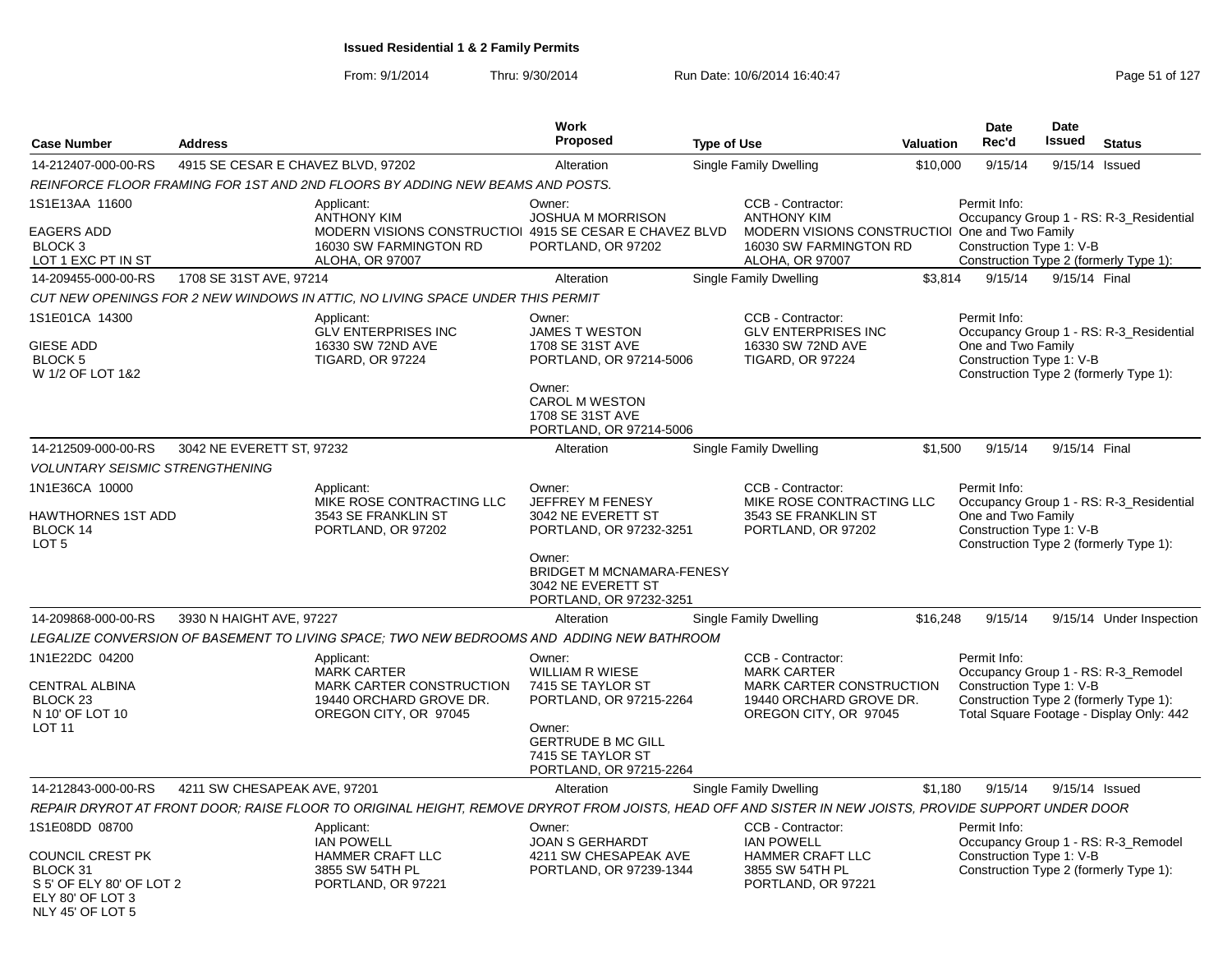# Issued Residential 1 & 2 Family Permits

From: 9/1/2014 Thru: 9/30/2014 Run Date: 10/6/2014 16:40:47

| Case Number | Address | Work Proposed | Type of Use | Valuation | Date Rec'd | Date Issued | Status |
|---|---|---|---|---|---|---|---|
| 14-212407-000-00-RS | 4915 SE CESAR E CHAVEZ BLVD, 97202 | Alteration | Single Family Dwelling | $10,000 | 9/15/14 | 9/15/14 | Issued |

*REINFORCE FLOOR FRAMING FOR 1ST AND 2ND FLOORS BY ADDING NEW BEAMS AND POSTS.*

1S1E13AA 11600
EAGERS ADD
BLOCK 3
LOT 1 EXC PT IN ST

Applicant: ANTHONY KIM, MODERN VISIONS CONSTRUCTIOI, 16030 SW FARMINGTON RD, ALOHA, OR 97007

Owner: JOSHUA M MORRISON, 4915 SE CESAR E CHAVEZ BLVD, PORTLAND, OR 97202

CCB - Contractor: ANTHONY KIM, MODERN VISIONS CONSTRUCTIOI, 16030 SW FARMINGTON RD, ALOHA, OR 97007

Permit Info: Occupancy Group 1 - RS: R-3_Residential One and Two Family; Construction Type 1: V-B; Construction Type 2 (formerly Type 1):

| Case Number | Address | Work Proposed | Type of Use | Valuation | Date Rec'd | Date Issued | Status |
|---|---|---|---|---|---|---|---|
| 14-209455-000-00-RS | 1708 SE 31ST AVE, 97214 | Alteration | Single Family Dwelling | $3,814 | 9/15/14 | 9/15/14 | Final |

*CUT NEW OPENINGS FOR 2 NEW WINDOWS IN ATTIC, NO LIVING SPACE UNDER THIS PERMIT*

1S1E01CA 14300
GIESE ADD
BLOCK 5
W 1/2 OF LOT 1&2

Applicant: GLV ENTERPRISES INC, 16330 SW 72ND AVE, TIGARD, OR 97224

Owner: JAMES T WESTON, 1708 SE 31ST AVE, PORTLAND, OR 97214-5006

Owner: CAROL M WESTON, 1708 SE 31ST AVE, PORTLAND, OR 97214-5006

CCB - Contractor: GLV ENTERPRISES INC, 16330 SW 72ND AVE, TIGARD, OR 97224

Permit Info: Occupancy Group 1 - RS: R-3_Residential One and Two Family; Construction Type 1: V-B; Construction Type 2 (formerly Type 1):

| Case Number | Address | Work Proposed | Type of Use | Valuation | Date Rec'd | Date Issued | Status |
|---|---|---|---|---|---|---|---|
| 14-212509-000-00-RS | 3042 NE EVERETT ST, 97232 | Alteration | Single Family Dwelling | $1,500 | 9/15/14 | 9/15/14 | Final |

*VOLUNTARY SEISMIC STRENGTHENING*

1N1E36CA 10000
HAWTHORNES 1ST ADD
BLOCK 14
LOT 5

Applicant: MIKE ROSE CONTRACTING LLC, 3543 SE FRANKLIN ST, PORTLAND, OR 97202

Owner: JEFFREY M FENESY, 3042 NE EVERETT ST, PORTLAND, OR 97232-3251

Owner: BRIDGET M MCNAMARA-FENESY, 3042 NE EVERETT ST, PORTLAND, OR 97232-3251

CCB - Contractor: MIKE ROSE CONTRACTING LLC, 3543 SE FRANKLIN ST, PORTLAND, OR 97202

Permit Info: Occupancy Group 1 - RS: R-3_Residential One and Two Family; Construction Type 1: V-B; Construction Type 2 (formerly Type 1):

| Case Number | Address | Work Proposed | Type of Use | Valuation | Date Rec'd | Date Issued | Status |
|---|---|---|---|---|---|---|---|
| 14-209868-000-00-RS | 3930 N HAIGHT AVE, 97227 | Alteration | Single Family Dwelling | $16,248 | 9/15/14 | 9/15/14 | Under Inspection |

*LEGALIZE CONVERSION OF BASEMENT TO LIVING SPACE; TWO NEW BEDROOMS AND ADDING NEW BATHROOM*

1N1E22DC 04200
CENTRAL ALBINA
BLOCK 23
N 10' OF LOT 10
LOT 11

Applicant: MARK CARTER, MARK CARTER CONSTRUCTION, 19440 ORCHARD GROVE DR., OREGON CITY, OR 97045

Owner: WILLIAM R WIESE, 7415 SE TAYLOR ST, PORTLAND, OR 97215-2264

Owner: GERTRUDE B MC GILL, 7415 SE TAYLOR ST, PORTLAND, OR 97215-2264

CCB - Contractor: MARK CARTER, MARK CARTER CONSTRUCTION, 19440 ORCHARD GROVE DR., OREGON CITY, OR 97045

Permit Info: Occupancy Group 1 - RS: R-3_Remodel; Construction Type 1: V-B; Construction Type 2 (formerly Type 1):; Total Square Footage - Display Only: 442

| Case Number | Address | Work Proposed | Type of Use | Valuation | Date Rec'd | Date Issued | Status |
|---|---|---|---|---|---|---|---|
| 14-212843-000-00-RS | 4211 SW CHESAPEAK AVE, 97201 | Alteration | Single Family Dwelling | $1,180 | 9/15/14 | 9/15/14 | Issued |

*REPAIR DRYROT AT FRONT DOOR; RAISE FLOOR TO ORIGINAL HEIGHT, REMOVE DRYROT FROM JOISTS, HEAD OFF AND SISTER IN NEW JOISTS, PROVIDE SUPPORT UNDER DOOR*

1S1E08DD 08700
COUNCIL CREST PK
BLOCK 31
S 5' OF ELY 80' OF LOT 2
ELY 80' OF LOT 3
NLY 45' OF LOT 5

Applicant: IAN POWELL, HAMMER CRAFT LLC, 3855 SW 54TH PL, PORTLAND, OR 97221

Owner: JOAN S GERHARDT, 4211 SW CHESAPEAK AVE, PORTLAND, OR 97239-1344

CCB - Contractor: IAN POWELL, HAMMER CRAFT LLC, 3855 SW 54TH PL, PORTLAND, OR 97221

Permit Info: Occupancy Group 1 - RS: R-3_Remodel; Construction Type 1: V-B; Construction Type 2 (formerly Type 1):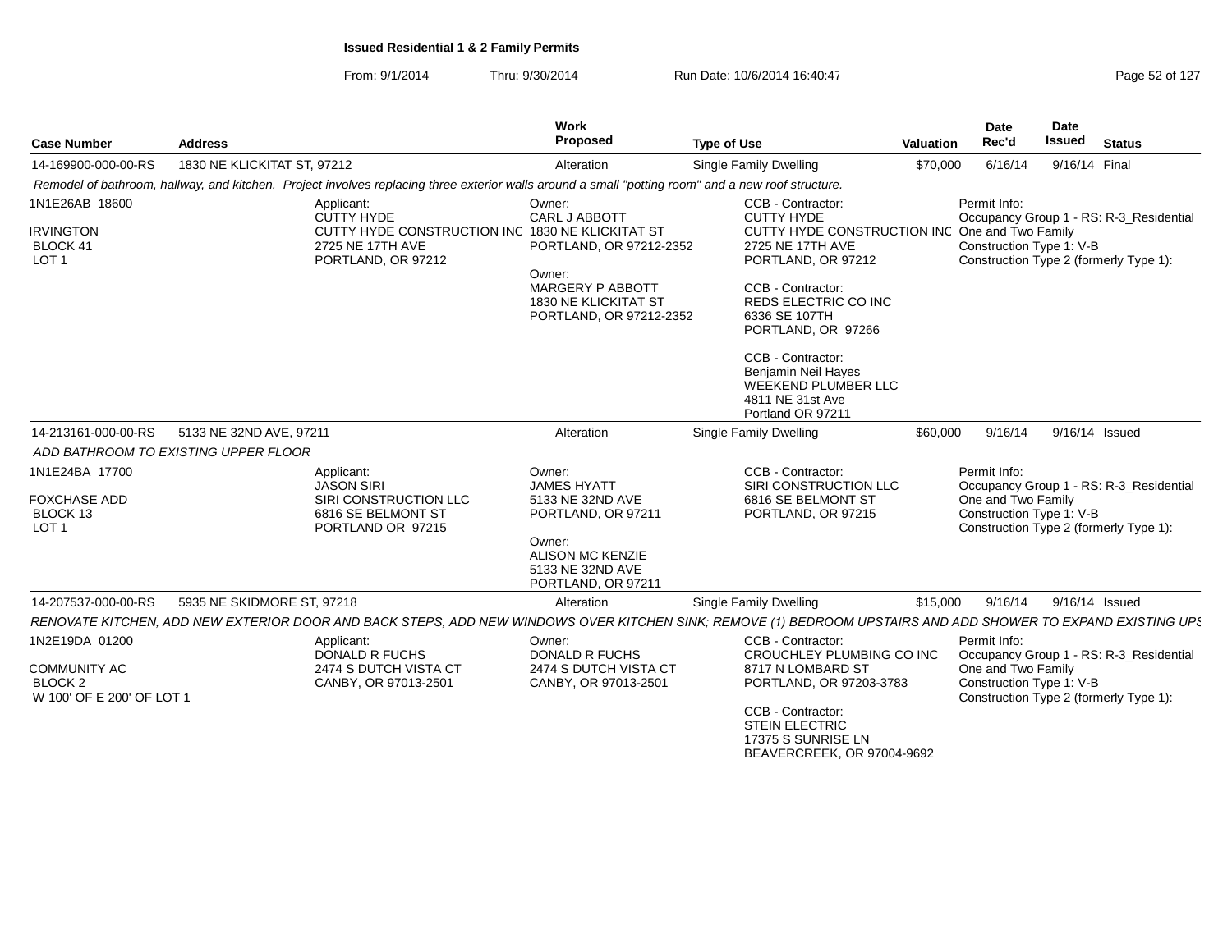**Issued Residential 1 & 2 Family Permits**

From: 9/1/2014 Thru: 9/30/2014 Run Date: 10/6/2014 16:40:47

| Case Number | Address | Work Proposed | Type of Use | Valuation | Date Rec'd | Date Issued | Status |
|---|---|---|---|---|---|---|---|
| 14-169900-000-00-RS | 1830 NE KLICKITAT ST, 97212 | Alteration | Single Family Dwelling | $70,000 | 6/16/14 | 9/16/14 | Final |

*Remodel of bathroom, hallway, and kitchen. Project involves replacing three exterior walls around a small "potting room" and a new roof structure.*

1N1E26AB 18600
IRVINGTON
BLOCK 41
LOT 1

Applicant:
CUTTY HYDE
CUTTY HYDE CONSTRUCTION INC
2725 NE 17TH AVE
PORTLAND, OR 97212

Owner:
CARL J ABBOTT
1830 NE KLICKITAT ST
PORTLAND, OR 97212-2352

Owner:
MARGERY P ABBOTT
1830 NE KLICKITAT ST
PORTLAND, OR 97212-2352

CCB - Contractor:
CUTTY HYDE
CUTTY HYDE CONSTRUCTION INC
2725 NE 17TH AVE
PORTLAND, OR 97212

CCB - Contractor:
REDS ELECTRIC CO INC
6336 SE 107TH
PORTLAND, OR 97266

CCB - Contractor:
Benjamin Neil Hayes
WEEKEND PLUMBER LLC
4811 NE 31st Ave
Portland OR 97211

Permit Info:
Occupancy Group 1 - RS: R-3_Residential One and Two Family
Construction Type 1: V-B
Construction Type 2 (formerly Type 1):

| Case Number | Address | Work Proposed | Type of Use | Valuation | Date Rec'd | Date Issued | Status |
|---|---|---|---|---|---|---|---|
| 14-213161-000-00-RS | 5133 NE 32ND AVE, 97211 | Alteration | Single Family Dwelling | $60,000 | 9/16/14 | 9/16/14 | Issued |

*ADD BATHROOM TO EXISTING UPPER FLOOR*

1N1E24BA 17700
FOXCHASE ADD
BLOCK 13
LOT 1

Applicant:
JASON SIRI
SIRI CONSTRUCTION LLC
6816 SE BELMONT ST
PORTLAND OR 97215

Owner:
JAMES HYATT
5133 NE 32ND AVE
PORTLAND, OR 97211

Owner:
ALISON MC KENZIE
5133 NE 32ND AVE
PORTLAND, OR 97211

CCB - Contractor:
SIRI CONSTRUCTION LLC
6816 SE BELMONT ST
PORTLAND, OR 97215

Permit Info:
Occupancy Group 1 - RS: R-3_Residential One and Two Family
Construction Type 1: V-B
Construction Type 2 (formerly Type 1):

| Case Number | Address | Work Proposed | Type of Use | Valuation | Date Rec'd | Date Issued | Status |
|---|---|---|---|---|---|---|---|
| 14-207537-000-00-RS | 5935 NE SKIDMORE ST, 97218 | Alteration | Single Family Dwelling | $15,000 | 9/16/14 | 9/16/14 | Issued |

*RENOVATE KITCHEN, ADD NEW EXTERIOR DOOR AND BACK STEPS, ADD NEW WINDOWS OVER KITCHEN SINK; REMOVE (1) BEDROOM UPSTAIRS AND ADD SHOWER TO EXPAND EXISTING UPS*

1N2E19DA 01200
COMMUNITY AC
BLOCK 2
W 100' OF E 200' OF LOT 1

Applicant:
DONALD R FUCHS
2474 S DUTCH VISTA CT
CANBY, OR 97013-2501

Owner:
DONALD R FUCHS
2474 S DUTCH VISTA CT
CANBY, OR 97013-2501

CCB - Contractor:
CROUCHLEY PLUMBING CO INC
8717 N LOMBARD ST
PORTLAND, OR 97203-3783

CCB - Contractor:
STEIN ELECTRIC
17375 S SUNRISE LN
BEAVERCREEK, OR 97004-9692

Permit Info:
Occupancy Group 1 - RS: R-3_Residential One and Two Family
Construction Type 1: V-B
Construction Type 2 (formerly Type 1):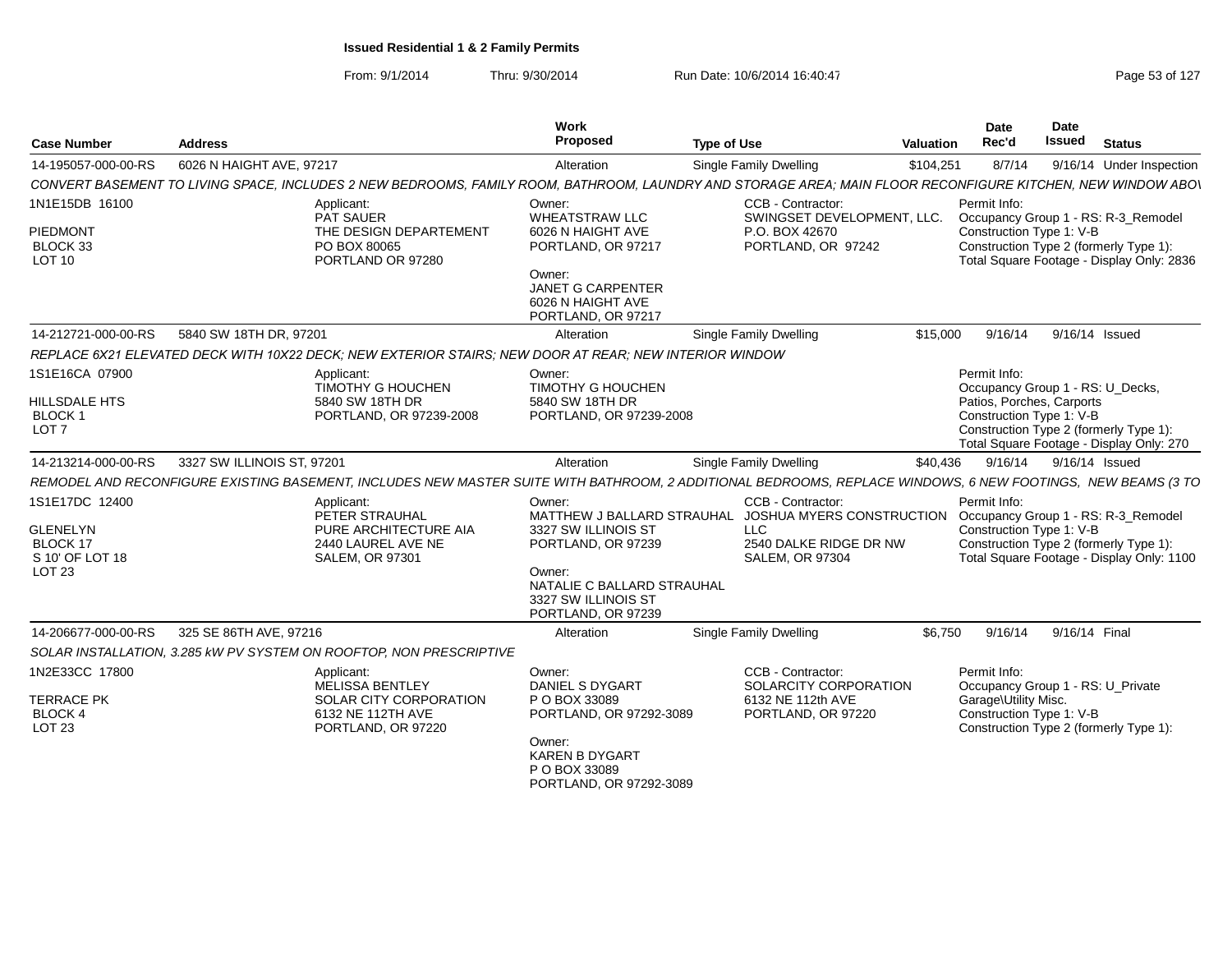**Issued Residential 1 & 2 Family Permits**

From: 9/1/2014 Thru: 9/30/2014 Run Date: 10/6/2014 16:40:47

| Case Number | Address | Work Proposed | Type of Use | Valuation | Date Rec'd | Date Issued | Status |
|---|---|---|---|---|---|---|---|
| 14-195057-000-00-RS | 6026 N HAIGHT AVE, 97217 | Alteration | Single Family Dwelling | $104,251 | 8/7/14 | 9/16/14 | Under Inspection |

CONVERT BASEMENT TO LIVING SPACE, INCLUDES 2 NEW BEDROOMS, FAMILY ROOM, BATHROOM, LAUNDRY AND STORAGE AREA; MAIN FLOOR RECONFIGURE KITCHEN, NEW WINDOW ABO\

1N1E15DB 16100
PIEDMONT
BLOCK 33
LOT 10

Applicant: PAT SAUER, THE DESIGN DEPARTEMENT, PO BOX 80065, PORTLAND OR 97280

Owner: WHEATSTRAW LLC, 6026 N HAIGHT AVE, PORTLAND, OR 97217

Owner: JANET G CARPENTER, 6026 N HAIGHT AVE, PORTLAND, OR 97217

CCB - Contractor: SWINGSET DEVELOPMENT, LLC., P.O. BOX 42670, PORTLAND, OR 97242

Permit Info:
Occupancy Group 1 - RS: R-3_Remodel
Construction Type 1: V-B
Construction Type 2 (formerly Type 1):
Total Square Footage - Display Only: 2836

| Case Number | Address | Work Proposed | Type of Use | Valuation | Date Rec'd | Date Issued | Status |
|---|---|---|---|---|---|---|---|
| 14-212721-000-00-RS | 5840 SW 18TH DR, 97201 | Alteration | Single Family Dwelling | $15,000 | 9/16/14 | 9/16/14 | Issued |

REPLACE 6X21 ELEVATED DECK WITH 10X22 DECK; NEW EXTERIOR STAIRS; NEW DOOR AT REAR; NEW INTERIOR WINDOW

1S1E16CA 07900
HILLSDALE HTS
BLOCK 1
LOT 7

Applicant: TIMOTHY G HOUCHEN, 5840 SW 18TH DR, PORTLAND, OR 97239-2008

Owner: TIMOTHY G HOUCHEN, 5840 SW 18TH DR, PORTLAND, OR 97239-2008

Permit Info:
Occupancy Group 1 - RS: U_Decks, Patios, Porches, Carports
Construction Type 1: V-B
Construction Type 2 (formerly Type 1):
Total Square Footage - Display Only: 270

| Case Number | Address | Work Proposed | Type of Use | Valuation | Date Rec'd | Date Issued | Status |
|---|---|---|---|---|---|---|---|
| 14-213214-000-00-RS | 3327 SW ILLINOIS ST, 97201 | Alteration | Single Family Dwelling | $40,436 | 9/16/14 | 9/16/14 | Issued |

REMODEL AND RECONFIGURE EXISTING BASEMENT, INCLUDES NEW MASTER SUITE WITH BATHROOM, 2 ADDITIONAL BEDROOMS, REPLACE WINDOWS, 6 NEW FOOTINGS, NEW BEAMS (3 TO

1S1E17DC 12400
GLENELYN
BLOCK 17
S 10' OF LOT 18
LOT 23

Applicant: PETER STRAUHAL, PURE ARCHITECTURE AIA, 2440 LAUREL AVE NE, SALEM, OR 97301

Owner: MATTHEW J BALLARD STRAUHAL, 3327 SW ILLINOIS ST, PORTLAND, OR 97239

Owner: NATALIE C BALLARD STRAUHAL, 3327 SW ILLINOIS ST, PORTLAND, OR 97239

CCB - Contractor: JOSHUA MYERS CONSTRUCTION LLC, 2540 DALKE RIDGE DR NW, SALEM, OR 97304

Permit Info:
Occupancy Group 1 - RS: R-3_Remodel
Construction Type 1: V-B
Construction Type 2 (formerly Type 1):
Total Square Footage - Display Only: 1100

| Case Number | Address | Work Proposed | Type of Use | Valuation | Date Rec'd | Date Issued | Status |
|---|---|---|---|---|---|---|---|
| 14-206677-000-00-RS | 325 SE 86TH AVE, 97216 | Alteration | Single Family Dwelling | $6,750 | 9/16/14 | 9/16/14 | Final |

SOLAR INSTALLATION, 3.285 kW PV SYSTEM ON ROOFTOP, NON PRESCRIPTIVE

1N2E33CC 17800
TERRACE PK
BLOCK 4
LOT 23

Applicant: MELISSA BENTLEY, SOLAR CITY CORPORATION, 6132 NE 112TH AVE, PORTLAND, OR 97220

Owner: DANIEL S DYGART, P O BOX 33089, PORTLAND, OR 97292-3089

Owner: KAREN B DYGART, P O BOX 33089, PORTLAND, OR 97292-3089

CCB - Contractor: SOLARCITY CORPORATION, 6132 NE 112th AVE, PORTLAND, OR 97220

Permit Info:
Occupancy Group 1 - RS: U_Private Garage\Utility Misc.
Construction Type 1: V-B
Construction Type 2 (formerly Type 1):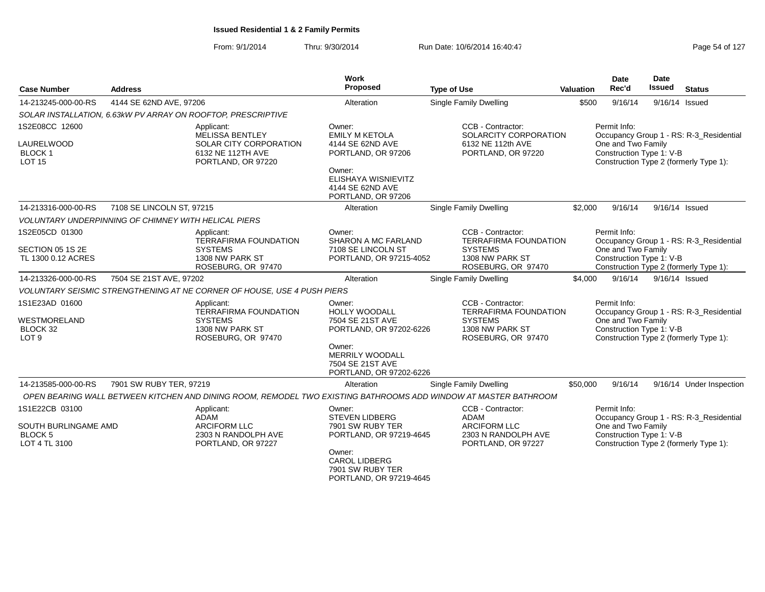**Issued Residential 1 & 2 Family Permits**

From: 9/1/2014 Thru: 9/30/2014 Run Date: 10/6/2014 16:40:47

| Case Number | Address | Work Proposed | Type of Use | Valuation | Date Rec'd | Date Issued | Status |
|---|---|---|---|---|---|---|---|
| 14-213245-000-00-RS | 4144 SE 62ND AVE, 97206 | Alteration | Single Family Dwelling | $500 | 9/16/14 | 9/16/14 | Issued |

*SOLAR INSTALLATION, 6.63kW PV ARRAY ON ROOFTOP, PRESCRIPTIVE*

1S2E08CC 12600
LAURELWOOD
BLOCK 1
LOT 15

Applicant:
MELISSA BENTLEY
SOLAR CITY CORPORATION
6132 NE 112TH AVE
PORTLAND, OR 97220

Owner:
EMILY M KETOLA
4144 SE 62ND AVE
PORTLAND, OR 97206

Owner:
ELISHAYA WISNIEVITZ
4144 SE 62ND AVE
PORTLAND, OR 97206

CCB - Contractor:
SOLARCITY CORPORATION
6132 NE 112th AVE
PORTLAND, OR 97220

Permit Info:
Occupancy Group 1 - RS: R-3_Residential One and Two Family
Construction Type 1: V-B
Construction Type 2 (formerly Type 1):

| Case Number | Address | Work Proposed | Type of Use | Valuation | Date Rec'd | Date Issued | Status |
|---|---|---|---|---|---|---|---|
| 14-213316-000-00-RS | 7108 SE LINCOLN ST, 97215 | Alteration | Single Family Dwelling | $2,000 | 9/16/14 | 9/16/14 | Issued |

*VOLUNTARY UNDERPINNING OF CHIMNEY WITH HELICAL PIERS*

1S2E05CD 01300
SECTION 05 1S 2E
TL 1300 0.12 ACRES

Applicant:
TERRAFIRMA FOUNDATION SYSTEMS
1308 NW PARK ST
ROSEBURG, OR 97470

Owner:
SHARON A MC FARLAND
7108 SE LINCOLN ST
PORTLAND, OR 97215-4052

CCB - Contractor:
TERRAFIRMA FOUNDATION SYSTEMS
1308 NW PARK ST
ROSEBURG, OR 97470

Permit Info:
Occupancy Group 1 - RS: R-3_Residential One and Two Family
Construction Type 1: V-B
Construction Type 2 (formerly Type 1):

| Case Number | Address | Work Proposed | Type of Use | Valuation | Date Rec'd | Date Issued | Status |
|---|---|---|---|---|---|---|---|
| 14-213326-000-00-RS | 7504 SE 21ST AVE, 97202 | Alteration | Single Family Dwelling | $4,000 | 9/16/14 | 9/16/14 | Issued |

*VOLUNTARY SEISMIC STRENGTHENING AT NE CORNER OF HOUSE, USE 4 PUSH PIERS*

1S1E23AD 01600
WESTMORELAND
BLOCK 32
LOT 9

Applicant:
TERRAFIRMA FOUNDATION SYSTEMS
1308 NW PARK ST
ROSEBURG, OR 97470

Owner:
HOLLY WOODALL
7504 SE 21ST AVE
PORTLAND, OR 97202-6226

Owner:
MERRILY WOODALL
7504 SE 21ST AVE
PORTLAND, OR 97202-6226

CCB - Contractor:
TERRAFIRMA FOUNDATION SYSTEMS
1308 NW PARK ST
ROSEBURG, OR 97470

Permit Info:
Occupancy Group 1 - RS: R-3_Residential One and Two Family
Construction Type 1: V-B
Construction Type 2 (formerly Type 1):

| Case Number | Address | Work Proposed | Type of Use | Valuation | Date Rec'd | Date Issued | Status |
|---|---|---|---|---|---|---|---|
| 14-213585-000-00-RS | 7901 SW RUBY TER, 97219 | Alteration | Single Family Dwelling | $50,000 | 9/16/14 | 9/16/14 | Under Inspection |

*OPEN BEARING WALL BETWEEN KITCHEN AND DINING ROOM, REMODEL TWO EXISTING BATHROOMS ADD WINDOW AT MASTER BATHROOM*

1S1E22CB 03100
SOUTH BURLINGAME AMD
BLOCK 5
LOT 4 TL 3100

Applicant:
ADAM
ARCIFORM LLC
2303 N RANDOLPH AVE
PORTLAND, OR 97227

Owner:
STEVEN LIDBERG
7901 SW RUBY TER
PORTLAND, OR 97219-4645

Owner:
CAROL LIDBERG
7901 SW RUBY TER
PORTLAND, OR 97219-4645

CCB - Contractor:
ADAM
ARCIFORM LLC
2303 N RANDOLPH AVE
PORTLAND, OR 97227

Permit Info:
Occupancy Group 1 - RS: R-3_Residential One and Two Family
Construction Type 1: V-B
Construction Type 2 (formerly Type 1):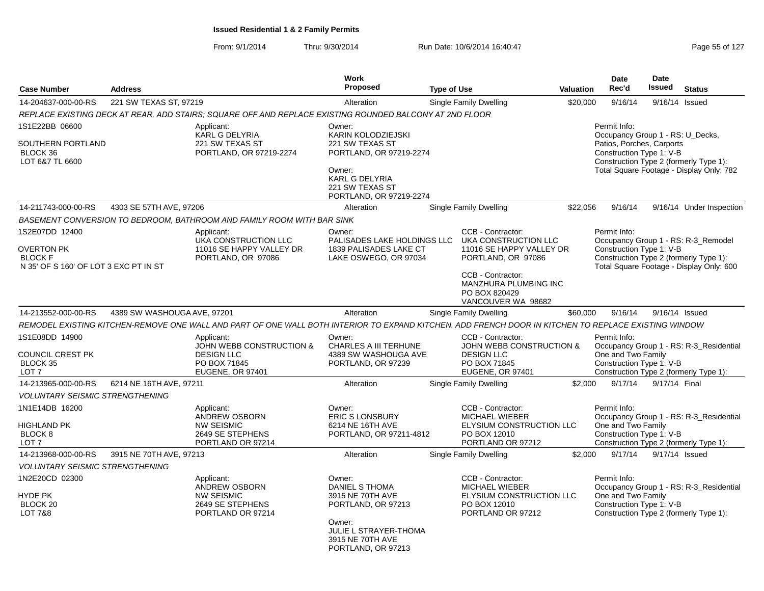**Issued Residential 1 & 2 Family Permits**

From: 9/1/2014 Thru: 9/30/2014 Run Date: 10/6/2014 16:40:47

| Case Number | Address | Work Proposed | Type of Use | Valuation | Date Rec'd | Date Issued | Status |
|---|---|---|---|---|---|---|---|
| 14-204637-000-00-RS | 221 SW TEXAS ST, 97219 | Alteration | Single Family Dwelling | $20,000 | 9/16/14 | 9/16/14 | Issued |

*REPLACE EXISTING DECK AT REAR, ADD STAIRS; SQUARE OFF AND REPLACE EXISTING ROUNDED BALCONY AT 2ND FLOOR*

1S1E22BB 06600
SOUTHERN PORTLAND
BLOCK 36
LOT 6&7 TL 6600

Applicant:
KARL G DELYRIA
221 SW TEXAS ST
PORTLAND, OR 97219-2274

Owner:
KARIN KOLODZIEJSKI
221 SW TEXAS ST
PORTLAND, OR 97219-2274

Owner:
KARL G DELYRIA
221 SW TEXAS ST
PORTLAND, OR 97219-2274

Permit Info:
Occupancy Group 1 - RS: U_Decks, Patios, Porches, Carports
Construction Type 1: V-B
Construction Type 2 (formerly Type 1):
Total Square Footage - Display Only: 782

| Case Number | Address | Work Proposed | Type of Use | Valuation | Date Rec'd | Date Issued | Status |
|---|---|---|---|---|---|---|---|
| 14-211743-000-00-RS | 4303 SE 57TH AVE, 97206 | Alteration | Single Family Dwelling | $22,056 | 9/16/14 | 9/16/14 | Under Inspection |

*BASEMENT CONVERSION TO BEDROOM, BATHROOM AND FAMILY ROOM WITH BAR SINK*

1S2E07DD 12400
OVERTON PK
BLOCK F
N 35' OF S 160' OF LOT 3 EXC PT IN ST

Applicant:
UKA CONSTRUCTION LLC
11016 SE HAPPY VALLEY DR
PORTLAND, OR 97086

Owner:
PALISADES LAKE HOLDINGS LLC
1839 PALISADES LAKE CT
LAKE OSWEGO, OR 97034

CCB - Contractor:
UKA CONSTRUCTION LLC
11016 SE HAPPY VALLEY DR
PORTLAND, OR 97086

CCB - Contractor:
MANZHURA PLUMBING INC
PO BOX 820429
VANCOUVER WA 98682

Permit Info:
Occupancy Group 1 - RS: R-3_Remodel
Construction Type 1: V-B
Construction Type 2 (formerly Type 1):
Total Square Footage - Display Only: 600

| Case Number | Address | Work Proposed | Type of Use | Valuation | Date Rec'd | Date Issued | Status |
|---|---|---|---|---|---|---|---|
| 14-213552-000-00-RS | 4389 SW WASHOUGA AVE, 97201 | Alteration | Single Family Dwelling | $60,000 | 9/16/14 | 9/16/14 | Issued |

*REMODEL EXISTING KITCHEN-REMOVE ONE WALL AND PART OF ONE WALL BOTH INTERIOR TO EXPAND KITCHEN. ADD FRENCH DOOR IN KITCHEN TO REPLACE EXISTING WINDOW*

1S1E08DD 14900
COUNCIL CREST PK
BLOCK 35
LOT 7

Applicant:
JOHN WEBB CONSTRUCTION & DESIGN LLC
PO BOX 71845
EUGENE, OR 97401

Owner:
CHARLES A III TERHUNE
4389 SW WASHOUGA AVE
PORTLAND, OR 97239

CCB - Contractor:
JOHN WEBB CONSTRUCTION & DESIGN LLC
PO BOX 71845
EUGENE, OR 97401

Permit Info:
Occupancy Group 1 - RS: R-3_Residential One and Two Family
Construction Type 1: V-B
Construction Type 2 (formerly Type 1):

| Case Number | Address | Work Proposed | Type of Use | Valuation | Date Rec'd | Date Issued | Status |
|---|---|---|---|---|---|---|---|
| 14-213965-000-00-RS | 6214 NE 16TH AVE, 97211 | Alteration | Single Family Dwelling | $2,000 | 9/17/14 | 9/17/14 | Final |

*VOLUNTARY SEISMIC STRENGTHENING*

1N1E14DB 16200
HIGHLAND PK
BLOCK 8
LOT 7

Applicant:
ANDREW OSBORN
NW SEISMIC
2649 SE STEPHENS
PORTLAND OR 97214

Owner:
ERIC S LONSBURY
6214 NE 16TH AVE
PORTLAND, OR 97211-4812

CCB - Contractor:
MICHAEL WIEBER
ELYSIUM CONSTRUCTION LLC
PO BOX 12010
PORTLAND OR 97212

Permit Info:
Occupancy Group 1 - RS: R-3_Residential One and Two Family
Construction Type 1: V-B
Construction Type 2 (formerly Type 1):

| Case Number | Address | Work Proposed | Type of Use | Valuation | Date Rec'd | Date Issued | Status |
|---|---|---|---|---|---|---|---|
| 14-213968-000-00-RS | 3915 NE 70TH AVE, 97213 | Alteration | Single Family Dwelling | $2,000 | 9/17/14 | 9/17/14 | Issued |

*VOLUNTARY SEISMIC STRENGTHENING*

1N2E20CD 02300
HYDE PK
BLOCK 20
LOT 7&8

Applicant:
ANDREW OSBORN
NW SEISMIC
2649 SE STEPHENS
PORTLAND OR 97214

Owner:
DANIEL S THOMA
3915 NE 70TH AVE
PORTLAND, OR 97213

Owner:
JULIE L STRAYER-THOMA
3915 NE 70TH AVE
PORTLAND, OR 97213

CCB - Contractor:
MICHAEL WIEBER
ELYSIUM CONSTRUCTION LLC
PO BOX 12010
PORTLAND OR 97212

Permit Info:
Occupancy Group 1 - RS: R-3_Residential One and Two Family
Construction Type 1: V-B
Construction Type 2 (formerly Type 1):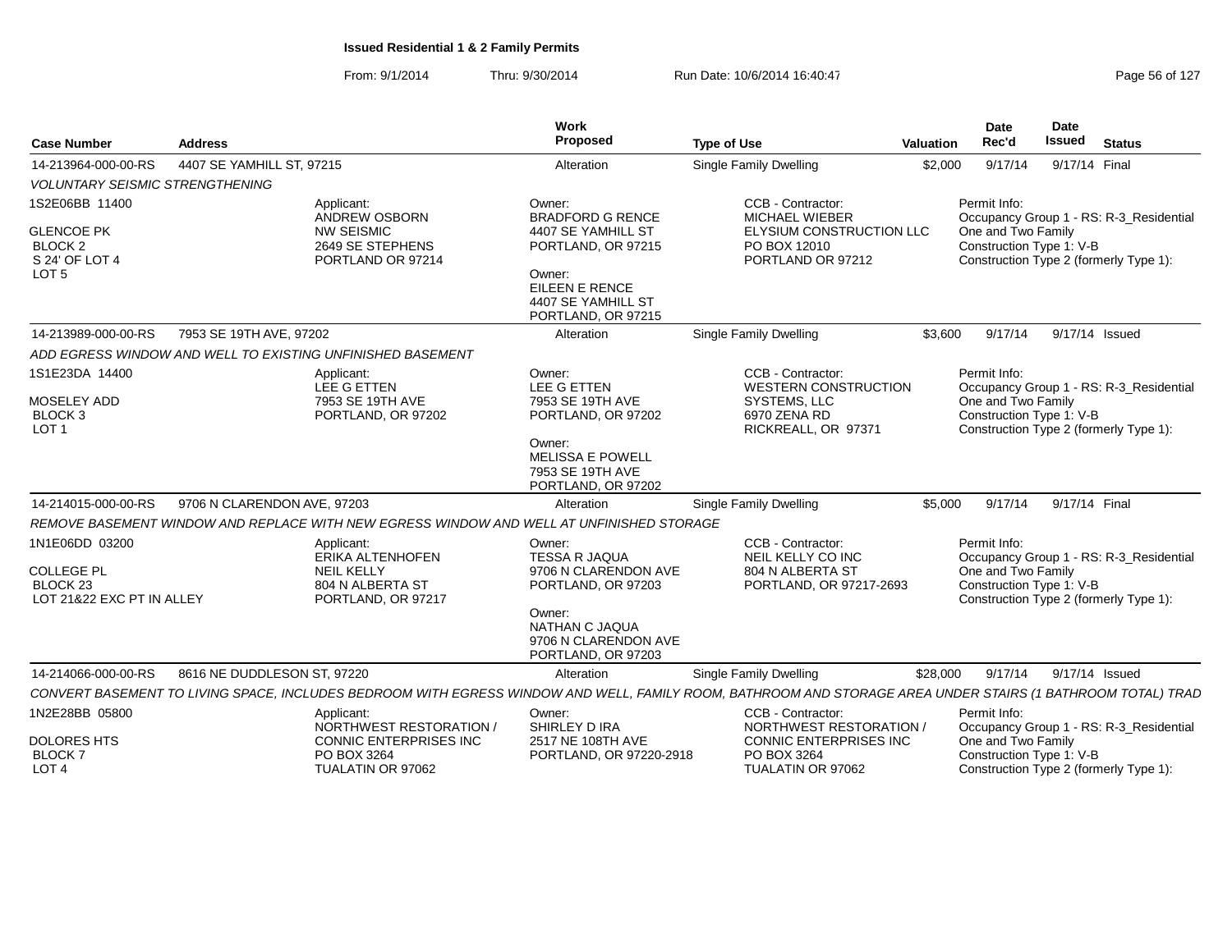**Issued Residential 1 & 2 Family Permits**

From: 9/1/2014 Thru: 9/30/2014 Run Date: 10/6/2014 16:40:47

| Case Number | Address | Work Proposed | Type of Use | Valuation | Date Rec'd | Date Issued | Status |
|---|---|---|---|---|---|---|---|
| 14-213964-000-00-RS | 4407 SE YAMHILL ST, 97215 | Alteration | Single Family Dwelling | $2,000 | 9/17/14 | 9/17/14 | Final |

*VOLUNTARY SEISMIC STRENGTHENING*

1S2E06BB 11400
GLENCOE PK
BLOCK 2
S 24' OF LOT 4
LOT 5

Applicant: ANDREW OSBORN, NW SEISMIC, 2649 SE STEPHENS, PORTLAND OR 97214

Owner: BRADFORD G RENCE, 4407 SE YAMHILL ST, PORTLAND, OR 97215
Owner: EILEEN E RENCE, 4407 SE YAMHILL ST, PORTLAND, OR 97215

CCB - Contractor: MICHAEL WIEBER, ELYSIUM CONSTRUCTION LLC, PO BOX 12010, PORTLAND OR 97212

Permit Info: Occupancy Group 1 - RS: R-3_Residential One and Two Family; Construction Type 1: V-B; Construction Type 2 (formerly Type 1):

| Case Number | Address | Work Proposed | Type of Use | Valuation | Date Rec'd | Date Issued | Status |
|---|---|---|---|---|---|---|---|
| 14-213989-000-00-RS | 7953 SE 19TH AVE, 97202 | Alteration | Single Family Dwelling | $3,600 | 9/17/14 | 9/17/14 | Issued |

*ADD EGRESS WINDOW AND WELL TO EXISTING UNFINISHED BASEMENT*

1S1E23DA 14400
MOSELEY ADD
BLOCK 3
LOT 1

Applicant: LEE G ETTEN, 7953 SE 19TH AVE, PORTLAND, OR 97202

Owner: LEE G ETTEN, 7953 SE 19TH AVE, PORTLAND, OR 97202
Owner: MELISSA E POWELL, 7953 SE 19TH AVE, PORTLAND, OR 97202

CCB - Contractor: WESTERN CONSTRUCTION SYSTEMS, LLC, 6970 ZENA RD, RICKREALL, OR 97371

Permit Info: Occupancy Group 1 - RS: R-3_Residential One and Two Family; Construction Type 1: V-B; Construction Type 2 (formerly Type 1):

| Case Number | Address | Work Proposed | Type of Use | Valuation | Date Rec'd | Date Issued | Status |
|---|---|---|---|---|---|---|---|
| 14-214015-000-00-RS | 9706 N CLARENDON AVE, 97203 | Alteration | Single Family Dwelling | $5,000 | 9/17/14 | 9/17/14 | Final |

*REMOVE BASEMENT WINDOW AND REPLACE WITH NEW EGRESS WINDOW AND WELL AT UNFINISHED STORAGE*

1N1E06DD 03200
COLLEGE PL
BLOCK 23
LOT 21&22 EXC PT IN ALLEY

Applicant: ERIKA ALTENHOFEN, NEIL KELLY, 804 N ALBERTA ST, PORTLAND, OR 97217

Owner: TESSA R JAQUA, 9706 N CLARENDON AVE, PORTLAND, OR 97203
Owner: NATHAN C JAQUA, 9706 N CLARENDON AVE, PORTLAND, OR 97203

CCB - Contractor: NEIL KELLY CO INC, 804 N ALBERTA ST, PORTLAND, OR 97217-2693

Permit Info: Occupancy Group 1 - RS: R-3_Residential One and Two Family; Construction Type 1: V-B; Construction Type 2 (formerly Type 1):

| Case Number | Address | Work Proposed | Type of Use | Valuation | Date Rec'd | Date Issued | Status |
|---|---|---|---|---|---|---|---|
| 14-214066-000-00-RS | 8616 NE DUDDLESON ST, 97220 | Alteration | Single Family Dwelling | $28,000 | 9/17/14 | 9/17/14 | Issued |

*CONVERT BASEMENT TO LIVING SPACE, INCLUDES BEDROOM WITH EGRESS WINDOW AND WELL, FAMILY ROOM, BATHROOM AND STORAGE AREA UNDER STAIRS (1 BATHROOM TOTAL) TRAD*

1N2E28BB 05800
DOLORES HTS
BLOCK 7
LOT 4

Applicant: NORTHWEST RESTORATION / CONNIC ENTERPRISES INC, PO BOX 3264, TUALATIN OR 97062

Owner: SHIRLEY D IRA, 2517 NE 108TH AVE, PORTLAND, OR 97220-2918

CCB - Contractor: NORTHWEST RESTORATION / CONNIC ENTERPRISES INC, PO BOX 3264, TUALATIN OR 97062

Permit Info: Occupancy Group 1 - RS: R-3_Residential One and Two Family; Construction Type 1: V-B; Construction Type 2 (formerly Type 1):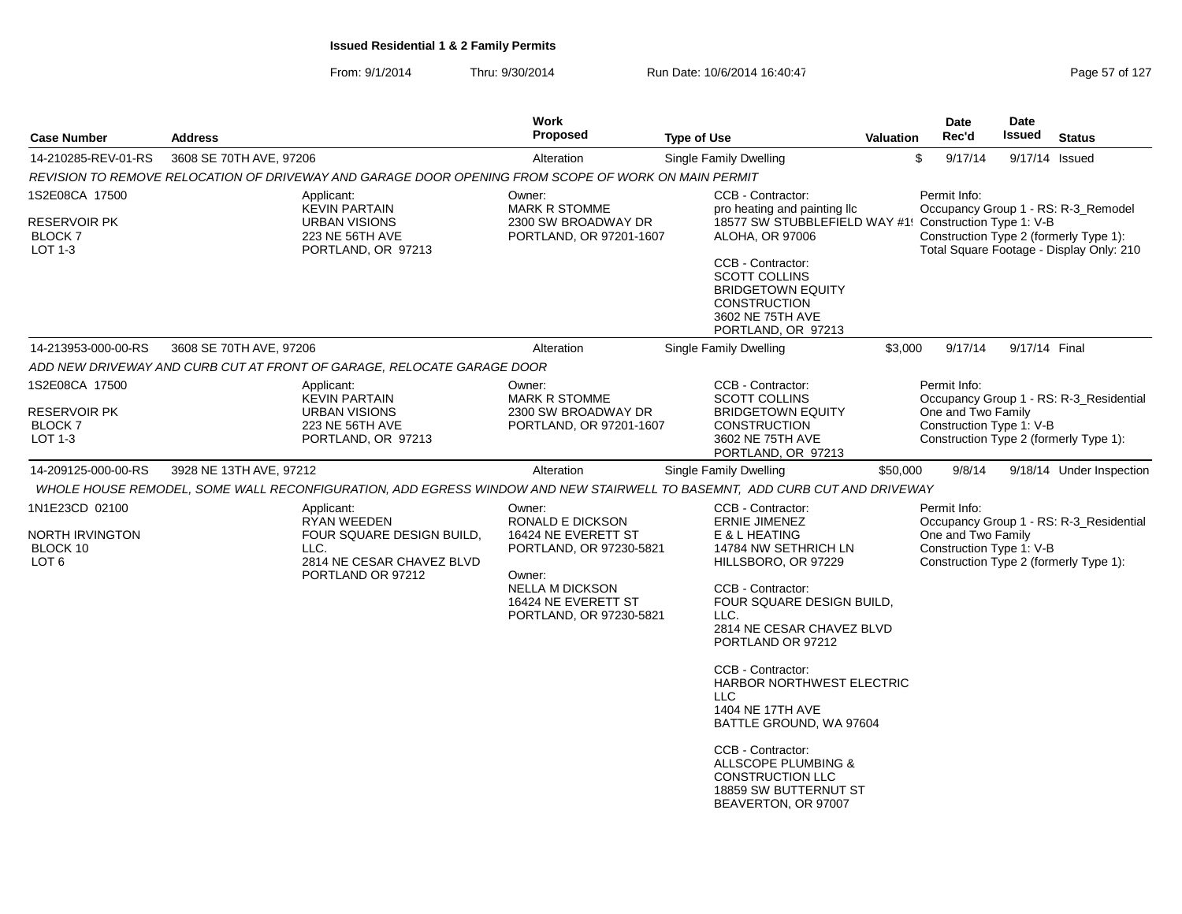**Issued Residential 1 & 2 Family Permits**

From: 9/1/2014 Thru: 9/30/2014 Run Date: 10/6/2014 16:40:47

| Case Number | Address | Work Proposed | Type of Use | Valuation | Date Rec'd | Date Issued | Status |
|---|---|---|---|---|---|---|---|
| 14-210285-REV-01-RS | 3608 SE 70TH AVE, 97206 | Alteration | Single Family Dwelling | $ | 9/17/14 | 9/17/14 | Issued |

*REVISION TO REMOVE RELOCATION OF DRIVEWAY AND GARAGE DOOR OPENING FROM SCOPE OF WORK ON MAIN PERMIT*

1S2E08CA 17500
RESERVOIR PK
BLOCK 7
LOT 1-3

Applicant:
KEVIN PARTAIN
URBAN VISIONS
223 NE 56TH AVE
PORTLAND, OR 97213

Owner:
MARK R STOMME
2300 SW BROADWAY DR
PORTLAND, OR 97201-1607

CCB - Contractor:
pro heating and painting llc
18577 SW STUBBLEFIELD WAY #1!
ALOHA, OR 97006

CCB - Contractor:
SCOTT COLLINS
BRIDGETOWN EQUITY
CONSTRUCTION
3602 NE 75TH AVE
PORTLAND, OR 97213

Permit Info:
Occupancy Group 1 - RS: R-3_Remodel
Construction Type 1: V-B
Construction Type 2 (formerly Type 1):
Total Square Footage - Display Only: 210

| Case Number | Address | Work Proposed | Type of Use | Valuation | Date Rec'd | Date Issued | Status |
|---|---|---|---|---|---|---|---|
| 14-213953-000-00-RS | 3608 SE 70TH AVE, 97206 | Alteration | Single Family Dwelling | $3,000 | 9/17/14 | 9/17/14 | Final |

*ADD NEW DRIVEWAY AND CURB CUT AT FRONT OF GARAGE, RELOCATE GARAGE DOOR*

1S2E08CA 17500
RESERVOIR PK
BLOCK 7
LOT 1-3

Applicant:
KEVIN PARTAIN
URBAN VISIONS
223 NE 56TH AVE
PORTLAND, OR 97213

Owner:
MARK R STOMME
2300 SW BROADWAY DR
PORTLAND, OR 97201-1607

CCB - Contractor:
SCOTT COLLINS
BRIDGETOWN EQUITY
CONSTRUCTION
3602 NE 75TH AVE
PORTLAND, OR 97213

Permit Info:
Occupancy Group 1 - RS: R-3_Residential One and Two Family
Construction Type 1: V-B
Construction Type 2 (formerly Type 1):

| Case Number | Address | Work Proposed | Type of Use | Valuation | Date Rec'd | Date Issued | Status |
|---|---|---|---|---|---|---|---|
| 14-209125-000-00-RS | 3928 NE 13TH AVE, 97212 | Alteration | Single Family Dwelling | $50,000 | 9/8/14 | 9/18/14 | Under Inspection |

*WHOLE HOUSE REMODEL, SOME WALL RECONFIGURATION, ADD EGRESS WINDOW AND NEW STAIRWELL TO BASEMNT, ADD CURB CUT AND DRIVEWAY*

1N1E23CD 02100
NORTH IRVINGTON
BLOCK 10
LOT 6

Applicant:
RYAN WEEDEN
FOUR SQUARE DESIGN BUILD, LLC.
2814 NE CESAR CHAVEZ BLVD
PORTLAND OR 97212

Owner:
RONALD E DICKSON
16424 NE EVERETT ST
PORTLAND, OR 97230-5821

Owner:
NELLA M DICKSON
16424 NE EVERETT ST
PORTLAND, OR 97230-5821

CCB - Contractor:
ERNIE JIMENEZ
E & L HEATING
14784 NW SETHRICH LN
HILLSBORO, OR 97229

CCB - Contractor:
FOUR SQUARE DESIGN BUILD, LLC.
2814 NE CESAR CHAVEZ BLVD
PORTLAND OR 97212

CCB - Contractor:
HARBOR NORTHWEST ELECTRIC LLC
1404 NE 17TH AVE
BATTLE GROUND, WA 97604

CCB - Contractor:
ALLSCOPE PLUMBING & CONSTRUCTION LLC
18859 SW BUTTERNUT ST
BEAVERTON, OR 97007

Permit Info:
Occupancy Group 1 - RS: R-3_Residential One and Two Family
Construction Type 1: V-B
Construction Type 2 (formerly Type 1):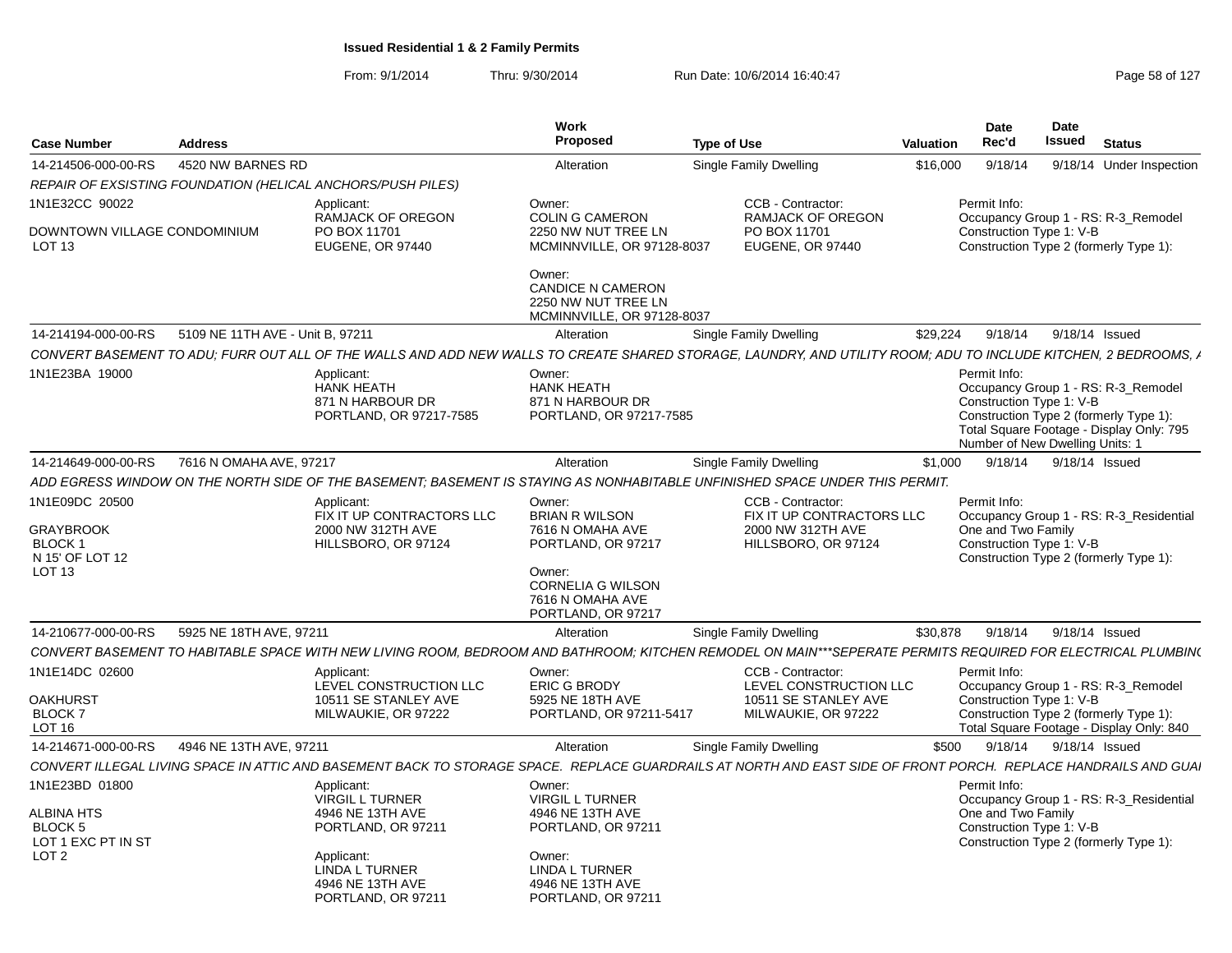**Issued Residential 1 & 2 Family Permits**

From: 9/1/2014 Thru: 9/30/2014 Run Date: 10/6/2014 16:40:47

| Case Number | Address | Work Proposed | Type of Use | Valuation | Date Rec'd | Date Issued | Status |
|---|---|---|---|---|---|---|---|
| 14-214506-000-00-RS | 4520 NW BARNES RD | Alteration | Single Family Dwelling | $16,000 | 9/18/14 | 9/18/14 | Under Inspection |

REPAIR OF EXSISTING FOUNDATION (HELICAL ANCHORS/PUSH PILES)

1N1E32CC 90022
DOWNTOWN VILLAGE CONDOMINIUM
LOT 13

Applicant:
RAMJACK OF OREGON
PO BOX 11701
EUGENE, OR 97440

Owner:
COLIN G CAMERON
2250 NW NUT TREE LN
MCMINNVILLE, OR 97128-8037

Owner:
CANDICE N CAMERON
2250 NW NUT TREE LN
MCMINNVILLE, OR 97128-8037

CCB - Contractor:
RAMJACK OF OREGON
PO BOX 11701
EUGENE, OR 97440

Permit Info:
Occupancy Group 1 - RS: R-3_Remodel
Construction Type 1: V-B
Construction Type 2 (formerly Type 1):

| Case Number | Address | Work Proposed | Type of Use | Valuation | Date Rec'd | Date Issued | Status |
|---|---|---|---|---|---|---|---|
| 14-214194-000-00-RS | 5109 NE 11TH AVE - Unit B, 97211 | Alteration | Single Family Dwelling | $29,224 | 9/18/14 | 9/18/14 | Issued |

CONVERT BASEMENT TO ADU; FURR OUT ALL OF THE WALLS AND ADD NEW WALLS TO CREATE SHARED STORAGE, LAUNDRY, AND UTILITY ROOM; ADU TO INCLUDE KITCHEN, 2 BEDROOMS, /

1N1E23BA 19000

Applicant:
HANK HEATH
871 N HARBOUR DR
PORTLAND, OR 97217-7585

Owner:
HANK HEATH
871 N HARBOUR DR
PORTLAND, OR 97217-7585

Permit Info:
Occupancy Group 1 - RS: R-3_Remodel
Construction Type 1: V-B
Construction Type 2 (formerly Type 1):
Total Square Footage - Display Only: 795
Number of New Dwelling Units: 1

| Case Number | Address | Work Proposed | Type of Use | Valuation | Date Rec'd | Date Issued | Status |
|---|---|---|---|---|---|---|---|
| 14-214649-000-00-RS | 7616 N OMAHA AVE, 97217 | Alteration | Single Family Dwelling | $1,000 | 9/18/14 | 9/18/14 | Issued |

ADD EGRESS WINDOW ON THE NORTH SIDE OF THE BASEMENT; BASEMENT IS STAYING AS NONHABITABLE UNFINISHED SPACE UNDER THIS PERMIT.

1N1E09DC 20500
GRAYBROOK
BLOCK 1
N 15' OF LOT 12
LOT 13

Applicant:
FIX IT UP CONTRACTORS LLC
2000 NW 312TH AVE
HILLSBORO, OR 97124

Owner:
BRIAN R WILSON
7616 N OMAHA AVE
PORTLAND, OR 97217

Owner:
CORNELIA G WILSON
7616 N OMAHA AVE
PORTLAND, OR 97217

CCB - Contractor:
FIX IT UP CONTRACTORS LLC
2000 NW 312TH AVE
HILLSBORO, OR 97124

Permit Info:
Occupancy Group 1 - RS: R-3_Residential One and Two Family
Construction Type 1: V-B
Construction Type 2 (formerly Type 1):

| Case Number | Address | Work Proposed | Type of Use | Valuation | Date Rec'd | Date Issued | Status |
|---|---|---|---|---|---|---|---|
| 14-210677-000-00-RS | 5925 NE 18TH AVE, 97211 | Alteration | Single Family Dwelling | $30,878 | 9/18/14 | 9/18/14 | Issued |

CONVERT BASEMENT TO HABITABLE SPACE WITH NEW LIVING ROOM, BEDROOM AND BATHROOM; KITCHEN REMODEL ON MAIN***SEPERATE PERMITS REQUIRED FOR ELECTRICAL PLUMBIN(

1N1E14DC 02600
OAKHURST
BLOCK 7
LOT 16

Applicant:
LEVEL CONSTRUCTION LLC
10511 SE STANLEY AVE
MILWAUKIE, OR 97222

Owner:
ERIC G BRODY
5925 NE 18TH AVE
PORTLAND, OR 97211-5417

CCB - Contractor:
LEVEL CONSTRUCTION LLC
10511 SE STANLEY AVE
MILWAUKIE, OR 97222

Permit Info:
Occupancy Group 1 - RS: R-3_Remodel
Construction Type 1: V-B
Construction Type 2 (formerly Type 1):
Total Square Footage - Display Only: 840

| Case Number | Address | Work Proposed | Type of Use | Valuation | Date Rec'd | Date Issued | Status |
|---|---|---|---|---|---|---|---|
| 14-214671-000-00-RS | 4946 NE 13TH AVE, 97211 | Alteration | Single Family Dwelling | $500 | 9/18/14 | 9/18/14 | Issued |

CONVERT ILLEGAL LIVING SPACE IN ATTIC AND BASEMENT BACK TO STORAGE SPACE. REPLACE GUARDRAILS AT NORTH AND EAST SIDE OF FRONT PORCH. REPLACE HANDRAILS AND GUAI

1N1E23BD 01800
ALBINA HTS
BLOCK 5
LOT 1 EXC PT IN ST
LOT 2

Applicant:
VIRGIL L TURNER
4946 NE 13TH AVE
PORTLAND, OR 97211

Applicant:
LINDA L TURNER
4946 NE 13TH AVE
PORTLAND, OR 97211

Owner:
VIRGIL L TURNER
4946 NE 13TH AVE
PORTLAND, OR 97211

Owner:
LINDA L TURNER
4946 NE 13TH AVE
PORTLAND, OR 97211

Permit Info:
Occupancy Group 1 - RS: R-3_Residential One and Two Family
Construction Type 1: V-B
Construction Type 2 (formerly Type 1):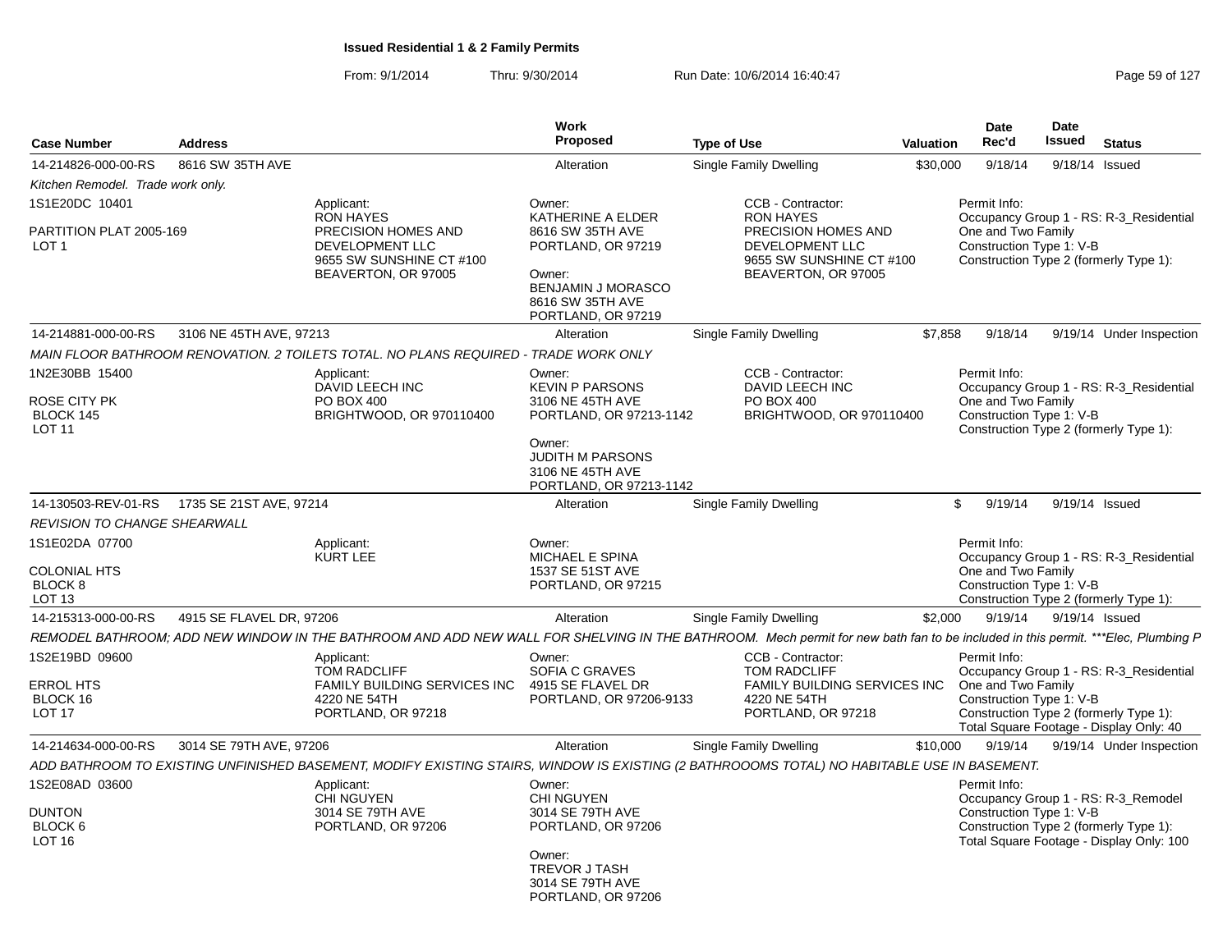# Issued Residential 1 & 2 Family Permits

From: 9/1/2014 Thru: 9/30/2014 Run Date: 10/6/2014 16:40:47

| Case Number | Address | Work Proposed | Type of Use | Valuation | Date Rec'd | Date Issued | Status |
|---|---|---|---|---|---|---|---|
| 14-214826-000-00-RS | 8616 SW 35TH AVE | Alteration | Single Family Dwelling | $30,000 | 9/18/14 | 9/18/14 | Issued |

*Kitchen Remodel. Trade work only.*

1S1E20DC 10401
PARTITION PLAT 2005-169
LOT 1

Applicant:
RON HAYES
PRECISION HOMES AND DEVELOPMENT LLC
9655 SW SUNSHINE CT #100
BEAVERTON, OR 97005

Owner:
KATHERINE A ELDER
8616 SW 35TH AVE
PORTLAND, OR 97219

Owner:
BENJAMIN J MORASCO
8616 SW 35TH AVE
PORTLAND, OR 97219

CCB - Contractor:
RON HAYES
PRECISION HOMES AND DEVELOPMENT LLC
9655 SW SUNSHINE CT #100
BEAVERTON, OR 97005

Permit Info:
Occupancy Group 1 - RS: R-3_Residential One and Two Family
Construction Type 1: V-B
Construction Type 2 (formerly Type 1):

---

| Case Number | Address | Work Proposed | Type of Use | Valuation | Date Rec'd | Date Issued | Status |
|---|---|---|---|---|---|---|---|
| 14-214881-000-00-RS | 3106 NE 45TH AVE, 97213 | Alteration | Single Family Dwelling | $7,858 | 9/18/14 | 9/19/14 | Under Inspection |

*MAIN FLOOR BATHROOM RENOVATION. 2 TOILETS TOTAL. NO PLANS REQUIRED - TRADE WORK ONLY*

1N2E30BB 15400
ROSE CITY PK
BLOCK 145
LOT 11

Applicant:
DAVID LEECH INC
PO BOX 400
BRIGHTWOOD, OR 970110400

Owner:
KEVIN P PARSONS
3106 NE 45TH AVE
PORTLAND, OR 97213-1142

Owner:
JUDITH M PARSONS
3106 NE 45TH AVE
PORTLAND, OR 97213-1142

CCB - Contractor:
DAVID LEECH INC
PO BOX 400
BRIGHTWOOD, OR 970110400

Permit Info:
Occupancy Group 1 - RS: R-3_Residential One and Two Family
Construction Type 1: V-B
Construction Type 2 (formerly Type 1):

---

| Case Number | Address | Work Proposed | Type of Use | Valuation | Date Rec'd | Date Issued | Status |
|---|---|---|---|---|---|---|---|
| 14-130503-REV-01-RS | 1735 SE 21ST AVE, 97214 | Alteration | Single Family Dwelling | $ | 9/19/14 | 9/19/14 | Issued |

*REVISION TO CHANGE SHEARWALL*

1S1E02DA 07700
COLONIAL HTS
BLOCK 8
LOT 13

Applicant:
KURT LEE

Owner:
MICHAEL E SPINA
1537 SE 51ST AVE
PORTLAND, OR 97215

Permit Info:
Occupancy Group 1 - RS: R-3_Residential One and Two Family
Construction Type 1: V-B
Construction Type 2 (formerly Type 1):

---

| Case Number | Address | Work Proposed | Type of Use | Valuation | Date Rec'd | Date Issued | Status |
|---|---|---|---|---|---|---|---|
| 14-215313-000-00-RS | 4915 SE FLAVEL DR, 97206 | Alteration | Single Family Dwelling | $2,000 | 9/19/14 | 9/19/14 | Issued |

*REMODEL BATHROOM; ADD NEW WINDOW IN THE BATHROOM AND ADD NEW WALL FOR SHELVING IN THE BATHROOM. Mech permit for new bath fan to be included in this permit. ***Elec, Plumbing P*

1S2E19BD 09600
ERROL HTS
BLOCK 16
LOT 17

Applicant:
TOM RADCLIFF
FAMILY BUILDING SERVICES INC
4220 NE 54TH
PORTLAND, OR 97218

Owner:
SOFIA C GRAVES
4915 SE FLAVEL DR
PORTLAND, OR 97206-9133

CCB - Contractor:
TOM RADCLIFF
FAMILY BUILDING SERVICES INC
4220 NE 54TH
PORTLAND, OR 97218

Permit Info:
Occupancy Group 1 - RS: R-3_Residential One and Two Family
Construction Type 1: V-B
Construction Type 2 (formerly Type 1):
Total Square Footage - Display Only: 40

---

| Case Number | Address | Work Proposed | Type of Use | Valuation | Date Rec'd | Date Issued | Status |
|---|---|---|---|---|---|---|---|
| 14-214634-000-00-RS | 3014 SE 79TH AVE, 97206 | Alteration | Single Family Dwelling | $10,000 | 9/19/14 | 9/19/14 | Under Inspection |

*ADD BATHROOM TO EXISTING UNFINISHED BASEMENT, MODIFY EXISTING STAIRS, WINDOW IS EXISTING (2 BATHROOOMS TOTAL) NO HABITABLE USE IN BASEMENT.*

1S2E08AD 03600
DUNTON
BLOCK 6
LOT 16

Applicant:
CHI NGUYEN
3014 SE 79TH AVE
PORTLAND, OR 97206

Owner:
CHI NGUYEN
3014 SE 79TH AVE
PORTLAND, OR 97206

Owner:
TREVOR J TASH
3014 SE 79TH AVE
PORTLAND, OR 97206

Permit Info:
Occupancy Group 1 - RS: R-3_Remodel
Construction Type 1: V-B
Construction Type 2 (formerly Type 1):
Total Square Footage - Display Only: 100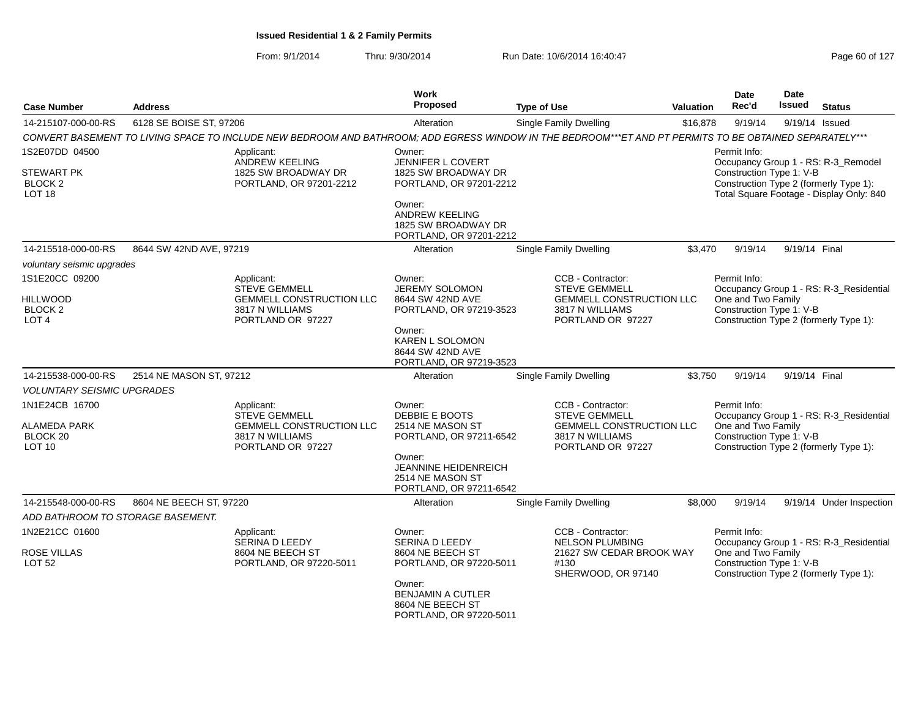**Issued Residential 1 & 2 Family Permits**

From: 9/1/2014 Thru: 9/30/2014 Run Date: 10/6/2014 16:40:47

| Case Number | Address | Work Proposed | Type of Use | Valuation | Date Rec'd | Date Issued | Status |
|---|---|---|---|---|---|---|---|
| 14-215107-000-00-RS | 6128 SE BOISE ST, 97206 | Alteration | Single Family Dwelling | $16,878 | 9/19/14 | 9/19/14 | Issued |

*CONVERT BASEMENT TO LIVING SPACE TO INCLUDE NEW BEDROOM AND BATHROOM; ADD EGRESS WINDOW IN THE BEDROOM***ET AND PT PERMITS TO BE OBTAINED SEPARATELY****

1S2E07DD 04500
STEWART PK
BLOCK 2
LOT 18

Applicant:
ANDREW KEELING
1825 SW BROADWAY DR
PORTLAND, OR 97201-2212

Owner:
JENNIFER L COVERT
1825 SW BROADWAY DR
PORTLAND, OR 97201-2212

Owner:
ANDREW KEELING
1825 SW BROADWAY DR
PORTLAND, OR 97201-2212

Permit Info:
Occupancy Group 1 - RS: R-3_Remodel
Construction Type 1: V-B
Construction Type 2 (formerly Type 1):
Total Square Footage - Display Only: 840

| Case Number | Address | Work Proposed | Type of Use | Valuation | Date Rec'd | Date Issued | Status |
|---|---|---|---|---|---|---|---|
| 14-215518-000-00-RS | 8644 SW 42ND AVE, 97219 | Alteration | Single Family Dwelling | $3,470 | 9/19/14 | 9/19/14 | Final |

*voluntary seismic upgrades*

1S1E20CC 09200
HILLWOOD
BLOCK 2
LOT 4

Applicant:
STEVE GEMMELL
GEMMELL CONSTRUCTION LLC
3817 N WILLIAMS
PORTLAND OR 97227

Owner:
JEREMY SOLOMON
8644 SW 42ND AVE
PORTLAND, OR 97219-3523

Owner:
KAREN L SOLOMON
8644 SW 42ND AVE
PORTLAND, OR 97219-3523

CCB - Contractor:
STEVE GEMMELL
GEMMELL CONSTRUCTION LLC
3817 N WILLIAMS
PORTLAND OR 97227

Permit Info:
Occupancy Group 1 - RS: R-3_Residential One and Two Family
Construction Type 1: V-B
Construction Type 2 (formerly Type 1):

| Case Number | Address | Work Proposed | Type of Use | Valuation | Date Rec'd | Date Issued | Status |
|---|---|---|---|---|---|---|---|
| 14-215538-000-00-RS | 2514 NE MASON ST, 97212 | Alteration | Single Family Dwelling | $3,750 | 9/19/14 | 9/19/14 | Final |

*VOLUNTARY SEISMIC UPGRADES*

1N1E24CB 16700
ALAMEDA PARK
BLOCK 20
LOT 10

Applicant:
STEVE GEMMELL
GEMMELL CONSTRUCTION LLC
3817 N WILLIAMS
PORTLAND OR 97227

Owner:
DEBBIE E BOOTS
2514 NE MASON ST
PORTLAND, OR 97211-6542

Owner:
JEANNINE HEIDENREICH
2514 NE MASON ST
PORTLAND, OR 97211-6542

CCB - Contractor:
STEVE GEMMELL
GEMMELL CONSTRUCTION LLC
3817 N WILLIAMS
PORTLAND OR 97227

Permit Info:
Occupancy Group 1 - RS: R-3_Residential One and Two Family
Construction Type 1: V-B
Construction Type 2 (formerly Type 1):

| Case Number | Address | Work Proposed | Type of Use | Valuation | Date Rec'd | Date Issued | Status |
|---|---|---|---|---|---|---|---|
| 14-215548-000-00-RS | 8604 NE BEECH ST, 97220 | Alteration | Single Family Dwelling | $8,000 | 9/19/14 | 9/19/14 | Under Inspection |

*ADD BATHROOM TO STORAGE BASEMENT.*

1N2E21CC 01600
ROSE VILLAS
LOT 52

Applicant:
SERINA D LEEDY
8604 NE BEECH ST
PORTLAND, OR 97220-5011

Owner:
SERINA D LEEDY
8604 NE BEECH ST
PORTLAND, OR 97220-5011

Owner:
BENJAMIN A CUTLER
8604 NE BEECH ST
PORTLAND, OR 97220-5011

CCB - Contractor:
NELSON PLUMBING
21627 SW CEDAR BROOK WAY
#130
SHERWOOD, OR 97140

Permit Info:
Occupancy Group 1 - RS: R-3_Residential One and Two Family
Construction Type 1: V-B
Construction Type 2 (formerly Type 1):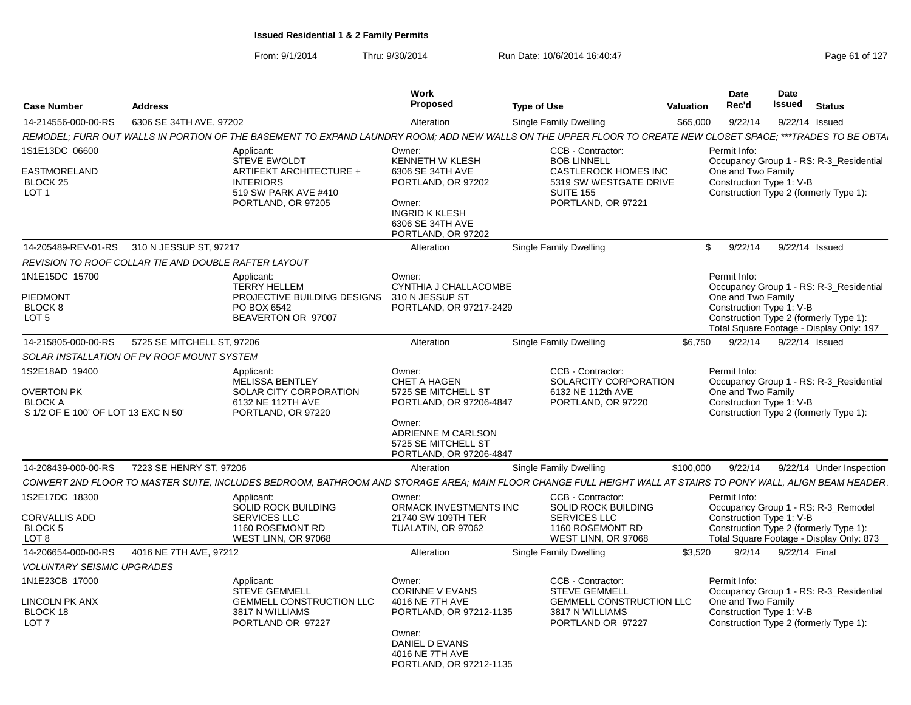**Issued Residential 1 & 2 Family Permits**

From: 9/1/2014 Thru: 9/30/2014 Run Date: 10/6/2014 16:40:47

| Case Number | Address | Work Proposed | Type of Use | Valuation | Date Rec'd | Date Issued | Status |
|---|---|---|---|---|---|---|---|
| 14-214556-000-00-RS | 6306 SE 34TH AVE, 97202 | Alteration | Single Family Dwelling | $65,000 | 9/22/14 | 9/22/14 | Issued |

REMODEL; FURR OUT WALLS IN PORTION OF THE BASEMENT TO EXPAND LAUNDRY ROOM; ADD NEW WALLS ON THE UPPER FLOOR TO CREATE NEW CLOSET SPACE; ***TRADES TO BE OBTA

1S1E13DC 06600
EASTMORELAND
BLOCK 25
LOT 1

Applicant: STEVE EWOLDT, ARTIFEKT ARCHITECTURE + INTERIORS, 519 SW PARK AVE #410, PORTLAND, OR 97205

Owner: KENNETH W KLESH, 6306 SE 34TH AVE, PORTLAND, OR 97202
Owner: INGRID K KLESH, 6306 SE 34TH AVE, PORTLAND, OR 97202

CCB - Contractor: BOB LINNELL, CASTLEROCK HOMES INC, 5319 SW WESTGATE DRIVE, SUITE 155, PORTLAND, OR 97221

Permit Info: Occupancy Group 1 - RS: R-3_Residential One and Two Family; Construction Type 1: V-B; Construction Type 2 (formerly Type 1):

| Case Number | Address | Work Proposed | Type of Use | Valuation | Date Rec'd | Date Issued | Status |
|---|---|---|---|---|---|---|---|
| 14-205489-REV-01-RS | 310 N JESSUP ST, 97217 | Alteration | Single Family Dwelling | $ | 9/22/14 | 9/22/14 | Issued |

REVISION TO ROOF COLLAR TIE AND DOUBLE RAFTER LAYOUT

1N1E15DC 15700
PIEDMONT
BLOCK 8
LOT 5

Applicant: TERRY HELLEM, PROJECTIVE BUILDING DESIGNS, PO BOX 6542, BEAVERTON OR 97007

Owner: CYNTHIA J CHALLACOMBE, 310 N JESSUP ST, PORTLAND, OR 97217-2429

Permit Info: Occupancy Group 1 - RS: R-3_Residential One and Two Family; Construction Type 1: V-B; Construction Type 2 (formerly Type 1):; Total Square Footage - Display Only: 197

| Case Number | Address | Work Proposed | Type of Use | Valuation | Date Rec'd | Date Issued | Status |
|---|---|---|---|---|---|---|---|
| 14-215805-000-00-RS | 5725 SE MITCHELL ST, 97206 | Alteration | Single Family Dwelling | $6,750 | 9/22/14 | 9/22/14 | Issued |

SOLAR INSTALLATION OF PV ROOF MOUNT SYSTEM

1S2E18AD 19400
OVERTON PK
BLOCK A
S 1/2 OF E 100' OF LOT 13 EXC N 50'

Applicant: MELISSA BENTLEY, SOLAR CITY CORPORATION, 6132 NE 112TH AVE, PORTLAND, OR 97220

Owner: CHET A HAGEN, 5725 SE MITCHELL ST, PORTLAND, OR 97206-4847
Owner: ADRIENNE M CARLSON, 5725 SE MITCHELL ST, PORTLAND, OR 97206-4847

CCB - Contractor: SOLARCITY CORPORATION, 6132 NE 112th AVE, PORTLAND, OR 97220

Permit Info: Occupancy Group 1 - RS: R-3_Residential One and Two Family; Construction Type 1: V-B; Construction Type 2 (formerly Type 1):

| Case Number | Address | Work Proposed | Type of Use | Valuation | Date Rec'd | Date Issued | Status |
|---|---|---|---|---|---|---|---|
| 14-208439-000-00-RS | 7223 SE HENRY ST, 97206 | Alteration | Single Family Dwelling | $100,000 | 9/22/14 | 9/22/14 | Under Inspection |

CONVERT 2ND FLOOR TO MASTER SUITE, INCLUDES BEDROOM, BATHROOM AND STORAGE AREA; MAIN FLOOR CHANGE FULL HEIGHT WALL AT STAIRS TO PONY WALL, ALIGN BEAM HEADER

1S2E17DC 18300
CORVALLIS ADD
BLOCK 5
LOT 8

Applicant: SOLID ROCK BUILDING SERVICES LLC, 1160 ROSEMONT RD, WEST LINN, OR 97068

Owner: ORMACK INVESTMENTS INC, 21740 SW 109TH TER, TUALATIN, OR 97062

CCB - Contractor: SOLID ROCK BUILDING SERVICES LLC, 1160 ROSEMONT RD, WEST LINN, OR 97068

Permit Info: Occupancy Group 1 - RS: R-3_Remodel; Construction Type 1: V-B; Construction Type 2 (formerly Type 1):; Total Square Footage - Display Only: 873

| Case Number | Address | Work Proposed | Type of Use | Valuation | Date Rec'd | Date Issued | Status |
|---|---|---|---|---|---|---|---|
| 14-206654-000-00-RS | 4016 NE 7TH AVE, 97212 | Alteration | Single Family Dwelling | $3,520 | 9/2/14 | 9/22/14 | Final |

VOLUNTARY SEISMIC UPGRADES

1N1E23CB 17000
LINCOLN PK ANX
BLOCK 18
LOT 7

Applicant: STEVE GEMMELL, GEMMELL CONSTRUCTION LLC, 3817 N WILLIAMS, PORTLAND OR 97227

Owner: CORINNE V EVANS, 4016 NE 7TH AVE, PORTLAND, OR 97212-1135
Owner: DANIEL D EVANS, 4016 NE 7TH AVE, PORTLAND, OR 97212-1135

CCB - Contractor: STEVE GEMMELL, GEMMELL CONSTRUCTION LLC, 3817 N WILLIAMS, PORTLAND OR 97227

Permit Info: Occupancy Group 1 - RS: R-3_Residential One and Two Family; Construction Type 1: V-B; Construction Type 2 (formerly Type 1):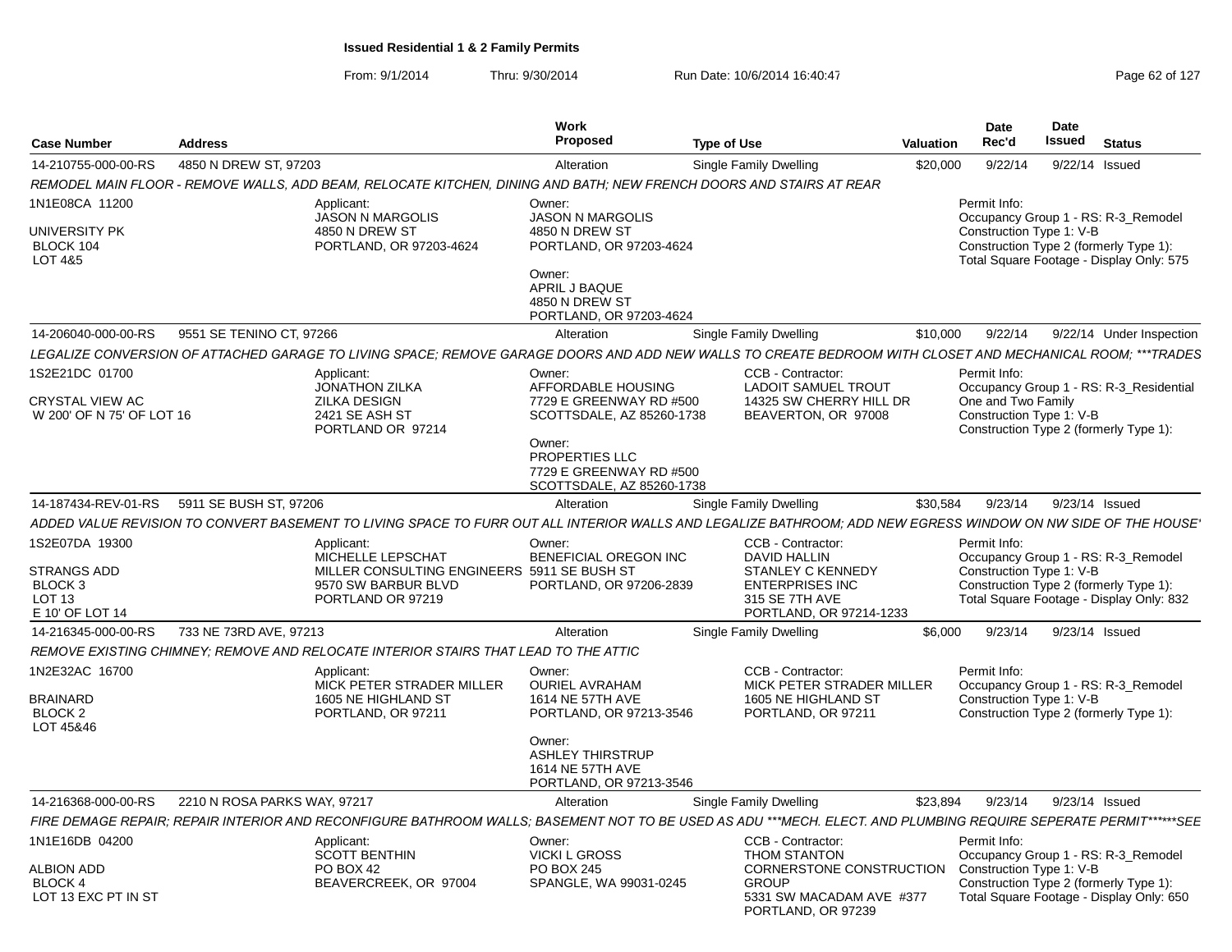# Issued Residential 1 & 2 Family Permits

From: 9/1/2014 Thru: 9/30/2014 Run Date: 10/6/2014 16:40:47

| Case Number | Address | Work Proposed | Type of Use | Valuation | Date Rec'd | Date Issued | Status |
|---|---|---|---|---|---|---|---|
| 14-210755-000-00-RS | 4850 N DREW ST, 97203 | Alteration | Single Family Dwelling | $20,000 | 9/22/14 | 9/22/14 | Issued |

*REMODEL MAIN FLOOR - REMOVE WALLS, ADD BEAM, RELOCATE KITCHEN, DINING AND BATH; NEW FRENCH DOORS AND STAIRS AT REAR*

1N1E08CA 11200
UNIVERSITY PK
BLOCK 104
LOT 4&5

Applicant:
JASON N MARGOLIS
4850 N DREW ST
PORTLAND, OR 97203-4624

Owner:
JASON N MARGOLIS
4850 N DREW ST
PORTLAND, OR 97203-4624

Owner:
APRIL J BAQUE
4850 N DREW ST
PORTLAND, OR 97203-4624

Permit Info:
Occupancy Group 1 - RS: R-3_Remodel
Construction Type 1: V-B
Construction Type 2 (formerly Type 1):
Total Square Footage - Display Only: 575

| Case Number | Address | Work Proposed | Type of Use | Valuation | Date Rec'd | Date Issued | Status |
|---|---|---|---|---|---|---|---|
| 14-206040-000-00-RS | 9551 SE TENINO CT, 97266 | Alteration | Single Family Dwelling | $10,000 | 9/22/14 | 9/22/14 | Under Inspection |

*LEGALIZE CONVERSION OF ATTACHED GARAGE TO LIVING SPACE; REMOVE GARAGE DOORS AND ADD NEW WALLS TO CREATE BEDROOM WITH CLOSET AND MECHANICAL ROOM; ***TRADES*

1S2E21DC 01700
CRYSTAL VIEW AC
W 200' OF N 75' OF LOT 16

Applicant:
JONATHON ZILKA
ZILKA DESIGN
2421 SE ASH ST
PORTLAND OR 97214

Owner:
AFFORDABLE HOUSING
7729 E GREENWAY RD #500
SCOTTSDALE, AZ 85260-1738

Owner:
PROPERTIES LLC
7729 E GREENWAY RD #500
SCOTTSDALE, AZ 85260-1738

CCB - Contractor:
LADOIT SAMUEL TROUT
14325 SW CHERRY HILL DR
BEAVERTON, OR 97008

Permit Info:
Occupancy Group 1 - RS: R-3_Residential One and Two Family
Construction Type 1: V-B
Construction Type 2 (formerly Type 1):

| Case Number | Address | Work Proposed | Type of Use | Valuation | Date Rec'd | Date Issued | Status |
|---|---|---|---|---|---|---|---|
| 14-187434-REV-01-RS | 5911 SE BUSH ST, 97206 | Alteration | Single Family Dwelling | $30,584 | 9/23/14 | 9/23/14 | Issued |

*ADDED VALUE REVISION TO CONVERT BASEMENT TO LIVING SPACE TO FURR OUT ALL INTERIOR WALLS AND LEGALIZE BATHROOM; ADD NEW EGRESS WINDOW ON NW SIDE OF THE HOUSE'*

1S2E07DA 19300
STRANGS ADD
BLOCK 3
LOT 13
E 10' OF LOT 14

Applicant:
MICHELLE LEPSCHAT
MILLER CONSULTING ENGINEERS
9570 SW BARBUR BLVD
PORTLAND OR 97219

Owner:
BENEFICIAL OREGON INC
5911 SE BUSH ST
PORTLAND, OR 97206-2839

CCB - Contractor:
DAVID HALLIN
STANLEY C KENNEDY ENTERPRISES INC
315 SE 7TH AVE
PORTLAND, OR 97214-1233

Permit Info:
Occupancy Group 1 - RS: R-3_Remodel
Construction Type 1: V-B
Construction Type 2 (formerly Type 1):
Total Square Footage - Display Only: 832

| Case Number | Address | Work Proposed | Type of Use | Valuation | Date Rec'd | Date Issued | Status |
|---|---|---|---|---|---|---|---|
| 14-216345-000-00-RS | 733 NE 73RD AVE, 97213 | Alteration | Single Family Dwelling | $6,000 | 9/23/14 | 9/23/14 | Issued |

*REMOVE EXISTING CHIMNEY; REMOVE AND RELOCATE INTERIOR STAIRS THAT LEAD TO THE ATTIC*

1N2E32AC 16700
BRAINARD
BLOCK 2
LOT 45&46

Applicant:
MICK PETER STRADER MILLER
1605 NE HIGHLAND ST
PORTLAND, OR 97211

Owner:
OURIEL AVRAHAM
1614 NE 57TH AVE
PORTLAND, OR 97213-3546

Owner:
ASHLEY THIRSTRUP
1614 NE 57TH AVE
PORTLAND, OR 97213-3546

CCB - Contractor:
MICK PETER STRADER MILLER
1605 NE HIGHLAND ST
PORTLAND, OR 97211

Permit Info:
Occupancy Group 1 - RS: R-3_Remodel
Construction Type 1: V-B
Construction Type 2 (formerly Type 1):

| Case Number | Address | Work Proposed | Type of Use | Valuation | Date Rec'd | Date Issued | Status |
|---|---|---|---|---|---|---|---|
| 14-216368-000-00-RS | 2210 N ROSA PARKS WAY, 97217 | Alteration | Single Family Dwelling | $23,894 | 9/23/14 | 9/23/14 | Issued |

*FIRE DEMAGE REPAIR; REPAIR INTERIOR AND RECONFIGURE BATHROOM WALLS; BASEMENT NOT TO BE USED AS ADU ***MECH. ELECT. AND PLUMBING REQUIRE SEPERATE PERMIT******SEE*

1N1E16DB 04200
ALBION ADD
BLOCK 4
LOT 13 EXC PT IN ST

Applicant:
SCOTT BENTHIN
PO BOX 42
BEAVERCREEK, OR 97004

Owner:
VICKI L GROSS
PO BOX 245
SPANGLE, WA 99031-0245

CCB - Contractor:
THOM STANTON
CORNERSTONE CONSTRUCTION GROUP
5331 SW MACADAM AVE #377
PORTLAND, OR 97239

Permit Info:
Occupancy Group 1 - RS: R-3_Remodel
Construction Type 1: V-B
Construction Type 2 (formerly Type 1):
Total Square Footage - Display Only: 650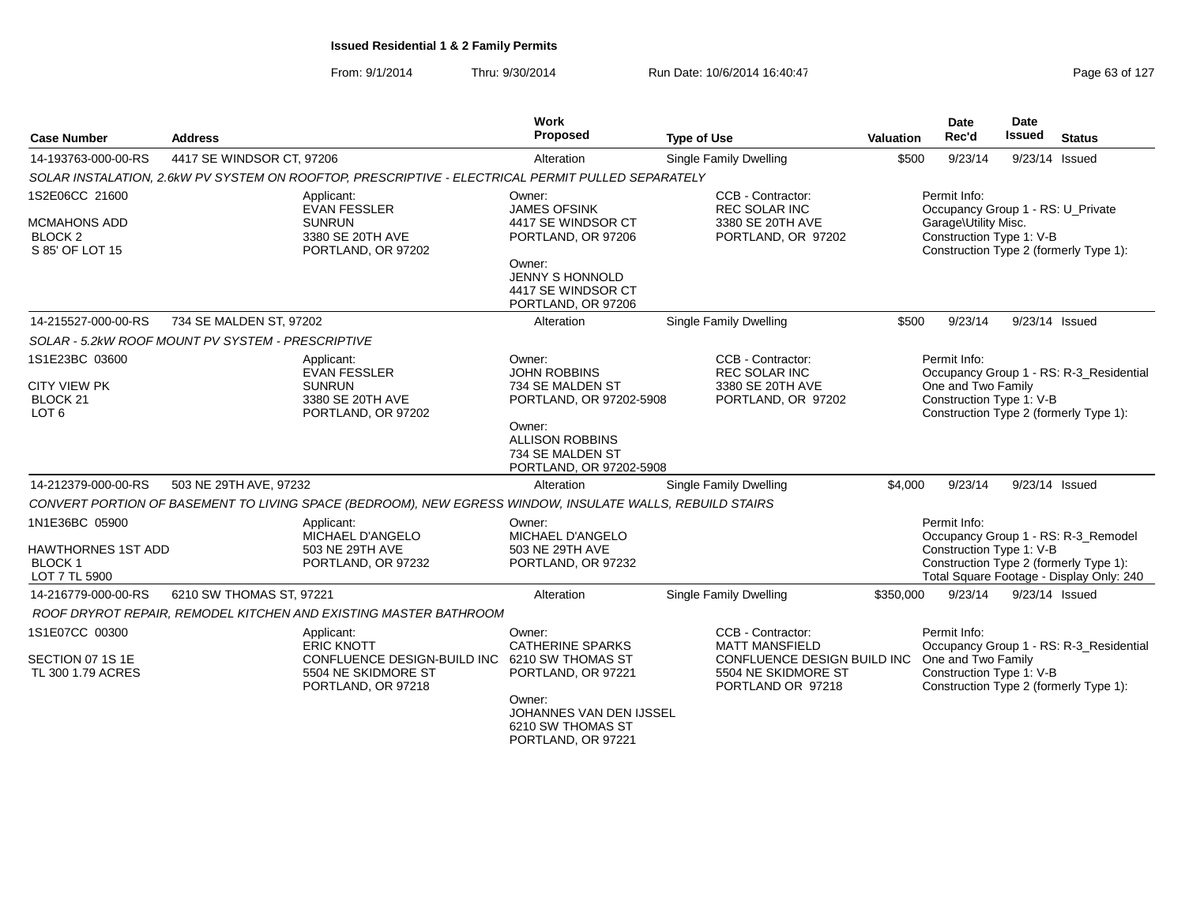**Issued Residential 1 & 2 Family Permits**

From: 9/1/2014 Thru: 9/30/2014 Run Date: 10/6/2014 16:40:47

| Case Number | Address | Work Proposed | Type of Use | Valuation | Date Rec'd | Date Issued | Status |
|---|---|---|---|---|---|---|---|
| 14-193763-000-00-RS | 4417 SE WINDSOR CT, 97206 | Alteration | Single Family Dwelling | $500 | 9/23/14 | 9/23/14 | Issued |

SOLAR INSTALATION, 2.6kW PV SYSTEM ON ROOFTOP, PRESCRIPTIVE - ELECTRICAL PERMIT PULLED SEPARATELY

1S2E06CC 21600
MCMAHONS ADD
BLOCK 2
S 85' OF LOT 15

Applicant: EVAN FESSLER, SUNRUN, 3380 SE 20TH AVE, PORTLAND, OR 97202

Owner: JAMES OFSINK, 4417 SE WINDSOR CT, PORTLAND, OR 97206
Owner: JENNY S HONNOLD, 4417 SE WINDSOR CT, PORTLAND, OR 97206

CCB - Contractor: REC SOLAR INC, 3380 SE 20TH AVE, PORTLAND, OR 97202

Permit Info:
Occupancy Group 1 - RS: U_Private Garage\Utility Misc.
Construction Type 1: V-B
Construction Type 2 (formerly Type 1):

| Case Number | Address | Work Proposed | Type of Use | Valuation | Date Rec'd | Date Issued | Status |
|---|---|---|---|---|---|---|---|
| 14-215527-000-00-RS | 734 SE MALDEN ST, 97202 | Alteration | Single Family Dwelling | $500 | 9/23/14 | 9/23/14 | Issued |

SOLAR - 5.2kW ROOF MOUNT PV SYSTEM - PRESCRIPTIVE

1S1E23BC 03600
CITY VIEW PK
BLOCK 21
LOT 6

Applicant: EVAN FESSLER, SUNRUN, 3380 SE 20TH AVE, PORTLAND, OR 97202

Owner: JOHN ROBBINS, 734 SE MALDEN ST, PORTLAND, OR 97202-5908
Owner: ALLISON ROBBINS, 734 SE MALDEN ST, PORTLAND, OR 97202-5908

CCB - Contractor: REC SOLAR INC, 3380 SE 20TH AVE, PORTLAND, OR 97202

Permit Info:
Occupancy Group 1 - RS: R-3_Residential One and Two Family
Construction Type 1: V-B
Construction Type 2 (formerly Type 1):

| Case Number | Address | Work Proposed | Type of Use | Valuation | Date Rec'd | Date Issued | Status |
|---|---|---|---|---|---|---|---|
| 14-212379-000-00-RS | 503 NE 29TH AVE, 97232 | Alteration | Single Family Dwelling | $4,000 | 9/23/14 | 9/23/14 | Issued |

CONVERT PORTION OF BASEMENT TO LIVING SPACE (BEDROOM), NEW EGRESS WINDOW, INSULATE WALLS, REBUILD STAIRS

1N1E36BC 05900
HAWTHORNES 1ST ADD
BLOCK 1
LOT 7 TL 5900

Applicant: MICHAEL D'ANGELO, 503 NE 29TH AVE, PORTLAND, OR 97232

Owner: MICHAEL D'ANGELO, 503 NE 29TH AVE, PORTLAND, OR 97232

Permit Info:
Occupancy Group 1 - RS: R-3_Remodel
Construction Type 1: V-B
Construction Type 2 (formerly Type 1):
Total Square Footage - Display Only: 240

| Case Number | Address | Work Proposed | Type of Use | Valuation | Date Rec'd | Date Issued | Status |
|---|---|---|---|---|---|---|---|
| 14-216779-000-00-RS | 6210 SW THOMAS ST, 97221 | Alteration | Single Family Dwelling | $350,000 | 9/23/14 | 9/23/14 | Issued |

ROOF DRYROT REPAIR, REMODEL KITCHEN AND EXISTING MASTER BATHROOM

1S1E07CC 00300
SECTION 07 1S 1E
TL 300 1.79 ACRES

Applicant: ERIC KNOTT, CONFLUENCE DESIGN-BUILD INC, 5504 NE SKIDMORE ST, PORTLAND, OR 97218

Owner: CATHERINE SPARKS, 6210 SW THOMAS ST, PORTLAND, OR 97221
Owner: JOHANNES VAN DEN IJSSEL, 6210 SW THOMAS ST, PORTLAND, OR 97221

CCB - Contractor: MATT MANSFIELD, CONFLUENCE DESIGN BUILD INC, 5504 NE SKIDMORE ST, PORTLAND OR 97218

Permit Info:
Occupancy Group 1 - RS: R-3_Residential One and Two Family
Construction Type 1: V-B
Construction Type 2 (formerly Type 1):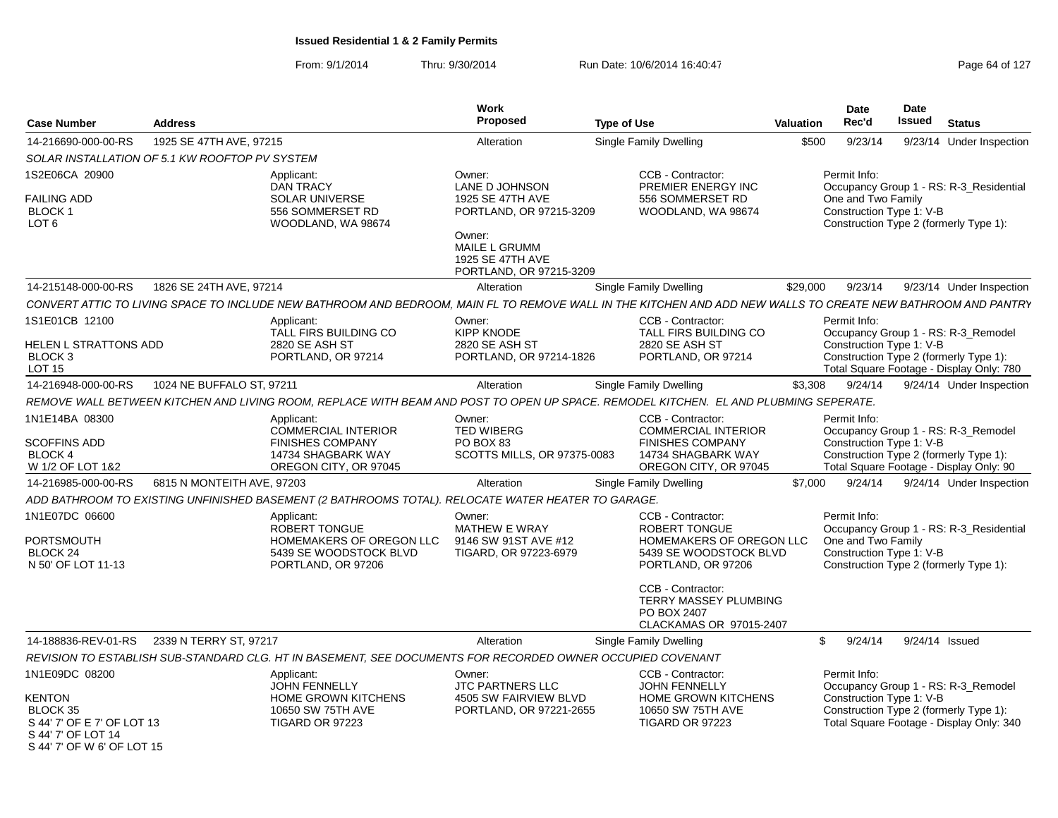**Issued Residential 1 & 2 Family Permits**

From: 9/1/2014 Thru: 9/30/2014 Run Date: 10/6/2014 16:40:47

| Case Number | Address | Work Proposed | Type of Use | Valuation | Date Rec'd | Date Issued | Status |
|---|---|---|---|---|---|---|---|
| 14-216690-000-00-RS | 1925 SE 47TH AVE, 97215 | Alteration | Single Family Dwelling | $500 | 9/23/14 | 9/23/14 | Under Inspection |

SOLAR INSTALLATION OF 5.1 KW ROOFTOP PV SYSTEM

1S2E06CA 20900
FAILING ADD
BLOCK 1
LOT 6

Applicant: DAN TRACY, SOLAR UNIVERSE, 556 SOMMERSET RD, WOODLAND, WA 98674

Owner: LANE D JOHNSON, 1925 SE 47TH AVE, PORTLAND, OR 97215-3209

Owner: MAILE L GRUMM, 1925 SE 47TH AVE, PORTLAND, OR 97215-3209

CCB - Contractor: PREMIER ENERGY INC, 556 SOMMERSET RD, WOODLAND, WA 98674

Permit Info: Occupancy Group 1 - RS: R-3_Residential One and Two Family; Construction Type 1: V-B; Construction Type 2 (formerly Type 1):

| Case Number | Address | Work Proposed | Type of Use | Valuation | Date Rec'd | Date Issued | Status |
|---|---|---|---|---|---|---|---|
| 14-215148-000-00-RS | 1826 SE 24TH AVE, 97214 | Alteration | Single Family Dwelling | $29,000 | 9/23/14 | 9/23/14 | Under Inspection |

CONVERT ATTIC TO LIVING SPACE TO INCLUDE NEW BATHROOM AND BEDROOM, MAIN FL TO REMOVE WALL IN THE KITCHEN AND ADD NEW WALLS TO CREATE NEW BATHROOM AND PANTRY

1S1E01CB 12100
HELEN L STRATTONS ADD
BLOCK 3
LOT 15

Applicant: TALL FIRS BUILDING CO, 2820 SE ASH ST, PORTLAND, OR 97214

Owner: KIPP KNODE, 2820 SE ASH ST, PORTLAND, OR 97214-1826

CCB - Contractor: TALL FIRS BUILDING CO, 2820 SE ASH ST, PORTLAND, OR 97214

Permit Info: Occupancy Group 1 - RS: R-3_Remodel; Construction Type 1: V-B; Construction Type 2 (formerly Type 1):; Total Square Footage - Display Only: 780

| Case Number | Address | Work Proposed | Type of Use | Valuation | Date Rec'd | Date Issued | Status |
|---|---|---|---|---|---|---|---|
| 14-216948-000-00-RS | 1024 NE BUFFALO ST, 97211 | Alteration | Single Family Dwelling | $3,308 | 9/24/14 | 9/24/14 | Under Inspection |

REMOVE WALL BETWEEN KITCHEN AND LIVING ROOM, REPLACE WITH BEAM AND POST TO OPEN UP SPACE. REMODEL KITCHEN. EL AND PLUMBING SEPERATE.

1N1E14BA 08300
SCOFFINS ADD
BLOCK 4
W 1/2 OF LOT 1&2

Applicant: COMMERCIAL INTERIOR FINISHES COMPANY, 14734 SHAGBARK WAY, OREGON CITY, OR 97045

Owner: TED WIBERG, PO BOX 83, SCOTTS MILLS, OR 97375-0083

CCB - Contractor: COMMERCIAL INTERIOR FINISHES COMPANY, 14734 SHAGBARK WAY, OREGON CITY, OR 97045

Permit Info: Occupancy Group 1 - RS: R-3_Remodel; Construction Type 1: V-B; Construction Type 2 (formerly Type 1):; Total Square Footage - Display Only: 90

| Case Number | Address | Work Proposed | Type of Use | Valuation | Date Rec'd | Date Issued | Status |
|---|---|---|---|---|---|---|---|
| 14-216985-000-00-RS | 6815 N MONTEITH AVE, 97203 | Alteration | Single Family Dwelling | $7,000 | 9/24/14 | 9/24/14 | Under Inspection |

ADD BATHROOM TO EXISTING UNFINISHED BASEMENT (2 BATHROOMS TOTAL). RELOCATE WATER HEATER TO GARAGE.

1N1E07DC 06600
PORTSMOUTH
BLOCK 24
N 50' OF LOT 11-13

Applicant: ROBERT TONGUE, HOMEMAKERS OF OREGON LLC, 5439 SE WOODSTOCK BLVD, PORTLAND, OR 97206

Owner: MATHEW E WRAY, 9146 SW 91ST AVE #12, TIGARD, OR 97223-6979

CCB - Contractor: ROBERT TONGUE, HOMEMAKERS OF OREGON LLC, 5439 SE WOODSTOCK BLVD, PORTLAND, OR 97206

CCB - Contractor: TERRY MASSEY PLUMBING, PO BOX 2407, CLACKAMAS OR 97015-2407

Permit Info: Occupancy Group 1 - RS: R-3_Residential One and Two Family; Construction Type 1: V-B; Construction Type 2 (formerly Type 1):

| Case Number | Address | Work Proposed | Type of Use | Valuation | Date Rec'd | Date Issued | Status |
|---|---|---|---|---|---|---|---|
| 14-188836-REV-01-RS | 2339 N TERRY ST, 97217 | Alteration | Single Family Dwelling | $ | 9/24/14 | 9/24/14 | Issued |

REVISION TO ESTABLISH SUB-STANDARD CLG. HT IN BASEMENT, SEE DOCUMENTS FOR RECORDED OWNER OCCUPIED COVENANT

1N1E09DC 08200
KENTON
BLOCK 35
S 44' 7' OF E 7' OF LOT 13
S 44' 7' OF LOT 14
S 44' 7' OF W 6' OF LOT 15

Applicant: JOHN FENNELLY, HOME GROWN KITCHENS, 10650 SW 75TH AVE, TIGARD OR 97223

Owner: JTC PARTNERS LLC, 4505 SW FAIRVIEW BLVD, PORTLAND, OR 97221-2655

CCB - Contractor: JOHN FENNELLY, HOME GROWN KITCHENS, 10650 SW 75TH AVE, TIGARD OR 97223

Permit Info: Occupancy Group 1 - RS: R-3_Remodel; Construction Type 1: V-B; Construction Type 2 (formerly Type 1):; Total Square Footage - Display Only: 340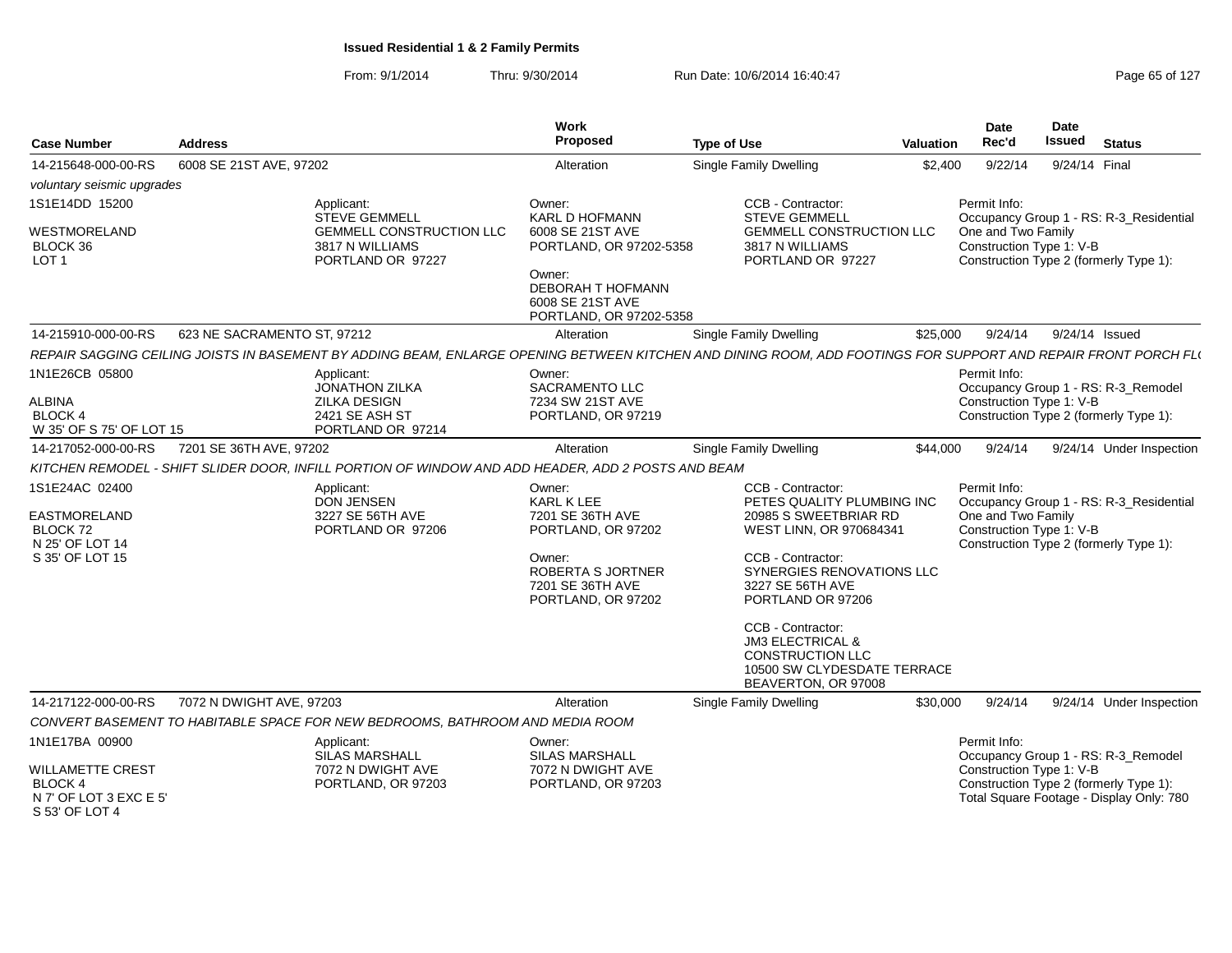**Issued Residential 1 & 2 Family Permits**

From: 9/1/2014 Thru: 9/30/2014 Run Date: 10/6/2014 16:40:47

| Case Number | Address | Work Proposed | Type of Use | Valuation | Date Rec'd | Date Issued | Status |
|---|---|---|---|---|---|---|---|
| 14-215648-000-00-RS | 6008 SE 21ST AVE, 97202 | Alteration | Single Family Dwelling | $2,400 | 9/22/14 | 9/24/14 | Final |

*voluntary seismic upgrades*

1S1E14DD 15200
WESTMORELAND
BLOCK 36
LOT 1

Applicant:
STEVE GEMMELL
GEMMELL CONSTRUCTION LLC
3817 N WILLIAMS
PORTLAND OR 97227

Owner:
KARL D HOFMANN
6008 SE 21ST AVE
PORTLAND, OR 97202-5358

Owner:
DEBORAH T HOFMANN
6008 SE 21ST AVE
PORTLAND, OR 97202-5358

CCB - Contractor:
STEVE GEMMELL
GEMMELL CONSTRUCTION LLC
3817 N WILLIAMS
PORTLAND OR 97227

Permit Info:
Occupancy Group 1 - RS: R-3_Residential One and Two Family
Construction Type 1: V-B
Construction Type 2 (formerly Type 1):

| Case Number | Address | Work Proposed | Type of Use | Valuation | Date Rec'd | Date Issued | Status |
|---|---|---|---|---|---|---|---|
| 14-215910-000-00-RS | 623 NE SACRAMENTO ST, 97212 | Alteration | Single Family Dwelling | $25,000 | 9/24/14 | 9/24/14 | Issued |

*REPAIR SAGGING CEILING JOISTS IN BASEMENT BY ADDING BEAM, ENLARGE OPENING BETWEEN KITCHEN AND DINING ROOM, ADD FOOTINGS FOR SUPPORT AND REPAIR FRONT PORCH FL(*

1N1E26CB 05800
ALBINA
BLOCK 4
W 35' OF S 75' OF LOT 15

Applicant:
JONATHON ZILKA
ZILKA DESIGN
2421 SE ASH ST
PORTLAND OR 97214

Owner:
SACRAMENTO LLC
7234 SW 21ST AVE
PORTLAND, OR 97219

Permit Info:
Occupancy Group 1 - RS: R-3_Remodel
Construction Type 1: V-B
Construction Type 2 (formerly Type 1):

| Case Number | Address | Work Proposed | Type of Use | Valuation | Date Rec'd | Date Issued | Status |
|---|---|---|---|---|---|---|---|
| 14-217052-000-00-RS | 7201 SE 36TH AVE, 97202 | Alteration | Single Family Dwelling | $44,000 | 9/24/14 | 9/24/14 | Under Inspection |

*KITCHEN REMODEL - SHIFT SLIDER DOOR, INFILL PORTION OF WINDOW AND ADD HEADER, ADD 2 POSTS AND BEAM*

1S1E24AC 02400
EASTMORELAND
BLOCK 72
N 25' OF LOT 14
S 35' OF LOT 15

Applicant:
DON JENSEN
3227 SE 56TH AVE
PORTLAND OR 97206

Owner:
KARL K LEE
7201 SE 36TH AVE
PORTLAND, OR 97202

Owner:
ROBERTA S JORTNER
7201 SE 36TH AVE
PORTLAND, OR 97202

CCB - Contractor:
PETES QUALITY PLUMBING INC
20985 S SWEETBRIAR RD
WEST LINN, OR 970684341

CCB - Contractor:
SYNERGIES RENOVATIONS LLC
3227 SE 56TH AVE
PORTLAND OR 97206

CCB - Contractor:
JM3 ELECTRICAL & CONSTRUCTION LLC
10500 SW CLYDESDATE TERRACE
BEAVERTON, OR 97008

Permit Info:
Occupancy Group 1 - RS: R-3_Residential One and Two Family
Construction Type 1: V-B
Construction Type 2 (formerly Type 1):

| Case Number | Address | Work Proposed | Type of Use | Valuation | Date Rec'd | Date Issued | Status |
|---|---|---|---|---|---|---|---|
| 14-217122-000-00-RS | 7072 N DWIGHT AVE, 97203 | Alteration | Single Family Dwelling | $30,000 | 9/24/14 | 9/24/14 | Under Inspection |

*CONVERT BASEMENT TO HABITABLE SPACE FOR NEW BEDROOMS, BATHROOM AND MEDIA ROOM*

1N1E17BA 00900
WILLAMETTE CREST
BLOCK 4
N 7' OF LOT 3 EXC E 5'
S 53' OF LOT 4

Applicant:
SILAS MARSHALL
7072 N DWIGHT AVE
PORTLAND, OR 97203

Owner:
SILAS MARSHALL
7072 N DWIGHT AVE
PORTLAND, OR 97203

Permit Info:
Occupancy Group 1 - RS: R-3_Remodel
Construction Type 1: V-B
Construction Type 2 (formerly Type 1):
Total Square Footage - Display Only: 780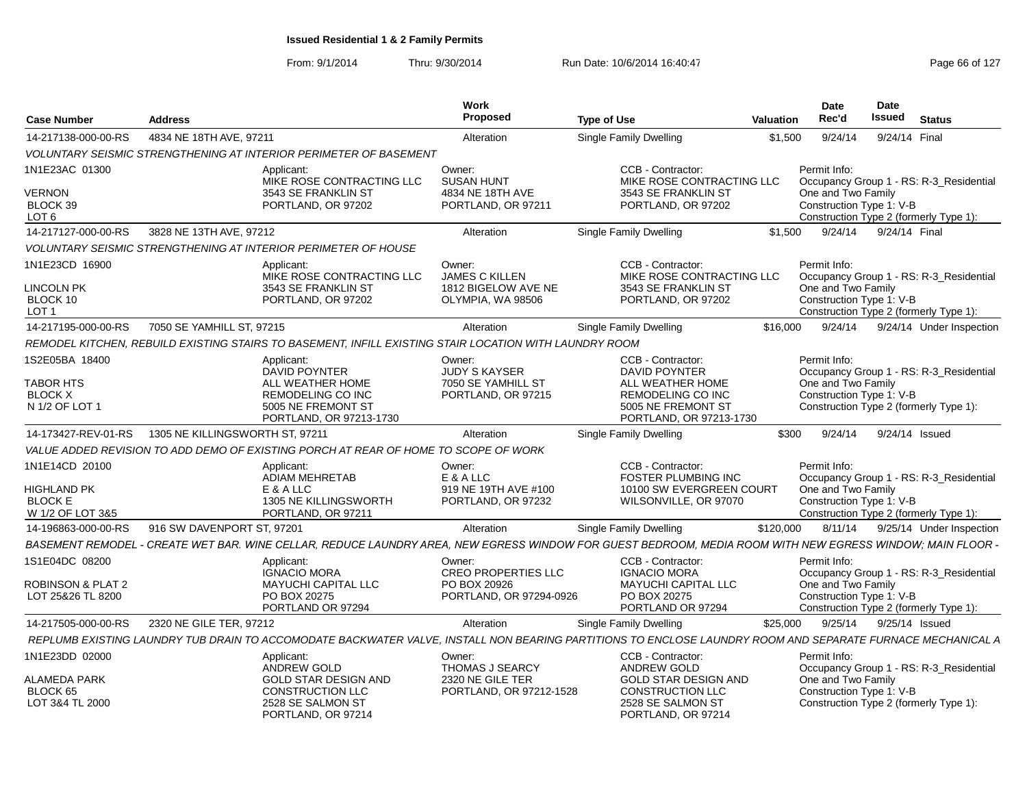**Issued Residential 1 & 2 Family Permits**

From: 9/1/2014 Thru: 9/30/2014 Run Date: 10/6/2014 16:40:47

| Case Number | Address | Work Proposed | Type of Use | Valuation | Date Rec'd | Date Issued | Status |
|---|---|---|---|---|---|---|---|
| 14-217138-000-00-RS | 4834 NE 18TH AVE, 97211 | Alteration | Single Family Dwelling | $1,500 | 9/24/14 | 9/24/14 | Final |

*VOLUNTARY SEISMIC STRENGTHENING AT INTERIOR PERIMETER OF BASEMENT*

1N1E23AC 01300
VERNON
BLOCK 39
LOT 6

Applicant: MIKE ROSE CONTRACTING LLC, 3543 SE FRANKLIN ST, PORTLAND, OR 97202
Owner: SUSAN HUNT, 4834 NE 18TH AVE, PORTLAND, OR 97211
CCB - Contractor: MIKE ROSE CONTRACTING LLC, 3543 SE FRANKLIN ST, PORTLAND, OR 97202
Permit Info: Occupancy Group 1 - RS: R-3_Residential One and Two Family; Construction Type 1: V-B; Construction Type 2 (formerly Type 1):

| Case Number | Address | Work Proposed | Type of Use | Valuation | Date Rec'd | Date Issued | Status |
|---|---|---|---|---|---|---|---|
| 14-217127-000-00-RS | 3828 NE 13TH AVE, 97212 | Alteration | Single Family Dwelling | $1,500 | 9/24/14 | 9/24/14 | Final |

*VOLUNTARY SEISMIC STRENGTHENING AT INTERIOR PERIMETER OF HOUSE*

1N1E23CD 16900
LINCOLN PK
BLOCK 10
LOT 1

Applicant: MIKE ROSE CONTRACTING LLC, 3543 SE FRANKLIN ST, PORTLAND, OR 97202
Owner: JAMES C KILLEN, 1812 BIGELOW AVE NE, OLYMPIA, WA 98506
CCB - Contractor: MIKE ROSE CONTRACTING LLC, 3543 SE FRANKLIN ST, PORTLAND, OR 97202
Permit Info: Occupancy Group 1 - RS: R-3_Residential One and Two Family; Construction Type 1: V-B; Construction Type 2 (formerly Type 1):

| Case Number | Address | Work Proposed | Type of Use | Valuation | Date Rec'd | Date Issued | Status |
|---|---|---|---|---|---|---|---|
| 14-217195-000-00-RS | 7050 SE YAMHILL ST, 97215 | Alteration | Single Family Dwelling | $16,000 | 9/24/14 | 9/24/14 | Under Inspection |

*REMODEL KITCHEN, REBUILD EXISTING STAIRS TO BASEMENT, INFILL EXISTING STAIR LOCATION WITH LAUNDRY ROOM*

1S2E05BA 18400
TABOR HTS
BLOCK X
N 1/2 OF LOT 1

Applicant: DAVID POYNTER, ALL WEATHER HOME REMODELING CO INC, 5005 NE FREMONT ST, PORTLAND, OR 97213-1730
Owner: JUDY S KAYSER, 7050 SE YAMHILL ST, PORTLAND, OR 97215
CCB - Contractor: DAVID POYNTER, ALL WEATHER HOME REMODELING CO INC, 5005 NE FREMONT ST, PORTLAND, OR 97213-1730
Permit Info: Occupancy Group 1 - RS: R-3_Residential One and Two Family; Construction Type 1: V-B; Construction Type 2 (formerly Type 1):

| Case Number | Address | Work Proposed | Type of Use | Valuation | Date Rec'd | Date Issued | Status |
|---|---|---|---|---|---|---|---|
| 14-173427-REV-01-RS | 1305 NE KILLINGSWORTH ST, 97211 | Alteration | Single Family Dwelling | $300 | 9/24/14 | 9/24/14 | Issued |

*VALUE ADDED REVISION TO ADD DEMO OF EXISTING PORCH AT REAR OF HOME TO SCOPE OF WORK*

1N1E14CD 20100
HIGHLAND PK
BLOCK E
W 1/2 OF LOT 3&5

Applicant: ADIAM MEHRETAB, E & A LLC, 1305 NE KILLINGSWORTH, PORTLAND, OR 97211
Owner: E & A LLC, 919 NE 19TH AVE #100, PORTLAND, OR 97232
CCB - Contractor: FOSTER PLUMBING INC, 10100 SW EVERGREEN COURT, WILSONVILLE, OR 97070
Permit Info: Occupancy Group 1 - RS: R-3_Residential One and Two Family; Construction Type 1: V-B; Construction Type 2 (formerly Type 1):

| Case Number | Address | Work Proposed | Type of Use | Valuation | Date Rec'd | Date Issued | Status |
|---|---|---|---|---|---|---|---|
| 14-196863-000-00-RS | 916 SW DAVENPORT ST, 97201 | Alteration | Single Family Dwelling | $120,000 | 8/11/14 | 9/25/14 | Under Inspection |

*BASEMENT REMODEL - CREATE WET BAR. WINE CELLAR, REDUCE LAUNDRY AREA, NEW EGRESS WINDOW FOR GUEST BEDROOM, MEDIA ROOM WITH NEW EGRESS WINDOW; MAIN FLOOR -*

1S1E04DC 08200
ROBINSON & PLAT 2
LOT 25&26 TL 8200

Applicant: IGNACIO MORA, MAYUCHI CAPITAL LLC, PO BOX 20275, PORTLAND OR 97294
Owner: CREO PROPERTIES LLC, PO BOX 20926, PORTLAND, OR 97294-0926
CCB - Contractor: IGNACIO MORA, MAYUCHI CAPITAL LLC, PO BOX 20275, PORTLAND OR 97294
Permit Info: Occupancy Group 1 - RS: R-3_Residential One and Two Family; Construction Type 1: V-B; Construction Type 2 (formerly Type 1):

| Case Number | Address | Work Proposed | Type of Use | Valuation | Date Rec'd | Date Issued | Status |
|---|---|---|---|---|---|---|---|
| 14-217505-000-00-RS | 2320 NE GILE TER, 97212 | Alteration | Single Family Dwelling | $25,000 | 9/25/14 | 9/25/14 | Issued |

*REPLUMB EXISTING LAUNDRY TUB DRAIN TO ACCOMODATE BACKWATER VALVE, INSTALL NON BEARING PARTITIONS TO ENCLOSE LAUNDRY ROOM AND SEPARATE FURNACE MECHANICAL A*

1N1E23DD 02000
ALAMEDA PARK
BLOCK 65
LOT 3&4 TL 2000

Applicant: ANDREW GOLD, GOLD STAR DESIGN AND CONSTRUCTION LLC, 2528 SE SALMON ST, PORTLAND, OR 97214
Owner: THOMAS J SEARCY, 2320 NE GILE TER, PORTLAND, OR 97212-1528
CCB - Contractor: ANDREW GOLD, GOLD STAR DESIGN AND CONSTRUCTION LLC, 2528 SE SALMON ST, PORTLAND, OR 97214
Permit Info: Occupancy Group 1 - RS: R-3_Residential One and Two Family; Construction Type 1: V-B; Construction Type 2 (formerly Type 1):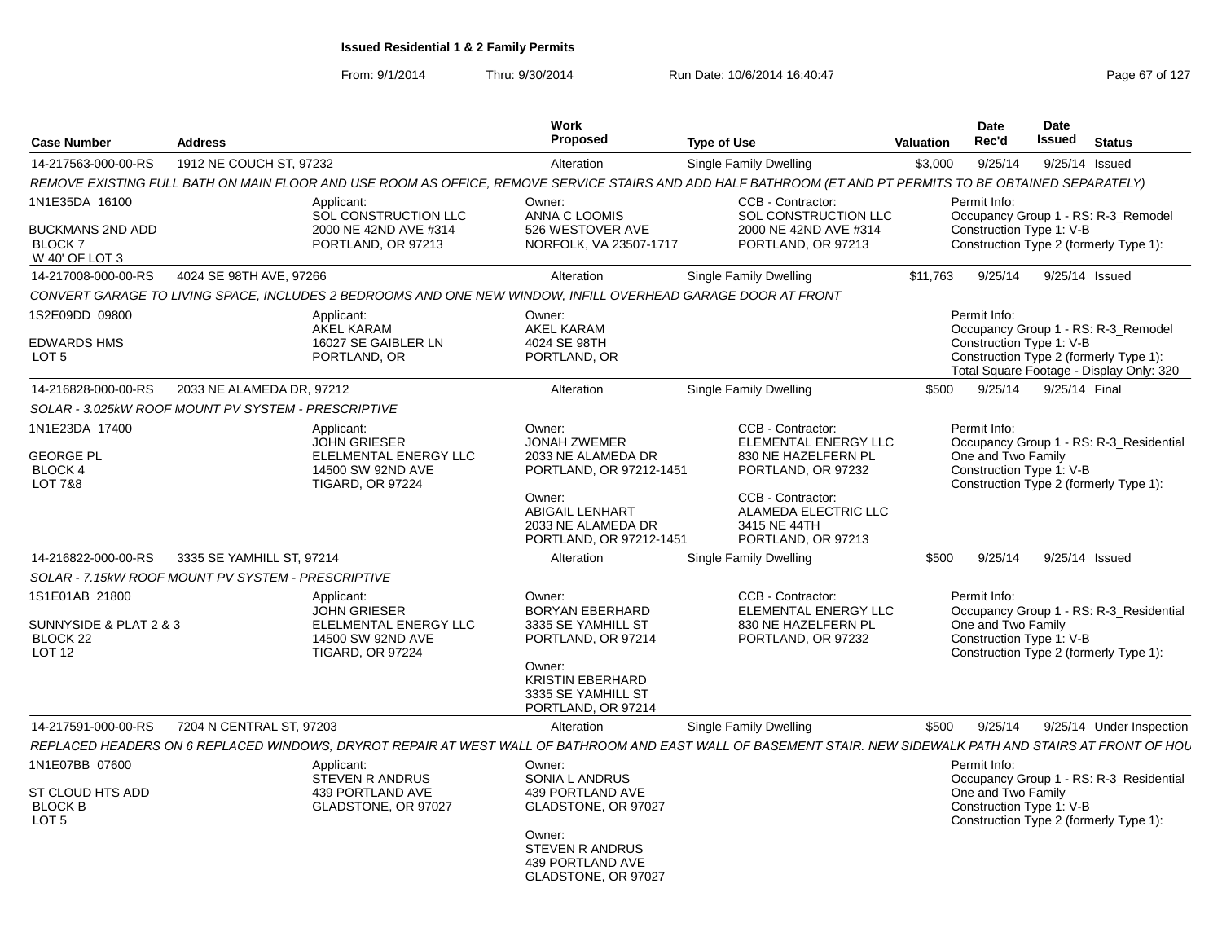**Issued Residential 1 & 2 Family Permits**

From: 9/1/2014 Thru: 9/30/2014 Run Date: 10/6/2014 16:40:47

| Case Number | Address | Work Proposed | Type of Use | Valuation | Date Rec'd | Date Issued | Status |
|---|---|---|---|---|---|---|---|
| 14-217563-000-00-RS | 1912 NE COUCH ST, 97232 | Alteration | Single Family Dwelling | $3,000 | 9/25/14 | 9/25/14 | Issued |

REMOVE EXISTING FULL BATH ON MAIN FLOOR AND USE ROOM AS OFFICE, REMOVE SERVICE STAIRS AND ADD HALF BATHROOM (ET AND PT PERMITS TO BE OBTAINED SEPARATELY)

1N1E35DA 16100 / BUCKMANS 2ND ADD / BLOCK 7 / W 40' OF LOT 3

- Applicant: SOL CONSTRUCTION LLC, 2000 NE 42ND AVE #314, PORTLAND, OR 97213
- Owner: ANNA C LOOMIS, 526 WESTOVER AVE, NORFOLK, VA 23507-1717
- CCB - Contractor: SOL CONSTRUCTION LLC, 2000 NE 42ND AVE #314, PORTLAND, OR 97213
- Permit Info: Occupancy Group 1 - RS: R-3_Remodel; Construction Type 1: V-B; Construction Type 2 (formerly Type 1):

| Case Number | Address | Work Proposed | Type of Use | Valuation | Date Rec'd | Date Issued | Status |
|---|---|---|---|---|---|---|---|
| 14-217008-000-00-RS | 4024 SE 98TH AVE, 97266 | Alteration | Single Family Dwelling | $11,763 | 9/25/14 | 9/25/14 | Issued |

CONVERT GARAGE TO LIVING SPACE, INCLUDES 2 BEDROOMS AND ONE NEW WINDOW, INFILL OVERHEAD GARAGE DOOR AT FRONT

1S2E09DD 09800 / EDWARDS HMS / LOT 5

- Applicant: AKEL KARAM, 16027 SE GAIBLER LN, PORTLAND, OR
- Owner: AKEL KARAM, 4024 SE 98TH, PORTLAND, OR
- Permit Info: Occupancy Group 1 - RS: R-3_Remodel; Construction Type 1: V-B; Construction Type 2 (formerly Type 1):; Total Square Footage - Display Only: 320

| Case Number | Address | Work Proposed | Type of Use | Valuation | Date Rec'd | Date Issued | Status |
|---|---|---|---|---|---|---|---|
| 14-216828-000-00-RS | 2033 NE ALAMEDA DR, 97212 | Alteration | Single Family Dwelling | $500 | 9/25/14 | 9/25/14 | Final |

SOLAR - 3.025kW ROOF MOUNT PV SYSTEM - PRESCRIPTIVE

1N1E23DA 17400 / GEORGE PL / BLOCK 4 / LOT 7&8

- Applicant: JOHN GRIESER, ELELMENTAL ENERGY LLC, 14500 SW 92ND AVE, TIGARD, OR 97224
- Owner: JONAH ZWEMER, 2033 NE ALAMEDA DR, PORTLAND, OR 97212-1451
- Owner: ABIGAIL LENHART, 2033 NE ALAMEDA DR, PORTLAND, OR 97212-1451
- CCB - Contractor: ELEMENTAL ENERGY LLC, 830 NE HAZELFERN PL, PORTLAND, OR 97232
- CCB - Contractor: ALAMEDA ELECTRIC LLC, 3415 NE 44TH, PORTLAND, OR 97213
- Permit Info: Occupancy Group 1 - RS: R-3_Residential One and Two Family; Construction Type 1: V-B; Construction Type 2 (formerly Type 1):

| Case Number | Address | Work Proposed | Type of Use | Valuation | Date Rec'd | Date Issued | Status |
|---|---|---|---|---|---|---|---|
| 14-216822-000-00-RS | 3335 SE YAMHILL ST, 97214 | Alteration | Single Family Dwelling | $500 | 9/25/14 | 9/25/14 | Issued |

SOLAR - 7.15kW ROOF MOUNT PV SYSTEM - PRESCRIPTIVE

1S1E01AB 21800 / SUNNYSIDE & PLAT 2 & 3 / BLOCK 22 / LOT 12

- Applicant: JOHN GRIESER, ELELMENTAL ENERGY LLC, 14500 SW 92ND AVE, TIGARD, OR 97224
- Owner: BORYAN EBERHARD, 3335 SE YAMHILL ST, PORTLAND, OR 97214
- Owner: KRISTIN EBERHARD, 3335 SE YAMHILL ST, PORTLAND, OR 97214
- CCB - Contractor: ELEMENTAL ENERGY LLC, 830 NE HAZELFERN PL, PORTLAND, OR 97232
- Permit Info: Occupancy Group 1 - RS: R-3_Residential One and Two Family; Construction Type 1: V-B; Construction Type 2 (formerly Type 1):

| Case Number | Address | Work Proposed | Type of Use | Valuation | Date Rec'd | Date Issued | Status |
|---|---|---|---|---|---|---|---|
| 14-217591-000-00-RS | 7204 N CENTRAL ST, 97203 | Alteration | Single Family Dwelling | $500 | 9/25/14 | 9/25/14 | Under Inspection |

REPLACED HEADERS ON 6 REPLACED WINDOWS, DRYROT REPAIR AT WEST WALL OF BATHROOM AND EAST WALL OF BASEMENT STAIR. NEW SIDEWALK PATH AND STAIRS AT FRONT OF HOU

1N1E07BB 07600 / ST CLOUD HTS ADD / BLOCK B / LOT 5

- Applicant: STEVEN R ANDRUS, 439 PORTLAND AVE, GLADSTONE, OR 97027
- Owner: SONIA L ANDRUS, 439 PORTLAND AVE, GLADSTONE, OR 97027
- Owner: STEVEN R ANDRUS, 439 PORTLAND AVE, GLADSTONE, OR 97027
- Permit Info: Occupancy Group 1 - RS: R-3_Residential One and Two Family; Construction Type 1: V-B; Construction Type 2 (formerly Type 1):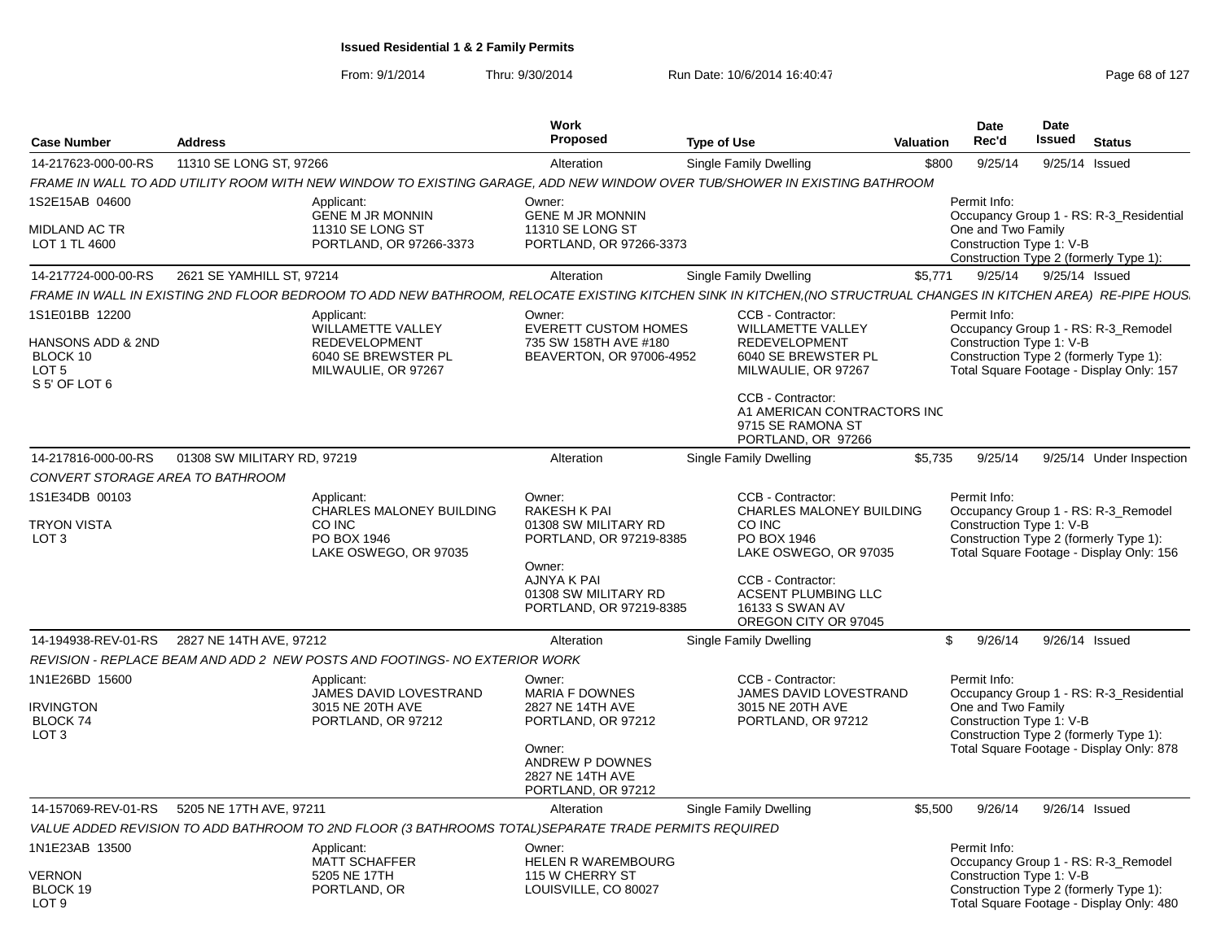**Issued Residential 1 & 2 Family Permits**

From: 9/1/2014 Thru: 9/30/2014 Run Date: 10/6/2014 16:40:47

| Case Number | Address | Work Proposed | Type of Use | Valuation | Date Rec'd | Date Issued | Status |
|---|---|---|---|---|---|---|---|
| 14-217623-000-00-RS | 11310 SE LONG ST, 97266 | Alteration | Single Family Dwelling | $800 | 9/25/14 | 9/25/14 | Issued |

*FRAME IN WALL TO ADD UTILITY ROOM WITH NEW WINDOW TO EXISTING GARAGE, ADD NEW WINDOW OVER TUB/SHOWER IN EXISTING BATHROOM*

1S2E15AB 04600
MIDLAND AC TR
LOT 1 TL 4600

Applicant: GENE M JR MONNIN, 11310 SE LONG ST, PORTLAND, OR 97266-3373

Owner: GENE M JR MONNIN, 11310 SE LONG ST, PORTLAND, OR 97266-3373

Permit Info: Occupancy Group 1 - RS: R-3_Residential One and Two Family; Construction Type 1: V-B; Construction Type 2 (formerly Type 1):

---

| Case Number | Address | Work Proposed | Type of Use | Valuation | Date Rec'd | Date Issued | Status |
|---|---|---|---|---|---|---|---|
| 14-217724-000-00-RS | 2621 SE YAMHILL ST, 97214 | Alteration | Single Family Dwelling | $5,771 | 9/25/14 | 9/25/14 | Issued |

*FRAME IN WALL IN EXISTING 2ND FLOOR BEDROOM TO ADD NEW BATHROOM, RELOCATE EXISTING KITCHEN SINK IN KITCHEN,(NO STRUCTRUAL CHANGES IN KITCHEN AREA) RE-PIPE HOUS*

1S1E01BB 12200
HANSONS ADD & 2ND
BLOCK 10
LOT 5
S 5' OF LOT 6

Applicant: WILLAMETTE VALLEY REDEVELOPMENT, 6040 SE BREWSTER PL, MILWAULIE, OR 97267

Owner: EVERETT CUSTOM HOMES, 735 SW 158TH AVE #180, BEAVERTON, OR 97006-4952

CCB - Contractor: WILLAMETTE VALLEY REDEVELOPMENT, 6040 SE BREWSTER PL, MILWAULIE, OR 97267

CCB - Contractor: A1 AMERICAN CONTRACTORS INC, 9715 SE RAMONA ST, PORTLAND, OR 97266

Permit Info: Occupancy Group 1 - RS: R-3_Remodel; Construction Type 1: V-B; Construction Type 2 (formerly Type 1):; Total Square Footage - Display Only: 157

---

| Case Number | Address | Work Proposed | Type of Use | Valuation | Date Rec'd | Date Issued | Status |
|---|---|---|---|---|---|---|---|
| 14-217816-000-00-RS | 01308 SW MILITARY RD, 97219 | Alteration | Single Family Dwelling | $5,735 | 9/25/14 | 9/25/14 | Under Inspection |

*CONVERT STORAGE AREA TO BATHROOM*

1S1E34DB 00103
TRYON VISTA
LOT 3

Applicant: CHARLES MALONEY BUILDING CO INC, PO BOX 1946, LAKE OSWEGO, OR 97035

Owner: RAKESH K PAI, 01308 SW MILITARY RD, PORTLAND, OR 97219-8385

Owner: AJNYA K PAI, 01308 SW MILITARY RD, PORTLAND, OR 97219-8385

CCB - Contractor: CHARLES MALONEY BUILDING CO INC, PO BOX 1946, LAKE OSWEGO, OR 97035

CCB - Contractor: ACSENT PLUMBING LLC, 16133 S SWAN AV, OREGON CITY OR 97045

Permit Info: Occupancy Group 1 - RS: R-3_Remodel; Construction Type 1: V-B; Construction Type 2 (formerly Type 1):; Total Square Footage - Display Only: 156

---

| Case Number | Address | Work Proposed | Type of Use | Valuation | Date Rec'd | Date Issued | Status |
|---|---|---|---|---|---|---|---|
| 14-194938-REV-01-RS | 2827 NE 14TH AVE, 97212 | Alteration | Single Family Dwelling | $ | 9/26/14 | 9/26/14 | Issued |

*REVISION - REPLACE BEAM AND ADD 2 NEW POSTS AND FOOTINGS- NO EXTERIOR WORK*

1N1E26BD 15600
IRVINGTON
BLOCK 74
LOT 3

Applicant: JAMES DAVID LOVESTRAND, 3015 NE 20TH AVE, PORTLAND, OR 97212

Owner: MARIA F DOWNES, 2827 NE 14TH AVE, PORTLAND, OR 97212

Owner: ANDREW P DOWNES, 2827 NE 14TH AVE, PORTLAND, OR 97212

CCB - Contractor: JAMES DAVID LOVESTRAND, 3015 NE 20TH AVE, PORTLAND, OR 97212

Permit Info: Occupancy Group 1 - RS: R-3_Residential One and Two Family; Construction Type 1: V-B; Construction Type 2 (formerly Type 1):; Total Square Footage - Display Only: 878

---

| Case Number | Address | Work Proposed | Type of Use | Valuation | Date Rec'd | Date Issued | Status |
|---|---|---|---|---|---|---|---|
| 14-157069-REV-01-RS | 5205 NE 17TH AVE, 97211 | Alteration | Single Family Dwelling | $5,500 | 9/26/14 | 9/26/14 | Issued |

*VALUE ADDED REVISION TO ADD BATHROOM TO 2ND FLOOR (3 BATHROOMS TOTAL)SEPARATE TRADE PERMITS REQUIRED*

1N1E23AB 13500
VERNON
BLOCK 19
LOT 9

Applicant: MATT SCHAFFER, 5205 NE 17TH, PORTLAND, OR

Owner: HELEN R WAREMBOURG, 115 W CHERRY ST, LOUISVILLE, CO 80027

Permit Info: Occupancy Group 1 - RS: R-3_Remodel; Construction Type 1: V-B; Construction Type 2 (formerly Type 1):; Total Square Footage - Display Only: 480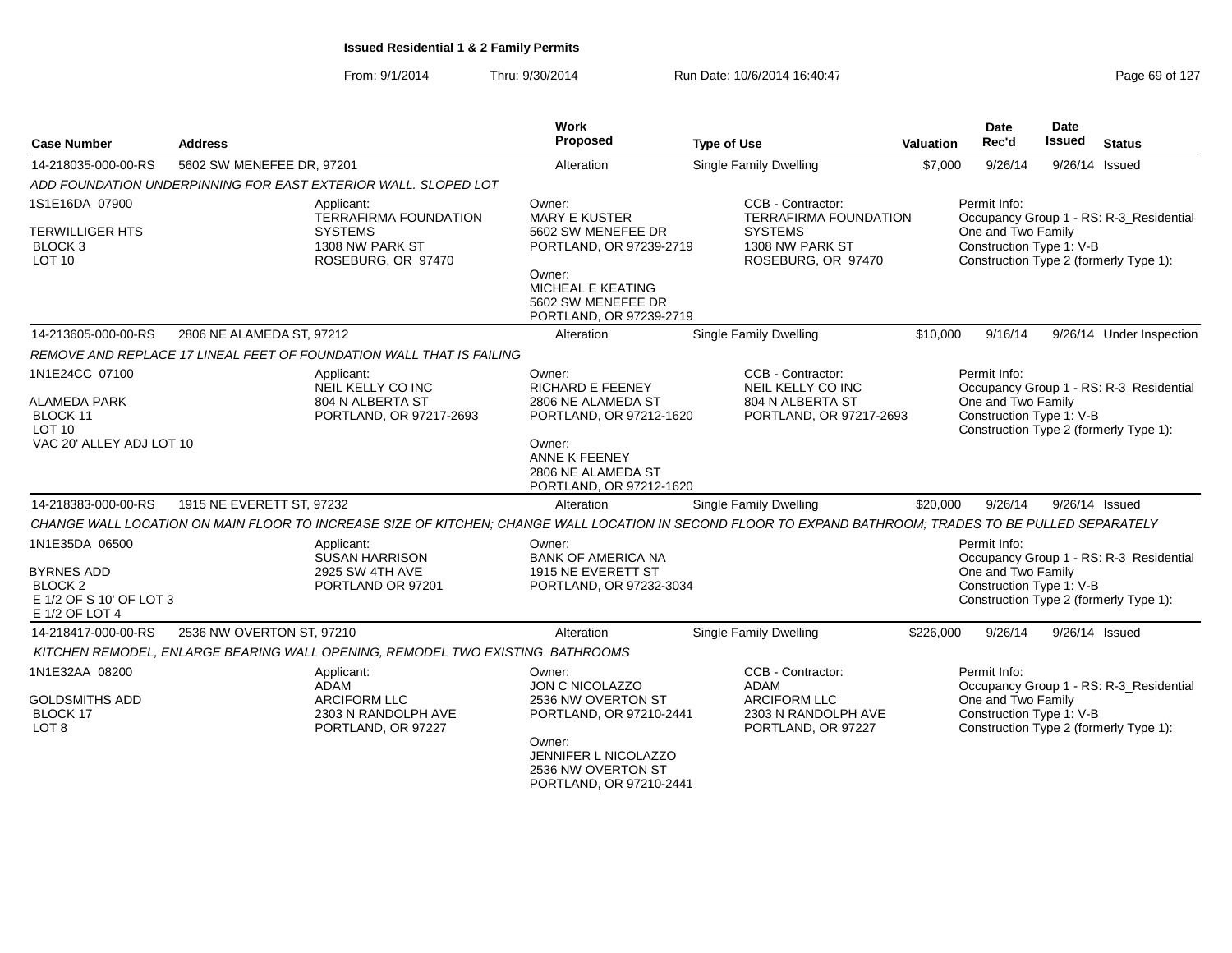# Issued Residential 1 & 2 Family Permits

From: 9/1/2014 Thru: 9/30/2014 Run Date: 10/6/2014 16:40:47

| Case Number | Address | Work Proposed | Type of Use | Valuation | Date Rec'd | Date Issued | Status |
|---|---|---|---|---|---|---|---|
| 14-218035-000-00-RS | 5602 SW MENEFEE DR, 97201 | Alteration | Single Family Dwelling | $7,000 | 9/26/14 | 9/26/14 | Issued |

*ADD FOUNDATION UNDERPINNING FOR EAST EXTERIOR WALL. SLOPED LOT*

1S1E16DA 07900
TERWILLIGER HTS
BLOCK 3
LOT 10

Applicant: TERRAFIRMA FOUNDATION SYSTEMS, 1308 NW PARK ST, ROSEBURG, OR 97470

Owner: MARY E KUSTER, 5602 SW MENEFEE DR, PORTLAND, OR 97239-2719

Owner: MICHEAL E KEATING, 5602 SW MENEFEE DR, PORTLAND, OR 97239-2719

CCB - Contractor: TERRAFIRMA FOUNDATION SYSTEMS, 1308 NW PARK ST, ROSEBURG, OR 97470

Permit Info: Occupancy Group 1 - RS: R-3_Residential One and Two Family; Construction Type 1: V-B; Construction Type 2 (formerly Type 1):

| Case Number | Address | Work Proposed | Type of Use | Valuation | Date Rec'd | Date Issued | Status |
|---|---|---|---|---|---|---|---|
| 14-213605-000-00-RS | 2806 NE ALAMEDA ST, 97212 | Alteration | Single Family Dwelling | $10,000 | 9/16/14 | 9/26/14 | Under Inspection |

*REMOVE AND REPLACE 17 LINEAL FEET OF FOUNDATION WALL THAT IS FAILING*

1N1E24CC 07100
ALAMEDA PARK
BLOCK 11
LOT 10
VAC 20' ALLEY ADJ LOT 10

Applicant: NEIL KELLY CO INC, 804 N ALBERTA ST, PORTLAND, OR 97217-2693

Owner: RICHARD E FEENEY, 2806 NE ALAMEDA ST, PORTLAND, OR 97212-1620

Owner: ANNE K FEENEY, 2806 NE ALAMEDA ST, PORTLAND, OR 97212-1620

CCB - Contractor: NEIL KELLY CO INC, 804 N ALBERTA ST, PORTLAND, OR 97217-2693

Permit Info: Occupancy Group 1 - RS: R-3_Residential One and Two Family; Construction Type 1: V-B; Construction Type 2 (formerly Type 1):

| Case Number | Address | Work Proposed | Type of Use | Valuation | Date Rec'd | Date Issued | Status |
|---|---|---|---|---|---|---|---|
| 14-218383-000-00-RS | 1915 NE EVERETT ST, 97232 | Alteration | Single Family Dwelling | $20,000 | 9/26/14 | 9/26/14 | Issued |

*CHANGE WALL LOCATION ON MAIN FLOOR TO INCREASE SIZE OF KITCHEN; CHANGE WALL LOCATION IN SECOND FLOOR TO EXPAND BATHROOM; TRADES TO BE PULLED SEPARATELY*

1N1E35DA 06500
BYRNES ADD
BLOCK 2
E 1/2 OF S 10' OF LOT 3
E 1/2 OF LOT 4

Applicant: SUSAN HARRISON, 2925 SW 4TH AVE, PORTLAND OR 97201

Owner: BANK OF AMERICA NA, 1915 NE EVERETT ST, PORTLAND, OR 97232-3034

Permit Info: Occupancy Group 1 - RS: R-3_Residential One and Two Family; Construction Type 1: V-B; Construction Type 2 (formerly Type 1):

| Case Number | Address | Work Proposed | Type of Use | Valuation | Date Rec'd | Date Issued | Status |
|---|---|---|---|---|---|---|---|
| 14-218417-000-00-RS | 2536 NW OVERTON ST, 97210 | Alteration | Single Family Dwelling | $226,000 | 9/26/14 | 9/26/14 | Issued |

*KITCHEN REMODEL, ENLARGE BEARING WALL OPENING, REMODEL TWO EXISTING BATHROOMS*

1N1E32AA 08200
GOLDSMITHS ADD
BLOCK 17
LOT 8

Applicant: ADAM, ARCIFORM LLC, 2303 N RANDOLPH AVE, PORTLAND, OR 97227

Owner: JON C NICOLAZZO, 2536 NW OVERTON ST, PORTLAND, OR 97210-2441

Owner: JENNIFER L NICOLAZZO, 2536 NW OVERTON ST, PORTLAND, OR 97210-2441

CCB - Contractor: ADAM, ARCIFORM LLC, 2303 N RANDOLPH AVE, PORTLAND, OR 97227

Permit Info: Occupancy Group 1 - RS: R-3_Residential One and Two Family; Construction Type 1: V-B; Construction Type 2 (formerly Type 1):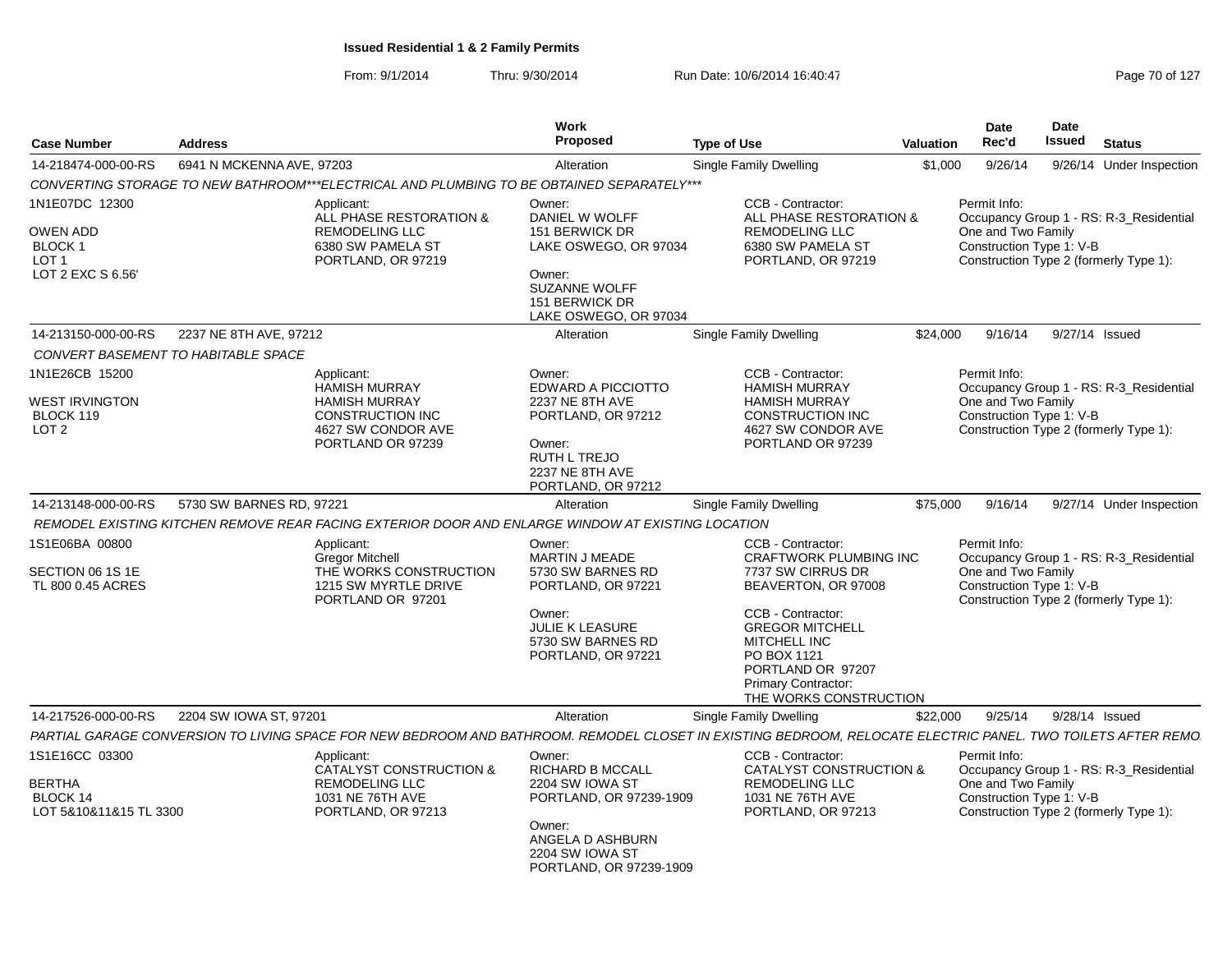# Issued Residential 1 & 2 Family Permits

From: 9/1/2014 Thru: 9/30/2014 Run Date: 10/6/2014 16:40:47

| Case Number | Address | Work Proposed | Type of Use | Valuation | Date Rec'd | Date Issued | Status |
|---|---|---|---|---|---|---|---|
| 14-218474-000-00-RS | 6941 N MCKENNA AVE, 97203 | Alteration | Single Family Dwelling | $1,000 | 9/26/14 | 9/26/14 | Under Inspection |

*CONVERTING STORAGE TO NEW BATHROOM***ELECTRICAL AND PLUMBING TO BE OBTAINED SEPARATELY****

1N1E07DC 12300
OWEN ADD
BLOCK 1
LOT 1
LOT 2 EXC S 6.56'

Applicant:
ALL PHASE RESTORATION & REMODELING LLC
6380 SW PAMELA ST
PORTLAND, OR 97219

Owner:
DANIEL W WOLFF
151 BERWICK DR
LAKE OSWEGO, OR 97034

Owner:
SUZANNE WOLFF
151 BERWICK DR
LAKE OSWEGO, OR 97034

CCB - Contractor:
ALL PHASE RESTORATION & REMODELING LLC
6380 SW PAMELA ST
PORTLAND, OR 97219

Permit Info:
Occupancy Group 1 - RS: R-3_Residential One and Two Family
Construction Type 1: V-B
Construction Type 2 (formerly Type 1):

| Case Number | Address | Work Proposed | Type of Use | Valuation | Date Rec'd | Date Issued | Status |
|---|---|---|---|---|---|---|---|
| 14-213150-000-00-RS | 2237 NE 8TH AVE, 97212 | Alteration | Single Family Dwelling | $24,000 | 9/16/14 | 9/27/14 | Issued |

*CONVERT BASEMENT TO HABITABLE SPACE*

1N1E26CB 15200
WEST IRVINGTON
BLOCK 119
LOT 2

Applicant:
HAMISH MURRAY
HAMISH MURRAY CONSTRUCTION INC
4627 SW CONDOR AVE
PORTLAND OR 97239

Owner:
EDWARD A PICCIOTTO
2237 NE 8TH AVE
PORTLAND, OR 97212

Owner:
RUTH L TREJO
2237 NE 8TH AVE
PORTLAND, OR 97212

CCB - Contractor:
HAMISH MURRAY
HAMISH MURRAY CONSTRUCTION INC
4627 SW CONDOR AVE
PORTLAND OR 97239

Permit Info:
Occupancy Group 1 - RS: R-3_Residential One and Two Family
Construction Type 1: V-B
Construction Type 2 (formerly Type 1):

| Case Number | Address | Work Proposed | Type of Use | Valuation | Date Rec'd | Date Issued | Status |
|---|---|---|---|---|---|---|---|
| 14-213148-000-00-RS | 5730 SW BARNES RD, 97221 | Alteration | Single Family Dwelling | $75,000 | 9/16/14 | 9/27/14 | Under Inspection |

*REMODEL EXISTING KITCHEN REMOVE REAR FACING EXTERIOR DOOR AND ENLARGE WINDOW AT EXISTING LOCATION*

1S1E06BA 00800
SECTION 06 1S 1E
TL 800 0.45 ACRES

Applicant:
Gregor Mitchell
THE WORKS CONSTRUCTION
1215 SW MYRTLE DRIVE
PORTLAND OR 97201

Owner:
MARTIN J MEADE
5730 SW BARNES RD
PORTLAND, OR 97221

Owner:
JULIE K LEASURE
5730 SW BARNES RD
PORTLAND, OR 97221

CCB - Contractor:
CRAFTWORK PLUMBING INC
7737 SW CIRRUS DR
BEAVERTON, OR 97008

CCB - Contractor:
GREGOR MITCHELL
MITCHELL INC
PO BOX 1121
PORTLAND OR 97207
Primary Contractor:
THE WORKS CONSTRUCTION

Permit Info:
Occupancy Group 1 - RS: R-3_Residential One and Two Family
Construction Type 1: V-B
Construction Type 2 (formerly Type 1):

| Case Number | Address | Work Proposed | Type of Use | Valuation | Date Rec'd | Date Issued | Status |
|---|---|---|---|---|---|---|---|
| 14-217526-000-00-RS | 2204 SW IOWA ST, 97201 | Alteration | Single Family Dwelling | $22,000 | 9/25/14 | 9/28/14 | Issued |

*PARTIAL GARAGE CONVERSION TO LIVING SPACE FOR NEW BEDROOM AND BATHROOM. REMODEL CLOSET IN EXISTING BEDROOM, RELOCATE ELECTRIC PANEL. TWO TOILETS AFTER REMO*

1S1E16CC 03300
BERTHA
BLOCK 14
LOT 5&10&11&15 TL 3300

Applicant:
CATALYST CONSTRUCTION & REMODELING LLC
1031 NE 76TH AVE
PORTLAND, OR 97213

Owner:
RICHARD B MCCALL
2204 SW IOWA ST
PORTLAND, OR 97239-1909

Owner:
ANGELA D ASHBURN
2204 SW IOWA ST
PORTLAND, OR 97239-1909

CCB - Contractor:
CATALYST CONSTRUCTION & REMODELING LLC
1031 NE 76TH AVE
PORTLAND, OR 97213

Permit Info:
Occupancy Group 1 - RS: R-3_Residential One and Two Family
Construction Type 1: V-B
Construction Type 2 (formerly Type 1):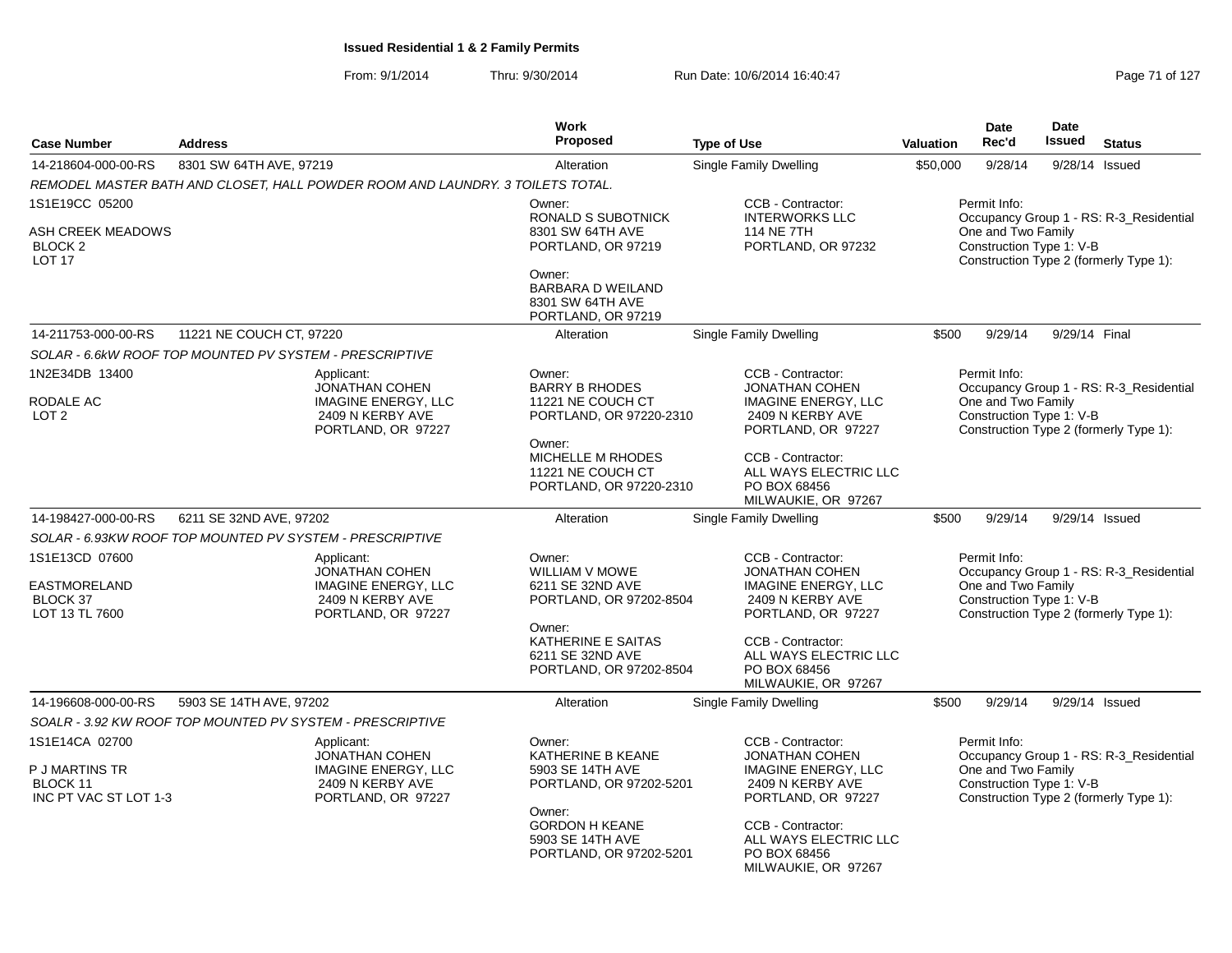## Issued Residential 1 & 2 Family Permits

From: 9/1/2014 Thru: 9/30/2014 Run Date: 10/6/2014 16:40:47

| Case Number | Address | Work Proposed | Type of Use | Valuation | Date Rec'd | Date Issued | Status |
|---|---|---|---|---|---|---|---|
| 14-218604-000-00-RS | 8301 SW 64TH AVE, 97219 | Alteration | Single Family Dwelling | $50,000 | 9/28/14 | 9/28/14 | Issued |

*REMODEL MASTER BATH AND CLOSET, HALL POWDER ROOM AND LAUNDRY. 3 TOILETS TOTAL.*

1S1E19CC 05200

ASH CREEK MEADOWS
BLOCK 2
LOT 17

Owner:
RONALD S SUBOTNICK
8301 SW 64TH AVE
PORTLAND, OR 97219

Owner:
BARBARA D WEILAND
8301 SW 64TH AVE
PORTLAND, OR 97219

CCB - Contractor:
INTERWORKS LLC
114 NE 7TH
PORTLAND, OR 97232

Permit Info:
Occupancy Group 1 - RS: R-3_Residential One and Two Family
Construction Type 1: V-B
Construction Type 2 (formerly Type 1):

| Case Number | Address | Work Proposed | Type of Use | Valuation | Date Rec'd | Date Issued | Status |
|---|---|---|---|---|---|---|---|
| 14-211753-000-00-RS | 11221 NE COUCH CT, 97220 | Alteration | Single Family Dwelling | $500 | 9/29/14 | 9/29/14 | Final |

*SOLAR - 6.6kW ROOF TOP MOUNTED PV SYSTEM - PRESCRIPTIVE*

1N2E34DB 13400

RODALE AC
LOT 2

Applicant:
JONATHAN COHEN
IMAGINE ENERGY, LLC
2409 N KERBY AVE
PORTLAND, OR 97227

Owner:
BARRY B RHODES
11221 NE COUCH CT
PORTLAND, OR 97220-2310

Owner:
MICHELLE M RHODES
11221 NE COUCH CT
PORTLAND, OR 97220-2310

CCB - Contractor:
JONATHAN COHEN
IMAGINE ENERGY, LLC
2409 N KERBY AVE
PORTLAND, OR 97227

CCB - Contractor:
ALL WAYS ELECTRIC LLC
PO BOX 68456
MILWAUKIE, OR 97267

Permit Info:
Occupancy Group 1 - RS: R-3_Residential One and Two Family
Construction Type 1: V-B
Construction Type 2 (formerly Type 1):

| Case Number | Address | Work Proposed | Type of Use | Valuation | Date Rec'd | Date Issued | Status |
|---|---|---|---|---|---|---|---|
| 14-198427-000-00-RS | 6211 SE 32ND AVE, 97202 | Alteration | Single Family Dwelling | $500 | 9/29/14 | 9/29/14 | Issued |

*SOLAR - 6.93KW ROOF TOP MOUNTED PV SYSTEM - PRESCRIPTIVE*

1S1E13CD 07600

EASTMORELAND
BLOCK 37
LOT 13 TL 7600

Applicant:
JONATHAN COHEN
IMAGINE ENERGY, LLC
2409 N KERBY AVE
PORTLAND, OR 97227

Owner:
WILLIAM V MOWE
6211 SE 32ND AVE
PORTLAND, OR 97202-8504

Owner:
KATHERINE E SAITAS
6211 SE 32ND AVE
PORTLAND, OR 97202-8504

CCB - Contractor:
JONATHAN COHEN
IMAGINE ENERGY, LLC
2409 N KERBY AVE
PORTLAND, OR 97227

CCB - Contractor:
ALL WAYS ELECTRIC LLC
PO BOX 68456
MILWAUKIE, OR 97267

Permit Info:
Occupancy Group 1 - RS: R-3_Residential One and Two Family
Construction Type 1: V-B
Construction Type 2 (formerly Type 1):

| Case Number | Address | Work Proposed | Type of Use | Valuation | Date Rec'd | Date Issued | Status |
|---|---|---|---|---|---|---|---|
| 14-196608-000-00-RS | 5903 SE 14TH AVE, 97202 | Alteration | Single Family Dwelling | $500 | 9/29/14 | 9/29/14 | Issued |

*SOALR - 3.92 KW ROOF TOP MOUNTED PV SYSTEM - PRESCRIPTIVE*

1S1E14CA 02700

P J MARTINS TR
BLOCK 11
INC PT VAC ST LOT 1-3

Applicant:
JONATHAN COHEN
IMAGINE ENERGY, LLC
2409 N KERBY AVE
PORTLAND, OR 97227

Owner:
KATHERINE B KEANE
5903 SE 14TH AVE
PORTLAND, OR 97202-5201

Owner:
GORDON H KEANE
5903 SE 14TH AVE
PORTLAND, OR 97202-5201

CCB - Contractor:
JONATHAN COHEN
IMAGINE ENERGY, LLC
2409 N KERBY AVE
PORTLAND, OR 97227

CCB - Contractor:
ALL WAYS ELECTRIC LLC
PO BOX 68456
MILWAUKIE, OR 97267

Permit Info:
Occupancy Group 1 - RS: R-3_Residential One and Two Family
Construction Type 1: V-B
Construction Type 2 (formerly Type 1):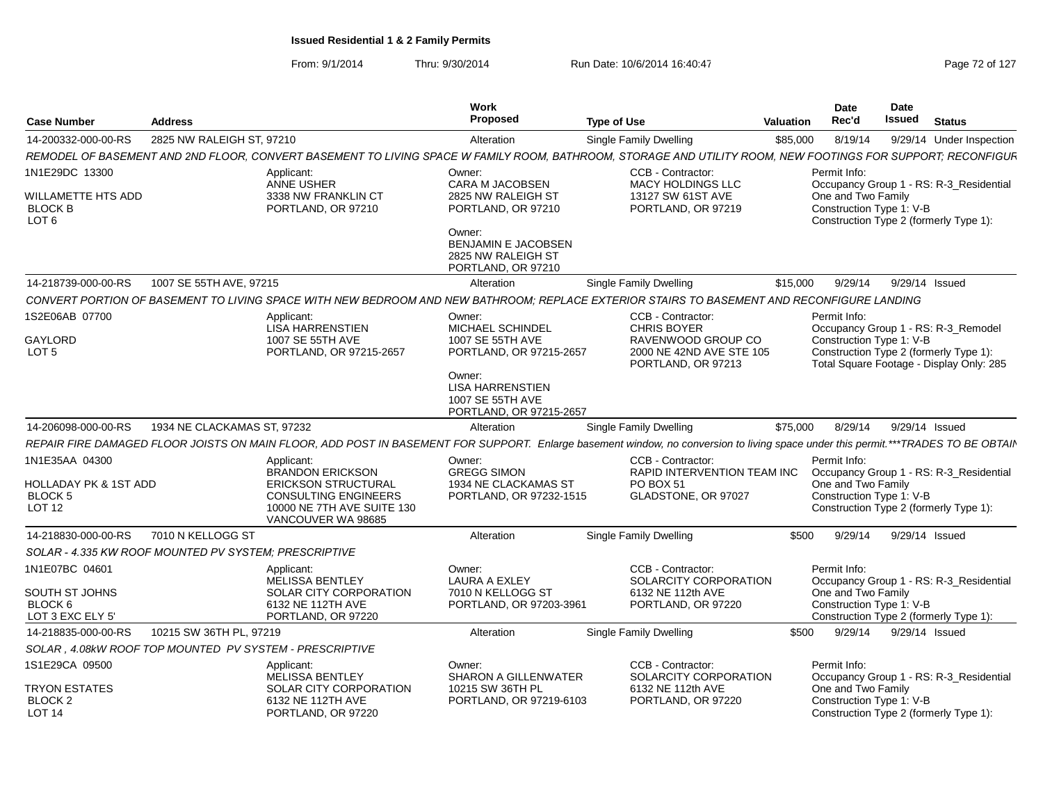# Issued Residential 1 & 2 Family Permits

From: 9/1/2014 Thru: 9/30/2014 Run Date: 10/6/2014 16:40:47

| Case Number | Address | Work Proposed | Type of Use | Valuation | Date Rec'd | Date Issued | Status |
|---|---|---|---|---|---|---|---|
| 14-200332-000-00-RS | 2825 NW RALEIGH ST, 97210 | Alteration | Single Family Dwelling | $85,000 | 8/19/14 | 9/29/14 | Under Inspection |

*REMODEL OF BASEMENT AND 2ND FLOOR, CONVERT BASEMENT TO LIVING SPACE W FAMILY ROOM, BATHROOM, STORAGE AND UTILITY ROOM, NEW FOOTINGS FOR SUPPORT; RECONFIGUR*

1N1E29DC 13300
WILLAMETTE HTS ADD
BLOCK B
LOT 6

Applicant:
ANNE USHER
3338 NW FRANKLIN CT
PORTLAND, OR 97210

Owner:
CARA M JACOBSEN
2825 NW RALEIGH ST
PORTLAND, OR 97210

Owner:
BENJAMIN E JACOBSEN
2825 NW RALEIGH ST
PORTLAND, OR 97210

CCB - Contractor:
MACY HOLDINGS LLC
13127 SW 61ST AVE
PORTLAND, OR 97219

Permit Info:
Occupancy Group 1 - RS: R-3_Residential One and Two Family
Construction Type 1: V-B
Construction Type 2 (formerly Type 1):

| Case Number | Address | Work Proposed | Type of Use | Valuation | Date Rec'd | Date Issued | Status |
|---|---|---|---|---|---|---|---|
| 14-218739-000-00-RS | 1007 SE 55TH AVE, 97215 | Alteration | Single Family Dwelling | $15,000 | 9/29/14 | 9/29/14 | Issued |

*CONVERT PORTION OF BASEMENT TO LIVING SPACE WITH NEW BEDROOM AND NEW BATHROOM; REPLACE EXTERIOR STAIRS TO BASEMENT AND RECONFIGURE LANDING*

1S2E06AB 07700
GAYLORD
LOT 5

Applicant:
LISA HARRENSTIEN
1007 SE 55TH AVE
PORTLAND, OR 97215-2657

Owner:
MICHAEL SCHINDEL
1007 SE 55TH AVE
PORTLAND, OR 97215-2657

Owner:
LISA HARRENSTIEN
1007 SE 55TH AVE
PORTLAND, OR 97215-2657

CCB - Contractor:
CHRIS BOYER
RAVENWOOD GROUP CO
2000 NE 42ND AVE STE 105
PORTLAND, OR 97213

Permit Info:
Occupancy Group 1 - RS: R-3_Remodel
Construction Type 1: V-B
Construction Type 2 (formerly Type 1):
Total Square Footage - Display Only: 285

| Case Number | Address | Work Proposed | Type of Use | Valuation | Date Rec'd | Date Issued | Status |
|---|---|---|---|---|---|---|---|
| 14-206098-000-00-RS | 1934 NE CLACKAMAS ST, 97232 | Alteration | Single Family Dwelling | $75,000 | 8/29/14 | 9/29/14 | Issued |

*REPAIR FIRE DAMAGED FLOOR JOISTS ON MAIN FLOOR, ADD POST IN BASEMENT FOR SUPPORT. Enlarge basement window, no conversion to living space under this permit.***TRADES TO BE OBTAIN*

1N1E35AA 04300
HOLLADAY PK & 1ST ADD
BLOCK 5
LOT 12

Applicant:
BRANDON ERICKSON
ERICKSON STRUCTURAL CONSULTING ENGINEERS
10000 NE 7TH AVE SUITE 130
VANCOUVER WA 98685

Owner:
GREGG SIMON
1934 NE CLACKAMAS ST
PORTLAND, OR 97232-1515

CCB - Contractor:
RAPID INTERVENTION TEAM INC
PO BOX 51
GLADSTONE, OR 97027

Permit Info:
Occupancy Group 1 - RS: R-3_Residential One and Two Family
Construction Type 1: V-B
Construction Type 2 (formerly Type 1):

| Case Number | Address | Work Proposed | Type of Use | Valuation | Date Rec'd | Date Issued | Status |
|---|---|---|---|---|---|---|---|
| 14-218830-000-00-RS | 7010 N KELLOGG ST | Alteration | Single Family Dwelling | $500 | 9/29/14 | 9/29/14 | Issued |

*SOLAR - 4.335 KW ROOF MOUNTED PV SYSTEM; PRESCRIPTIVE*

1N1E07BC 04601
SOUTH ST JOHNS
BLOCK 6
LOT 3 EXC ELY 5'

Applicant:
MELISSA BENTLEY
SOLAR CITY CORPORATION
6132 NE 112TH AVE
PORTLAND, OR 97220

Owner:
LAURA A EXLEY
7010 N KELLOGG ST
PORTLAND, OR 97203-3961

CCB - Contractor:
SOLARCITY CORPORATION
6132 NE 112th AVE
PORTLAND, OR 97220

Permit Info:
Occupancy Group 1 - RS: R-3_Residential One and Two Family
Construction Type 1: V-B
Construction Type 2 (formerly Type 1):

| Case Number | Address | Work Proposed | Type of Use | Valuation | Date Rec'd | Date Issued | Status |
|---|---|---|---|---|---|---|---|
| 14-218835-000-00-RS | 10215 SW 36TH PL, 97219 | Alteration | Single Family Dwelling | $500 | 9/29/14 | 9/29/14 | Issued |

*SOLAR , 4.08kW ROOF TOP MOUNTED PV SYSTEM - PRESCRIPTIVE*

1S1E29CA 09500
TRYON ESTATES
BLOCK 2
LOT 14

Applicant:
MELISSA BENTLEY
SOLAR CITY CORPORATION
6132 NE 112TH AVE
PORTLAND, OR 97220

Owner:
SHARON A GILLENWATER
10215 SW 36TH PL
PORTLAND, OR 97219-6103

CCB - Contractor:
SOLARCITY CORPORATION
6132 NE 112th AVE
PORTLAND, OR 97220

Permit Info:
Occupancy Group 1 - RS: R-3_Residential One and Two Family
Construction Type 1: V-B
Construction Type 2 (formerly Type 1):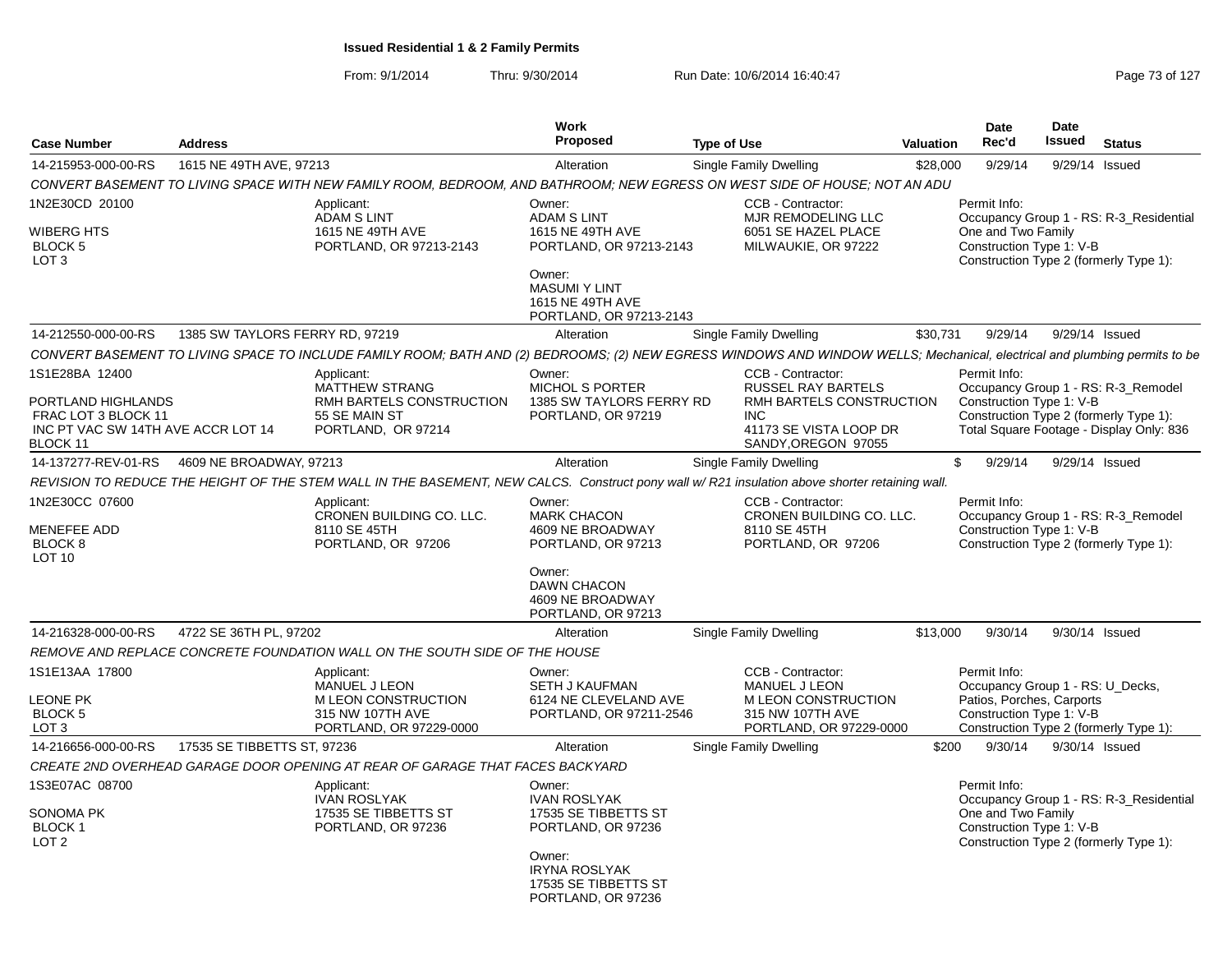**Issued Residential 1 & 2 Family Permits**

From: 9/1/2014 Thru: 9/30/2014 Run Date: 10/6/2014 16:40:47

| Case Number | Address | Work Proposed | Type of Use | Valuation | Date Rec'd | Date Issued | Status |
|---|---|---|---|---|---|---|---|
| 14-215953-000-00-RS | 1615 NE 49TH AVE, 97213 | Alteration | Single Family Dwelling | $28,000 | 9/29/14 | 9/29/14 | Issued |

*CONVERT BASEMENT TO LIVING SPACE WITH NEW FAMILY ROOM, BEDROOM, AND BATHROOM; NEW EGRESS ON WEST SIDE OF HOUSE; NOT AN ADU*

1N2E30CD 20100
WIBERG HTS
BLOCK 5
LOT 3

Applicant: ADAM S LINT, 1615 NE 49TH AVE, PORTLAND, OR 97213-2143

Owner: ADAM S LINT, 1615 NE 49TH AVE, PORTLAND, OR 97213-2143
Owner: MASUMI Y LINT, 1615 NE 49TH AVE, PORTLAND, OR 97213-2143

CCB - Contractor: MJR REMODELING LLC, 6051 SE HAZEL PLACE, MILWAUKIE, OR 97222

Permit Info: Occupancy Group 1 - RS: R-3_Residential One and Two Family; Construction Type 1: V-B; Construction Type 2 (formerly Type 1):

| Case Number | Address | Work Proposed | Type of Use | Valuation | Date Rec'd | Date Issued | Status |
|---|---|---|---|---|---|---|---|
| 14-212550-000-00-RS | 1385 SW TAYLORS FERRY RD, 97219 | Alteration | Single Family Dwelling | $30,731 | 9/29/14 | 9/29/14 | Issued |

*CONVERT BASEMENT TO LIVING SPACE TO INCLUDE FAMILY ROOM; BATH AND (2) BEDROOMS; (2) NEW EGRESS WINDOWS AND WINDOW WELLS; Mechanical, electrical and plumbing permits to be*

1S1E28BA 12400
PORTLAND HIGHLANDS
FRAC LOT 3 BLOCK 11
INC PT VAC SW 14TH AVE ACCR LOT 14
BLOCK 11

Applicant: MATTHEW STRANG, RMH BARTELS CONSTRUCTION, 55 SE MAIN ST, PORTLAND, OR 97214

Owner: MICHOL S PORTER, 1385 SW TAYLORS FERRY RD, PORTLAND, OR 97219

CCB - Contractor: RUSSEL RAY BARTELS, RMH BARTELS CONSTRUCTION INC, 41173 SE VISTA LOOP DR, SANDY,OREGON 97055

Permit Info: Occupancy Group 1 - RS: R-3_Remodel; Construction Type 1: V-B; Construction Type 2 (formerly Type 1):; Total Square Footage - Display Only: 836

| Case Number | Address | Work Proposed | Type of Use | Valuation | Date Rec'd | Date Issued | Status |
|---|---|---|---|---|---|---|---|
| 14-137277-REV-01-RS | 4609 NE BROADWAY, 97213 | Alteration | Single Family Dwelling | $ | 9/29/14 | 9/29/14 | Issued |

*REVISION TO REDUCE THE HEIGHT OF THE STEM WALL IN THE BASEMENT, NEW CALCS. Construct pony wall w/ R21 insulation above shorter retaining wall.*

1N2E30CC 07600
MENEFEE ADD
BLOCK 8
LOT 10

Applicant: CRONEN BUILDING CO. LLC., 8110 SE 45TH, PORTLAND, OR 97206

Owner: MARK CHACON, 4609 NE BROADWAY, PORTLAND, OR 97213
Owner: DAWN CHACON, 4609 NE BROADWAY, PORTLAND, OR 97213

CCB - Contractor: CRONEN BUILDING CO. LLC., 8110 SE 45TH, PORTLAND, OR 97206

Permit Info: Occupancy Group 1 - RS: R-3_Remodel; Construction Type 1: V-B; Construction Type 2 (formerly Type 1):

| Case Number | Address | Work Proposed | Type of Use | Valuation | Date Rec'd | Date Issued | Status |
|---|---|---|---|---|---|---|---|
| 14-216328-000-00-RS | 4722 SE 36TH PL, 97202 | Alteration | Single Family Dwelling | $13,000 | 9/30/14 | 9/30/14 | Issued |

*REMOVE AND REPLACE CONCRETE FOUNDATION WALL ON THE SOUTH SIDE OF THE HOUSE*

1S1E13AA 17800
LEONE PK
BLOCK 5
LOT 3

Applicant: MANUEL J LEON, M LEON CONSTRUCTION, 315 NW 107TH AVE, PORTLAND, OR 97229-0000

Owner: SETH J KAUFMAN, 6124 NE CLEVELAND AVE, PORTLAND, OR 97211-2546

CCB - Contractor: MANUEL J LEON, M LEON CONSTRUCTION, 315 NW 107TH AVE, PORTLAND, OR 97229-0000

Permit Info: Occupancy Group 1 - RS: U_Decks, Patios, Porches, Carports; Construction Type 1: V-B; Construction Type 2 (formerly Type 1):

| Case Number | Address | Work Proposed | Type of Use | Valuation | Date Rec'd | Date Issued | Status |
|---|---|---|---|---|---|---|---|
| 14-216656-000-00-RS | 17535 SE TIBBETTS ST, 97236 | Alteration | Single Family Dwelling | $200 | 9/30/14 | 9/30/14 | Issued |

*CREATE 2ND OVERHEAD GARAGE DOOR OPENING AT REAR OF GARAGE THAT FACES BACKYARD*

1S3E07AC 08700
SONOMA PK
BLOCK 1
LOT 2

Applicant: IVAN ROSLYAK, 17535 SE TIBBETTS ST, PORTLAND, OR 97236

Owner: IVAN ROSLYAK, 17535 SE TIBBETTS ST, PORTLAND, OR 97236
Owner: IRYNA ROSLYAK, 17535 SE TIBBETTS ST, PORTLAND, OR 97236

Permit Info: Occupancy Group 1 - RS: R-3_Residential One and Two Family; Construction Type 1: V-B; Construction Type 2 (formerly Type 1):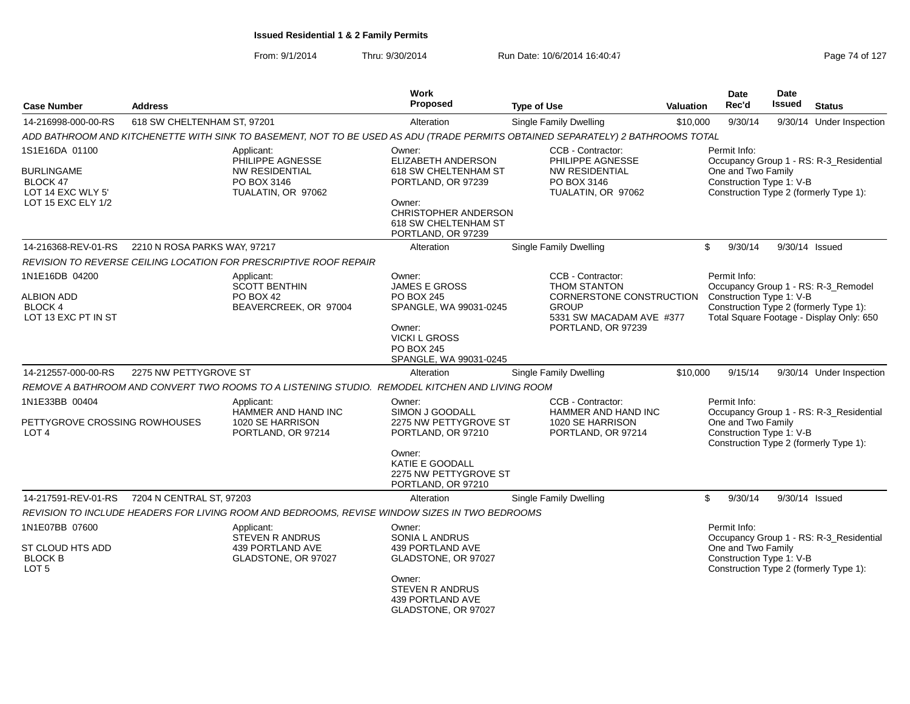## Issued Residential 1 & 2 Family Permits

From: 9/1/2014 Thru: 9/30/2014 Run Date: 10/6/2014 16:40:47

| Case Number | Address | Work Proposed | Type of Use | Valuation | Date Rec'd | Date Issued | Status |
|---|---|---|---|---|---|---|---|
| 14-216998-000-00-RS | 618 SW CHELTENHAM ST, 97201 | Alteration | Single Family Dwelling | $10,000 | 9/30/14 | 9/30/14 | Under Inspection |

ADD BATHROOM AND KITCHENETTE WITH SINK TO BASEMENT, NOT TO BE USED AS ADU (TRADE PERMITS OBTAINED SEPARATELY) 2 BATHROOMS TOTAL

1S1E16DA 01100
BURLINGAME
BLOCK 47
LOT 14 EXC WLY 5'
LOT 15 EXC ELY 1/2

Applicant:
PHILIPPE AGNESSE
NW RESIDENTIAL
PO BOX 3146
TUALATIN, OR 97062

Owner:
ELIZABETH ANDERSON
618 SW CHELTENHAM ST
PORTLAND, OR 97239

Owner:
CHRISTOPHER ANDERSON
618 SW CHELTENHAM ST
PORTLAND, OR 97239

CCB - Contractor:
PHILIPPE AGNESSE
NW RESIDENTIAL
PO BOX 3146
TUALATIN, OR 97062

Permit Info:
Occupancy Group 1 - RS: R-3_Residential One and Two Family
Construction Type 1: V-B
Construction Type 2 (formerly Type 1):

| Case Number | Address | Work Proposed | Type of Use | Valuation | Date Rec'd | Date Issued | Status |
|---|---|---|---|---|---|---|---|
| 14-216368-REV-01-RS | 2210 N ROSA PARKS WAY, 97217 | Alteration | Single Family Dwelling | $ | 9/30/14 | 9/30/14 | Issued |

REVISION TO REVERSE CEILING LOCATION FOR PRESCRIPTIVE ROOF REPAIR

1N1E16DB 04200
ALBION ADD
BLOCK 4
LOT 13 EXC PT IN ST

Applicant:
SCOTT BENTHIN
PO BOX 42
BEAVERCREEK, OR 97004

Owner:
JAMES E GROSS
PO BOX 245
SPANGLE, WA 99031-0245

Owner:
VICKI L GROSS
PO BOX 245
SPANGLE, WA 99031-0245

CCB - Contractor:
THOM STANTON
CORNERSTONE CONSTRUCTION GROUP
5331 SW MACADAM AVE #377
PORTLAND, OR 97239

Permit Info:
Occupancy Group 1 - RS: R-3_Remodel
Construction Type 1: V-B
Construction Type 2 (formerly Type 1):
Total Square Footage - Display Only: 650

| Case Number | Address | Work Proposed | Type of Use | Valuation | Date Rec'd | Date Issued | Status |
|---|---|---|---|---|---|---|---|
| 14-212557-000-00-RS | 2275 NW PETTYGROVE ST | Alteration | Single Family Dwelling | $10,000 | 9/15/14 | 9/30/14 | Under Inspection |

REMOVE A BATHROOM AND CONVERT TWO ROOMS TO A LISTENING STUDIO. REMODEL KITCHEN AND LIVING ROOM

1N1E33BB 00404
PETTYGROVE CROSSING ROWHOUSES
LOT 4

Applicant:
HAMMER AND HAND INC
1020 SE HARRISON
PORTLAND, OR 97214

Owner:
SIMON J GOODALL
2275 NW PETTYGROVE ST
PORTLAND, OR 97210

Owner:
KATIE E GOODALL
2275 NW PETTYGROVE ST
PORTLAND, OR 97210

CCB - Contractor:
HAMMER AND HAND INC
1020 SE HARRISON
PORTLAND, OR 97214

Permit Info:
Occupancy Group 1 - RS: R-3_Residential One and Two Family
Construction Type 1: V-B
Construction Type 2 (formerly Type 1):

| Case Number | Address | Work Proposed | Type of Use | Valuation | Date Rec'd | Date Issued | Status |
|---|---|---|---|---|---|---|---|
| 14-217591-REV-01-RS | 7204 N CENTRAL ST, 97203 | Alteration | Single Family Dwelling | $ | 9/30/14 | 9/30/14 | Issued |

REVISION TO INCLUDE HEADERS FOR LIVING ROOM AND BEDROOMS, REVISE WINDOW SIZES IN TWO BEDROOMS

1N1E07BB 07600
ST CLOUD HTS ADD
BLOCK B
LOT 5

Applicant:
STEVEN R ANDRUS
439 PORTLAND AVE
GLADSTONE, OR 97027

Owner:
SONIA L ANDRUS
439 PORTLAND AVE
GLADSTONE, OR 97027

Owner:
STEVEN R ANDRUS
439 PORTLAND AVE
GLADSTONE, OR 97027

Permit Info:
Occupancy Group 1 - RS: R-3_Residential One and Two Family
Construction Type 1: V-B
Construction Type 2 (formerly Type 1):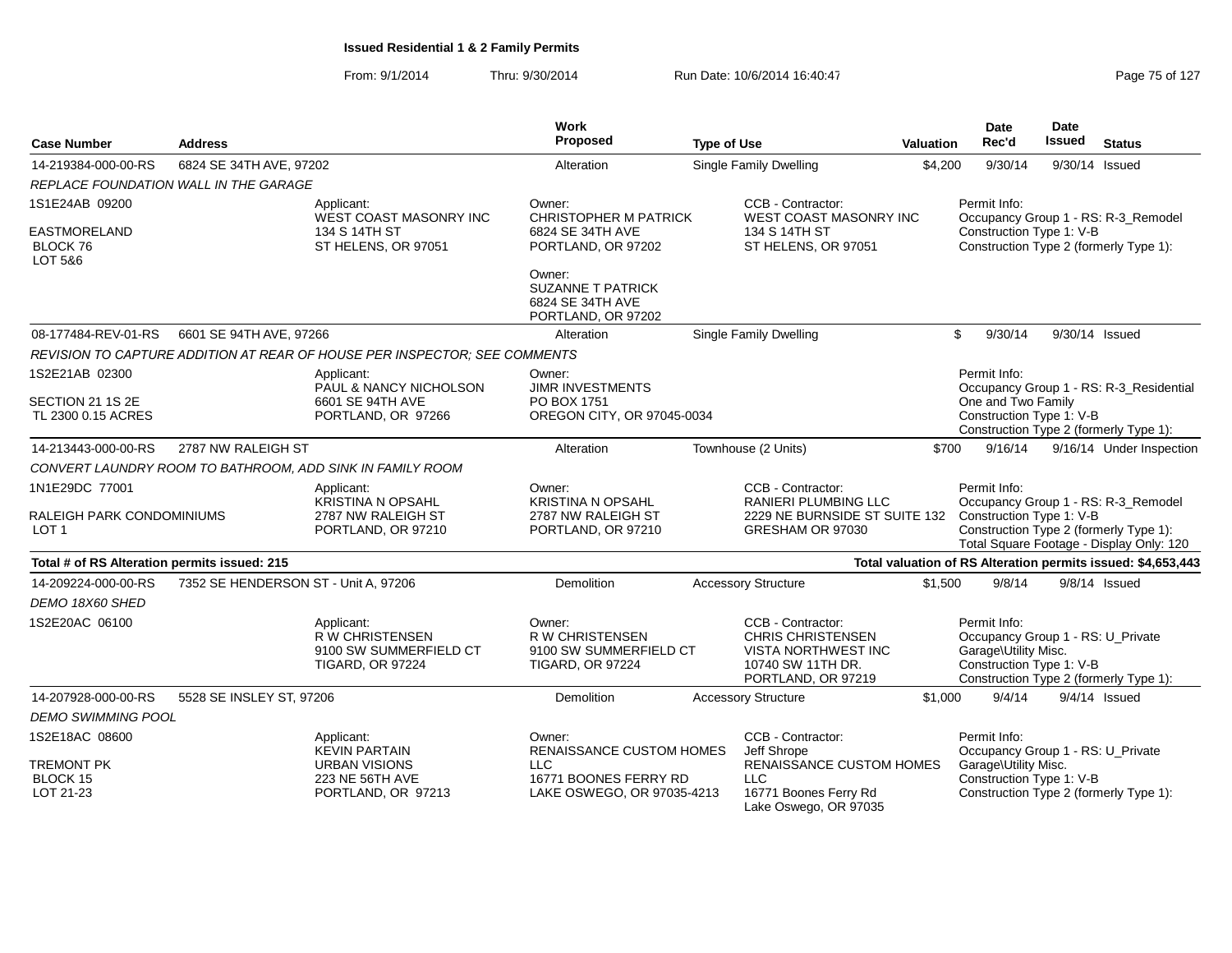**Issued Residential 1 & 2 Family Permits**

From: 9/1/2014 Thru: 9/30/2014 Run Date: 10/6/2014 16:40:47

| Case Number | Address | Work Proposed | Type of Use | Valuation | Date Rec'd | Date Issued | Status |
|---|---|---|---|---|---|---|---|
| 14-219384-000-00-RS | 6824 SE 34TH AVE, 97202 | Alteration | Single Family Dwelling | $4,200 | 9/30/14 | 9/30/14 | Issued |

*REPLACE FOUNDATION WALL IN THE GARAGE*

1S1E24AB 09200
EASTMORELAND
BLOCK 76
LOT 5&6

Applicant: WEST COAST MASONRY INC, 134 S 14TH ST, ST HELENS, OR 97051

Owner: CHRISTOPHER M PATRICK, 6824 SE 34TH AVE, PORTLAND, OR 97202

Owner: SUZANNE T PATRICK, 6824 SE 34TH AVE, PORTLAND, OR 97202

CCB - Contractor: WEST COAST MASONRY INC, 134 S 14TH ST, ST HELENS, OR 97051

Permit Info: Occupancy Group 1 - RS: R-3_Remodel; Construction Type 1: V-B; Construction Type 2 (formerly Type 1):

| Case Number | Address | Work Proposed | Type of Use | Valuation | Date Rec'd | Date Issued | Status |
|---|---|---|---|---|---|---|---|
| 08-177484-REV-01-RS | 6601 SE 94TH AVE, 97266 | Alteration | Single Family Dwelling | $ | 9/30/14 | 9/30/14 | Issued |

*REVISION TO CAPTURE ADDITION AT REAR OF HOUSE PER INSPECTOR; SEE COMMENTS*

1S2E21AB 02300
SECTION 21 1S 2E
TL 2300 0.15 ACRES

Applicant: PAUL & NANCY NICHOLSON, 6601 SE 94TH AVE, PORTLAND, OR 97266

Owner: JIMR INVESTMENTS, PO BOX 1751, OREGON CITY, OR 97045-0034

Permit Info: Occupancy Group 1 - RS: R-3_Residential One and Two Family; Construction Type 1: V-B; Construction Type 2 (formerly Type 1):

| Case Number | Address | Work Proposed | Type of Use | Valuation | Date Rec'd | Date Issued | Status |
|---|---|---|---|---|---|---|---|
| 14-213443-000-00-RS | 2787 NW RALEIGH ST | Alteration | Townhouse (2 Units) | $700 | 9/16/14 | 9/16/14 | Under Inspection |

*CONVERT LAUNDRY ROOM TO BATHROOM, ADD SINK IN FAMILY ROOM*

1N1E29DC 77001
RALEIGH PARK CONDOMINIUMS
LOT 1

Applicant: KRISTINA N OPSAHL, 2787 NW RALEIGH ST, PORTLAND, OR 97210

Owner: KRISTINA N OPSAHL, 2787 NW RALEIGH ST, PORTLAND, OR 97210

CCB - Contractor: RANIERI PLUMBING LLC, 2229 NE BURNSIDE ST SUITE 132, GRESHAM OR 97030

Permit Info: Occupancy Group 1 - RS: R-3_Remodel; Construction Type 1: V-B; Construction Type 2 (formerly Type 1):; Total Square Footage - Display Only: 120

**Total # of RS Alteration permits issued: 215** — **Total valuation of RS Alteration permits issued: $4,653,443**

| Case Number | Address | Work Proposed | Type of Use | Valuation | Date Rec'd | Date Issued | Status |
|---|---|---|---|---|---|---|---|
| 14-209224-000-00-RS | 7352 SE HENDERSON ST - Unit A, 97206 | Demolition | Accessory Structure | $1,500 | 9/8/14 | 9/8/14 | Issued |

*DEMO 18X60 SHED*

1S2E20AC 06100

Applicant: R W CHRISTENSEN, 9100 SW SUMMERFIELD CT, TIGARD, OR 97224

Owner: R W CHRISTENSEN, 9100 SW SUMMERFIELD CT, TIGARD, OR 97224

CCB - Contractor: CHRIS CHRISTENSEN, VISTA NORTHWEST INC, 10740 SW 11TH DR., PORTLAND, OR 97219

Permit Info: Occupancy Group 1 - RS: U_Private Garage\Utility Misc.; Construction Type 1: V-B; Construction Type 2 (formerly Type 1):

| Case Number | Address | Work Proposed | Type of Use | Valuation | Date Rec'd | Date Issued | Status |
|---|---|---|---|---|---|---|---|
| 14-207928-000-00-RS | 5528 SE INSLEY ST, 97206 | Demolition | Accessory Structure | $1,000 | 9/4/14 | 9/4/14 | Issued |

*DEMO SWIMMING POOL*

1S2E18AC 08600
TREMONT PK
BLOCK 15
LOT 21-23

Applicant: KEVIN PARTAIN, URBAN VISIONS, 223 NE 56TH AVE, PORTLAND, OR 97213

Owner: RENAISSANCE CUSTOM HOMES LLC, 16771 BOONES FERRY RD, LAKE OSWEGO, OR 97035-4213

CCB - Contractor: Jeff Shrope, RENAISSANCE CUSTOM HOMES LLC, 16771 Boones Ferry Rd, Lake Oswego, OR 97035

Permit Info: Occupancy Group 1 - RS: U_Private Garage\Utility Misc.; Construction Type 1: V-B; Construction Type 2 (formerly Type 1):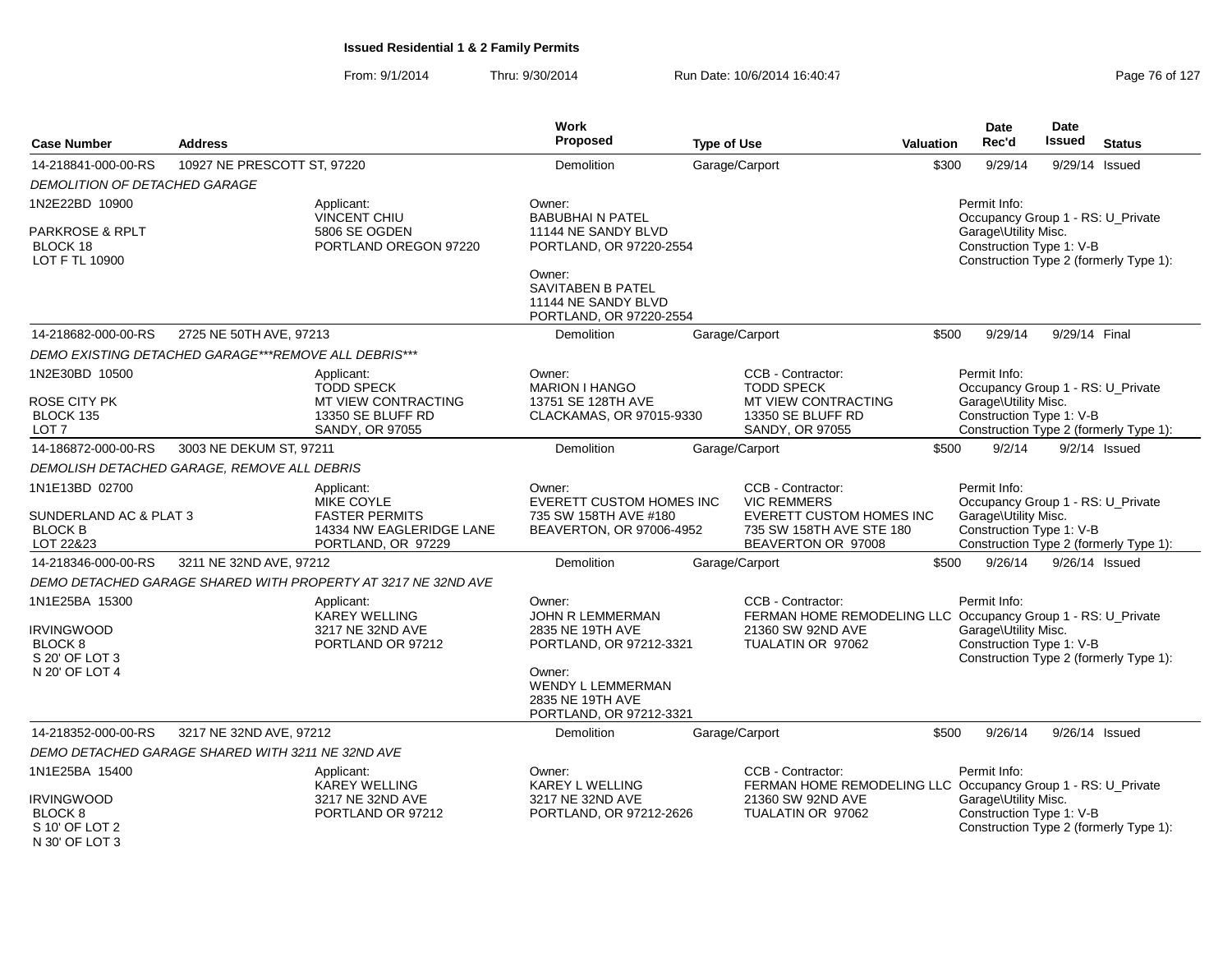**Issued Residential 1 & 2 Family Permits**

From: 9/1/2014 Thru: 9/30/2014 Run Date: 10/6/2014 16:40:47

| Case Number | Address | | Work Proposed | Type of Use | | Valuation | Date Rec'd | Date Issued | Status |
|---|---|---|---|---|---|---|---|---|---|
| 14-218841-000-00-RS | 10927 NE PRESCOTT ST, 97220 | | Demolition | Garage/Carport | | $300 | 9/29/14 | 9/29/14 | Issued |
| *DEMOLITION OF DETACHED GARAGE* | | | | | | | | | |
| 1N2E22BD 10900<br><br>PARKROSE & RPLT<br>BLOCK 18<br>LOT F TL 10900 | | Applicant:<br>VINCENT CHIU<br>5806 SE OGDEN<br>PORTLAND OREGON 97220 | Owner:<br>BABUBHAI N PATEL<br>11144 NE SANDY BLVD<br>PORTLAND, OR 97220-2554<br><br>Owner:<br>SAVITABEN B PATEL<br>11144 NE SANDY BLVD<br>PORTLAND, OR 97220-2554 | | | | Permit Info:<br>Occupancy Group 1 - RS: U_Private<br>Garage\Utility Misc.<br>Construction Type 1: V-B<br>Construction Type 2 (formerly Type 1): | | |
| 14-218682-000-00-RS | 2725 NE 50TH AVE, 97213 | | Demolition | Garage/Carport | | $500 | 9/29/14 | 9/29/14 | Final |
| *DEMO EXISTING DETACHED GARAGE***REMOVE ALL DEBRIS**** | | | | | | | | | |
| 1N2E30BD 10500<br><br>ROSE CITY PK<br>BLOCK 135<br>LOT 7 | | Applicant:<br>TODD SPECK<br>MT VIEW CONTRACTING<br>13350 SE BLUFF RD<br>SANDY, OR 97055 | Owner:<br>MARION I HANGO<br>13751 SE 128TH AVE<br>CLACKAMAS, OR 97015-9330 | CCB - Contractor:<br>TODD SPECK<br>MT VIEW CONTRACTING<br>13350 SE BLUFF RD<br>SANDY, OR 97055 | | | Permit Info:<br>Occupancy Group 1 - RS: U_Private<br>Garage\Utility Misc.<br>Construction Type 1: V-B<br>Construction Type 2 (formerly Type 1): | | |
| 14-186872-000-00-RS | 3003 NE DEKUM ST, 97211 | | Demolition | Garage/Carport | | $500 | 9/2/14 | 9/2/14 | Issued |
| *DEMOLISH DETACHED GARAGE, REMOVE ALL DEBRIS* | | | | | | | | | |
| 1N1E13BD 02700<br><br>SUNDERLAND AC & PLAT 3<br>BLOCK B<br>LOT 22&23 | | Applicant:<br>MIKE COYLE<br>FASTER PERMITS<br>14334 NW EAGLERIDGE LANE<br>PORTLAND, OR 97229 | Owner:<br>EVERETT CUSTOM HOMES INC<br>735 SW 158TH AVE #180<br>BEAVERTON, OR 97006-4952 | CCB - Contractor:<br>VIC REMMERS<br>EVERETT CUSTOM HOMES INC<br>735 SW 158TH AVE STE 180<br>BEAVERTON OR 97008 | | | Permit Info:<br>Occupancy Group 1 - RS: U_Private<br>Garage\Utility Misc.<br>Construction Type 1: V-B<br>Construction Type 2 (formerly Type 1): | | |
| 14-218346-000-00-RS | 3211 NE 32ND AVE, 97212 | | Demolition | Garage/Carport | | $500 | 9/26/14 | 9/26/14 | Issued |
| *DEMO DETACHED GARAGE SHARED WITH PROPERTY AT 3217 NE 32ND AVE* | | | | | | | | | |
| 1N1E25BA 15300<br><br>IRVINGWOOD<br>BLOCK 8<br>S 20' OF LOT 3<br>N 20' OF LOT 4 | | Applicant:<br>KAREY WELLING<br>3217 NE 32ND AVE<br>PORTLAND OR 97212 | Owner:<br>JOHN R LEMMERMAN<br>2835 NE 19TH AVE<br>PORTLAND, OR 97212-3321<br><br>Owner:<br>WENDY L LEMMERMAN<br>2835 NE 19TH AVE<br>PORTLAND, OR 97212-3321 | CCB - Contractor:<br>FERMAN HOME REMODELING LLC<br>21360 SW 92ND AVE<br>TUALATIN OR 97062 | | | Permit Info:<br>Occupancy Group 1 - RS: U_Private<br>Garage\Utility Misc.<br>Construction Type 1: V-B<br>Construction Type 2 (formerly Type 1): | | |
| 14-218352-000-00-RS | 3217 NE 32ND AVE, 97212 | | Demolition | Garage/Carport | | $500 | 9/26/14 | 9/26/14 | Issued |
| *DEMO DETACHED GARAGE SHARED WITH 3211 NE 32ND AVE* | | | | | | | | | |
| 1N1E25BA 15400<br><br>IRVINGWOOD<br>BLOCK 8<br>S 10' OF LOT 2<br>N 30' OF LOT 3 | | Applicant:<br>KAREY WELLING<br>3217 NE 32ND AVE<br>PORTLAND OR 97212 | Owner:<br>KAREY L WELLING<br>3217 NE 32ND AVE<br>PORTLAND, OR 97212-2626 | CCB - Contractor:<br>FERMAN HOME REMODELING LLC<br>21360 SW 92ND AVE<br>TUALATIN OR 97062 | | | Permit Info:<br>Occupancy Group 1 - RS: U_Private<br>Garage\Utility Misc.<br>Construction Type 1: V-B<br>Construction Type 2 (formerly Type 1): | | |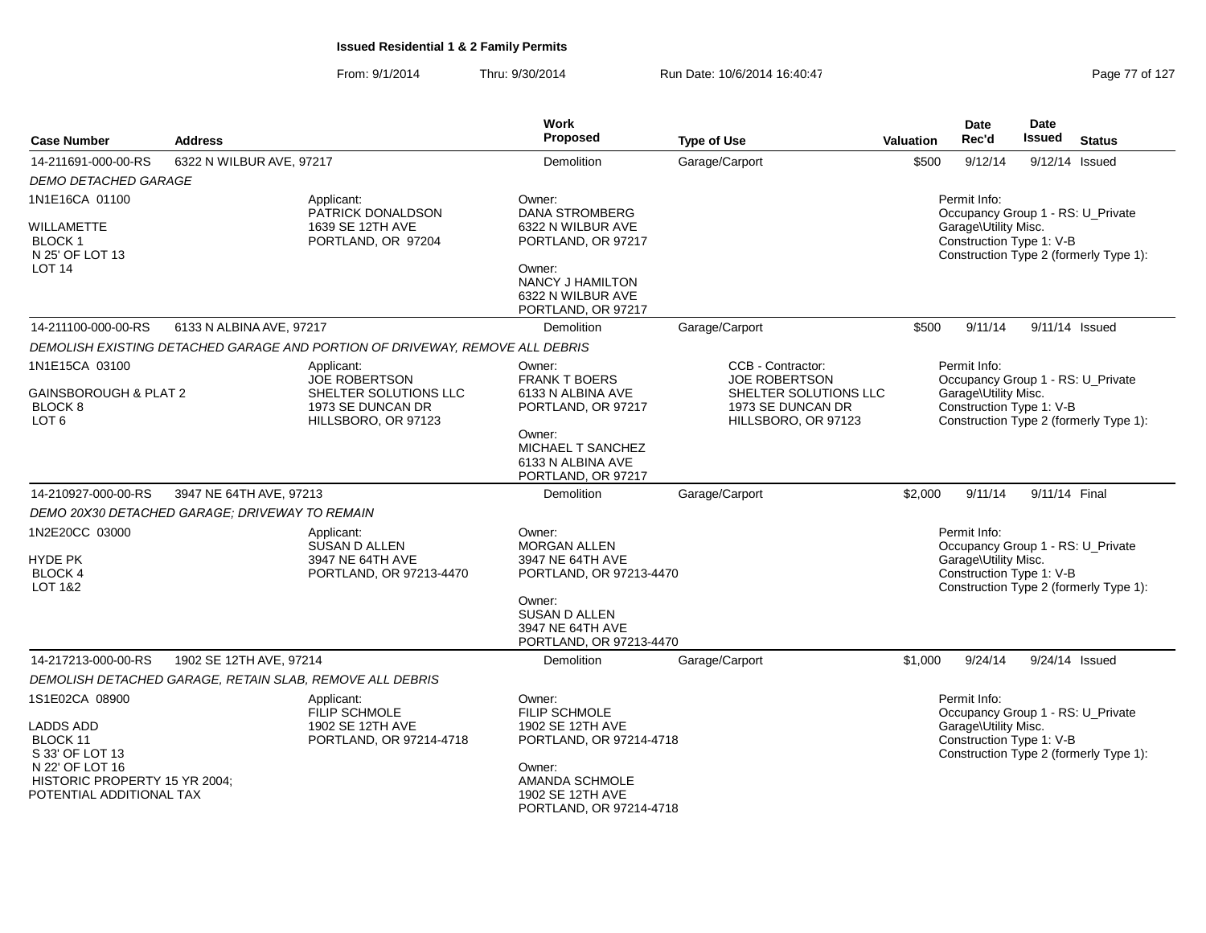**Issued Residential 1 & 2 Family Permits**

From: 9/1/2014 Thru: 9/30/2014 Run Date: 10/6/2014 16:40:47

| Case Number | Address | Work Proposed | Type of Use | Valuation | Date Rec'd | Date Issued | Status |
|---|---|---|---|---|---|---|---|
| 14-211691-000-00-RS | 6322 N WILBUR AVE, 97217 | Demolition | Garage/Carport | $500 | 9/12/14 | 9/12/14 | Issued |

*DEMO DETACHED GARAGE*

1N1E16CA 01100
WILLAMETTE
BLOCK 1
N 25' OF LOT 13
LOT 14

Applicant:
PATRICK DONALDSON
1639 SE 12TH AVE
PORTLAND, OR 97204

Owner:
DANA STROMBERG
6322 N WILBUR AVE
PORTLAND, OR 97217

Owner:
NANCY J HAMILTON
6322 N WILBUR AVE
PORTLAND, OR 97217

Permit Info:
Occupancy Group 1 - RS: U_Private Garage\Utility Misc.
Construction Type 1: V-B
Construction Type 2 (formerly Type 1):

| Case Number | Address | Work Proposed | Type of Use | Valuation | Date Rec'd | Date Issued | Status |
|---|---|---|---|---|---|---|---|
| 14-211100-000-00-RS | 6133 N ALBINA AVE, 97217 | Demolition | Garage/Carport | $500 | 9/11/14 | 9/11/14 | Issued |

*DEMOLISH EXISTING DETACHED GARAGE AND PORTION OF DRIVEWAY, REMOVE ALL DEBRIS*

1N1E15CA 03100
GAINSBOROUGH & PLAT 2
BLOCK 8
LOT 6

Applicant:
JOE ROBERTSON
SHELTER SOLUTIONS LLC
1973 SE DUNCAN DR
HILLSBORO, OR 97123

Owner:
FRANK T BOERS
6133 N ALBINA AVE
PORTLAND, OR 97217

Owner:
MICHAEL T SANCHEZ
6133 N ALBINA AVE
PORTLAND, OR 97217

CCB - Contractor:
JOE ROBERTSON
SHELTER SOLUTIONS LLC
1973 SE DUNCAN DR
HILLSBORO, OR 97123

Permit Info:
Occupancy Group 1 - RS: U_Private Garage\Utility Misc.
Construction Type 1: V-B
Construction Type 2 (formerly Type 1):

| Case Number | Address | Work Proposed | Type of Use | Valuation | Date Rec'd | Date Issued | Status |
|---|---|---|---|---|---|---|---|
| 14-210927-000-00-RS | 3947 NE 64TH AVE, 97213 | Demolition | Garage/Carport | $2,000 | 9/11/14 | 9/11/14 | Final |

*DEMO 20X30 DETACHED GARAGE; DRIVEWAY TO REMAIN*

1N2E20CC 03000
HYDE PK
BLOCK 4
LOT 1&2

Applicant:
SUSAN D ALLEN
3947 NE 64TH AVE
PORTLAND, OR 97213-4470

Owner:
MORGAN ALLEN
3947 NE 64TH AVE
PORTLAND, OR 97213-4470

Owner:
SUSAN D ALLEN
3947 NE 64TH AVE
PORTLAND, OR 97213-4470

Permit Info:
Occupancy Group 1 - RS: U_Private Garage\Utility Misc.
Construction Type 1: V-B
Construction Type 2 (formerly Type 1):

| Case Number | Address | Work Proposed | Type of Use | Valuation | Date Rec'd | Date Issued | Status |
|---|---|---|---|---|---|---|---|
| 14-217213-000-00-RS | 1902 SE 12TH AVE, 97214 | Demolition | Garage/Carport | $1,000 | 9/24/14 | 9/24/14 | Issued |

*DEMOLISH DETACHED GARAGE, RETAIN SLAB, REMOVE ALL DEBRIS*

1S1E02CA 08900
LADDS ADD
BLOCK 11
S 33' OF LOT 13
N 22' OF LOT 16
HISTORIC PROPERTY 15 YR 2004;
POTENTIAL ADDITIONAL TAX

Applicant:
FILIP SCHMOLE
1902 SE 12TH AVE
PORTLAND, OR 97214-4718

Owner:
FILIP SCHMOLE
1902 SE 12TH AVE
PORTLAND, OR 97214-4718

Owner:
AMANDA SCHMOLE
1902 SE 12TH AVE
PORTLAND, OR 97214-4718

Permit Info:
Occupancy Group 1 - RS: U_Private Garage\Utility Misc.
Construction Type 1: V-B
Construction Type 2 (formerly Type 1):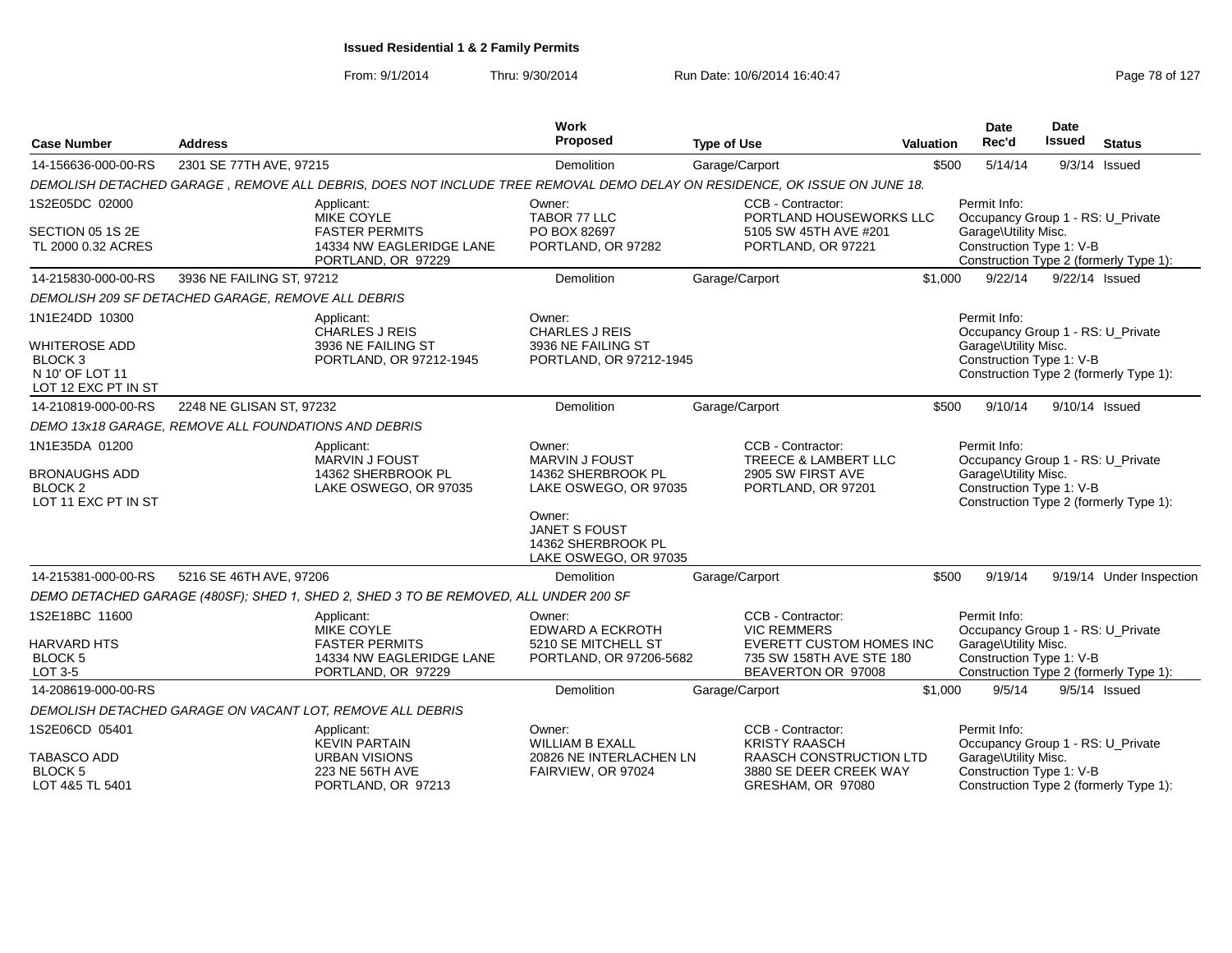**Issued Residential 1 & 2 Family Permits**

From: 9/1/2014 Thru: 9/30/2014 Run Date: 10/6/2014 16:40:47

| Case Number | Address | Work Proposed | Type of Use | Valuation | Date Rec'd | Date Issued | Status |
|---|---|---|---|---|---|---|---|
| 14-156636-000-00-RS | 2301 SE 77TH AVE, 97215 | Demolition | Garage/Carport | $500 | 5/14/14 | 9/3/14 | Issued |

DEMOLISH DETACHED GARAGE , REMOVE ALL DEBRIS, DOES NOT INCLUDE TREE REMOVAL DEMO DELAY ON RESIDENCE, OK ISSUE ON JUNE 18.

1S2E05DC 02000
SECTION 05 1S 2E
TL 2000 0.32 ACRES

Applicant: MIKE COYLE, FASTER PERMITS, 14334 NW EAGLERIDGE LANE, PORTLAND, OR 97229
Owner: TABOR 77 LLC, PO BOX 82697, PORTLAND, OR 97282
CCB - Contractor: PORTLAND HOUSEWORKS LLC, 5105 SW 45TH AVE #201, PORTLAND, OR 97221
Permit Info: Occupancy Group 1 - RS: U_Private Garage\Utility Misc. Construction Type 1: V-B Construction Type 2 (formerly Type 1):

| Case Number | Address | Work Proposed | Type of Use | Valuation | Date Rec'd | Date Issued | Status |
|---|---|---|---|---|---|---|---|
| 14-215830-000-00-RS | 3936 NE FAILING ST, 97212 | Demolition | Garage/Carport | $1,000 | 9/22/14 | 9/22/14 | Issued |

DEMOLISH 209 SF DETACHED GARAGE, REMOVE ALL DEBRIS

1N1E24DD 10300
WHITEROSE ADD
BLOCK 3
N 10' OF LOT 11
LOT 12 EXC PT IN ST

Applicant: CHARLES J REIS, 3936 NE FAILING ST, PORTLAND, OR 97212-1945
Owner: CHARLES J REIS, 3936 NE FAILING ST, PORTLAND, OR 97212-1945
Permit Info: Occupancy Group 1 - RS: U_Private Garage\Utility Misc. Construction Type 1: V-B Construction Type 2 (formerly Type 1):

| Case Number | Address | Work Proposed | Type of Use | Valuation | Date Rec'd | Date Issued | Status |
|---|---|---|---|---|---|---|---|
| 14-210819-000-00-RS | 2248 NE GLISAN ST, 97232 | Demolition | Garage/Carport | $500 | 9/10/14 | 9/10/14 | Issued |

DEMO 13x18 GARAGE, REMOVE ALL FOUNDATIONS AND DEBRIS

1N1E35DA 01200
BRONAUGHS ADD
BLOCK 2
LOT 11 EXC PT IN ST

Applicant: MARVIN J FOUST, 14362 SHERBROOK PL, LAKE OSWEGO, OR 97035
Owner: MARVIN J FOUST, 14362 SHERBROOK PL, LAKE OSWEGO, OR 97035
Owner: JANET S FOUST, 14362 SHERBROOK PL, LAKE OSWEGO, OR 97035
CCB - Contractor: TREECE & LAMBERT LLC, 2905 SW FIRST AVE, PORTLAND, OR 97201
Permit Info: Occupancy Group 1 - RS: U_Private Garage\Utility Misc. Construction Type 1: V-B Construction Type 2 (formerly Type 1):

| Case Number | Address | Work Proposed | Type of Use | Valuation | Date Rec'd | Date Issued | Status |
|---|---|---|---|---|---|---|---|
| 14-215381-000-00-RS | 5216 SE 46TH AVE, 97206 | Demolition | Garage/Carport | $500 | 9/19/14 | 9/19/14 | Under Inspection |

DEMO DETACHED GARAGE (480SF); SHED 1, SHED 2, SHED 3 TO BE REMOVED, ALL UNDER 200 SF

1S2E18BC 11600
HARVARD HTS
BLOCK 5
LOT 3-5

Applicant: MIKE COYLE, FASTER PERMITS, 14334 NW EAGLERIDGE LANE, PORTLAND, OR 97229
Owner: EDWARD A ECKROTH, 5210 SE MITCHELL ST, PORTLAND, OR 97206-5682
CCB - Contractor: VIC REMMERS, EVERETT CUSTOM HOMES INC, 735 SW 158TH AVE STE 180, BEAVERTON OR 97008
Permit Info: Occupancy Group 1 - RS: U_Private Garage\Utility Misc. Construction Type 1: V-B Construction Type 2 (formerly Type 1):

| Case Number | Address | Work Proposed | Type of Use | Valuation | Date Rec'd | Date Issued | Status |
|---|---|---|---|---|---|---|---|
| 14-208619-000-00-RS | | Demolition | Garage/Carport | $1,000 | 9/5/14 | 9/5/14 | Issued |

DEMOLISH DETACHED GARAGE ON VACANT LOT, REMOVE ALL DEBRIS

1S2E06CD 05401
TABASCO ADD
BLOCK 5
LOT 4&5 TL 5401

Applicant: KEVIN PARTAIN, URBAN VISIONS, 223 NE 56TH AVE, PORTLAND, OR 97213
Owner: WILLIAM B EXALL, 20826 NE INTERLACHEN LN, FAIRVIEW, OR 97024
CCB - Contractor: KRISTY RAASCH, RAASCH CONSTRUCTION LTD, 3880 SE DEER CREEK WAY, GRESHAM, OR 97080
Permit Info: Occupancy Group 1 - RS: U_Private Garage\Utility Misc. Construction Type 1: V-B Construction Type 2 (formerly Type 1):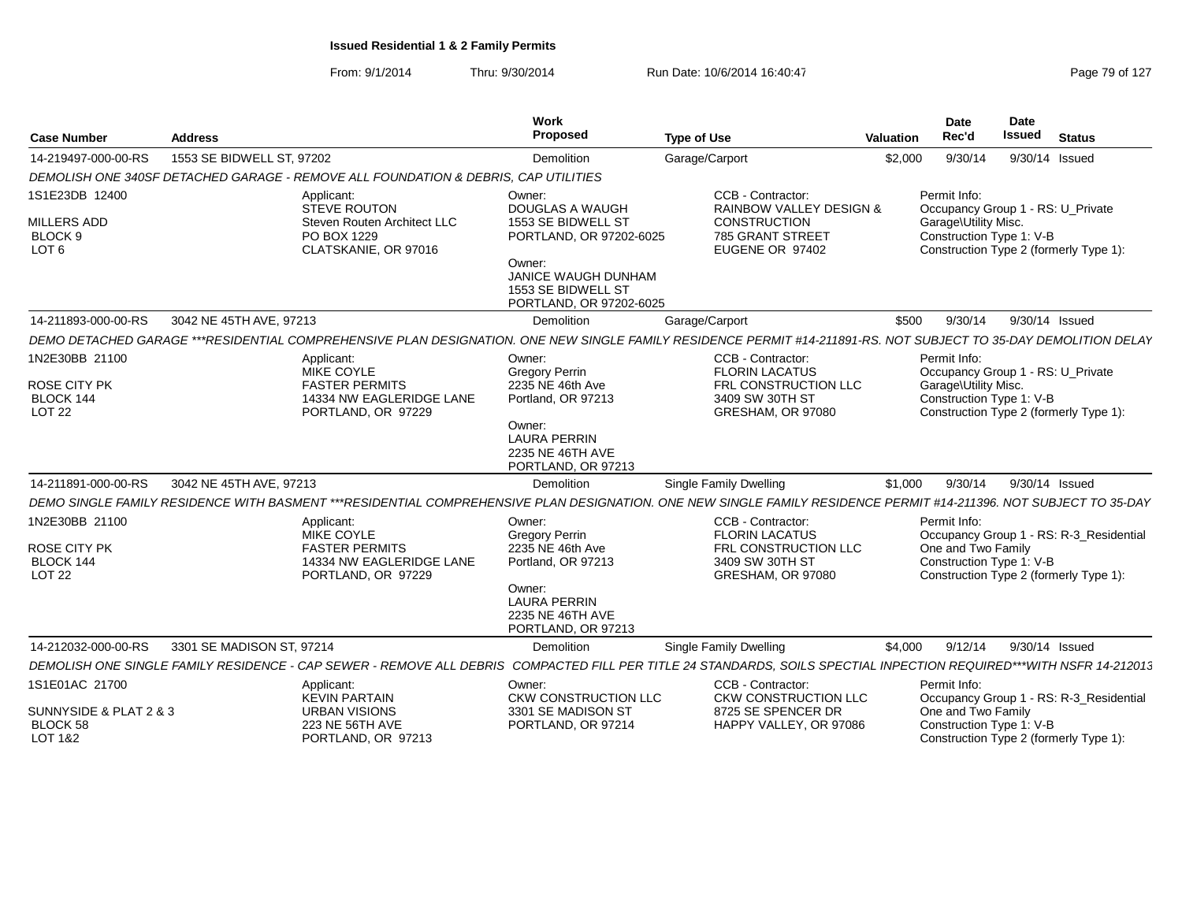**Issued Residential 1 & 2 Family Permits**

From: 9/1/2014 Thru: 9/30/2014 Run Date: 10/6/2014 16:40:47

| Case Number | Address | Work Proposed | Type of Use | Valuation | Date Rec'd | Date Issued | Status |
|---|---|---|---|---|---|---|---|
| 14-219497-000-00-RS | 1553 SE BIDWELL ST, 97202 | Demolition | Garage/Carport | $2,000 | 9/30/14 | 9/30/14 | Issued |

*DEMOLISH ONE 340SF DETACHED GARAGE - REMOVE ALL FOUNDATION & DEBRIS, CAP UTILITIES*

1S1E23DB 12400
MILLERS ADD
BLOCK 9
LOT 6

Applicant:
STEVE ROUTON
Steven Routen Architect LLC
PO BOX 1229
CLATSKANIE, OR 97016

Owner:
DOUGLAS A WAUGH
1553 SE BIDWELL ST
PORTLAND, OR 97202-6025

Owner:
JANICE WAUGH DUNHAM
1553 SE BIDWELL ST
PORTLAND, OR 97202-6025

CCB - Contractor:
RAINBOW VALLEY DESIGN & CONSTRUCTION
785 GRANT STREET
EUGENE OR 97402

Permit Info:
Occupancy Group 1 - RS: U_Private Garage\Utility Misc.
Construction Type 1: V-B
Construction Type 2 (formerly Type 1):

| Case Number | Address | Work Proposed | Type of Use | Valuation | Date Rec'd | Date Issued | Status |
|---|---|---|---|---|---|---|---|
| 14-211893-000-00-RS | 3042 NE 45TH AVE, 97213 | Demolition | Garage/Carport | $500 | 9/30/14 | 9/30/14 | Issued |

*DEMO DETACHED GARAGE ***RESIDENTIAL COMPREHENSIVE PLAN DESIGNATION. ONE NEW SINGLE FAMILY RESIDENCE PERMIT #14-211891-RS. NOT SUBJECT TO 35-DAY DEMOLITION DELAY*

1N2E30BB 21100
ROSE CITY PK
BLOCK 144
LOT 22

Applicant:
MIKE COYLE
FASTER PERMITS
14334 NW EAGLERIDGE LANE
PORTLAND, OR 97229

Owner:
Gregory Perrin
2235 NE 46th Ave
Portland, OR 97213

Owner:
LAURA PERRIN
2235 NE 46TH AVE
PORTLAND, OR 97213

CCB - Contractor:
FLORIN LACATUS
FRL CONSTRUCTION LLC
3409 SW 30TH ST
GRESHAM, OR 97080

Permit Info:
Occupancy Group 1 - RS: U_Private Garage\Utility Misc.
Construction Type 1: V-B
Construction Type 2 (formerly Type 1):

| Case Number | Address | Work Proposed | Type of Use | Valuation | Date Rec'd | Date Issued | Status |
|---|---|---|---|---|---|---|---|
| 14-211891-000-00-RS | 3042 NE 45TH AVE, 97213 | Demolition | Single Family Dwelling | $1,000 | 9/30/14 | 9/30/14 | Issued |

*DEMO SINGLE FAMILY RESIDENCE WITH BASMENT ***RESIDENTIAL COMPREHENSIVE PLAN DESIGNATION. ONE NEW SINGLE FAMILY RESIDENCE PERMIT #14-211396. NOT SUBJECT TO 35-DAY*

1N2E30BB 21100
ROSE CITY PK
BLOCK 144
LOT 22

Applicant:
MIKE COYLE
FASTER PERMITS
14334 NW EAGLERIDGE LANE
PORTLAND, OR 97229

Owner:
Gregory Perrin
2235 NE 46th Ave
Portland, OR 97213

Owner:
LAURA PERRIN
2235 NE 46TH AVE
PORTLAND, OR 97213

CCB - Contractor:
FLORIN LACATUS
FRL CONSTRUCTION LLC
3409 SW 30TH ST
GRESHAM, OR 97080

Permit Info:
Occupancy Group 1 - RS: R-3_Residential One and Two Family
Construction Type 1: V-B
Construction Type 2 (formerly Type 1):

| Case Number | Address | Work Proposed | Type of Use | Valuation | Date Rec'd | Date Issued | Status |
|---|---|---|---|---|---|---|---|
| 14-212032-000-00-RS | 3301 SE MADISON ST, 97214 | Demolition | Single Family Dwelling | $4,000 | 9/12/14 | 9/30/14 | Issued |

*DEMOLISH ONE SINGLE FAMILY RESIDENCE - CAP SEWER - REMOVE ALL DEBRIS COMPACTED FILL PER TITLE 24 STANDARDS, SOILS SPECTIAL INPECTION REQUIRED***WITH NSFR 14-212013*

1S1E01AC 21700
SUNNYSIDE & PLAT 2 & 3
BLOCK 58
LOT 1&2

Applicant:
KEVIN PARTAIN
URBAN VISIONS
223 NE 56TH AVE
PORTLAND, OR 97213

Owner:
CKW CONSTRUCTION LLC
3301 SE MADISON ST
PORTLAND, OR 97214

CCB - Contractor:
CKW CONSTRUCTION LLC
8725 SE SPENCER DR
HAPPY VALLEY, OR 97086

Permit Info:
Occupancy Group 1 - RS: R-3_Residential One and Two Family
Construction Type 1: V-B
Construction Type 2 (formerly Type 1):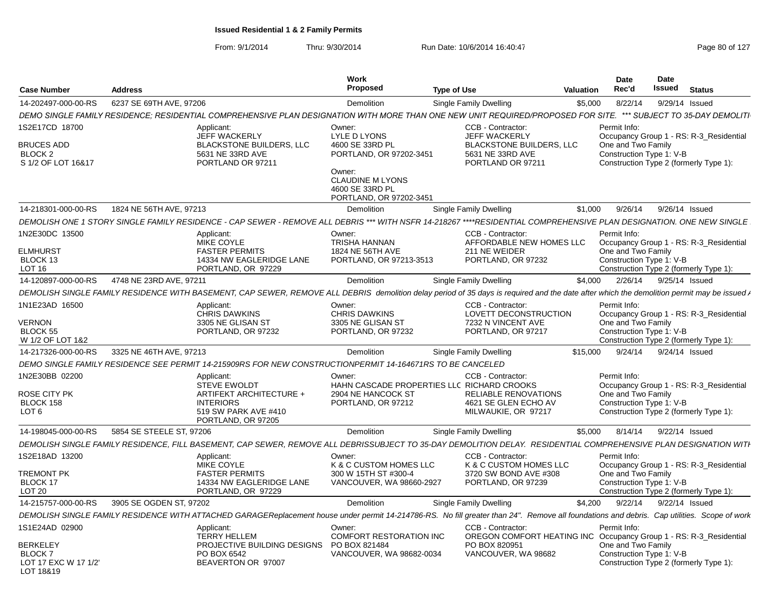# Issued Residential 1 & 2 Family Permits

From: 9/1/2014 Thru: 9/30/2014 Run Date: 10/6/2014 16:40:47

| Case Number | Address | Work Proposed | Type of Use | Valuation | Date Rec'd | Date Issued | Status |
|---|---|---|---|---|---|---|---|
| 14-202497-000-00-RS | 6237 SE 69TH AVE, 97206 | Demolition | Single Family Dwelling | $5,000 | 8/22/14 | 9/29/14 | Issued |

DEMO SINGLE FAMILY RESIDENCE; RESIDENTIAL COMPREHENSIVE PLAN DESIGNATION WITH MORE THAN ONE NEW UNIT REQUIRED/PROPOSED FOR SITE. *** SUBJECT TO 35-DAY DEMOLITI

1S2E17CD 18700
BRUCES ADD
BLOCK 2
S 1/2 OF LOT 16&17

Applicant: JEFF WACKERLY, BLACKSTONE BUILDERS, LLC, 5631 NE 33RD AVE, PORTLAND OR 97211

Owner: LYLE D LYONS, 4600 SE 33RD PL, PORTLAND, OR 97202-3451

Owner: CLAUDINE M LYONS, 4600 SE 33RD PL, PORTLAND, OR 97202-3451

CCB - Contractor: JEFF WACKERLY, BLACKSTONE BUILDERS, LLC, 5631 NE 33RD AVE, PORTLAND OR 97211

Permit Info: Occupancy Group 1 - RS: R-3_Residential One and Two Family; Construction Type 1: V-B; Construction Type 2 (formerly Type 1):

| Case Number | Address | Work Proposed | Type of Use | Valuation | Date Rec'd | Date Issued | Status |
|---|---|---|---|---|---|---|---|
| 14-218301-000-00-RS | 1824 NE 56TH AVE, 97213 | Demolition | Single Family Dwelling | $1,000 | 9/26/14 | 9/26/14 | Issued |

DEMOLISH ONE 1 STORY SINGLE FAMILY RESIDENCE - CAP SEWER - REMOVE ALL DEBRIS *** WITH NSFR 14-218267 ****RESIDENTIAL COMPREHENSIVE PLAN DESIGNATION. ONE NEW SINGLE

1N2E30DC 13500
ELMHURST
BLOCK 13
LOT 16

Applicant: MIKE COYLE, FASTER PERMITS, 14334 NW EAGLERIDGE LANE, PORTLAND, OR 97229

Owner: TRISHA HANNAN, 1824 NE 56TH AVE, PORTLAND, OR 97213-3513

CCB - Contractor: AFFORDABLE NEW HOMES LLC, 211 NE WEIDER, PORTLAND, OR 97232

Permit Info: Occupancy Group 1 - RS: R-3_Residential One and Two Family; Construction Type 1: V-B; Construction Type 2 (formerly Type 1):

| Case Number | Address | Work Proposed | Type of Use | Valuation | Date Rec'd | Date Issued | Status |
|---|---|---|---|---|---|---|---|
| 14-120897-000-00-RS | 4748 NE 23RD AVE, 97211 | Demolition | Single Family Dwelling | $4,000 | 2/26/14 | 9/25/14 | Issued |

DEMOLISH SINGLE FAMILY RESIDENCE WITH BASEMENT, CAP SEWER, REMOVE ALL DEBRIS demolition delay period of 35 days is required and the date after which the demolition permit may be issued A

1N1E23AD 16500
VERNON
BLOCK 55
W 1/2 OF LOT 1&2

Applicant: CHRIS DAWKINS, 3305 NE GLISAN ST, PORTLAND, OR 97232

Owner: CHRIS DAWKINS, 3305 NE GLISAN ST, PORTLAND, OR 97232

CCB - Contractor: LOVETT DECONSTRUCTION, 7232 N VINCENT AVE, PORTLAND, OR 97217

Permit Info: Occupancy Group 1 - RS: R-3_Residential One and Two Family; Construction Type 1: V-B; Construction Type 2 (formerly Type 1):

| Case Number | Address | Work Proposed | Type of Use | Valuation | Date Rec'd | Date Issued | Status |
|---|---|---|---|---|---|---|---|
| 14-217326-000-00-RS | 3325 NE 46TH AVE, 97213 | Demolition | Single Family Dwelling | $15,000 | 9/24/14 | 9/24/14 | Issued |

DEMO SINGLE FAMILY RESIDENCE SEE PERMIT 14-215909RS FOR NEW CONSTRUCTIONPERMIT 14-164671RS TO BE CANCELED

1N2E30BB 02200
ROSE CITY PK
BLOCK 158
LOT 6

Applicant: STEVE EWOLDT, ARTIFEKT ARCHITECTURE + INTERIORS, 519 SW PARK AVE #410, PORTLAND, OR 97205

Owner: HAHN CASCADE PROPERTIES LLC, 2904 NE HANCOCK ST, PORTLAND, OR 97212

CCB - Contractor: RICHARD CROOKS, RELIABLE RENOVATIONS, 4621 SE GLEN ECHO AV, MILWAUKIE, OR 97217

Permit Info: Occupancy Group 1 - RS: R-3_Residential One and Two Family; Construction Type 1: V-B; Construction Type 2 (formerly Type 1):

| Case Number | Address | Work Proposed | Type of Use | Valuation | Date Rec'd | Date Issued | Status |
|---|---|---|---|---|---|---|---|
| 14-198045-000-00-RS | 5854 SE STEELE ST, 97206 | Demolition | Single Family Dwelling | $5,000 | 8/14/14 | 9/22/14 | Issued |

DEMOLISH SINGLE FAMILY RESIDENCE, FILL BASEMENT, CAP SEWER, REMOVE ALL DEBRISSUBJECT TO 35-DAY DEMOLITION DELAY. RESIDENTIAL COMPREHENSIVE PLAN DESIGNATION WITH

1S2E18AD 13200
TREMONT PK
BLOCK 17
LOT 20

Applicant: MIKE COYLE, FASTER PERMITS, 14334 NW EAGLERIDGE LANE, PORTLAND, OR 97229

Owner: K & C CUSTOM HOMES LLC, 300 W 15TH ST #300-4, VANCOUVER, WA 98660-2927

CCB - Contractor: K & C CUSTOM HOMES LLC, 3720 SW BOND AVE #308, PORTLAND, OR 97239

Permit Info: Occupancy Group 1 - RS: R-3_Residential One and Two Family; Construction Type 1: V-B; Construction Type 2 (formerly Type 1):

| Case Number | Address | Work Proposed | Type of Use | Valuation | Date Rec'd | Date Issued | Status |
|---|---|---|---|---|---|---|---|
| 14-215757-000-00-RS | 3905 SE OGDEN ST, 97202 | Demolition | Single Family Dwelling | $4,200 | 9/22/14 | 9/22/14 | Issued |

DEMOLISH SINGLE FAMILY RESIDENCE WITH ATTACHED GARAGEReplacement house under permit 14-214786-RS. No fill greater than 24". Remove all foundations and debris. Cap utilities. Scope of work

1S1E24AD 02900
BERKELEY
BLOCK 7
LOT 17 EXC W 17 1/2'
LOT 18&19

Applicant: TERRY HELLEM, PROJECTIVE BUILDING DESIGNS, PO BOX 6542, BEAVERTON OR 97007

Owner: COMFORT RESTORATION INC, PO BOX 821484, VANCOUVER, WA 98682-0034

CCB - Contractor: OREGON COMFORT HEATING INC, PO BOX 820951, VANCOUVER, WA 98682

Permit Info: Occupancy Group 1 - RS: R-3_Residential One and Two Family; Construction Type 1: V-B; Construction Type 2 (formerly Type 1):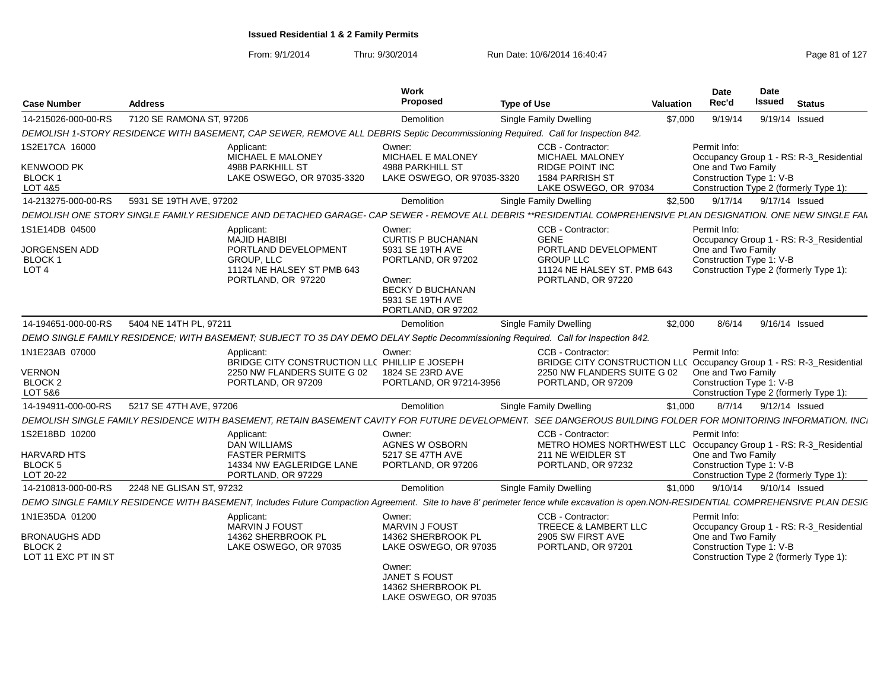**Issued Residential 1 & 2 Family Permits**

From: 9/1/2014 Thru: 9/30/2014 Run Date: 10/6/2014 16:40:47

| Case Number | Address | Work Proposed | Type of Use | Valuation | Date Rec'd | Date Issued | Status |
|---|---|---|---|---|---|---|---|
| 14-215026-000-00-RS | 7120 SE RAMONA ST, 97206 | Demolition | Single Family Dwelling | $7,000 | 9/19/14 | 9/19/14 | Issued |

*DEMOLISH 1-STORY RESIDENCE WITH BASEMENT, CAP SEWER, REMOVE ALL DEBRIS Septic Decommissioning Required. Call for Inspection 842.*

1S2E17CA 16000
KENWOOD PK
BLOCK 1
LOT 4&5

Applicant: MICHAEL E MALONEY, 4988 PARKHILL ST, LAKE OSWEGO, OR 97035-3320

Owner: MICHAEL E MALONEY, 4988 PARKHILL ST, LAKE OSWEGO, OR 97035-3320

CCB - Contractor: MICHAEL MALONEY, RIDGE POINT INC, 1584 PARRISH ST, LAKE OSWEGO, OR 97034

Permit Info: Occupancy Group 1 - RS: R-3_Residential One and Two Family; Construction Type 1: V-B; Construction Type 2 (formerly Type 1):

| Case Number | Address | Work Proposed | Type of Use | Valuation | Date Rec'd | Date Issued | Status |
|---|---|---|---|---|---|---|---|
| 14-213275-000-00-RS | 5931 SE 19TH AVE, 97202 | Demolition | Single Family Dwelling | $2,500 | 9/17/14 | 9/17/14 | Issued |

*DEMOLISH ONE STORY SINGLE FAMILY RESIDENCE AND DETACHED GARAGE- CAP SEWER - REMOVE ALL DEBRIS **RESIDENTIAL COMPREHENSIVE PLAN DESIGNATION. ONE NEW SINGLE FAM*

1S1E14DB 04500
JORGENSEN ADD
BLOCK 1
LOT 4

Applicant: MAJID HABIBI, PORTLAND DEVELOPMENT GROUP, LLC, 11124 NE HALSEY ST PMB 643, PORTLAND, OR 97220

Owner: CURTIS P BUCHANAN, 5931 SE 19TH AVE, PORTLAND, OR 97202

Owner: BECKY D BUCHANAN, 5931 SE 19TH AVE, PORTLAND, OR 97202

CCB - Contractor: GENE, PORTLAND DEVELOPMENT GROUP LLC, 11124 NE HALSEY ST. PMB 643, PORTLAND, OR 97220

Permit Info: Occupancy Group 1 - RS: R-3_Residential One and Two Family; Construction Type 1: V-B; Construction Type 2 (formerly Type 1):

| Case Number | Address | Work Proposed | Type of Use | Valuation | Date Rec'd | Date Issued | Status |
|---|---|---|---|---|---|---|---|
| 14-194651-000-00-RS | 5404 NE 14TH PL, 97211 | Demolition | Single Family Dwelling | $2,000 | 8/6/14 | 9/16/14 | Issued |

*DEMO SINGLE FAMILY RESIDENCE; WITH BASEMENT; SUBJECT TO 35 DAY DEMO DELAY Septic Decommissioning Required. Call for Inspection 842.*

1N1E23AB 07000
VERNON
BLOCK 2
LOT 5&6

Applicant: BRIDGE CITY CONSTRUCTION LLC, 2250 NW FLANDERS SUITE G 02, PORTLAND, OR 97209

Owner: PHILLIP E JOSEPH, 1824 SE 23RD AVE, PORTLAND, OR 97214-3956

CCB - Contractor: BRIDGE CITY CONSTRUCTION LLC, 2250 NW FLANDERS SUITE G 02, PORTLAND, OR 97209

Permit Info: Occupancy Group 1 - RS: R-3_Residential One and Two Family; Construction Type 1: V-B; Construction Type 2 (formerly Type 1):

| Case Number | Address | Work Proposed | Type of Use | Valuation | Date Rec'd | Date Issued | Status |
|---|---|---|---|---|---|---|---|
| 14-194911-000-00-RS | 5217 SE 47TH AVE, 97206 | Demolition | Single Family Dwelling | $1,000 | 8/7/14 | 9/12/14 | Issued |

*DEMOLISH SINGLE FAMILY RESIDENCE WITH BASEMENT, RETAIN BASEMENT CAVITY FOR FUTURE DEVELOPMENT. SEE DANGEROUS BUILDING FOLDER FOR MONITORING INFORMATION. INCL*

1S2E18BD 10200
HARVARD HTS
BLOCK 5
LOT 20-22

Applicant: DAN WILLIAMS, FASTER PERMITS, 14334 NW EAGLERIDGE LANE, PORTLAND, OR 97229

Owner: AGNES W OSBORN, 5217 SE 47TH AVE, PORTLAND, OR 97206

CCB - Contractor: METRO HOMES NORTHWEST LLC, 211 NE WEIDLER ST, PORTLAND, OR 97232

Permit Info: Occupancy Group 1 - RS: R-3_Residential One and Two Family; Construction Type 1: V-B; Construction Type 2 (formerly Type 1):

| Case Number | Address | Work Proposed | Type of Use | Valuation | Date Rec'd | Date Issued | Status |
|---|---|---|---|---|---|---|---|
| 14-210813-000-00-RS | 2248 NE GLISAN ST, 97232 | Demolition | Single Family Dwelling | $1,000 | 9/10/14 | 9/10/14 | Issued |

*DEMO SINGLE FAMILY RESIDENCE WITH BASEMENT, Includes Future Compaction Agreement. Site to have 8' perimeter fence while excavation is open.NON-RESIDENTIAL COMPREHENSIVE PLAN DESIG*

1N1E35DA 01200
BRONAUGHS ADD
BLOCK 2
LOT 11 EXC PT IN ST

Applicant: MARVIN J FOUST, 14362 SHERBROOK PL, LAKE OSWEGO, OR 97035

Owner: MARVIN J FOUST, 14362 SHERBROOK PL, LAKE OSWEGO, OR 97035

Owner: JANET S FOUST, 14362 SHERBROOK PL, LAKE OSWEGO, OR 97035

CCB - Contractor: TREECE & LAMBERT LLC, 2905 SW FIRST AVE, PORTLAND, OR 97201

Permit Info: Occupancy Group 1 - RS: R-3_Residential One and Two Family; Construction Type 1: V-B; Construction Type 2 (formerly Type 1):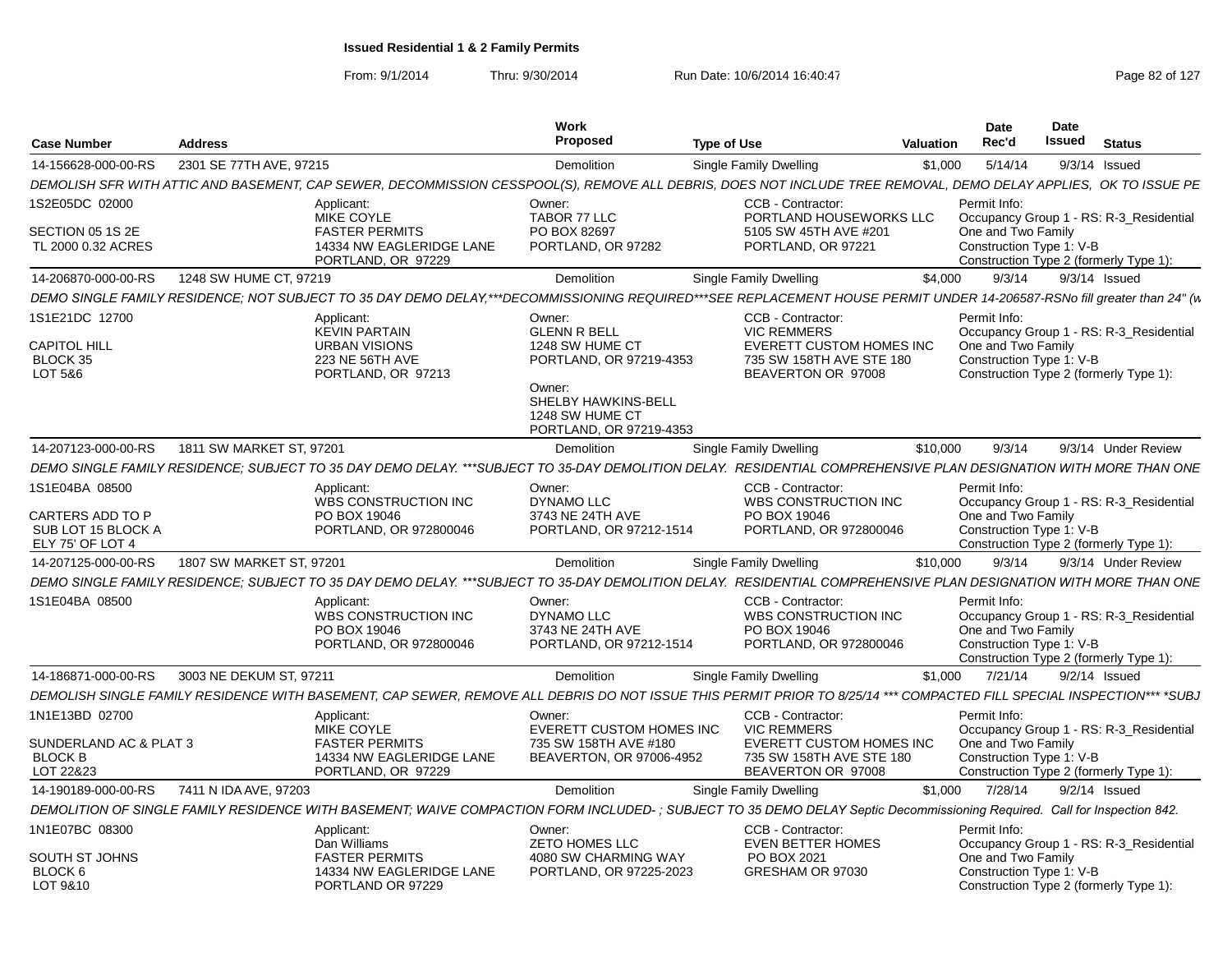# Issued Residential 1 & 2 Family Permits

From: 9/1/2014 Thru: 9/30/2014 Run Date: 10/6/2014 16:40:47

| Case Number | Address | Work Proposed | Type of Use | Valuation | Date Rec'd | Date Issued | Status |
|---|---|---|---|---|---|---|---|
| 14-156628-000-00-RS | 2301 SE 77TH AVE, 97215 | Demolition | Single Family Dwelling | $1,000 | 5/14/14 | 9/3/14 | Issued |

*DEMOLISH SFR WITH ATTIC AND BASEMENT, CAP SEWER, DECOMMISSION CESSPOOL(S), REMOVE ALL DEBRIS, DOES NOT INCLUDE TREE REMOVAL, DEMO DELAY APPLIES, OK TO ISSUE PE*

1S2E05DC 02000
SECTION 05 1S 2E
TL 2000 0.32 ACRES

Applicant: MIKE COYLE, FASTER PERMITS, 14334 NW EAGLERIDGE LANE, PORTLAND, OR 97229

Owner: TABOR 77 LLC, PO BOX 82697, PORTLAND, OR 97282

CCB - Contractor: PORTLAND HOUSEWORKS LLC, 5105 SW 45TH AVE #201, PORTLAND, OR 97221

Permit Info: Occupancy Group 1 - RS: R-3_Residential One and Two Family; Construction Type 1: V-B; Construction Type 2 (formerly Type 1):

| Case Number | Address | Work Proposed | Type of Use | Valuation | Date Rec'd | Date Issued | Status |
|---|---|---|---|---|---|---|---|
| 14-206870-000-00-RS | 1248 SW HUME CT, 97219 | Demolition | Single Family Dwelling | $4,000 | 9/3/14 | 9/3/14 | Issued |

*DEMO SINGLE FAMILY RESIDENCE; NOT SUBJECT TO 35 DAY DEMO DELAY,***DECOMMISSIONING REQUIRED***SEE REPLACEMENT HOUSE PERMIT UNDER 14-206587-RSNo fill greater than 24" (w*

1S1E21DC 12700
CAPITOL HILL
BLOCK 35
LOT 5&6

Applicant: KEVIN PARTAIN, URBAN VISIONS, 223 NE 56TH AVE, PORTLAND, OR 97213

Owner: GLENN R BELL, 1248 SW HUME CT, PORTLAND, OR 97219-4353

Owner: SHELBY HAWKINS-BELL, 1248 SW HUME CT, PORTLAND, OR 97219-4353

CCB - Contractor: VIC REMMERS, EVERETT CUSTOM HOMES INC, 735 SW 158TH AVE STE 180, BEAVERTON OR 97008

Permit Info: Occupancy Group 1 - RS: R-3_Residential One and Two Family; Construction Type 1: V-B; Construction Type 2 (formerly Type 1):

| Case Number | Address | Work Proposed | Type of Use | Valuation | Date Rec'd | Date Issued | Status |
|---|---|---|---|---|---|---|---|
| 14-207123-000-00-RS | 1811 SW MARKET ST, 97201 | Demolition | Single Family Dwelling | $10,000 | 9/3/14 | 9/3/14 | Under Review |

*DEMO SINGLE FAMILY RESIDENCE; SUBJECT TO 35 DAY DEMO DELAY. ***SUBJECT TO 35-DAY DEMOLITION DELAY. RESIDENTIAL COMPREHENSIVE PLAN DESIGNATION WITH MORE THAN ONE*

1S1E04BA 08500
CARTERS ADD TO P
SUB LOT 15 BLOCK A
ELY 75' OF LOT 4

Applicant: WBS CONSTRUCTION INC, PO BOX 19046, PORTLAND, OR 972800046

Owner: DYNAMO LLC, 3743 NE 24TH AVE, PORTLAND, OR 97212-1514

CCB - Contractor: WBS CONSTRUCTION INC, PO BOX 19046, PORTLAND, OR 972800046

Permit Info: Occupancy Group 1 - RS: R-3_Residential One and Two Family; Construction Type 1: V-B; Construction Type 2 (formerly Type 1):

| Case Number | Address | Work Proposed | Type of Use | Valuation | Date Rec'd | Date Issued | Status |
|---|---|---|---|---|---|---|---|
| 14-207125-000-00-RS | 1807 SW MARKET ST, 97201 | Demolition | Single Family Dwelling | $10,000 | 9/3/14 | 9/3/14 | Under Review |

*DEMO SINGLE FAMILY RESIDENCE; SUBJECT TO 35 DAY DEMO DELAY. ***SUBJECT TO 35-DAY DEMOLITION DELAY. RESIDENTIAL COMPREHENSIVE PLAN DESIGNATION WITH MORE THAN ONE*

1S1E04BA 08500

Applicant: WBS CONSTRUCTION INC, PO BOX 19046, PORTLAND, OR 972800046

Owner: DYNAMO LLC, 3743 NE 24TH AVE, PORTLAND, OR 97212-1514

CCB - Contractor: WBS CONSTRUCTION INC, PO BOX 19046, PORTLAND, OR 972800046

Permit Info: Occupancy Group 1 - RS: R-3_Residential One and Two Family; Construction Type 1: V-B; Construction Type 2 (formerly Type 1):

| Case Number | Address | Work Proposed | Type of Use | Valuation | Date Rec'd | Date Issued | Status |
|---|---|---|---|---|---|---|---|
| 14-186871-000-00-RS | 3003 NE DEKUM ST, 97211 | Demolition | Single Family Dwelling | $1,000 | 7/21/14 | 9/2/14 | Issued |

*DEMOLISH SINGLE FAMILY RESIDENCE WITH BASEMENT, CAP SEWER, REMOVE ALL DEBRIS DO NOT ISSUE THIS PERMIT PRIOR TO 8/25/14 *** COMPACTED FILL SPECIAL INSPECTION*** *SUBJ*

1N1E13BD 02700
SUNDERLAND AC & PLAT 3
BLOCK B
LOT 22&23

Applicant: MIKE COYLE, FASTER PERMITS, 14334 NW EAGLERIDGE LANE, PORTLAND, OR 97229

Owner: EVERETT CUSTOM HOMES INC, 735 SW 158TH AVE #180, BEAVERTON, OR 97006-4952

CCB - Contractor: VIC REMMERS, EVERETT CUSTOM HOMES INC, 735 SW 158TH AVE STE 180, BEAVERTON OR 97008

Permit Info: Occupancy Group 1 - RS: R-3_Residential One and Two Family; Construction Type 1: V-B; Construction Type 2 (formerly Type 1):

| Case Number | Address | Work Proposed | Type of Use | Valuation | Date Rec'd | Date Issued | Status |
|---|---|---|---|---|---|---|---|
| 14-190189-000-00-RS | 7411 N IDA AVE, 97203 | Demolition | Single Family Dwelling | $1,000 | 7/28/14 | 9/2/14 | Issued |

*DEMOLITION OF SINGLE FAMILY RESIDENCE WITH BASEMENT; WAIVE COMPACTION FORM INCLUDED- ; SUBJECT TO 35 DEMO DELAY Septic Decommissioning Required. Call for Inspection 842.*

1N1E07BC 08300
SOUTH ST JOHNS
BLOCK 6
LOT 9&10

Applicant: Dan Williams, FASTER PERMITS, 14334 NW EAGLERIDGE LANE, PORTLAND OR 97229

Owner: ZETO HOMES LLC, 4080 SW CHARMING WAY, PORTLAND, OR 97225-2023

CCB - Contractor: EVEN BETTER HOMES, PO BOX 2021, GRESHAM OR 97030

Permit Info: Occupancy Group 1 - RS: R-3_Residential One and Two Family; Construction Type 1: V-B; Construction Type 2 (formerly Type 1):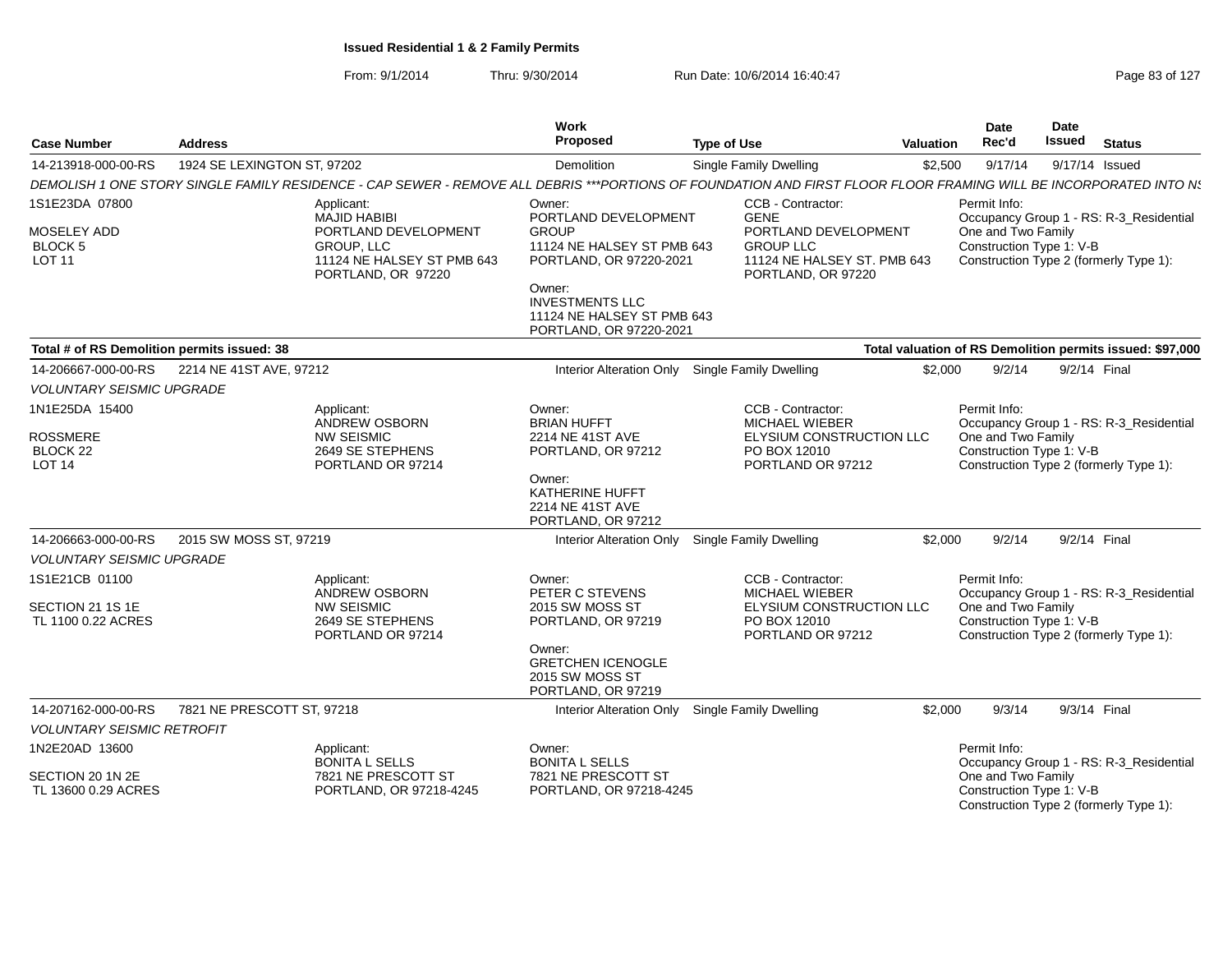**Issued Residential 1 & 2 Family Permits**

From: 9/1/2014 Thru: 9/30/2014 Run Date: 10/6/2014 16:40:47

| Case Number | Address | Work Proposed | Type of Use | Valuation | Date Rec'd | Date Issued | Status |
|---|---|---|---|---|---|---|---|
| 14-213918-000-00-RS | 1924 SE LEXINGTON ST, 97202 | Demolition | Single Family Dwelling | $2,500 | 9/17/14 | 9/17/14 | Issued |

*DEMOLISH 1 ONE STORY SINGLE FAMILY RESIDENCE - CAP SEWER - REMOVE ALL DEBRIS ***PORTIONS OF FOUNDATION AND FIRST FLOOR FLOOR FRAMING WILL BE INCORPORATED INTO N*

1S1E23DA 07800
MOSELEY ADD
BLOCK 5
LOT 11

Applicant:
MAJID HABIBI
PORTLAND DEVELOPMENT GROUP, LLC
11124 NE HALSEY ST PMB 643
PORTLAND, OR 97220

Owner:
PORTLAND DEVELOPMENT GROUP
11124 NE HALSEY ST PMB 643
PORTLAND, OR 97220-2021

Owner:
INVESTMENTS LLC
11124 NE HALSEY ST PMB 643
PORTLAND, OR 97220-2021

CCB - Contractor:
GENE
PORTLAND DEVELOPMENT GROUP LLC
11124 NE HALSEY ST. PMB 643
PORTLAND, OR 97220

Permit Info:
Occupancy Group 1 - RS: R-3_Residential One and Two Family
Construction Type 1: V-B
Construction Type 2 (formerly Type 1):

**Total # of RS Demolition permits issued: 38**

**Total valuation of RS Demolition permits issued: $97,000**

| Case Number | Address | Work Proposed | Type of Use | Valuation | Date Rec'd | Date Issued | Status |
|---|---|---|---|---|---|---|---|
| 14-206667-000-00-RS | 2214 NE 41ST AVE, 97212 | Interior Alteration Only | Single Family Dwelling | $2,000 | 9/2/14 | 9/2/14 | Final |

*VOLUNTARY SEISMIC UPGRADE*

1N1E25DA 15400
ROSSMERE
BLOCK 22
LOT 14

Applicant:
ANDREW OSBORN
NW SEISMIC
2649 SE STEPHENS
PORTLAND OR 97214

Owner:
BRIAN HUFFT
2214 NE 41ST AVE
PORTLAND, OR 97212

Owner:
KATHERINE HUFFT
2214 NE 41ST AVE
PORTLAND, OR 97212

CCB - Contractor:
MICHAEL WIEBER
ELYSIUM CONSTRUCTION LLC
PO BOX 12010
PORTLAND OR 97212

Permit Info:
Occupancy Group 1 - RS: R-3_Residential One and Two Family
Construction Type 1: V-B
Construction Type 2 (formerly Type 1):

| Case Number | Address | Work Proposed | Type of Use | Valuation | Date Rec'd | Date Issued | Status |
|---|---|---|---|---|---|---|---|
| 14-206663-000-00-RS | 2015 SW MOSS ST, 97219 | Interior Alteration Only | Single Family Dwelling | $2,000 | 9/2/14 | 9/2/14 | Final |

*VOLUNTARY SEISMIC UPGRADE*

1S1E21CB 01100
SECTION 21 1S 1E
TL 1100 0.22 ACRES

Applicant:
ANDREW OSBORN
NW SEISMIC
2649 SE STEPHENS
PORTLAND OR 97214

Owner:
PETER C STEVENS
2015 SW MOSS ST
PORTLAND, OR 97219

Owner:
GRETCHEN ICENOGLE
2015 SW MOSS ST
PORTLAND, OR 97219

CCB - Contractor:
MICHAEL WIEBER
ELYSIUM CONSTRUCTION LLC
PO BOX 12010
PORTLAND OR 97212

Permit Info:
Occupancy Group 1 - RS: R-3_Residential One and Two Family
Construction Type 1: V-B
Construction Type 2 (formerly Type 1):

| Case Number | Address | Work Proposed | Type of Use | Valuation | Date Rec'd | Date Issued | Status |
|---|---|---|---|---|---|---|---|
| 14-207162-000-00-RS | 7821 NE PRESCOTT ST, 97218 | Interior Alteration Only | Single Family Dwelling | $2,000 | 9/3/14 | 9/3/14 | Final |

*VOLUNTARY SEISMIC RETROFIT*

1N2E20AD 13600
SECTION 20 1N 2E
TL 13600 0.29 ACRES

Applicant:
BONITA L SELLS
7821 NE PRESCOTT ST
PORTLAND, OR 97218-4245

Owner:
BONITA L SELLS
7821 NE PRESCOTT ST
PORTLAND, OR 97218-4245

Permit Info:
Occupancy Group 1 - RS: R-3_Residential One and Two Family
Construction Type 1: V-B
Construction Type 2 (formerly Type 1):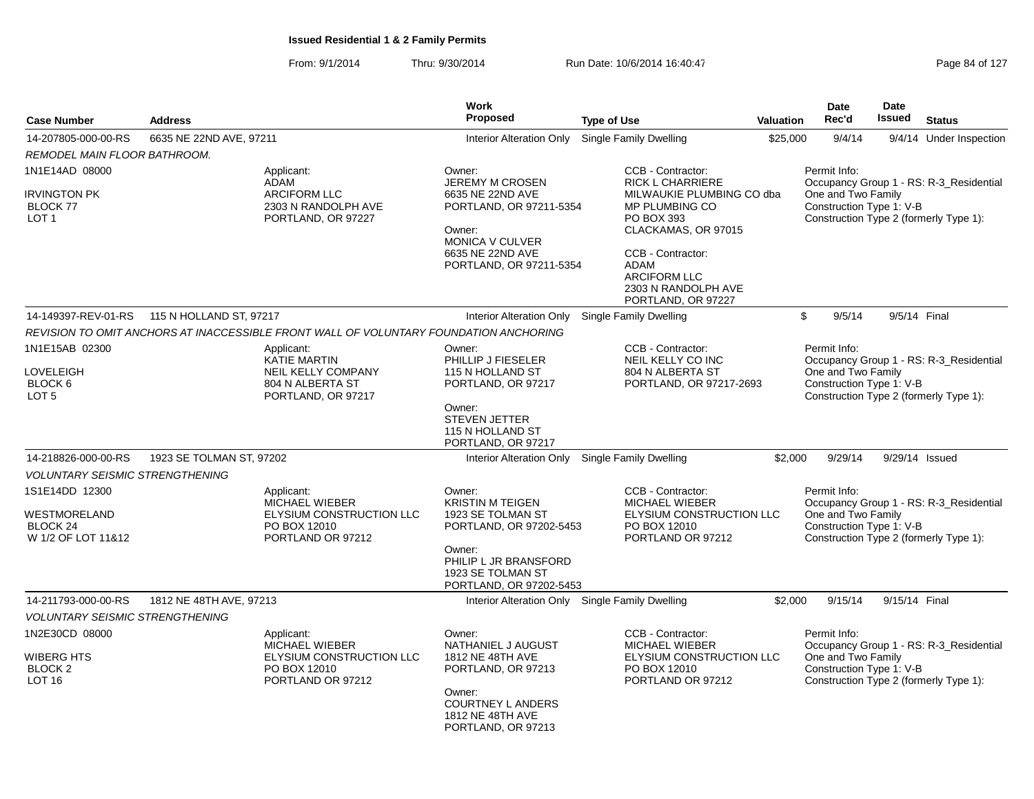# Issued Residential 1 & 2 Family Permits

From: 9/1/2014 Thru: 9/30/2014 Run Date: 10/6/2014 16:40:47

| Case Number | Address | Work Proposed | Type of Use | Valuation | Date Rec'd | Date Issued | Status |
|---|---|---|---|---|---|---|---|
| 14-207805-000-00-RS | 6635 NE 22ND AVE, 97211 | Interior Alteration Only | Single Family Dwelling | $25,000 | 9/4/14 | 9/4/14 | Under Inspection |

*REMODEL MAIN FLOOR BATHROOM.*

1N1E14AD 08000
IRVINGTON PK
BLOCK 77
LOT 1

Applicant:
ADAM
ARCIFORM LLC
2303 N RANDOLPH AVE
PORTLAND, OR 97227

Owner:
JEREMY M CROSEN
6635 NE 22ND AVE
PORTLAND, OR 97211-5354

Owner:
MONICA V CULVER
6635 NE 22ND AVE
PORTLAND, OR 97211-5354

CCB - Contractor:
RICK L CHARRIERE
MILWAUKIE PLUMBING CO dba
MP PLUMBING CO
PO BOX 393
CLACKAMAS, OR 97015

CCB - Contractor:
ADAM
ARCIFORM LLC
2303 N RANDOLPH AVE
PORTLAND, OR 97227

Permit Info:
Occupancy Group 1 - RS: R-3_Residential One and Two Family
Construction Type 1: V-B
Construction Type 2 (formerly Type 1):

| Case Number | Address | Work Proposed | Type of Use | Valuation | Date Rec'd | Date Issued | Status |
|---|---|---|---|---|---|---|---|
| 14-149397-REV-01-RS | 115 N HOLLAND ST, 97217 | Interior Alteration Only | Single Family Dwelling | $ | 9/5/14 | 9/5/14 | Final |

*REVISION TO OMIT ANCHORS AT INACCESSIBLE FRONT WALL OF VOLUNTARY FOUNDATION ANCHORING*

1N1E15AB 02300
LOVELEIGH
BLOCK 6
LOT 5

Applicant:
KATIE MARTIN
NEIL KELLY COMPANY
804 N ALBERTA ST
PORTLAND, OR 97217

Owner:
PHILLIP J FIESELER
115 N HOLLAND ST
PORTLAND, OR 97217

Owner:
STEVEN JETTER
115 N HOLLAND ST
PORTLAND, OR 97217

CCB - Contractor:
NEIL KELLY CO INC
804 N ALBERTA ST
PORTLAND, OR 97217-2693

Permit Info:
Occupancy Group 1 - RS: R-3_Residential One and Two Family
Construction Type 1: V-B
Construction Type 2 (formerly Type 1):

| Case Number | Address | Work Proposed | Type of Use | Valuation | Date Rec'd | Date Issued | Status |
|---|---|---|---|---|---|---|---|
| 14-218826-000-00-RS | 1923 SE TOLMAN ST, 97202 | Interior Alteration Only | Single Family Dwelling | $2,000 | 9/29/14 | 9/29/14 | Issued |

*VOLUNTARY SEISMIC STRENGTHENING*

1S1E14DD 12300
WESTMORELAND
BLOCK 24
W 1/2 OF LOT 11&12

Applicant:
MICHAEL WIEBER
ELYSIUM CONSTRUCTION LLC
PO BOX 12010
PORTLAND OR 97212

Owner:
KRISTIN M TEIGEN
1923 SE TOLMAN ST
PORTLAND, OR 97202-5453

Owner:
PHILIP L JR BRANSFORD
1923 SE TOLMAN ST
PORTLAND, OR 97202-5453

CCB - Contractor:
MICHAEL WIEBER
ELYSIUM CONSTRUCTION LLC
PO BOX 12010
PORTLAND OR 97212

Permit Info:
Occupancy Group 1 - RS: R-3_Residential One and Two Family
Construction Type 1: V-B
Construction Type 2 (formerly Type 1):

| Case Number | Address | Work Proposed | Type of Use | Valuation | Date Rec'd | Date Issued | Status |
|---|---|---|---|---|---|---|---|
| 14-211793-000-00-RS | 1812 NE 48TH AVE, 97213 | Interior Alteration Only | Single Family Dwelling | $2,000 | 9/15/14 | 9/15/14 | Final |

*VOLUNTARY SEISMIC STRENGTHENING*

1N2E30CD 08000
WIBERG HTS
BLOCK 2
LOT 16

Applicant:
MICHAEL WIEBER
ELYSIUM CONSTRUCTION LLC
PO BOX 12010
PORTLAND OR 97212

Owner:
NATHANIEL J AUGUST
1812 NE 48TH AVE
PORTLAND, OR 97213

Owner:
COURTNEY L ANDERS
1812 NE 48TH AVE
PORTLAND, OR 97213

CCB - Contractor:
MICHAEL WIEBER
ELYSIUM CONSTRUCTION LLC
PO BOX 12010
PORTLAND OR 97212

Permit Info:
Occupancy Group 1 - RS: R-3_Residential One and Two Family
Construction Type 1: V-B
Construction Type 2 (formerly Type 1):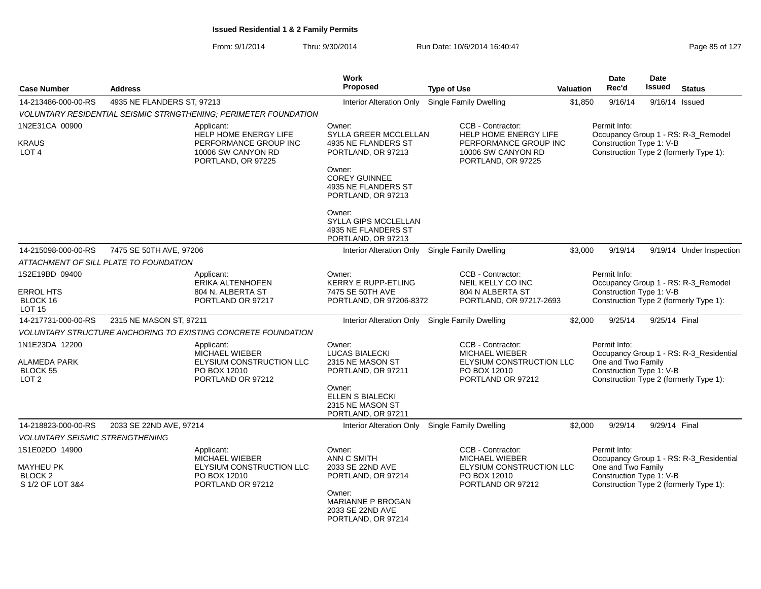# Issued Residential 1 & 2 Family Permits

From: 9/1/2014 Thru: 9/30/2014 Run Date: 10/6/2014 16:40:47

| Case Number | Address | Work Proposed | Type of Use | Valuation | Date Rec'd | Date Issued | Status |
|---|---|---|---|---|---|---|---|
| 14-213486-000-00-RS | 4935 NE FLANDERS ST, 97213 | Interior Alteration Only | Single Family Dwelling | $1,850 | 9/16/14 | 9/16/14 | Issued |

*VOLUNTARY RESIDENTIAL SEISMIC STRNGTHENING; PERIMETER FOUNDATION*

1N2E31CA 00900
KRAUS
LOT 4

Applicant:
HELP HOME ENERGY LIFE
PERFORMANCE GROUP INC
10006 SW CANYON RD
PORTLAND, OR 97225

Owner:
SYLLA GREER MCCLELLAN
4935 NE FLANDERS ST
PORTLAND, OR 97213

Owner:
COREY GUINNEE
4935 NE FLANDERS ST
PORTLAND, OR 97213

Owner:
SYLLA GIPS MCCLELLAN
4935 NE FLANDERS ST
PORTLAND, OR 97213

CCB - Contractor:
HELP HOME ENERGY LIFE
PERFORMANCE GROUP INC
10006 SW CANYON RD
PORTLAND, OR 97225

Permit Info:
Occupancy Group 1 - RS: R-3_Remodel
Construction Type 1: V-B
Construction Type 2 (formerly Type 1):

| Case Number | Address | Work Proposed | Type of Use | Valuation | Date Rec'd | Date Issued | Status |
|---|---|---|---|---|---|---|---|
| 14-215098-000-00-RS | 7475 SE 50TH AVE, 97206 | Interior Alteration Only | Single Family Dwelling | $3,000 | 9/19/14 | 9/19/14 | Under Inspection |

*ATTACHMENT OF SILL PLATE TO FOUNDATION*

1S2E19BD 09400
ERROL HTS
BLOCK 16
LOT 15

Applicant:
ERIKA ALTENHOFEN
804 N. ALBERTA ST
PORTLAND OR 97217

Owner:
KERRY E RUPP-ETLING
7475 SE 50TH AVE
PORTLAND, OR 97206-8372

CCB - Contractor:
NEIL KELLY CO INC
804 N ALBERTA ST
PORTLAND, OR 97217-2693

Permit Info:
Occupancy Group 1 - RS: R-3_Remodel
Construction Type 1: V-B
Construction Type 2 (formerly Type 1):

| Case Number | Address | Work Proposed | Type of Use | Valuation | Date Rec'd | Date Issued | Status |
|---|---|---|---|---|---|---|---|
| 14-217731-000-00-RS | 2315 NE MASON ST, 97211 | Interior Alteration Only | Single Family Dwelling | $2,000 | 9/25/14 | 9/25/14 | Final |

*VOLUNTARY STRUCTURE ANCHORING TO EXISTING CONCRETE FOUNDATION*

1N1E23DA 12200
ALAMEDA PARK
BLOCK 55
LOT 2

Applicant:
MICHAEL WIEBER
ELYSIUM CONSTRUCTION LLC
PO BOX 12010
PORTLAND OR 97212

Owner:
LUCAS BIALECKI
2315 NE MASON ST
PORTLAND, OR 97211

Owner:
ELLEN S BIALECKI
2315 NE MASON ST
PORTLAND, OR 97211

CCB - Contractor:
MICHAEL WIEBER
ELYSIUM CONSTRUCTION LLC
PO BOX 12010
PORTLAND OR 97212

Permit Info:
Occupancy Group 1 - RS: R-3_Residential
One and Two Family
Construction Type 1: V-B
Construction Type 2 (formerly Type 1):

| Case Number | Address | Work Proposed | Type of Use | Valuation | Date Rec'd | Date Issued | Status |
|---|---|---|---|---|---|---|---|
| 14-218823-000-00-RS | 2033 SE 22ND AVE, 97214 | Interior Alteration Only | Single Family Dwelling | $2,000 | 9/29/14 | 9/29/14 | Final |

*VOLUNTARY SEISMIC STRENGTHENING*

1S1E02DD 14900
MAYHEU PK
BLOCK 2
S 1/2 OF LOT 3&4

Applicant:
MICHAEL WIEBER
ELYSIUM CONSTRUCTION LLC
PO BOX 12010
PORTLAND OR 97212

Owner:
ANN C SMITH
2033 SE 22ND AVE
PORTLAND, OR 97214

Owner:
MARIANNE P BROGAN
2033 SE 22ND AVE
PORTLAND, OR 97214

CCB - Contractor:
MICHAEL WIEBER
ELYSIUM CONSTRUCTION LLC
PO BOX 12010
PORTLAND OR 97212

Permit Info:
Occupancy Group 1 - RS: R-3_Residential
One and Two Family
Construction Type 1: V-B
Construction Type 2 (formerly Type 1):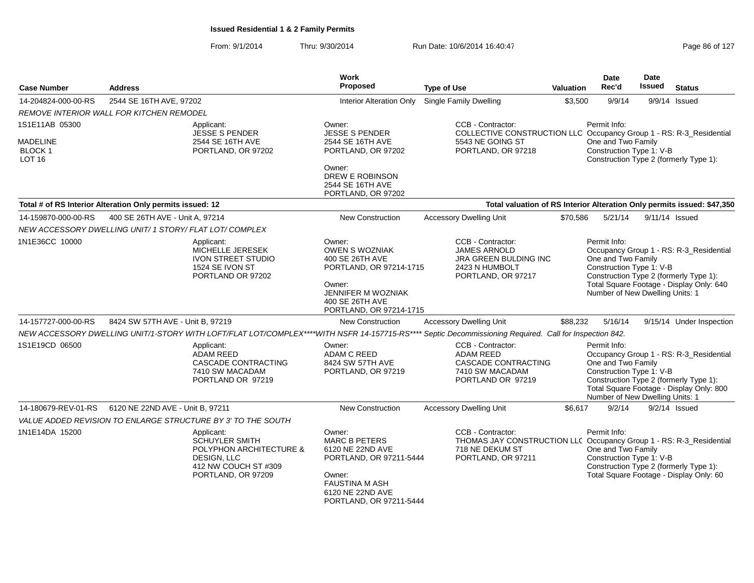**Issued Residential 1 & 2 Family Permits**

From: 9/1/2014 Thru: 9/30/2014 Run Date: 10/6/2014 16:40:47

| Case Number | Address | Work Proposed | Type of Use | Valuation | Date Rec'd | Date Issued | Status |
|---|---|---|---|---|---|---|---|
| 14-204824-000-00-RS | 2544 SE 16TH AVE, 97202 | Interior Alteration Only | Single Family Dwelling | $3,500 | 9/9/14 | 9/9/14 | Issued |

*REMOVE INTERIOR WALL FOR KITCHEN REMODEL*

1S1E11AB 05300
MADELINE
BLOCK 1
LOT 16

Applicant:
JESSE S PENDER
2544 SE 16TH AVE
PORTLAND, OR 97202

Owner:
JESSE S PENDER
2544 SE 16TH AVE
PORTLAND, OR 97202

Owner:
DREW E ROBINSON
2544 SE 16TH AVE
PORTLAND, OR 97202

CCB - Contractor:
COLLECTIVE CONSTRUCTION LLC
5543 NE GOING ST
PORTLAND, OR 97218

Permit Info:
Occupancy Group 1 - RS: R-3_Residential One and Two Family
Construction Type 1: V-B
Construction Type 2 (formerly Type 1):

**Total # of RS Interior Alteration Only permits issued: 12** — **Total valuation of RS Interior Alteration Only permits issued: $47,350**

| Case Number | Address | Work Proposed | Type of Use | Valuation | Date Rec'd | Date Issued | Status |
|---|---|---|---|---|---|---|---|
| 14-159870-000-00-RS | 400 SE 26TH AVE - Unit A, 97214 | New Construction | Accessory Dwelling Unit | $70,586 | 5/21/14 | 9/11/14 | Issued |

*NEW ACCESSORY DWELLING UNIT/ 1 STORY/ FLAT LOT/ COMPLEX*

1N1E36CC 10000

Applicant:
MICHELLE JERESEK
IVON STREET STUDIO
1524 SE IVON ST
PORTLAND OR 97202

Owner:
OWEN S WOZNIAK
400 SE 26TH AVE
PORTLAND, OR 97214-1715

Owner:
JENNIFER M WOZNIAK
400 SE 26TH AVE
PORTLAND, OR 97214-1715

CCB - Contractor:
JAMES ARNOLD
JRA GREEN BULDING INC
2423 N HUMBOLT
PORTLAND, OR 97217

Permit Info:
Occupancy Group 1 - RS: R-3_Residential One and Two Family
Construction Type 1: V-B
Construction Type 2 (formerly Type 1):
Total Square Footage - Display Only: 640
Number of New Dwelling Units: 1

| Case Number | Address | Work Proposed | Type of Use | Valuation | Date Rec'd | Date Issued | Status |
|---|---|---|---|---|---|---|---|
| 14-157727-000-00-RS | 8424 SW 57TH AVE - Unit B, 97219 | New Construction | Accessory Dwelling Unit | $88,232 | 5/16/14 | 9/15/14 | Under Inspection |

*NEW ACCESSORY DWELLING UNIT/1-STORY WITH LOFT/FLAT LOT/COMPLEX****WITH NSFR 14-157715-RS**** Septic Decommissioning Required. Call for Inspection 842.*

1S1E19CD 06500

Applicant:
ADAM REED
CASCADE CONTRACTING
7410 SW MACADAM
PORTLAND OR 97219

Owner:
ADAM C REED
8424 SW 57TH AVE
PORTLAND, OR 97219

CCB - Contractor:
ADAM REED
CASCADE CONTRACTING
7410 SW MACADAM
PORTLAND OR 97219

Permit Info:
Occupancy Group 1 - RS: R-3_Residential One and Two Family
Construction Type 1: V-B
Construction Type 2 (formerly Type 1):
Total Square Footage - Display Only: 800
Number of New Dwelling Units: 1

| Case Number | Address | Work Proposed | Type of Use | Valuation | Date Rec'd | Date Issued | Status |
|---|---|---|---|---|---|---|---|
| 14-180679-REV-01-RS | 6120 NE 22ND AVE - Unit B, 97211 | New Construction | Accessory Dwelling Unit | $6,617 | 9/2/14 | 9/2/14 | Issued |

*VALUE ADDED REVISION TO ENLARGE STRUCTURE BY 3' TO THE SOUTH*

1N1E14DA 15200

Applicant:
SCHUYLER SMITH
POLYPHON ARCHITECTURE & DESIGN, LLC
412 NW COUCH ST #309
PORTLAND, OR 97209

Owner:
MARC B PETERS
6120 NE 22ND AVE
PORTLAND, OR 97211-5444

Owner:
FAUSTINA M ASH
6120 NE 22ND AVE
PORTLAND, OR 97211-5444

CCB - Contractor:
THOMAS JAY CONSTRUCTION LLC
718 NE DEKUM ST
PORTLAND, OR 97211

Permit Info:
Occupancy Group 1 - RS: R-3_Residential One and Two Family
Construction Type 1: V-B
Construction Type 2 (formerly Type 1):
Total Square Footage - Display Only: 60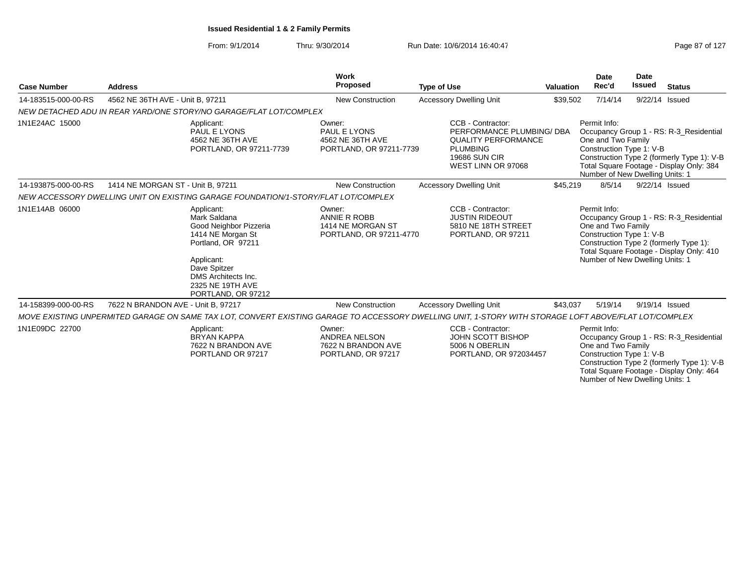**Issued Residential 1 & 2 Family Permits**

From: 9/1/2014 Thru: 9/30/2014 Run Date: 10/6/2014 16:40:47

| Case Number | Address | Work Proposed | Type of Use | Valuation | Date Rec'd | Date Issued | Status |
|---|---|---|---|---|---|---|---|
| 14-183515-000-00-RS | 4562 NE 36TH AVE - Unit B, 97211 | New Construction | Accessory Dwelling Unit | $39,502 | 7/14/14 | 9/22/14 | Issued |

*NEW DETACHED ADU IN REAR YARD/ONE STORY/NO GARAGE/FLAT LOT/COMPLEX*

1N1E24AC 15000

Applicant:
PAUL E LYONS
4562 NE 36TH AVE
PORTLAND, OR 97211-7739

Owner:
PAUL E LYONS
4562 NE 36TH AVE
PORTLAND, OR 97211-7739

CCB - Contractor:
PERFORMANCE PLUMBING/ DBA
QUALITY PERFORMANCE
PLUMBING
19686 SUN CIR
WEST LINN OR 97068

Permit Info:
Occupancy Group 1 - RS: R-3_Residential One and Two Family
Construction Type 1: V-B
Construction Type 2 (formerly Type 1): V-B
Total Square Footage - Display Only: 384
Number of New Dwelling Units: 1

| Case Number | Address | Work Proposed | Type of Use | Valuation | Date Rec'd | Date Issued | Status |
|---|---|---|---|---|---|---|---|
| 14-193875-000-00-RS | 1414 NE MORGAN ST - Unit B, 97211 | New Construction | Accessory Dwelling Unit | $45,219 | 8/5/14 | 9/22/14 | Issued |

*NEW ACCESSORY DWELLING UNIT ON EXISTING GARAGE FOUNDATION/1-STORY/FLAT LOT/COMPLEX*

1N1E14AB 06000

Applicant:
Mark Saldana
Good Neighbor Pizzeria
1414 NE Morgan St
Portland, OR 97211

Applicant:
Dave Spitzer
DMS Architects Inc.
2325 NE 19TH AVE
PORTLAND, OR 97212

Owner:
ANNIE R ROBB
1414 NE MORGAN ST
PORTLAND, OR 97211-4770

CCB - Contractor:
JUSTIN RIDEOUT
5810 NE 18TH STREET
PORTLAND, OR 97211

Permit Info:
Occupancy Group 1 - RS: R-3_Residential One and Two Family
Construction Type 1: V-B
Construction Type 2 (formerly Type 1):
Total Square Footage - Display Only: 410
Number of New Dwelling Units: 1

| Case Number | Address | Work Proposed | Type of Use | Valuation | Date Rec'd | Date Issued | Status |
|---|---|---|---|---|---|---|---|
| 14-158399-000-00-RS | 7622 N BRANDON AVE - Unit B, 97217 | New Construction | Accessory Dwelling Unit | $43,037 | 5/19/14 | 9/19/14 | Issued |

*MOVE EXISTING UNPERMITED GARAGE ON SAME TAX LOT, CONVERT EXISTING GARAGE TO ACCESSORY DWELLING UNIT, 1-STORY WITH STORAGE LOFT ABOVE/FLAT LOT/COMPLEX*

1N1E09DC 22700

Applicant:
BRYAN KAPPA
7622 N BRANDON AVE
PORTLAND OR 97217

Owner:
ANDREA NELSON
7622 N BRANDON AVE
PORTLAND, OR 97217

CCB - Contractor:
JOHN SCOTT BISHOP
5006 N OBERLIN
PORTLAND, OR 972034457

Permit Info:
Occupancy Group 1 - RS: R-3_Residential One and Two Family
Construction Type 1: V-B
Construction Type 2 (formerly Type 1): V-B
Total Square Footage - Display Only: 464
Number of New Dwelling Units: 1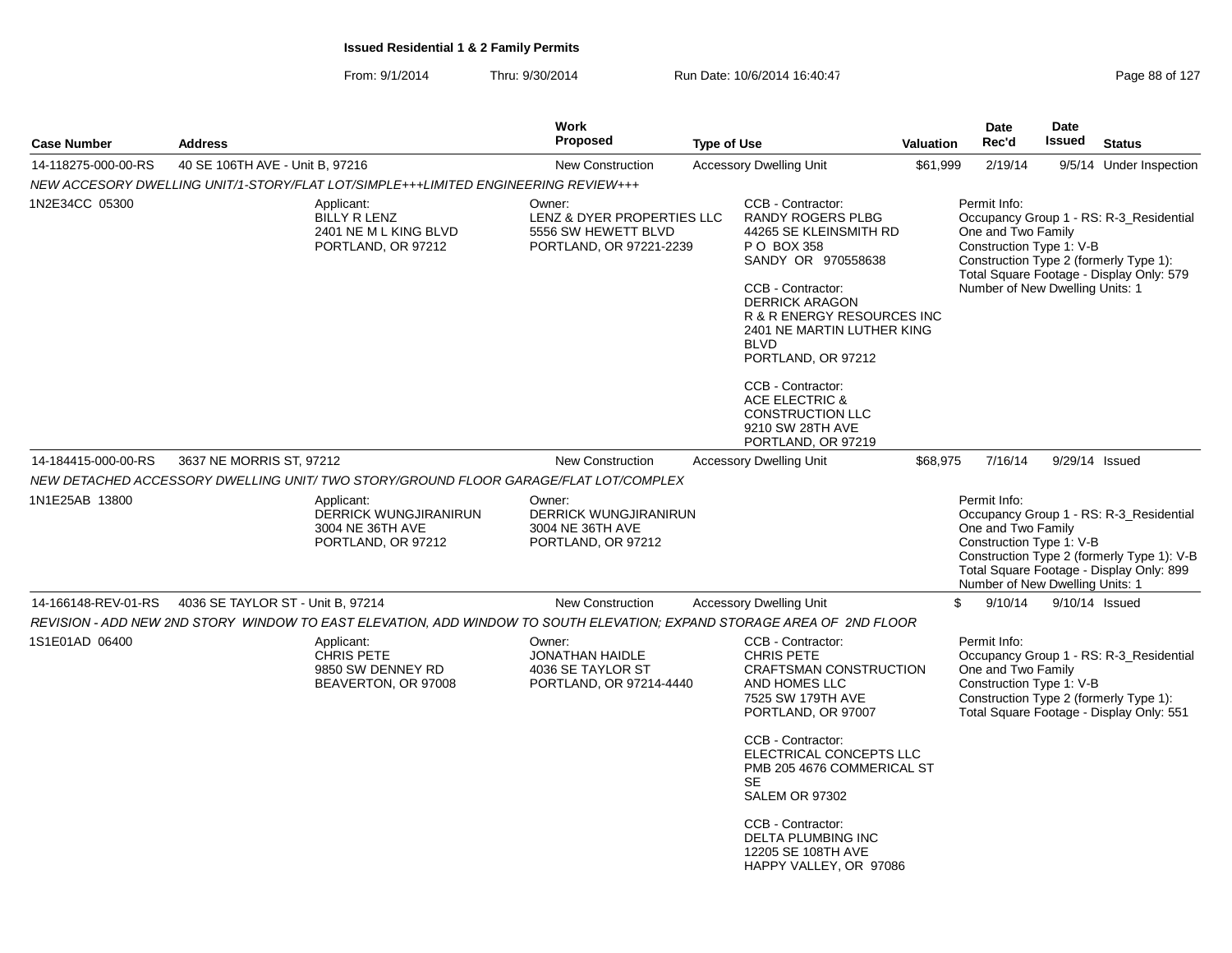**Issued Residential 1 & 2 Family Permits**

From: 9/1/2014 Thru: 9/30/2014 Run Date: 10/6/2014 16:40:47

| Case Number | Address | Work Proposed | Type of Use | Valuation | Date Rec'd | Date Issued | Status |
|---|---|---|---|---|---|---|---|
| 14-118275-000-00-RS | 40 SE 106TH AVE - Unit B, 97216 | New Construction | Accessory Dwelling Unit | $61,999 | 2/19/14 | 9/5/14 | Under Inspection |

NEW ACCESORY DWELLING UNIT/1-STORY/FLAT LOT/SIMPLE+++LIMITED ENGINEERING REVIEW+++

1N2E34CC 05300

Applicant:
BILLY R LENZ
2401 NE M L KING BLVD
PORTLAND, OR 97212

Owner:
LENZ & DYER PROPERTIES LLC
5556 SW HEWETT BLVD
PORTLAND, OR 97221-2239

CCB - Contractor:
RANDY ROGERS PLBG
44265 SE KLEINSMITH RD
P O BOX 358
SANDY OR 970558638

CCB - Contractor:
DERRICK ARAGON
R & R ENERGY RESOURCES INC
2401 NE MARTIN LUTHER KING BLVD
PORTLAND, OR 97212

CCB - Contractor:
ACE ELECTRIC & CONSTRUCTION LLC
9210 SW 28TH AVE
PORTLAND, OR 97219

Permit Info:
Occupancy Group 1 - RS: R-3_Residential One and Two Family
Construction Type 1: V-B
Construction Type 2 (formerly Type 1):
Total Square Footage - Display Only: 579
Number of New Dwelling Units: 1

| Case Number | Address | Work Proposed | Type of Use | Valuation | Date Rec'd | Date Issued | Status |
|---|---|---|---|---|---|---|---|
| 14-184415-000-00-RS | 3637 NE MORRIS ST, 97212 | New Construction | Accessory Dwelling Unit | $68,975 | 7/16/14 | 9/29/14 | Issued |

NEW DETACHED ACCESSORY DWELLING UNIT/ TWO STORY/GROUND FLOOR GARAGE/FLAT LOT/COMPLEX

1N1E25AB 13800

Applicant:
DERRICK WUNGJIRANIRUN
3004 NE 36TH AVE
PORTLAND, OR 97212

Owner:
DERRICK WUNGJIRANIRUN
3004 NE 36TH AVE
PORTLAND, OR 97212

Permit Info:
Occupancy Group 1 - RS: R-3_Residential One and Two Family
Construction Type 1: V-B
Construction Type 2 (formerly Type 1): V-B
Total Square Footage - Display Only: 899
Number of New Dwelling Units: 1

| Case Number | Address | Work Proposed | Type of Use | Valuation | Date Rec'd | Date Issued | Status |
|---|---|---|---|---|---|---|---|
| 14-166148-REV-01-RS | 4036 SE TAYLOR ST - Unit B, 97214 | New Construction | Accessory Dwelling Unit | $ | 9/10/14 | 9/10/14 | Issued |

REVISION - ADD NEW 2ND STORY WINDOW TO EAST ELEVATION, ADD WINDOW TO SOUTH ELEVATION; EXPAND STORAGE AREA OF 2ND FLOOR

1S1E01AD 06400

Applicant:
CHRIS PETE
9850 SW DENNEY RD
BEAVERTON, OR 97008

Owner:
JONATHAN HAIDLE
4036 SE TAYLOR ST
PORTLAND, OR 97214-4440

CCB - Contractor:
CHRIS PETE
CRAFTSMAN CONSTRUCTION AND HOMES LLC
7525 SW 179TH AVE
PORTLAND, OR 97007

CCB - Contractor:
ELECTRICAL CONCEPTS LLC
PMB 205 4676 COMMERICAL ST SE
SALEM OR 97302

CCB - Contractor:
DELTA PLUMBING INC
12205 SE 108TH AVE
HAPPY VALLEY, OR 97086

Permit Info:
Occupancy Group 1 - RS: R-3_Residential One and Two Family
Construction Type 1: V-B
Construction Type 2 (formerly Type 1):
Total Square Footage - Display Only: 551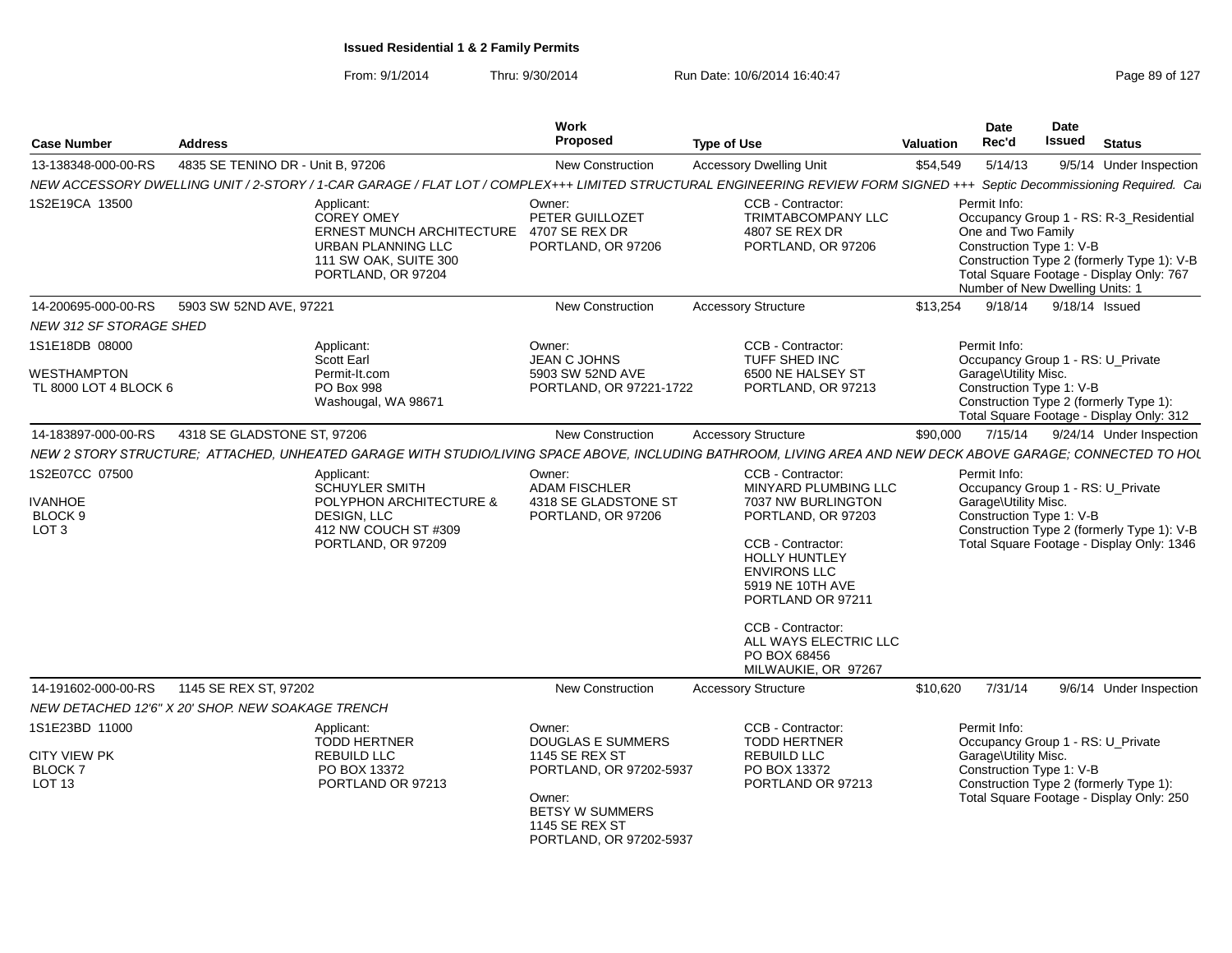# Issued Residential 1 & 2 Family Permits

From: 9/1/2014 Thru: 9/30/2014 Run Date: 10/6/2014 16:40:47

| Case Number | Address | Work Proposed | Type of Use | Valuation | Date Rec'd | Date Issued | Status |
|---|---|---|---|---|---|---|---|
| 13-138348-000-00-RS | 4835 SE TENINO DR - Unit B, 97206 | New Construction | Accessory Dwelling Unit | $54,549 | 5/14/13 | 9/5/14 | Under Inspection |

NEW ACCESSORY DWELLING UNIT / 2-STORY / 1-CAR GARAGE / FLAT LOT / COMPLEX+++ LIMITED STRUCTURAL ENGINEERING REVIEW FORM SIGNED +++ Septic Decommissioning Required. Ca

1S2E19CA 13500

Applicant: COREY OMEY, ERNEST MUNCH ARCHITECTURE URBAN PLANNING LLC, 111 SW OAK, SUITE 300, PORTLAND, OR 97204

Owner: PETER GUILLOZET, 4707 SE REX DR, PORTLAND, OR 97206

CCB - Contractor: TRIMTABCOMPANY LLC, 4807 SE REX DR, PORTLAND, OR 97206

Permit Info: Occupancy Group 1 - RS: R-3_Residential One and Two Family; Construction Type 1: V-B; Construction Type 2 (formerly Type 1): V-B; Total Square Footage - Display Only: 767; Number of New Dwelling Units: 1

| Case Number | Address | Work Proposed | Type of Use | Valuation | Date Rec'd | Date Issued | Status |
|---|---|---|---|---|---|---|---|
| 14-200695-000-00-RS | 5903 SW 52ND AVE, 97221 | New Construction | Accessory Structure | $13,254 | 9/18/14 | 9/18/14 | Issued |

NEW 312 SF STORAGE SHED

1S1E18DB 08000, WESTHAMPTON, TL 8000 LOT 4 BLOCK 6

Applicant: Scott Earl, Permit-It.com, PO Box 998, Washougal, WA 98671

Owner: JEAN C JOHNS, 5903 SW 52ND AVE, PORTLAND, OR 97221-1722

CCB - Contractor: TUFF SHED INC, 6500 NE HALSEY ST, PORTLAND, OR 97213

Permit Info: Occupancy Group 1 - RS: U_Private Garage\Utility Misc.; Construction Type 1: V-B; Construction Type 2 (formerly Type 1):; Total Square Footage - Display Only: 312

| Case Number | Address | Work Proposed | Type of Use | Valuation | Date Rec'd | Date Issued | Status |
|---|---|---|---|---|---|---|---|
| 14-183897-000-00-RS | 4318 SE GLADSTONE ST, 97206 | New Construction | Accessory Structure | $90,000 | 7/15/14 | 9/24/14 | Under Inspection |

NEW 2 STORY STRUCTURE; ATTACHED, UNHEATED GARAGE WITH STUDIO/LIVING SPACE ABOVE, INCLUDING BATHROOM, LIVING AREA AND NEW DECK ABOVE GARAGE; CONNECTED TO HOU

1S2E07CC 07500, IVANHOE, BLOCK 9, LOT 3

Applicant: SCHUYLER SMITH, POLYPHON ARCHITECTURE & DESIGN, LLC, 412 NW COUCH ST #309, PORTLAND, OR 97209

Owner: ADAM FISCHLER, 4318 SE GLADSTONE ST, PORTLAND, OR 97206

CCB - Contractor: MINYARD PLUMBING LLC, 7037 NW BURLINGTON, PORTLAND, OR 97203

CCB - Contractor: HOLLY HUNTLEY, ENVIRONS LLC, 5919 NE 10TH AVE, PORTLAND OR 97211

CCB - Contractor: ALL WAYS ELECTRIC LLC, PO BOX 68456, MILWAUKIE, OR 97267

Permit Info: Occupancy Group 1 - RS: U_Private Garage\Utility Misc.; Construction Type 1: V-B; Construction Type 2 (formerly Type 1): V-B; Total Square Footage - Display Only: 1346

| Case Number | Address | Work Proposed | Type of Use | Valuation | Date Rec'd | Date Issued | Status |
|---|---|---|---|---|---|---|---|
| 14-191602-000-00-RS | 1145 SE REX ST, 97202 | New Construction | Accessory Structure | $10,620 | 7/31/14 | 9/6/14 | Under Inspection |

NEW DETACHED 12'6" X 20' SHOP. NEW SOAKAGE TRENCH

1S1E23BD 11000, CITY VIEW PK, BLOCK 7, LOT 13

Applicant: TODD HERTNER, REBUILD LLC, PO BOX 13372, PORTLAND OR 97213

Owner: DOUGLAS E SUMMERS, 1145 SE REX ST, PORTLAND, OR 97202-5937

Owner: BETSY W SUMMERS, 1145 SE REX ST, PORTLAND, OR 97202-5937

CCB - Contractor: TODD HERTNER, REBUILD LLC, PO BOX 13372, PORTLAND OR 97213

Permit Info: Occupancy Group 1 - RS: U_Private Garage\Utility Misc.; Construction Type 1: V-B; Construction Type 2 (formerly Type 1):; Total Square Footage - Display Only: 250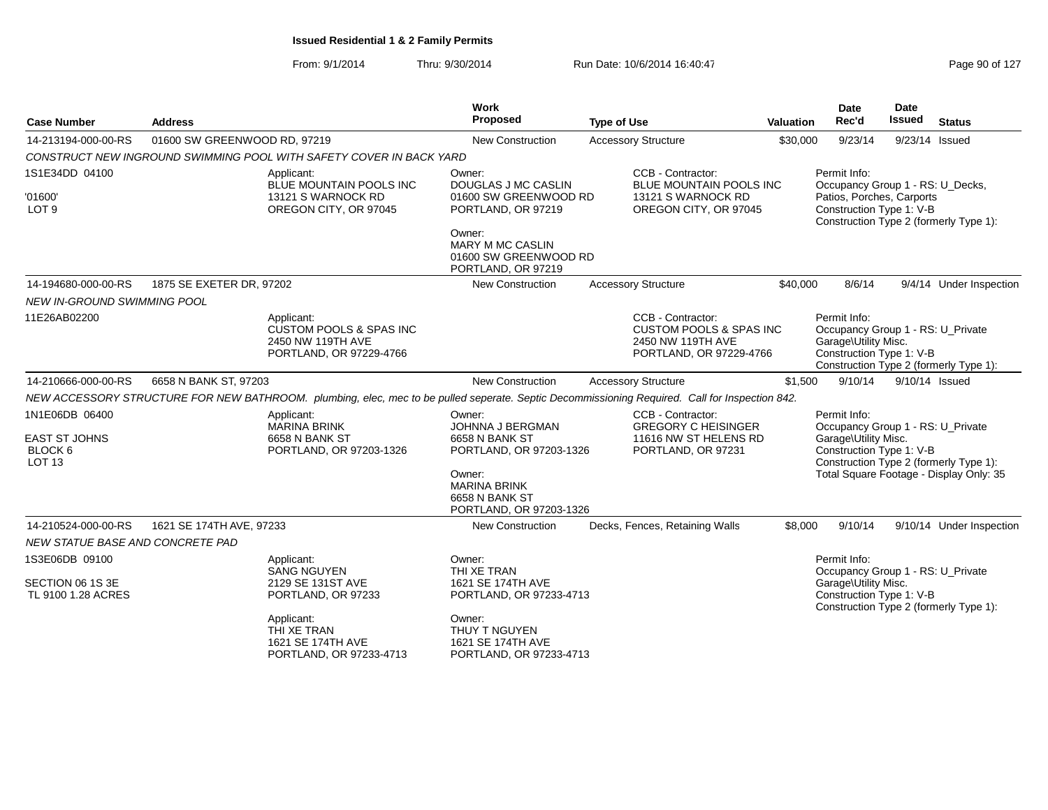**Issued Residential 1 & 2 Family Permits**

From: 9/1/2014 Thru: 9/30/2014 Run Date: 10/6/2014 16:40:47

| Case Number | Address | Work Proposed | Type of Use | Valuation | Date Rec'd | Date Issued | Status |
|---|---|---|---|---|---|---|---|
| 14-213194-000-00-RS | 01600 SW GREENWOOD RD, 97219 | New Construction | Accessory Structure | $30,000 | 9/23/14 | 9/23/14 | Issued |

*CONSTRUCT NEW INGROUND SWIMMING POOL WITH SAFETY COVER IN BACK YARD*

1S1E34DD 04100
'01600'
LOT 9

Applicant: BLUE MOUNTAIN POOLS INC, 13121 S WARNOCK RD, OREGON CITY, OR 97045

Owner: DOUGLAS J MC CASLIN, 01600 SW GREENWOOD RD, PORTLAND, OR 97219
Owner: MARY M MC CASLIN, 01600 SW GREENWOOD RD, PORTLAND, OR 97219

CCB - Contractor: BLUE MOUNTAIN POOLS INC, 13121 S WARNOCK RD, OREGON CITY, OR 97045

Permit Info: Occupancy Group 1 - RS: U_Decks, Patios, Porches, Carports; Construction Type 1: V-B; Construction Type 2 (formerly Type 1):

| Case Number | Address | Work Proposed | Type of Use | Valuation | Date Rec'd | Date Issued | Status |
|---|---|---|---|---|---|---|---|
| 14-194680-000-00-RS | 1875 SE EXETER DR, 97202 | New Construction | Accessory Structure | $40,000 | 8/6/14 | 9/4/14 | Under Inspection |

*NEW IN-GROUND SWIMMING POOL*

11E26AB02200

Applicant: CUSTOM POOLS & SPAS INC, 2450 NW 119TH AVE, PORTLAND, OR 97229-4766

CCB - Contractor: CUSTOM POOLS & SPAS INC, 2450 NW 119TH AVE, PORTLAND, OR 97229-4766

Permit Info: Occupancy Group 1 - RS: U_Private Garage\Utility Misc.; Construction Type 1: V-B; Construction Type 2 (formerly Type 1):

| Case Number | Address | Work Proposed | Type of Use | Valuation | Date Rec'd | Date Issued | Status |
|---|---|---|---|---|---|---|---|
| 14-210666-000-00-RS | 6658 N BANK ST, 97203 | New Construction | Accessory Structure | $1,500 | 9/10/14 | 9/10/14 | Issued |

*NEW ACCESSORY STRUCTURE FOR NEW BATHROOM. plumbing, elec, mec to be pulled seperate. Septic Decommissioning Required. Call for Inspection 842.*

1N1E06DB 06400
EAST ST JOHNS
BLOCK 6
LOT 13

Applicant: MARINA BRINK, 6658 N BANK ST, PORTLAND, OR 97203-1326

Owner: JOHNNA J BERGMAN, 6658 N BANK ST, PORTLAND, OR 97203-1326
Owner: MARINA BRINK, 6658 N BANK ST, PORTLAND, OR 97203-1326

CCB - Contractor: GREGORY C HEISINGER, 11616 NW ST HELENS RD, PORTLAND, OR 97231

Permit Info: Occupancy Group 1 - RS: U_Private Garage\Utility Misc.; Construction Type 1: V-B; Construction Type 2 (formerly Type 1):; Total Square Footage - Display Only: 35

| Case Number | Address | Work Proposed | Type of Use | Valuation | Date Rec'd | Date Issued | Status |
|---|---|---|---|---|---|---|---|
| 14-210524-000-00-RS | 1621 SE 174TH AVE, 97233 | New Construction | Decks, Fences, Retaining Walls | $8,000 | 9/10/14 | 9/10/14 | Under Inspection |

*NEW STATUE BASE AND CONCRETE PAD*

1S3E06DB 09100
SECTION 06 1S 3E
TL 9100 1.28 ACRES

Applicant: SANG NGUYEN, 2129 SE 131ST AVE, PORTLAND, OR 97233
Applicant: THI XE TRAN, 1621 SE 174TH AVE, PORTLAND, OR 97233-4713

Owner: THI XE TRAN, 1621 SE 174TH AVE, PORTLAND, OR 97233-4713
Owner: THUY T NGUYEN, 1621 SE 174TH AVE, PORTLAND, OR 97233-4713

Permit Info: Occupancy Group 1 - RS: U_Private Garage\Utility Misc.; Construction Type 1: V-B; Construction Type 2 (formerly Type 1):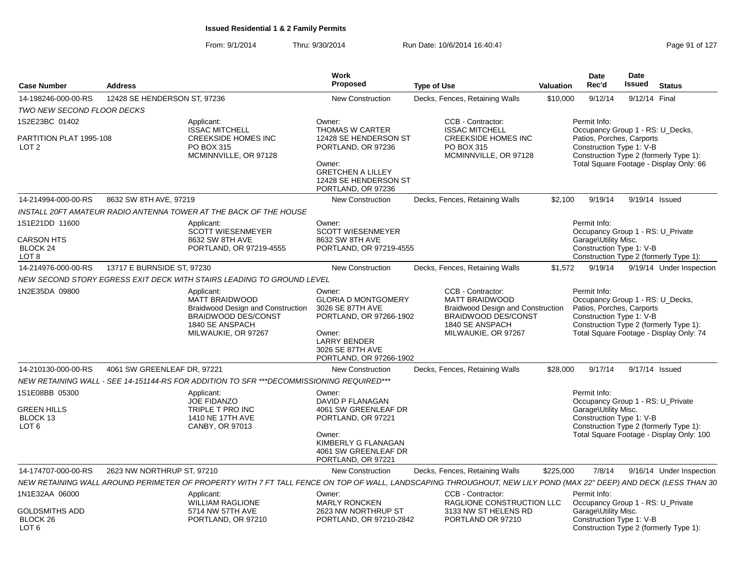**Issued Residential 1 & 2 Family Permits**

From: 9/1/2014 Thru: 9/30/2014 Run Date: 10/6/2014 16:40:47

| Case Number | Address | Work Proposed | Type of Use | Valuation | Date Rec'd | Date Issued | Status |
|---|---|---|---|---|---|---|---|
| 14-198246-000-00-RS | 12428 SE HENDERSON ST, 97236 | New Construction | Decks, Fences, Retaining Walls | $10,000 | 9/12/14 | 9/12/14 | Final |

TWO NEW SECOND FLOOR DECKS

1S2E23BC 01402
PARTITION PLAT 1995-108
LOT 2

Applicant:
ISSAC MITCHELL
CREEKSIDE HOMES INC
PO BOX 315
MCMINNVILLE, OR 97128

Owner:
THOMAS W CARTER
12428 SE HENDERSON ST
PORTLAND, OR 97236

Owner:
GRETCHEN A LILLEY
12428 SE HENDERSON ST
PORTLAND, OR 97236

CCB - Contractor:
ISSAC MITCHELL
CREEKSIDE HOMES INC
PO BOX 315
MCMINNVILLE, OR 97128

Permit Info:
Occupancy Group 1 - RS: U_Decks, Patios, Porches, Carports
Construction Type 1: V-B
Construction Type 2 (formerly Type 1):
Total Square Footage - Display Only: 66

| Case Number | Address | Work Proposed | Type of Use | Valuation | Date Rec'd | Date Issued | Status |
|---|---|---|---|---|---|---|---|
| 14-214994-000-00-RS | 8632 SW 8TH AVE, 97219 | New Construction | Decks, Fences, Retaining Walls | $2,100 | 9/19/14 | 9/19/14 | Issued |

INSTALL 20FT AMATEUR RADIO ANTENNA TOWER AT THE BACK OF THE HOUSE

1S1E21DD 11600
CARSON HTS
BLOCK 24
LOT 8

Applicant:
SCOTT WIESENMEYER
8632 SW 8TH AVE
PORTLAND, OR 97219-4555

Owner:
SCOTT WIESENMEYER
8632 SW 8TH AVE
PORTLAND, OR 97219-4555

Permit Info:
Occupancy Group 1 - RS: U_Private Garage\Utility Misc.
Construction Type 1: V-B
Construction Type 2 (formerly Type 1):

| Case Number | Address | Work Proposed | Type of Use | Valuation | Date Rec'd | Date Issued | Status |
|---|---|---|---|---|---|---|---|
| 14-214976-000-00-RS | 13717 E BURNSIDE ST, 97230 | New Construction | Decks, Fences, Retaining Walls | $1,572 | 9/19/14 | 9/19/14 | Under Inspection |

NEW SECOND STORY EGRESS EXIT DECK WITH STAIRS LEADING TO GROUND LEVEL

1N2E35DA 09800

Applicant:
MATT BRAIDWOOD
Braidwood Design and Construction
BRAIDWOOD DES/CONST
1840 SE ANSPACH
MILWAUKIE, OR 97267

Owner:
GLORIA D MONTGOMERY
3026 SE 87TH AVE
PORTLAND, OR 97266-1902

Owner:
LARRY BENDER
3026 SE 87TH AVE
PORTLAND, OR 97266-1902

CCB - Contractor:
MATT BRAIDWOOD
Braidwood Design and Construction
BRAIDWOOD DES/CONST
1840 SE ANSPACH
MILWAUKIE, OR 97267

Permit Info:
Occupancy Group 1 - RS: U_Decks, Patios, Porches, Carports
Construction Type 1: V-B
Construction Type 2 (formerly Type 1):
Total Square Footage - Display Only: 74

| Case Number | Address | Work Proposed | Type of Use | Valuation | Date Rec'd | Date Issued | Status |
|---|---|---|---|---|---|---|---|
| 14-210130-000-00-RS | 4061 SW GREENLEAF DR, 97221 | New Construction | Decks, Fences, Retaining Walls | $28,000 | 9/17/14 | 9/17/14 | Issued |

NEW RETAINING WALL - SEE 14-151144-RS FOR ADDITION TO SFR ***DECOMMISSIONING REQUIRED***

1S1E08BB 05300
GREEN HILLS
BLOCK 13
LOT 6

Applicant:
JOE FIDANZO
TRIPLE T PRO INC
1410 NE 17TH AVE
CANBY, OR 97013

Owner:
DAVID P FLANAGAN
4061 SW GREENLEAF DR
PORTLAND, OR 97221

Owner:
KIMBERLY G FLANAGAN
4061 SW GREENLEAF DR
PORTLAND, OR 97221

Permit Info:
Occupancy Group 1 - RS: U_Private Garage\Utility Misc.
Construction Type 1: V-B
Construction Type 2 (formerly Type 1):
Total Square Footage - Display Only: 100

| Case Number | Address | Work Proposed | Type of Use | Valuation | Date Rec'd | Date Issued | Status |
|---|---|---|---|---|---|---|---|
| 14-174707-000-00-RS | 2623 NW NORTHRUP ST, 97210 | New Construction | Decks, Fences, Retaining Walls | $225,000 | 7/8/14 | 9/16/14 | Under Inspection |

NEW RETAINING WALL AROUND PERIMETER OF PROPERTY WITH 7 FT TALL FENCE ON TOP OF WALL, LANDSCAPING THROUGHOUT, NEW LILY POND (MAX 22" DEEP) AND DECK (LESS THAN 30

1N1E32AA 06000
GOLDSMITHS ADD
BLOCK 26
LOT 6

Applicant:
WILLIAM RAGLIONE
5714 NW 57TH AVE
PORTLAND, OR 97210

Owner:
MARLY RONCKEN
2623 NW NORTHRUP ST
PORTLAND, OR 97210-2842

CCB - Contractor:
RAGLIONE CONSTRUCTION LLC
3133 NW ST HELENS RD
PORTLAND OR 97210

Permit Info:
Occupancy Group 1 - RS: U_Private Garage\Utility Misc.
Construction Type 1: V-B
Construction Type 2 (formerly Type 1):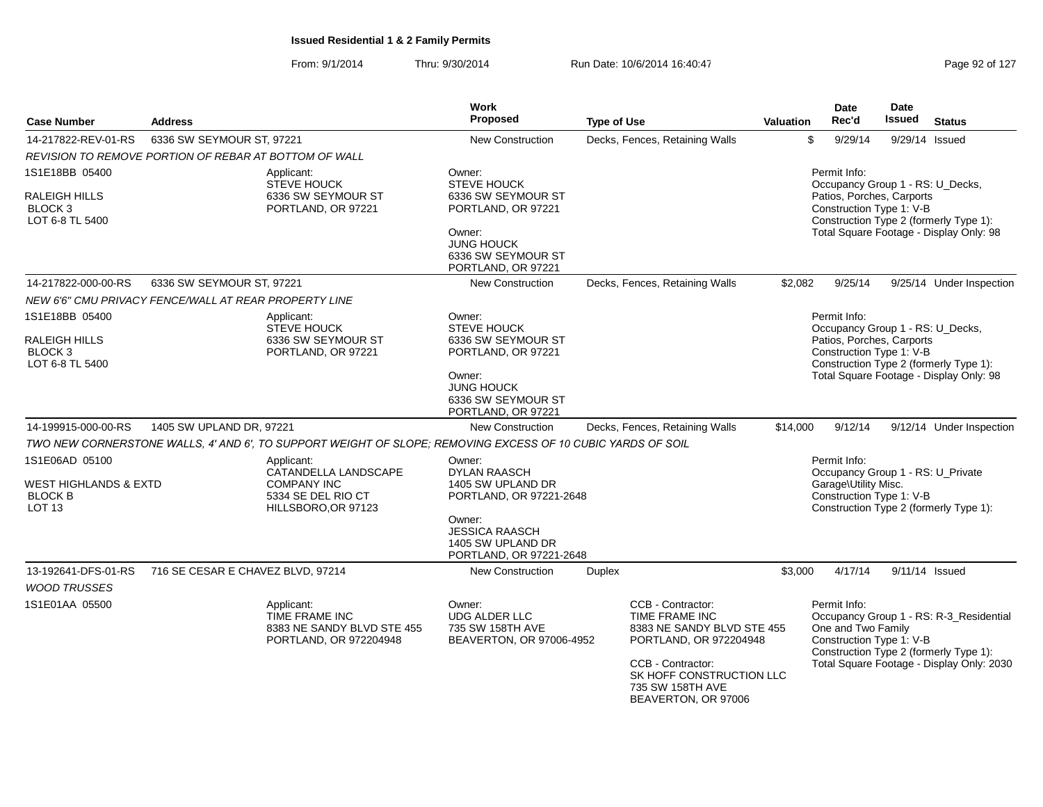**Issued Residential 1 & 2 Family Permits**

From: 9/1/2014 Thru: 9/30/2014 Run Date: 10/6/2014 16:40:47

| Case Number | Address | Work Proposed | Type of Use | Valuation | Date Rec'd | Date Issued | Status |
|---|---|---|---|---|---|---|---|
| 14-217822-REV-01-RS | 6336 SW SEYMOUR ST, 97221 | New Construction | Decks, Fences, Retaining Walls | $ | 9/29/14 | 9/29/14 | Issued |

*REVISION TO REMOVE PORTION OF REBAR AT BOTTOM OF WALL*

1S1E18BB 05400
RALEIGH HILLS
BLOCK 3
LOT 6-8 TL 5400

Applicant: STEVE HOUCK, 6336 SW SEYMOUR ST, PORTLAND, OR 97221

Owner: STEVE HOUCK, 6336 SW SEYMOUR ST, PORTLAND, OR 97221

Owner: JUNG HOUCK, 6336 SW SEYMOUR ST, PORTLAND, OR 97221

Permit Info:
Occupancy Group 1 - RS: U_Decks, Patios, Porches, Carports
Construction Type 1: V-B
Construction Type 2 (formerly Type 1):
Total Square Footage - Display Only: 98

| Case Number | Address | Work Proposed | Type of Use | Valuation | Date Rec'd | Date Issued | Status |
|---|---|---|---|---|---|---|---|
| 14-217822-000-00-RS | 6336 SW SEYMOUR ST, 97221 | New Construction | Decks, Fences, Retaining Walls | $2,082 | 9/25/14 | 9/25/14 | Under Inspection |

*NEW 6'6" CMU PRIVACY FENCE/WALL AT REAR PROPERTY LINE*

1S1E18BB 05400
RALEIGH HILLS
BLOCK 3
LOT 6-8 TL 5400

Applicant: STEVE HOUCK, 6336 SW SEYMOUR ST, PORTLAND, OR 97221

Owner: STEVE HOUCK, 6336 SW SEYMOUR ST, PORTLAND, OR 97221

Owner: JUNG HOUCK, 6336 SW SEYMOUR ST, PORTLAND, OR 97221

Permit Info:
Occupancy Group 1 - RS: U_Decks, Patios, Porches, Carports
Construction Type 1: V-B
Construction Type 2 (formerly Type 1):
Total Square Footage - Display Only: 98

| Case Number | Address | Work Proposed | Type of Use | Valuation | Date Rec'd | Date Issued | Status |
|---|---|---|---|---|---|---|---|
| 14-199915-000-00-RS | 1405 SW UPLAND DR, 97221 | New Construction | Decks, Fences, Retaining Walls | $14,000 | 9/12/14 | 9/12/14 | Under Inspection |

*TWO NEW CORNERSTONE WALLS, 4' AND 6', TO SUPPORT WEIGHT OF SLOPE; REMOVING EXCESS OF 10 CUBIC YARDS OF SOIL*

1S1E06AD 05100
WEST HIGHLANDS & EXTD
BLOCK B
LOT 13

Applicant: CATANDELLA LANDSCAPE COMPANY INC, 5334 SE DEL RIO CT, HILLSBORO,OR 97123

Owner: DYLAN RAASCH, 1405 SW UPLAND DR, PORTLAND, OR 97221-2648

Owner: JESSICA RAASCH, 1405 SW UPLAND DR, PORTLAND, OR 97221-2648

Permit Info:
Occupancy Group 1 - RS: U_Private Garage\Utility Misc.
Construction Type 1: V-B
Construction Type 2 (formerly Type 1):

| Case Number | Address | Work Proposed | Type of Use | Valuation | Date Rec'd | Date Issued | Status |
|---|---|---|---|---|---|---|---|
| 13-192641-DFS-01-RS | 716 SE CESAR E CHAVEZ BLVD, 97214 | New Construction | Duplex | $3,000 | 4/17/14 | 9/11/14 | Issued |

*WOOD TRUSSES*

1S1E01AA 05500

Applicant: TIME FRAME INC, 8383 NE SANDY BLVD STE 455, PORTLAND, OR 972204948

Owner: UDG ALDER LLC, 735 SW 158TH AVE, BEAVERTON, OR 97006-4952

CCB - Contractor: TIME FRAME INC, 8383 NE SANDY BLVD STE 455, PORTLAND, OR 972204948

CCB - Contractor: SK HOFF CONSTRUCTION LLC, 735 SW 158TH AVE, BEAVERTON, OR 97006

Permit Info:
Occupancy Group 1 - RS: R-3_Residential One and Two Family
Construction Type 1: V-B
Construction Type 2 (formerly Type 1):
Total Square Footage - Display Only: 2030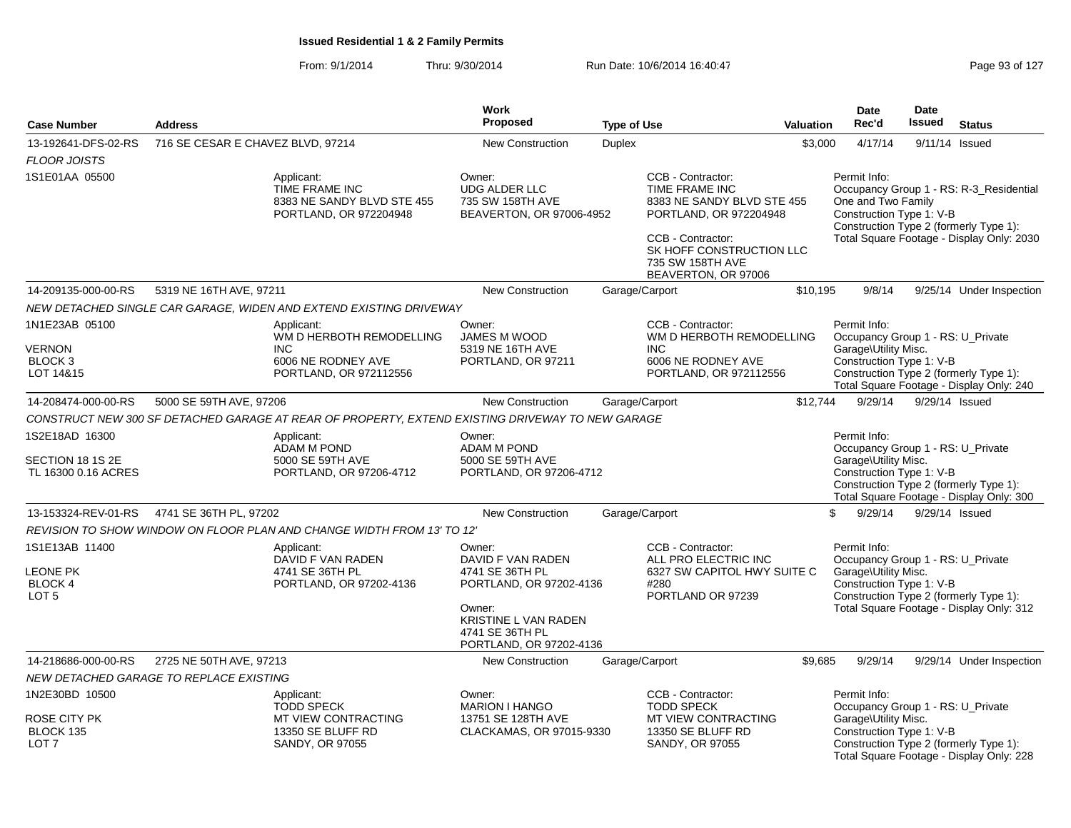# Issued Residential 1 & 2 Family Permits

From: 9/1/2014 Thru: 9/30/2014 Run Date: 10/6/2014 16:40:47

| Case Number | Address | Work Proposed | Type of Use | Valuation | Date Rec'd | Date Issued | Status |
|---|---|---|---|---|---|---|---|
| 13-192641-DFS-02-RS | 716 SE CESAR E CHAVEZ BLVD, 97214 | New Construction | Duplex | $3,000 | 4/17/14 | 9/11/14 | Issued |

*FLOOR JOISTS*

1S1E01AA 05500

Applicant: TIME FRAME INC, 8383 NE SANDY BLVD STE 455, PORTLAND, OR 972204948

Owner: UDG ALDER LLC, 735 SW 158TH AVE, BEAVERTON, OR 97006-4952

CCB - Contractor: TIME FRAME INC, 8383 NE SANDY BLVD STE 455, PORTLAND, OR 972204948

CCB - Contractor: SK HOFF CONSTRUCTION LLC, 735 SW 158TH AVE, BEAVERTON, OR 97006

Permit Info: Occupancy Group 1 - RS: R-3_Residential One and Two Family; Construction Type 1: V-B; Construction Type 2 (formerly Type 1):; Total Square Footage - Display Only: 2030

| Case Number | Address | Work Proposed | Type of Use | Valuation | Date Rec'd | Date Issued | Status |
|---|---|---|---|---|---|---|---|
| 14-209135-000-00-RS | 5319 NE 16TH AVE, 97211 | New Construction | Garage/Carport | $10,195 | 9/8/14 | 9/25/14 | Under Inspection |

*NEW DETACHED SINGLE CAR GARAGE, WIDEN AND EXTEND EXISTING DRIVEWAY*

1N1E23AB 05100 — VERNON, BLOCK 3, LOT 14&15

Applicant: WM D HERBOTH REMODELLING INC, 6006 NE RODNEY AVE, PORTLAND, OR 972112556

Owner: JAMES M WOOD, 5319 NE 16TH AVE, PORTLAND, OR 97211

CCB - Contractor: WM D HERBOTH REMODELLING INC, 6006 NE RODNEY AVE, PORTLAND, OR 972112556

Permit Info: Occupancy Group 1 - RS: U_Private Garage\Utility Misc.; Construction Type 1: V-B; Construction Type 2 (formerly Type 1):; Total Square Footage - Display Only: 240

| Case Number | Address | Work Proposed | Type of Use | Valuation | Date Rec'd | Date Issued | Status |
|---|---|---|---|---|---|---|---|
| 14-208474-000-00-RS | 5000 SE 59TH AVE, 97206 | New Construction | Garage/Carport | $12,744 | 9/29/14 | 9/29/14 | Issued |

*CONSTRUCT NEW 300 SF DETACHED GARAGE AT REAR OF PROPERTY, EXTEND EXISTING DRIVEWAY TO NEW GARAGE*

1S2E18AD 16300 — SECTION 18 1S 2E, TL 16300 0.16 ACRES

Applicant: ADAM M POND, 5000 SE 59TH AVE, PORTLAND, OR 97206-4712

Owner: ADAM M POND, 5000 SE 59TH AVE, PORTLAND, OR 97206-4712

Permit Info: Occupancy Group 1 - RS: U_Private Garage\Utility Misc.; Construction Type 1: V-B; Construction Type 2 (formerly Type 1):; Total Square Footage - Display Only: 300

| Case Number | Address | Work Proposed | Type of Use | Valuation | Date Rec'd | Date Issued | Status |
|---|---|---|---|---|---|---|---|
| 13-153324-REV-01-RS | 4741 SE 36TH PL, 97202 | New Construction | Garage/Carport | $ | 9/29/14 | 9/29/14 | Issued |

*REVISION TO SHOW WINDOW ON FLOOR PLAN AND CHANGE WIDTH FROM 13' TO 12'*

1S1E13AB 11400 — LEONE PK, BLOCK 4, LOT 5

Applicant: DAVID F VAN RADEN, 4741 SE 36TH PL, PORTLAND, OR 97202-4136

Owner: DAVID F VAN RADEN, 4741 SE 36TH PL, PORTLAND, OR 97202-4136

Owner: KRISTINE L VAN RADEN, 4741 SE 36TH PL, PORTLAND, OR 97202-4136

CCB - Contractor: ALL PRO ELECTRIC INC, 6327 SW CAPITOL HWY SUITE C #280, PORTLAND OR 97239

Permit Info: Occupancy Group 1 - RS: U_Private Garage\Utility Misc.; Construction Type 1: V-B; Construction Type 2 (formerly Type 1):; Total Square Footage - Display Only: 312

| Case Number | Address | Work Proposed | Type of Use | Valuation | Date Rec'd | Date Issued | Status |
|---|---|---|---|---|---|---|---|
| 14-218686-000-00-RS | 2725 NE 50TH AVE, 97213 | New Construction | Garage/Carport | $9,685 | 9/29/14 | 9/29/14 | Under Inspection |

*NEW DETACHED GARAGE TO REPLACE EXISTING*

1N2E30BD 10500 — ROSE CITY PK, BLOCK 135, LOT 7

Applicant: TODD SPECK, MT VIEW CONTRACTING, 13350 SE BLUFF RD, SANDY, OR 97055

Owner: MARION I HANGO, 13751 SE 128TH AVE, CLACKAMAS, OR 97015-9330

CCB - Contractor: TODD SPECK, MT VIEW CONTRACTING, 13350 SE BLUFF RD, SANDY, OR 97055

Permit Info: Occupancy Group 1 - RS: U_Private Garage\Utility Misc.; Construction Type 1: V-B; Construction Type 2 (formerly Type 1):; Total Square Footage - Display Only: 228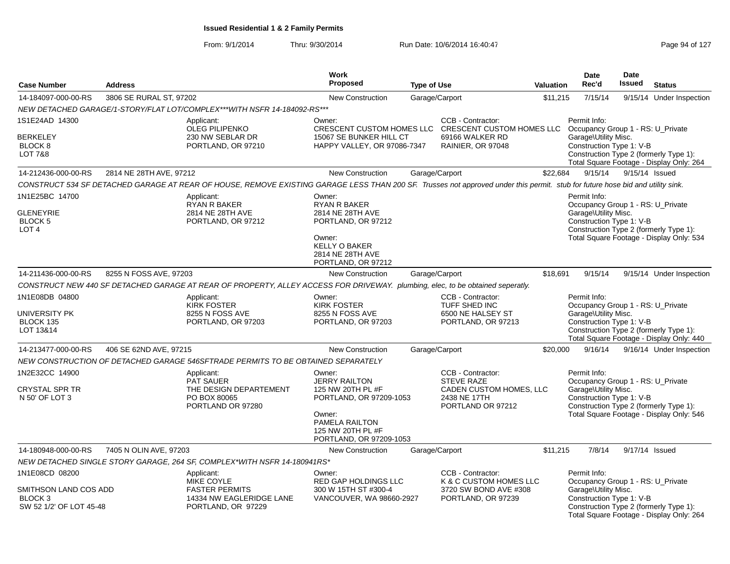## Issued Residential 1 & 2 Family Permits

From: 9/1/2014 Thru: 9/30/2014 Run Date: 10/6/2014 16:40:47

| Case Number | Address | Work Proposed | Type of Use | Valuation | Date Rec'd | Date Issued | Status |
|---|---|---|---|---|---|---|---|
| 14-184097-000-00-RS | 3806 SE RURAL ST, 97202 | New Construction | Garage/Carport | $11,215 | 7/15/14 | 9/15/14 | Under Inspection |

NEW DETACHED GARAGE/1-STORY/FLAT LOT/COMPLEX***WITH NSFR 14-184092-RS***

1S1E24AD 14300
BERKELEY
BLOCK 8
LOT 7&8

Applicant: OLEG PILIPENKO, 230 NW SEBLAR DR, PORTLAND, OR 97210

Owner: CRESCENT CUSTOM HOMES LLC, 15067 SE BUNKER HILL CT, HAPPY VALLEY, OR 97086-7347

CCB - Contractor: CRESCENT CUSTOM HOMES LLC, 69166 WALKER RD, RAINIER, OR 97048

Permit Info: Occupancy Group 1 - RS: U_Private Garage\Utility Misc. Construction Type 1: V-B Construction Type 2 (formerly Type 1): Total Square Footage - Display Only: 264

| Case Number | Address | Work Proposed | Type of Use | Valuation | Date Rec'd | Date Issued | Status |
|---|---|---|---|---|---|---|---|
| 14-212436-000-00-RS | 2814 NE 28TH AVE, 97212 | New Construction | Garage/Carport | $22,684 | 9/15/14 | 9/15/14 | Issued |

CONSTRUCT 534 SF DETACHED GARAGE AT REAR OF HOUSE, REMOVE EXISTING GARAGE LESS THAN 200 SF. Trusses not approved under this permit. stub for future hose bid and utility sink.

1N1E25BC 14700
GLENEYRIE
BLOCK 5
LOT 4

Applicant: RYAN R BAKER, 2814 NE 28TH AVE, PORTLAND, OR 97212

Owner: RYAN R BAKER, 2814 NE 28TH AVE, PORTLAND, OR 97212

Owner: KELLY O BAKER, 2814 NE 28TH AVE, PORTLAND, OR 97212

Permit Info: Occupancy Group 1 - RS: U_Private Garage\Utility Misc. Construction Type 1: V-B Construction Type 2 (formerly Type 1): Total Square Footage - Display Only: 534

| Case Number | Address | Work Proposed | Type of Use | Valuation | Date Rec'd | Date Issued | Status |
|---|---|---|---|---|---|---|---|
| 14-211436-000-00-RS | 8255 N FOSS AVE, 97203 | New Construction | Garage/Carport | $18,691 | 9/15/14 | 9/15/14 | Under Inspection |

CONSTRUCT NEW 440 SF DETACHED GARAGE AT REAR OF PROPERTY, ALLEY ACCESS FOR DRIVEWAY. plumbing, elec, to be obtained seperatly.

1N1E08DB 04800
UNIVERSITY PK
BLOCK 135
LOT 13&14

Applicant: KIRK FOSTER, 8255 N FOSS AVE, PORTLAND, OR 97203

Owner: KIRK FOSTER, 8255 N FOSS AVE, PORTLAND, OR 97203

CCB - Contractor: TUFF SHED INC, 6500 NE HALSEY ST, PORTLAND, OR 97213

Permit Info: Occupancy Group 1 - RS: U_Private Garage\Utility Misc. Construction Type 1: V-B Construction Type 2 (formerly Type 1): Total Square Footage - Display Only: 440

| Case Number | Address | Work Proposed | Type of Use | Valuation | Date Rec'd | Date Issued | Status |
|---|---|---|---|---|---|---|---|
| 14-213477-000-00-RS | 406 SE 62ND AVE, 97215 | New Construction | Garage/Carport | $20,000 | 9/16/14 | 9/16/14 | Under Inspection |

NEW CONSTRUCTION OF DETACHED GARAGE 546SFTRADE PERMITS TO BE OBTAINED SEPARATELY

1N2E32CC 14900
CRYSTAL SPR TR
N 50' OF LOT 3

Applicant: PAT SAUER, THE DESIGN DEPARTEMENT, PO BOX 80065, PORTLAND OR 97280

Owner: JERRY RAILTON, 125 NW 20TH PL #F, PORTLAND, OR 97209-1053

Owner: PAMELA RAILTON, 125 NW 20TH PL #F, PORTLAND, OR 97209-1053

CCB - Contractor: STEVE RAZE, CADEN CUSTOM HOMES, LLC, 2438 NE 17TH, PORTLAND OR 97212

Permit Info: Occupancy Group 1 - RS: U_Private Garage\Utility Misc. Construction Type 1: V-B Construction Type 2 (formerly Type 1): Total Square Footage - Display Only: 546

| Case Number | Address | Work Proposed | Type of Use | Valuation | Date Rec'd | Date Issued | Status |
|---|---|---|---|---|---|---|---|
| 14-180948-000-00-RS | 7405 N OLIN AVE, 97203 | New Construction | Garage/Carport | $11,215 | 7/8/14 | 9/17/14 | Issued |

NEW DETACHED SINGLE STORY GARAGE, 264 SF, COMPLEX*WITH NSFR 14-180941RS*

1N1E08CD 08200
SMITHSON LAND COS ADD
BLOCK 3
SW 52 1/2' OF LOT 45-48

Applicant: MIKE COYLE, FASTER PERMITS, 14334 NW EAGLERIDGE LANE, PORTLAND, OR 97229

Owner: RED GAP HOLDINGS LLC, 300 W 15TH ST #300-4, VANCOUVER, WA 98660-2927

CCB - Contractor: K & C CUSTOM HOMES LLC, 3720 SW BOND AVE #308, PORTLAND, OR 97239

Permit Info: Occupancy Group 1 - RS: U_Private Garage\Utility Misc. Construction Type 1: V-B Construction Type 2 (formerly Type 1): Total Square Footage - Display Only: 264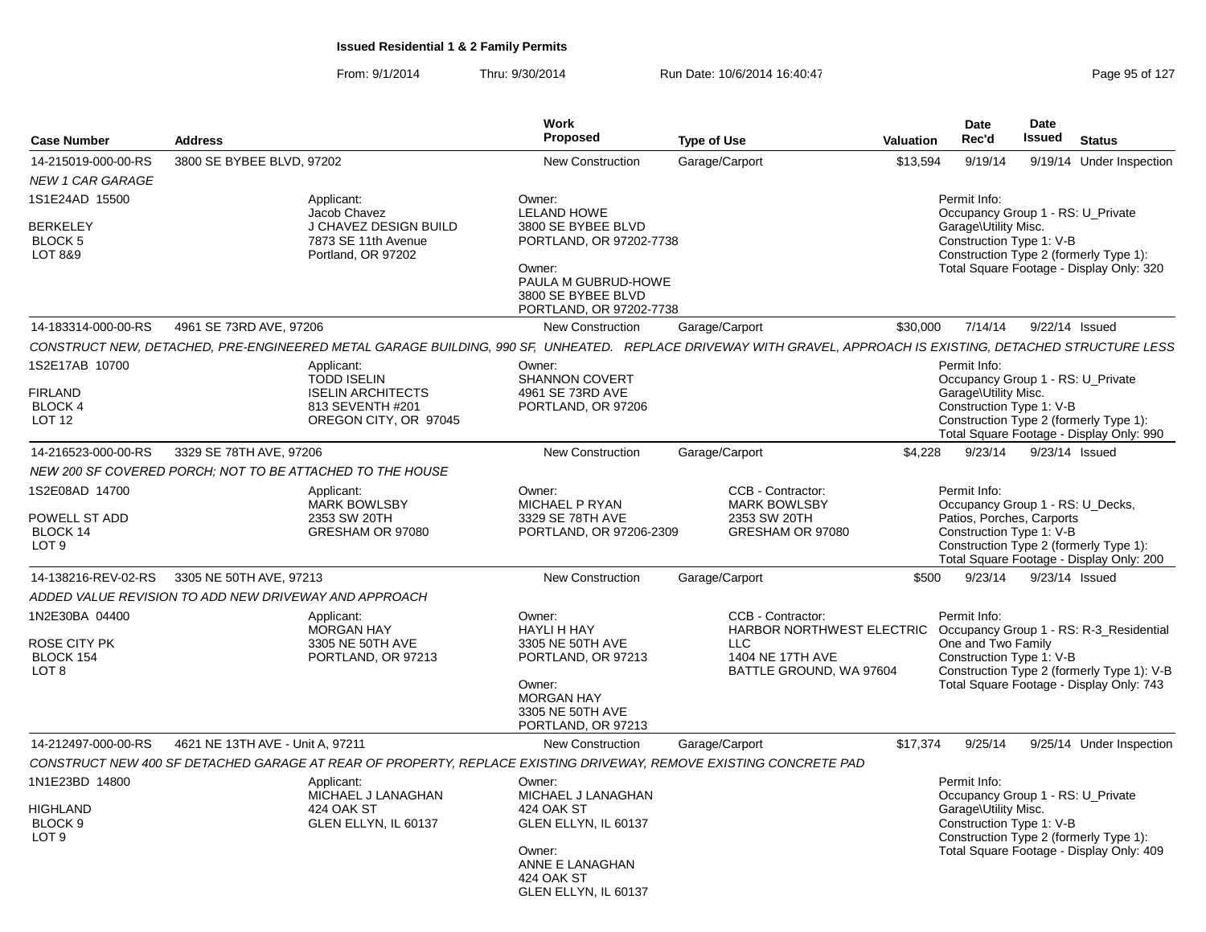**Issued Residential 1 & 2 Family Permits**

From: 9/1/2014 Thru: 9/30/2014 Run Date: 10/6/2014 16:40:47

| Case Number | Address | Work Proposed | Type of Use | Valuation | Date Rec'd | Date Issued | Status |
|---|---|---|---|---|---|---|---|
| 14-215019-000-00-RS | 3800 SE BYBEE BLVD, 97202 | New Construction | Garage/Carport | $13,594 | 9/19/14 | 9/19/14 | Under Inspection |

*NEW 1 CAR GARAGE*

1S1E24AD 15500
BERKELEY
BLOCK 5
LOT 8&9

Applicant:
Jacob Chavez
J CHAVEZ DESIGN BUILD
7873 SE 11th Avenue
Portland, OR 97202

Owner:
LELAND HOWE
3800 SE BYBEE BLVD
PORTLAND, OR 97202-7738

Owner:
PAULA M GUBRUD-HOWE
3800 SE BYBEE BLVD
PORTLAND, OR 97202-7738

Permit Info:
Occupancy Group 1 - RS: U_Private Garage\Utility Misc.
Construction Type 1: V-B
Construction Type 2 (formerly Type 1):
Total Square Footage - Display Only: 320

| Case Number | Address | Work Proposed | Type of Use | Valuation | Date Rec'd | Date Issued | Status |
|---|---|---|---|---|---|---|---|
| 14-183314-000-00-RS | 4961 SE 73RD AVE, 97206 | New Construction | Garage/Carport | $30,000 | 7/14/14 | 9/22/14 | Issued |

*CONSTRUCT NEW, DETACHED, PRE-ENGINEERED METAL GARAGE BUILDING, 990 SF, UNHEATED. REPLACE DRIVEWAY WITH GRAVEL, APPROACH IS EXISTING, DETACHED STRUCTURE LESS*

1S2E17AB 10700
FIRLAND
BLOCK 4
LOT 12

Applicant:
TODD ISELIN
ISELIN ARCHITECTS
813 SEVENTH #201
OREGON CITY, OR 97045

Owner:
SHANNON COVERT
4961 SE 73RD AVE
PORTLAND, OR 97206

Permit Info:
Occupancy Group 1 - RS: U_Private Garage\Utility Misc.
Construction Type 1: V-B
Construction Type 2 (formerly Type 1):
Total Square Footage - Display Only: 990

| Case Number | Address | Work Proposed | Type of Use | Valuation | Date Rec'd | Date Issued | Status |
|---|---|---|---|---|---|---|---|
| 14-216523-000-00-RS | 3329 SE 78TH AVE, 97206 | New Construction | Garage/Carport | $4,228 | 9/23/14 | 9/23/14 | Issued |

*NEW 200 SF COVERED PORCH; NOT TO BE ATTACHED TO THE HOUSE*

1S2E08AD 14700
POWELL ST ADD
BLOCK 14
LOT 9

Applicant:
MARK BOWLSBY
2353 SW 20TH
GRESHAM OR 97080

Owner:
MICHAEL P RYAN
3329 SE 78TH AVE
PORTLAND, OR 97206-2309

CCB - Contractor:
MARK BOWLSBY
2353 SW 20TH
GRESHAM OR 97080

Permit Info:
Occupancy Group 1 - RS: U_Decks, Patios, Porches, Carports
Construction Type 1: V-B
Construction Type 2 (formerly Type 1):
Total Square Footage - Display Only: 200

| Case Number | Address | Work Proposed | Type of Use | Valuation | Date Rec'd | Date Issued | Status |
|---|---|---|---|---|---|---|---|
| 14-138216-REV-02-RS | 3305 NE 50TH AVE, 97213 | New Construction | Garage/Carport | $500 | 9/23/14 | 9/23/14 | Issued |

*ADDED VALUE REVISION TO ADD NEW DRIVEWAY AND APPROACH*

1N2E30BA 04400
ROSE CITY PK
BLOCK 154
LOT 8

Applicant:
MORGAN HAY
3305 NE 50TH AVE
PORTLAND, OR 97213

Owner:
HAYLI H HAY
3305 NE 50TH AVE
PORTLAND, OR 97213

Owner:
MORGAN HAY
3305 NE 50TH AVE
PORTLAND, OR 97213

CCB - Contractor:
HARBOR NORTHWEST ELECTRIC LLC
1404 NE 17TH AVE
BATTLE GROUND, WA 97604

Permit Info:
Occupancy Group 1 - RS: R-3_Residential One and Two Family
Construction Type 1: V-B
Construction Type 2 (formerly Type 1): V-B
Total Square Footage - Display Only: 743

| Case Number | Address | Work Proposed | Type of Use | Valuation | Date Rec'd | Date Issued | Status |
|---|---|---|---|---|---|---|---|
| 14-212497-000-00-RS | 4621 NE 13TH AVE - Unit A, 97211 | New Construction | Garage/Carport | $17,374 | 9/25/14 | 9/25/14 | Under Inspection |

*CONSTRUCT NEW 400 SF DETACHED GARAGE AT REAR OF PROPERTY, REPLACE EXISTING DRIVEWAY, REMOVE EXISTING CONCRETE PAD*

1N1E23BD 14800
HIGHLAND
BLOCK 9
LOT 9

Applicant:
MICHAEL J LANAGHAN
424 OAK ST
GLEN ELLYN, IL 60137

Owner:
MICHAEL J LANAGHAN
424 OAK ST
GLEN ELLYN, IL 60137

Owner:
ANNE E LANAGHAN
424 OAK ST
GLEN ELLYN, IL 60137

Permit Info:
Occupancy Group 1 - RS: U_Private Garage\Utility Misc.
Construction Type 1: V-B
Construction Type 2 (formerly Type 1):
Total Square Footage - Display Only: 409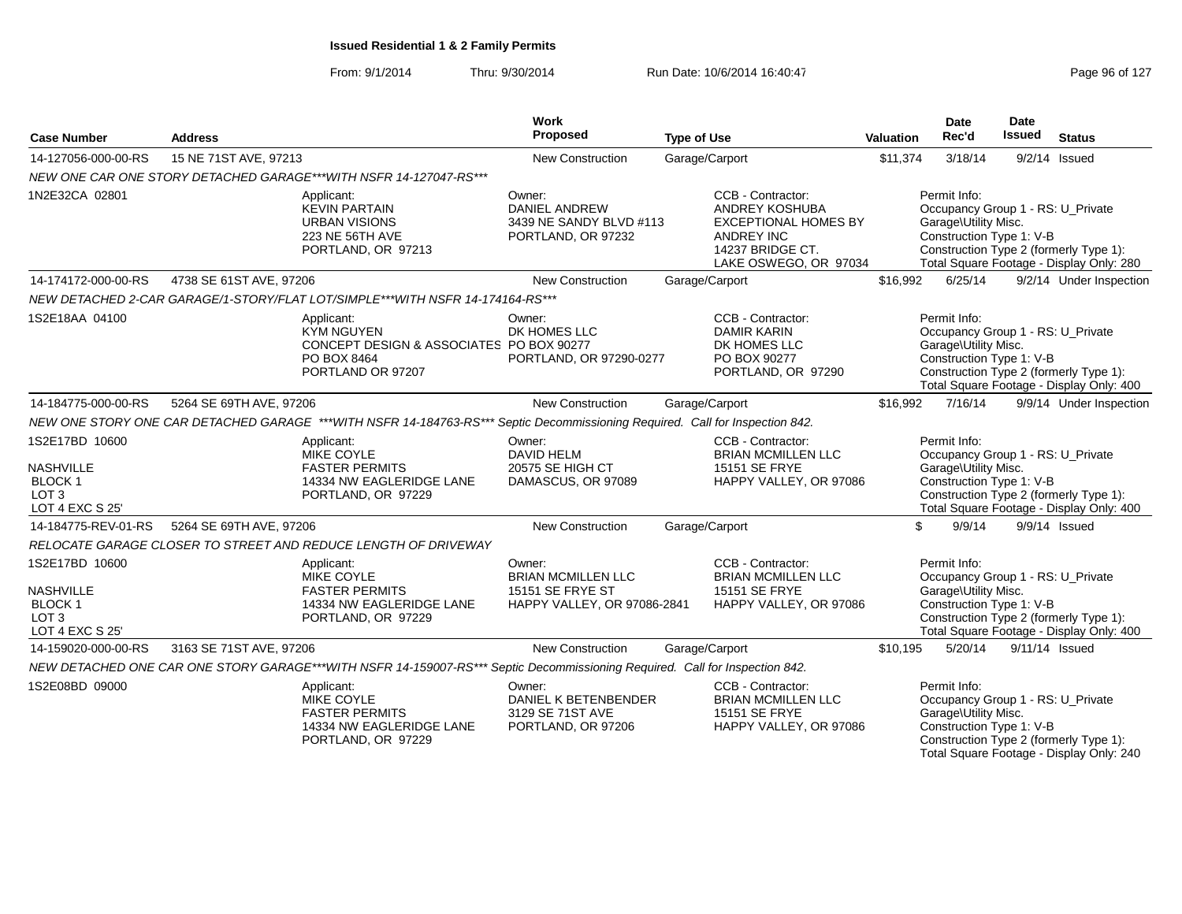**Issued Residential 1 & 2 Family Permits**

From: 9/1/2014 Thru: 9/30/2014 Run Date: 10/6/2014 16:40:47

| Case Number | Address | Work Proposed | Type of Use | Valuation | Date Rec'd | Date Issued | Status |
|---|---|---|---|---|---|---|---|
| 14-127056-000-00-RS | 15 NE 71ST AVE, 97213 | New Construction | Garage/Carport | $11,374 | 3/18/14 | 9/2/14 | Issued |

NEW ONE CAR ONE STORY DETACHED GARAGE***WITH NSFR 14-127047-RS***

1N2E32CA 02801

Applicant: KEVIN PARTAIN, URBAN VISIONS, 223 NE 56TH AVE, PORTLAND, OR 97213

Owner: DANIEL ANDREW, 3439 NE SANDY BLVD #113, PORTLAND, OR 97232

CCB - Contractor: ANDREY KOSHUBA, EXCEPTIONAL HOMES BY ANDREY INC, 14237 BRIDGE CT., LAKE OSWEGO, OR 97034

Permit Info: Occupancy Group 1 - RS: U_Private Garage\Utility Misc. Construction Type 1: V-B Construction Type 2 (formerly Type 1): Total Square Footage - Display Only: 280

| Case Number | Address | Work Proposed | Type of Use | Valuation | Date Rec'd | Date Issued | Status |
|---|---|---|---|---|---|---|---|
| 14-174172-000-00-RS | 4738 SE 61ST AVE, 97206 | New Construction | Garage/Carport | $16,992 | 6/25/14 | 9/2/14 | Under Inspection |

NEW DETACHED 2-CAR GARAGE/1-STORY/FLAT LOT/SIMPLE***WITH NSFR 14-174164-RS***

1S2E18AA 04100

Applicant: KYM NGUYEN, CONCEPT DESIGN & ASSOCIATES, PO BOX 8464, PORTLAND OR 97207

Owner: DK HOMES LLC, PO BOX 90277, PORTLAND, OR 97290-0277

CCB - Contractor: DAMIR KARIN, DK HOMES LLC, PO BOX 90277, PORTLAND, OR 97290

Permit Info: Occupancy Group 1 - RS: U_Private Garage\Utility Misc. Construction Type 1: V-B Construction Type 2 (formerly Type 1): Total Square Footage - Display Only: 400

| Case Number | Address | Work Proposed | Type of Use | Valuation | Date Rec'd | Date Issued | Status |
|---|---|---|---|---|---|---|---|
| 14-184775-000-00-RS | 5264 SE 69TH AVE, 97206 | New Construction | Garage/Carport | $16,992 | 7/16/14 | 9/9/14 | Under Inspection |

NEW ONE STORY ONE CAR DETACHED GARAGE ***WITH NSFR 14-184763-RS*** Septic Decommissioning Required. Call for Inspection 842.

1S2E17BD 10600, NASHVILLE, BLOCK 1, LOT 3, LOT 4 EXC S 25'

Applicant: MIKE COYLE, FASTER PERMITS, 14334 NW EAGLERIDGE LANE, PORTLAND, OR 97229

Owner: DAVID HELM, 20575 SE HIGH CT, DAMASCUS, OR 97089

CCB - Contractor: BRIAN MCMILLEN LLC, 15151 SE FRYE, HAPPY VALLEY, OR 97086

Permit Info: Occupancy Group 1 - RS: U_Private Garage\Utility Misc. Construction Type 1: V-B Construction Type 2 (formerly Type 1): Total Square Footage - Display Only: 400

| Case Number | Address | Work Proposed | Type of Use | Valuation | Date Rec'd | Date Issued | Status |
|---|---|---|---|---|---|---|---|
| 14-184775-REV-01-RS | 5264 SE 69TH AVE, 97206 | New Construction | Garage/Carport | $ | 9/9/14 | 9/9/14 | Issued |

RELOCATE GARAGE CLOSER TO STREET AND REDUCE LENGTH OF DRIVEWAY

1S2E17BD 10600, NASHVILLE, BLOCK 1, LOT 3, LOT 4 EXC S 25'

Applicant: MIKE COYLE, FASTER PERMITS, 14334 NW EAGLERIDGE LANE, PORTLAND, OR 97229

Owner: BRIAN MCMILLEN LLC, 15151 SE FRYE ST, HAPPY VALLEY, OR 97086-2841

CCB - Contractor: BRIAN MCMILLEN LLC, 15151 SE FRYE, HAPPY VALLEY, OR 97086

Permit Info: Occupancy Group 1 - RS: U_Private Garage\Utility Misc. Construction Type 1: V-B Construction Type 2 (formerly Type 1): Total Square Footage - Display Only: 400

| Case Number | Address | Work Proposed | Type of Use | Valuation | Date Rec'd | Date Issued | Status |
|---|---|---|---|---|---|---|---|
| 14-159020-000-00-RS | 3163 SE 71ST AVE, 97206 | New Construction | Garage/Carport | $10,195 | 5/20/14 | 9/11/14 | Issued |

NEW DETACHED ONE CAR ONE STORY GARAGE***WITH NSFR 14-159007-RS*** Septic Decommissioning Required. Call for Inspection 842.

1S2E08BD 09000

Applicant: MIKE COYLE, FASTER PERMITS, 14334 NW EAGLERIDGE LANE, PORTLAND, OR 97229

Owner: DANIEL K BETENBENDER, 3129 SE 71ST AVE, PORTLAND, OR 97206

CCB - Contractor: BRIAN MCMILLEN LLC, 15151 SE FRYE, HAPPY VALLEY, OR 97086

Permit Info: Occupancy Group 1 - RS: U_Private Garage\Utility Misc. Construction Type 1: V-B Construction Type 2 (formerly Type 1): Total Square Footage - Display Only: 240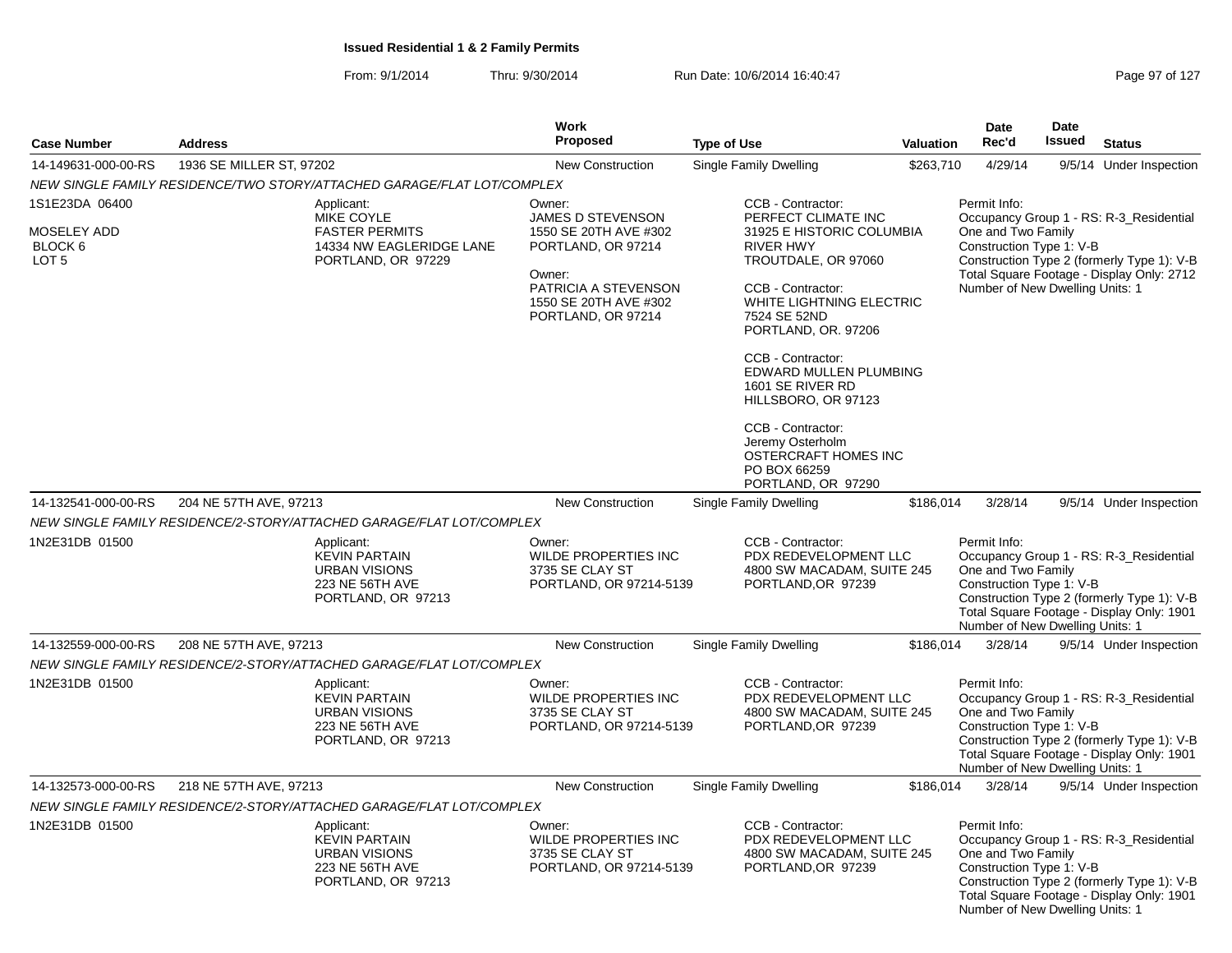**Issued Residential 1 & 2 Family Permits**

From: 9/1/2014 Thru: 9/30/2014 Run Date: 10/6/2014 16:40:47

| Case Number | Address | Work Proposed | Type of Use | Valuation | Date Rec'd | Date Issued | Status |
|---|---|---|---|---|---|---|---|
| 14-149631-000-00-RS | 1936 SE MILLER ST, 97202 | New Construction | Single Family Dwelling | $263,710 | 4/29/14 | 9/5/14 | Under Inspection |

*NEW SINGLE FAMILY RESIDENCE/TWO STORY/ATTACHED GARAGE/FLAT LOT/COMPLEX*

1S1E23DA 06400
MOSELEY ADD
BLOCK 6
LOT 5

Applicant:
MIKE COYLE
FASTER PERMITS
14334 NW EAGLERIDGE LANE
PORTLAND, OR 97229

Owner:
JAMES D STEVENSON
1550 SE 20TH AVE #302
PORTLAND, OR 97214

Owner:
PATRICIA A STEVENSON
1550 SE 20TH AVE #302
PORTLAND, OR 97214

CCB - Contractor:
PERFECT CLIMATE INC
31925 E HISTORIC COLUMBIA RIVER HWY
TROUTDALE, OR 97060

CCB - Contractor:
WHITE LIGHTNING ELECTRIC
7524 SE 52ND
PORTLAND, OR. 97206

CCB - Contractor:
EDWARD MULLEN PLUMBING
1601 SE RIVER RD
HILLSBORO, OR 97123

CCB - Contractor:
Jeremy Osterholm
OSTERCRAFT HOMES INC
PO BOX 66259
PORTLAND, OR 97290

Permit Info:
Occupancy Group 1 - RS: R-3_Residential One and Two Family
Construction Type 1: V-B
Construction Type 2 (formerly Type 1): V-B
Total Square Footage - Display Only: 2712
Number of New Dwelling Units: 1

| Case Number | Address | Work Proposed | Type of Use | Valuation | Date Rec'd | Date Issued | Status |
|---|---|---|---|---|---|---|---|
| 14-132541-000-00-RS | 204 NE 57TH AVE, 97213 | New Construction | Single Family Dwelling | $186,014 | 3/28/14 | 9/5/14 | Under Inspection |

*NEW SINGLE FAMILY RESIDENCE/2-STORY/ATTACHED GARAGE/FLAT LOT/COMPLEX*

1N2E31DB 01500

Applicant:
KEVIN PARTAIN
URBAN VISIONS
223 NE 56TH AVE
PORTLAND, OR 97213

Owner:
WILDE PROPERTIES INC
3735 SE CLAY ST
PORTLAND, OR 97214-5139

CCB - Contractor:
PDX REDEVELOPMENT LLC
4800 SW MACADAM, SUITE 245
PORTLAND,OR 97239

Permit Info:
Occupancy Group 1 - RS: R-3_Residential One and Two Family
Construction Type 1: V-B
Construction Type 2 (formerly Type 1): V-B
Total Square Footage - Display Only: 1901
Number of New Dwelling Units: 1

| Case Number | Address | Work Proposed | Type of Use | Valuation | Date Rec'd | Date Issued | Status |
|---|---|---|---|---|---|---|---|
| 14-132559-000-00-RS | 208 NE 57TH AVE, 97213 | New Construction | Single Family Dwelling | $186,014 | 3/28/14 | 9/5/14 | Under Inspection |

*NEW SINGLE FAMILY RESIDENCE/2-STORY/ATTACHED GARAGE/FLAT LOT/COMPLEX*

1N2E31DB 01500

Applicant:
KEVIN PARTAIN
URBAN VISIONS
223 NE 56TH AVE
PORTLAND, OR 97213

Owner:
WILDE PROPERTIES INC
3735 SE CLAY ST
PORTLAND, OR 97214-5139

CCB - Contractor:
PDX REDEVELOPMENT LLC
4800 SW MACADAM, SUITE 245
PORTLAND,OR 97239

Permit Info:
Occupancy Group 1 - RS: R-3_Residential One and Two Family
Construction Type 1: V-B
Construction Type 2 (formerly Type 1): V-B
Total Square Footage - Display Only: 1901
Number of New Dwelling Units: 1

| Case Number | Address | Work Proposed | Type of Use | Valuation | Date Rec'd | Date Issued | Status |
|---|---|---|---|---|---|---|---|
| 14-132573-000-00-RS | 218 NE 57TH AVE, 97213 | New Construction | Single Family Dwelling | $186,014 | 3/28/14 | 9/5/14 | Under Inspection |

*NEW SINGLE FAMILY RESIDENCE/2-STORY/ATTACHED GARAGE/FLAT LOT/COMPLEX*

1N2E31DB 01500

Applicant:
KEVIN PARTAIN
URBAN VISIONS
223 NE 56TH AVE
PORTLAND, OR 97213

Owner:
WILDE PROPERTIES INC
3735 SE CLAY ST
PORTLAND, OR 97214-5139

CCB - Contractor:
PDX REDEVELOPMENT LLC
4800 SW MACADAM, SUITE 245
PORTLAND,OR 97239

Permit Info:
Occupancy Group 1 - RS: R-3_Residential One and Two Family
Construction Type 1: V-B
Construction Type 2 (formerly Type 1): V-B
Total Square Footage - Display Only: 1901
Number of New Dwelling Units: 1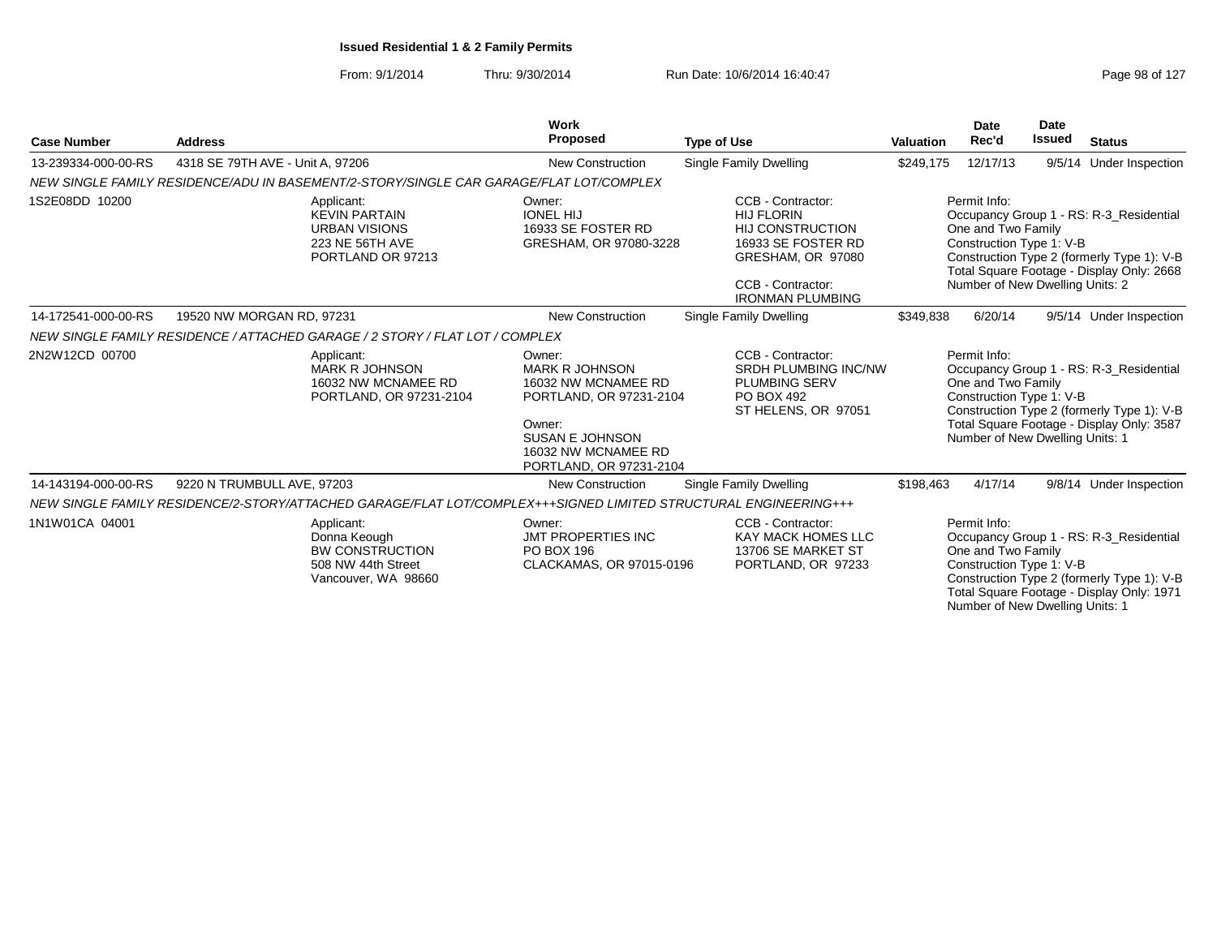**Issued Residential 1 & 2 Family Permits**

From: 9/1/2014 Thru: 9/30/2014 Run Date: 10/6/2014 16:40:47

| Case Number | Address | Work Proposed | Type of Use | Valuation | Date Rec'd | Date Issued | Status |
|---|---|---|---|---|---|---|---|
| 13-239334-000-00-RS | 4318 SE 79TH AVE - Unit A, 97206 | New Construction | Single Family Dwelling | $249,175 | 12/17/13 | 9/5/14 | Under Inspection |

NEW SINGLE FAMILY RESIDENCE/ADU IN BASEMENT/2-STORY/SINGLE CAR GARAGE/FLAT LOT/COMPLEX

1S2E08DD 10200

Applicant: KEVIN PARTAIN, URBAN VISIONS, 223 NE 56TH AVE, PORTLAND OR 97213

Owner: IONEL HIJ, 16933 SE FOSTER RD, GRESHAM, OR 97080-3228

CCB - Contractor: HIJ FLORIN, HIJ CONSTRUCTION, 16933 SE FOSTER RD, GRESHAM, OR 97080

CCB - Contractor: IRONMAN PLUMBING

Permit Info:
Occupancy Group 1 - RS: R-3_Residential One and Two Family
Construction Type 1: V-B
Construction Type 2 (formerly Type 1): V-B
Total Square Footage - Display Only: 2668
Number of New Dwelling Units: 2

| Case Number | Address | Work Proposed | Type of Use | Valuation | Date Rec'd | Date Issued | Status |
|---|---|---|---|---|---|---|---|
| 14-172541-000-00-RS | 19520 NW MORGAN RD, 97231 | New Construction | Single Family Dwelling | $349,838 | 6/20/14 | 9/5/14 | Under Inspection |

NEW SINGLE FAMILY RESIDENCE / ATTACHED GARAGE / 2 STORY / FLAT LOT / COMPLEX

2N2W12CD 00700

Applicant: MARK R JOHNSON, 16032 NW MCNAMEE RD, PORTLAND, OR 97231-2104

Owner: MARK R JOHNSON, 16032 NW MCNAMEE RD, PORTLAND, OR 97231-2104

Owner: SUSAN E JOHNSON, 16032 NW MCNAMEE RD, PORTLAND, OR 97231-2104

CCB - Contractor: SRDH PLUMBING INC/NW PLUMBING SERV, PO BOX 492, ST HELENS, OR 97051

Permit Info:
Occupancy Group 1 - RS: R-3_Residential One and Two Family
Construction Type 1: V-B
Construction Type 2 (formerly Type 1): V-B
Total Square Footage - Display Only: 3587
Number of New Dwelling Units: 1

| Case Number | Address | Work Proposed | Type of Use | Valuation | Date Rec'd | Date Issued | Status |
|---|---|---|---|---|---|---|---|
| 14-143194-000-00-RS | 9220 N TRUMBULL AVE, 97203 | New Construction | Single Family Dwelling | $198,463 | 4/17/14 | 9/8/14 | Under Inspection |

NEW SINGLE FAMILY RESIDENCE/2-STORY/ATTACHED GARAGE/FLAT LOT/COMPLEX+++SIGNED LIMITED STRUCTURAL ENGINEERING+++

1N1W01CA 04001

Applicant: Donna Keough, BW CONSTRUCTION, 508 NW 44th Street, Vancouver, WA 98660

Owner: JMT PROPERTIES INC, PO BOX 196, CLACKAMAS, OR 97015-0196

CCB - Contractor: KAY MACK HOMES LLC, 13706 SE MARKET ST, PORTLAND, OR 97233

Permit Info:
Occupancy Group 1 - RS: R-3_Residential One and Two Family
Construction Type 1: V-B
Construction Type 2 (formerly Type 1): V-B
Total Square Footage - Display Only: 1971
Number of New Dwelling Units: 1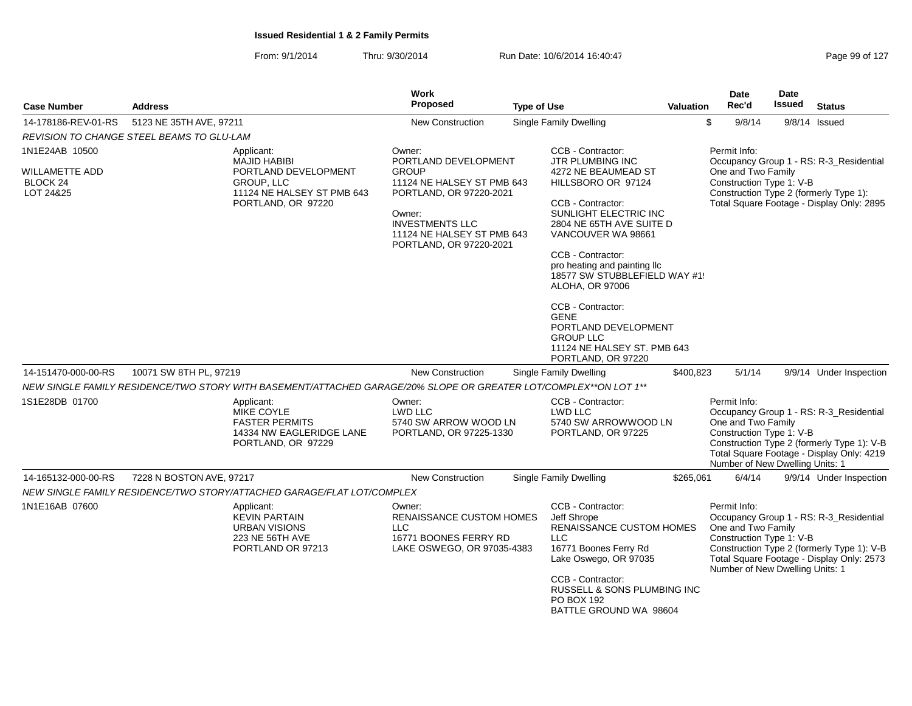**Issued Residential 1 & 2 Family Permits**

From: 9/1/2014 Thru: 9/30/2014 Run Date: 10/6/2014 16:40:47

| Case Number | Address | Work Proposed | Type of Use | Valuation | Date Rec'd | Date Issued | Status |
|---|---|---|---|---|---|---|---|
| 14-178186-REV-01-RS | 5123 NE 35TH AVE, 97211 | New Construction | Single Family Dwelling | $ | 9/8/14 | 9/8/14 | Issued |

REVISION TO CHANGE STEEL BEAMS TO GLU-LAM

1N1E24AB 10500

WILLAMETTE ADD
BLOCK 24
LOT 24&25

Applicant:
MAJID HABIBI
PORTLAND DEVELOPMENT GROUP, LLC
11124 NE HALSEY ST PMB 643
PORTLAND, OR 97220

Owner:
PORTLAND DEVELOPMENT GROUP
11124 NE HALSEY ST PMB 643
PORTLAND, OR 97220-2021

Owner:
INVESTMENTS LLC
11124 NE HALSEY ST PMB 643
PORTLAND, OR 97220-2021

CCB - Contractor:
JTR PLUMBING INC
4272 NE BEAUMEAD ST
HILLSBORO OR 97124

CCB - Contractor:
SUNLIGHT ELECTRIC INC
2804 NE 65TH AVE SUITE D
VANCOUVER WA 98661

CCB - Contractor:
pro heating and painting llc
18577 SW STUBBLEFIELD WAY #1!
ALOHA, OR 97006

CCB - Contractor:
GENE
PORTLAND DEVELOPMENT GROUP LLC
11124 NE HALSEY ST. PMB 643
PORTLAND, OR 97220

Permit Info:
Occupancy Group 1 - RS: R-3_Residential One and Two Family
Construction Type 1: V-B
Construction Type 2 (formerly Type 1):
Total Square Footage - Display Only: 2895

| Case Number | Address | Work Proposed | Type of Use | Valuation | Date Rec'd | Date Issued | Status |
|---|---|---|---|---|---|---|---|
| 14-151470-000-00-RS | 10071 SW 8TH PL, 97219 | New Construction | Single Family Dwelling | $400,823 | 5/1/14 | 9/9/14 | Under Inspection |

NEW SINGLE FAMILY RESIDENCE/TWO STORY WITH BASEMENT/ATTACHED GARAGE/20% SLOPE OR GREATER LOT/COMPLEX**ON LOT 1**

1S1E28DB 01700

Applicant:
MIKE COYLE
FASTER PERMITS
14334 NW EAGLERIDGE LANE
PORTLAND, OR 97229

Owner:
LWD LLC
5740 SW ARROW WOOD LN
PORTLAND, OR 97225-1330

CCB - Contractor:
LWD LLC
5740 SW ARROWWOOD LN
PORTLAND, OR 97225

Permit Info:
Occupancy Group 1 - RS: R-3_Residential One and Two Family
Construction Type 1: V-B
Construction Type 2 (formerly Type 1): V-B
Total Square Footage - Display Only: 4219
Number of New Dwelling Units: 1

| Case Number | Address | Work Proposed | Type of Use | Valuation | Date Rec'd | Date Issued | Status |
|---|---|---|---|---|---|---|---|
| 14-165132-000-00-RS | 7228 N BOSTON AVE, 97217 | New Construction | Single Family Dwelling | $265,061 | 6/4/14 | 9/9/14 | Under Inspection |

NEW SINGLE FAMILY RESIDENCE/TWO STORY/ATTACHED GARAGE/FLAT LOT/COMPLEX

1N1E16AB 07600

Applicant:
KEVIN PARTAIN
URBAN VISIONS
223 NE 56TH AVE
PORTLAND OR 97213

Owner:
RENAISSANCE CUSTOM HOMES LLC
16771 BOONES FERRY RD
LAKE OSWEGO, OR 97035-4383

CCB - Contractor:
Jeff Shrope
RENAISSANCE CUSTOM HOMES LLC
16771 Boones Ferry Rd
Lake Oswego, OR 97035

CCB - Contractor:
RUSSELL & SONS PLUMBING INC
PO BOX 192
BATTLE GROUND WA 98604

Permit Info:
Occupancy Group 1 - RS: R-3_Residential One and Two Family
Construction Type 1: V-B
Construction Type 2 (formerly Type 1): V-B
Total Square Footage - Display Only: 2573
Number of New Dwelling Units: 1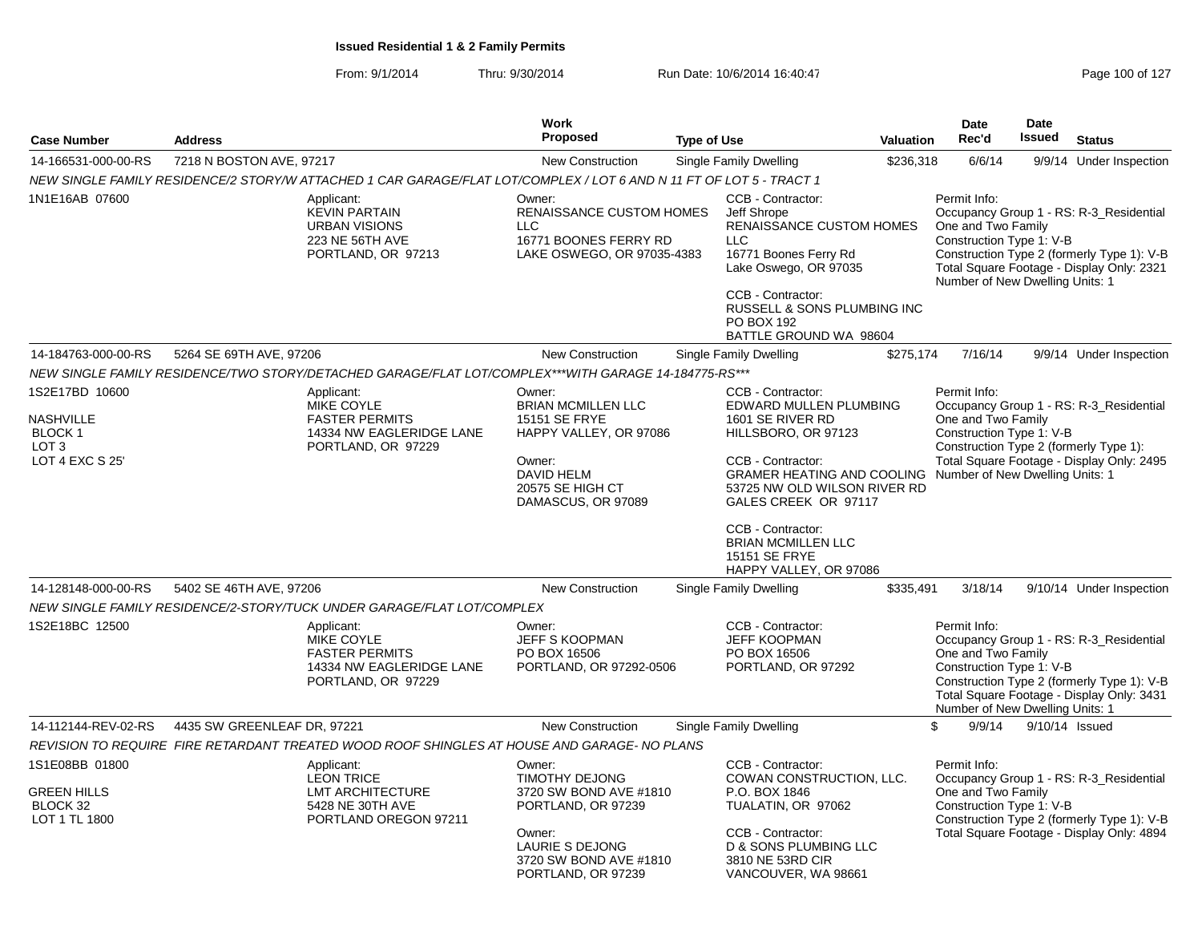# Issued Residential 1 & 2 Family Permits

From: 9/1/2014 Thru: 9/30/2014 Run Date: 10/6/2014 16:40:47

| Case Number | Address | Work Proposed | Type of Use | Valuation | Date Rec'd | Date Issued | Status |
|---|---|---|---|---|---|---|---|
| 14-166531-000-00-RS | 7218 N BOSTON AVE, 97217 | New Construction | Single Family Dwelling | $236,318 | 6/6/14 | 9/9/14 | Under Inspection |

NEW SINGLE FAMILY RESIDENCE/2 STORY/W ATTACHED 1 CAR GARAGE/FLAT LOT/COMPLEX / LOT 6 AND N 11 FT OF LOT 5 - TRACT 1

1N1E16AB 07600

Applicant:
KEVIN PARTAIN
URBAN VISIONS
223 NE 56TH AVE
PORTLAND, OR 97213

Owner:
RENAISSANCE CUSTOM HOMES LLC
16771 BOONES FERRY RD
LAKE OSWEGO, OR 97035-4383

CCB - Contractor:
Jeff Shrope
RENAISSANCE CUSTOM HOMES LLC
16771 Boones Ferry Rd
Lake Oswego, OR 97035

CCB - Contractor:
RUSSELL & SONS PLUMBING INC
PO BOX 192
BATTLE GROUND WA 98604

Permit Info:
Occupancy Group 1 - RS: R-3_Residential One and Two Family
Construction Type 1: V-B
Construction Type 2 (formerly Type 1): V-B
Total Square Footage - Display Only: 2321
Number of New Dwelling Units: 1

| Case Number | Address | Work Proposed | Type of Use | Valuation | Date Rec'd | Date Issued | Status |
|---|---|---|---|---|---|---|---|
| 14-184763-000-00-RS | 5264 SE 69TH AVE, 97206 | New Construction | Single Family Dwelling | $275,174 | 7/16/14 | 9/9/14 | Under Inspection |

NEW SINGLE FAMILY RESIDENCE/TWO STORY/DETACHED GARAGE/FLAT LOT/COMPLEX***WITH GARAGE 14-184775-RS***

1S2E17BD 10600
NASHVILLE
BLOCK 1
LOT 3
LOT 4 EXC S 25'

Applicant:
MIKE COYLE
FASTER PERMITS
14334 NW EAGLERIDGE LANE
PORTLAND, OR 97229

Owner:
BRIAN MCMILLEN LLC
15151 SE FRYE
HAPPY VALLEY, OR 97086

Owner:
DAVID HELM
20575 SE HIGH CT
DAMASCUS, OR 97089

CCB - Contractor:
EDWARD MULLEN PLUMBING
1601 SE RIVER RD
HILLSBORO, OR 97123

CCB - Contractor:
GRAMER HEATING AND COOLING
53725 NW OLD WILSON RIVER RD
GALES CREEK OR 97117

CCB - Contractor:
BRIAN MCMILLEN LLC
15151 SE FRYE
HAPPY VALLEY, OR 97086

Permit Info:
Occupancy Group 1 - RS: R-3_Residential One and Two Family
Construction Type 1: V-B
Construction Type 2 (formerly Type 1):
Total Square Footage - Display Only: 2495
Number of New Dwelling Units: 1

| Case Number | Address | Work Proposed | Type of Use | Valuation | Date Rec'd | Date Issued | Status |
|---|---|---|---|---|---|---|---|
| 14-128148-000-00-RS | 5402 SE 46TH AVE, 97206 | New Construction | Single Family Dwelling | $335,491 | 3/18/14 | 9/10/14 | Under Inspection |

NEW SINGLE FAMILY RESIDENCE/2-STORY/TUCK UNDER GARAGE/FLAT LOT/COMPLEX

1S2E18BC 12500

Applicant:
MIKE COYLE
FASTER PERMITS
14334 NW EAGLERIDGE LANE
PORTLAND, OR 97229

Owner:
JEFF S KOOPMAN
PO BOX 16506
PORTLAND, OR 97292-0506

CCB - Contractor:
JEFF KOOPMAN
PO BOX 16506
PORTLAND, OR 97292

Permit Info:
Occupancy Group 1 - RS: R-3_Residential One and Two Family
Construction Type 1: V-B
Construction Type 2 (formerly Type 1): V-B
Total Square Footage - Display Only: 3431
Number of New Dwelling Units: 1

| Case Number | Address | Work Proposed | Type of Use | Valuation | Date Rec'd | Date Issued | Status |
|---|---|---|---|---|---|---|---|
| 14-112144-REV-02-RS | 4435 SW GREENLEAF DR, 97221 | New Construction | Single Family Dwelling | $ | 9/9/14 | 9/10/14 | Issued |

REVISION TO REQUIRE FIRE RETARDANT TREATED WOOD ROOF SHINGLES AT HOUSE AND GARAGE- NO PLANS

1S1E08BB 01800
GREEN HILLS
BLOCK 32
LOT 1 TL 1800

Applicant:
LEON TRICE
LMT ARCHITECTURE
5428 NE 30TH AVE
PORTLAND OREGON 97211

Owner:
TIMOTHY DEJONG
3720 SW BOND AVE #1810
PORTLAND, OR 97239

Owner:
LAURIE S DEJONG
3720 SW BOND AVE #1810
PORTLAND, OR 97239

CCB - Contractor:
COWAN CONSTRUCTION, LLC.
P.O. BOX 1846
TUALATIN, OR 97062

CCB - Contractor:
D & SONS PLUMBING LLC
3810 NE 53RD CIR
VANCOUVER, WA 98661

Permit Info:
Occupancy Group 1 - RS: R-3_Residential One and Two Family
Construction Type 1: V-B
Construction Type 2 (formerly Type 1): V-B
Total Square Footage - Display Only: 4894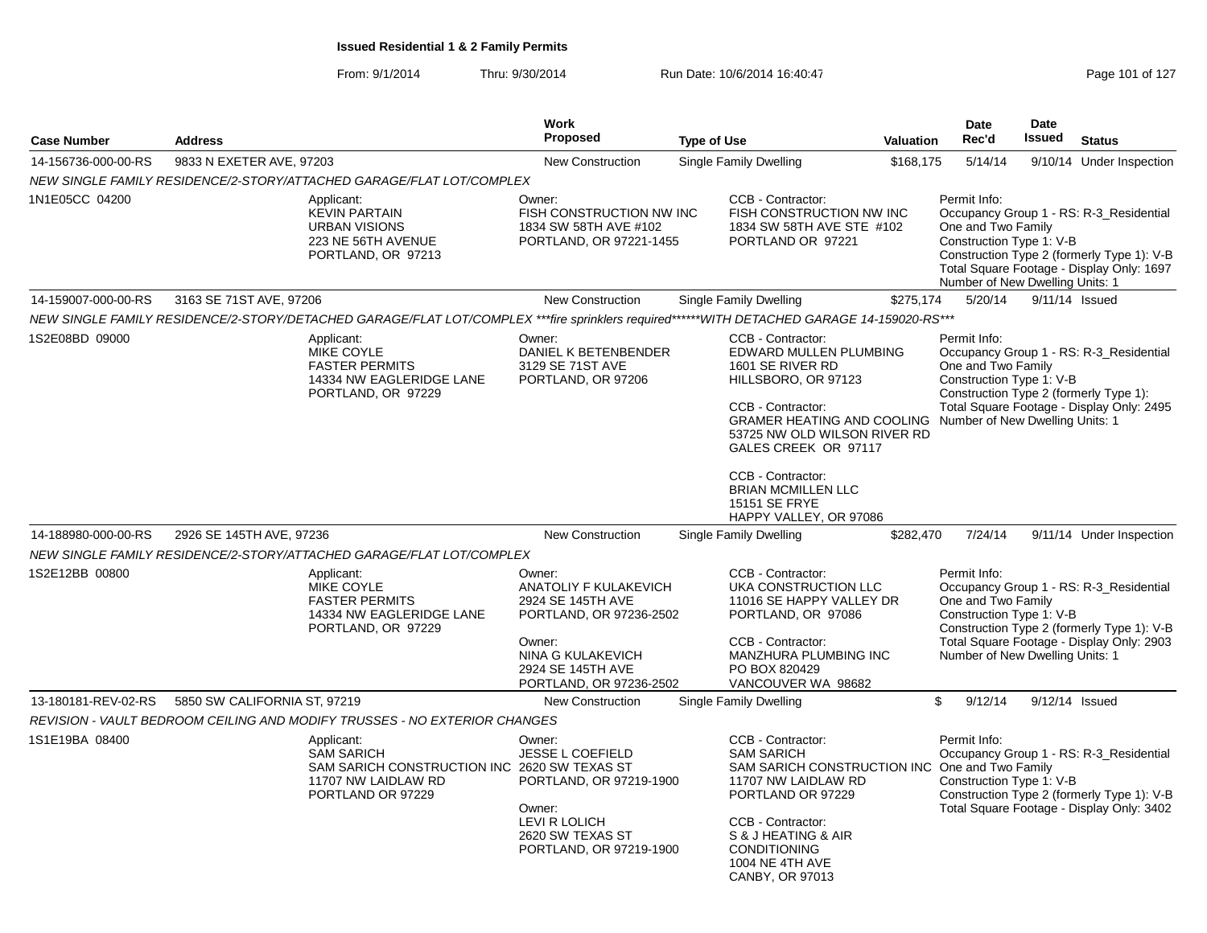**Issued Residential 1 & 2 Family Permits**

From: 9/1/2014 Thru: 9/30/2014 Run Date: 10/6/2014 16:40:47

| Case Number | Address | Work Proposed | Type of Use | Valuation | Date Rec'd | Date Issued | Status |
|---|---|---|---|---|---|---|---|
| 14-156736-000-00-RS | 9833 N EXETER AVE, 97203 | New Construction | Single Family Dwelling | $168,175 | 5/14/14 | 9/10/14 | Under Inspection |

NEW SINGLE FAMILY RESIDENCE/2-STORY/ATTACHED GARAGE/FLAT LOT/COMPLEX

1N1E05CC 04200

Applicant: KEVIN PARTAIN, URBAN VISIONS, 223 NE 56TH AVENUE, PORTLAND, OR 97213

Owner: FISH CONSTRUCTION NW INC, 1834 SW 58TH AVE #102, PORTLAND, OR 97221-1455

CCB - Contractor: FISH CONSTRUCTION NW INC, 1834 SW 58TH AVE STE #102, PORTLAND OR 97221

Permit Info: Occupancy Group 1 - RS: R-3_Residential One and Two Family; Construction Type 1: V-B; Construction Type 2 (formerly Type 1): V-B; Total Square Footage - Display Only: 1697; Number of New Dwelling Units: 1

| Case Number | Address | Work Proposed | Type of Use | Valuation | Date Rec'd | Date Issued | Status |
|---|---|---|---|---|---|---|---|
| 14-159007-000-00-RS | 3163 SE 71ST AVE, 97206 | New Construction | Single Family Dwelling | $275,174 | 5/20/14 | 9/11/14 | Issued |

NEW SINGLE FAMILY RESIDENCE/2-STORY/DETACHED GARAGE/FLAT LOT/COMPLEX ***fire sprinklers required******WITH DETACHED GARAGE 14-159020-RS***

1S2E08BD 09000

Applicant: MIKE COYLE, FASTER PERMITS, 14334 NW EAGLERIDGE LANE, PORTLAND, OR 97229

Owner: DANIEL K BETENBENDER, 3129 SE 71ST AVE, PORTLAND, OR 97206

CCB - Contractor: EDWARD MULLEN PLUMBING, 1601 SE RIVER RD, HILLSBORO, OR 97123

CCB - Contractor: GRAMER HEATING AND COOLING, 53725 NW OLD WILSON RIVER RD, GALES CREEK OR 97117

CCB - Contractor: BRIAN MCMILLEN LLC, 15151 SE FRYE, HAPPY VALLEY, OR 97086

Permit Info: Occupancy Group 1 - RS: R-3_Residential One and Two Family; Construction Type 1: V-B; Construction Type 2 (formerly Type 1):; Total Square Footage - Display Only: 2495; Number of New Dwelling Units: 1

| Case Number | Address | Work Proposed | Type of Use | Valuation | Date Rec'd | Date Issued | Status |
|---|---|---|---|---|---|---|---|
| 14-188980-000-00-RS | 2926 SE 145TH AVE, 97236 | New Construction | Single Family Dwelling | $282,470 | 7/24/14 | 9/11/14 | Under Inspection |

NEW SINGLE FAMILY RESIDENCE/2-STORY/ATTACHED GARAGE/FLAT LOT/COMPLEX

1S2E12BB 00800

Applicant: MIKE COYLE, FASTER PERMITS, 14334 NW EAGLERIDGE LANE, PORTLAND, OR 97229

Owner: ANATOLIY F KULAKEVICH, 2924 SE 145TH AVE, PORTLAND, OR 97236-2502

Owner: NINA G KULAKEVICH, 2924 SE 145TH AVE, PORTLAND, OR 97236-2502

CCB - Contractor: UKA CONSTRUCTION LLC, 11016 SE HAPPY VALLEY DR, PORTLAND, OR 97086

CCB - Contractor: MANZHURA PLUMBING INC, PO BOX 820429, VANCOUVER WA 98682

Permit Info: Occupancy Group 1 - RS: R-3_Residential One and Two Family; Construction Type 1: V-B; Construction Type 2 (formerly Type 1): V-B; Total Square Footage - Display Only: 2903; Number of New Dwelling Units: 1

| Case Number | Address | Work Proposed | Type of Use | Valuation | Date Rec'd | Date Issued | Status |
|---|---|---|---|---|---|---|---|
| 13-180181-REV-02-RS | 5850 SW CALIFORNIA ST, 97219 | New Construction | Single Family Dwelling | $ | 9/12/14 | 9/12/14 | Issued |

REVISION - VAULT BEDROOM CEILING AND MODIFY TRUSSES - NO EXTERIOR CHANGES

1S1E19BA 08400

Applicant: SAM SARICH, SAM SARICH CONSTRUCTION INC, 11707 NW LAIDLAW RD, PORTLAND OR 97229

Owner: JESSE L COEFIELD, 2620 SW TEXAS ST, PORTLAND, OR 97219-1900

Owner: LEVI R LOLICH, 2620 SW TEXAS ST, PORTLAND, OR 97219-1900

CCB - Contractor: SAM SARICH, SAM SARICH CONSTRUCTION INC, 11707 NW LAIDLAW RD, PORTLAND OR 97229

CCB - Contractor: S & J HEATING & AIR CONDITIONING, 1004 NE 4TH AVE, CANBY, OR 97013

Permit Info: Occupancy Group 1 - RS: R-3_Residential One and Two Family; Construction Type 1: V-B; Construction Type 2 (formerly Type 1): V-B; Total Square Footage - Display Only: 3402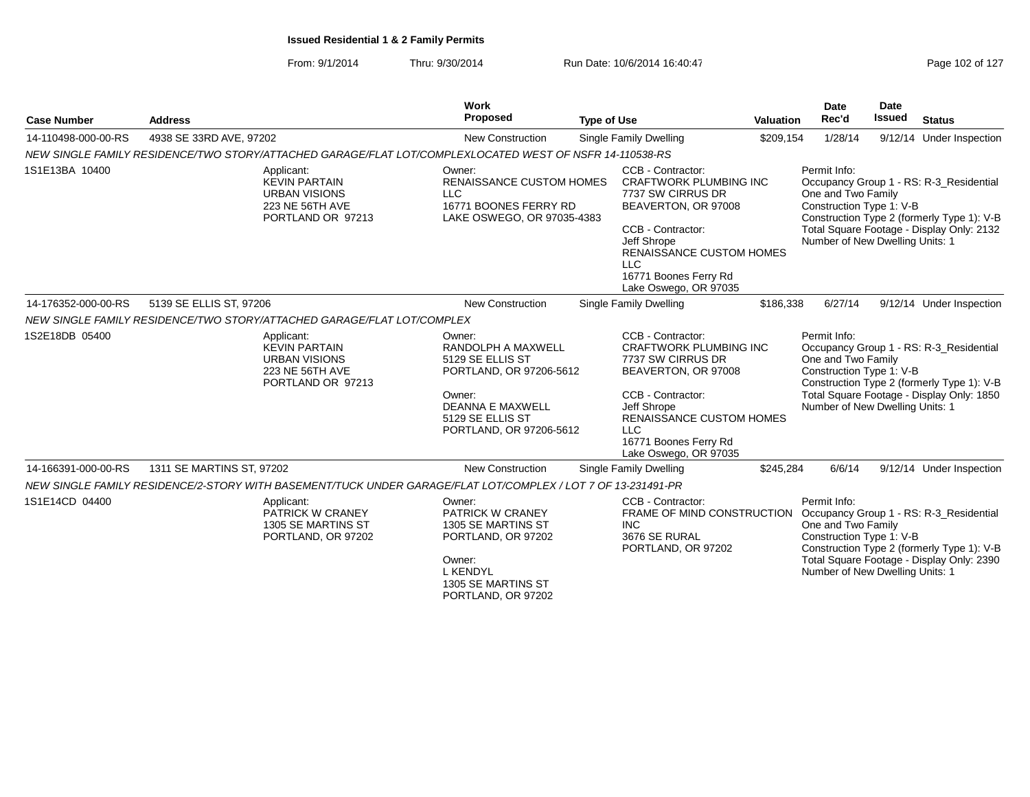**Issued Residential 1 & 2 Family Permits**

From: 9/1/2014 Thru: 9/30/2014 Run Date: 10/6/2014 16:40:47

| Case Number | Address | Work Proposed | Type of Use | Valuation | Date Rec'd | Date Issued | Status |
|---|---|---|---|---|---|---|---|
| 14-110498-000-00-RS | 4938 SE 33RD AVE, 97202 | New Construction | Single Family Dwelling | $209,154 | 1/28/14 | 9/12/14 | Under Inspection |

NEW SINGLE FAMILY RESIDENCE/TWO STORY/ATTACHED GARAGE/FLAT LOT/COMPLEXLOCATED WEST OF NSFR 14-110538-RS

1S1E13BA 10400

Applicant: KEVIN PARTAIN, URBAN VISIONS, 223 NE 56TH AVE, PORTLAND OR 97213

Owner: RENAISSANCE CUSTOM HOMES LLC, 16771 BOONES FERRY RD, LAKE OSWEGO, OR 97035-4383

CCB - Contractor: CRAFTWORK PLUMBING INC, 7737 SW CIRRUS DR, BEAVERTON, OR 97008

CCB - Contractor: Jeff Shrope, RENAISSANCE CUSTOM HOMES LLC, 16771 Boones Ferry Rd, Lake Oswego, OR 97035

Permit Info:
Occupancy Group 1 - RS: R-3_Residential One and Two Family
Construction Type 1: V-B
Construction Type 2 (formerly Type 1): V-B
Total Square Footage - Display Only: 2132
Number of New Dwelling Units: 1

| Case Number | Address | Work Proposed | Type of Use | Valuation | Date Rec'd | Date Issued | Status |
|---|---|---|---|---|---|---|---|
| 14-176352-000-00-RS | 5139 SE ELLIS ST, 97206 | New Construction | Single Family Dwelling | $186,338 | 6/27/14 | 9/12/14 | Under Inspection |

NEW SINGLE FAMILY RESIDENCE/TWO STORY/ATTACHED GARAGE/FLAT LOT/COMPLEX

1S2E18DB 05400

Applicant: KEVIN PARTAIN, URBAN VISIONS, 223 NE 56TH AVE, PORTLAND OR 97213

Owner: RANDOLPH A MAXWELL, 5129 SE ELLIS ST, PORTLAND, OR 97206-5612

Owner: DEANNA E MAXWELL, 5129 SE ELLIS ST, PORTLAND, OR 97206-5612

CCB - Contractor: CRAFTWORK PLUMBING INC, 7737 SW CIRRUS DR, BEAVERTON, OR 97008

CCB - Contractor: Jeff Shrope, RENAISSANCE CUSTOM HOMES LLC, 16771 Boones Ferry Rd, Lake Oswego, OR 97035

Permit Info:
Occupancy Group 1 - RS: R-3_Residential One and Two Family
Construction Type 1: V-B
Construction Type 2 (formerly Type 1): V-B
Total Square Footage - Display Only: 1850
Number of New Dwelling Units: 1

| Case Number | Address | Work Proposed | Type of Use | Valuation | Date Rec'd | Date Issued | Status |
|---|---|---|---|---|---|---|---|
| 14-166391-000-00-RS | 1311 SE MARTINS ST, 97202 | New Construction | Single Family Dwelling | $245,284 | 6/6/14 | 9/12/14 | Under Inspection |

NEW SINGLE FAMILY RESIDENCE/2-STORY WITH BASEMENT/TUCK UNDER GARAGE/FLAT LOT/COMPLEX / LOT 7 OF 13-231491-PR

1S1E14CD 04400

Applicant: PATRICK W CRANEY, 1305 SE MARTINS ST, PORTLAND, OR 97202

Owner: PATRICK W CRANEY, 1305 SE MARTINS ST, PORTLAND, OR 97202

Owner: L KENDYL, 1305 SE MARTINS ST, PORTLAND, OR 97202

CCB - Contractor: FRAME OF MIND CONSTRUCTION INC, 3676 SE RURAL, PORTLAND, OR 97202

Permit Info:
Occupancy Group 1 - RS: R-3_Residential One and Two Family
Construction Type 1: V-B
Construction Type 2 (formerly Type 1): V-B
Total Square Footage - Display Only: 2390
Number of New Dwelling Units: 1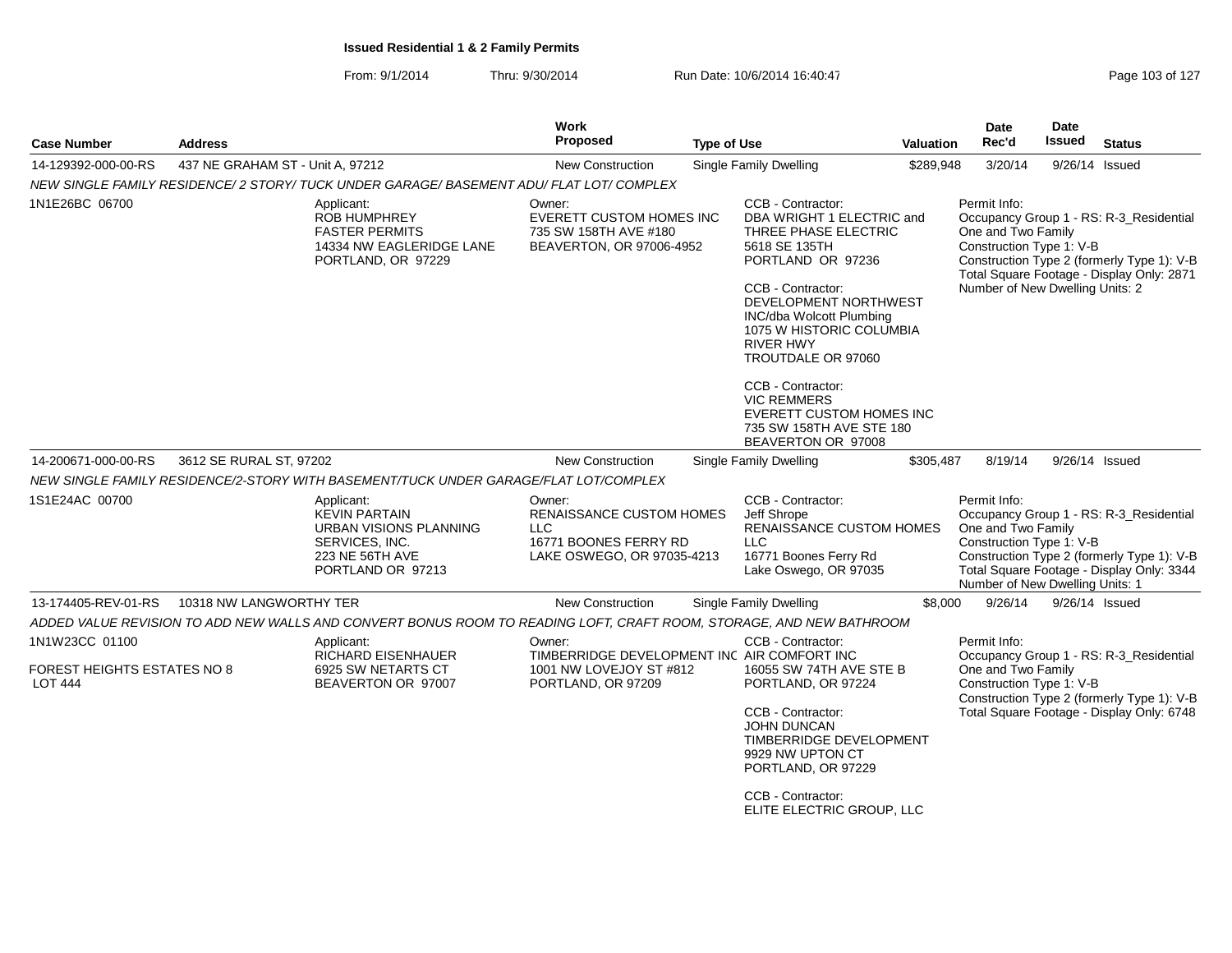**Issued Residential 1 & 2 Family Permits**

From: 9/1/2014 Thru: 9/30/2014 Run Date: 10/6/2014 16:40:47

| Case Number | Address | Work Proposed | Type of Use | Valuation | Date Rec'd | Date Issued | Status |
|---|---|---|---|---|---|---|---|
| 14-129392-000-00-RS | 437 NE GRAHAM ST - Unit A, 97212 | New Construction | Single Family Dwelling | $289,948 | 3/20/14 | 9/26/14 | Issued |

*NEW SINGLE FAMILY RESIDENCE/ 2 STORY/ TUCK UNDER GARAGE/ BASEMENT ADU/ FLAT LOT/ COMPLEX*

1N1E26BC 06700

Applicant:
ROB HUMPHREY
FASTER PERMITS
14334 NW EAGLERIDGE LANE
PORTLAND, OR 97229

Owner:
EVERETT CUSTOM HOMES INC
735 SW 158TH AVE #180
BEAVERTON, OR 97006-4952

CCB - Contractor:
DBA WRIGHT 1 ELECTRIC and THREE PHASE ELECTRIC
5618 SE 135TH
PORTLAND OR 97236

CCB - Contractor:
DEVELOPMENT NORTHWEST INC/dba Wolcott Plumbing
1075 W HISTORIC COLUMBIA RIVER HWY
TROUTDALE OR 97060

CCB - Contractor:
VIC REMMERS
EVERETT CUSTOM HOMES INC
735 SW 158TH AVE STE 180
BEAVERTON OR 97008

Permit Info:
Occupancy Group 1 - RS: R-3_Residential One and Two Family
Construction Type 1: V-B
Construction Type 2 (formerly Type 1): V-B
Total Square Footage - Display Only: 2871
Number of New Dwelling Units: 2

| Case Number | Address | Work Proposed | Type of Use | Valuation | Date Rec'd | Date Issued | Status |
|---|---|---|---|---|---|---|---|
| 14-200671-000-00-RS | 3612 SE RURAL ST, 97202 | New Construction | Single Family Dwelling | $305,487 | 8/19/14 | 9/26/14 | Issued |

*NEW SINGLE FAMILY RESIDENCE/2-STORY WITH BASEMENT/TUCK UNDER GARAGE/FLAT LOT/COMPLEX*

1S1E24AC 00700

Applicant:
KEVIN PARTAIN
URBAN VISIONS PLANNING SERVICES, INC.
223 NE 56TH AVE
PORTLAND OR 97213

Owner:
RENAISSANCE CUSTOM HOMES LLC
16771 BOONES FERRY RD
LAKE OSWEGO, OR 97035-4213

CCB - Contractor:
Jeff Shrope
RENAISSANCE CUSTOM HOMES LLC
16771 Boones Ferry Rd
Lake Oswego, OR 97035

Permit Info:
Occupancy Group 1 - RS: R-3_Residential One and Two Family
Construction Type 1: V-B
Construction Type 2 (formerly Type 1): V-B
Total Square Footage - Display Only: 3344
Number of New Dwelling Units: 1

| Case Number | Address | Work Proposed | Type of Use | Valuation | Date Rec'd | Date Issued | Status |
|---|---|---|---|---|---|---|---|
| 13-174405-REV-01-RS | 10318 NW LANGWORTHY TER | New Construction | Single Family Dwelling | $8,000 | 9/26/14 | 9/26/14 | Issued |

*ADDED VALUE REVISION TO ADD NEW WALLS AND CONVERT BONUS ROOM TO READING LOFT, CRAFT ROOM, STORAGE, AND NEW BATHROOM*

1N1W23CC 01100

FOREST HEIGHTS ESTATES NO 8
LOT 444

Applicant:
RICHARD EISENHAUER
6925 SW NETARTS CT
BEAVERTON OR 97007

Owner:
TIMBERRIDGE DEVELOPMENT INC
1001 NW LOVEJOY ST #812
PORTLAND, OR 97209

CCB - Contractor:
AIR COMFORT INC
16055 SW 74TH AVE STE B
PORTLAND, OR 97224

CCB - Contractor:
JOHN DUNCAN
TIMBERRIDGE DEVELOPMENT
9929 NW UPTON CT
PORTLAND, OR 97229

CCB - Contractor:
ELITE ELECTRIC GROUP, LLC

Permit Info:
Occupancy Group 1 - RS: R-3_Residential One and Two Family
Construction Type 1: V-B
Construction Type 2 (formerly Type 1): V-B
Total Square Footage - Display Only: 6748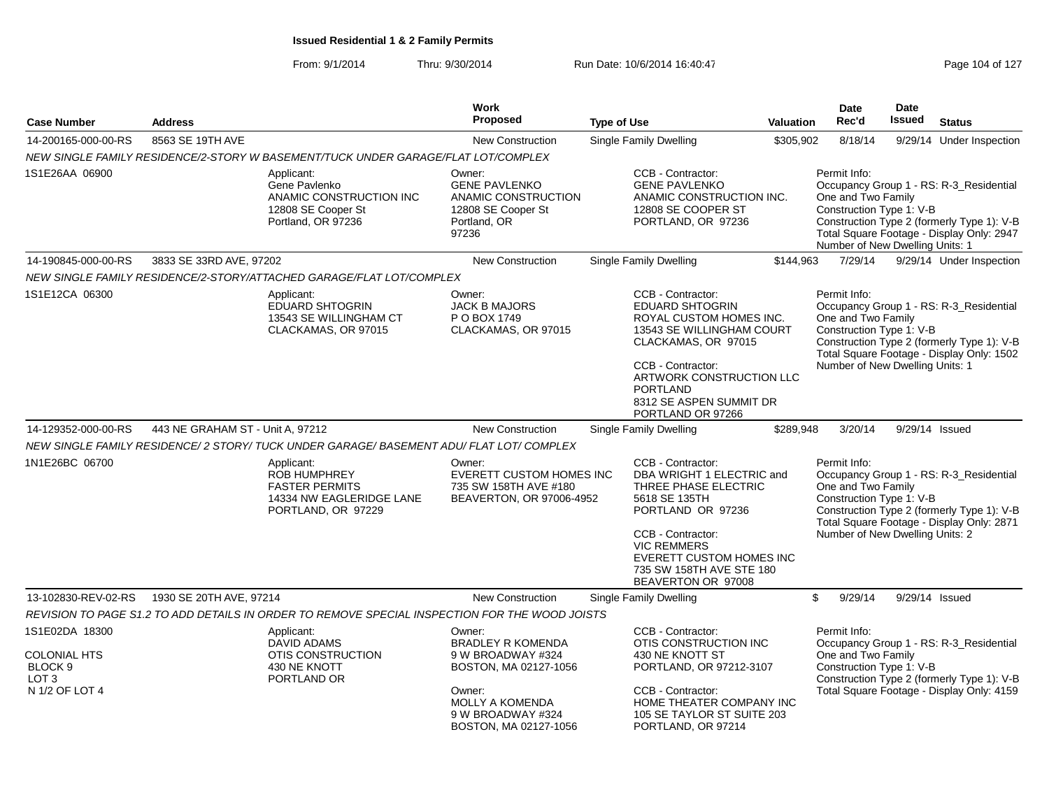**Issued Residential 1 & 2 Family Permits**

From: 9/1/2014 Thru: 9/30/2014 Run Date: 10/6/2014 16:40:47

| Case Number | Address | Work Proposed | Type of Use | Valuation | Date Rec'd | Date Issued | Status |
|---|---|---|---|---|---|---|---|
| 14-200165-000-00-RS | 8563 SE 19TH AVE | New Construction | Single Family Dwelling | $305,902 | 8/18/14 | 9/29/14 | Under Inspection |

NEW SINGLE FAMILY RESIDENCE/2-STORY W BASEMENT/TUCK UNDER GARAGE/FLAT LOT/COMPLEX

1S1E26AA 06900

Applicant: Gene Pavlenko, ANAMIC CONSTRUCTION INC, 12808 SE Cooper St, Portland, OR 97236

Owner: GENE PAVLENKO, ANAMIC CONSTRUCTION, 12808 SE Cooper St, Portland, OR 97236

CCB - Contractor: GENE PAVLENKO, ANAMIC CONSTRUCTION INC., 12808 SE COOPER ST, PORTLAND, OR 97236

Permit Info: Occupancy Group 1 - RS: R-3_Residential One and Two Family; Construction Type 1: V-B; Construction Type 2 (formerly Type 1): V-B; Total Square Footage - Display Only: 2947; Number of New Dwelling Units: 1

| Case Number | Address | Work Proposed | Type of Use | Valuation | Date Rec'd | Date Issued | Status |
|---|---|---|---|---|---|---|---|
| 14-190845-000-00-RS | 3833 SE 33RD AVE, 97202 | New Construction | Single Family Dwelling | $144,963 | 7/29/14 | 9/29/14 | Under Inspection |

NEW SINGLE FAMILY RESIDENCE/2-STORY/ATTACHED GARAGE/FLAT LOT/COMPLEX

1S1E12CA 06300

Applicant: EDUARD SHTOGRIN, 13543 SE WILLINGHAM CT, CLACKAMAS, OR 97015

Owner: JACK B MAJORS, P O BOX 1749, CLACKAMAS, OR 97015

CCB - Contractor: EDUARD SHTOGRIN, ROYAL CUSTOM HOMES INC., 13543 SE WILLINGHAM COURT, CLACKAMAS, OR 97015

CCB - Contractor: ARTWORK CONSTRUCTION LLC PORTLAND, 8312 SE ASPEN SUMMIT DR, PORTLAND OR 97266

Permit Info: Occupancy Group 1 - RS: R-3_Residential One and Two Family; Construction Type 1: V-B; Construction Type 2 (formerly Type 1): V-B; Total Square Footage - Display Only: 1502; Number of New Dwelling Units: 1

| Case Number | Address | Work Proposed | Type of Use | Valuation | Date Rec'd | Date Issued | Status |
|---|---|---|---|---|---|---|---|
| 14-129352-000-00-RS | 443 NE GRAHAM ST - Unit A, 97212 | New Construction | Single Family Dwelling | $289,948 | 3/20/14 | 9/29/14 | Issued |

NEW SINGLE FAMILY RESIDENCE/ 2 STORY/ TUCK UNDER GARAGE/ BASEMENT ADU/ FLAT LOT/ COMPLEX

1N1E26BC 06700

Applicant: ROB HUMPHREY, FASTER PERMITS, 14334 NW EAGLERIDGE LANE, PORTLAND, OR 97229

Owner: EVERETT CUSTOM HOMES INC, 735 SW 158TH AVE #180, BEAVERTON, OR 97006-4952

CCB - Contractor: DBA WRIGHT 1 ELECTRIC and THREE PHASE ELECTRIC, 5618 SE 135TH, PORTLAND OR 97236

CCB - Contractor: VIC REMMERS, EVERETT CUSTOM HOMES INC, 735 SW 158TH AVE STE 180, BEAVERTON OR 97008

Permit Info: Occupancy Group 1 - RS: R-3_Residential One and Two Family; Construction Type 1: V-B; Construction Type 2 (formerly Type 1): V-B; Total Square Footage - Display Only: 2871; Number of New Dwelling Units: 2

| Case Number | Address | Work Proposed | Type of Use | Valuation | Date Rec'd | Date Issued | Status |
|---|---|---|---|---|---|---|---|
| 13-102830-REV-02-RS | 1930 SE 20TH AVE, 97214 | New Construction | Single Family Dwelling | $ | 9/29/14 | 9/29/14 | Issued |

REVISION TO PAGE S1.2 TO ADD DETAILS IN ORDER TO REMOVE SPECIAL INSPECTION FOR THE WOOD JOISTS

1S1E02DA 18300, COLONIAL HTS, BLOCK 9, LOT 3, N 1/2 OF LOT 4

Applicant: DAVID ADAMS, OTIS CONSTRUCTION, 430 NE KNOTT, PORTLAND OR

Owner: BRADLEY R KOMENDA, 9 W BROADWAY #324, BOSTON, MA 02127-1056

Owner: MOLLY A KOMENDA, 9 W BROADWAY #324, BOSTON, MA 02127-1056

CCB - Contractor: OTIS CONSTRUCTION INC, 430 NE KNOTT ST, PORTLAND, OR 97212-3107

CCB - Contractor: HOME THEATER COMPANY INC, 105 SE TAYLOR ST SUITE 203, PORTLAND, OR 97214

Permit Info: Occupancy Group 1 - RS: R-3_Residential One and Two Family; Construction Type 1: V-B; Construction Type 2 (formerly Type 1): V-B; Total Square Footage - Display Only: 4159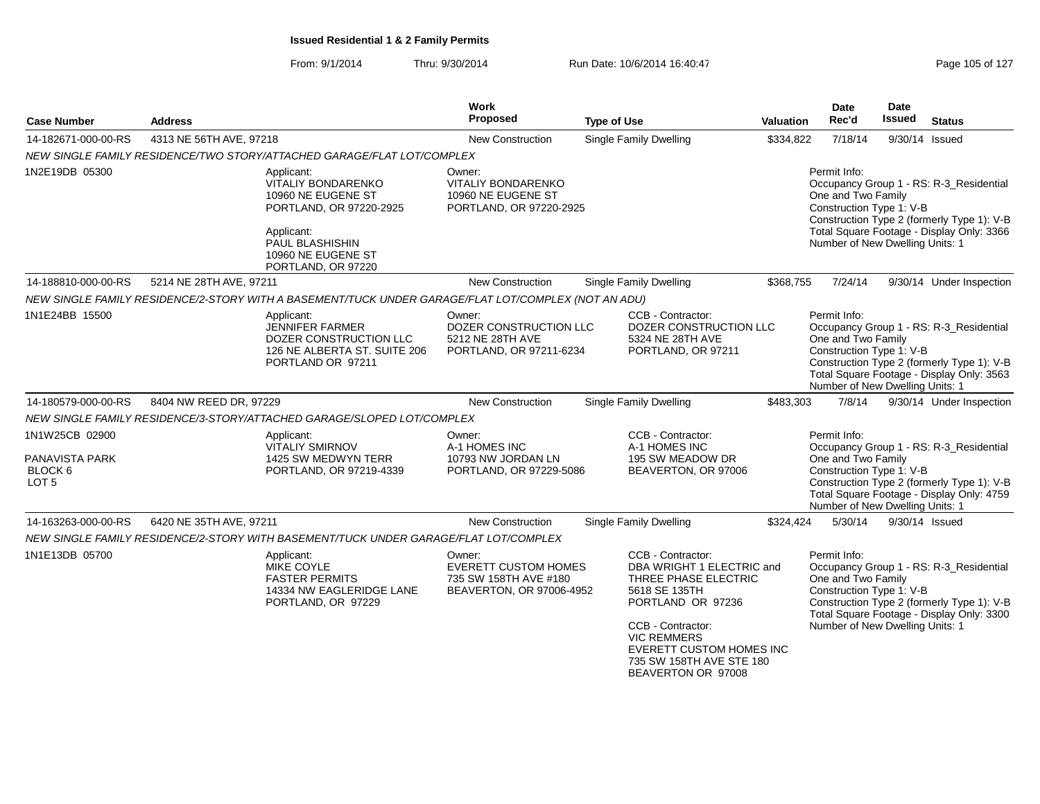**Issued Residential 1 & 2 Family Permits**

From: 9/1/2014 Thru: 9/30/2014 Run Date: 10/6/2014 16:40:47

| Case Number | Address | Work Proposed | Type of Use | Valuation | Date Rec'd | Date Issued | Status |
|---|---|---|---|---|---|---|---|
| 14-182671-000-00-RS | 4313 NE 56TH AVE, 97218 | New Construction | Single Family Dwelling | $334,822 | 7/18/14 | 9/30/14 | Issued |

NEW SINGLE FAMILY RESIDENCE/TWO STORY/ATTACHED GARAGE/FLAT LOT/COMPLEX

1N2E19DB 05300

Applicant: VITALIY BONDARENKO, 10960 NE EUGENE ST, PORTLAND, OR 97220-2925

Applicant: PAUL BLASHISHIN, 10960 NE EUGENE ST, PORTLAND, OR 97220

Owner: VITALIY BONDARENKO, 10960 NE EUGENE ST, PORTLAND, OR 97220-2925

Permit Info: Occupancy Group 1 - RS: R-3_Residential One and Two Family; Construction Type 1: V-B; Construction Type 2 (formerly Type 1): V-B; Total Square Footage - Display Only: 3366; Number of New Dwelling Units: 1

| Case Number | Address | Work Proposed | Type of Use | Valuation | Date Rec'd | Date Issued | Status |
|---|---|---|---|---|---|---|---|
| 14-188810-000-00-RS | 5214 NE 28TH AVE, 97211 | New Construction | Single Family Dwelling | $368,755 | 7/24/14 | 9/30/14 | Under Inspection |

NEW SINGLE FAMILY RESIDENCE/2-STORY WITH A BASEMENT/TUCK UNDER GARAGE/FLAT LOT/COMPLEX (NOT AN ADU)

1N1E24BB 15500

Applicant: JENNIFER FARMER, DOZER CONSTRUCTION LLC, 126 NE ALBERTA ST. SUITE 206, PORTLAND OR 97211

Owner: DOZER CONSTRUCTION LLC, 5212 NE 28TH AVE, PORTLAND, OR 97211-6234

CCB - Contractor: DOZER CONSTRUCTION LLC, 5324 NE 28TH AVE, PORTLAND, OR 97211

Permit Info: Occupancy Group 1 - RS: R-3_Residential One and Two Family; Construction Type 1: V-B; Construction Type 2 (formerly Type 1): V-B; Total Square Footage - Display Only: 3563; Number of New Dwelling Units: 1

| Case Number | Address | Work Proposed | Type of Use | Valuation | Date Rec'd | Date Issued | Status |
|---|---|---|---|---|---|---|---|
| 14-180579-000-00-RS | 8404 NW REED DR, 97229 | New Construction | Single Family Dwelling | $483,303 | 7/8/14 | 9/30/14 | Under Inspection |

NEW SINGLE FAMILY RESIDENCE/3-STORY/ATTACHED GARAGE/SLOPED LOT/COMPLEX

1N1W25CB 02900

PANAVISTA PARK BLOCK 6 LOT 5

Applicant: VITALIY SMIRNOV, 1425 SW MEDWYN TERR, PORTLAND, OR 97219-4339

Owner: A-1 HOMES INC, 10793 NW JORDAN LN, PORTLAND, OR 97229-5086

CCB - Contractor: A-1 HOMES INC, 195 SW MEADOW DR, BEAVERTON, OR 97006

Permit Info: Occupancy Group 1 - RS: R-3_Residential One and Two Family; Construction Type 1: V-B; Construction Type 2 (formerly Type 1): V-B; Total Square Footage - Display Only: 4759; Number of New Dwelling Units: 1

| Case Number | Address | Work Proposed | Type of Use | Valuation | Date Rec'd | Date Issued | Status |
|---|---|---|---|---|---|---|---|
| 14-163263-000-00-RS | 6420 NE 35TH AVE, 97211 | New Construction | Single Family Dwelling | $324,424 | 5/30/14 | 9/30/14 | Issued |

NEW SINGLE FAMILY RESIDENCE/2-STORY WITH BASEMENT/TUCK UNDER GARAGE/FLAT LOT/COMPLEX

1N1E13DB 05700

Applicant: MIKE COYLE, FASTER PERMITS, 14334 NW EAGLERIDGE LANE, PORTLAND, OR 97229

Owner: EVERETT CUSTOM HOMES, 735 SW 158TH AVE #180, BEAVERTON, OR 97006-4952

CCB - Contractor: DBA WRIGHT 1 ELECTRIC and THREE PHASE ELECTRIC, 5618 SE 135TH, PORTLAND OR 97236

CCB - Contractor: VIC REMMERS, EVERETT CUSTOM HOMES INC, 735 SW 158TH AVE STE 180, BEAVERTON OR 97008

Permit Info: Occupancy Group 1 - RS: R-3_Residential One and Two Family; Construction Type 1: V-B; Construction Type 2 (formerly Type 1): V-B; Total Square Footage - Display Only: 3300; Number of New Dwelling Units: 1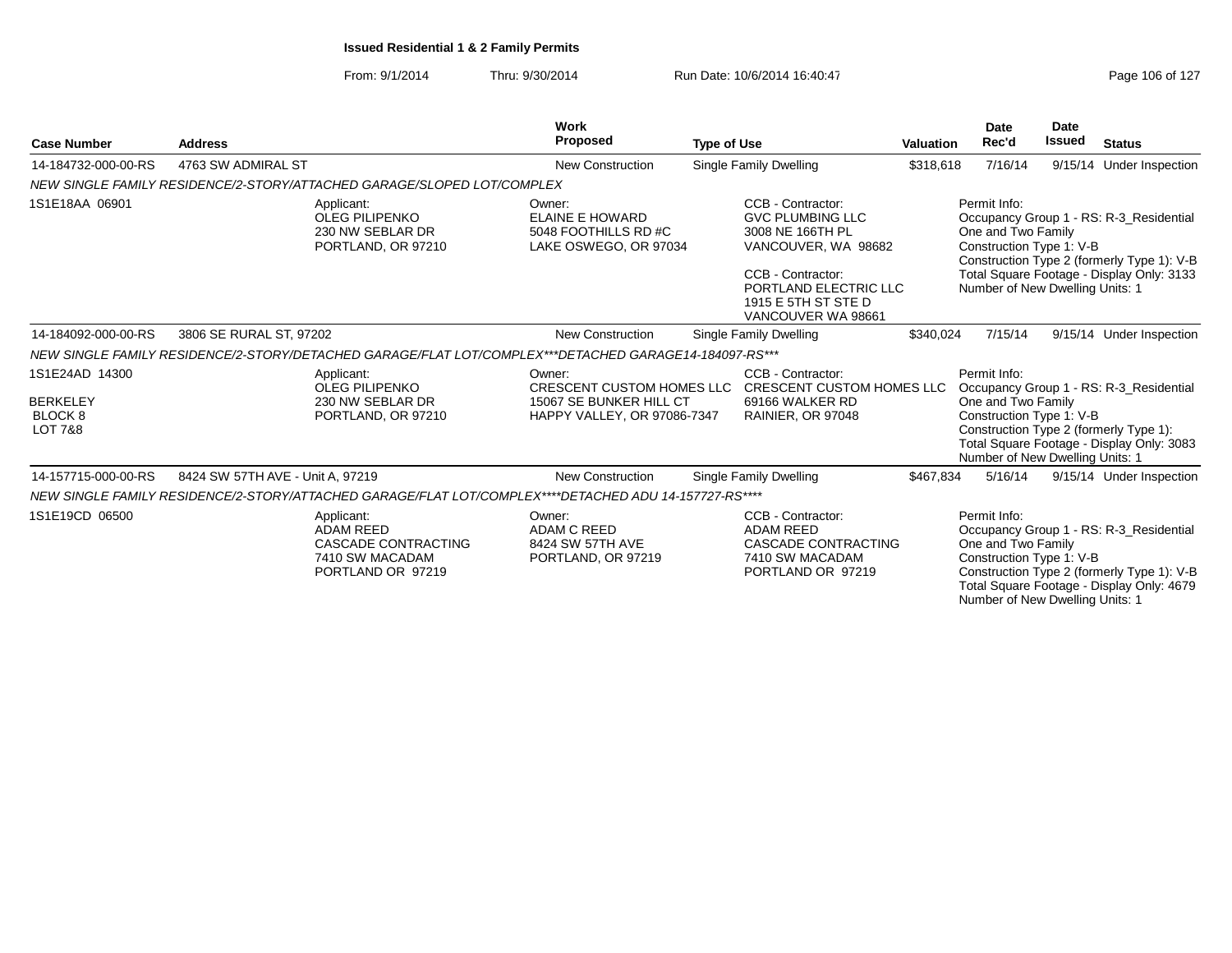**Issued Residential 1 & 2 Family Permits**

From: 9/1/2014 Thru: 9/30/2014 Run Date: 10/6/2014 16:40:47

| Case Number | Address | Work Proposed | Type of Use | Valuation | Date Rec'd | Date Issued | Status |
|---|---|---|---|---|---|---|---|
| 14-184732-000-00-RS | 4763 SW ADMIRAL ST | New Construction | Single Family Dwelling | $318,618 | 7/16/14 | 9/15/14 | Under Inspection |

*NEW SINGLE FAMILY RESIDENCE/2-STORY/ATTACHED GARAGE/SLOPED LOT/COMPLEX*

1S1E18AA 06901

Applicant:
OLEG PILIPENKO
230 NW SEBLAR DR
PORTLAND, OR 97210

Owner:
ELAINE E HOWARD
5048 FOOTHILLS RD #C
LAKE OSWEGO, OR 97034

CCB - Contractor:
GVC PLUMBING LLC
3008 NE 166TH PL
VANCOUVER, WA 98682

CCB - Contractor:
PORTLAND ELECTRIC LLC
1915 E 5TH ST STE D
VANCOUVER WA 98661

Permit Info:
Occupancy Group 1 - RS: R-3_Residential One and Two Family
Construction Type 1: V-B
Construction Type 2 (formerly Type 1): V-B
Total Square Footage - Display Only: 3133
Number of New Dwelling Units: 1

| Case Number | Address | Work Proposed | Type of Use | Valuation | Date Rec'd | Date Issued | Status |
|---|---|---|---|---|---|---|---|
| 14-184092-000-00-RS | 3806 SE RURAL ST, 97202 | New Construction | Single Family Dwelling | $340,024 | 7/15/14 | 9/15/14 | Under Inspection |

*NEW SINGLE FAMILY RESIDENCE/2-STORY/DETACHED GARAGE/FLAT LOT/COMPLEX***DETACHED GARAGE14-184097-RS****

1S1E24AD 14300
BERKELEY
BLOCK 8
LOT 7&8

Applicant:
OLEG PILIPENKO
230 NW SEBLAR DR
PORTLAND, OR 97210

Owner:
CRESCENT CUSTOM HOMES LLC
15067 SE BUNKER HILL CT
HAPPY VALLEY, OR 97086-7347

CCB - Contractor:
CRESCENT CUSTOM HOMES LLC
69166 WALKER RD
RAINIER, OR 97048

Permit Info:
Occupancy Group 1 - RS: R-3_Residential One and Two Family
Construction Type 1: V-B
Construction Type 2 (formerly Type 1):
Total Square Footage - Display Only: 3083
Number of New Dwelling Units: 1

| Case Number | Address | Work Proposed | Type of Use | Valuation | Date Rec'd | Date Issued | Status |
|---|---|---|---|---|---|---|---|
| 14-157715-000-00-RS | 8424 SW 57TH AVE - Unit A, 97219 | New Construction | Single Family Dwelling | $467,834 | 5/16/14 | 9/15/14 | Under Inspection |

*NEW SINGLE FAMILY RESIDENCE/2-STORY/ATTACHED GARAGE/FLAT LOT/COMPLEX****DETACHED ADU 14-157727-RS*****

1S1E19CD 06500

Applicant:
ADAM REED
CASCADE CONTRACTING
7410 SW MACADAM
PORTLAND OR 97219

Owner:
ADAM C REED
8424 SW 57TH AVE
PORTLAND, OR 97219

CCB - Contractor:
ADAM REED
CASCADE CONTRACTING
7410 SW MACADAM
PORTLAND OR 97219

Permit Info:
Occupancy Group 1 - RS: R-3_Residential One and Two Family
Construction Type 1: V-B
Construction Type 2 (formerly Type 1): V-B
Total Square Footage - Display Only: 4679
Number of New Dwelling Units: 1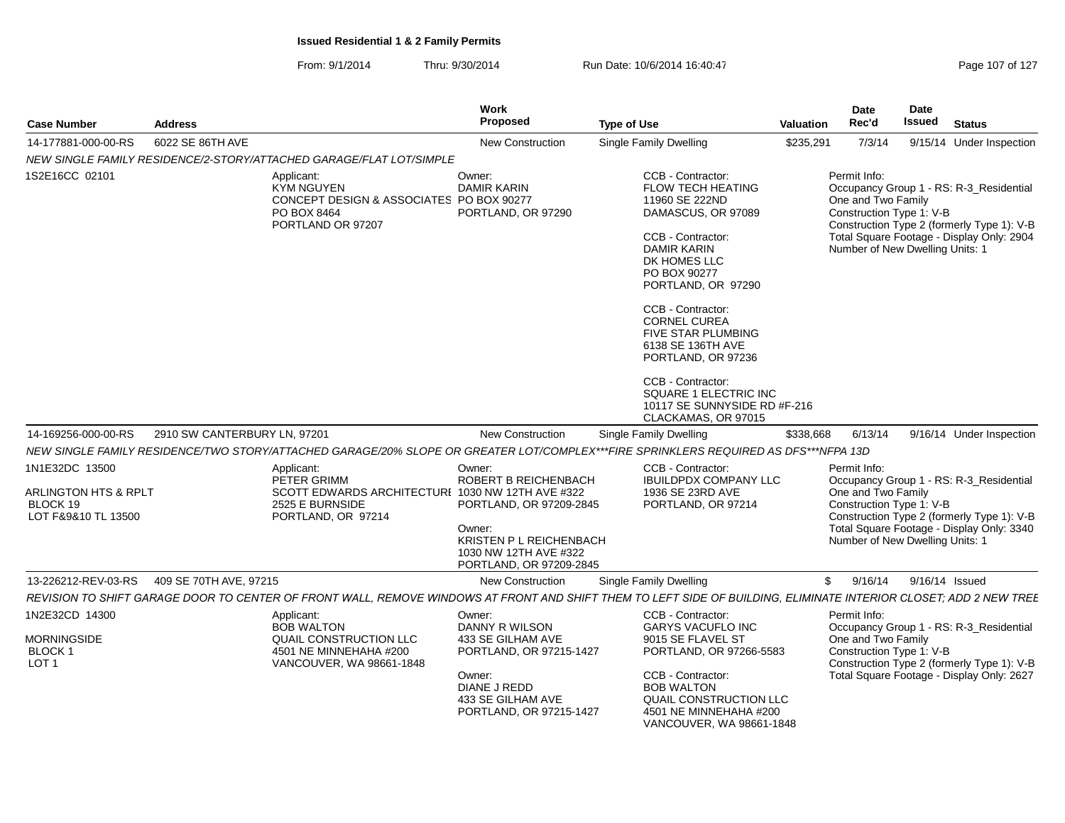**Issued Residential 1 & 2 Family Permits**

From: 9/1/2014 Thru: 9/30/2014 Run Date: 10/6/2014 16:40:47

| Case Number | Address | Work Proposed | Type of Use | Valuation | Date Rec'd | Date Issued | Status |
|---|---|---|---|---|---|---|---|
| 14-177881-000-00-RS | 6022 SE 86TH AVE | New Construction | Single Family Dwelling | $235,291 | 7/3/14 | 9/15/14 | Under Inspection |

*NEW SINGLE FAMILY RESIDENCE/2-STORY/ATTACHED GARAGE/FLAT LOT/SIMPLE*

1S2E16CC 02101

Applicant:
KYM NGUYEN
CONCEPT DESIGN & ASSOCIATES
PO BOX 8464
PORTLAND OR 97207

Owner:
DAMIR KARIN
PO BOX 90277
PORTLAND, OR 97290

CCB - Contractor:
FLOW TECH HEATING
11960 SE 222ND
DAMASCUS, OR 97089

CCB - Contractor:
DAMIR KARIN
DK HOMES LLC
PO BOX 90277
PORTLAND, OR 97290

CCB - Contractor:
CORNEL CUREA
FIVE STAR PLUMBING
6138 SE 136TH AVE
PORTLAND, OR 97236

CCB - Contractor:
SQUARE 1 ELECTRIC INC
10117 SE SUNNYSIDE RD #F-216
CLACKAMAS, OR 97015

Permit Info:
Occupancy Group 1 - RS: R-3_Residential One and Two Family
Construction Type 1: V-B
Construction Type 2 (formerly Type 1): V-B
Total Square Footage - Display Only: 2904
Number of New Dwelling Units: 1

| Case Number | Address | Work Proposed | Type of Use | Valuation | Date Rec'd | Date Issued | Status |
|---|---|---|---|---|---|---|---|
| 14-169256-000-00-RS | 2910 SW CANTERBURY LN, 97201 | New Construction | Single Family Dwelling | $338,668 | 6/13/14 | 9/16/14 | Under Inspection |

*NEW SINGLE FAMILY RESIDENCE/TWO STORY/ATTACHED GARAGE/20% SLOPE OR GREATER LOT/COMPLEX***FIRE SPRINKLERS REQUIRED AS DFS***NFPA 13D*

1N1E32DC 13500

ARLINGTON HTS & RPLT
BLOCK 19
LOT F&9&10 TL 13500

Applicant:
PETER GRIMM
SCOTT EDWARDS ARCHITECTURE
2525 E BURNSIDE
PORTLAND, OR 97214

Owner:
ROBERT B REICHENBACH
1030 NW 12TH AVE #322
PORTLAND, OR 97209-2845

Owner:
KRISTEN P L REICHENBACH
1030 NW 12TH AVE #322
PORTLAND, OR 97209-2845

CCB - Contractor:
IBUILDPDX COMPANY LLC
1936 SE 23RD AVE
PORTLAND, OR 97214

Permit Info:
Occupancy Group 1 - RS: R-3_Residential One and Two Family
Construction Type 1: V-B
Construction Type 2 (formerly Type 1): V-B
Total Square Footage - Display Only: 3340
Number of New Dwelling Units: 1

| Case Number | Address | Work Proposed | Type of Use | Valuation | Date Rec'd | Date Issued | Status |
|---|---|---|---|---|---|---|---|
| 13-226212-REV-03-RS | 409 SE 70TH AVE, 97215 | New Construction | Single Family Dwelling | $ | 9/16/14 | 9/16/14 | Issued |

*REVISION TO SHIFT GARAGE DOOR TO CENTER OF FRONT WALL, REMOVE WINDOWS AT FRONT AND SHIFT THEM TO LEFT SIDE OF BUILDING, ELIMINATE INTERIOR CLOSET; ADD 2 NEW TREE*

1N2E32CD 14300

MORNINGSIDE
BLOCK 1
LOT 1

Applicant:
BOB WALTON
QUAIL CONSTRUCTION LLC
4501 NE MINNEHAHA #200
VANCOUVER, WA 98661-1848

Owner:
DANNY R WILSON
433 SE GILHAM AVE
PORTLAND, OR 97215-1427

Owner:
DIANE J REDD
433 SE GILHAM AVE
PORTLAND, OR 97215-1427

CCB - Contractor:
GARYS VACUFLO INC
9015 SE FLAVEL ST
PORTLAND, OR 97266-5583

CCB - Contractor:
BOB WALTON
QUAIL CONSTRUCTION LLC
4501 NE MINNEHAHA #200
VANCOUVER, WA 98661-1848

Permit Info:
Occupancy Group 1 - RS: R-3_Residential One and Two Family
Construction Type 1: V-B
Construction Type 2 (formerly Type 1): V-B
Total Square Footage - Display Only: 2627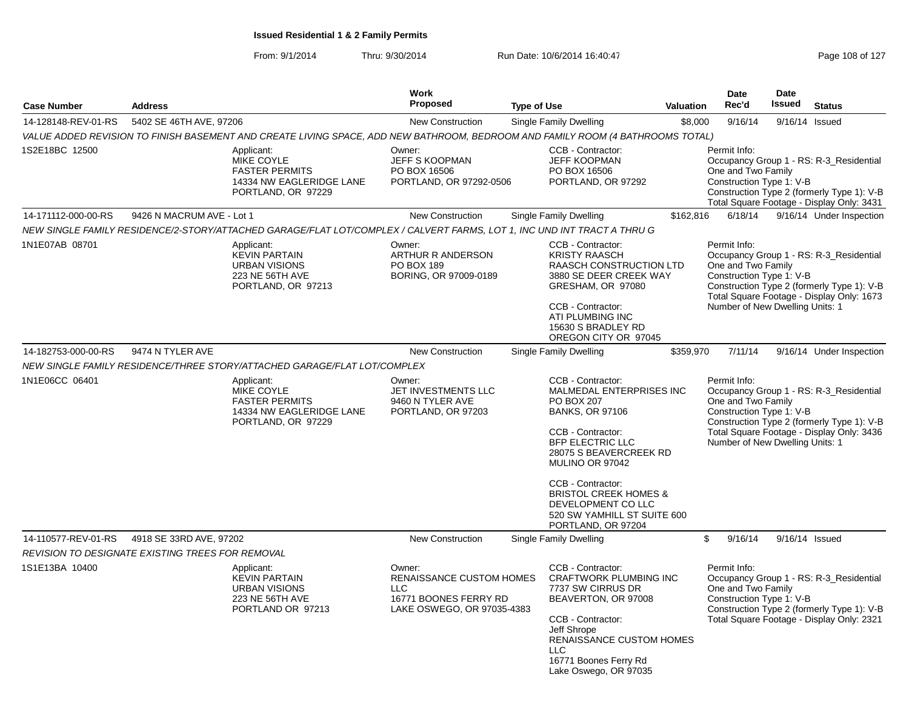**Issued Residential 1 & 2 Family Permits**

From: 9/1/2014 Thru: 9/30/2014 Run Date: 10/6/2014 16:40:47

| Case Number | Address | Work Proposed | Type of Use | Valuation | Date Rec'd | Date Issued | Status |
|---|---|---|---|---|---|---|---|
| 14-128148-REV-01-RS | 5402 SE 46TH AVE, 97206 | New Construction | Single Family Dwelling | $8,000 | 9/16/14 | 9/16/14 | Issued |

VALUE ADDED REVISION TO FINISH BASEMENT AND CREATE LIVING SPACE, ADD NEW BATHROOM, BEDROOM AND FAMILY ROOM (4 BATHROOMS TOTAL)

1S2E18BC 12500

Applicant: MIKE COYLE, FASTER PERMITS, 14334 NW EAGLERIDGE LANE, PORTLAND, OR 97229

Owner: JEFF S KOOPMAN, PO BOX 16506, PORTLAND, OR 97292-0506

CCB - Contractor: JEFF KOOPMAN, PO BOX 16506, PORTLAND, OR 97292

Permit Info: Occupancy Group 1 - RS: R-3_Residential One and Two Family; Construction Type 1: V-B; Construction Type 2 (formerly Type 1): V-B; Total Square Footage - Display Only: 3431

| Case Number | Address | Work Proposed | Type of Use | Valuation | Date Rec'd | Date Issued | Status |
|---|---|---|---|---|---|---|---|
| 14-171112-000-00-RS | 9426 N MACRUM AVE - Lot 1 | New Construction | Single Family Dwelling | $162,816 | 6/18/14 | 9/16/14 | Under Inspection |

NEW SINGLE FAMILY RESIDENCE/2-STORY/ATTACHED GARAGE/FLAT LOT/COMPLEX / CALVERT FARMS, LOT 1, INC UND INT TRACT A THRU G

1N1E07AB 08701

Applicant: KEVIN PARTAIN, URBAN VISIONS, 223 NE 56TH AVE, PORTLAND, OR 97213

Owner: ARTHUR R ANDERSON, PO BOX 189, BORING, OR 97009-0189

CCB - Contractor: KRISTY RAASCH, RAASCH CONSTRUCTION LTD, 3880 SE DEER CREEK WAY, GRESHAM, OR 97080

CCB - Contractor: ATI PLUMBING INC, 15630 S BRADLEY RD, OREGON CITY OR 97045

Permit Info: Occupancy Group 1 - RS: R-3_Residential One and Two Family; Construction Type 1: V-B; Construction Type 2 (formerly Type 1): V-B; Total Square Footage - Display Only: 1673; Number of New Dwelling Units: 1

| Case Number | Address | Work Proposed | Type of Use | Valuation | Date Rec'd | Date Issued | Status |
|---|---|---|---|---|---|---|---|
| 14-182753-000-00-RS | 9474 N TYLER AVE | New Construction | Single Family Dwelling | $359,970 | 7/11/14 | 9/16/14 | Under Inspection |

NEW SINGLE FAMILY RESIDENCE/THREE STORY/ATTACHED GARAGE/FLAT LOT/COMPLEX

1N1E06CC 06401

Applicant: MIKE COYLE, FASTER PERMITS, 14334 NW EAGLERIDGE LANE, PORTLAND, OR 97229

Owner: JET INVESTMENTS LLC, 9460 N TYLER AVE, PORTLAND, OR 97203

CCB - Contractor: MALMEDAL ENTERPRISES INC, PO BOX 207, BANKS, OR 97106

CCB - Contractor: BFP ELECTRIC LLC, 28075 S BEAVERCREEK RD, MULINO OR 97042

CCB - Contractor: BRISTOL CREEK HOMES & DEVELOPMENT CO LLC, 520 SW YAMHILL ST SUITE 600, PORTLAND, OR 97204

Permit Info: Occupancy Group 1 - RS: R-3_Residential One and Two Family; Construction Type 1: V-B; Construction Type 2 (formerly Type 1): V-B; Total Square Footage - Display Only: 3436; Number of New Dwelling Units: 1

| Case Number | Address | Work Proposed | Type of Use | Valuation | Date Rec'd | Date Issued | Status |
|---|---|---|---|---|---|---|---|
| 14-110577-REV-01-RS | 4918 SE 33RD AVE, 97202 | New Construction | Single Family Dwelling | $ | 9/16/14 | 9/16/14 | Issued |

REVISION TO DESIGNATE EXISTING TREES FOR REMOVAL

1S1E13BA 10400

Applicant: KEVIN PARTAIN, URBAN VISIONS, 223 NE 56TH AVE, PORTLAND OR 97213

Owner: RENAISSANCE CUSTOM HOMES LLC, 16771 BOONES FERRY RD, LAKE OSWEGO, OR 97035-4383

CCB - Contractor: CRAFTWORK PLUMBING INC, 7737 SW CIRRUS DR, BEAVERTON, OR 97008

CCB - Contractor: Jeff Shrope, RENAISSANCE CUSTOM HOMES LLC, 16771 Boones Ferry Rd, Lake Oswego, OR 97035

Permit Info: Occupancy Group 1 - RS: R-3_Residential One and Two Family; Construction Type 1: V-B; Construction Type 2 (formerly Type 1): V-B; Total Square Footage - Display Only: 2321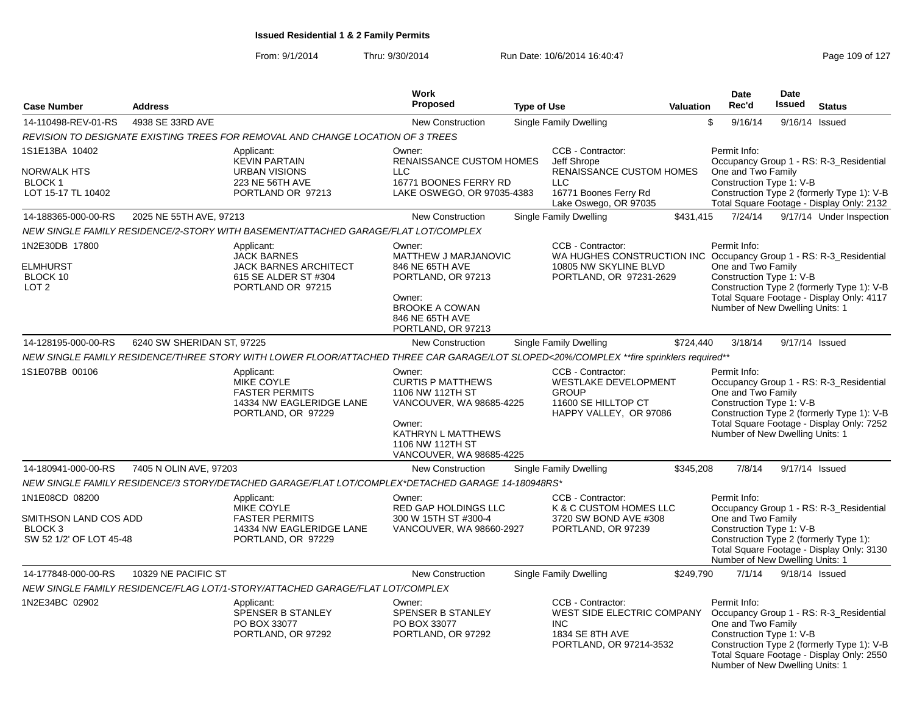**Issued Residential 1 & 2 Family Permits**

From: 9/1/2014 Thru: 9/30/2014 Run Date: 10/6/2014 16:40:47

| Case Number | Address | Work Proposed | Type of Use | Valuation | Date Rec'd | Date Issued | Status |
|---|---|---|---|---|---|---|---|
| 14-110498-REV-01-RS | 4938 SE 33RD AVE | New Construction | Single Family Dwelling | $ | 9/16/14 | 9/16/14 | Issued |

REVISION TO DESIGNATE EXISTING TREES FOR REMOVAL AND CHANGE LOCATION OF 3 TREES

1S1E13BA 10402
NORWALK HTS
BLOCK 1
LOT 15-17 TL 10402

Applicant: KEVIN PARTAIN, URBAN VISIONS, 223 NE 56TH AVE, PORTLAND OR 97213

Owner: RENAISSANCE CUSTOM HOMES LLC, 16771 BOONES FERRY RD, LAKE OSWEGO, OR 97035-4383

CCB - Contractor: Jeff Shrope, RENAISSANCE CUSTOM HOMES LLC, 16771 Boones Ferry Rd, Lake Oswego, OR 97035

Permit Info: Occupancy Group 1 - RS: R-3_Residential One and Two Family; Construction Type 1: V-B; Construction Type 2 (formerly Type 1): V-B; Total Square Footage - Display Only: 2132

| Case Number | Address | Work Proposed | Type of Use | Valuation | Date Rec'd | Date Issued | Status |
|---|---|---|---|---|---|---|---|
| 14-188365-000-00-RS | 2025 NE 55TH AVE, 97213 | New Construction | Single Family Dwelling | $431,415 | 7/24/14 | 9/17/14 | Under Inspection |

NEW SINGLE FAMILY RESIDENCE/2-STORY WITH BASEMENT/ATTACHED GARAGE/FLAT LOT/COMPLEX

1N2E30DB 17800
ELMHURST
BLOCK 10
LOT 2

Applicant: JACK BARNES, JACK BARNES ARCHITECT, 615 SE ALDER ST #304, PORTLAND OR 97215

Owner: MATTHEW J MARJANOVIC, 846 NE 65TH AVE, PORTLAND, OR 97213

Owner: BROOKE A COWAN, 846 NE 65TH AVE, PORTLAND, OR 97213

CCB - Contractor: WA HUGHES CONSTRUCTION INC, 10805 NW SKYLINE BLVD, PORTLAND, OR 97231-2629

Permit Info: Occupancy Group 1 - RS: R-3_Residential One and Two Family; Construction Type 1: V-B; Construction Type 2 (formerly Type 1): V-B; Total Square Footage - Display Only: 4117; Number of New Dwelling Units: 1

| Case Number | Address | Work Proposed | Type of Use | Valuation | Date Rec'd | Date Issued | Status |
|---|---|---|---|---|---|---|---|
| 14-128195-000-00-RS | 6240 SW SHERIDAN ST, 97225 | New Construction | Single Family Dwelling | $724,440 | 3/18/14 | 9/17/14 | Issued |

NEW SINGLE FAMILY RESIDENCE/THREE STORY WITH LOWER FLOOR/ATTACHED THREE CAR GARAGE/LOT SLOPED<20%/COMPLEX **fire sprinklers required**

1S1E07BB 00106

Applicant: MIKE COYLE, FASTER PERMITS, 14334 NW EAGLERIDGE LANE, PORTLAND, OR 97229

Owner: CURTIS P MATTHEWS, 1106 NW 112TH ST, VANCOUVER, WA 98685-4225

Owner: KATHRYN L MATTHEWS, 1106 NW 112TH ST, VANCOUVER, WA 98685-4225

CCB - Contractor: WESTLAKE DEVELOPMENT GROUP, 11600 SE HILLTOP CT, HAPPY VALLEY, OR 97086

Permit Info: Occupancy Group 1 - RS: R-3_Residential One and Two Family; Construction Type 1: V-B; Construction Type 2 (formerly Type 1): V-B; Total Square Footage - Display Only: 7252; Number of New Dwelling Units: 1

| Case Number | Address | Work Proposed | Type of Use | Valuation | Date Rec'd | Date Issued | Status |
|---|---|---|---|---|---|---|---|
| 14-180941-000-00-RS | 7405 N OLIN AVE, 97203 | New Construction | Single Family Dwelling | $345,208 | 7/8/14 | 9/17/14 | Issued |

NEW SINGLE FAMILY RESIDENCE/3 STORY/DETACHED GARAGE/FLAT LOT/COMPLEX*DETACHED GARAGE 14-180948RS*

1N1E08CD 08200
SMITHSON LAND COS ADD
BLOCK 3
SW 52 1/2' OF LOT 45-48

Applicant: MIKE COYLE, FASTER PERMITS, 14334 NW EAGLERIDGE LANE, PORTLAND, OR 97229

Owner: RED GAP HOLDINGS LLC, 300 W 15TH ST #300-4, VANCOUVER, WA 98660-2927

CCB - Contractor: K & C CUSTOM HOMES LLC, 3720 SW BOND AVE #308, PORTLAND, OR 97239

Permit Info: Occupancy Group 1 - RS: R-3_Residential One and Two Family; Construction Type 1: V-B; Construction Type 2 (formerly Type 1):; Total Square Footage - Display Only: 3130; Number of New Dwelling Units: 1

| Case Number | Address | Work Proposed | Type of Use | Valuation | Date Rec'd | Date Issued | Status |
|---|---|---|---|---|---|---|---|
| 14-177848-000-00-RS | 10329 NE PACIFIC ST | New Construction | Single Family Dwelling | $249,790 | 7/1/14 | 9/18/14 | Issued |

NEW SINGLE FAMILY RESIDENCE/FLAG LOT/1-STORY/ATTACHED GARAGE/FLAT LOT/COMPLEX

1N2E34BC 02902

Applicant: SPENSER B STANLEY, PO BOX 33077, PORTLAND, OR 97292

Owner: SPENSER B STANLEY, PO BOX 33077, PORTLAND, OR 97292

CCB - Contractor: WEST SIDE ELECTRIC COMPANY INC, 1834 SE 8TH AVE, PORTLAND, OR 97214-3532

Permit Info: Occupancy Group 1 - RS: R-3_Residential One and Two Family; Construction Type 1: V-B; Construction Type 2 (formerly Type 1): V-B; Total Square Footage - Display Only: 2550; Number of New Dwelling Units: 1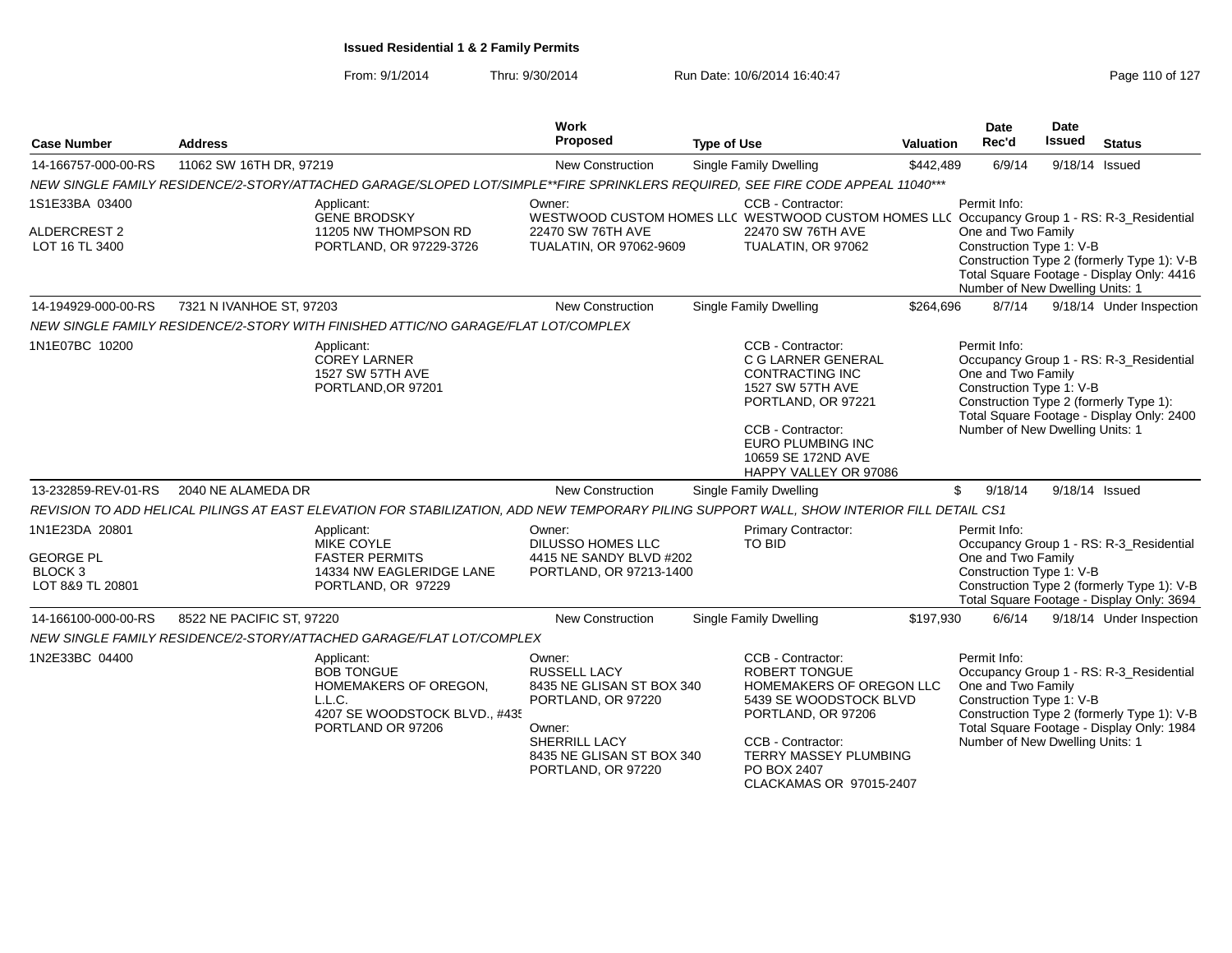**Issued Residential 1 & 2 Family Permits**

From: 9/1/2014 Thru: 9/30/2014 Run Date: 10/6/2014 16:40:47

| Case Number | Address | Work Proposed | Type of Use | Valuation | Date Rec'd | Date Issued | Status |
|---|---|---|---|---|---|---|---|
| 14-166757-000-00-RS | 11062 SW 16TH DR, 97219 | New Construction | Single Family Dwelling | $442,489 | 6/9/14 | 9/18/14 | Issued |

NEW SINGLE FAMILY RESIDENCE/2-STORY/ATTACHED GARAGE/SLOPED LOT/SIMPLE**FIRE SPRINKLERS REQUIRED, SEE FIRE CODE APPEAL 11040***

1S1E33BA 03400
ALDERCREST 2
LOT 16 TL 3400

Applicant:
GENE BRODSKY
11205 NW THOMPSON RD
PORTLAND, OR 97229-3726

Owner:
WESTWOOD CUSTOM HOMES LLC
22470 SW 76TH AVE
TUALATIN, OR 97062-9609

CCB - Contractor:
WESTWOOD CUSTOM HOMES LLC
22470 SW 76TH AVE
TUALATIN, OR 97062

Permit Info:
Occupancy Group 1 - RS: R-3_Residential One and Two Family
Construction Type 1: V-B
Construction Type 2 (formerly Type 1): V-B
Total Square Footage - Display Only: 4416
Number of New Dwelling Units: 1

| Case Number | Address | Work Proposed | Type of Use | Valuation | Date Rec'd | Date Issued | Status |
|---|---|---|---|---|---|---|---|
| 14-194929-000-00-RS | 7321 N IVANHOE ST, 97203 | New Construction | Single Family Dwelling | $264,696 | 8/7/14 | 9/18/14 | Under Inspection |

NEW SINGLE FAMILY RESIDENCE/2-STORY WITH FINISHED ATTIC/NO GARAGE/FLAT LOT/COMPLEX

1N1E07BC 10200

Applicant:
COREY LARNER
1527 SW 57TH AVE
PORTLAND,OR 97201

CCB - Contractor:
C G LARNER GENERAL CONTRACTING INC
1527 SW 57TH AVE
PORTLAND, OR 97221

CCB - Contractor:
EURO PLUMBING INC
10659 SE 172ND AVE
HAPPY VALLEY OR 97086

Permit Info:
Occupancy Group 1 - RS: R-3_Residential One and Two Family
Construction Type 1: V-B
Construction Type 2 (formerly Type 1):
Total Square Footage - Display Only: 2400
Number of New Dwelling Units: 1

| Case Number | Address | Work Proposed | Type of Use | Valuation | Date Rec'd | Date Issued | Status |
|---|---|---|---|---|---|---|---|
| 13-232859-REV-01-RS | 2040 NE ALAMEDA DR | New Construction | Single Family Dwelling | $ | 9/18/14 | 9/18/14 | Issued |

REVISION TO ADD HELICAL PILINGS AT EAST ELEVATION FOR STABILIZATION, ADD NEW TEMPORARY PILING SUPPORT WALL, SHOW INTERIOR FILL DETAIL CS1

1N1E23DA 20801
GEORGE PL
BLOCK 3
LOT 8&9 TL 20801

Applicant:
MIKE COYLE
FASTER PERMITS
14334 NW EAGLERIDGE LANE
PORTLAND, OR 97229

Owner:
DILUSSO HOMES LLC
4415 NE SANDY BLVD #202
PORTLAND, OR 97213-1400

Primary Contractor:
TO BID

Permit Info:
Occupancy Group 1 - RS: R-3_Residential One and Two Family
Construction Type 1: V-B
Construction Type 2 (formerly Type 1): V-B
Total Square Footage - Display Only: 3694

| Case Number | Address | Work Proposed | Type of Use | Valuation | Date Rec'd | Date Issued | Status |
|---|---|---|---|---|---|---|---|
| 14-166100-000-00-RS | 8522 NE PACIFIC ST, 97220 | New Construction | Single Family Dwelling | $197,930 | 6/6/14 | 9/18/14 | Under Inspection |

NEW SINGLE FAMILY RESIDENCE/2-STORY/ATTACHED GARAGE/FLAT LOT/COMPLEX

1N2E33BC 04400

Applicant:
BOB TONGUE
HOMEMAKERS OF OREGON, L.L.C.
4207 SE WOODSTOCK BLVD., #435
PORTLAND OR 97206

Owner:
RUSSELL LACY
8435 NE GLISAN ST BOX 340
PORTLAND, OR 97220

Owner:
SHERRILL LACY
8435 NE GLISAN ST BOX 340
PORTLAND, OR 97220

CCB - Contractor:
ROBERT TONGUE
HOMEMAKERS OF OREGON LLC
5439 SE WOODSTOCK BLVD
PORTLAND, OR 97206

CCB - Contractor:
TERRY MASSEY PLUMBING
PO BOX 2407
CLACKAMAS OR 97015-2407

Permit Info:
Occupancy Group 1 - RS: R-3_Residential One and Two Family
Construction Type 1: V-B
Construction Type 2 (formerly Type 1): V-B
Total Square Footage - Display Only: 1984
Number of New Dwelling Units: 1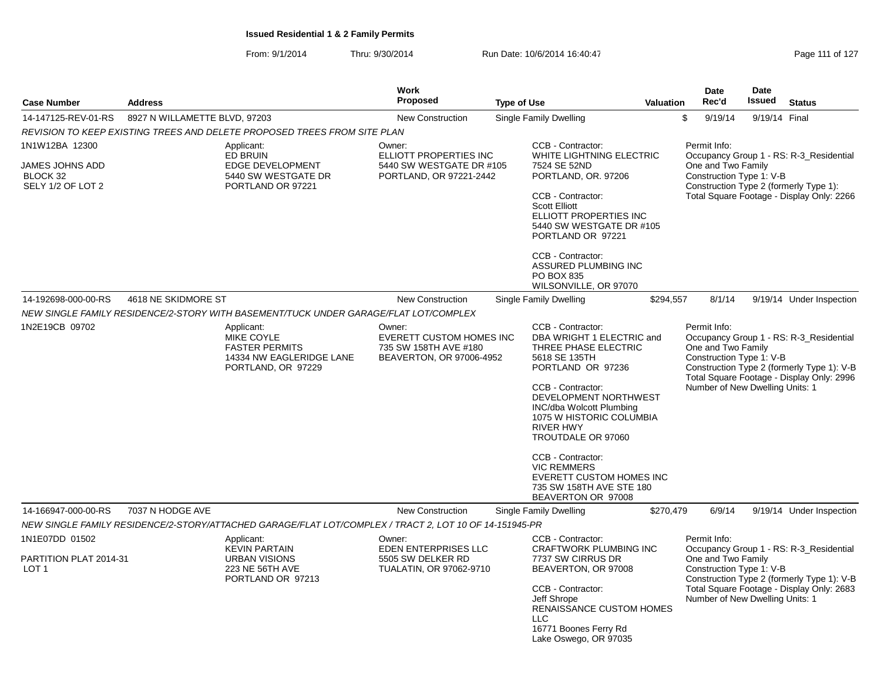**Issued Residential 1 & 2 Family Permits**

From: 9/1/2014 Thru: 9/30/2014 Run Date: 10/6/2014 16:40:47

| Case Number | Address | Work Proposed | Type of Use | Valuation | Date Rec'd | Date Issued | Status |
|---|---|---|---|---|---|---|---|
| 14-147125-REV-01-RS | 8927 N WILLAMETTE BLVD, 97203 | New Construction | Single Family Dwelling | $ | 9/19/14 | 9/19/14 | Final |

*REVISION TO KEEP EXISTING TREES AND DELETE PROPOSED TREES FROM SITE PLAN*

1N1W12BA 12300
JAMES JOHNS ADD
BLOCK 32
SELY 1/2 OF LOT 2

Applicant:
ED BRUIN
EDGE DEVELOPMENT
5440 SW WESTGATE DR
PORTLAND OR 97221

Owner:
ELLIOTT PROPERTIES INC
5440 SW WESTGATE DR #105
PORTLAND, OR 97221-2442

CCB - Contractor:
WHITE LIGHTNING ELECTRIC
7524 SE 52ND
PORTLAND, OR. 97206

CCB - Contractor:
Scott Elliott
ELLIOTT PROPERTIES INC
5440 SW WESTGATE DR #105
PORTLAND OR 97221

CCB - Contractor:
ASSURED PLUMBING INC
PO BOX 835
WILSONVILLE, OR 97070

Permit Info:
Occupancy Group 1 - RS: R-3_Residential One and Two Family
Construction Type 1: V-B
Construction Type 2 (formerly Type 1):
Total Square Footage - Display Only: 2266

| Case Number | Address | Work Proposed | Type of Use | Valuation | Date Rec'd | Date Issued | Status |
|---|---|---|---|---|---|---|---|
| 14-192698-000-00-RS | 4618 NE SKIDMORE ST | New Construction | Single Family Dwelling | $294,557 | 8/1/14 | 9/19/14 | Under Inspection |

*NEW SINGLE FAMILY RESIDENCE/2-STORY WITH BASEMENT/TUCK UNDER GARAGE/FLAT LOT/COMPLEX*

1N2E19CB 09702

Applicant:
MIKE COYLE
FASTER PERMITS
14334 NW EAGLERIDGE LANE
PORTLAND, OR 97229

Owner:
EVERETT CUSTOM HOMES INC
735 SW 158TH AVE #180
BEAVERTON, OR 97006-4952

CCB - Contractor:
DBA WRIGHT 1 ELECTRIC and THREE PHASE ELECTRIC
5618 SE 135TH
PORTLAND OR 97236

CCB - Contractor:
DEVELOPMENT NORTHWEST INC/dba Wolcott Plumbing
1075 W HISTORIC COLUMBIA RIVER HWY
TROUTDALE OR 97060

CCB - Contractor:
VIC REMMERS
EVERETT CUSTOM HOMES INC
735 SW 158TH AVE STE 180
BEAVERTON OR 97008

Permit Info:
Occupancy Group 1 - RS: R-3_Residential One and Two Family
Construction Type 1: V-B
Construction Type 2 (formerly Type 1): V-B
Total Square Footage - Display Only: 2996
Number of New Dwelling Units: 1

| Case Number | Address | Work Proposed | Type of Use | Valuation | Date Rec'd | Date Issued | Status |
|---|---|---|---|---|---|---|---|
| 14-166947-000-00-RS | 7037 N HODGE AVE | New Construction | Single Family Dwelling | $270,479 | 6/9/14 | 9/19/14 | Under Inspection |

*NEW SINGLE FAMILY RESIDENCE/2-STORY/ATTACHED GARAGE/FLAT LOT/COMPLEX / TRACT 2, LOT 10 OF 14-151945-PR*

1N1E07DD 01502
PARTITION PLAT 2014-31
LOT 1

Applicant:
KEVIN PARTAIN
URBAN VISIONS
223 NE 56TH AVE
PORTLAND OR 97213

Owner:
EDEN ENTERPRISES LLC
5505 SW DELKER RD
TUALATIN, OR 97062-9710

CCB - Contractor:
CRAFTWORK PLUMBING INC
7737 SW CIRRUS DR
BEAVERTON, OR 97008

CCB - Contractor:
Jeff Shrope
RENAISSANCE CUSTOM HOMES LLC
16771 Boones Ferry Rd
Lake Oswego, OR 97035

Permit Info:
Occupancy Group 1 - RS: R-3_Residential One and Two Family
Construction Type 1: V-B
Construction Type 2 (formerly Type 1): V-B
Total Square Footage - Display Only: 2683
Number of New Dwelling Units: 1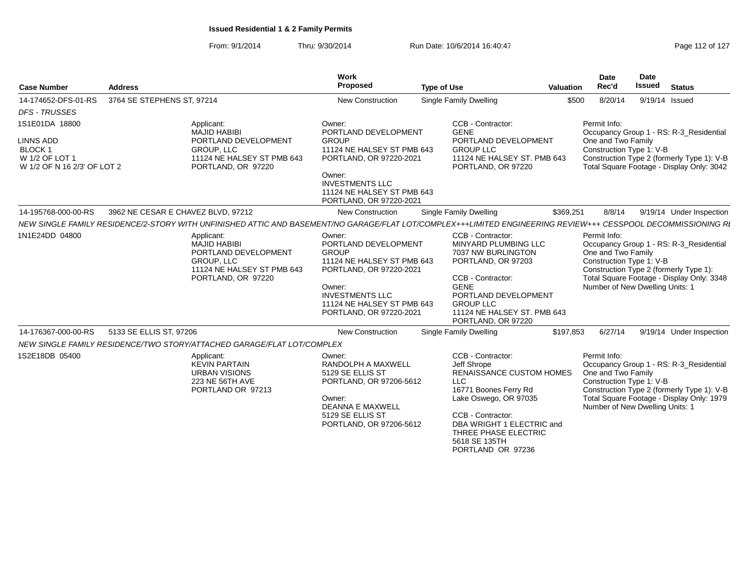**Issued Residential 1 & 2 Family Permits**

From: 9/1/2014 Thru: 9/30/2014 Run Date: 10/6/2014 16:40:47

| Case Number | Address | Work Proposed | Type of Use | Valuation | Date Rec'd | Date Issued | Status |
|---|---|---|---|---|---|---|---|
| 14-174652-DFS-01-RS | 3764 SE STEPHENS ST, 97214 | New Construction | Single Family Dwelling | $500 | 8/20/14 | 9/19/14 | Issued |

*DFS - TRUSSES*

1S1E01DA 18800

LINNS ADD
BLOCK 1
W 1/2 OF LOT 1
W 1/2 OF N 16 2/3' OF LOT 2

Applicant:
MAJID HABIBI
PORTLAND DEVELOPMENT GROUP, LLC
11124 NE HALSEY ST PMB 643
PORTLAND, OR 97220

Owner:
PORTLAND DEVELOPMENT GROUP
11124 NE HALSEY ST PMB 643
PORTLAND, OR 97220-2021

Owner:
INVESTMENTS LLC
11124 NE HALSEY ST PMB 643
PORTLAND, OR 97220-2021

CCB - Contractor:
GENE
PORTLAND DEVELOPMENT GROUP LLC
11124 NE HALSEY ST. PMB 643
PORTLAND, OR 97220

Permit Info:
Occupancy Group 1 - RS: R-3_Residential One and Two Family
Construction Type 1: V-B
Construction Type 2 (formerly Type 1): V-B
Total Square Footage - Display Only: 3042

| Case Number | Address | Work Proposed | Type of Use | Valuation | Date Rec'd | Date Issued | Status |
|---|---|---|---|---|---|---|---|
| 14-195768-000-00-RS | 3962 NE CESAR E CHAVEZ BLVD, 97212 | New Construction | Single Family Dwelling | $369,251 | 8/8/14 | 9/19/14 | Under Inspection |

*NEW SINGLE FAMILY RESIDENCE/2-STORY WITH UNFINISHED ATTIC AND BASEMENT/NO GARAGE/FLAT LOT/COMPLEX+++LIMITED ENGINEERING REVIEW+++ CESSPOOL DECOMMISSIONING RI*

1N1E24DD 04800

Applicant:
MAJID HABIBI
PORTLAND DEVELOPMENT GROUP, LLC
11124 NE HALSEY ST PMB 643
PORTLAND, OR 97220

Owner:
PORTLAND DEVELOPMENT GROUP
11124 NE HALSEY ST PMB 643
PORTLAND, OR 97220-2021

Owner:
INVESTMENTS LLC
11124 NE HALSEY ST PMB 643
PORTLAND, OR 97220-2021

CCB - Contractor:
MINYARD PLUMBING LLC
7037 NW BURLINGTON
PORTLAND, OR 97203

CCB - Contractor:
GENE
PORTLAND DEVELOPMENT GROUP LLC
11124 NE HALSEY ST. PMB 643
PORTLAND, OR 97220

Permit Info:
Occupancy Group 1 - RS: R-3_Residential One and Two Family
Construction Type 1: V-B
Construction Type 2 (formerly Type 1):
Total Square Footage - Display Only: 3348
Number of New Dwelling Units: 1

| Case Number | Address | Work Proposed | Type of Use | Valuation | Date Rec'd | Date Issued | Status |
|---|---|---|---|---|---|---|---|
| 14-176367-000-00-RS | 5133 SE ELLIS ST, 97206 | New Construction | Single Family Dwelling | $197,853 | 6/27/14 | 9/19/14 | Under Inspection |

*NEW SINGLE FAMILY RESIDENCE/TWO STORY/ATTACHED GARAGE/FLAT LOT/COMPLEX*

1S2E18DB 05400

Applicant:
KEVIN PARTAIN
URBAN VISIONS
223 NE 56TH AVE
PORTLAND OR 97213

Owner:
RANDOLPH A MAXWELL
5129 SE ELLIS ST
PORTLAND, OR 97206-5612

Owner:
DEANNA E MAXWELL
5129 SE ELLIS ST
PORTLAND, OR 97206-5612

CCB - Contractor:
Jeff Shrope
RENAISSANCE CUSTOM HOMES LLC
16771 Boones Ferry Rd
Lake Oswego, OR 97035

CCB - Contractor:
DBA WRIGHT 1 ELECTRIC and THREE PHASE ELECTRIC
5618 SE 135TH
PORTLAND OR 97236

Permit Info:
Occupancy Group 1 - RS: R-3_Residential One and Two Family
Construction Type 1: V-B
Construction Type 2 (formerly Type 1): V-B
Total Square Footage - Display Only: 1979
Number of New Dwelling Units: 1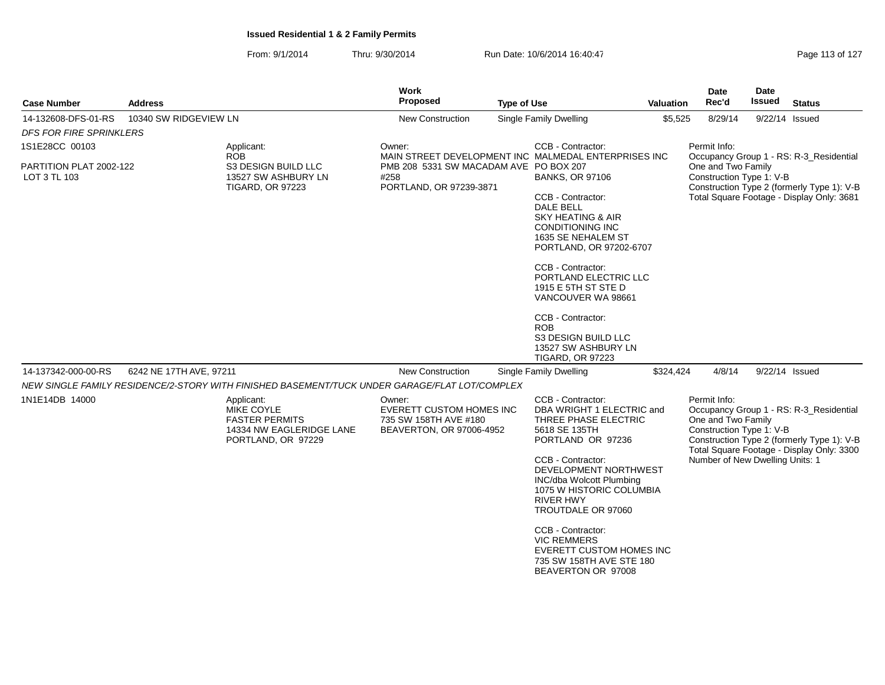**Issued Residential 1 & 2 Family Permits**

From: 9/1/2014 Thru: 9/30/2014 Run Date: 10/6/2014 16:40:47

| Case Number | Address | Work Proposed | Type of Use | Valuation | Date Rec'd | Date Issued | Status |
|---|---|---|---|---|---|---|---|
| 14-132608-DFS-01-RS | 10340 SW RIDGEVIEW LN | New Construction | Single Family Dwelling | $5,525 | 8/29/14 | 9/22/14 | Issued |

*DFS FOR FIRE SPRINKLERS*

1S1E28CC 00103

PARTITION PLAT 2002-122
LOT 3 TL 103

Applicant:
ROB
S3 DESIGN BUILD LLC
13527 SW ASHBURY LN
TIGARD, OR 97223

Owner:
MAIN STREET DEVELOPMENT INC
PMB 208 5331 SW MACADAM AVE #258
PORTLAND, OR 97239-3871

CCB - Contractor:
MALMEDAL ENTERPRISES INC
PO BOX 207
BANKS, OR 97106

CCB - Contractor:
DALE BELL
SKY HEATING & AIR CONDITIONING INC
1635 SE NEHALEM ST
PORTLAND, OR 97202-6707

CCB - Contractor:
PORTLAND ELECTRIC LLC
1915 E 5TH ST STE D
VANCOUVER WA 98661

CCB - Contractor:
ROB
S3 DESIGN BUILD LLC
13527 SW ASHBURY LN
TIGARD, OR 97223

Permit Info:
Occupancy Group 1 - RS: R-3_Residential One and Two Family
Construction Type 1: V-B
Construction Type 2 (formerly Type 1): V-B
Total Square Footage - Display Only: 3681

---

| Case Number | Address | Work Proposed | Type of Use | Valuation | Date Rec'd | Date Issued | Status |
|---|---|---|---|---|---|---|---|
| 14-137342-000-00-RS | 6242 NE 17TH AVE, 97211 | New Construction | Single Family Dwelling | $324,424 | 4/8/14 | 9/22/14 | Issued |

*NEW SINGLE FAMILY RESIDENCE/2-STORY WITH FINISHED BASEMENT/TUCK UNDER GARAGE/FLAT LOT/COMPLEX*

1N1E14DB 14000

Applicant:
MIKE COYLE
FASTER PERMITS
14334 NW EAGLERIDGE LANE
PORTLAND, OR 97229

Owner:
EVERETT CUSTOM HOMES INC
735 SW 158TH AVE #180
BEAVERTON, OR 97006-4952

CCB - Contractor:
DBA WRIGHT 1 ELECTRIC and THREE PHASE ELECTRIC
5618 SE 135TH
PORTLAND OR 97236

CCB - Contractor:
DEVELOPMENT NORTHWEST INC/dba Wolcott Plumbing
1075 W HISTORIC COLUMBIA RIVER HWY
TROUTDALE OR 97060

CCB - Contractor:
VIC REMMERS
EVERETT CUSTOM HOMES INC
735 SW 158TH AVE STE 180
BEAVERTON OR 97008

Permit Info:
Occupancy Group 1 - RS: R-3_Residential One and Two Family
Construction Type 1: V-B
Construction Type 2 (formerly Type 1): V-B
Total Square Footage - Display Only: 3300
Number of New Dwelling Units: 1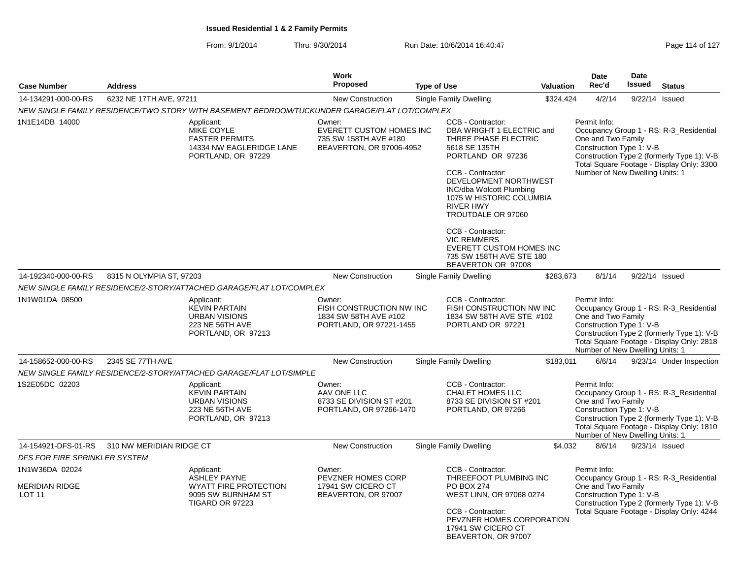**Issued Residential 1 & 2 Family Permits**

From: 9/1/2014 Thru: 9/30/2014 Run Date: 10/6/2014 16:40:47

| Case Number | Address | Work Proposed | Type of Use | Valuation | Date Rec'd | Date Issued | Status |
|---|---|---|---|---|---|---|---|
| 14-134291-000-00-RS | 6232 NE 17TH AVE, 97211 | New Construction | Single Family Dwelling | $324,424 | 4/2/14 | 9/22/14 | Issued |

*NEW SINGLE FAMILY RESIDENCE/TWO STORY WITH BASEMENT BEDROOM/TUCKUNDER GARAGE/FLAT LOT/COMPLEX*

1N1E14DB 14000

Applicant: MIKE COYLE, FASTER PERMITS, 14334 NW EAGLERIDGE LANE, PORTLAND, OR 97229

Owner: EVERETT CUSTOM HOMES INC, 735 SW 158TH AVE #180, BEAVERTON, OR 97006-4952

CCB - Contractor: DBA WRIGHT 1 ELECTRIC and THREE PHASE ELECTRIC, 5618 SE 135TH, PORTLAND OR 97236

CCB - Contractor: DEVELOPMENT NORTHWEST INC/dba Wolcott Plumbing, 1075 W HISTORIC COLUMBIA RIVER HWY, TROUTDALE OR 97060

CCB - Contractor: VIC REMMERS, EVERETT CUSTOM HOMES INC, 735 SW 158TH AVE STE 180, BEAVERTON OR 97008

Permit Info: Occupancy Group 1 - RS: R-3_Residential One and Two Family; Construction Type 1: V-B; Construction Type 2 (formerly Type 1): V-B; Total Square Footage - Display Only: 3300; Number of New Dwelling Units: 1

| Case Number | Address | Work Proposed | Type of Use | Valuation | Date Rec'd | Date Issued | Status |
|---|---|---|---|---|---|---|---|
| 14-192340-000-00-RS | 8315 N OLYMPIA ST, 97203 | New Construction | Single Family Dwelling | $283,673 | 8/1/14 | 9/22/14 | Issued |

*NEW SINGLE FAMILY RESIDENCE/2-STORY/ATTACHED GARAGE/FLAT LOT/COMPLEX*

1N1W01DA 08500

Applicant: KEVIN PARTAIN, URBAN VISIONS, 223 NE 56TH AVE, PORTLAND, OR 97213

Owner: FISH CONSTRUCTION NW INC, 1834 SW 58TH AVE #102, PORTLAND, OR 97221-1455

CCB - Contractor: FISH CONSTRUCTION NW INC, 1834 SW 58TH AVE STE #102, PORTLAND OR 97221

Permit Info: Occupancy Group 1 - RS: R-3_Residential One and Two Family; Construction Type 1: V-B; Construction Type 2 (formerly Type 1): V-B; Total Square Footage - Display Only: 2818; Number of New Dwelling Units: 1

| Case Number | Address | Work Proposed | Type of Use | Valuation | Date Rec'd | Date Issued | Status |
|---|---|---|---|---|---|---|---|
| 14-158652-000-00-RS | 2345 SE 77TH AVE | New Construction | Single Family Dwelling | $183,011 | 6/6/14 | 9/23/14 | Under Inspection |

*NEW SINGLE FAMILY RESIDENCE/2-STORY/ATTACHED GARAGE/FLAT LOT/SIMPLE*

1S2E05DC 02203

Applicant: KEVIN PARTAIN, URBAN VISIONS, 223 NE 56TH AVE, PORTLAND, OR 97213

Owner: AAV ONE LLC, 8733 SE DIVISION ST #201, PORTLAND, OR 97266-1470

CCB - Contractor: CHALET HOMES LLC, 8733 SE DIVISION ST #201, PORTLAND, OR 97266

Permit Info: Occupancy Group 1 - RS: R-3_Residential One and Two Family; Construction Type 1: V-B; Construction Type 2 (formerly Type 1): V-B; Total Square Footage - Display Only: 1810; Number of New Dwelling Units: 1

| Case Number | Address | Work Proposed | Type of Use | Valuation | Date Rec'd | Date Issued | Status |
|---|---|---|---|---|---|---|---|
| 14-154921-DFS-01-RS | 310 NW MERIDIAN RIDGE CT | New Construction | Single Family Dwelling | $4,032 | 8/6/14 | 9/23/14 | Issued |

*DFS FOR FIRE SPRINKLER SYSTEM*

1N1W36DA 02024

MERIDIAN RIDGE
LOT 11

Applicant: ASHLEY PAYNE, WYATT FIRE PROTECTION, 9095 SW BURNHAM ST, TIGARD OR 97223

Owner: PEVZNER HOMES CORP, 17941 SW CICERO CT, BEAVERTON, OR 97007

CCB - Contractor: THREEFOOT PLUMBING INC, PO BOX 274, WEST LINN, OR 97068 0274

CCB - Contractor: PEVZNER HOMES CORPORATION, 17941 SW CICERO CT, BEAVERTON, OR 97007

Permit Info: Occupancy Group 1 - RS: R-3_Residential One and Two Family; Construction Type 1: V-B; Construction Type 2 (formerly Type 1): V-B; Total Square Footage - Display Only: 4244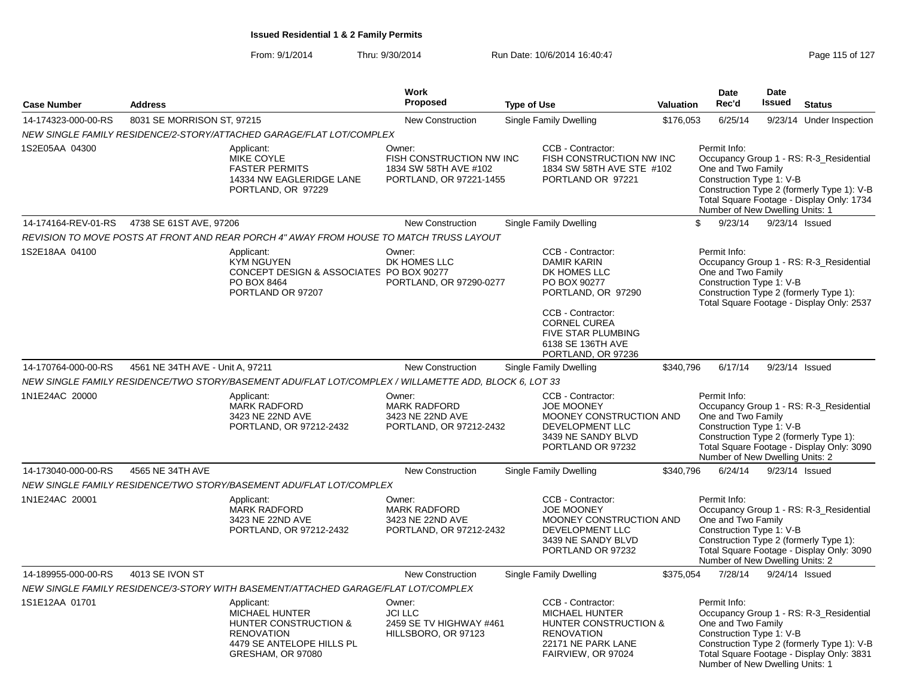## Issued Residential 1 & 2 Family Permits

From: 9/1/2014 Thru: 9/30/2014 Run Date: 10/6/2014 16:40:47

| Case Number | Address | Work Proposed | Type of Use | Valuation | Date Rec'd | Date Issued | Status |
|---|---|---|---|---|---|---|---|
| 14-174323-000-00-RS | 8031 SE MORRISON ST, 97215 | New Construction | Single Family Dwelling | $176,053 | 6/25/14 | 9/23/14 | Under Inspection |

*NEW SINGLE FAMILY RESIDENCE/2-STORY/ATTACHED GARAGE/FLAT LOT/COMPLEX*

1S2E05AA 04300

Applicant: MIKE COYLE, FASTER PERMITS, 14334 NW EAGLERIDGE LANE, PORTLAND, OR 97229

Owner: FISH CONSTRUCTION NW INC, 1834 SW 58TH AVE #102, PORTLAND, OR 97221-1455

CCB - Contractor: FISH CONSTRUCTION NW INC, 1834 SW 58TH AVE STE #102, PORTLAND OR 97221

Permit Info: Occupancy Group 1 - RS: R-3_Residential One and Two Family; Construction Type 1: V-B; Construction Type 2 (formerly Type 1): V-B; Total Square Footage - Display Only: 1734; Number of New Dwelling Units: 1

| Case Number | Address | Work Proposed | Type of Use | Valuation | Date Rec'd | Date Issued | Status |
|---|---|---|---|---|---|---|---|
| 14-174164-REV-01-RS | 4738 SE 61ST AVE, 97206 | New Construction | Single Family Dwelling | $ | 9/23/14 | 9/23/14 | Issued |

*REVISION TO MOVE POSTS AT FRONT AND REAR PORCH 4" AWAY FROM HOUSE TO MATCH TRUSS LAYOUT*

1S2E18AA 04100

Applicant: KYM NGUYEN, CONCEPT DESIGN & ASSOCIATES, PO BOX 8464, PORTLAND OR 97207

Owner: DK HOMES LLC, PO BOX 90277, PORTLAND, OR 97290-0277

CCB - Contractor: DAMIR KARIN, DK HOMES LLC, PO BOX 90277, PORTLAND, OR 97290

CCB - Contractor: CORNEL CUREA, FIVE STAR PLUMBING, 6138 SE 136TH AVE, PORTLAND, OR 97236

Permit Info: Occupancy Group 1 - RS: R-3_Residential One and Two Family; Construction Type 1: V-B; Construction Type 2 (formerly Type 1):; Total Square Footage - Display Only: 2537

| Case Number | Address | Work Proposed | Type of Use | Valuation | Date Rec'd | Date Issued | Status |
|---|---|---|---|---|---|---|---|
| 14-170764-000-00-RS | 4561 NE 34TH AVE - Unit A, 97211 | New Construction | Single Family Dwelling | $340,796 | 6/17/14 | 9/23/14 | Issued |

*NEW SINGLE FAMILY RESIDENCE/TWO STORY/BASEMENT ADU/FLAT LOT/COMPLEX / WILLAMETTE ADD, BLOCK 6, LOT 33*

1N1E24AC 20000

Applicant: MARK RADFORD, 3423 NE 22ND AVE, PORTLAND, OR 97212-2432

Owner: MARK RADFORD, 3423 NE 22ND AVE, PORTLAND, OR 97212-2432

CCB - Contractor: JOE MOONEY, MOONEY CONSTRUCTION AND DEVELOPMENT LLC, 3439 NE SANDY BLVD, PORTLAND OR 97232

Permit Info: Occupancy Group 1 - RS: R-3_Residential One and Two Family; Construction Type 1: V-B; Construction Type 2 (formerly Type 1):; Total Square Footage - Display Only: 3090; Number of New Dwelling Units: 2

| Case Number | Address | Work Proposed | Type of Use | Valuation | Date Rec'd | Date Issued | Status |
|---|---|---|---|---|---|---|---|
| 14-173040-000-00-RS | 4565 NE 34TH AVE | New Construction | Single Family Dwelling | $340,796 | 6/24/14 | 9/23/14 | Issued |

*NEW SINGLE FAMILY RESIDENCE/TWO STORY/BASEMENT ADU/FLAT LOT/COMPLEX*

1N1E24AC 20001

Applicant: MARK RADFORD, 3423 NE 22ND AVE, PORTLAND, OR 97212-2432

Owner: MARK RADFORD, 3423 NE 22ND AVE, PORTLAND, OR 97212-2432

CCB - Contractor: JOE MOONEY, MOONEY CONSTRUCTION AND DEVELOPMENT LLC, 3439 NE SANDY BLVD, PORTLAND OR 97232

Permit Info: Occupancy Group 1 - RS: R-3_Residential One and Two Family; Construction Type 1: V-B; Construction Type 2 (formerly Type 1):; Total Square Footage - Display Only: 3090; Number of New Dwelling Units: 2

| Case Number | Address | Work Proposed | Type of Use | Valuation | Date Rec'd | Date Issued | Status |
|---|---|---|---|---|---|---|---|
| 14-189955-000-00-RS | 4013 SE IVON ST | New Construction | Single Family Dwelling | $375,054 | 7/28/14 | 9/24/14 | Issued |

*NEW SINGLE FAMILY RESIDENCE/3-STORY WITH BASEMENT/ATTACHED GARAGE/FLAT LOT/COMPLEX*

1S1E12AA 01701

Applicant: MICHAEL HUNTER, HUNTER CONSTRUCTION & RENOVATION, 4479 SE ANTELOPE HILLS PL, GRESHAM, OR 97080

Owner: JCI LLC, 2459 SE TV HIGHWAY #461, HILLSBORO, OR 97123

CCB - Contractor: MICHAEL HUNTER, HUNTER CONSTRUCTION & RENOVATION, 22171 NE PARK LANE, FAIRVIEW, OR 97024

Permit Info: Occupancy Group 1 - RS: R-3_Residential One and Two Family; Construction Type 1: V-B; Construction Type 2 (formerly Type 1): V-B; Total Square Footage - Display Only: 3831; Number of New Dwelling Units: 1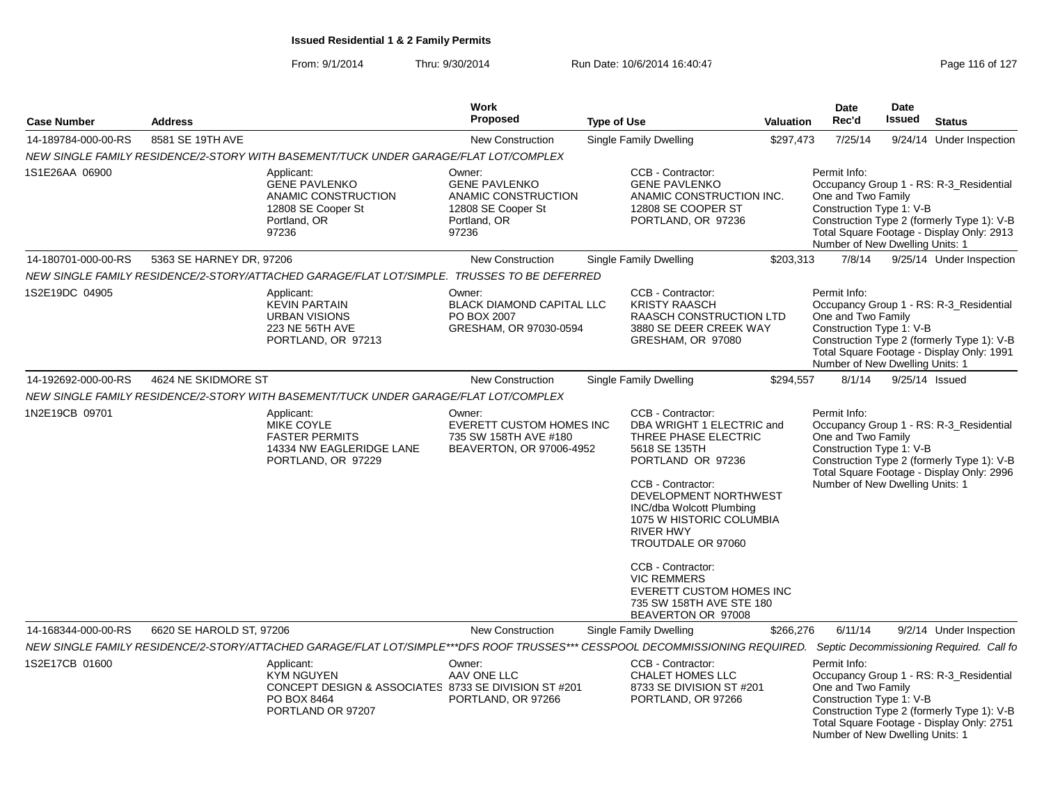**Issued Residential 1 & 2 Family Permits**

From: 9/1/2014 Thru: 9/30/2014 Run Date: 10/6/2014 16:40:47

| Case Number | Address | Work Proposed | Type of Use | Valuation | Date Rec'd | Date Issued | Status |
|---|---|---|---|---|---|---|---|
| 14-189784-000-00-RS | 8581 SE 19TH AVE | New Construction | Single Family Dwelling | $297,473 | 7/25/14 | 9/24/14 | Under Inspection |

*NEW SINGLE FAMILY RESIDENCE/2-STORY WITH BASEMENT/TUCK UNDER GARAGE/FLAT LOT/COMPLEX*

1S1E26AA 06900

Applicant: GENE PAVLENKO, ANAMIC CONSTRUCTION, 12808 SE Cooper St, Portland, OR 97236

Owner: GENE PAVLENKO, ANAMIC CONSTRUCTION, 12808 SE Cooper St, Portland, OR 97236

CCB - Contractor: GENE PAVLENKO, ANAMIC CONSTRUCTION INC., 12808 SE COOPER ST, PORTLAND, OR 97236

Permit Info: Occupancy Group 1 - RS: R-3_Residential One and Two Family; Construction Type 1: V-B; Construction Type 2 (formerly Type 1): V-B; Total Square Footage - Display Only: 2913; Number of New Dwelling Units: 1

| Case Number | Address | Work Proposed | Type of Use | Valuation | Date Rec'd | Date Issued | Status |
|---|---|---|---|---|---|---|---|
| 14-180701-000-00-RS | 5363 SE HARNEY DR, 97206 | New Construction | Single Family Dwelling | $203,313 | 7/8/14 | 9/25/14 | Under Inspection |

*NEW SINGLE FAMILY RESIDENCE/2-STORY/ATTACHED GARAGE/FLAT LOT/SIMPLE. TRUSSES TO BE DEFERRED*

1S2E19DC 04905

Applicant: KEVIN PARTAIN, URBAN VISIONS, 223 NE 56TH AVE, PORTLAND, OR 97213

Owner: BLACK DIAMOND CAPITAL LLC, PO BOX 2007, GRESHAM, OR 97030-0594

CCB - Contractor: KRISTY RAASCH, RAASCH CONSTRUCTION LTD, 3880 SE DEER CREEK WAY, GRESHAM, OR 97080

Permit Info: Occupancy Group 1 - RS: R-3_Residential One and Two Family; Construction Type 1: V-B; Construction Type 2 (formerly Type 1): V-B; Total Square Footage - Display Only: 1991; Number of New Dwelling Units: 1

| Case Number | Address | Work Proposed | Type of Use | Valuation | Date Rec'd | Date Issued | Status |
|---|---|---|---|---|---|---|---|
| 14-192692-000-00-RS | 4624 NE SKIDMORE ST | New Construction | Single Family Dwelling | $294,557 | 8/1/14 | 9/25/14 | Issued |

*NEW SINGLE FAMILY RESIDENCE/2-STORY WITH BASEMENT/TUCK UNDER GARAGE/FLAT LOT/COMPLEX*

1N2E19CB 09701

Applicant: MIKE COYLE, FASTER PERMITS, 14334 NW EAGLERIDGE LANE, PORTLAND, OR 97229

Owner: EVERETT CUSTOM HOMES INC, 735 SW 158TH AVE #180, BEAVERTON, OR 97006-4952

CCB - Contractor: DBA WRIGHT 1 ELECTRIC and THREE PHASE ELECTRIC, 5618 SE 135TH, PORTLAND OR 97236

CCB - Contractor: DEVELOPMENT NORTHWEST INC/dba Wolcott Plumbing, 1075 W HISTORIC COLUMBIA RIVER HWY, TROUTDALE OR 97060

CCB - Contractor: VIC REMMERS, EVERETT CUSTOM HOMES INC, 735 SW 158TH AVE STE 180, BEAVERTON OR 97008

Permit Info: Occupancy Group 1 - RS: R-3_Residential One and Two Family; Construction Type 1: V-B; Construction Type 2 (formerly Type 1): V-B; Total Square Footage - Display Only: 2996; Number of New Dwelling Units: 1

| Case Number | Address | Work Proposed | Type of Use | Valuation | Date Rec'd | Date Issued | Status |
|---|---|---|---|---|---|---|---|
| 14-168344-000-00-RS | 6620 SE HAROLD ST, 97206 | New Construction | Single Family Dwelling | $266,276 | 6/11/14 | 9/2/14 | Under Inspection |

*NEW SINGLE FAMILY RESIDENCE/2-STORY/ATTACHED GARAGE/FLAT LOT/SIMPLE***DFS ROOF TRUSSES*** CESSPOOL DECOMMISSIONING REQUIRED. Septic Decommissioning Required. Call fo*

1S2E17CB 01600

Applicant: KYM NGUYEN, CONCEPT DESIGN & ASSOCIATES, PO BOX 8464, PORTLAND OR 97207

Owner: AAV ONE LLC, 8733 SE DIVISION ST #201, PORTLAND, OR 97266

CCB - Contractor: CHALET HOMES LLC, 8733 SE DIVISION ST #201, PORTLAND, OR 97266

Permit Info: Occupancy Group 1 - RS: R-3_Residential One and Two Family; Construction Type 1: V-B; Construction Type 2 (formerly Type 1): V-B; Total Square Footage - Display Only: 2751; Number of New Dwelling Units: 1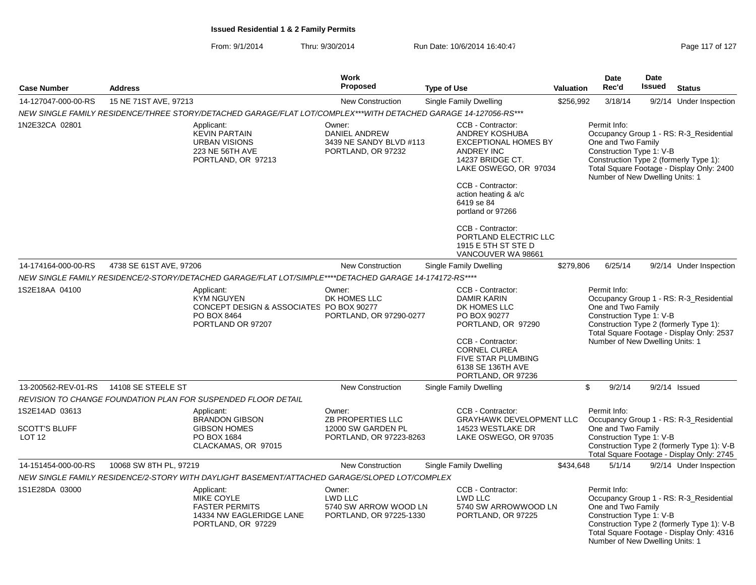# Issued Residential 1 & 2 Family Permits

From: 9/1/2014 Thru: 9/30/2014 Run Date: 10/6/2014 16:40:47

| Case Number | Address | Work Proposed | Type of Use | Valuation | Date Rec'd | Date Issued | Status |
|---|---|---|---|---|---|---|---|
| 14-127047-000-00-RS | 15 NE 71ST AVE, 97213 | New Construction | Single Family Dwelling | $256,992 | 3/18/14 | 9/2/14 | Under Inspection |

NEW SINGLE FAMILY RESIDENCE/THREE STORY/DETACHED GARAGE/FLAT LOT/COMPLEX***WITH DETACHED GARAGE 14-127056-RS***

1N2E32CA 02801

Applicant: KEVIN PARTAIN, URBAN VISIONS, 223 NE 56TH AVE, PORTLAND, OR 97213

Owner: DANIEL ANDREW, 3439 NE SANDY BLVD #113, PORTLAND, OR 97232

CCB - Contractor: ANDREY KOSHUBA, EXCEPTIONAL HOMES BY ANDREY INC, 14237 BRIDGE CT., LAKE OSWEGO, OR 97034

CCB - Contractor: action heating & a/c, 6419 se 84, portland or 97266

CCB - Contractor: PORTLAND ELECTRIC LLC, 1915 E 5TH ST STE D, VANCOUVER WA 98661

Permit Info: Occupancy Group 1 - RS: R-3_Residential One and Two Family; Construction Type 1: V-B; Construction Type 2 (formerly Type 1):; Total Square Footage - Display Only: 2400; Number of New Dwelling Units: 1

| Case Number | Address | Work Proposed | Type of Use | Valuation | Date Rec'd | Date Issued | Status |
|---|---|---|---|---|---|---|---|
| 14-174164-000-00-RS | 4738 SE 61ST AVE, 97206 | New Construction | Single Family Dwelling | $279,806 | 6/25/14 | 9/2/14 | Under Inspection |

NEW SINGLE FAMILY RESIDENCE/2-STORY/DETACHED GARAGE/FLAT LOT/SIMPLE****DETACHED GARAGE 14-174172-RS****

1S2E18AA 04100

Applicant: KYM NGUYEN, CONCEPT DESIGN & ASSOCIATES, PO BOX 8464, PORTLAND OR 97207

Owner: DK HOMES LLC, PO BOX 90277, PORTLAND, OR 97290-0277

CCB - Contractor: DAMIR KARIN, DK HOMES LLC, PO BOX 90277, PORTLAND, OR 97290

CCB - Contractor: CORNEL CUREA, FIVE STAR PLUMBING, 6138 SE 136TH AVE, PORTLAND, OR 97236

Permit Info: Occupancy Group 1 - RS: R-3_Residential One and Two Family; Construction Type 1: V-B; Construction Type 2 (formerly Type 1):; Total Square Footage - Display Only: 2537; Number of New Dwelling Units: 1

| Case Number | Address | Work Proposed | Type of Use | Valuation | Date Rec'd | Date Issued | Status |
|---|---|---|---|---|---|---|---|
| 13-200562-REV-01-RS | 14108 SE STEELE ST | New Construction | Single Family Dwelling | $ | 9/2/14 | 9/2/14 | Issued |

REVISION TO CHANGE FOUNDATION PLAN FOR SUSPENDED FLOOR DETAIL

1S2E14AD 03613, SCOTT'S BLUFF, LOT 12

Applicant: BRANDON GIBSON, GIBSON HOMES, PO BOX 1684, CLACKAMAS, OR 97015

Owner: ZB PROPERTIES LLC, 12000 SW GARDEN PL, PORTLAND, OR 97223-8263

CCB - Contractor: GRAYHAWK DEVELOPMENT LLC, 14523 WESTLAKE DR, LAKE OSWEGO, OR 97035

Permit Info: Occupancy Group 1 - RS: R-3_Residential One and Two Family; Construction Type 1: V-B; Construction Type 2 (formerly Type 1): V-B; Total Square Footage - Display Only: 2745

| Case Number | Address | Work Proposed | Type of Use | Valuation | Date Rec'd | Date Issued | Status |
|---|---|---|---|---|---|---|---|
| 14-151454-000-00-RS | 10068 SW 8TH PL, 97219 | New Construction | Single Family Dwelling | $434,648 | 5/1/14 | 9/2/14 | Under Inspection |

NEW SINGLE FAMILY RESIDENCE/2-STORY WITH DAYLIGHT BASEMENT/ATTACHED GARAGE/SLOPED LOT/COMPLEX

1S1E28DA 03000

Applicant: MIKE COYLE, FASTER PERMITS, 14334 NW EAGLERIDGE LANE, PORTLAND, OR 97229

Owner: LWD LLC, 5740 SW ARROW WOOD LN, PORTLAND, OR 97225-1330

CCB - Contractor: LWD LLC, 5740 SW ARROWWOOD LN, PORTLAND, OR 97225

Permit Info: Occupancy Group 1 - RS: R-3_Residential One and Two Family; Construction Type 1: V-B; Construction Type 2 (formerly Type 1): V-B; Total Square Footage - Display Only: 4316; Number of New Dwelling Units: 1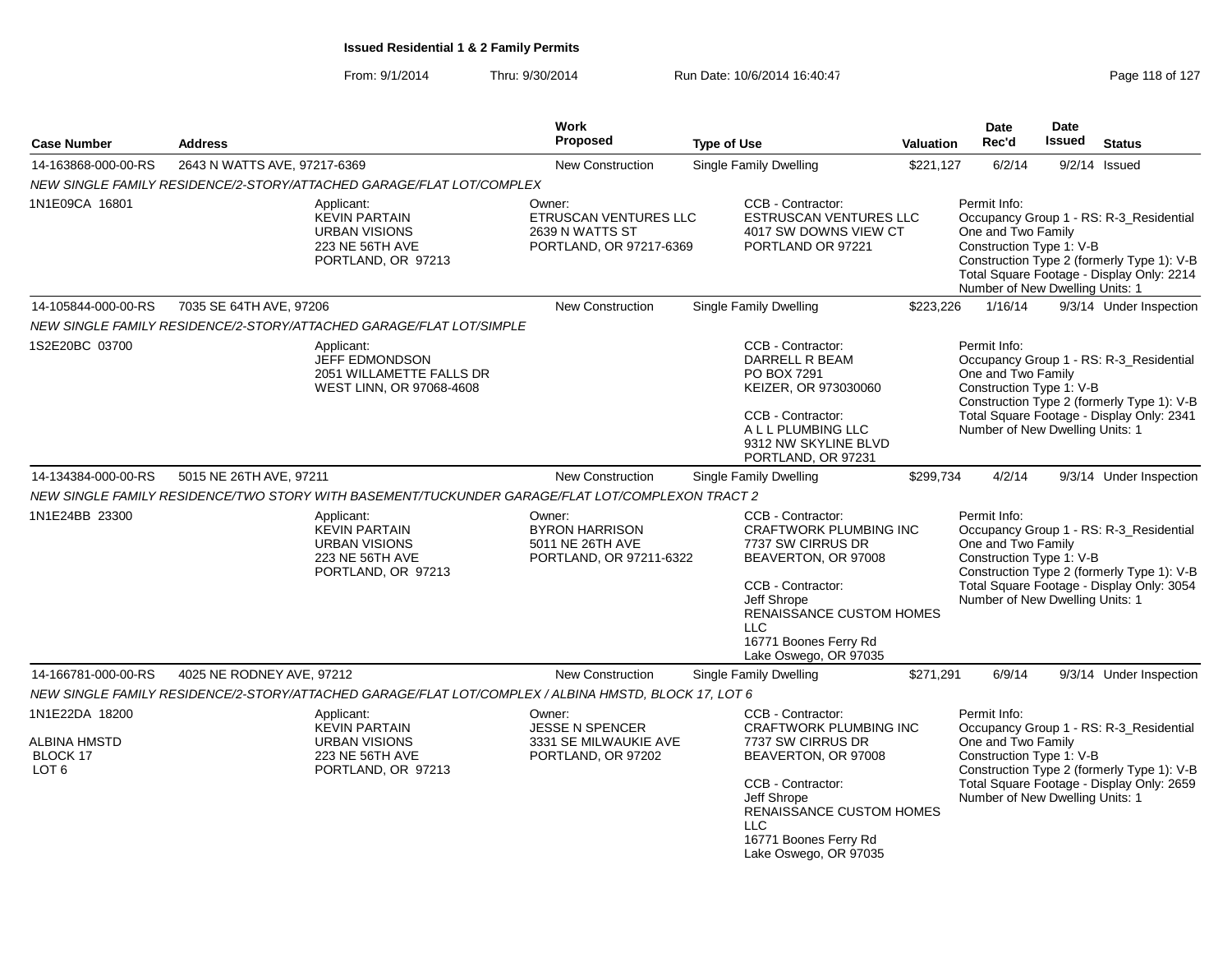**Issued Residential 1 & 2 Family Permits**

From: 9/1/2014 Thru: 9/30/2014 Run Date: 10/6/2014 16:40:47

| Case Number | Address | Work Proposed | Type of Use | Valuation | Date Rec'd | Date Issued | Status |
|---|---|---|---|---|---|---|---|
| 14-163868-000-00-RS | 2643 N WATTS AVE, 97217-6369 | New Construction | Single Family Dwelling | $221,127 | 6/2/14 | 9/2/14 | Issued |

NEW SINGLE FAMILY RESIDENCE/2-STORY/ATTACHED GARAGE/FLAT LOT/COMPLEX

1N1E09CA 16801

Applicant:
KEVIN PARTAIN
URBAN VISIONS
223 NE 56TH AVE
PORTLAND, OR 97213

Owner:
ETRUSCAN VENTURES LLC
2639 N WATTS ST
PORTLAND, OR 97217-6369

CCB - Contractor:
ESTRUSCAN VENTURES LLC
4017 SW DOWNS VIEW CT
PORTLAND OR 97221

Permit Info:
Occupancy Group 1 - RS: R-3_Residential One and Two Family
Construction Type 1: V-B
Construction Type 2 (formerly Type 1): V-B
Total Square Footage - Display Only: 2214
Number of New Dwelling Units: 1

| Case Number | Address | Work Proposed | Type of Use | Valuation | Date Rec'd | Date Issued | Status |
|---|---|---|---|---|---|---|---|
| 14-105844-000-00-RS | 7035 SE 64TH AVE, 97206 | New Construction | Single Family Dwelling | $223,226 | 1/16/14 | 9/3/14 | Under Inspection |

NEW SINGLE FAMILY RESIDENCE/2-STORY/ATTACHED GARAGE/FLAT LOT/SIMPLE

1S2E20BC 03700

Applicant:
JEFF EDMONDSON
2051 WILLAMETTE FALLS DR
WEST LINN, OR 97068-4608

CCB - Contractor:
DARRELL R BEAM
PO BOX 7291
KEIZER, OR 973030060

CCB - Contractor:
A L L PLUMBING LLC
9312 NW SKYLINE BLVD
PORTLAND, OR 97231

Permit Info:
Occupancy Group 1 - RS: R-3_Residential One and Two Family
Construction Type 1: V-B
Construction Type 2 (formerly Type 1): V-B
Total Square Footage - Display Only: 2341
Number of New Dwelling Units: 1

| Case Number | Address | Work Proposed | Type of Use | Valuation | Date Rec'd | Date Issued | Status |
|---|---|---|---|---|---|---|---|
| 14-134384-000-00-RS | 5015 NE 26TH AVE, 97211 | New Construction | Single Family Dwelling | $299,734 | 4/2/14 | 9/3/14 | Under Inspection |

NEW SINGLE FAMILY RESIDENCE/TWO STORY WITH BASEMENT/TUCKUNDER GARAGE/FLAT LOT/COMPLEXON TRACT 2

1N1E24BB 23300

Applicant:
KEVIN PARTAIN
URBAN VISIONS
223 NE 56TH AVE
PORTLAND, OR 97213

Owner:
BYRON HARRISON
5011 NE 26TH AVE
PORTLAND, OR 97211-6322

CCB - Contractor:
CRAFTWORK PLUMBING INC
7737 SW CIRRUS DR
BEAVERTON, OR 97008

CCB - Contractor:
Jeff Shrope
RENAISSANCE CUSTOM HOMES LLC
16771 Boones Ferry Rd
Lake Oswego, OR 97035

Permit Info:
Occupancy Group 1 - RS: R-3_Residential One and Two Family
Construction Type 1: V-B
Construction Type 2 (formerly Type 1): V-B
Total Square Footage - Display Only: 3054
Number of New Dwelling Units: 1

| Case Number | Address | Work Proposed | Type of Use | Valuation | Date Rec'd | Date Issued | Status |
|---|---|---|---|---|---|---|---|
| 14-166781-000-00-RS | 4025 NE RODNEY AVE, 97212 | New Construction | Single Family Dwelling | $271,291 | 6/9/14 | 9/3/14 | Under Inspection |

NEW SINGLE FAMILY RESIDENCE/2-STORY/ATTACHED GARAGE/FLAT LOT/COMPLEX / ALBINA HMSTD, BLOCK 17, LOT 6

1N1E22DA 18200

ALBINA HMSTD
BLOCK 17
LOT 6

Applicant:
KEVIN PARTAIN
URBAN VISIONS
223 NE 56TH AVE
PORTLAND, OR 97213

Owner:
JESSE N SPENCER
3331 SE MILWAUKIE AVE
PORTLAND, OR 97202

CCB - Contractor:
CRAFTWORK PLUMBING INC
7737 SW CIRRUS DR
BEAVERTON, OR 97008

CCB - Contractor:
Jeff Shrope
RENAISSANCE CUSTOM HOMES LLC
16771 Boones Ferry Rd
Lake Oswego, OR 97035

Permit Info:
Occupancy Group 1 - RS: R-3_Residential One and Two Family
Construction Type 1: V-B
Construction Type 2 (formerly Type 1): V-B
Total Square Footage - Display Only: 2659
Number of New Dwelling Units: 1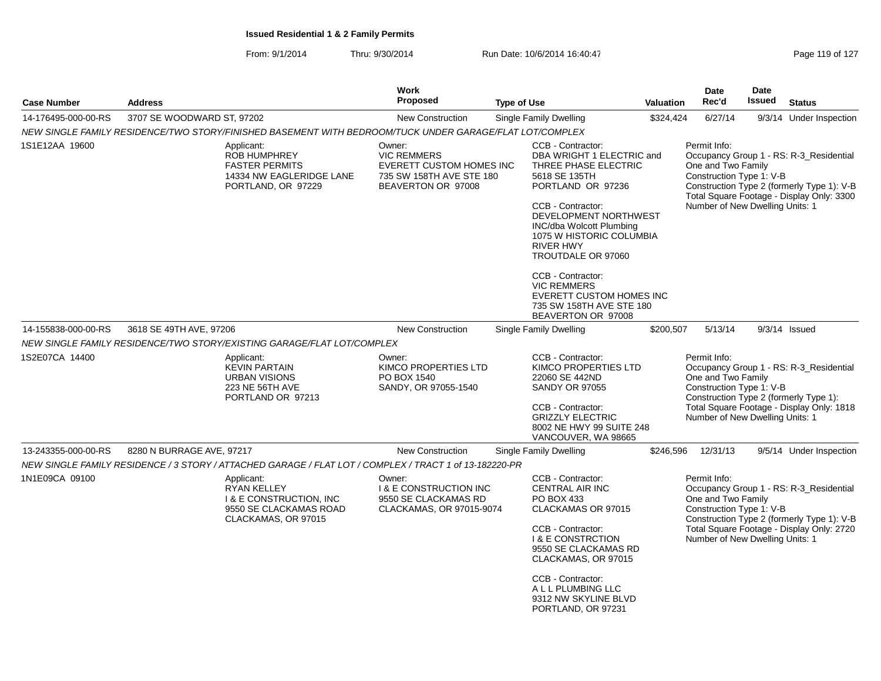**Issued Residential 1 & 2 Family Permits**

From: 9/1/2014 Thru: 9/30/2014 Run Date: 10/6/2014 16:40:47

| Case Number | Address | Work Proposed | Type of Use | Valuation | Date Rec'd | Date Issued | Status |
|---|---|---|---|---|---|---|---|
| 14-176495-000-00-RS | 3707 SE WOODWARD ST, 97202 | New Construction | Single Family Dwelling | $324,424 | 6/27/14 | 9/3/14 | Under Inspection |

*NEW SINGLE FAMILY RESIDENCE/TWO STORY/FINISHED BASEMENT WITH BEDROOM/TUCK UNDER GARAGE/FLAT LOT/COMPLEX*

1S1E12AA 19600

Applicant:
ROB HUMPHREY
FASTER PERMITS
14334 NW EAGLERIDGE LANE
PORTLAND, OR 97229

Owner:
VIC REMMERS
EVERETT CUSTOM HOMES INC
735 SW 158TH AVE STE 180
BEAVERTON OR 97008

CCB - Contractor:
DBA WRIGHT 1 ELECTRIC and THREE PHASE ELECTRIC
5618 SE 135TH
PORTLAND OR 97236

CCB - Contractor:
DEVELOPMENT NORTHWEST INC/dba Wolcott Plumbing
1075 W HISTORIC COLUMBIA RIVER HWY
TROUTDALE OR 97060

CCB - Contractor:
VIC REMMERS
EVERETT CUSTOM HOMES INC
735 SW 158TH AVE STE 180
BEAVERTON OR 97008

Permit Info:
Occupancy Group 1 - RS: R-3_Residential One and Two Family
Construction Type 1: V-B
Construction Type 2 (formerly Type 1): V-B
Total Square Footage - Display Only: 3300
Number of New Dwelling Units: 1

| Case Number | Address | Work Proposed | Type of Use | Valuation | Date Rec'd | Date Issued | Status |
|---|---|---|---|---|---|---|---|
| 14-155838-000-00-RS | 3618 SE 49TH AVE, 97206 | New Construction | Single Family Dwelling | $200,507 | 5/13/14 | 9/3/14 | Issued |

*NEW SINGLE FAMILY RESIDENCE/TWO STORY/EXISTING GARAGE/FLAT LOT/COMPLEX*

1S2E07CA 14400

Applicant:
KEVIN PARTAIN
URBAN VISIONS
223 NE 56TH AVE
PORTLAND OR 97213

Owner:
KIMCO PROPERTIES LTD
PO BOX 1540
SANDY, OR 97055-1540

CCB - Contractor:
KIMCO PROPERTIES LTD
22060 SE 442ND
SANDY OR 97055

CCB - Contractor:
GRIZZLY ELECTRIC
8002 NE HWY 99 SUITE 248
VANCOUVER, WA 98665

Permit Info:
Occupancy Group 1 - RS: R-3_Residential One and Two Family
Construction Type 1: V-B
Construction Type 2 (formerly Type 1):
Total Square Footage - Display Only: 1818
Number of New Dwelling Units: 1

| Case Number | Address | Work Proposed | Type of Use | Valuation | Date Rec'd | Date Issued | Status |
|---|---|---|---|---|---|---|---|
| 13-243355-000-00-RS | 8280 N BURRAGE AVE, 97217 | New Construction | Single Family Dwelling | $246,596 | 12/31/13 | 9/5/14 | Under Inspection |

*NEW SINGLE FAMILY RESIDENCE / 3 STORY / ATTACHED GARAGE / FLAT LOT / COMPLEX / TRACT 1 of 13-182220-PR*

1N1E09CA 09100

Applicant:
RYAN KELLEY
I & E CONSTRUCTION, INC
9550 SE CLACKAMAS ROAD
CLACKAMAS, OR 97015

Owner:
I & E CONSTRUCTION INC
9550 SE CLACKAMAS RD
CLACKAMAS, OR 97015-9074

CCB - Contractor:
CENTRAL AIR INC
PO BOX 433
CLACKAMAS OR 97015

CCB - Contractor:
I & E CONSTRCTION
9550 SE CLACKAMAS RD
CLACKAMAS, OR 97015

CCB - Contractor:
A L L PLUMBING LLC
9312 NW SKYLINE BLVD
PORTLAND, OR 97231

Permit Info:
Occupancy Group 1 - RS: R-3_Residential One and Two Family
Construction Type 1: V-B
Construction Type 2 (formerly Type 1): V-B
Total Square Footage - Display Only: 2720
Number of New Dwelling Units: 1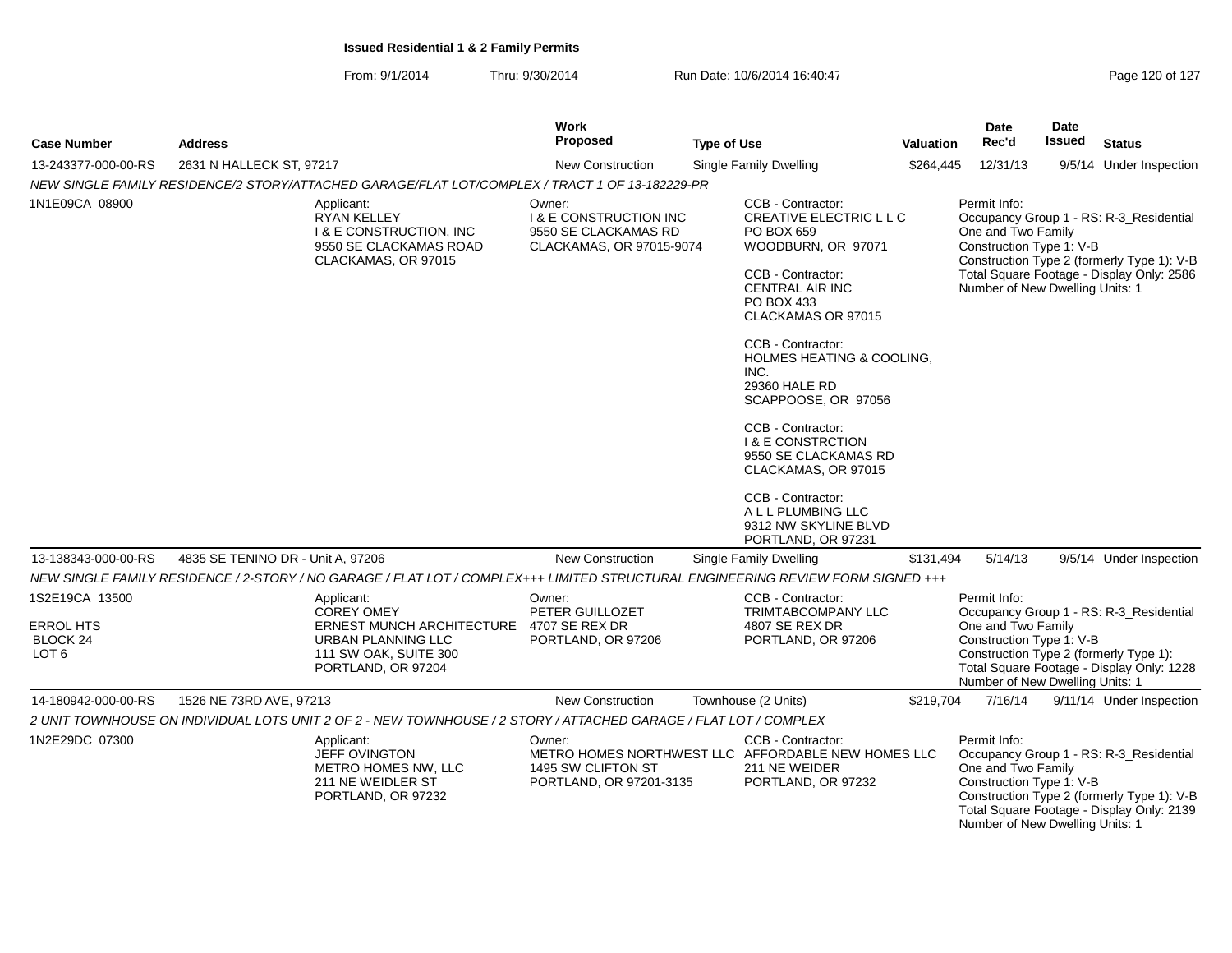**Issued Residential 1 & 2 Family Permits**

From: 9/1/2014 Thru: 9/30/2014 Run Date: 10/6/2014 16:40:47

| Case Number | Address | Work Proposed | Type of Use | Valuation | Date Rec'd | Date Issued | Status |
|---|---|---|---|---|---|---|---|
| 13-243377-000-00-RS | 2631 N HALLECK ST, 97217 | New Construction | Single Family Dwelling | $264,445 | 12/31/13 | 9/5/14 | Under Inspection |

NEW SINGLE FAMILY RESIDENCE/2 STORY/ATTACHED GARAGE/FLAT LOT/COMPLEX / TRACT 1 OF 13-182229-PR

1N1E09CA 08900

Applicant:
RYAN KELLEY
I & E CONSTRUCTION, INC
9550 SE CLACKAMAS ROAD
CLACKAMAS, OR 97015

Owner:
I & E CONSTRUCTION INC
9550 SE CLACKAMAS RD
CLACKAMAS, OR 97015-9074

CCB - Contractor:
CREATIVE ELECTRIC L L C
PO BOX 659
WOODBURN, OR 97071

CCB - Contractor:
CENTRAL AIR INC
PO BOX 433
CLACKAMAS OR 97015

CCB - Contractor:
HOLMES HEATING & COOLING, INC.
29360 HALE RD
SCAPPOOSE, OR 97056

CCB - Contractor:
I & E CONSTRCTION
9550 SE CLACKAMAS RD
CLACKAMAS, OR 97015

CCB - Contractor:
A L L PLUMBING LLC
9312 NW SKYLINE BLVD
PORTLAND, OR 97231

Permit Info:
Occupancy Group 1 - RS: R-3_Residential One and Two Family
Construction Type 1: V-B
Construction Type 2 (formerly Type 1): V-B
Total Square Footage - Display Only: 2586
Number of New Dwelling Units: 1

| Case Number | Address | Work Proposed | Type of Use | Valuation | Date Rec'd | Date Issued | Status |
|---|---|---|---|---|---|---|---|
| 13-138343-000-00-RS | 4835 SE TENINO DR - Unit A, 97206 | New Construction | Single Family Dwelling | $131,494 | 5/14/13 | 9/5/14 | Under Inspection |

NEW SINGLE FAMILY RESIDENCE / 2-STORY / NO GARAGE / FLAT LOT / COMPLEX+++ LIMITED STRUCTURAL ENGINEERING REVIEW FORM SIGNED +++

1S2E19CA 13500

ERROL HTS
BLOCK 24
LOT 6

Applicant:
COREY OMEY
ERNEST MUNCH ARCHITECTURE URBAN PLANNING LLC
111 SW OAK, SUITE 300
PORTLAND, OR 97204

Owner:
PETER GUILLOZET
4707 SE REX DR
PORTLAND, OR 97206

CCB - Contractor:
TRIMTABCOMPANY LLC
4807 SE REX DR
PORTLAND, OR 97206

Permit Info:
Occupancy Group 1 - RS: R-3_Residential One and Two Family
Construction Type 1: V-B
Construction Type 2 (formerly Type 1):
Total Square Footage - Display Only: 1228
Number of New Dwelling Units: 1

| Case Number | Address | Work Proposed | Type of Use | Valuation | Date Rec'd | Date Issued | Status |
|---|---|---|---|---|---|---|---|
| 14-180942-000-00-RS | 1526 NE 73RD AVE, 97213 | New Construction | Townhouse (2 Units) | $219,704 | 7/16/14 | 9/11/14 | Under Inspection |

2 UNIT TOWNHOUSE ON INDIVIDUAL LOTS UNIT 2 OF 2 - NEW TOWNHOUSE / 2 STORY / ATTACHED GARAGE / FLAT LOT / COMPLEX

1N2E29DC 07300

Applicant:
JEFF OVINGTON
METRO HOMES NW, LLC
211 NE WEIDLER ST
PORTLAND, OR 97232

Owner:
METRO HOMES NORTHWEST LLC
1495 SW CLIFTON ST
PORTLAND, OR 97201-3135

CCB - Contractor:
AFFORDABLE NEW HOMES LLC
211 NE WEIDER
PORTLAND, OR 97232

Permit Info:
Occupancy Group 1 - RS: R-3_Residential One and Two Family
Construction Type 1: V-B
Construction Type 2 (formerly Type 1): V-B
Total Square Footage - Display Only: 2139
Number of New Dwelling Units: 1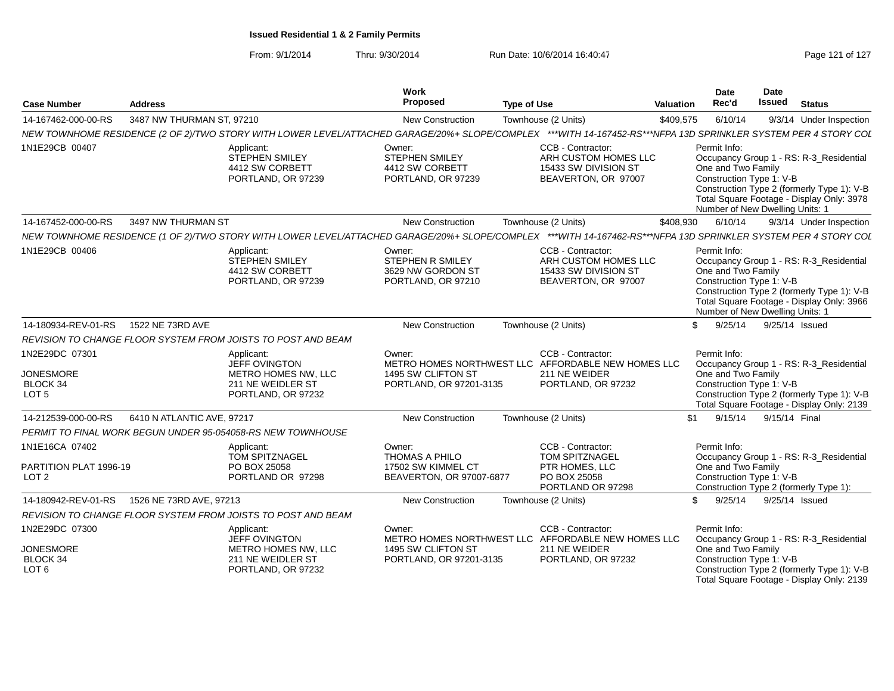**Issued Residential 1 & 2 Family Permits**

From: 9/1/2014 Thru: 9/30/2014 Run Date: 10/6/2014 16:40:47

| Case Number | Address | Work Proposed | Type of Use | Valuation | Date Rec'd | Date Issued | Status |
|---|---|---|---|---|---|---|---|
| 14-167462-000-00-RS | 3487 NW THURMAN ST, 97210 | New Construction | Townhouse (2 Units) | $409,575 | 6/10/14 | 9/3/14 | Under Inspection |

NEW TOWNHOME RESIDENCE (2 OF 2)/TWO STORY WITH LOWER LEVEL/ATTACHED GARAGE/20%+ SLOPE/COMPLEX ***WITH 14-167452-RS***NFPA 13D SPRINKLER SYSTEM PER 4 STORY COL

1N1E29CB 00407

Applicant: STEPHEN SMILEY, 4412 SW CORBETT, PORTLAND, OR 97239

Owner: STEPHEN SMILEY, 4412 SW CORBETT, PORTLAND, OR 97239

CCB - Contractor: ARH CUSTOM HOMES LLC, 15433 SW DIVISION ST, BEAVERTON, OR 97007

Permit Info: Occupancy Group 1 - RS: R-3_Residential One and Two Family; Construction Type 1: V-B; Construction Type 2 (formerly Type 1): V-B; Total Square Footage - Display Only: 3978; Number of New Dwelling Units: 1

| Case Number | Address | Work Proposed | Type of Use | Valuation | Date Rec'd | Date Issued | Status |
|---|---|---|---|---|---|---|---|
| 14-167452-000-00-RS | 3497 NW THURMAN ST | New Construction | Townhouse (2 Units) | $408,930 | 6/10/14 | 9/3/14 | Under Inspection |

NEW TOWNHOME RESIDENCE (1 OF 2)/TWO STORY WITH LOWER LEVEL/ATTACHED GARAGE/20%+ SLOPE/COMPLEX ***WITH 14-167462-RS***NFPA 13D SPRINKLER SYSTEM PER 4 STORY COL

1N1E29CB 00406

Applicant: STEPHEN SMILEY, 4412 SW CORBETT, PORTLAND, OR 97239

Owner: STEPHEN R SMILEY, 3629 NW GORDON ST, PORTLAND, OR 97210

CCB - Contractor: ARH CUSTOM HOMES LLC, 15433 SW DIVISION ST, BEAVERTON, OR 97007

Permit Info: Occupancy Group 1 - RS: R-3_Residential One and Two Family; Construction Type 1: V-B; Construction Type 2 (formerly Type 1): V-B; Total Square Footage - Display Only: 3966; Number of New Dwelling Units: 1

| Case Number | Address | Work Proposed | Type of Use | Valuation | Date Rec'd | Date Issued | Status |
|---|---|---|---|---|---|---|---|
| 14-180934-REV-01-RS | 1522 NE 73RD AVE | New Construction | Townhouse (2 Units) | $ | 9/25/14 | 9/25/14 | Issued |

REVISION TO CHANGE FLOOR SYSTEM FROM JOISTS TO POST AND BEAM

1N2E29DC 07301; JONESMORE; BLOCK 34; LOT 5

Applicant: JEFF OVINGTON, METRO HOMES NW, LLC, 211 NE WEIDLER ST, PORTLAND, OR 97232

Owner: METRO HOMES NORTHWEST LLC, 1495 SW CLIFTON ST, PORTLAND, OR 97201-3135

CCB - Contractor: AFFORDABLE NEW HOMES LLC, 211 NE WEIDER, PORTLAND, OR 97232

Permit Info: Occupancy Group 1 - RS: R-3_Residential One and Two Family; Construction Type 1: V-B; Construction Type 2 (formerly Type 1): V-B; Total Square Footage - Display Only: 2139

| Case Number | Address | Work Proposed | Type of Use | Valuation | Date Rec'd | Date Issued | Status |
|---|---|---|---|---|---|---|---|
| 14-212539-000-00-RS | 6410 N ATLANTIC AVE, 97217 | New Construction | Townhouse (2 Units) | $1 | 9/15/14 | 9/15/14 | Final |

PERMIT TO FINAL WORK BEGUN UNDER 95-054058-RS NEW TOWNHOUSE

1N1E16CA 07402; PARTITION PLAT 1996-19; LOT 2

Applicant: TOM SPITZNAGEL, PO BOX 25058, PORTLAND OR 97298

Owner: THOMAS A PHILO, 17502 SW KIMMEL CT, BEAVERTON, OR 97007-6877

CCB - Contractor: TOM SPITZNAGEL, PTR HOMES, LLC, PO BOX 25058, PORTLAND OR 97298

Permit Info: Occupancy Group 1 - RS: R-3_Residential One and Two Family; Construction Type 1: V-B; Construction Type 2 (formerly Type 1):

| Case Number | Address | Work Proposed | Type of Use | Valuation | Date Rec'd | Date Issued | Status |
|---|---|---|---|---|---|---|---|
| 14-180942-REV-01-RS | 1526 NE 73RD AVE, 97213 | New Construction | Townhouse (2 Units) | $ | 9/25/14 | 9/25/14 | Issued |

REVISION TO CHANGE FLOOR SYSTEM FROM JOISTS TO POST AND BEAM

1N2E29DC 07300; JONESMORE; BLOCK 34; LOT 6

Applicant: JEFF OVINGTON, METRO HOMES NW, LLC, 211 NE WEIDLER ST, PORTLAND, OR 97232

Owner: METRO HOMES NORTHWEST LLC, 1495 SW CLIFTON ST, PORTLAND, OR 97201-3135

CCB - Contractor: AFFORDABLE NEW HOMES LLC, 211 NE WEIDER, PORTLAND, OR 97232

Permit Info: Occupancy Group 1 - RS: R-3_Residential One and Two Family; Construction Type 1: V-B; Construction Type 2 (formerly Type 1): V-B; Total Square Footage - Display Only: 2139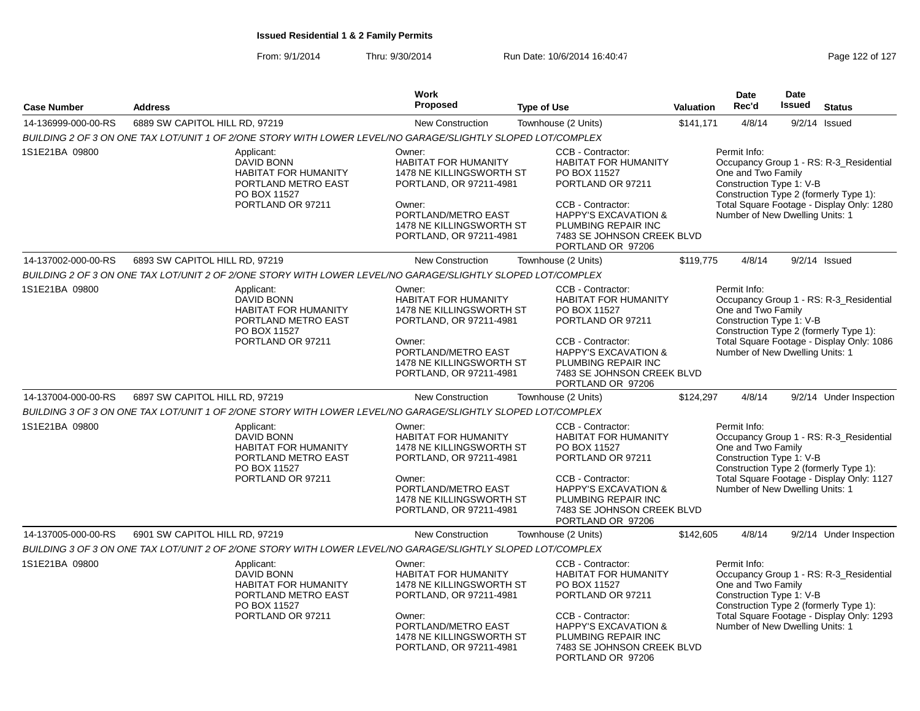**Issued Residential 1 & 2 Family Permits**

From: 9/1/2014 Thru: 9/30/2014 Run Date: 10/6/2014 16:40:47

| Case Number | Address | Work Proposed | Type of Use | Valuation | Date Rec'd | Date Issued | Status |
|---|---|---|---|---|---|---|---|
| 14-136999-000-00-RS | 6889 SW CAPITOL HILL RD, 97219 | New Construction | Townhouse (2 Units) | $141,171 | 4/8/14 | 9/2/14 | Issued |

BUILDING 2 OF 3 ON ONE TAX LOT/UNIT 1 OF 2/ONE STORY WITH LOWER LEVEL/NO GARAGE/SLIGHTLY SLOPED LOT/COMPLEX

1S1E21BA 09800

Applicant: DAVID BONN, HABITAT FOR HUMANITY, PORTLAND METRO EAST, PO BOX 11527, PORTLAND OR 97211

Owner: HABITAT FOR HUMANITY, 1478 NE KILLINGSWORTH ST, PORTLAND, OR 97211-4981

Owner: PORTLAND/METRO EAST, 1478 NE KILLINGSWORTH ST, PORTLAND, OR 97211-4981

CCB - Contractor: HABITAT FOR HUMANITY, PO BOX 11527, PORTLAND OR 97211

CCB - Contractor: HAPPY'S EXCAVATION & PLUMBING REPAIR INC, 7483 SE JOHNSON CREEK BLVD, PORTLAND OR 97206

Permit Info: Occupancy Group 1 - RS: R-3_Residential One and Two Family; Construction Type 1: V-B; Construction Type 2 (formerly Type 1):; Total Square Footage - Display Only: 1280; Number of New Dwelling Units: 1

| Case Number | Address | Work Proposed | Type of Use | Valuation | Date Rec'd | Date Issued | Status |
|---|---|---|---|---|---|---|---|
| 14-137002-000-00-RS | 6893 SW CAPITOL HILL RD, 97219 | New Construction | Townhouse (2 Units) | $119,775 | 4/8/14 | 9/2/14 | Issued |

BUILDING 2 OF 3 ON ONE TAX LOT/UNIT 2 OF 2/ONE STORY WITH LOWER LEVEL/NO GARAGE/SLIGHTLY SLOPED LOT/COMPLEX

1S1E21BA 09800

Applicant: DAVID BONN, HABITAT FOR HUMANITY, PORTLAND METRO EAST, PO BOX 11527, PORTLAND OR 97211

Owner: HABITAT FOR HUMANITY, 1478 NE KILLINGSWORTH ST, PORTLAND, OR 97211-4981

Owner: PORTLAND/METRO EAST, 1478 NE KILLINGSWORTH ST, PORTLAND, OR 97211-4981

CCB - Contractor: HABITAT FOR HUMANITY, PO BOX 11527, PORTLAND OR 97211

CCB - Contractor: HAPPY'S EXCAVATION & PLUMBING REPAIR INC, 7483 SE JOHNSON CREEK BLVD, PORTLAND OR 97206

Permit Info: Occupancy Group 1 - RS: R-3_Residential One and Two Family; Construction Type 1: V-B; Construction Type 2 (formerly Type 1):; Total Square Footage - Display Only: 1086; Number of New Dwelling Units: 1

| Case Number | Address | Work Proposed | Type of Use | Valuation | Date Rec'd | Date Issued | Status |
|---|---|---|---|---|---|---|---|
| 14-137004-000-00-RS | 6897 SW CAPITOL HILL RD, 97219 | New Construction | Townhouse (2 Units) | $124,297 | 4/8/14 | 9/2/14 | Under Inspection |

BUILDING 3 OF 3 ON ONE TAX LOT/UNIT 1 OF 2/ONE STORY WITH LOWER LEVEL/NO GARAGE/SLIGHTLY SLOPED LOT/COMPLEX

1S1E21BA 09800

Applicant: DAVID BONN, HABITAT FOR HUMANITY, PORTLAND METRO EAST, PO BOX 11527, PORTLAND OR 97211

Owner: HABITAT FOR HUMANITY, 1478 NE KILLINGSWORTH ST, PORTLAND, OR 97211-4981

Owner: PORTLAND/METRO EAST, 1478 NE KILLINGSWORTH ST, PORTLAND, OR 97211-4981

CCB - Contractor: HABITAT FOR HUMANITY, PO BOX 11527, PORTLAND OR 97211

CCB - Contractor: HAPPY'S EXCAVATION & PLUMBING REPAIR INC, 7483 SE JOHNSON CREEK BLVD, PORTLAND OR 97206

Permit Info: Occupancy Group 1 - RS: R-3_Residential One and Two Family; Construction Type 1: V-B; Construction Type 2 (formerly Type 1):; Total Square Footage - Display Only: 1127; Number of New Dwelling Units: 1

| Case Number | Address | Work Proposed | Type of Use | Valuation | Date Rec'd | Date Issued | Status |
|---|---|---|---|---|---|---|---|
| 14-137005-000-00-RS | 6901 SW CAPITOL HILL RD, 97219 | New Construction | Townhouse (2 Units) | $142,605 | 4/8/14 | 9/2/14 | Under Inspection |

BUILDING 3 OF 3 ON ONE TAX LOT/UNIT 2 OF 2/ONE STORY WITH LOWER LEVEL/NO GARAGE/SLIGHTLY SLOPED LOT/COMPLEX

1S1E21BA 09800

Applicant: DAVID BONN, HABITAT FOR HUMANITY, PORTLAND METRO EAST, PO BOX 11527, PORTLAND OR 97211

Owner: HABITAT FOR HUMANITY, 1478 NE KILLINGSWORTH ST, PORTLAND, OR 97211-4981

Owner: PORTLAND/METRO EAST, 1478 NE KILLINGSWORTH ST, PORTLAND, OR 97211-4981

CCB - Contractor: HABITAT FOR HUMANITY, PO BOX 11527, PORTLAND OR 97211

CCB - Contractor: HAPPY'S EXCAVATION & PLUMBING REPAIR INC, 7483 SE JOHNSON CREEK BLVD, PORTLAND OR 97206

Permit Info: Occupancy Group 1 - RS: R-3_Residential One and Two Family; Construction Type 1: V-B; Construction Type 2 (formerly Type 1):; Total Square Footage - Display Only: 1293; Number of New Dwelling Units: 1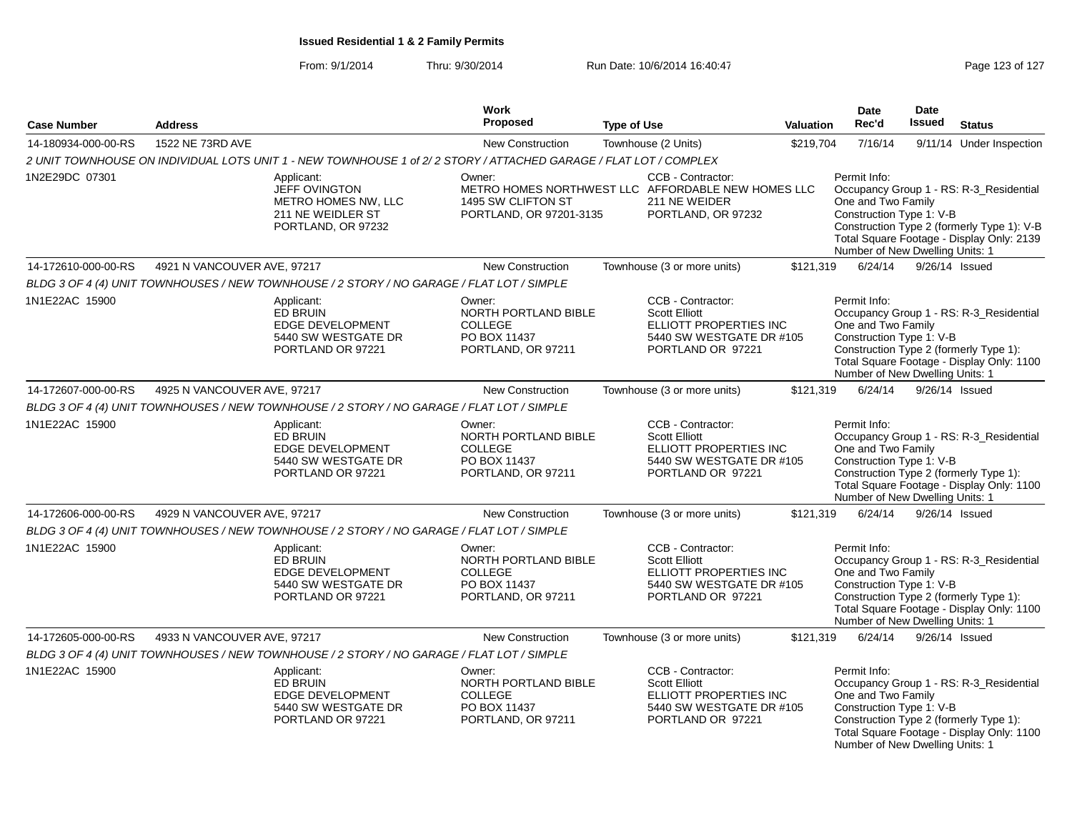**Issued Residential 1 & 2 Family Permits**

From: 9/1/2014 Thru: 9/30/2014 Run Date: 10/6/2014 16:40:47

| Case Number | Address | Work Proposed | Type of Use | Valuation | Date Rec'd | Date Issued | Status |
|---|---|---|---|---|---|---|---|
| 14-180934-000-00-RS | 1522 NE 73RD AVE | New Construction | Townhouse (2 Units) | $219,704 | 7/16/14 | 9/11/14 | Under Inspection |

*2 UNIT TOWNHOUSE ON INDIVIDUAL LOTS UNIT 1 - NEW TOWNHOUSE 1 of 2/ 2 STORY / ATTACHED GARAGE / FLAT LOT / COMPLEX*

1N2E29DC 07301

Applicant: JEFF OVINGTON, METRO HOMES NW, LLC, 211 NE WEIDLER ST, PORTLAND, OR 97232

Owner: METRO HOMES NORTHWEST LLC, 1495 SW CLIFTON ST, PORTLAND, OR 97201-3135

CCB - Contractor: AFFORDABLE NEW HOMES LLC, 211 NE WEIDER, PORTLAND, OR 97232

Permit Info: Occupancy Group 1 - RS: R-3_Residential One and Two Family; Construction Type 1: V-B; Construction Type 2 (formerly Type 1): V-B; Total Square Footage - Display Only: 2139; Number of New Dwelling Units: 1

| Case Number | Address | Work Proposed | Type of Use | Valuation | Date Rec'd | Date Issued | Status |
|---|---|---|---|---|---|---|---|
| 14-172610-000-00-RS | 4921 N VANCOUVER AVE, 97217 | New Construction | Townhouse (3 or more units) | $121,319 | 6/24/14 | 9/26/14 | Issued |

*BLDG 3 OF 4 (4) UNIT TOWNHOUSES / NEW TOWNHOUSE / 2 STORY / NO GARAGE / FLAT LOT / SIMPLE*

1N1E22AC 15900

Applicant: ED BRUIN, EDGE DEVELOPMENT, 5440 SW WESTGATE DR, PORTLAND OR 97221

Owner: NORTH PORTLAND BIBLE COLLEGE, PO BOX 11437, PORTLAND, OR 97211

CCB - Contractor: Scott Elliott, ELLIOTT PROPERTIES INC, 5440 SW WESTGATE DR #105, PORTLAND OR 97221

Permit Info: Occupancy Group 1 - RS: R-3_Residential One and Two Family; Construction Type 1: V-B; Construction Type 2 (formerly Type 1):; Total Square Footage - Display Only: 1100; Number of New Dwelling Units: 1

| Case Number | Address | Work Proposed | Type of Use | Valuation | Date Rec'd | Date Issued | Status |
|---|---|---|---|---|---|---|---|
| 14-172607-000-00-RS | 4925 N VANCOUVER AVE, 97217 | New Construction | Townhouse (3 or more units) | $121,319 | 6/24/14 | 9/26/14 | Issued |

*BLDG 3 OF 4 (4) UNIT TOWNHOUSES / NEW TOWNHOUSE / 2 STORY / NO GARAGE / FLAT LOT / SIMPLE*

1N1E22AC 15900

Applicant: ED BRUIN, EDGE DEVELOPMENT, 5440 SW WESTGATE DR, PORTLAND OR 97221

Owner: NORTH PORTLAND BIBLE COLLEGE, PO BOX 11437, PORTLAND, OR 97211

CCB - Contractor: Scott Elliott, ELLIOTT PROPERTIES INC, 5440 SW WESTGATE DR #105, PORTLAND OR 97221

Permit Info: Occupancy Group 1 - RS: R-3_Residential One and Two Family; Construction Type 1: V-B; Construction Type 2 (formerly Type 1):; Total Square Footage - Display Only: 1100; Number of New Dwelling Units: 1

| Case Number | Address | Work Proposed | Type of Use | Valuation | Date Rec'd | Date Issued | Status |
|---|---|---|---|---|---|---|---|
| 14-172606-000-00-RS | 4929 N VANCOUVER AVE, 97217 | New Construction | Townhouse (3 or more units) | $121,319 | 6/24/14 | 9/26/14 | Issued |

*BLDG 3 OF 4 (4) UNIT TOWNHOUSES / NEW TOWNHOUSE / 2 STORY / NO GARAGE / FLAT LOT / SIMPLE*

1N1E22AC 15900

Applicant: ED BRUIN, EDGE DEVELOPMENT, 5440 SW WESTGATE DR, PORTLAND OR 97221

Owner: NORTH PORTLAND BIBLE COLLEGE, PO BOX 11437, PORTLAND, OR 97211

CCB - Contractor: Scott Elliott, ELLIOTT PROPERTIES INC, 5440 SW WESTGATE DR #105, PORTLAND OR 97221

Permit Info: Occupancy Group 1 - RS: R-3_Residential One and Two Family; Construction Type 1: V-B; Construction Type 2 (formerly Type 1):; Total Square Footage - Display Only: 1100; Number of New Dwelling Units: 1

| Case Number | Address | Work Proposed | Type of Use | Valuation | Date Rec'd | Date Issued | Status |
|---|---|---|---|---|---|---|---|
| 14-172605-000-00-RS | 4933 N VANCOUVER AVE, 97217 | New Construction | Townhouse (3 or more units) | $121,319 | 6/24/14 | 9/26/14 | Issued |

*BLDG 3 OF 4 (4) UNIT TOWNHOUSES / NEW TOWNHOUSE / 2 STORY / NO GARAGE / FLAT LOT / SIMPLE*

1N1E22AC 15900

Applicant: ED BRUIN, EDGE DEVELOPMENT, 5440 SW WESTGATE DR, PORTLAND OR 97221

Owner: NORTH PORTLAND BIBLE COLLEGE, PO BOX 11437, PORTLAND, OR 97211

CCB - Contractor: Scott Elliott, ELLIOTT PROPERTIES INC, 5440 SW WESTGATE DR #105, PORTLAND OR 97221

Permit Info: Occupancy Group 1 - RS: R-3_Residential One and Two Family; Construction Type 1: V-B; Construction Type 2 (formerly Type 1):; Total Square Footage - Display Only: 1100; Number of New Dwelling Units: 1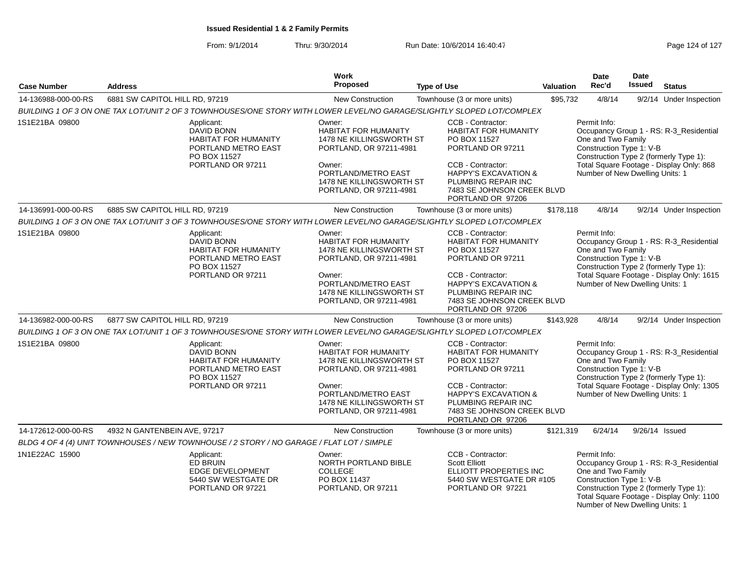**Issued Residential 1 & 2 Family Permits**

From: 9/1/2014 Thru: 9/30/2014 Run Date: 10/6/2014 16:40:47

| Case Number | Address | Work Proposed | Type of Use | Valuation | Date Rec'd | Date Issued | Status |
|---|---|---|---|---|---|---|---|
| 14-136988-000-00-RS | 6881 SW CAPITOL HILL RD, 97219 | New Construction | Townhouse (3 or more units) | $95,732 | 4/8/14 | 9/2/14 | Under Inspection |

BUILDING 1 OF 3 ON ONE TAX LOT/UNIT 2 OF 3 TOWNHOUSES/ONE STORY WITH LOWER LEVEL/NO GARAGE/SLIGHTLY SLOPED LOT/COMPLEX

1S1E21BA 09800

Applicant: DAVID BONN, HABITAT FOR HUMANITY PORTLAND METRO EAST, PO BOX 11527, PORTLAND OR 97211

Owner: HABITAT FOR HUMANITY, 1478 NE KILLINGSWORTH ST, PORTLAND, OR 97211-4981

Owner: PORTLAND/METRO EAST, 1478 NE KILLINGSWORTH ST, PORTLAND, OR 97211-4981

CCB - Contractor: HABITAT FOR HUMANITY, PO BOX 11527, PORTLAND OR 97211

CCB - Contractor: HAPPY'S EXCAVATION & PLUMBING REPAIR INC, 7483 SE JOHNSON CREEK BLVD, PORTLAND OR 97206

Permit Info: Occupancy Group 1 - RS: R-3_Residential One and Two Family; Construction Type 1: V-B; Construction Type 2 (formerly Type 1):; Total Square Footage - Display Only: 868; Number of New Dwelling Units: 1

| Case Number | Address | Work Proposed | Type of Use | Valuation | Date Rec'd | Date Issued | Status |
|---|---|---|---|---|---|---|---|
| 14-136991-000-00-RS | 6885 SW CAPITOL HILL RD, 97219 | New Construction | Townhouse (3 or more units) | $178,118 | 4/8/14 | 9/2/14 | Under Inspection |

BUILDING 1 OF 3 ON ONE TAX LOT/UNIT 3 OF 3 TOWNHOUSES/ONE STORY WITH LOWER LEVEL/NO GARAGE/SLIGHTLY SLOPED LOT/COMPLEX

1S1E21BA 09800

Applicant: DAVID BONN, HABITAT FOR HUMANITY PORTLAND METRO EAST, PO BOX 11527, PORTLAND OR 97211

Owner: HABITAT FOR HUMANITY, 1478 NE KILLINGSWORTH ST, PORTLAND, OR 97211-4981

Owner: PORTLAND/METRO EAST, 1478 NE KILLINGSWORTH ST, PORTLAND, OR 97211-4981

CCB - Contractor: HABITAT FOR HUMANITY, PO BOX 11527, PORTLAND OR 97211

CCB - Contractor: HAPPY'S EXCAVATION & PLUMBING REPAIR INC, 7483 SE JOHNSON CREEK BLVD, PORTLAND OR 97206

Permit Info: Occupancy Group 1 - RS: R-3_Residential One and Two Family; Construction Type 1: V-B; Construction Type 2 (formerly Type 1):; Total Square Footage - Display Only: 1615; Number of New Dwelling Units: 1

| Case Number | Address | Work Proposed | Type of Use | Valuation | Date Rec'd | Date Issued | Status |
|---|---|---|---|---|---|---|---|
| 14-136982-000-00-RS | 6877 SW CAPITOL HILL RD, 97219 | New Construction | Townhouse (3 or more units) | $143,928 | 4/8/14 | 9/2/14 | Under Inspection |

BUILDING 1 OF 3 ON ONE TAX LOT/UNIT 1 OF 3 TOWNHOUSES/ONE STORY WITH LOWER LEVEL/NO GARAGE/SLIGHTLY SLOPED LOT/COMPLEX

1S1E21BA 09800

Applicant: DAVID BONN, HABITAT FOR HUMANITY PORTLAND METRO EAST, PO BOX 11527, PORTLAND OR 97211

Owner: HABITAT FOR HUMANITY, 1478 NE KILLINGSWORTH ST, PORTLAND, OR 97211-4981

Owner: PORTLAND/METRO EAST, 1478 NE KILLINGSWORTH ST, PORTLAND, OR 97211-4981

CCB - Contractor: HABITAT FOR HUMANITY, PO BOX 11527, PORTLAND OR 97211

CCB - Contractor: HAPPY'S EXCAVATION & PLUMBING REPAIR INC, 7483 SE JOHNSON CREEK BLVD, PORTLAND OR 97206

Permit Info: Occupancy Group 1 - RS: R-3_Residential One and Two Family; Construction Type 1: V-B; Construction Type 2 (formerly Type 1):; Total Square Footage - Display Only: 1305; Number of New Dwelling Units: 1

| Case Number | Address | Work Proposed | Type of Use | Valuation | Date Rec'd | Date Issued | Status |
|---|---|---|---|---|---|---|---|
| 14-172612-000-00-RS | 4932 N GANTENBEIN AVE, 97217 | New Construction | Townhouse (3 or more units) | $121,319 | 6/24/14 | 9/26/14 | Issued |

BLDG 4 OF 4 (4) UNIT TOWNHOUSES / NEW TOWNHOUSE / 2 STORY / NO GARAGE / FLAT LOT / SIMPLE

1N1E22AC 15900

Applicant: ED BRUIN, EDGE DEVELOPMENT, 5440 SW WESTGATE DR, PORTLAND OR 97221

Owner: NORTH PORTLAND BIBLE COLLEGE, PO BOX 11437, PORTLAND, OR 97211

CCB - Contractor: Scott Elliott, ELLIOTT PROPERTIES INC, 5440 SW WESTGATE DR #105, PORTLAND OR 97221

Permit Info: Occupancy Group 1 - RS: R-3_Residential One and Two Family; Construction Type 1: V-B; Construction Type 2 (formerly Type 1):; Total Square Footage - Display Only: 1100; Number of New Dwelling Units: 1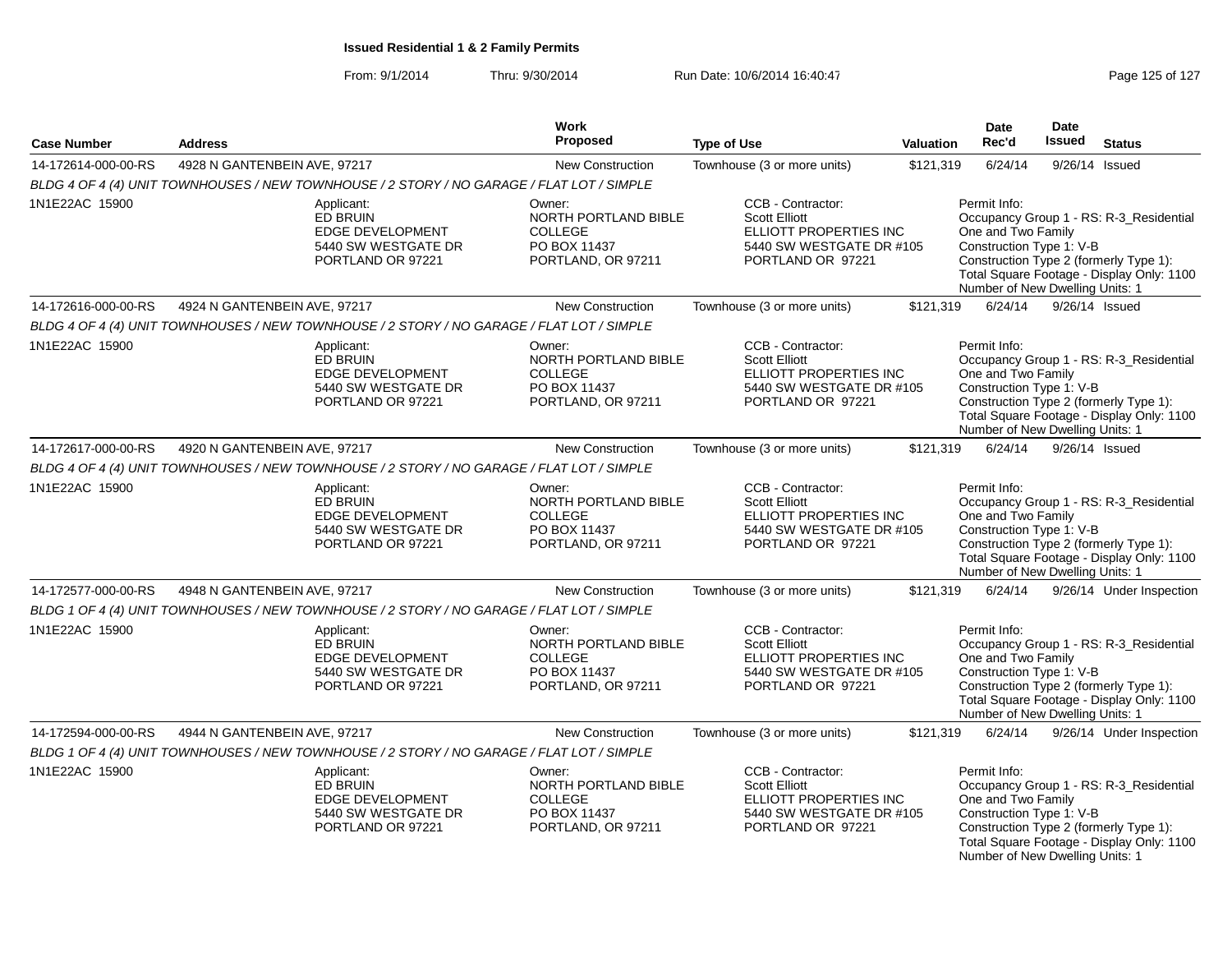**Issued Residential 1 & 2 Family Permits**

From: 9/1/2014 Thru: 9/30/2014 Run Date: 10/6/2014 16:40:47

| Case Number | Address | Work Proposed | Type of Use | Valuation | Date Rec'd | Date Issued | Status |
|---|---|---|---|---|---|---|---|
| 14-172614-000-00-RS | 4928 N GANTENBEIN AVE, 97217 | New Construction | Townhouse (3 or more units) | $121,319 | 6/24/14 | 9/26/14 | Issued |
| | *BLDG 4 OF 4 (4) UNIT TOWNHOUSES / NEW TOWNHOUSE / 2 STORY / NO GARAGE / FLAT LOT / SIMPLE* | | | | | | |
| 1N1E22AC 15900 | Applicant: ED BRUIN EDGE DEVELOPMENT 5440 SW WESTGATE DR PORTLAND OR 97221 | Owner: NORTH PORTLAND BIBLE COLLEGE PO BOX 11437 PORTLAND, OR 97211 | CCB - Contractor: Scott Elliott ELLIOTT PROPERTIES INC 5440 SW WESTGATE DR #105 PORTLAND OR 97221 | | Permit Info: Occupancy Group 1 - RS: R-3_Residential One and Two Family Construction Type 1: V-B Construction Type 2 (formerly Type 1): Total Square Footage - Display Only: 1100 Number of New Dwelling Units: 1 | | |
| 14-172616-000-00-RS | 4924 N GANTENBEIN AVE, 97217 | New Construction | Townhouse (3 or more units) | $121,319 | 6/24/14 | 9/26/14 | Issued |
| | *BLDG 4 OF 4 (4) UNIT TOWNHOUSES / NEW TOWNHOUSE / 2 STORY / NO GARAGE / FLAT LOT / SIMPLE* | | | | | | |
| 1N1E22AC 15900 | Applicant: ED BRUIN EDGE DEVELOPMENT 5440 SW WESTGATE DR PORTLAND OR 97221 | Owner: NORTH PORTLAND BIBLE COLLEGE PO BOX 11437 PORTLAND, OR 97211 | CCB - Contractor: Scott Elliott ELLIOTT PROPERTIES INC 5440 SW WESTGATE DR #105 PORTLAND OR 97221 | | Permit Info: Occupancy Group 1 - RS: R-3_Residential One and Two Family Construction Type 1: V-B Construction Type 2 (formerly Type 1): Total Square Footage - Display Only: 1100 Number of New Dwelling Units: 1 | | |
| 14-172617-000-00-RS | 4920 N GANTENBEIN AVE, 97217 | New Construction | Townhouse (3 or more units) | $121,319 | 6/24/14 | 9/26/14 | Issued |
| | *BLDG 4 OF 4 (4) UNIT TOWNHOUSES / NEW TOWNHOUSE / 2 STORY / NO GARAGE / FLAT LOT / SIMPLE* | | | | | | |
| 1N1E22AC 15900 | Applicant: ED BRUIN EDGE DEVELOPMENT 5440 SW WESTGATE DR PORTLAND OR 97221 | Owner: NORTH PORTLAND BIBLE COLLEGE PO BOX 11437 PORTLAND, OR 97211 | CCB - Contractor: Scott Elliott ELLIOTT PROPERTIES INC 5440 SW WESTGATE DR #105 PORTLAND OR 97221 | | Permit Info: Occupancy Group 1 - RS: R-3_Residential One and Two Family Construction Type 1: V-B Construction Type 2 (formerly Type 1): Total Square Footage - Display Only: 1100 Number of New Dwelling Units: 1 | | |
| 14-172577-000-00-RS | 4948 N GANTENBEIN AVE, 97217 | New Construction | Townhouse (3 or more units) | $121,319 | 6/24/14 | 9/26/14 | Under Inspection |
| | *BLDG 1 OF 4 (4) UNIT TOWNHOUSES / NEW TOWNHOUSE / 2 STORY / NO GARAGE / FLAT LOT / SIMPLE* | | | | | | |
| 1N1E22AC 15900 | Applicant: ED BRUIN EDGE DEVELOPMENT 5440 SW WESTGATE DR PORTLAND OR 97221 | Owner: NORTH PORTLAND BIBLE COLLEGE PO BOX 11437 PORTLAND, OR 97211 | CCB - Contractor: Scott Elliott ELLIOTT PROPERTIES INC 5440 SW WESTGATE DR #105 PORTLAND OR 97221 | | Permit Info: Occupancy Group 1 - RS: R-3_Residential One and Two Family Construction Type 1: V-B Construction Type 2 (formerly Type 1): Total Square Footage - Display Only: 1100 Number of New Dwelling Units: 1 | | |
| 14-172594-000-00-RS | 4944 N GANTENBEIN AVE, 97217 | New Construction | Townhouse (3 or more units) | $121,319 | 6/24/14 | 9/26/14 | Under Inspection |
| | *BLDG 1 OF 4 (4) UNIT TOWNHOUSES / NEW TOWNHOUSE / 2 STORY / NO GARAGE / FLAT LOT / SIMPLE* | | | | | | |
| 1N1E22AC 15900 | Applicant: ED BRUIN EDGE DEVELOPMENT 5440 SW WESTGATE DR PORTLAND OR 97221 | Owner: NORTH PORTLAND BIBLE COLLEGE PO BOX 11437 PORTLAND, OR 97211 | CCB - Contractor: Scott Elliott ELLIOTT PROPERTIES INC 5440 SW WESTGATE DR #105 PORTLAND OR 97221 | | Permit Info: Occupancy Group 1 - RS: R-3_Residential One and Two Family Construction Type 1: V-B Construction Type 2 (formerly Type 1): Total Square Footage - Display Only: 1100 Number of New Dwelling Units: 1 | | |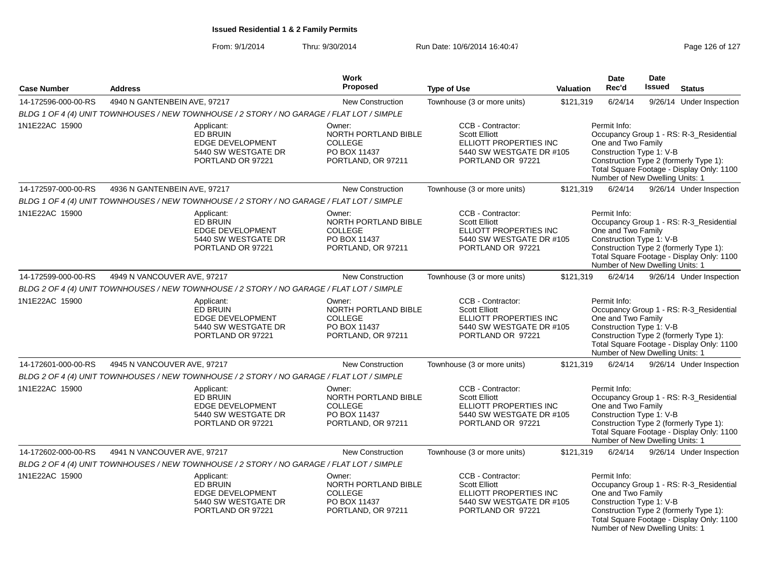**Issued Residential 1 & 2 Family Permits**

From: 9/1/2014 Thru: 9/30/2014 Run Date: 10/6/2014 16:40:47

| Case Number | Address | Work Proposed | Type of Use | Valuation | Date Rec'd | Date Issued | Status |
|---|---|---|---|---|---|---|---|
| 14-172596-000-00-RS | 4940 N GANTENBEIN AVE, 97217 | New Construction | Townhouse (3 or more units) | $121,319 | 6/24/14 | 9/26/14 | Under Inspection |

*BLDG 1 OF 4 (4) UNIT TOWNHOUSES / NEW TOWNHOUSE / 2 STORY / NO GARAGE / FLAT LOT / SIMPLE*

1N1E22AC 15900

Applicant: ED BRUIN, EDGE DEVELOPMENT, 5440 SW WESTGATE DR, PORTLAND OR 97221

Owner: NORTH PORTLAND BIBLE COLLEGE, PO BOX 11437, PORTLAND, OR 97211

CCB - Contractor: Scott Elliott, ELLIOTT PROPERTIES INC, 5440 SW WESTGATE DR #105, PORTLAND OR 97221

Permit Info: Occupancy Group 1 - RS: R-3_Residential One and Two Family; Construction Type 1: V-B; Construction Type 2 (formerly Type 1):; Total Square Footage - Display Only: 1100; Number of New Dwelling Units: 1

| Case Number | Address | Work Proposed | Type of Use | Valuation | Date Rec'd | Date Issued | Status |
|---|---|---|---|---|---|---|---|
| 14-172597-000-00-RS | 4936 N GANTENBEIN AVE, 97217 | New Construction | Townhouse (3 or more units) | $121,319 | 6/24/14 | 9/26/14 | Under Inspection |

*BLDG 1 OF 4 (4) UNIT TOWNHOUSES / NEW TOWNHOUSE / 2 STORY / NO GARAGE / FLAT LOT / SIMPLE*

1N1E22AC 15900

Applicant: ED BRUIN, EDGE DEVELOPMENT, 5440 SW WESTGATE DR, PORTLAND OR 97221

Owner: NORTH PORTLAND BIBLE COLLEGE, PO BOX 11437, PORTLAND, OR 97211

CCB - Contractor: Scott Elliott, ELLIOTT PROPERTIES INC, 5440 SW WESTGATE DR #105, PORTLAND OR 97221

Permit Info: Occupancy Group 1 - RS: R-3_Residential One and Two Family; Construction Type 1: V-B; Construction Type 2 (formerly Type 1):; Total Square Footage - Display Only: 1100; Number of New Dwelling Units: 1

| Case Number | Address | Work Proposed | Type of Use | Valuation | Date Rec'd | Date Issued | Status |
|---|---|---|---|---|---|---|---|
| 14-172599-000-00-RS | 4949 N VANCOUVER AVE, 97217 | New Construction | Townhouse (3 or more units) | $121,319 | 6/24/14 | 9/26/14 | Under Inspection |

*BLDG 2 OF 4 (4) UNIT TOWNHOUSES / NEW TOWNHOUSE / 2 STORY / NO GARAGE / FLAT LOT / SIMPLE*

1N1E22AC 15900

Applicant: ED BRUIN, EDGE DEVELOPMENT, 5440 SW WESTGATE DR, PORTLAND OR 97221

Owner: NORTH PORTLAND BIBLE COLLEGE, PO BOX 11437, PORTLAND, OR 97211

CCB - Contractor: Scott Elliott, ELLIOTT PROPERTIES INC, 5440 SW WESTGATE DR #105, PORTLAND OR 97221

Permit Info: Occupancy Group 1 - RS: R-3_Residential One and Two Family; Construction Type 1: V-B; Construction Type 2 (formerly Type 1):; Total Square Footage - Display Only: 1100; Number of New Dwelling Units: 1

| Case Number | Address | Work Proposed | Type of Use | Valuation | Date Rec'd | Date Issued | Status |
|---|---|---|---|---|---|---|---|
| 14-172601-000-00-RS | 4945 N VANCOUVER AVE, 97217 | New Construction | Townhouse (3 or more units) | $121,319 | 6/24/14 | 9/26/14 | Under Inspection |

*BLDG 2 OF 4 (4) UNIT TOWNHOUSES / NEW TOWNHOUSE / 2 STORY / NO GARAGE / FLAT LOT / SIMPLE*

1N1E22AC 15900

Applicant: ED BRUIN, EDGE DEVELOPMENT, 5440 SW WESTGATE DR, PORTLAND OR 97221

Owner: NORTH PORTLAND BIBLE COLLEGE, PO BOX 11437, PORTLAND, OR 97211

CCB - Contractor: Scott Elliott, ELLIOTT PROPERTIES INC, 5440 SW WESTGATE DR #105, PORTLAND OR 97221

Permit Info: Occupancy Group 1 - RS: R-3_Residential One and Two Family; Construction Type 1: V-B; Construction Type 2 (formerly Type 1):; Total Square Footage - Display Only: 1100; Number of New Dwelling Units: 1

| Case Number | Address | Work Proposed | Type of Use | Valuation | Date Rec'd | Date Issued | Status |
|---|---|---|---|---|---|---|---|
| 14-172602-000-00-RS | 4941 N VANCOUVER AVE, 97217 | New Construction | Townhouse (3 or more units) | $121,319 | 6/24/14 | 9/26/14 | Under Inspection |

*BLDG 2 OF 4 (4) UNIT TOWNHOUSES / NEW TOWNHOUSE / 2 STORY / NO GARAGE / FLAT LOT / SIMPLE*

1N1E22AC 15900

Applicant: ED BRUIN, EDGE DEVELOPMENT, 5440 SW WESTGATE DR, PORTLAND OR 97221

Owner: NORTH PORTLAND BIBLE COLLEGE, PO BOX 11437, PORTLAND, OR 97211

CCB - Contractor: Scott Elliott, ELLIOTT PROPERTIES INC, 5440 SW WESTGATE DR #105, PORTLAND OR 97221

Permit Info: Occupancy Group 1 - RS: R-3_Residential One and Two Family; Construction Type 1: V-B; Construction Type 2 (formerly Type 1):; Total Square Footage - Display Only: 1100; Number of New Dwelling Units: 1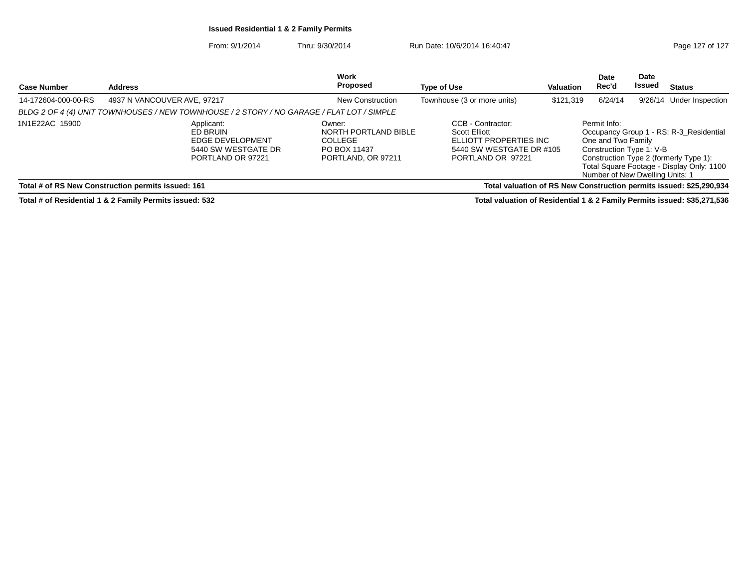## Issued Residential 1 & 2 Family Permits

From: 9/1/2014 Thru: 9/30/2014 Run Date: 10/6/2014 16:40:47

| Case Number | Address | Work Proposed | Type of Use | Valuation | Date Rec'd | Date Issued | Status |
|---|---|---|---|---|---|---|---|
| 14-172604-000-00-RS | 4937 N VANCOUVER AVE, 97217 | New Construction | Townhouse (3 or more units) | $121,319 | 6/24/14 | 9/26/14 | Under Inspection |

*BLDG 2 OF 4 (4) UNIT TOWNHOUSES / NEW TOWNHOUSE / 2 STORY / NO GARAGE / FLAT LOT / SIMPLE*

1N1E22AC 15900

Applicant:
ED BRUIN
EDGE DEVELOPMENT
5440 SW WESTGATE DR
PORTLAND OR 97221

Owner:
NORTH PORTLAND BIBLE COLLEGE
PO BOX 11437
PORTLAND, OR 97211

CCB - Contractor:
Scott Elliott
ELLIOTT PROPERTIES INC
5440 SW WESTGATE DR #105
PORTLAND OR 97221

Permit Info:
Occupancy Group 1 - RS: R-3_Residential One and Two Family
Construction Type 1: V-B
Construction Type 2 (formerly Type 1):
Total Square Footage - Display Only: 1100
Number of New Dwelling Units: 1

**Total # of RS New Construction permits issued: 161**

**Total valuation of RS New Construction permits issued: $25,290,934**

**Total # of Residential 1 & 2 Family Permits issued: 532**

**Total valuation of Residential 1 & 2 Family Permits issued: $35,271,536**